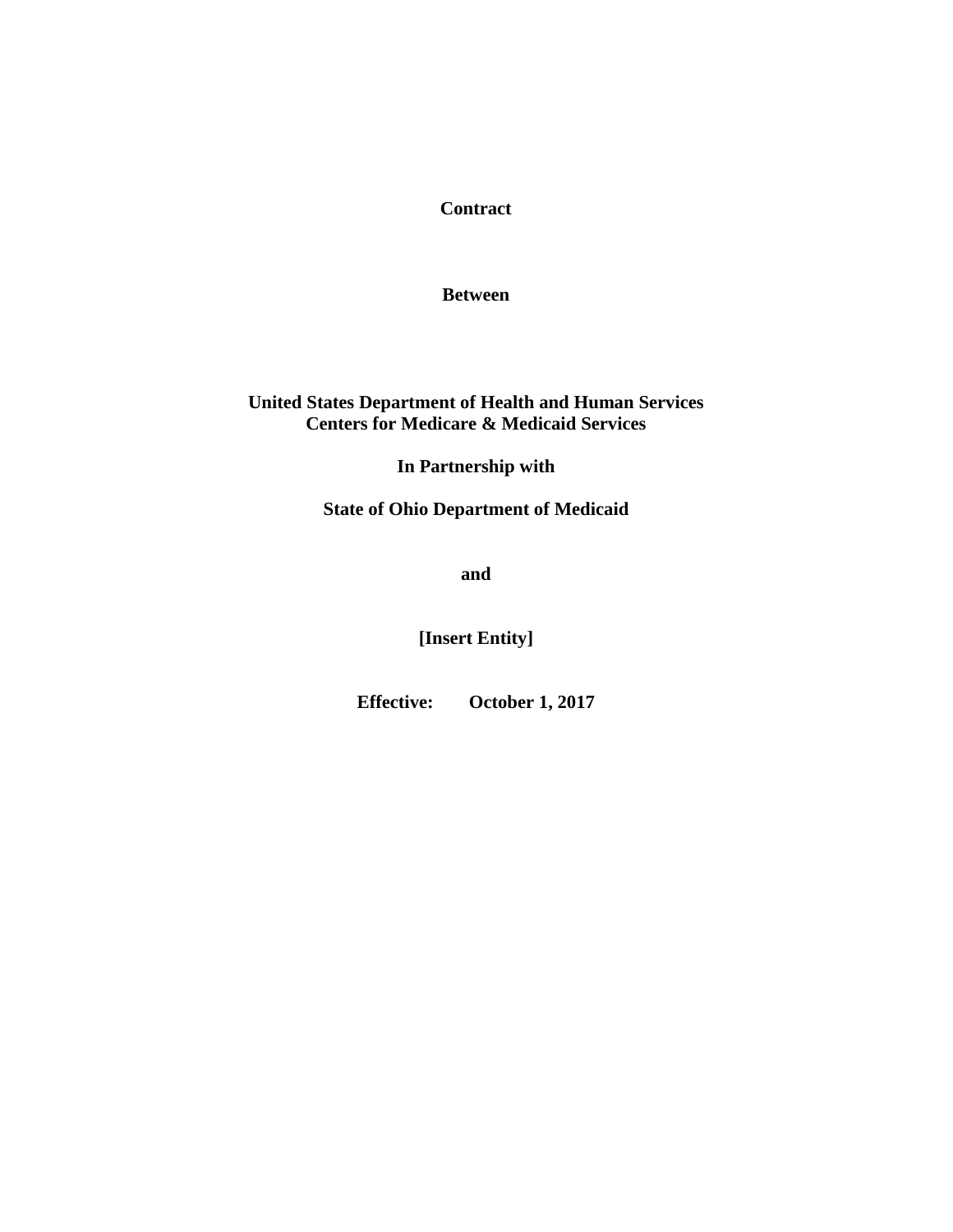**Contract**

**Between**

**United States Department of Health and Human Services**
**Centers for Medicare & Medicaid Services**

**In Partnership with**

**State of Ohio Department of Medicaid**

**and**

**[Insert Entity]**

**Effective: October 1, 2017**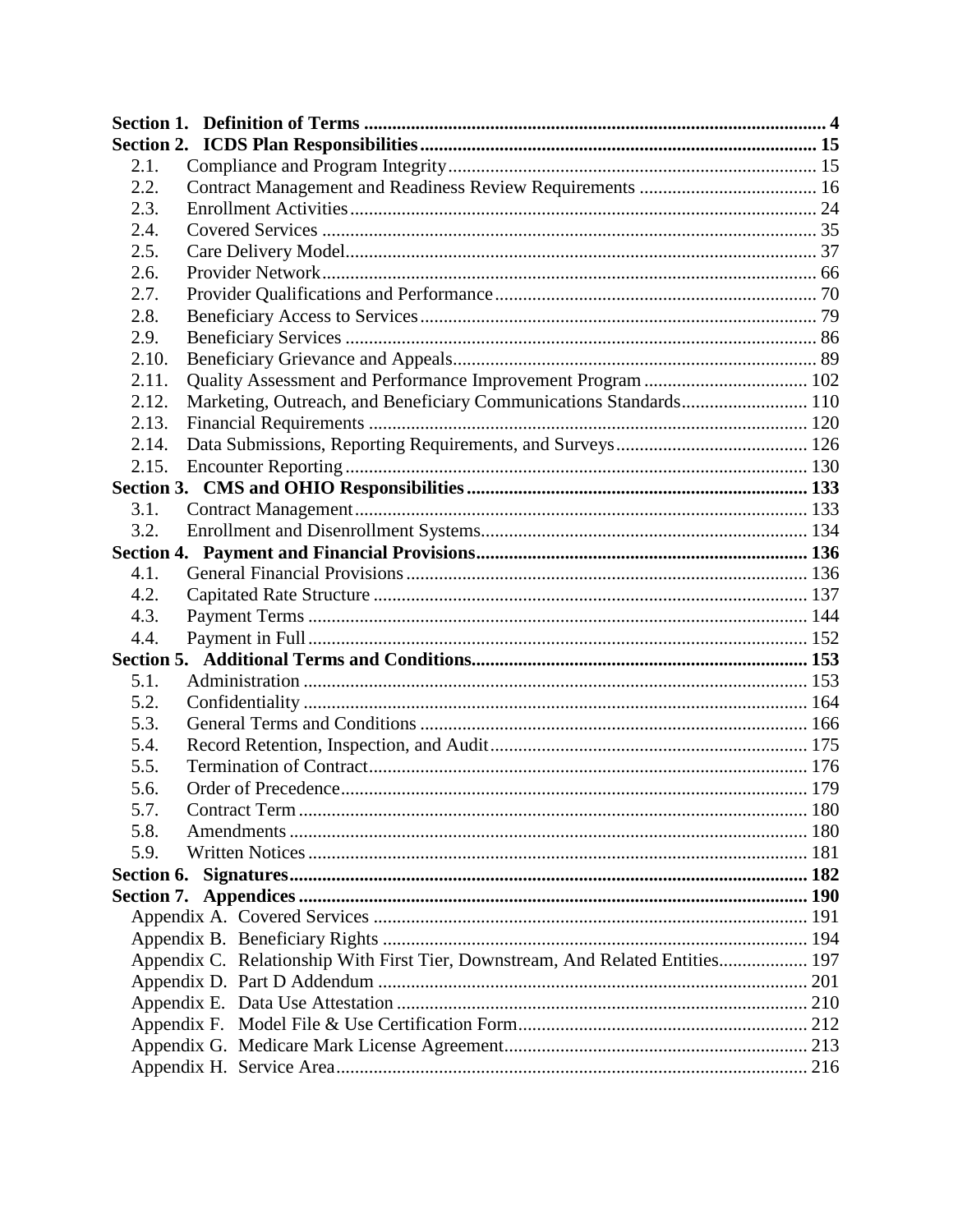**Section 1. Definition of Terms** ..... **4**

**Section 2. ICDS Plan Responsibilities** ..... **15**

- 2.1. Compliance and Program Integrity ..... 15
- 2.2. Contract Management and Readiness Review Requirements ..... 16
- 2.3. Enrollment Activities ..... 24
- 2.4. Covered Services ..... 35
- 2.5. Care Delivery Model ..... 37
- 2.6. Provider Network ..... 66
- 2.7. Provider Qualifications and Performance ..... 70
- 2.8. Beneficiary Access to Services ..... 79
- 2.9. Beneficiary Services ..... 86
- 2.10. Beneficiary Grievance and Appeals ..... 89
- 2.11. Quality Assessment and Performance Improvement Program ..... 102
- 2.12. Marketing, Outreach, and Beneficiary Communications Standards ..... 110
- 2.13. Financial Requirements ..... 120
- 2.14. Data Submissions, Reporting Requirements, and Surveys ..... 126
- 2.15. Encounter Reporting ..... 130

**Section 3. CMS and OHIO Responsibilities** ..... **133**

- 3.1. Contract Management ..... 133
- 3.2. Enrollment and Disenrollment Systems ..... 134

**Section 4. Payment and Financial Provisions** ..... **136**

- 4.1. General Financial Provisions ..... 136
- 4.2. Capitated Rate Structure ..... 137
- 4.3. Payment Terms ..... 144
- 4.4. Payment in Full ..... 152

**Section 5. Additional Terms and Conditions** ..... **153**

- 5.1. Administration ..... 153
- 5.2. Confidentiality ..... 164
- 5.3. General Terms and Conditions ..... 166
- 5.4. Record Retention, Inspection, and Audit ..... 175
- 5.5. Termination of Contract ..... 176
- 5.6. Order of Precedence ..... 179
- 5.7. Contract Term ..... 180
- 5.8. Amendments ..... 180
- 5.9. Written Notices ..... 181

**Section 6. Signatures** ..... **182**

**Section 7. Appendices** ..... **190**

- Appendix A. Covered Services ..... 191
- Appendix B. Beneficiary Rights ..... 194
- Appendix C. Relationship With First Tier, Downstream, And Related Entities ..... 197
- Appendix D. Part D Addendum ..... 201
- Appendix E. Data Use Attestation ..... 210
- Appendix F. Model File & Use Certification Form ..... 212
- Appendix G. Medicare Mark License Agreement ..... 213
- Appendix H. Service Area ..... 216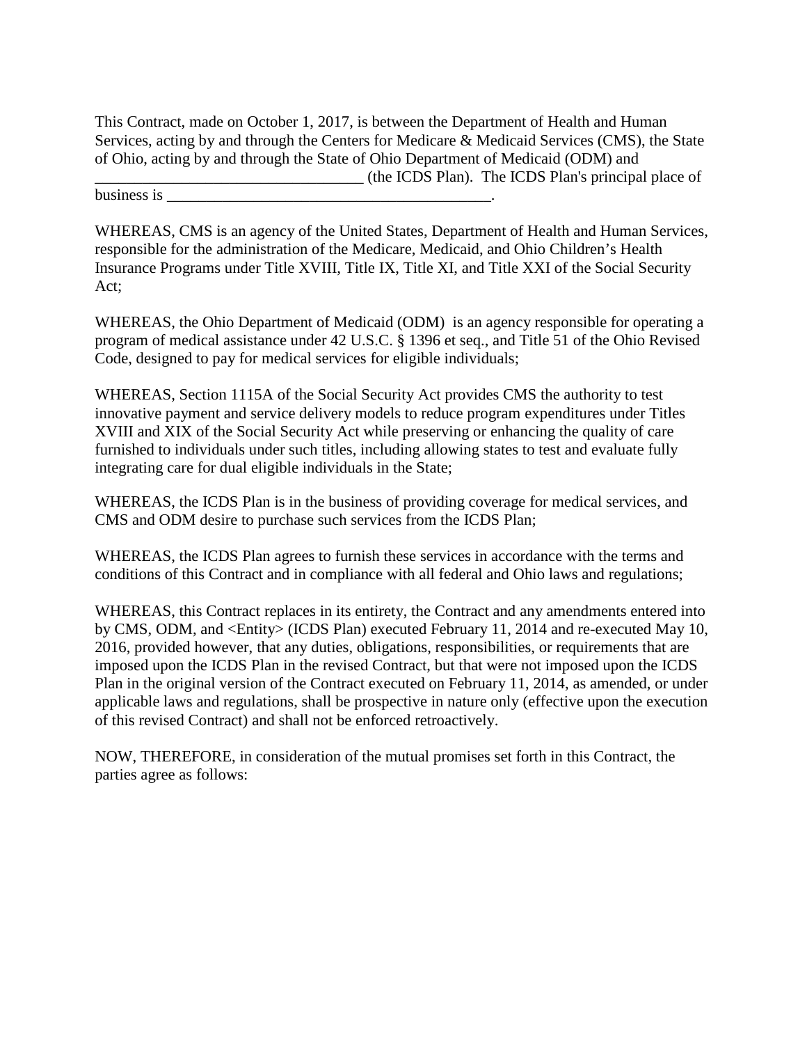This Contract, made on October 1, 2017, is between the Department of Health and Human Services, acting by and through the Centers for Medicare & Medicaid Services (CMS), the State of Ohio, acting by and through the State of Ohio Department of Medicaid (ODM) and _________________________________ (the ICDS Plan). The ICDS Plan's principal place of business is _________________________________________.

WHEREAS, CMS is an agency of the United States, Department of Health and Human Services, responsible for the administration of the Medicare, Medicaid, and Ohio Children's Health Insurance Programs under Title XVIII, Title IX, Title XI, and Title XXI of the Social Security Act;

WHEREAS, the Ohio Department of Medicaid (ODM) is an agency responsible for operating a program of medical assistance under 42 U.S.C. § 1396 et seq., and Title 51 of the Ohio Revised Code, designed to pay for medical services for eligible individuals;

WHEREAS, Section 1115A of the Social Security Act provides CMS the authority to test innovative payment and service delivery models to reduce program expenditures under Titles XVIII and XIX of the Social Security Act while preserving or enhancing the quality of care furnished to individuals under such titles, including allowing states to test and evaluate fully integrating care for dual eligible individuals in the State;

WHEREAS, the ICDS Plan is in the business of providing coverage for medical services, and CMS and ODM desire to purchase such services from the ICDS Plan;

WHEREAS, the ICDS Plan agrees to furnish these services in accordance with the terms and conditions of this Contract and in compliance with all federal and Ohio laws and regulations;

WHEREAS, this Contract replaces in its entirety, the Contract and any amendments entered into by CMS, ODM, and <Entity> (ICDS Plan) executed February 11, 2014 and re-executed May 10, 2016, provided however, that any duties, obligations, responsibilities, or requirements that are imposed upon the ICDS Plan in the revised Contract, but that were not imposed upon the ICDS Plan in the original version of the Contract executed on February 11, 2014, as amended, or under applicable laws and regulations, shall be prospective in nature only (effective upon the execution of this revised Contract) and shall not be enforced retroactively.

NOW, THEREFORE, in consideration of the mutual promises set forth in this Contract, the parties agree as follows: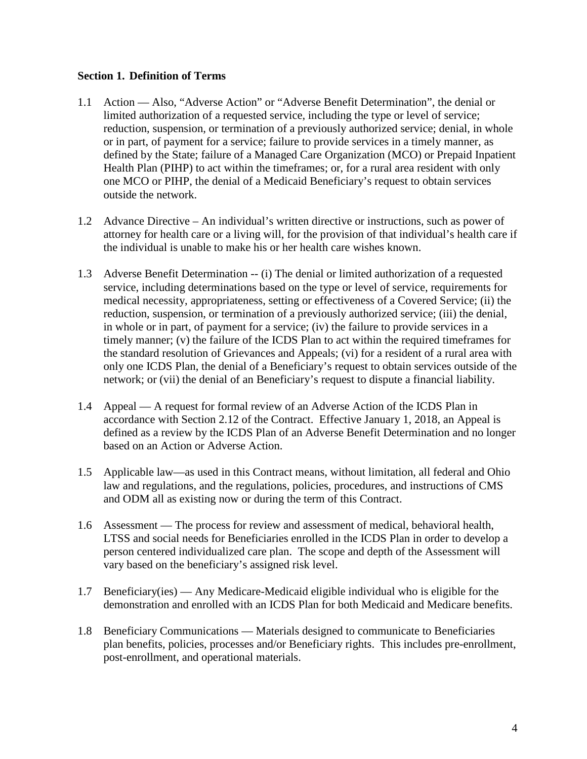**Section 1. Definition of Terms**

1.1 Action — Also, "Adverse Action" or "Adverse Benefit Determination", the denial or limited authorization of a requested service, including the type or level of service; reduction, suspension, or termination of a previously authorized service; denial, in whole or in part, of payment for a service; failure to provide services in a timely manner, as defined by the State; failure of a Managed Care Organization (MCO) or Prepaid Inpatient Health Plan (PIHP) to act within the timeframes; or, for a rural area resident with only one MCO or PIHP, the denial of a Medicaid Beneficiary's request to obtain services outside the network.

1.2 Advance Directive – An individual's written directive or instructions, such as power of attorney for health care or a living will, for the provision of that individual's health care if the individual is unable to make his or her health care wishes known.

1.3 Adverse Benefit Determination -- (i) The denial or limited authorization of a requested service, including determinations based on the type or level of service, requirements for medical necessity, appropriateness, setting or effectiveness of a Covered Service; (ii) the reduction, suspension, or termination of a previously authorized service; (iii) the denial, in whole or in part, of payment for a service; (iv) the failure to provide services in a timely manner; (v) the failure of the ICDS Plan to act within the required timeframes for the standard resolution of Grievances and Appeals; (vi) for a resident of a rural area with only one ICDS Plan, the denial of a Beneficiary's request to obtain services outside of the network; or (vii) the denial of an Beneficiary's request to dispute a financial liability.

1.4 Appeal — A request for formal review of an Adverse Action of the ICDS Plan in accordance with Section 2.12 of the Contract. Effective January 1, 2018, an Appeal is defined as a review by the ICDS Plan of an Adverse Benefit Determination and no longer based on an Action or Adverse Action.

1.5 Applicable law—as used in this Contract means, without limitation, all federal and Ohio law and regulations, and the regulations, policies, procedures, and instructions of CMS and ODM all as existing now or during the term of this Contract.

1.6 Assessment — The process for review and assessment of medical, behavioral health, LTSS and social needs for Beneficiaries enrolled in the ICDS Plan in order to develop a person centered individualized care plan. The scope and depth of the Assessment will vary based on the beneficiary's assigned risk level.

1.7 Beneficiary(ies) — Any Medicare-Medicaid eligible individual who is eligible for the demonstration and enrolled with an ICDS Plan for both Medicaid and Medicare benefits.

1.8 Beneficiary Communications — Materials designed to communicate to Beneficiaries plan benefits, policies, processes and/or Beneficiary rights. This includes pre-enrollment, post-enrollment, and operational materials.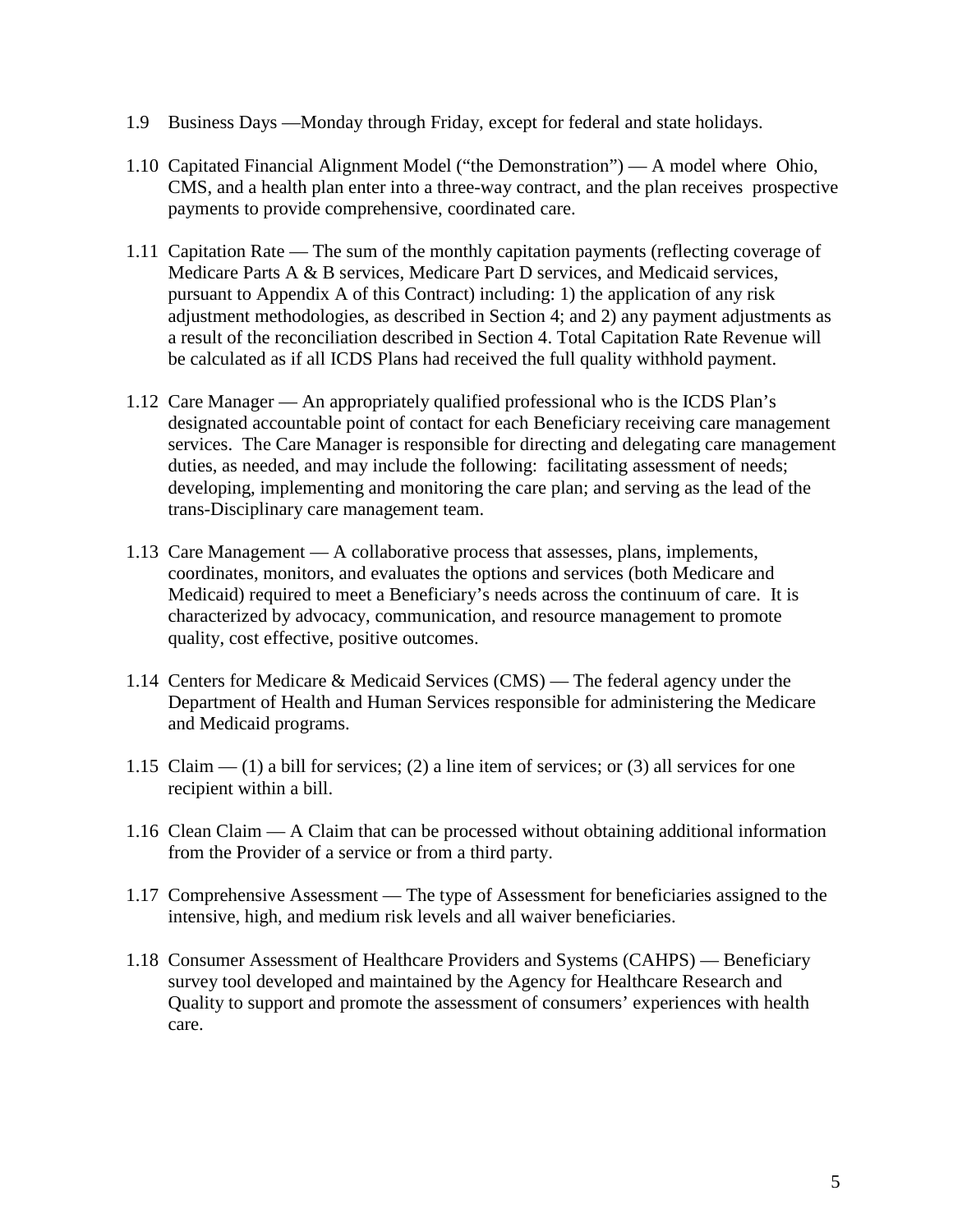1.9 Business Days —Monday through Friday, except for federal and state holidays.

1.10 Capitated Financial Alignment Model ("the Demonstration") — A model where Ohio, CMS, and a health plan enter into a three-way contract, and the plan receives prospective payments to provide comprehensive, coordinated care.

1.11 Capitation Rate — The sum of the monthly capitation payments (reflecting coverage of Medicare Parts A & B services, Medicare Part D services, and Medicaid services, pursuant to Appendix A of this Contract) including: 1) the application of any risk adjustment methodologies, as described in Section 4; and 2) any payment adjustments as a result of the reconciliation described in Section 4. Total Capitation Rate Revenue will be calculated as if all ICDS Plans had received the full quality withhold payment.

1.12 Care Manager — An appropriately qualified professional who is the ICDS Plan's designated accountable point of contact for each Beneficiary receiving care management services. The Care Manager is responsible for directing and delegating care management duties, as needed, and may include the following: facilitating assessment of needs; developing, implementing and monitoring the care plan; and serving as the lead of the trans-Disciplinary care management team.

1.13 Care Management — A collaborative process that assesses, plans, implements, coordinates, monitors, and evaluates the options and services (both Medicare and Medicaid) required to meet a Beneficiary's needs across the continuum of care. It is characterized by advocacy, communication, and resource management to promote quality, cost effective, positive outcomes.

1.14 Centers for Medicare & Medicaid Services (CMS) — The federal agency under the Department of Health and Human Services responsible for administering the Medicare and Medicaid programs.

1.15 Claim — (1) a bill for services; (2) a line item of services; or (3) all services for one recipient within a bill.

1.16 Clean Claim — A Claim that can be processed without obtaining additional information from the Provider of a service or from a third party.

1.17 Comprehensive Assessment — The type of Assessment for beneficiaries assigned to the intensive, high, and medium risk levels and all waiver beneficiaries.

1.18 Consumer Assessment of Healthcare Providers and Systems (CAHPS) — Beneficiary survey tool developed and maintained by the Agency for Healthcare Research and Quality to support and promote the assessment of consumers' experiences with health care.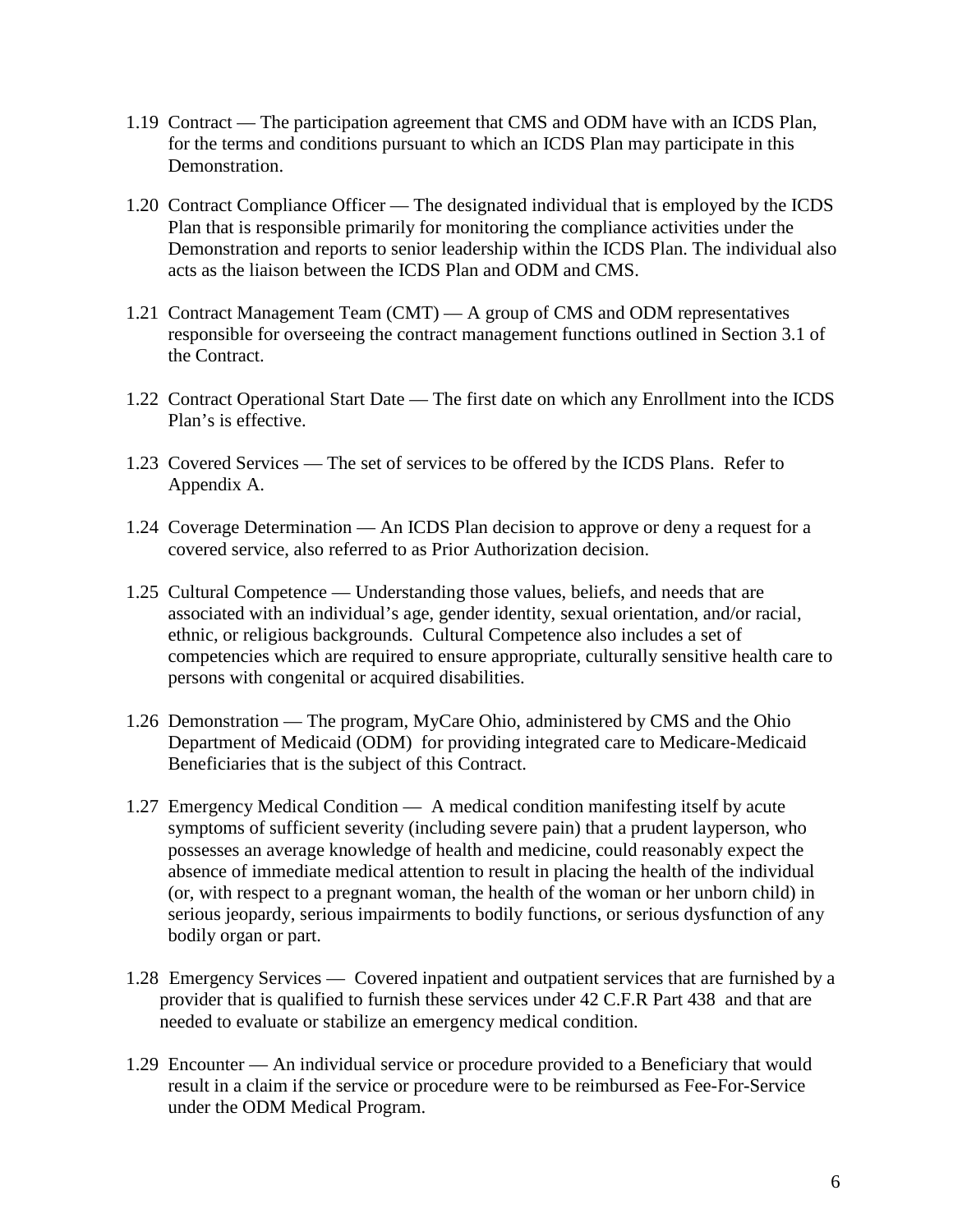1.19 Contract — The participation agreement that CMS and ODM have with an ICDS Plan, for the terms and conditions pursuant to which an ICDS Plan may participate in this Demonstration.

1.20 Contract Compliance Officer — The designated individual that is employed by the ICDS Plan that is responsible primarily for monitoring the compliance activities under the Demonstration and reports to senior leadership within the ICDS Plan. The individual also acts as the liaison between the ICDS Plan and ODM and CMS.

1.21 Contract Management Team (CMT) — A group of CMS and ODM representatives responsible for overseeing the contract management functions outlined in Section 3.1 of the Contract.

1.22 Contract Operational Start Date — The first date on which any Enrollment into the ICDS Plan's is effective.

1.23 Covered Services — The set of services to be offered by the ICDS Plans. Refer to Appendix A.

1.24 Coverage Determination — An ICDS Plan decision to approve or deny a request for a covered service, also referred to as Prior Authorization decision.

1.25 Cultural Competence — Understanding those values, beliefs, and needs that are associated with an individual's age, gender identity, sexual orientation, and/or racial, ethnic, or religious backgrounds. Cultural Competence also includes a set of competencies which are required to ensure appropriate, culturally sensitive health care to persons with congenital or acquired disabilities.

1.26 Demonstration — The program, MyCare Ohio, administered by CMS and the Ohio Department of Medicaid (ODM) for providing integrated care to Medicare-Medicaid Beneficiaries that is the subject of this Contract.

1.27 Emergency Medical Condition — A medical condition manifesting itself by acute symptoms of sufficient severity (including severe pain) that a prudent layperson, who possesses an average knowledge of health and medicine, could reasonably expect the absence of immediate medical attention to result in placing the health of the individual (or, with respect to a pregnant woman, the health of the woman or her unborn child) in serious jeopardy, serious impairments to bodily functions, or serious dysfunction of any bodily organ or part.

1.28 Emergency Services — Covered inpatient and outpatient services that are furnished by a provider that is qualified to furnish these services under 42 C.F.R Part 438 and that are needed to evaluate or stabilize an emergency medical condition.

1.29 Encounter — An individual service or procedure provided to a Beneficiary that would result in a claim if the service or procedure were to be reimbursed as Fee-For-Service under the ODM Medical Program.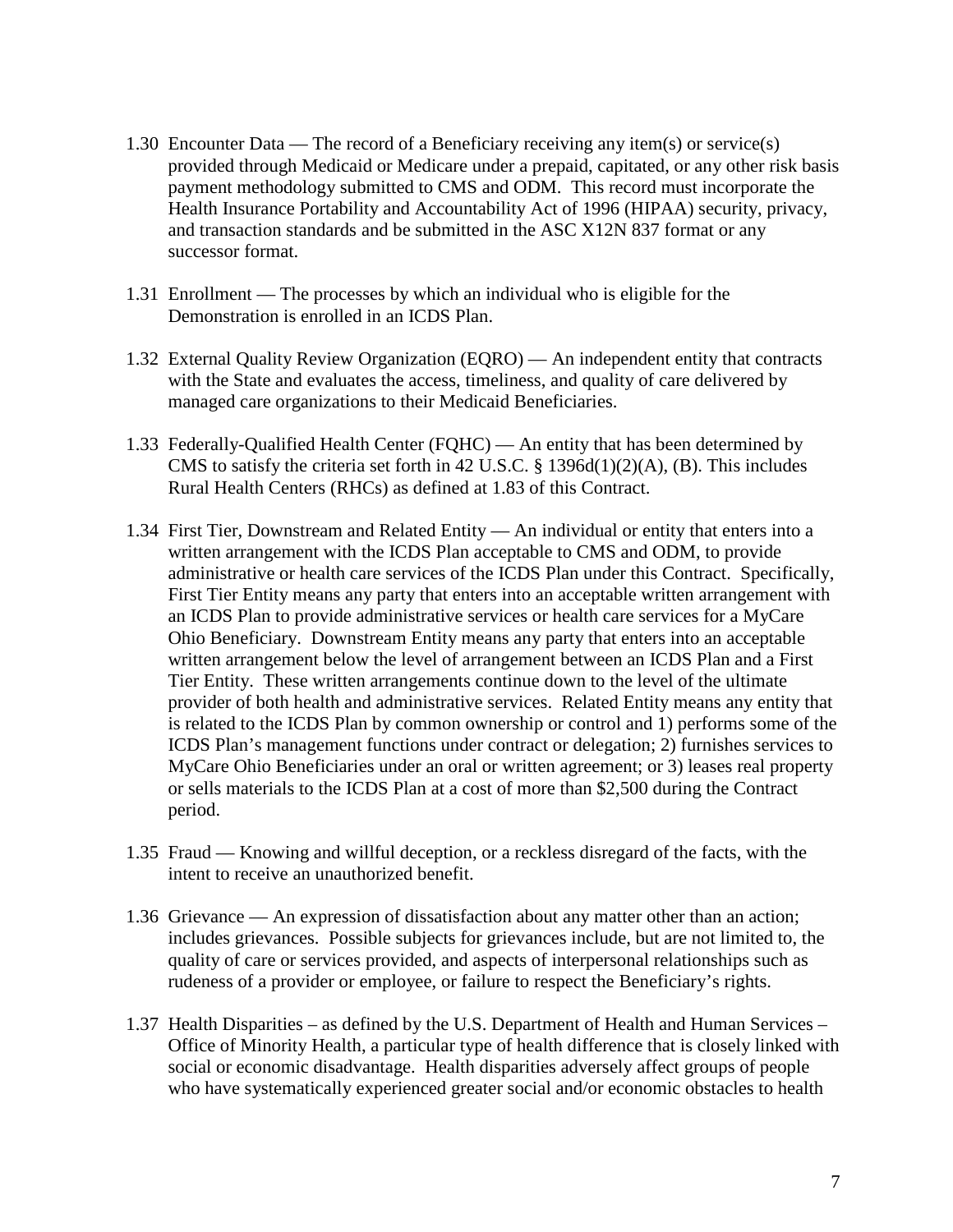1.30 Encounter Data — The record of a Beneficiary receiving any item(s) or service(s) provided through Medicaid or Medicare under a prepaid, capitated, or any other risk basis payment methodology submitted to CMS and ODM. This record must incorporate the Health Insurance Portability and Accountability Act of 1996 (HIPAA) security, privacy, and transaction standards and be submitted in the ASC X12N 837 format or any successor format.

1.31 Enrollment — The processes by which an individual who is eligible for the Demonstration is enrolled in an ICDS Plan.

1.32 External Quality Review Organization (EQRO) — An independent entity that contracts with the State and evaluates the access, timeliness, and quality of care delivered by managed care organizations to their Medicaid Beneficiaries.

1.33 Federally-Qualified Health Center (FQHC) — An entity that has been determined by CMS to satisfy the criteria set forth in 42 U.S.C. § 1396d(1)(2)(A), (B). This includes Rural Health Centers (RHCs) as defined at 1.83 of this Contract.

1.34 First Tier, Downstream and Related Entity — An individual or entity that enters into a written arrangement with the ICDS Plan acceptable to CMS and ODM, to provide administrative or health care services of the ICDS Plan under this Contract. Specifically, First Tier Entity means any party that enters into an acceptable written arrangement with an ICDS Plan to provide administrative services or health care services for a MyCare Ohio Beneficiary. Downstream Entity means any party that enters into an acceptable written arrangement below the level of arrangement between an ICDS Plan and a First Tier Entity. These written arrangements continue down to the level of the ultimate provider of both health and administrative services. Related Entity means any entity that is related to the ICDS Plan by common ownership or control and 1) performs some of the ICDS Plan's management functions under contract or delegation; 2) furnishes services to MyCare Ohio Beneficiaries under an oral or written agreement; or 3) leases real property or sells materials to the ICDS Plan at a cost of more than $2,500 during the Contract period.

1.35 Fraud — Knowing and willful deception, or a reckless disregard of the facts, with the intent to receive an unauthorized benefit.

1.36 Grievance — An expression of dissatisfaction about any matter other than an action; includes grievances. Possible subjects for grievances include, but are not limited to, the quality of care or services provided, and aspects of interpersonal relationships such as rudeness of a provider or employee, or failure to respect the Beneficiary's rights.

1.37 Health Disparities – as defined by the U.S. Department of Health and Human Services – Office of Minority Health, a particular type of health difference that is closely linked with social or economic disadvantage. Health disparities adversely affect groups of people who have systematically experienced greater social and/or economic obstacles to health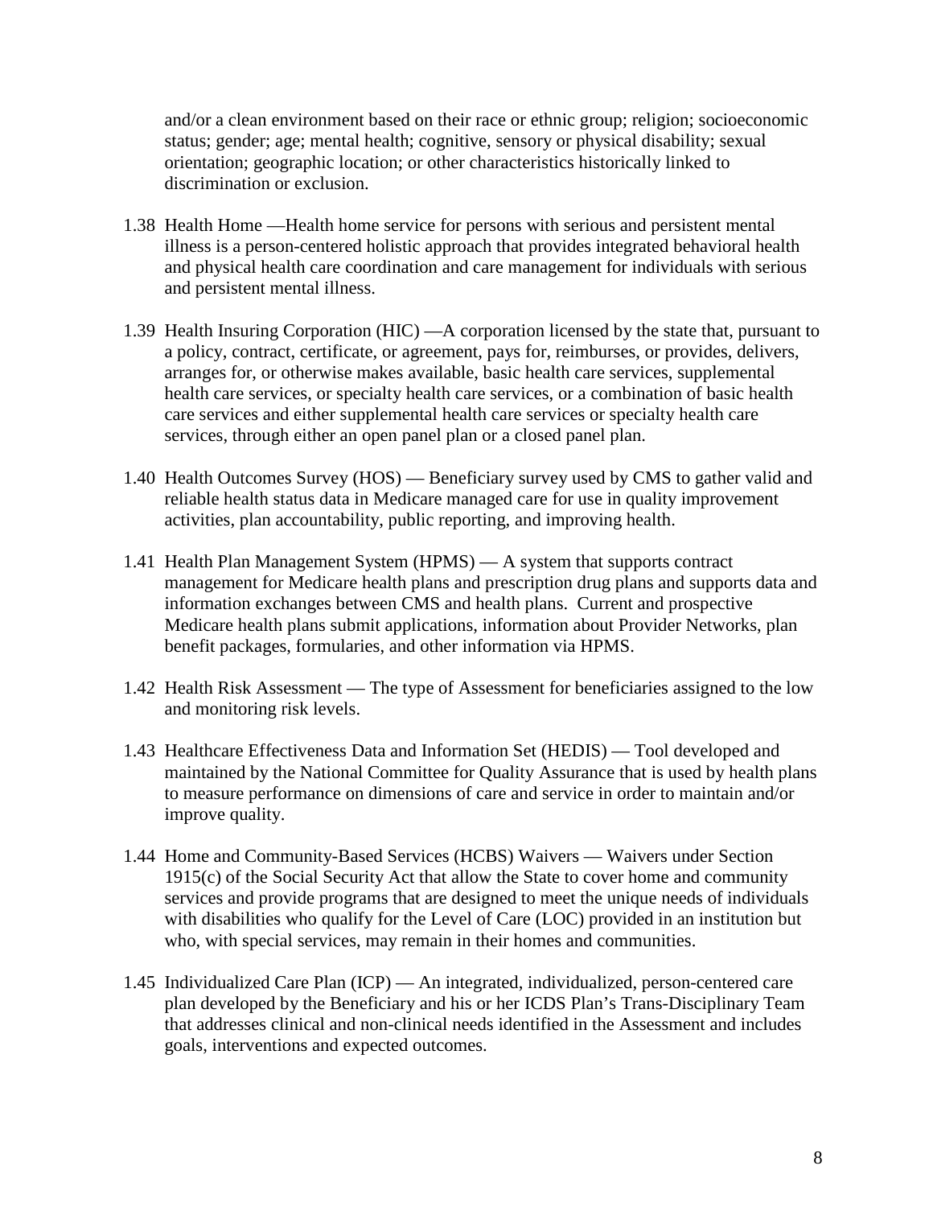and/or a clean environment based on their race or ethnic group; religion; socioeconomic status; gender; age; mental health; cognitive, sensory or physical disability; sexual orientation; geographic location; or other characteristics historically linked to discrimination or exclusion.

1.38 Health Home —Health home service for persons with serious and persistent mental illness is a person-centered holistic approach that provides integrated behavioral health and physical health care coordination and care management for individuals with serious and persistent mental illness.

1.39 Health Insuring Corporation (HIC) —A corporation licensed by the state that, pursuant to a policy, contract, certificate, or agreement, pays for, reimburses, or provides, delivers, arranges for, or otherwise makes available, basic health care services, supplemental health care services, or specialty health care services, or a combination of basic health care services and either supplemental health care services or specialty health care services, through either an open panel plan or a closed panel plan.

1.40 Health Outcomes Survey (HOS) — Beneficiary survey used by CMS to gather valid and reliable health status data in Medicare managed care for use in quality improvement activities, plan accountability, public reporting, and improving health.

1.41 Health Plan Management System (HPMS) — A system that supports contract management for Medicare health plans and prescription drug plans and supports data and information exchanges between CMS and health plans. Current and prospective Medicare health plans submit applications, information about Provider Networks, plan benefit packages, formularies, and other information via HPMS.

1.42 Health Risk Assessment — The type of Assessment for beneficiaries assigned to the low and monitoring risk levels.

1.43 Healthcare Effectiveness Data and Information Set (HEDIS) — Tool developed and maintained by the National Committee for Quality Assurance that is used by health plans to measure performance on dimensions of care and service in order to maintain and/or improve quality.

1.44 Home and Community-Based Services (HCBS) Waivers — Waivers under Section 1915(c) of the Social Security Act that allow the State to cover home and community services and provide programs that are designed to meet the unique needs of individuals with disabilities who qualify for the Level of Care (LOC) provided in an institution but who, with special services, may remain in their homes and communities.

1.45 Individualized Care Plan (ICP) — An integrated, individualized, person-centered care plan developed by the Beneficiary and his or her ICDS Plan's Trans-Disciplinary Team that addresses clinical and non-clinical needs identified in the Assessment and includes goals, interventions and expected outcomes.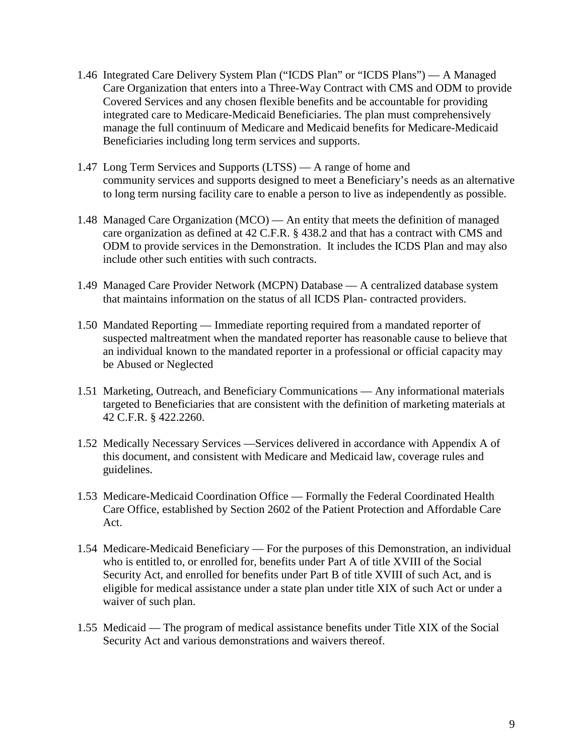1.46 Integrated Care Delivery System Plan ("ICDS Plan" or "ICDS Plans") — A Managed Care Organization that enters into a Three-Way Contract with CMS and ODM to provide Covered Services and any chosen flexible benefits and be accountable for providing integrated care to Medicare-Medicaid Beneficiaries. The plan must comprehensively manage the full continuum of Medicare and Medicaid benefits for Medicare-Medicaid Beneficiaries including long term services and supports.

1.47 Long Term Services and Supports (LTSS) — A range of home and community services and supports designed to meet a Beneficiary's needs as an alternative to long term nursing facility care to enable a person to live as independently as possible.

1.48 Managed Care Organization (MCO) — An entity that meets the definition of managed care organization as defined at 42 C.F.R. § 438.2 and that has a contract with CMS and ODM to provide services in the Demonstration. It includes the ICDS Plan and may also include other such entities with such contracts.

1.49 Managed Care Provider Network (MCPN) Database — A centralized database system that maintains information on the status of all ICDS Plan- contracted providers.

1.50 Mandated Reporting — Immediate reporting required from a mandated reporter of suspected maltreatment when the mandated reporter has reasonable cause to believe that an individual known to the mandated reporter in a professional or official capacity may be Abused or Neglected

1.51 Marketing, Outreach, and Beneficiary Communications — Any informational materials targeted to Beneficiaries that are consistent with the definition of marketing materials at 42 C.F.R. § 422.2260.

1.52 Medically Necessary Services —Services delivered in accordance with Appendix A of this document, and consistent with Medicare and Medicaid law, coverage rules and guidelines.

1.53 Medicare-Medicaid Coordination Office — Formally the Federal Coordinated Health Care Office, established by Section 2602 of the Patient Protection and Affordable Care Act.

1.54 Medicare-Medicaid Beneficiary — For the purposes of this Demonstration, an individual who is entitled to, or enrolled for, benefits under Part A of title XVIII of the Social Security Act, and enrolled for benefits under Part B of title XVIII of such Act, and is eligible for medical assistance under a state plan under title XIX of such Act or under a waiver of such plan.

1.55 Medicaid — The program of medical assistance benefits under Title XIX of the Social Security Act and various demonstrations and waivers thereof.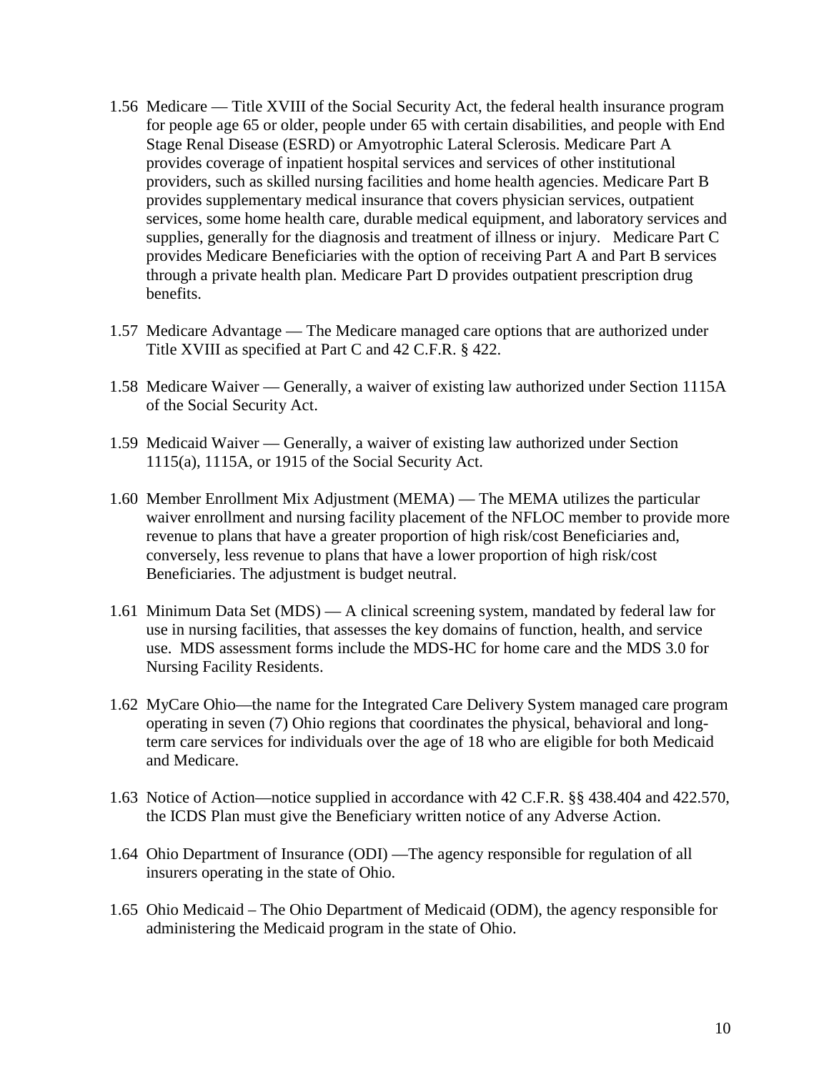1.56 Medicare — Title XVIII of the Social Security Act, the federal health insurance program for people age 65 or older, people under 65 with certain disabilities, and people with End Stage Renal Disease (ESRD) or Amyotrophic Lateral Sclerosis. Medicare Part A provides coverage of inpatient hospital services and services of other institutional providers, such as skilled nursing facilities and home health agencies. Medicare Part B provides supplementary medical insurance that covers physician services, outpatient services, some home health care, durable medical equipment, and laboratory services and supplies, generally for the diagnosis and treatment of illness or injury. Medicare Part C provides Medicare Beneficiaries with the option of receiving Part A and Part B services through a private health plan. Medicare Part D provides outpatient prescription drug benefits.

1.57 Medicare Advantage — The Medicare managed care options that are authorized under Title XVIII as specified at Part C and 42 C.F.R. § 422.

1.58 Medicare Waiver — Generally, a waiver of existing law authorized under Section 1115A of the Social Security Act.

1.59 Medicaid Waiver — Generally, a waiver of existing law authorized under Section 1115(a), 1115A, or 1915 of the Social Security Act.

1.60 Member Enrollment Mix Adjustment (MEMA) — The MEMA utilizes the particular waiver enrollment and nursing facility placement of the NFLOC member to provide more revenue to plans that have a greater proportion of high risk/cost Beneficiaries and, conversely, less revenue to plans that have a lower proportion of high risk/cost Beneficiaries. The adjustment is budget neutral.

1.61 Minimum Data Set (MDS) — A clinical screening system, mandated by federal law for use in nursing facilities, that assesses the key domains of function, health, and service use. MDS assessment forms include the MDS-HC for home care and the MDS 3.0 for Nursing Facility Residents.

1.62 MyCare Ohio—the name for the Integrated Care Delivery System managed care program operating in seven (7) Ohio regions that coordinates the physical, behavioral and long-term care services for individuals over the age of 18 who are eligible for both Medicaid and Medicare.

1.63 Notice of Action—notice supplied in accordance with 42 C.F.R. §§ 438.404 and 422.570, the ICDS Plan must give the Beneficiary written notice of any Adverse Action.

1.64 Ohio Department of Insurance (ODI) —The agency responsible for regulation of all insurers operating in the state of Ohio.

1.65 Ohio Medicaid – The Ohio Department of Medicaid (ODM), the agency responsible for administering the Medicaid program in the state of Ohio.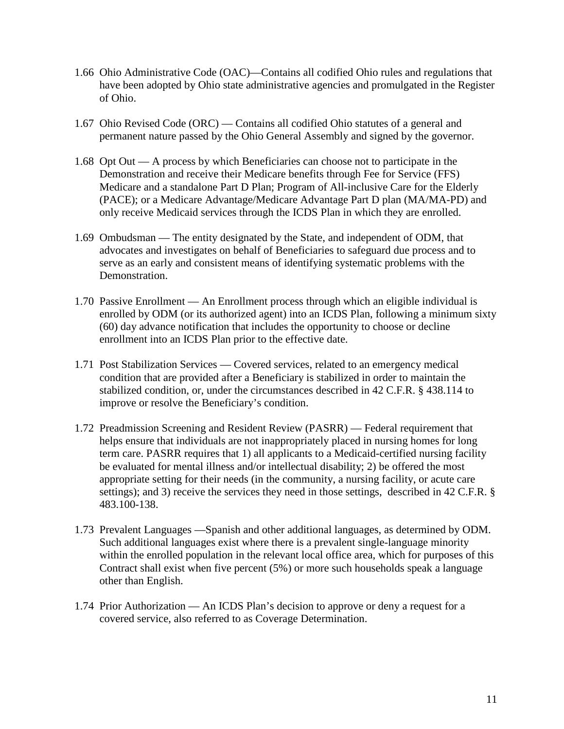1.66 Ohio Administrative Code (OAC)—Contains all codified Ohio rules and regulations that have been adopted by Ohio state administrative agencies and promulgated in the Register of Ohio.

1.67 Ohio Revised Code (ORC) — Contains all codified Ohio statutes of a general and permanent nature passed by the Ohio General Assembly and signed by the governor.

1.68 Opt Out — A process by which Beneficiaries can choose not to participate in the Demonstration and receive their Medicare benefits through Fee for Service (FFS) Medicare and a standalone Part D Plan; Program of All-inclusive Care for the Elderly (PACE); or a Medicare Advantage/Medicare Advantage Part D plan (MA/MA-PD) and only receive Medicaid services through the ICDS Plan in which they are enrolled.

1.69 Ombudsman — The entity designated by the State, and independent of ODM, that advocates and investigates on behalf of Beneficiaries to safeguard due process and to serve as an early and consistent means of identifying systematic problems with the Demonstration.

1.70 Passive Enrollment — An Enrollment process through which an eligible individual is enrolled by ODM (or its authorized agent) into an ICDS Plan, following a minimum sixty (60) day advance notification that includes the opportunity to choose or decline enrollment into an ICDS Plan prior to the effective date.

1.71 Post Stabilization Services — Covered services, related to an emergency medical condition that are provided after a Beneficiary is stabilized in order to maintain the stabilized condition, or, under the circumstances described in 42 C.F.R. § 438.114 to improve or resolve the Beneficiary's condition.

1.72 Preadmission Screening and Resident Review (PASRR) — Federal requirement that helps ensure that individuals are not inappropriately placed in nursing homes for long term care. PASRR requires that 1) all applicants to a Medicaid-certified nursing facility be evaluated for mental illness and/or intellectual disability; 2) be offered the most appropriate setting for their needs (in the community, a nursing facility, or acute care settings); and 3) receive the services they need in those settings, described in 42 C.F.R. § 483.100-138.

1.73 Prevalent Languages —Spanish and other additional languages, as determined by ODM. Such additional languages exist where there is a prevalent single-language minority within the enrolled population in the relevant local office area, which for purposes of this Contract shall exist when five percent (5%) or more such households speak a language other than English.

1.74 Prior Authorization — An ICDS Plan's decision to approve or deny a request for a covered service, also referred to as Coverage Determination.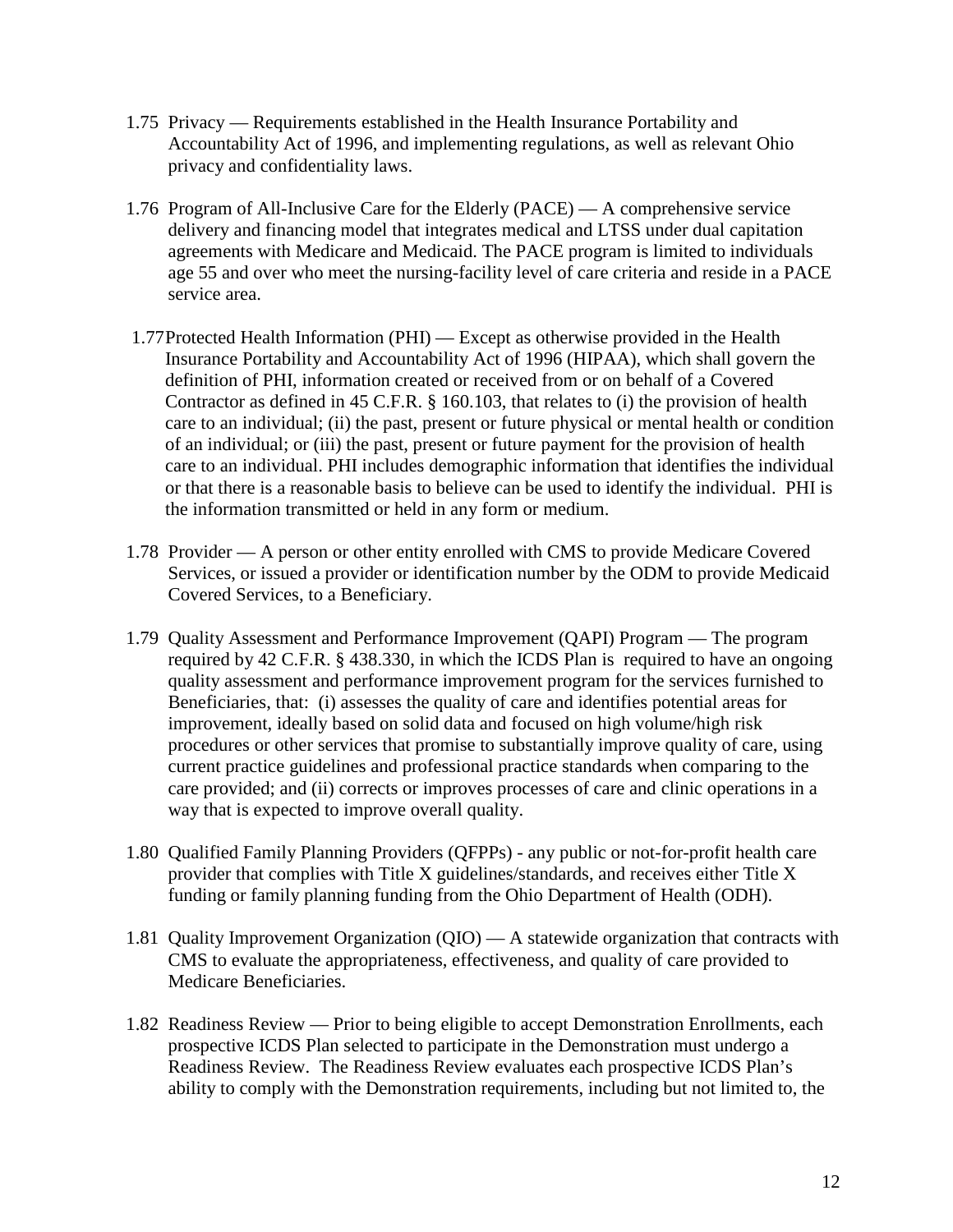1.75 Privacy — Requirements established in the Health Insurance Portability and Accountability Act of 1996, and implementing regulations, as well as relevant Ohio privacy and confidentiality laws.

1.76 Program of All-Inclusive Care for the Elderly (PACE) — A comprehensive service delivery and financing model that integrates medical and LTSS under dual capitation agreements with Medicare and Medicaid. The PACE program is limited to individuals age 55 and over who meet the nursing-facility level of care criteria and reside in a PACE service area.

1.77 Protected Health Information (PHI) — Except as otherwise provided in the Health Insurance Portability and Accountability Act of 1996 (HIPAA), which shall govern the definition of PHI, information created or received from or on behalf of a Covered Contractor as defined in 45 C.F.R. § 160.103, that relates to (i) the provision of health care to an individual; (ii) the past, present or future physical or mental health or condition of an individual; or (iii) the past, present or future payment for the provision of health care to an individual. PHI includes demographic information that identifies the individual or that there is a reasonable basis to believe can be used to identify the individual. PHI is the information transmitted or held in any form or medium.

1.78 Provider — A person or other entity enrolled with CMS to provide Medicare Covered Services, or issued a provider or identification number by the ODM to provide Medicaid Covered Services, to a Beneficiary.

1.79 Quality Assessment and Performance Improvement (QAPI) Program — The program required by 42 C.F.R. § 438.330, in which the ICDS Plan is required to have an ongoing quality assessment and performance improvement program for the services furnished to Beneficiaries, that: (i) assesses the quality of care and identifies potential areas for improvement, ideally based on solid data and focused on high volume/high risk procedures or other services that promise to substantially improve quality of care, using current practice guidelines and professional practice standards when comparing to the care provided; and (ii) corrects or improves processes of care and clinic operations in a way that is expected to improve overall quality.

1.80 Qualified Family Planning Providers (QFPPs) - any public or not-for-profit health care provider that complies with Title X guidelines/standards, and receives either Title X funding or family planning funding from the Ohio Department of Health (ODH).

1.81 Quality Improvement Organization (QIO) — A statewide organization that contracts with CMS to evaluate the appropriateness, effectiveness, and quality of care provided to Medicare Beneficiaries.

1.82 Readiness Review — Prior to being eligible to accept Demonstration Enrollments, each prospective ICDS Plan selected to participate in the Demonstration must undergo a Readiness Review. The Readiness Review evaluates each prospective ICDS Plan's ability to comply with the Demonstration requirements, including but not limited to, the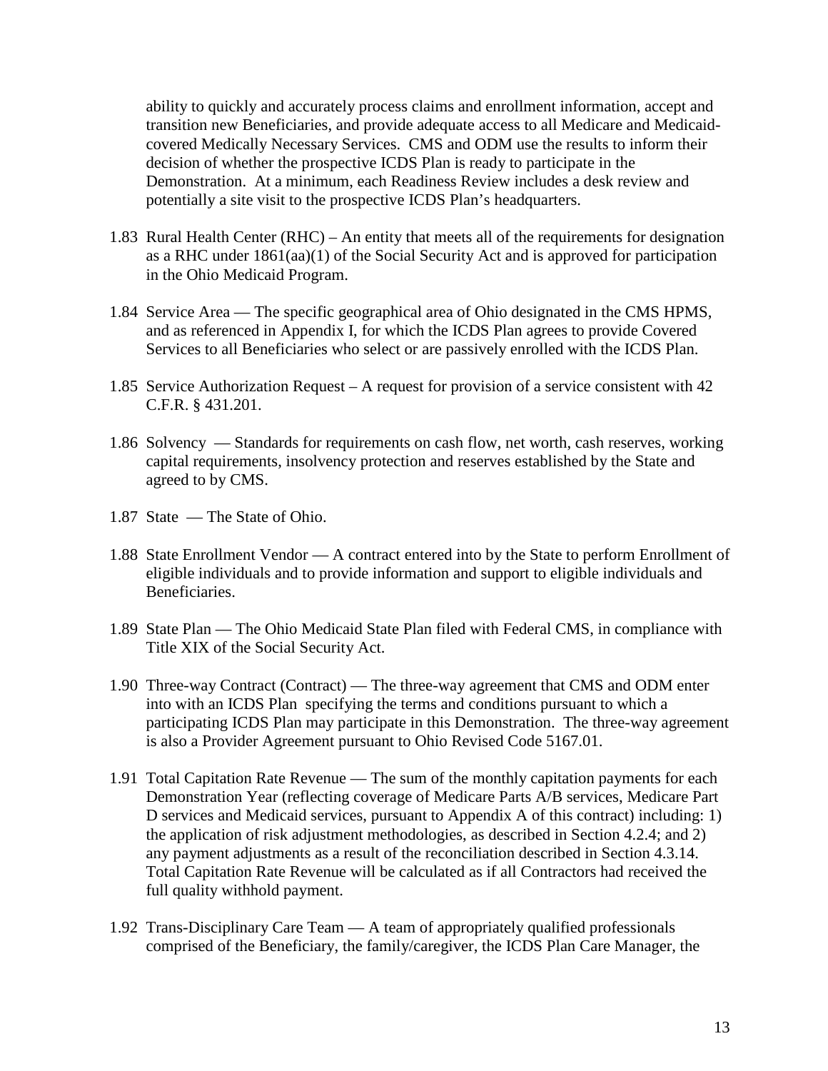ability to quickly and accurately process claims and enrollment information, accept and transition new Beneficiaries, and provide adequate access to all Medicare and Medicaid-covered Medically Necessary Services. CMS and ODM use the results to inform their decision of whether the prospective ICDS Plan is ready to participate in the Demonstration. At a minimum, each Readiness Review includes a desk review and potentially a site visit to the prospective ICDS Plan's headquarters.

1.83 Rural Health Center (RHC) – An entity that meets all of the requirements for designation as a RHC under 1861(aa)(1) of the Social Security Act and is approved for participation in the Ohio Medicaid Program.

1.84 Service Area — The specific geographical area of Ohio designated in the CMS HPMS, and as referenced in Appendix I, for which the ICDS Plan agrees to provide Covered Services to all Beneficiaries who select or are passively enrolled with the ICDS Plan.

1.85 Service Authorization Request – A request for provision of a service consistent with 42 C.F.R. § 431.201.

1.86 Solvency — Standards for requirements on cash flow, net worth, cash reserves, working capital requirements, insolvency protection and reserves established by the State and agreed to by CMS.

1.87 State — The State of Ohio.

1.88 State Enrollment Vendor — A contract entered into by the State to perform Enrollment of eligible individuals and to provide information and support to eligible individuals and Beneficiaries.

1.89 State Plan — The Ohio Medicaid State Plan filed with Federal CMS, in compliance with Title XIX of the Social Security Act.

1.90 Three-way Contract (Contract) — The three-way agreement that CMS and ODM enter into with an ICDS Plan specifying the terms and conditions pursuant to which a participating ICDS Plan may participate in this Demonstration. The three-way agreement is also a Provider Agreement pursuant to Ohio Revised Code 5167.01.

1.91 Total Capitation Rate Revenue — The sum of the monthly capitation payments for each Demonstration Year (reflecting coverage of Medicare Parts A/B services, Medicare Part D services and Medicaid services, pursuant to Appendix A of this contract) including: 1) the application of risk adjustment methodologies, as described in Section 4.2.4; and 2) any payment adjustments as a result of the reconciliation described in Section 4.3.14. Total Capitation Rate Revenue will be calculated as if all Contractors had received the full quality withhold payment.

1.92 Trans-Disciplinary Care Team — A team of appropriately qualified professionals comprised of the Beneficiary, the family/caregiver, the ICDS Plan Care Manager, the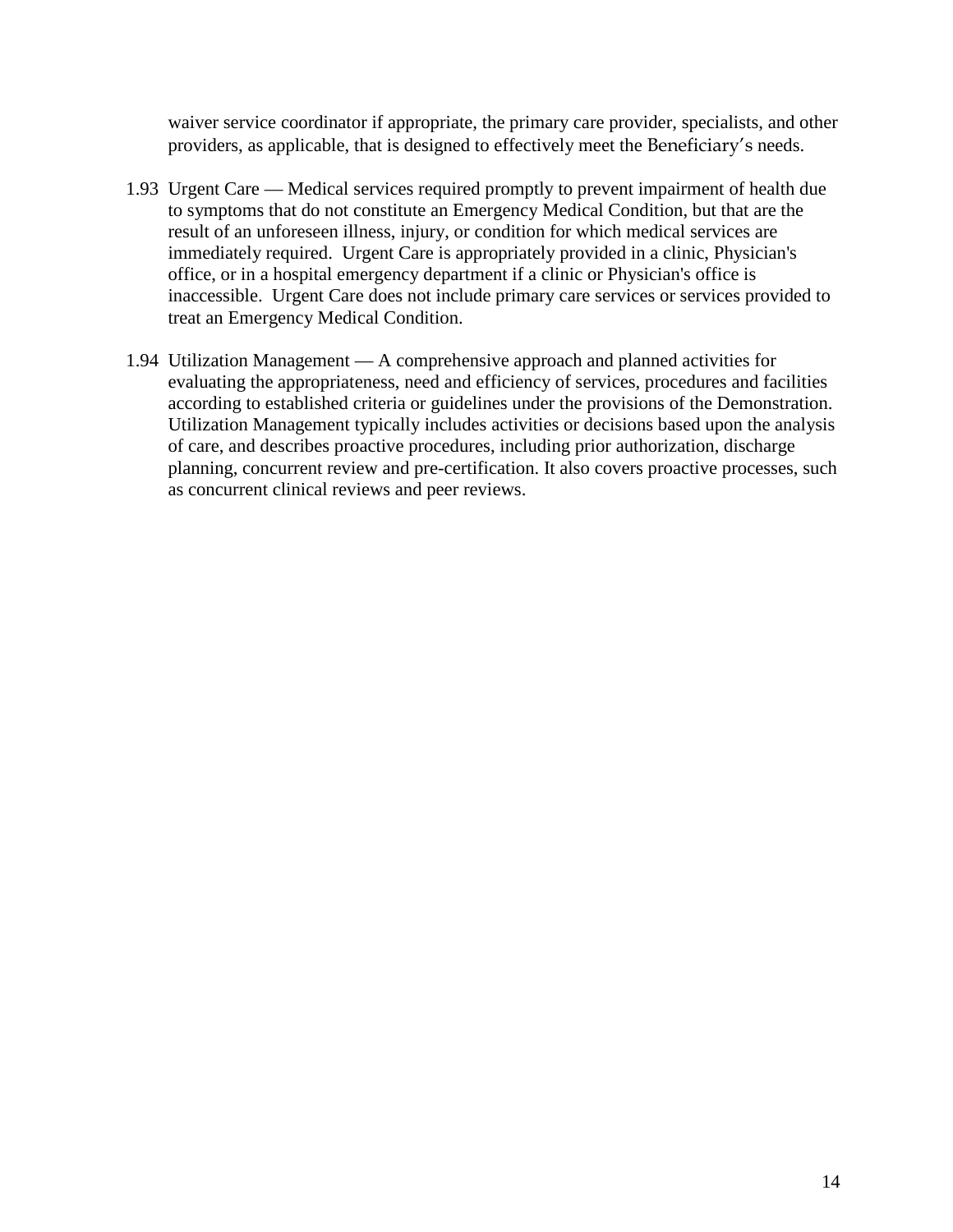waiver service coordinator if appropriate, the primary care provider, specialists, and other providers, as applicable, that is designed to effectively meet the Beneficiary's needs.

1.93 Urgent Care — Medical services required promptly to prevent impairment of health due to symptoms that do not constitute an Emergency Medical Condition, but that are the result of an unforeseen illness, injury, or condition for which medical services are immediately required. Urgent Care is appropriately provided in a clinic, Physician's office, or in a hospital emergency department if a clinic or Physician's office is inaccessible. Urgent Care does not include primary care services or services provided to treat an Emergency Medical Condition.

1.94 Utilization Management — A comprehensive approach and planned activities for evaluating the appropriateness, need and efficiency of services, procedures and facilities according to established criteria or guidelines under the provisions of the Demonstration. Utilization Management typically includes activities or decisions based upon the analysis of care, and describes proactive procedures, including prior authorization, discharge planning, concurrent review and pre-certification. It also covers proactive processes, such as concurrent clinical reviews and peer reviews.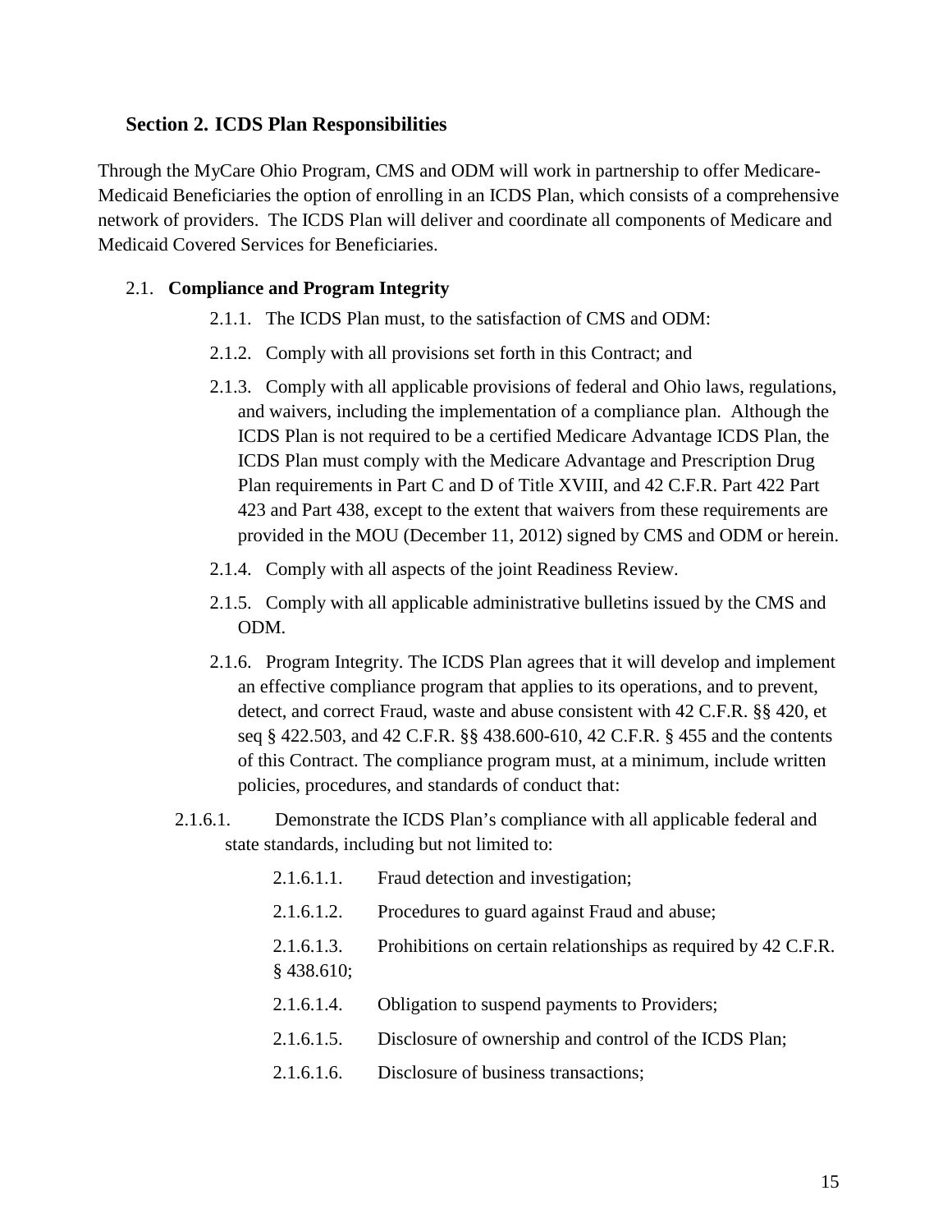## Section 2. ICDS Plan Responsibilities

Through the MyCare Ohio Program, CMS and ODM will work in partnership to offer Medicare-Medicaid Beneficiaries the option of enrolling in an ICDS Plan, which consists of a comprehensive network of providers. The ICDS Plan will deliver and coordinate all components of Medicare and Medicaid Covered Services for Beneficiaries.

### 2.1. Compliance and Program Integrity

2.1.1. The ICDS Plan must, to the satisfaction of CMS and ODM:

2.1.2. Comply with all provisions set forth in this Contract; and

2.1.3. Comply with all applicable provisions of federal and Ohio laws, regulations, and waivers, including the implementation of a compliance plan. Although the ICDS Plan is not required to be a certified Medicare Advantage ICDS Plan, the ICDS Plan must comply with the Medicare Advantage and Prescription Drug Plan requirements in Part C and D of Title XVIII, and 42 C.F.R. Part 422 Part 423 and Part 438, except to the extent that waivers from these requirements are provided in the MOU (December 11, 2012) signed by CMS and ODM or herein.

2.1.4. Comply with all aspects of the joint Readiness Review.

2.1.5. Comply with all applicable administrative bulletins issued by the CMS and ODM.

2.1.6. Program Integrity. The ICDS Plan agrees that it will develop and implement an effective compliance program that applies to its operations, and to prevent, detect, and correct Fraud, waste and abuse consistent with 42 C.F.R. §§ 420, et seq § 422.503, and 42 C.F.R. §§ 438.600-610, 42 C.F.R. § 455 and the contents of this Contract. The compliance program must, at a minimum, include written policies, procedures, and standards of conduct that:

2.1.6.1. Demonstrate the ICDS Plan's compliance with all applicable federal and state standards, including but not limited to:

2.1.6.1.1. Fraud detection and investigation;

2.1.6.1.2. Procedures to guard against Fraud and abuse;

2.1.6.1.3. Prohibitions on certain relationships as required by 42 C.F.R. § 438.610;

2.1.6.1.4. Obligation to suspend payments to Providers;

2.1.6.1.5. Disclosure of ownership and control of the ICDS Plan;

2.1.6.1.6. Disclosure of business transactions;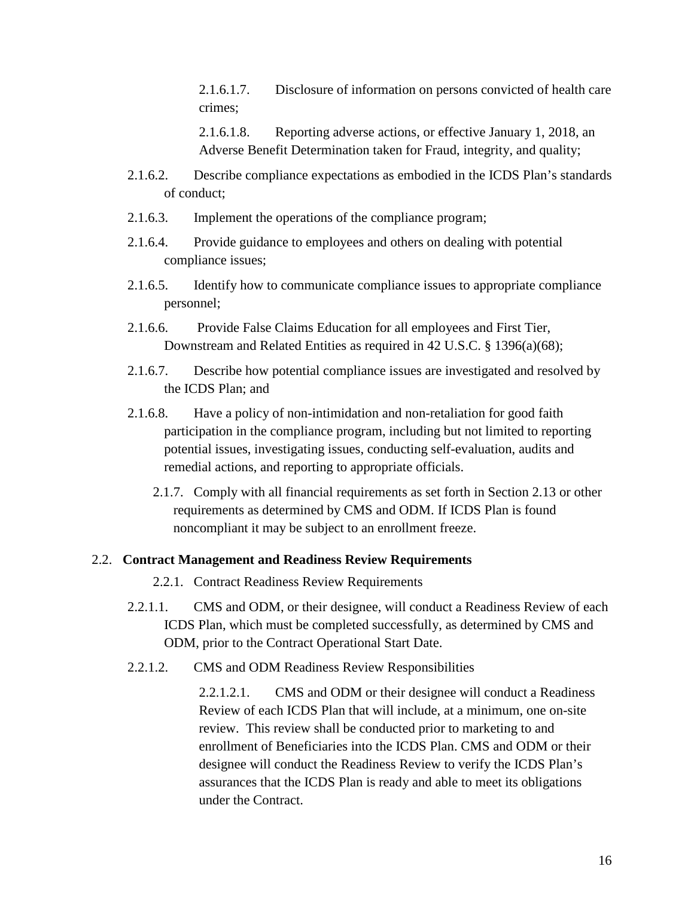2.1.6.1.7. Disclosure of information on persons convicted of health care crimes;

2.1.6.1.8. Reporting adverse actions, or effective January 1, 2018, an Adverse Benefit Determination taken for Fraud, integrity, and quality;

2.1.6.2. Describe compliance expectations as embodied in the ICDS Plan's standards of conduct;

2.1.6.3. Implement the operations of the compliance program;

2.1.6.4. Provide guidance to employees and others on dealing with potential compliance issues;

2.1.6.5. Identify how to communicate compliance issues to appropriate compliance personnel;

2.1.6.6. Provide False Claims Education for all employees and First Tier, Downstream and Related Entities as required in 42 U.S.C. § 1396(a)(68);

2.1.6.7. Describe how potential compliance issues are investigated and resolved by the ICDS Plan; and

2.1.6.8. Have a policy of non-intimidation and non-retaliation for good faith participation in the compliance program, including but not limited to reporting potential issues, investigating issues, conducting self-evaluation, audits and remedial actions, and reporting to appropriate officials.

2.1.7. Comply with all financial requirements as set forth in Section 2.13 or other requirements as determined by CMS and ODM. If ICDS Plan is found noncompliant it may be subject to an enrollment freeze.

## 2.2. **Contract Management and Readiness Review Requirements**

2.2.1. Contract Readiness Review Requirements

2.2.1.1. CMS and ODM, or their designee, will conduct a Readiness Review of each ICDS Plan, which must be completed successfully, as determined by CMS and ODM, prior to the Contract Operational Start Date.

2.2.1.2. CMS and ODM Readiness Review Responsibilities

2.2.1.2.1. CMS and ODM or their designee will conduct a Readiness Review of each ICDS Plan that will include, at a minimum, one on-site review. This review shall be conducted prior to marketing to and enrollment of Beneficiaries into the ICDS Plan. CMS and ODM or their designee will conduct the Readiness Review to verify the ICDS Plan's assurances that the ICDS Plan is ready and able to meet its obligations under the Contract.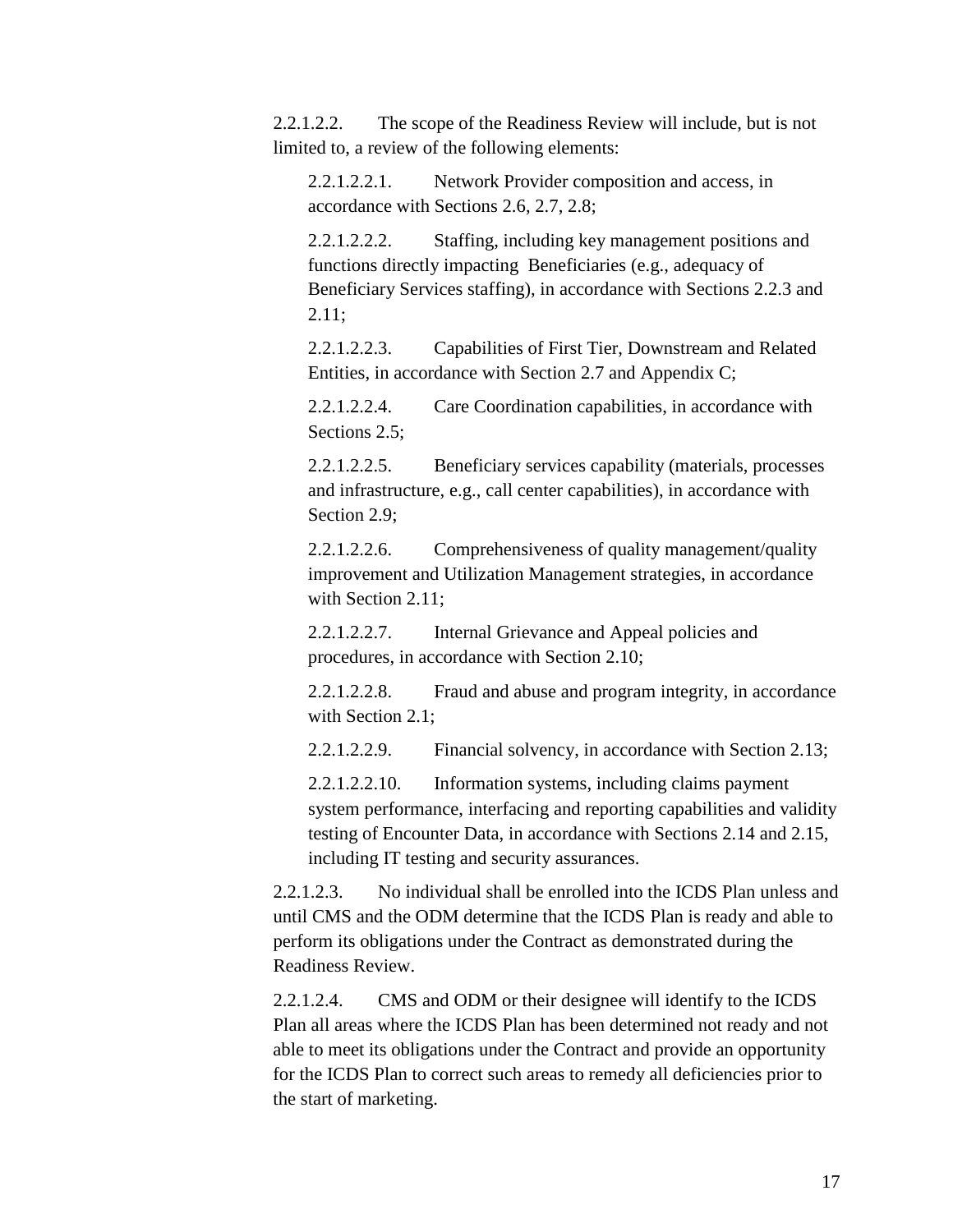2.2.1.2.2. The scope of the Readiness Review will include, but is not limited to, a review of the following elements:

> 2.2.1.2.2.1. Network Provider composition and access, in accordance with Sections 2.6, 2.7, 2.8;
>
> 2.2.1.2.2.2. Staffing, including key management positions and functions directly impacting Beneficiaries (e.g., adequacy of Beneficiary Services staffing), in accordance with Sections 2.2.3 and 2.11;
>
> 2.2.1.2.2.3. Capabilities of First Tier, Downstream and Related Entities, in accordance with Section 2.7 and Appendix C;
>
> 2.2.1.2.2.4. Care Coordination capabilities, in accordance with Sections 2.5;
>
> 2.2.1.2.2.5. Beneficiary services capability (materials, processes and infrastructure, e.g., call center capabilities), in accordance with Section 2.9;
>
> 2.2.1.2.2.6. Comprehensiveness of quality management/quality improvement and Utilization Management strategies, in accordance with Section 2.11;
>
> 2.2.1.2.2.7. Internal Grievance and Appeal policies and procedures, in accordance with Section 2.10;
>
> 2.2.1.2.2.8. Fraud and abuse and program integrity, in accordance with Section 2.1;
>
> 2.2.1.2.2.9. Financial solvency, in accordance with Section 2.13;
>
> 2.2.1.2.2.10. Information systems, including claims payment system performance, interfacing and reporting capabilities and validity testing of Encounter Data, in accordance with Sections 2.14 and 2.15, including IT testing and security assurances.

2.2.1.2.3. No individual shall be enrolled into the ICDS Plan unless and until CMS and the ODM determine that the ICDS Plan is ready and able to perform its obligations under the Contract as demonstrated during the Readiness Review.

2.2.1.2.4. CMS and ODM or their designee will identify to the ICDS Plan all areas where the ICDS Plan has been determined not ready and not able to meet its obligations under the Contract and provide an opportunity for the ICDS Plan to correct such areas to remedy all deficiencies prior to the start of marketing.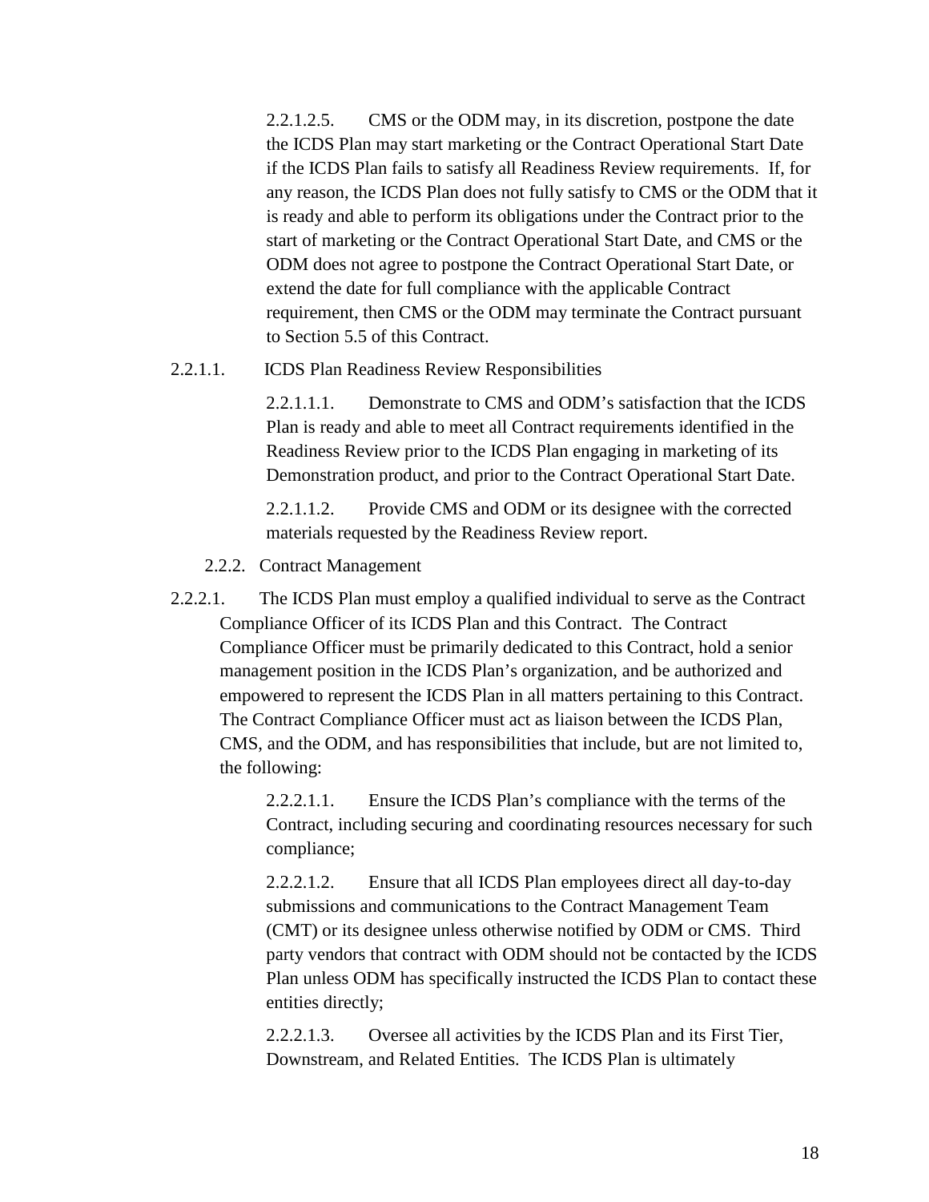2.2.1.2.5. CMS or the ODM may, in its discretion, postpone the date the ICDS Plan may start marketing or the Contract Operational Start Date if the ICDS Plan fails to satisfy all Readiness Review requirements. If, for any reason, the ICDS Plan does not fully satisfy to CMS or the ODM that it is ready and able to perform its obligations under the Contract prior to the start of marketing or the Contract Operational Start Date, and CMS or the ODM does not agree to postpone the Contract Operational Start Date, or extend the date for full compliance with the applicable Contract requirement, then CMS or the ODM may terminate the Contract pursuant to Section 5.5 of this Contract.

2.2.1.1. ICDS Plan Readiness Review Responsibilities

2.2.1.1.1. Demonstrate to CMS and ODM's satisfaction that the ICDS Plan is ready and able to meet all Contract requirements identified in the Readiness Review prior to the ICDS Plan engaging in marketing of its Demonstration product, and prior to the Contract Operational Start Date.

2.2.1.1.2. Provide CMS and ODM or its designee with the corrected materials requested by the Readiness Review report.

2.2.2. Contract Management

2.2.2.1. The ICDS Plan must employ a qualified individual to serve as the Contract Compliance Officer of its ICDS Plan and this Contract. The Contract Compliance Officer must be primarily dedicated to this Contract, hold a senior management position in the ICDS Plan's organization, and be authorized and empowered to represent the ICDS Plan in all matters pertaining to this Contract. The Contract Compliance Officer must act as liaison between the ICDS Plan, CMS, and the ODM, and has responsibilities that include, but are not limited to, the following:

2.2.2.1.1. Ensure the ICDS Plan's compliance with the terms of the Contract, including securing and coordinating resources necessary for such compliance;

2.2.2.1.2. Ensure that all ICDS Plan employees direct all day-to-day submissions and communications to the Contract Management Team (CMT) or its designee unless otherwise notified by ODM or CMS. Third party vendors that contract with ODM should not be contacted by the ICDS Plan unless ODM has specifically instructed the ICDS Plan to contact these entities directly;

2.2.2.1.3. Oversee all activities by the ICDS Plan and its First Tier, Downstream, and Related Entities. The ICDS Plan is ultimately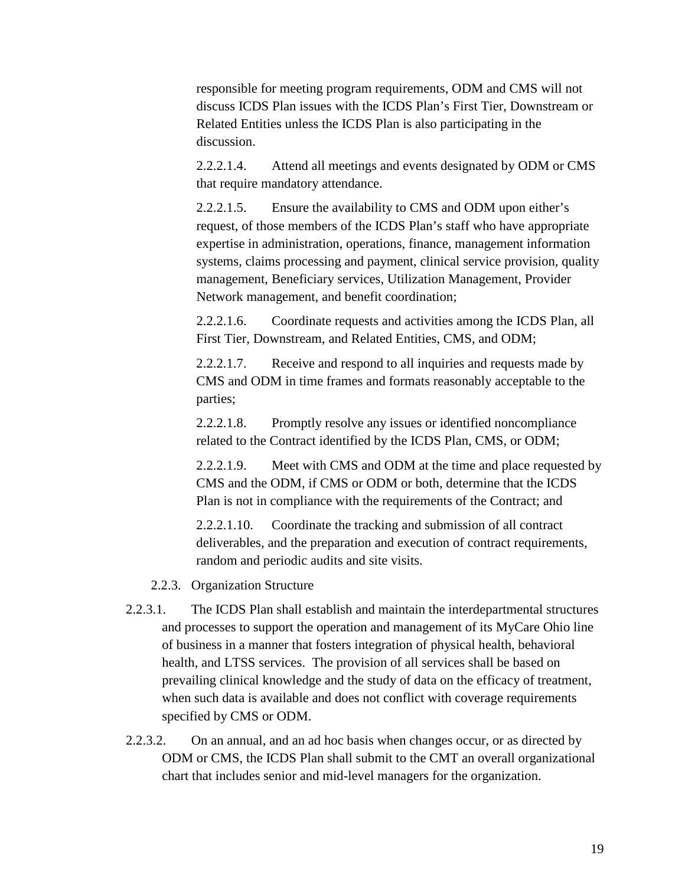responsible for meeting program requirements, ODM and CMS will not discuss ICDS Plan issues with the ICDS Plan's First Tier, Downstream or Related Entities unless the ICDS Plan is also participating in the discussion.

2.2.2.1.4. Attend all meetings and events designated by ODM or CMS that require mandatory attendance.

2.2.2.1.5. Ensure the availability to CMS and ODM upon either's request, of those members of the ICDS Plan's staff who have appropriate expertise in administration, operations, finance, management information systems, claims processing and payment, clinical service provision, quality management, Beneficiary services, Utilization Management, Provider Network management, and benefit coordination;

2.2.2.1.6. Coordinate requests and activities among the ICDS Plan, all First Tier, Downstream, and Related Entities, CMS, and ODM;

2.2.2.1.7. Receive and respond to all inquiries and requests made by CMS and ODM in time frames and formats reasonably acceptable to the parties;

2.2.2.1.8. Promptly resolve any issues or identified noncompliance related to the Contract identified by the ICDS Plan, CMS, or ODM;

2.2.2.1.9. Meet with CMS and ODM at the time and place requested by CMS and the ODM, if CMS or ODM or both, determine that the ICDS Plan is not in compliance with the requirements of the Contract; and

2.2.2.1.10. Coordinate the tracking and submission of all contract deliverables, and the preparation and execution of contract requirements, random and periodic audits and site visits.

2.2.3. Organization Structure

2.2.3.1. The ICDS Plan shall establish and maintain the interdepartmental structures and processes to support the operation and management of its MyCare Ohio line of business in a manner that fosters integration of physical health, behavioral health, and LTSS services. The provision of all services shall be based on prevailing clinical knowledge and the study of data on the efficacy of treatment, when such data is available and does not conflict with coverage requirements specified by CMS or ODM.

2.2.3.2. On an annual, and an ad hoc basis when changes occur, or as directed by ODM or CMS, the ICDS Plan shall submit to the CMT an overall organizational chart that includes senior and mid-level managers for the organization.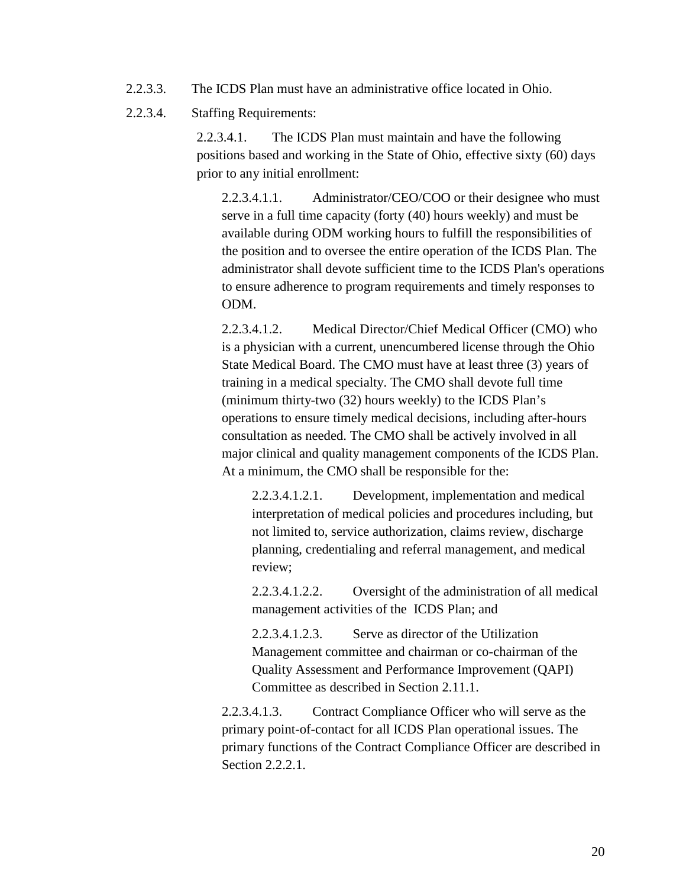2.2.3.3. The ICDS Plan must have an administrative office located in Ohio.

2.2.3.4. Staffing Requirements:

2.2.3.4.1. The ICDS Plan must maintain and have the following positions based and working in the State of Ohio, effective sixty (60) days prior to any initial enrollment:

2.2.3.4.1.1. Administrator/CEO/COO or their designee who must serve in a full time capacity (forty (40) hours weekly) and must be available during ODM working hours to fulfill the responsibilities of the position and to oversee the entire operation of the ICDS Plan. The administrator shall devote sufficient time to the ICDS Plan's operations to ensure adherence to program requirements and timely responses to ODM.

2.2.3.4.1.2. Medical Director/Chief Medical Officer (CMO) who is a physician with a current, unencumbered license through the Ohio State Medical Board. The CMO must have at least three (3) years of training in a medical specialty. The CMO shall devote full time (minimum thirty-two (32) hours weekly) to the ICDS Plan's operations to ensure timely medical decisions, including after-hours consultation as needed. The CMO shall be actively involved in all major clinical and quality management components of the ICDS Plan. At a minimum, the CMO shall be responsible for the:

2.2.3.4.1.2.1. Development, implementation and medical interpretation of medical policies and procedures including, but not limited to, service authorization, claims review, discharge planning, credentialing and referral management, and medical review;

2.2.3.4.1.2.2. Oversight of the administration of all medical management activities of the ICDS Plan; and

2.2.3.4.1.2.3. Serve as director of the Utilization Management committee and chairman or co-chairman of the Quality Assessment and Performance Improvement (QAPI) Committee as described in Section 2.11.1.

2.2.3.4.1.3. Contract Compliance Officer who will serve as the primary point-of-contact for all ICDS Plan operational issues. The primary functions of the Contract Compliance Officer are described in Section 2.2.2.1.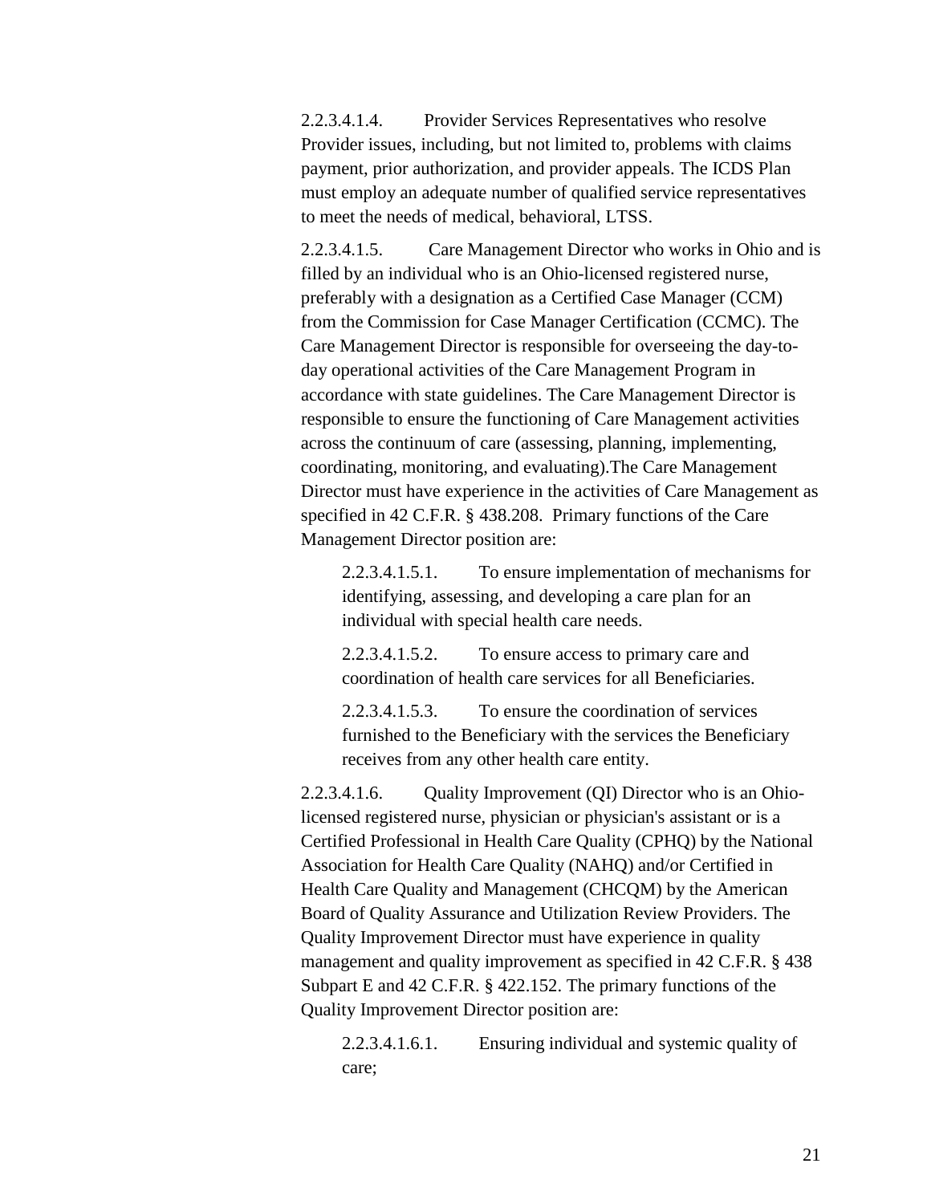2.2.3.4.1.4. Provider Services Representatives who resolve Provider issues, including, but not limited to, problems with claims payment, prior authorization, and provider appeals. The ICDS Plan must employ an adequate number of qualified service representatives to meet the needs of medical, behavioral, LTSS.

2.2.3.4.1.5. Care Management Director who works in Ohio and is filled by an individual who is an Ohio-licensed registered nurse, preferably with a designation as a Certified Case Manager (CCM) from the Commission for Case Manager Certification (CCMC). The Care Management Director is responsible for overseeing the day-to-day operational activities of the Care Management Program in accordance with state guidelines. The Care Management Director is responsible to ensure the functioning of Care Management activities across the continuum of care (assessing, planning, implementing, coordinating, monitoring, and evaluating).The Care Management Director must have experience in the activities of Care Management as specified in 42 C.F.R. § 438.208. Primary functions of the Care Management Director position are:

> 2.2.3.4.1.5.1. To ensure implementation of mechanisms for identifying, assessing, and developing a care plan for an individual with special health care needs.
>
> 2.2.3.4.1.5.2. To ensure access to primary care and coordination of health care services for all Beneficiaries.
>
> 2.2.3.4.1.5.3. To ensure the coordination of services furnished to the Beneficiary with the services the Beneficiary receives from any other health care entity.

2.2.3.4.1.6. Quality Improvement (QI) Director who is an Ohio-licensed registered nurse, physician or physician's assistant or is a Certified Professional in Health Care Quality (CPHQ) by the National Association for Health Care Quality (NAHQ) and/or Certified in Health Care Quality and Management (CHCQM) by the American Board of Quality Assurance and Utilization Review Providers. The Quality Improvement Director must have experience in quality management and quality improvement as specified in 42 C.F.R. § 438 Subpart E and 42 C.F.R. § 422.152. The primary functions of the Quality Improvement Director position are:

> 2.2.3.4.1.6.1. Ensuring individual and systemic quality of care;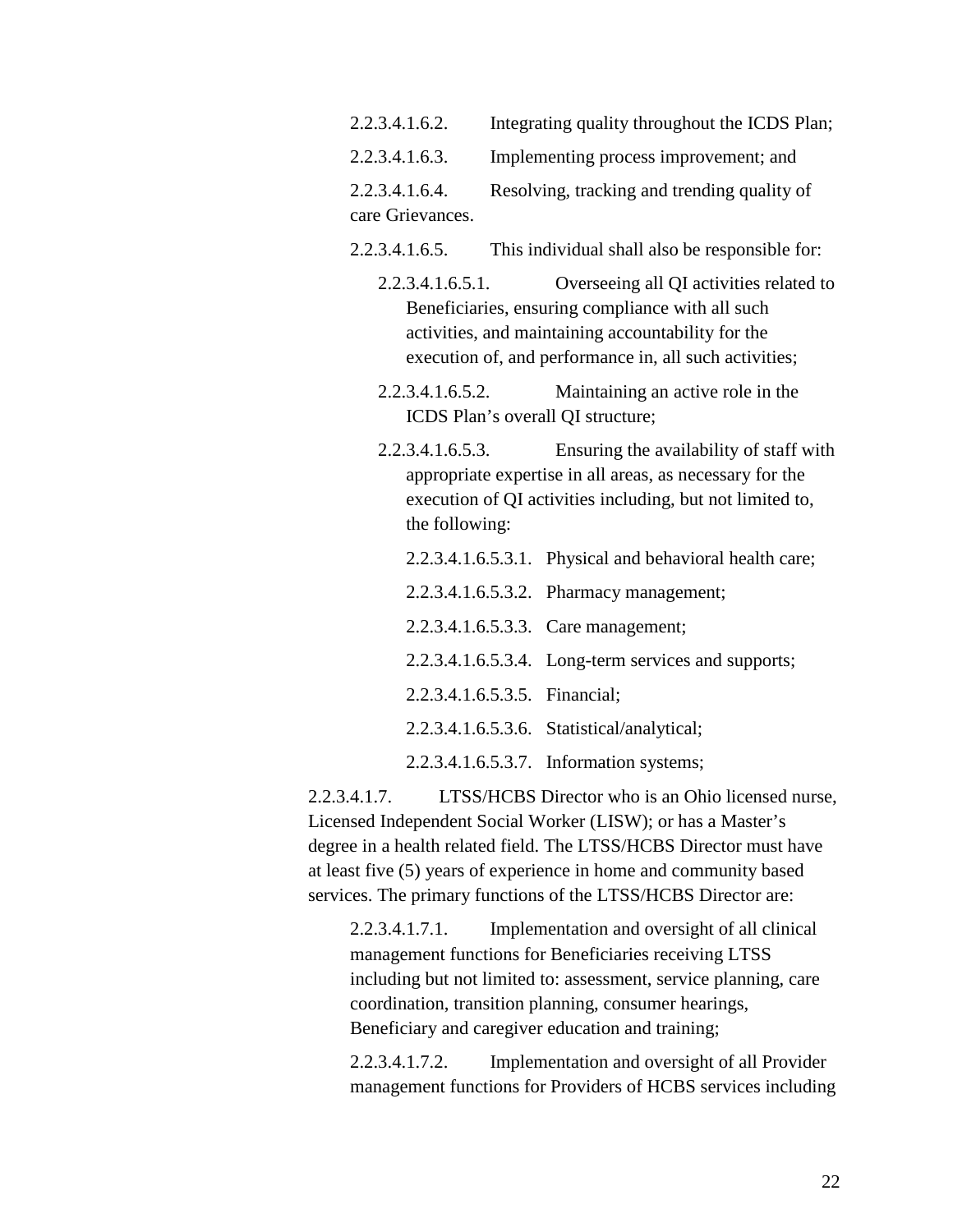2.2.3.4.1.6.2. Integrating quality throughout the ICDS Plan;

2.2.3.4.1.6.3. Implementing process improvement; and

2.2.3.4.1.6.4. Resolving, tracking and trending quality of care Grievances.

2.2.3.4.1.6.5. This individual shall also be responsible for:

2.2.3.4.1.6.5.1. Overseeing all QI activities related to Beneficiaries, ensuring compliance with all such activities, and maintaining accountability for the execution of, and performance in, all such activities;

2.2.3.4.1.6.5.2. Maintaining an active role in the ICDS Plan's overall QI structure;

2.2.3.4.1.6.5.3. Ensuring the availability of staff with appropriate expertise in all areas, as necessary for the execution of QI activities including, but not limited to, the following:

2.2.3.4.1.6.5.3.1. Physical and behavioral health care;

2.2.3.4.1.6.5.3.2. Pharmacy management;

2.2.3.4.1.6.5.3.3. Care management;

2.2.3.4.1.6.5.3.4. Long-term services and supports;

2.2.3.4.1.6.5.3.5. Financial;

2.2.3.4.1.6.5.3.6. Statistical/analytical;

2.2.3.4.1.6.5.3.7. Information systems;

2.2.3.4.1.7. LTSS/HCBS Director who is an Ohio licensed nurse, Licensed Independent Social Worker (LISW); or has a Master's degree in a health related field. The LTSS/HCBS Director must have at least five (5) years of experience in home and community based services. The primary functions of the LTSS/HCBS Director are:

2.2.3.4.1.7.1. Implementation and oversight of all clinical management functions for Beneficiaries receiving LTSS including but not limited to: assessment, service planning, care coordination, transition planning, consumer hearings, Beneficiary and caregiver education and training;

2.2.3.4.1.7.2. Implementation and oversight of all Provider management functions for Providers of HCBS services including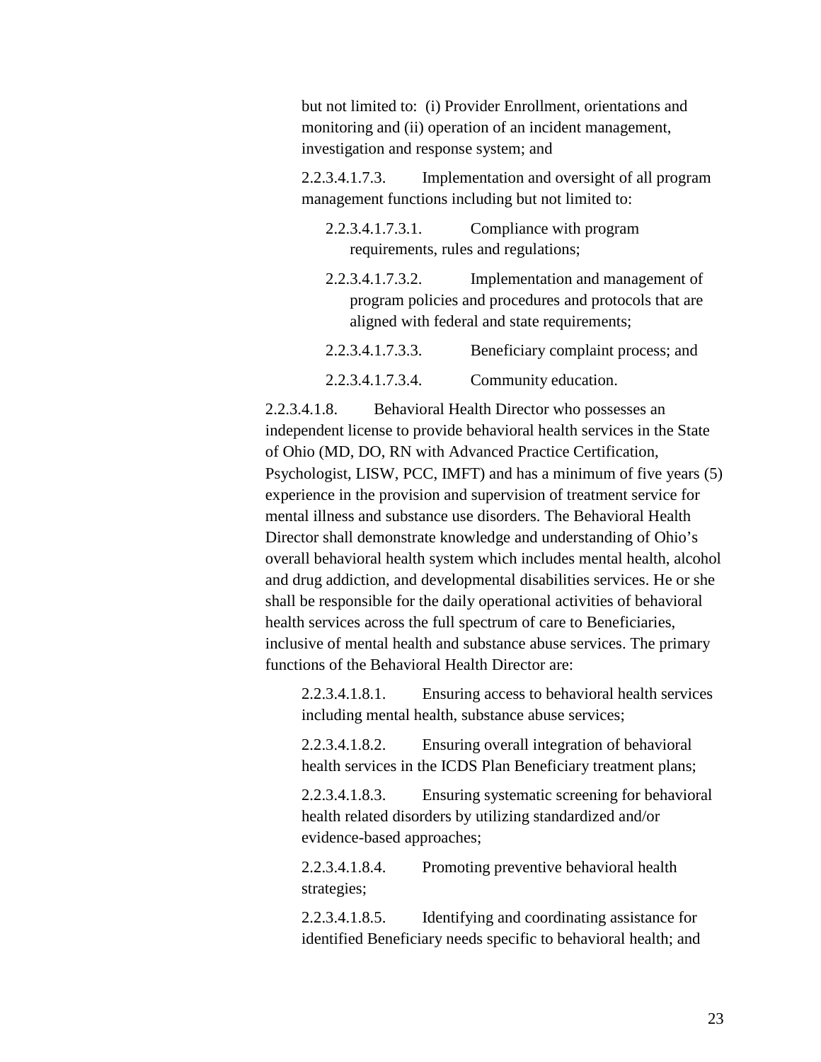but not limited to: (i) Provider Enrollment, orientations and monitoring and (ii) operation of an incident management, investigation and response system; and

2.2.3.4.1.7.3. Implementation and oversight of all program management functions including but not limited to:

2.2.3.4.1.7.3.1. Compliance with program requirements, rules and regulations;

2.2.3.4.1.7.3.2. Implementation and management of program policies and procedures and protocols that are aligned with federal and state requirements;

2.2.3.4.1.7.3.3. Beneficiary complaint process; and

2.2.3.4.1.7.3.4. Community education.

2.2.3.4.1.8. Behavioral Health Director who possesses an independent license to provide behavioral health services in the State of Ohio (MD, DO, RN with Advanced Practice Certification, Psychologist, LISW, PCC, IMFT) and has a minimum of five years (5) experience in the provision and supervision of treatment service for mental illness and substance use disorders. The Behavioral Health Director shall demonstrate knowledge and understanding of Ohio's overall behavioral health system which includes mental health, alcohol and drug addiction, and developmental disabilities services. He or she shall be responsible for the daily operational activities of behavioral health services across the full spectrum of care to Beneficiaries, inclusive of mental health and substance abuse services. The primary functions of the Behavioral Health Director are:

2.2.3.4.1.8.1. Ensuring access to behavioral health services including mental health, substance abuse services;

2.2.3.4.1.8.2. Ensuring overall integration of behavioral health services in the ICDS Plan Beneficiary treatment plans;

2.2.3.4.1.8.3. Ensuring systematic screening for behavioral health related disorders by utilizing standardized and/or evidence-based approaches;

2.2.3.4.1.8.4. Promoting preventive behavioral health strategies;

2.2.3.4.1.8.5. Identifying and coordinating assistance for identified Beneficiary needs specific to behavioral health; and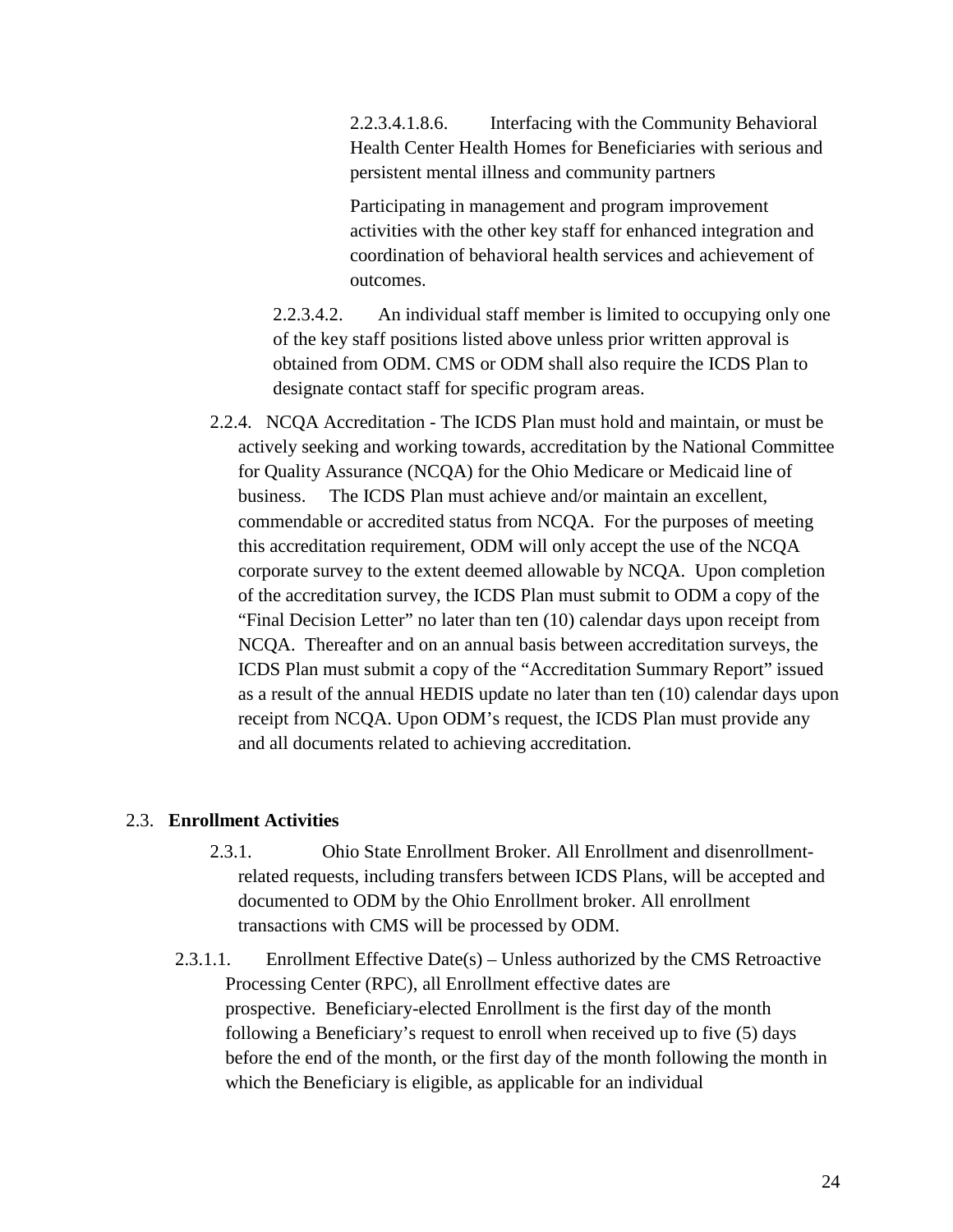2.2.3.4.1.8.6. Interfacing with the Community Behavioral Health Center Health Homes for Beneficiaries with serious and persistent mental illness and community partners

Participating in management and program improvement activities with the other key staff for enhanced integration and coordination of behavioral health services and achievement of outcomes.

2.2.3.4.2. An individual staff member is limited to occupying only one of the key staff positions listed above unless prior written approval is obtained from ODM. CMS or ODM shall also require the ICDS Plan to designate contact staff for specific program areas.

2.2.4. NCQA Accreditation - The ICDS Plan must hold and maintain, or must be actively seeking and working towards, accreditation by the National Committee for Quality Assurance (NCQA) for the Ohio Medicare or Medicaid line of business. The ICDS Plan must achieve and/or maintain an excellent, commendable or accredited status from NCQA. For the purposes of meeting this accreditation requirement, ODM will only accept the use of the NCQA corporate survey to the extent deemed allowable by NCQA. Upon completion of the accreditation survey, the ICDS Plan must submit to ODM a copy of the "Final Decision Letter" no later than ten (10) calendar days upon receipt from NCQA. Thereafter and on an annual basis between accreditation surveys, the ICDS Plan must submit a copy of the "Accreditation Summary Report" issued as a result of the annual HEDIS update no later than ten (10) calendar days upon receipt from NCQA. Upon ODM's request, the ICDS Plan must provide any and all documents related to achieving accreditation.

2.3. **Enrollment Activities**

2.3.1. Ohio State Enrollment Broker. All Enrollment and disenrollment-related requests, including transfers between ICDS Plans, will be accepted and documented to ODM by the Ohio Enrollment broker. All enrollment transactions with CMS will be processed by ODM.

2.3.1.1. Enrollment Effective Date(s) – Unless authorized by the CMS Retroactive Processing Center (RPC), all Enrollment effective dates are prospective. Beneficiary-elected Enrollment is the first day of the month following a Beneficiary's request to enroll when received up to five (5) days before the end of the month, or the first day of the month following the month in which the Beneficiary is eligible, as applicable for an individual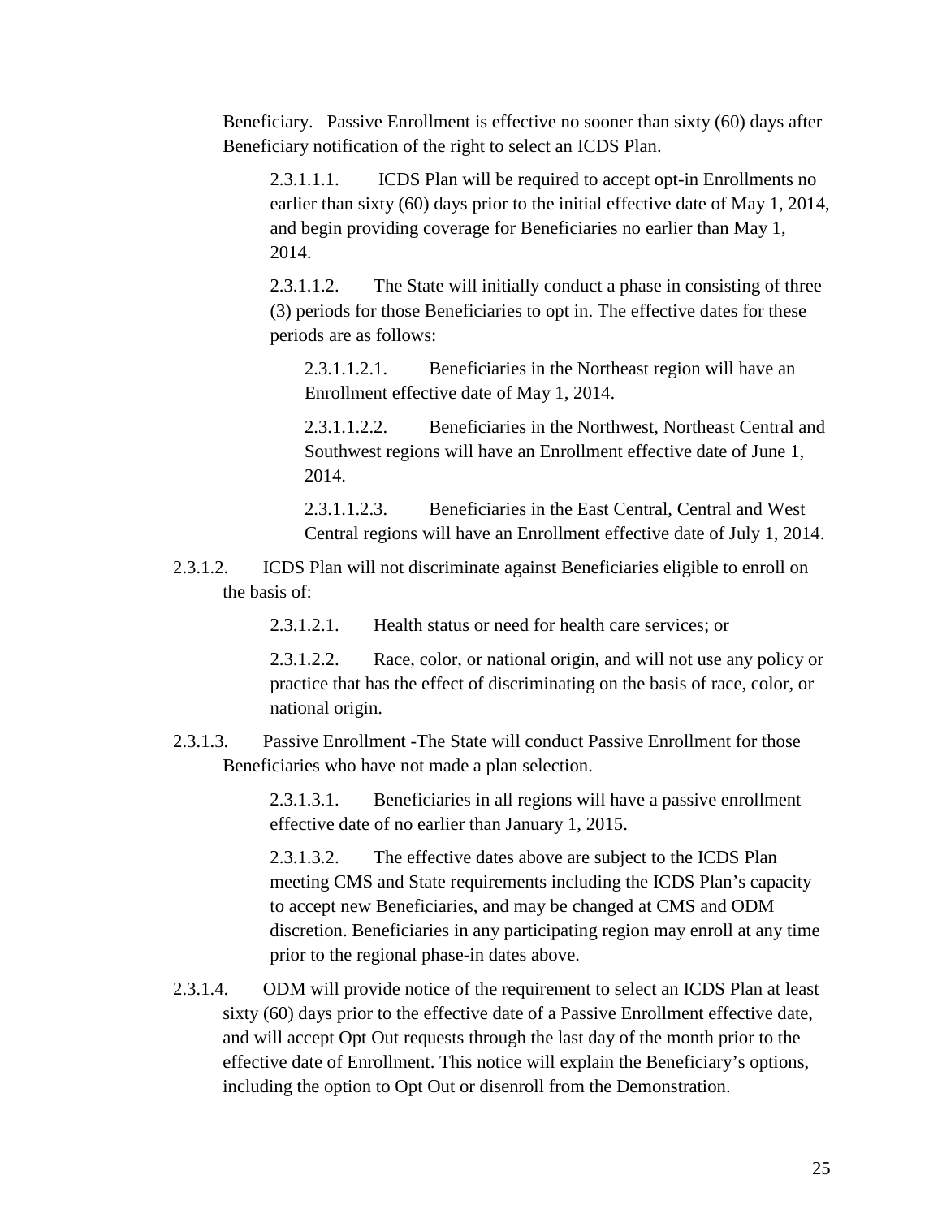Beneficiary. Passive Enrollment is effective no sooner than sixty (60) days after Beneficiary notification of the right to select an ICDS Plan.

2.3.1.1.1. ICDS Plan will be required to accept opt-in Enrollments no earlier than sixty (60) days prior to the initial effective date of May 1, 2014, and begin providing coverage for Beneficiaries no earlier than May 1, 2014.

2.3.1.1.2. The State will initially conduct a phase in consisting of three (3) periods for those Beneficiaries to opt in. The effective dates for these periods are as follows:

2.3.1.1.2.1. Beneficiaries in the Northeast region will have an Enrollment effective date of May 1, 2014.

2.3.1.1.2.2. Beneficiaries in the Northwest, Northeast Central and Southwest regions will have an Enrollment effective date of June 1, 2014.

2.3.1.1.2.3. Beneficiaries in the East Central, Central and West Central regions will have an Enrollment effective date of July 1, 2014.

2.3.1.2. ICDS Plan will not discriminate against Beneficiaries eligible to enroll on the basis of:

2.3.1.2.1. Health status or need for health care services; or

2.3.1.2.2. Race, color, or national origin, and will not use any policy or practice that has the effect of discriminating on the basis of race, color, or national origin.

2.3.1.3. Passive Enrollment -The State will conduct Passive Enrollment for those Beneficiaries who have not made a plan selection.

2.3.1.3.1. Beneficiaries in all regions will have a passive enrollment effective date of no earlier than January 1, 2015.

2.3.1.3.2. The effective dates above are subject to the ICDS Plan meeting CMS and State requirements including the ICDS Plan's capacity to accept new Beneficiaries, and may be changed at CMS and ODM discretion. Beneficiaries in any participating region may enroll at any time prior to the regional phase-in dates above.

2.3.1.4. ODM will provide notice of the requirement to select an ICDS Plan at least sixty (60) days prior to the effective date of a Passive Enrollment effective date, and will accept Opt Out requests through the last day of the month prior to the effective date of Enrollment. This notice will explain the Beneficiary's options, including the option to Opt Out or disenroll from the Demonstration.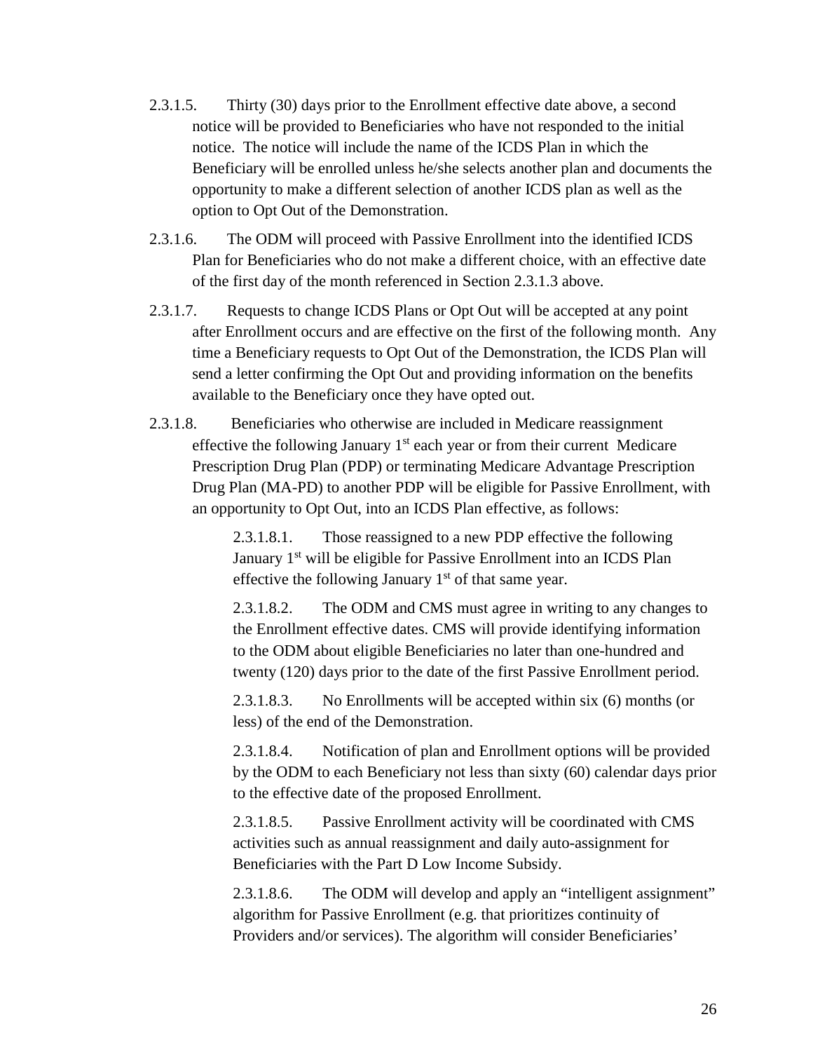2.3.1.5. Thirty (30) days prior to the Enrollment effective date above, a second notice will be provided to Beneficiaries who have not responded to the initial notice. The notice will include the name of the ICDS Plan in which the Beneficiary will be enrolled unless he/she selects another plan and documents the opportunity to make a different selection of another ICDS plan as well as the option to Opt Out of the Demonstration.

2.3.1.6. The ODM will proceed with Passive Enrollment into the identified ICDS Plan for Beneficiaries who do not make a different choice, with an effective date of the first day of the month referenced in Section 2.3.1.3 above.

2.3.1.7. Requests to change ICDS Plans or Opt Out will be accepted at any point after Enrollment occurs and are effective on the first of the following month. Any time a Beneficiary requests to Opt Out of the Demonstration, the ICDS Plan will send a letter confirming the Opt Out and providing information on the benefits available to the Beneficiary once they have opted out.

2.3.1.8. Beneficiaries who otherwise are included in Medicare reassignment effective the following January 1st each year or from their current Medicare Prescription Drug Plan (PDP) or terminating Medicare Advantage Prescription Drug Plan (MA-PD) to another PDP will be eligible for Passive Enrollment, with an opportunity to Opt Out, into an ICDS Plan effective, as follows:

> 2.3.1.8.1. Those reassigned to a new PDP effective the following January 1st will be eligible for Passive Enrollment into an ICDS Plan effective the following January 1st of that same year.
>
> 2.3.1.8.2. The ODM and CMS must agree in writing to any changes to the Enrollment effective dates. CMS will provide identifying information to the ODM about eligible Beneficiaries no later than one-hundred and twenty (120) days prior to the date of the first Passive Enrollment period.
>
> 2.3.1.8.3. No Enrollments will be accepted within six (6) months (or less) of the end of the Demonstration.
>
> 2.3.1.8.4. Notification of plan and Enrollment options will be provided by the ODM to each Beneficiary not less than sixty (60) calendar days prior to the effective date of the proposed Enrollment.
>
> 2.3.1.8.5. Passive Enrollment activity will be coordinated with CMS activities such as annual reassignment and daily auto-assignment for Beneficiaries with the Part D Low Income Subsidy.
>
> 2.3.1.8.6. The ODM will develop and apply an "intelligent assignment" algorithm for Passive Enrollment (e.g. that prioritizes continuity of Providers and/or services). The algorithm will consider Beneficiaries'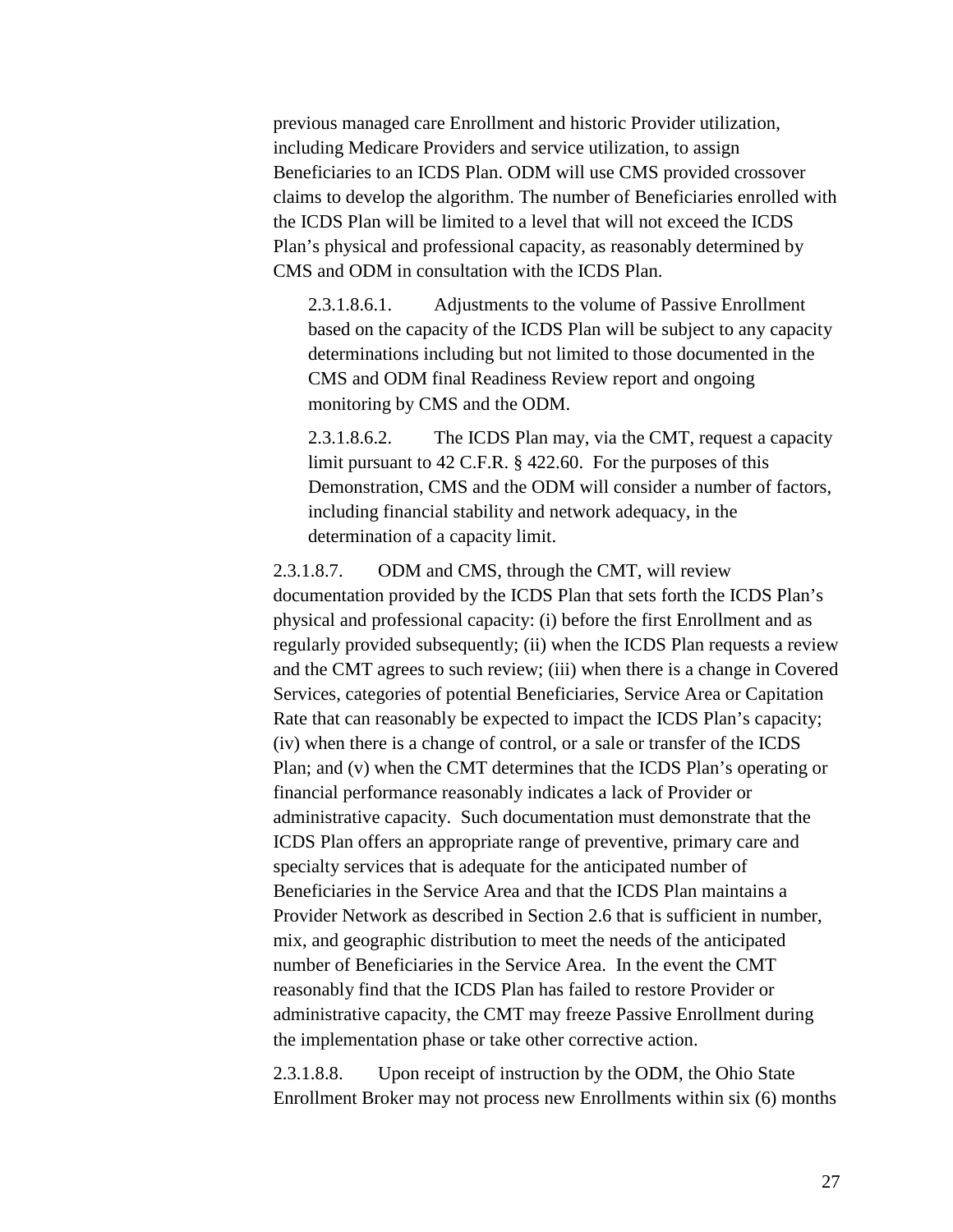previous managed care Enrollment and historic Provider utilization, including Medicare Providers and service utilization, to assign Beneficiaries to an ICDS Plan. ODM will use CMS provided crossover claims to develop the algorithm. The number of Beneficiaries enrolled with the ICDS Plan will be limited to a level that will not exceed the ICDS Plan's physical and professional capacity, as reasonably determined by CMS and ODM in consultation with the ICDS Plan.

2.3.1.8.6.1. Adjustments to the volume of Passive Enrollment based on the capacity of the ICDS Plan will be subject to any capacity determinations including but not limited to those documented in the CMS and ODM final Readiness Review report and ongoing monitoring by CMS and the ODM.

2.3.1.8.6.2. The ICDS Plan may, via the CMT, request a capacity limit pursuant to 42 C.F.R. § 422.60. For the purposes of this Demonstration, CMS and the ODM will consider a number of factors, including financial stability and network adequacy, in the determination of a capacity limit.

2.3.1.8.7. ODM and CMS, through the CMT, will review documentation provided by the ICDS Plan that sets forth the ICDS Plan's physical and professional capacity: (i) before the first Enrollment and as regularly provided subsequently; (ii) when the ICDS Plan requests a review and the CMT agrees to such review; (iii) when there is a change in Covered Services, categories of potential Beneficiaries, Service Area or Capitation Rate that can reasonably be expected to impact the ICDS Plan's capacity; (iv) when there is a change of control, or a sale or transfer of the ICDS Plan; and (v) when the CMT determines that the ICDS Plan's operating or financial performance reasonably indicates a lack of Provider or administrative capacity. Such documentation must demonstrate that the ICDS Plan offers an appropriate range of preventive, primary care and specialty services that is adequate for the anticipated number of Beneficiaries in the Service Area and that the ICDS Plan maintains a Provider Network as described in Section 2.6 that is sufficient in number, mix, and geographic distribution to meet the needs of the anticipated number of Beneficiaries in the Service Area. In the event the CMT reasonably find that the ICDS Plan has failed to restore Provider or administrative capacity, the CMT may freeze Passive Enrollment during the implementation phase or take other corrective action.

2.3.1.8.8. Upon receipt of instruction by the ODM, the Ohio State Enrollment Broker may not process new Enrollments within six (6) months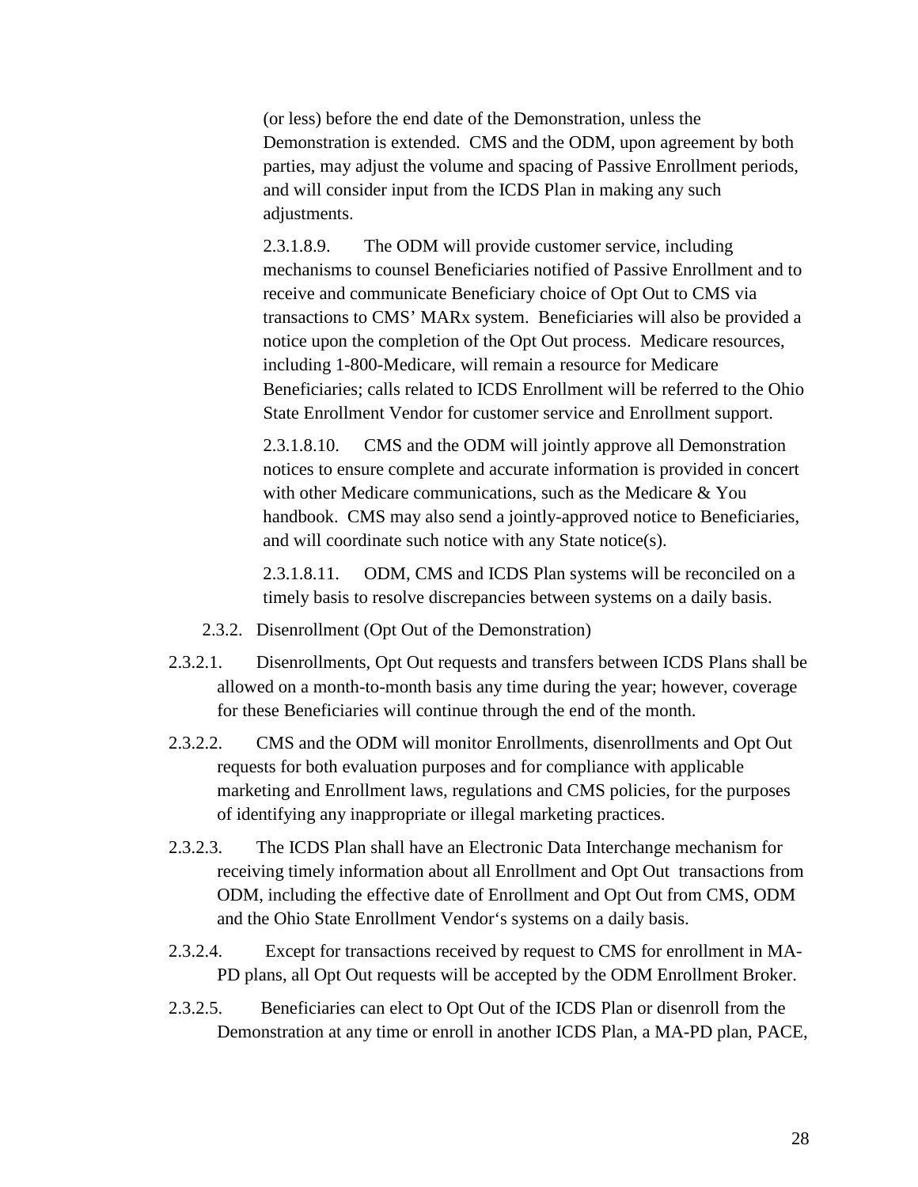(or less) before the end date of the Demonstration, unless the Demonstration is extended. CMS and the ODM, upon agreement by both parties, may adjust the volume and spacing of Passive Enrollment periods, and will consider input from the ICDS Plan in making any such adjustments.

2.3.1.8.9. The ODM will provide customer service, including mechanisms to counsel Beneficiaries notified of Passive Enrollment and to receive and communicate Beneficiary choice of Opt Out to CMS via transactions to CMS' MARx system. Beneficiaries will also be provided a notice upon the completion of the Opt Out process. Medicare resources, including 1-800-Medicare, will remain a resource for Medicare Beneficiaries; calls related to ICDS Enrollment will be referred to the Ohio State Enrollment Vendor for customer service and Enrollment support.

2.3.1.8.10. CMS and the ODM will jointly approve all Demonstration notices to ensure complete and accurate information is provided in concert with other Medicare communications, such as the Medicare & You handbook. CMS may also send a jointly-approved notice to Beneficiaries, and will coordinate such notice with any State notice(s).

2.3.1.8.11. ODM, CMS and ICDS Plan systems will be reconciled on a timely basis to resolve discrepancies between systems on a daily basis.

2.3.2. Disenrollment (Opt Out of the Demonstration)

2.3.2.1. Disenrollments, Opt Out requests and transfers between ICDS Plans shall be allowed on a month-to-month basis any time during the year; however, coverage for these Beneficiaries will continue through the end of the month.

2.3.2.2. CMS and the ODM will monitor Enrollments, disenrollments and Opt Out requests for both evaluation purposes and for compliance with applicable marketing and Enrollment laws, regulations and CMS policies, for the purposes of identifying any inappropriate or illegal marketing practices.

2.3.2.3. The ICDS Plan shall have an Electronic Data Interchange mechanism for receiving timely information about all Enrollment and Opt Out transactions from ODM, including the effective date of Enrollment and Opt Out from CMS, ODM and the Ohio State Enrollment Vendor's systems on a daily basis.

2.3.2.4. Except for transactions received by request to CMS for enrollment in MA-PD plans, all Opt Out requests will be accepted by the ODM Enrollment Broker.

2.3.2.5. Beneficiaries can elect to Opt Out of the ICDS Plan or disenroll from the Demonstration at any time or enroll in another ICDS Plan, a MA-PD plan, PACE,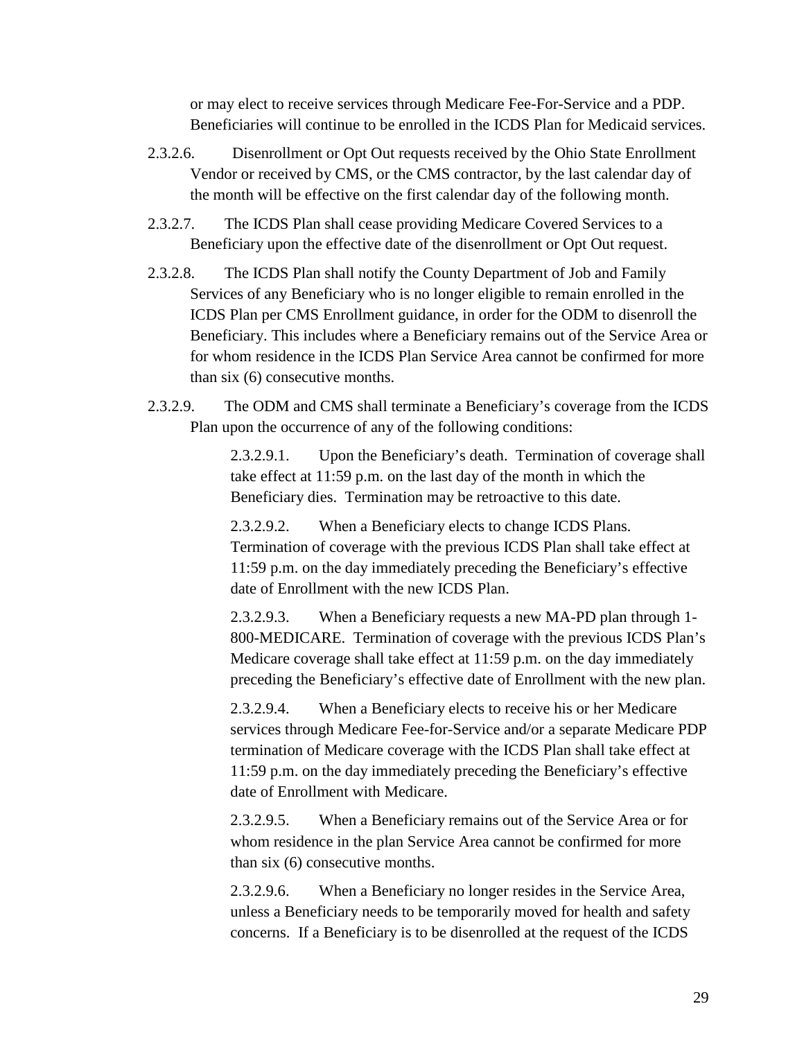or may elect to receive services through Medicare Fee-For-Service and a PDP. Beneficiaries will continue to be enrolled in the ICDS Plan for Medicaid services.

2.3.2.6. Disenrollment or Opt Out requests received by the Ohio State Enrollment Vendor or received by CMS, or the CMS contractor, by the last calendar day of the month will be effective on the first calendar day of the following month.

2.3.2.7. The ICDS Plan shall cease providing Medicare Covered Services to a Beneficiary upon the effective date of the disenrollment or Opt Out request.

2.3.2.8. The ICDS Plan shall notify the County Department of Job and Family Services of any Beneficiary who is no longer eligible to remain enrolled in the ICDS Plan per CMS Enrollment guidance, in order for the ODM to disenroll the Beneficiary. This includes where a Beneficiary remains out of the Service Area or for whom residence in the ICDS Plan Service Area cannot be confirmed for more than six (6) consecutive months.

2.3.2.9. The ODM and CMS shall terminate a Beneficiary's coverage from the ICDS Plan upon the occurrence of any of the following conditions:

> 2.3.2.9.1. Upon the Beneficiary's death. Termination of coverage shall take effect at 11:59 p.m. on the last day of the month in which the Beneficiary dies. Termination may be retroactive to this date.
>
> 2.3.2.9.2. When a Beneficiary elects to change ICDS Plans. Termination of coverage with the previous ICDS Plan shall take effect at 11:59 p.m. on the day immediately preceding the Beneficiary's effective date of Enrollment with the new ICDS Plan.
>
> 2.3.2.9.3. When a Beneficiary requests a new MA-PD plan through 1-800-MEDICARE. Termination of coverage with the previous ICDS Plan's Medicare coverage shall take effect at 11:59 p.m. on the day immediately preceding the Beneficiary's effective date of Enrollment with the new plan.
>
> 2.3.2.9.4. When a Beneficiary elects to receive his or her Medicare services through Medicare Fee-for-Service and/or a separate Medicare PDP termination of Medicare coverage with the ICDS Plan shall take effect at 11:59 p.m. on the day immediately preceding the Beneficiary's effective date of Enrollment with Medicare.
>
> 2.3.2.9.5. When a Beneficiary remains out of the Service Area or for whom residence in the plan Service Area cannot be confirmed for more than six (6) consecutive months.
>
> 2.3.2.9.6. When a Beneficiary no longer resides in the Service Area, unless a Beneficiary needs to be temporarily moved for health and safety concerns. If a Beneficiary is to be disenrolled at the request of the ICDS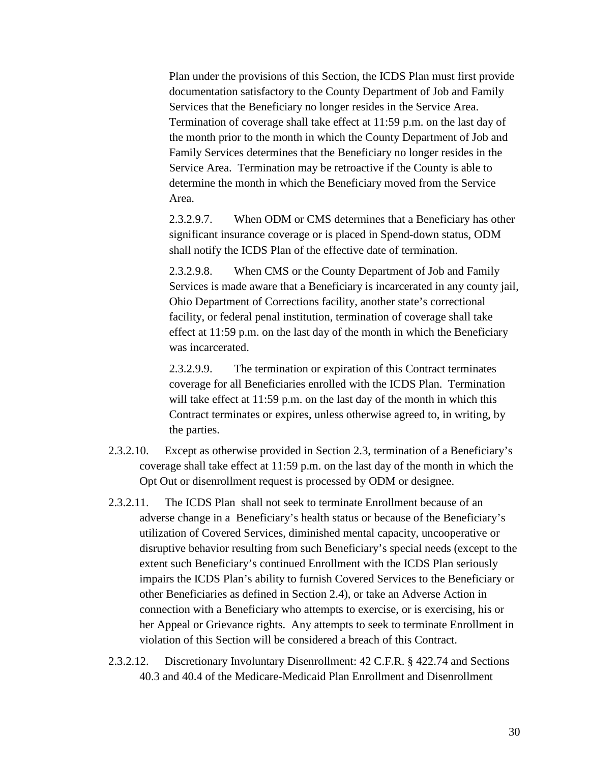Plan under the provisions of this Section, the ICDS Plan must first provide documentation satisfactory to the County Department of Job and Family Services that the Beneficiary no longer resides in the Service Area. Termination of coverage shall take effect at 11:59 p.m. on the last day of the month prior to the month in which the County Department of Job and Family Services determines that the Beneficiary no longer resides in the Service Area. Termination may be retroactive if the County is able to determine the month in which the Beneficiary moved from the Service Area.

2.3.2.9.7. When ODM or CMS determines that a Beneficiary has other significant insurance coverage or is placed in Spend-down status, ODM shall notify the ICDS Plan of the effective date of termination.

2.3.2.9.8. When CMS or the County Department of Job and Family Services is made aware that a Beneficiary is incarcerated in any county jail, Ohio Department of Corrections facility, another state's correctional facility, or federal penal institution, termination of coverage shall take effect at 11:59 p.m. on the last day of the month in which the Beneficiary was incarcerated.

2.3.2.9.9. The termination or expiration of this Contract terminates coverage for all Beneficiaries enrolled with the ICDS Plan. Termination will take effect at 11:59 p.m. on the last day of the month in which this Contract terminates or expires, unless otherwise agreed to, in writing, by the parties.

2.3.2.10. Except as otherwise provided in Section 2.3, termination of a Beneficiary's coverage shall take effect at 11:59 p.m. on the last day of the month in which the Opt Out or disenrollment request is processed by ODM or designee.

2.3.2.11. The ICDS Plan shall not seek to terminate Enrollment because of an adverse change in a Beneficiary's health status or because of the Beneficiary's utilization of Covered Services, diminished mental capacity, uncooperative or disruptive behavior resulting from such Beneficiary's special needs (except to the extent such Beneficiary's continued Enrollment with the ICDS Plan seriously impairs the ICDS Plan's ability to furnish Covered Services to the Beneficiary or other Beneficiaries as defined in Section 2.4), or take an Adverse Action in connection with a Beneficiary who attempts to exercise, or is exercising, his or her Appeal or Grievance rights. Any attempts to seek to terminate Enrollment in violation of this Section will be considered a breach of this Contract.

2.3.2.12. Discretionary Involuntary Disenrollment: 42 C.F.R. § 422.74 and Sections 40.3 and 40.4 of the Medicare-Medicaid Plan Enrollment and Disenrollment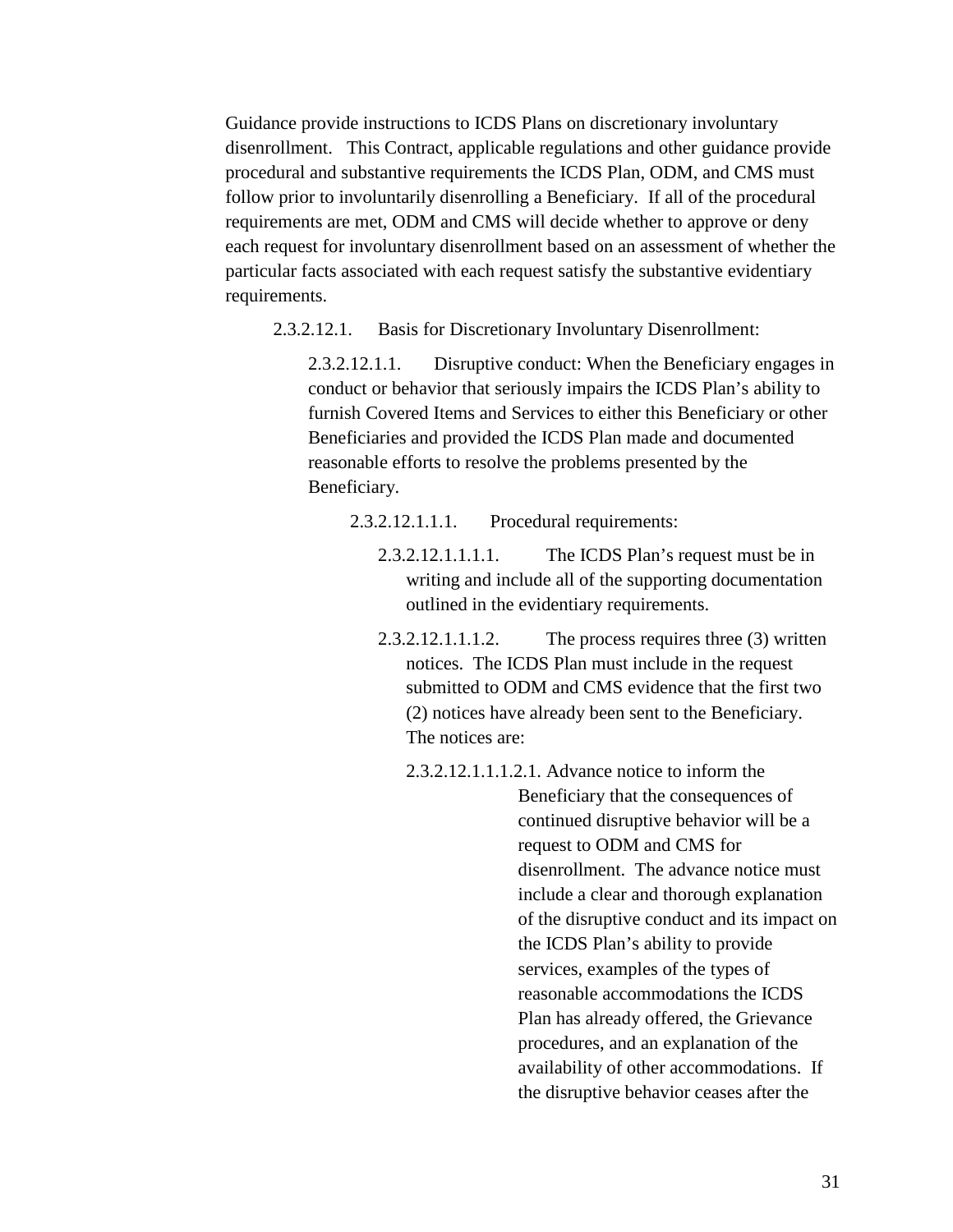Guidance provide instructions to ICDS Plans on discretionary involuntary disenrollment. This Contract, applicable regulations and other guidance provide procedural and substantive requirements the ICDS Plan, ODM, and CMS must follow prior to involuntarily disenrolling a Beneficiary. If all of the procedural requirements are met, ODM and CMS will decide whether to approve or deny each request for involuntary disenrollment based on an assessment of whether the particular facts associated with each request satisfy the substantive evidentiary requirements.

2.3.2.12.1. Basis for Discretionary Involuntary Disenrollment:

2.3.2.12.1.1. Disruptive conduct: When the Beneficiary engages in conduct or behavior that seriously impairs the ICDS Plan's ability to furnish Covered Items and Services to either this Beneficiary or other Beneficiaries and provided the ICDS Plan made and documented reasonable efforts to resolve the problems presented by the Beneficiary.

2.3.2.12.1.1.1. Procedural requirements:

2.3.2.12.1.1.1.1. The ICDS Plan's request must be in writing and include all of the supporting documentation outlined in the evidentiary requirements.

2.3.2.12.1.1.1.2. The process requires three (3) written notices. The ICDS Plan must include in the request submitted to ODM and CMS evidence that the first two (2) notices have already been sent to the Beneficiary. The notices are:

2.3.2.12.1.1.1.2.1. Advance notice to inform the Beneficiary that the consequences of continued disruptive behavior will be a request to ODM and CMS for disenrollment. The advance notice must include a clear and thorough explanation of the disruptive conduct and its impact on the ICDS Plan's ability to provide services, examples of the types of reasonable accommodations the ICDS Plan has already offered, the Grievance procedures, and an explanation of the availability of other accommodations. If the disruptive behavior ceases after the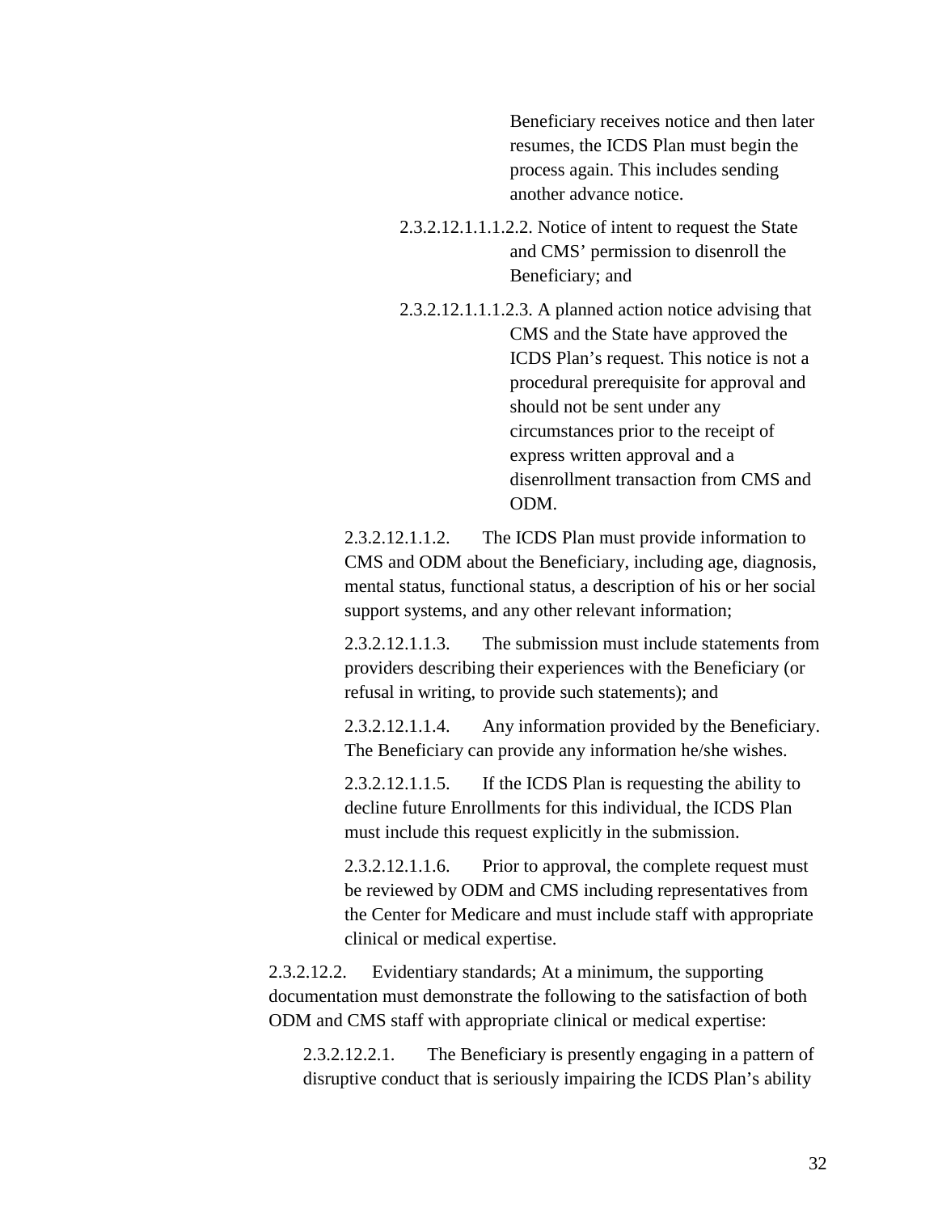Beneficiary receives notice and then later resumes, the ICDS Plan must begin the process again. This includes sending another advance notice.

2.3.2.12.1.1.1.2.2. Notice of intent to request the State and CMS' permission to disenroll the Beneficiary; and

2.3.2.12.1.1.1.2.3. A planned action notice advising that CMS and the State have approved the ICDS Plan's request. This notice is not a procedural prerequisite for approval and should not be sent under any circumstances prior to the receipt of express written approval and a disenrollment transaction from CMS and ODM.

2.3.2.12.1.1.2. The ICDS Plan must provide information to CMS and ODM about the Beneficiary, including age, diagnosis, mental status, functional status, a description of his or her social support systems, and any other relevant information;

2.3.2.12.1.1.3. The submission must include statements from providers describing their experiences with the Beneficiary (or refusal in writing, to provide such statements); and

2.3.2.12.1.1.4. Any information provided by the Beneficiary. The Beneficiary can provide any information he/she wishes.

2.3.2.12.1.1.5. If the ICDS Plan is requesting the ability to decline future Enrollments for this individual, the ICDS Plan must include this request explicitly in the submission.

2.3.2.12.1.1.6. Prior to approval, the complete request must be reviewed by ODM and CMS including representatives from the Center for Medicare and must include staff with appropriate clinical or medical expertise.

2.3.2.12.2. Evidentiary standards; At a minimum, the supporting documentation must demonstrate the following to the satisfaction of both ODM and CMS staff with appropriate clinical or medical expertise:

2.3.2.12.2.1. The Beneficiary is presently engaging in a pattern of disruptive conduct that is seriously impairing the ICDS Plan's ability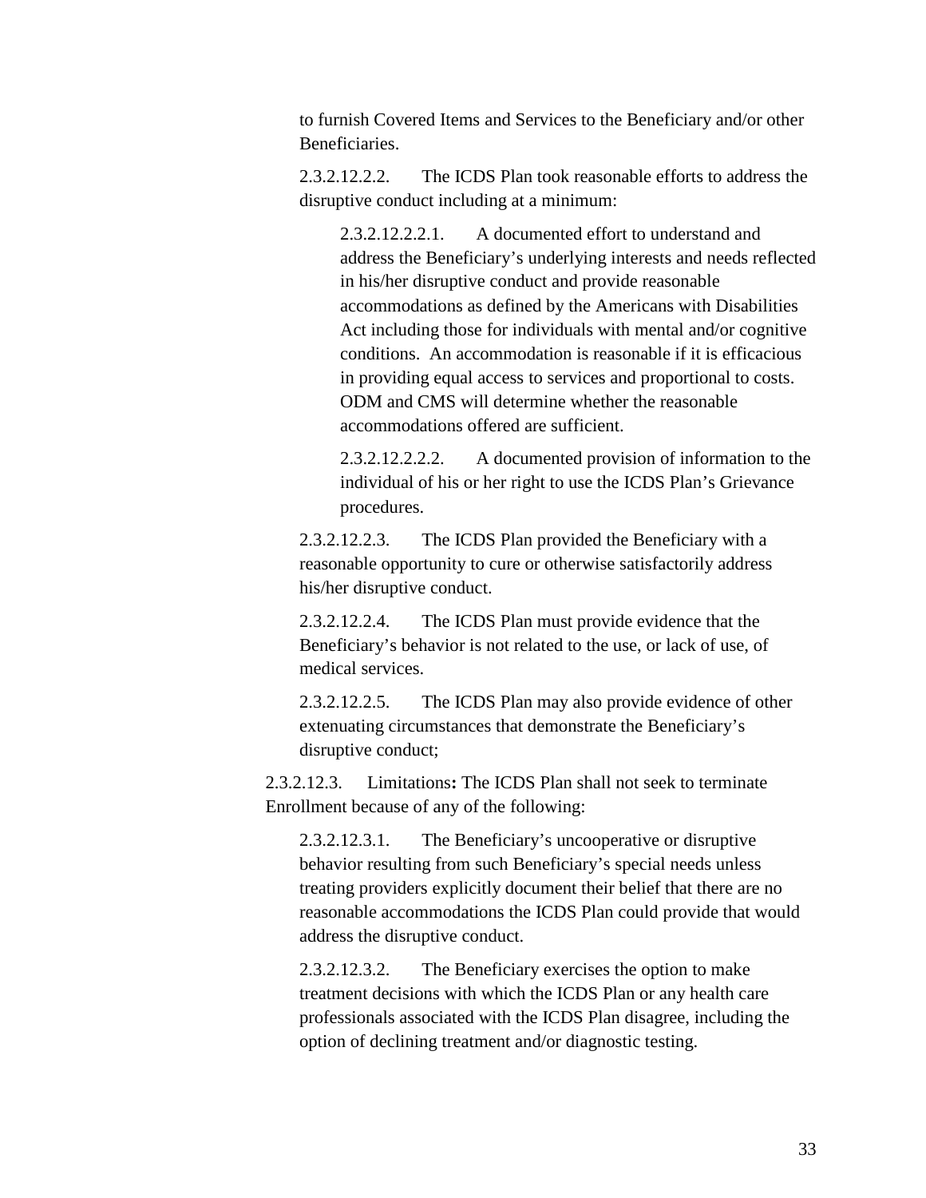to furnish Covered Items and Services to the Beneficiary and/or other Beneficiaries.

2.3.2.12.2.2. The ICDS Plan took reasonable efforts to address the disruptive conduct including at a minimum:

2.3.2.12.2.2.1. A documented effort to understand and address the Beneficiary's underlying interests and needs reflected in his/her disruptive conduct and provide reasonable accommodations as defined by the Americans with Disabilities Act including those for individuals with mental and/or cognitive conditions. An accommodation is reasonable if it is efficacious in providing equal access to services and proportional to costs. ODM and CMS will determine whether the reasonable accommodations offered are sufficient.

2.3.2.12.2.2.2. A documented provision of information to the individual of his or her right to use the ICDS Plan's Grievance procedures.

2.3.2.12.2.3. The ICDS Plan provided the Beneficiary with a reasonable opportunity to cure or otherwise satisfactorily address his/her disruptive conduct.

2.3.2.12.2.4. The ICDS Plan must provide evidence that the Beneficiary's behavior is not related to the use, or lack of use, of medical services.

2.3.2.12.2.5. The ICDS Plan may also provide evidence of other extenuating circumstances that demonstrate the Beneficiary's disruptive conduct;

2.3.2.12.3. Limitations**:** The ICDS Plan shall not seek to terminate Enrollment because of any of the following:

2.3.2.12.3.1. The Beneficiary's uncooperative or disruptive behavior resulting from such Beneficiary's special needs unless treating providers explicitly document their belief that there are no reasonable accommodations the ICDS Plan could provide that would address the disruptive conduct.

2.3.2.12.3.2. The Beneficiary exercises the option to make treatment decisions with which the ICDS Plan or any health care professionals associated with the ICDS Plan disagree, including the option of declining treatment and/or diagnostic testing.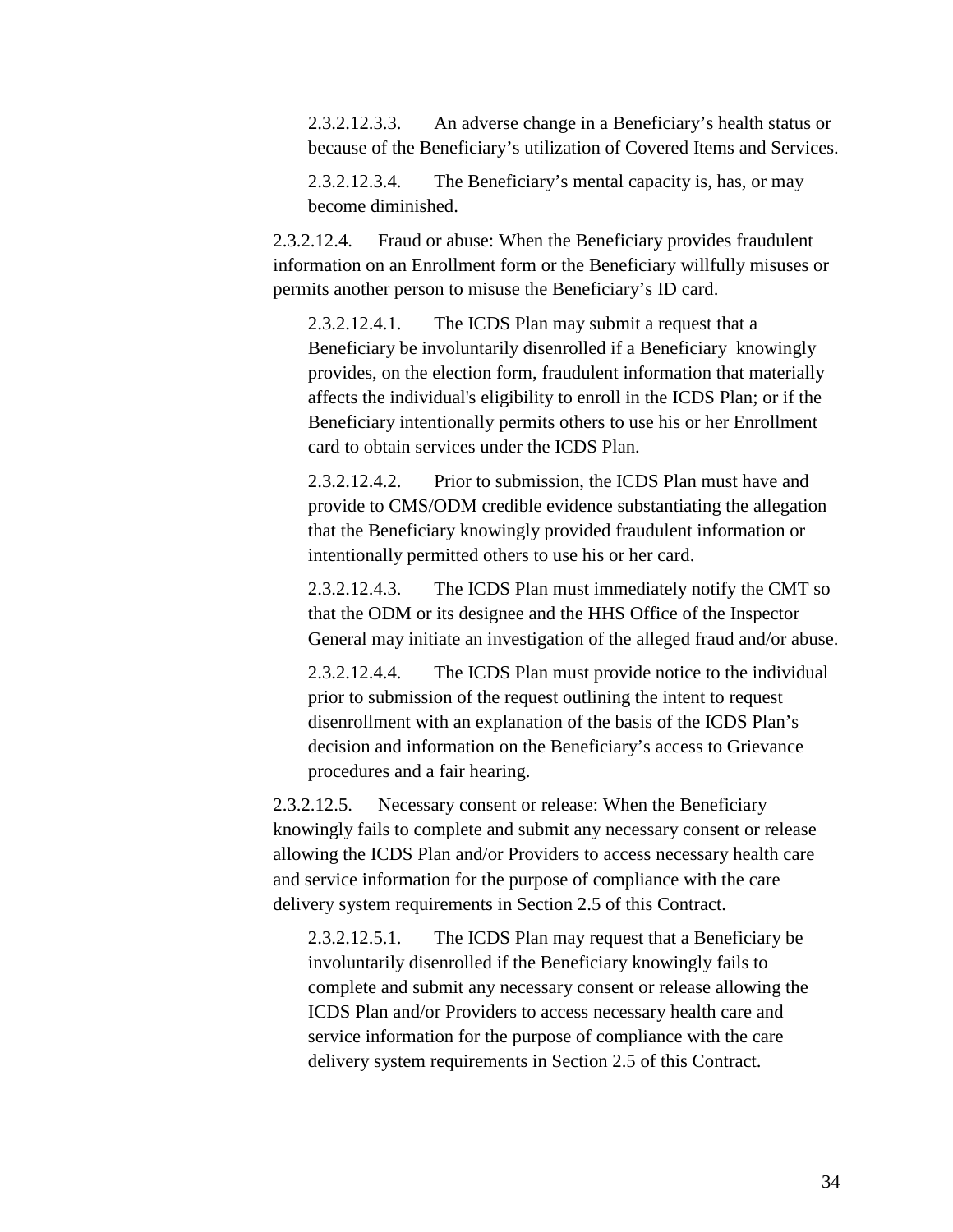2.3.2.12.3.3. An adverse change in a Beneficiary's health status or because of the Beneficiary's utilization of Covered Items and Services.

2.3.2.12.3.4. The Beneficiary's mental capacity is, has, or may become diminished.

2.3.2.12.4. Fraud or abuse: When the Beneficiary provides fraudulent information on an Enrollment form or the Beneficiary willfully misuses or permits another person to misuse the Beneficiary's ID card.

2.3.2.12.4.1. The ICDS Plan may submit a request that a Beneficiary be involuntarily disenrolled if a Beneficiary knowingly provides, on the election form, fraudulent information that materially affects the individual's eligibility to enroll in the ICDS Plan; or if the Beneficiary intentionally permits others to use his or her Enrollment card to obtain services under the ICDS Plan.

2.3.2.12.4.2. Prior to submission, the ICDS Plan must have and provide to CMS/ODM credible evidence substantiating the allegation that the Beneficiary knowingly provided fraudulent information or intentionally permitted others to use his or her card.

2.3.2.12.4.3. The ICDS Plan must immediately notify the CMT so that the ODM or its designee and the HHS Office of the Inspector General may initiate an investigation of the alleged fraud and/or abuse.

2.3.2.12.4.4. The ICDS Plan must provide notice to the individual prior to submission of the request outlining the intent to request disenrollment with an explanation of the basis of the ICDS Plan's decision and information on the Beneficiary's access to Grievance procedures and a fair hearing.

2.3.2.12.5. Necessary consent or release: When the Beneficiary knowingly fails to complete and submit any necessary consent or release allowing the ICDS Plan and/or Providers to access necessary health care and service information for the purpose of compliance with the care delivery system requirements in Section 2.5 of this Contract.

2.3.2.12.5.1. The ICDS Plan may request that a Beneficiary be involuntarily disenrolled if the Beneficiary knowingly fails to complete and submit any necessary consent or release allowing the ICDS Plan and/or Providers to access necessary health care and service information for the purpose of compliance with the care delivery system requirements in Section 2.5 of this Contract.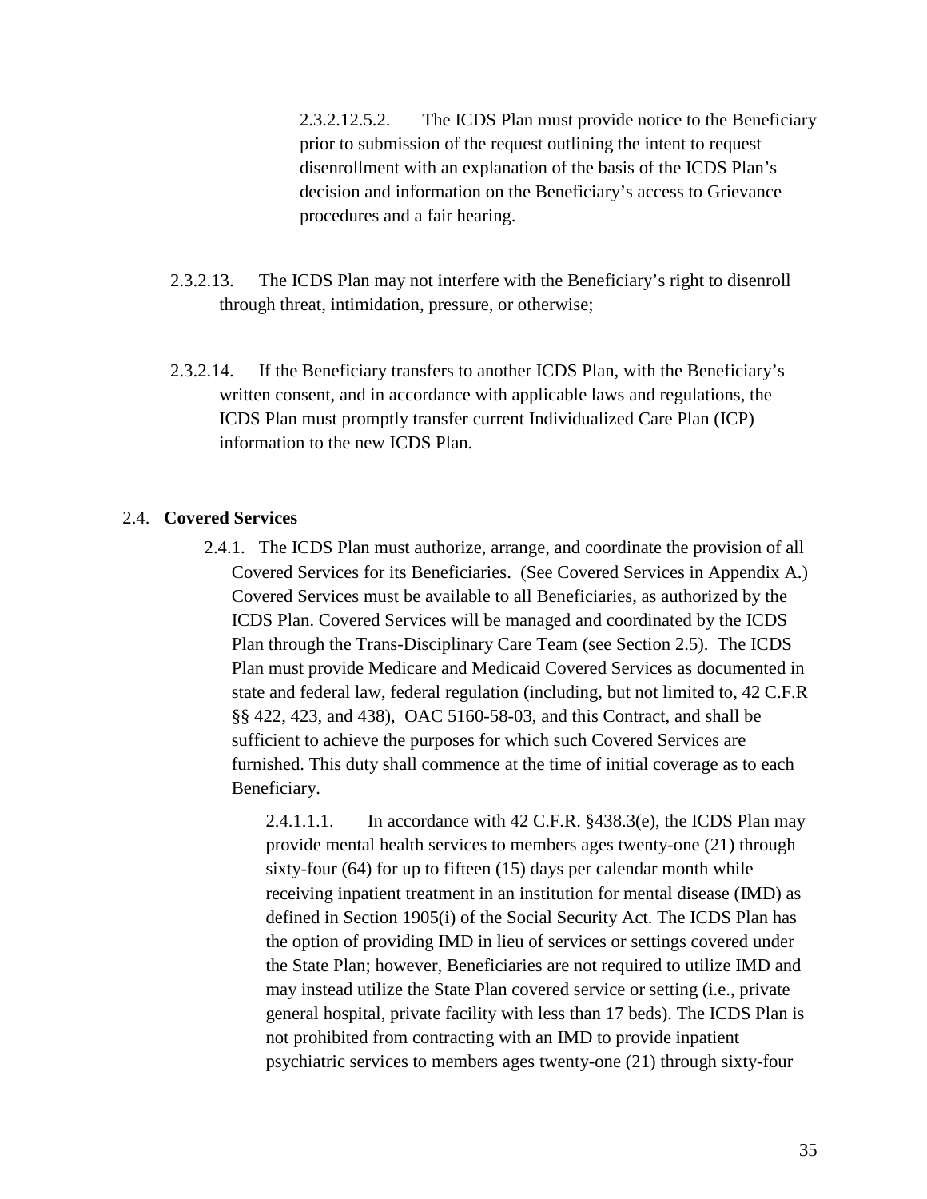2.3.2.12.5.2. The ICDS Plan must provide notice to the Beneficiary prior to submission of the request outlining the intent to request disenrollment with an explanation of the basis of the ICDS Plan's decision and information on the Beneficiary's access to Grievance procedures and a fair hearing.

2.3.2.13. The ICDS Plan may not interfere with the Beneficiary's right to disenroll through threat, intimidation, pressure, or otherwise;

2.3.2.14. If the Beneficiary transfers to another ICDS Plan, with the Beneficiary's written consent, and in accordance with applicable laws and regulations, the ICDS Plan must promptly transfer current Individualized Care Plan (ICP) information to the new ICDS Plan.

2.4. **Covered Services**

2.4.1. The ICDS Plan must authorize, arrange, and coordinate the provision of all Covered Services for its Beneficiaries. (See Covered Services in Appendix A.) Covered Services must be available to all Beneficiaries, as authorized by the ICDS Plan. Covered Services will be managed and coordinated by the ICDS Plan through the Trans-Disciplinary Care Team (see Section 2.5). The ICDS Plan must provide Medicare and Medicaid Covered Services as documented in state and federal law, federal regulation (including, but not limited to, 42 C.F.R §§ 422, 423, and 438), OAC 5160-58-03, and this Contract, and shall be sufficient to achieve the purposes for which such Covered Services are furnished. This duty shall commence at the time of initial coverage as to each Beneficiary.

2.4.1.1.1. In accordance with 42 C.F.R. §438.3(e), the ICDS Plan may provide mental health services to members ages twenty-one (21) through sixty-four (64) for up to fifteen (15) days per calendar month while receiving inpatient treatment in an institution for mental disease (IMD) as defined in Section 1905(i) of the Social Security Act. The ICDS Plan has the option of providing IMD in lieu of services or settings covered under the State Plan; however, Beneficiaries are not required to utilize IMD and may instead utilize the State Plan covered service or setting (i.e., private general hospital, private facility with less than 17 beds). The ICDS Plan is not prohibited from contracting with an IMD to provide inpatient psychiatric services to members ages twenty-one (21) through sixty-four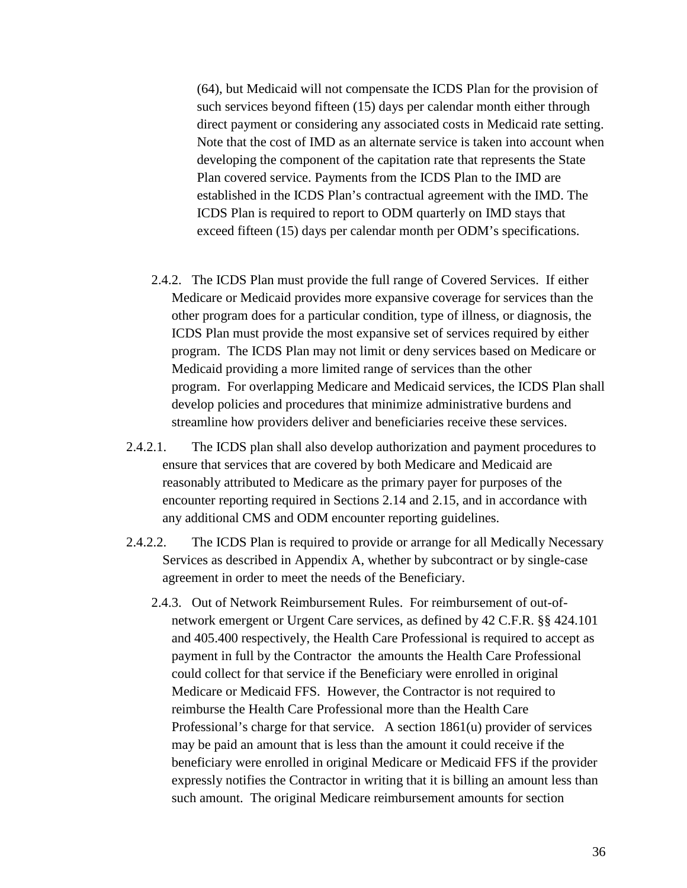(64), but Medicaid will not compensate the ICDS Plan for the provision of such services beyond fifteen (15) days per calendar month either through direct payment or considering any associated costs in Medicaid rate setting. Note that the cost of IMD as an alternate service is taken into account when developing the component of the capitation rate that represents the State Plan covered service. Payments from the ICDS Plan to the IMD are established in the ICDS Plan's contractual agreement with the IMD. The ICDS Plan is required to report to ODM quarterly on IMD stays that exceed fifteen (15) days per calendar month per ODM's specifications.

2.4.2. The ICDS Plan must provide the full range of Covered Services. If either Medicare or Medicaid provides more expansive coverage for services than the other program does for a particular condition, type of illness, or diagnosis, the ICDS Plan must provide the most expansive set of services required by either program. The ICDS Plan may not limit or deny services based on Medicare or Medicaid providing a more limited range of services than the other program. For overlapping Medicare and Medicaid services, the ICDS Plan shall develop policies and procedures that minimize administrative burdens and streamline how providers deliver and beneficiaries receive these services.

2.4.2.1. The ICDS plan shall also develop authorization and payment procedures to ensure that services that are covered by both Medicare and Medicaid are reasonably attributed to Medicare as the primary payer for purposes of the encounter reporting required in Sections 2.14 and 2.15, and in accordance with any additional CMS and ODM encounter reporting guidelines.

2.4.2.2. The ICDS Plan is required to provide or arrange for all Medically Necessary Services as described in Appendix A, whether by subcontract or by single-case agreement in order to meet the needs of the Beneficiary.

2.4.3. Out of Network Reimbursement Rules. For reimbursement of out-of-network emergent or Urgent Care services, as defined by 42 C.F.R. §§ 424.101 and 405.400 respectively, the Health Care Professional is required to accept as payment in full by the Contractor the amounts the Health Care Professional could collect for that service if the Beneficiary were enrolled in original Medicare or Medicaid FFS. However, the Contractor is not required to reimburse the Health Care Professional more than the Health Care Professional's charge for that service. A section 1861(u) provider of services may be paid an amount that is less than the amount it could receive if the beneficiary were enrolled in original Medicare or Medicaid FFS if the provider expressly notifies the Contractor in writing that it is billing an amount less than such amount. The original Medicare reimbursement amounts for section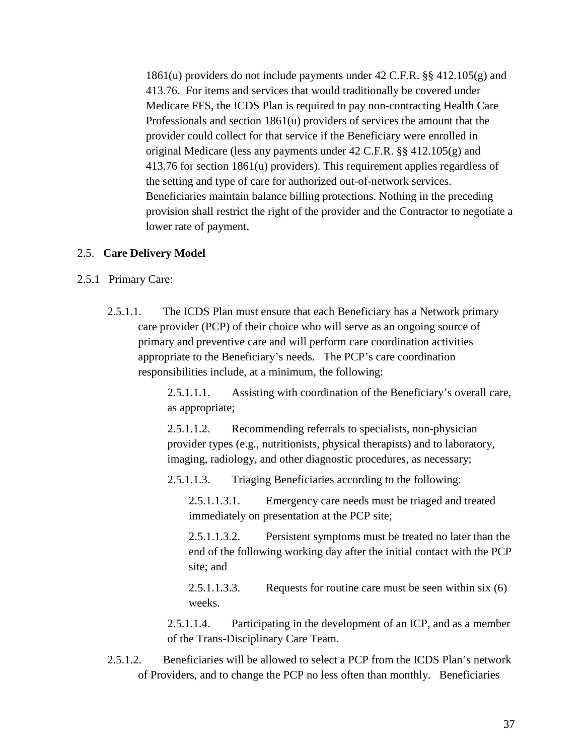1861(u) providers do not include payments under 42 C.F.R. §§ 412.105(g) and 413.76. For items and services that would traditionally be covered under Medicare FFS, the ICDS Plan is required to pay non-contracting Health Care Professionals and section 1861(u) providers of services the amount that the provider could collect for that service if the Beneficiary were enrolled in original Medicare (less any payments under 42 C.F.R. §§ 412.105(g) and 413.76 for section 1861(u) providers). This requirement applies regardless of the setting and type of care for authorized out-of-network services. Beneficiaries maintain balance billing protections. Nothing in the preceding provision shall restrict the right of the provider and the Contractor to negotiate a lower rate of payment.

## 2.5. **Care Delivery Model**

2.5.1 Primary Care:

2.5.1.1. The ICDS Plan must ensure that each Beneficiary has a Network primary care provider (PCP) of their choice who will serve as an ongoing source of primary and preventive care and will perform care coordination activities appropriate to the Beneficiary's needs. The PCP's care coordination responsibilities include, at a minimum, the following:

2.5.1.1.1. Assisting with coordination of the Beneficiary's overall care, as appropriate;

2.5.1.1.2. Recommending referrals to specialists, non-physician provider types (e.g., nutritionists, physical therapists) and to laboratory, imaging, radiology, and other diagnostic procedures, as necessary;

2.5.1.1.3. Triaging Beneficiaries according to the following:

2.5.1.1.3.1. Emergency care needs must be triaged and treated immediately on presentation at the PCP site;

2.5.1.1.3.2. Persistent symptoms must be treated no later than the end of the following working day after the initial contact with the PCP site; and

2.5.1.1.3.3. Requests for routine care must be seen within six (6) weeks.

2.5.1.1.4. Participating in the development of an ICP, and as a member of the Trans-Disciplinary Care Team.

2.5.1.2. Beneficiaries will be allowed to select a PCP from the ICDS Plan's network of Providers, and to change the PCP no less often than monthly. Beneficiaries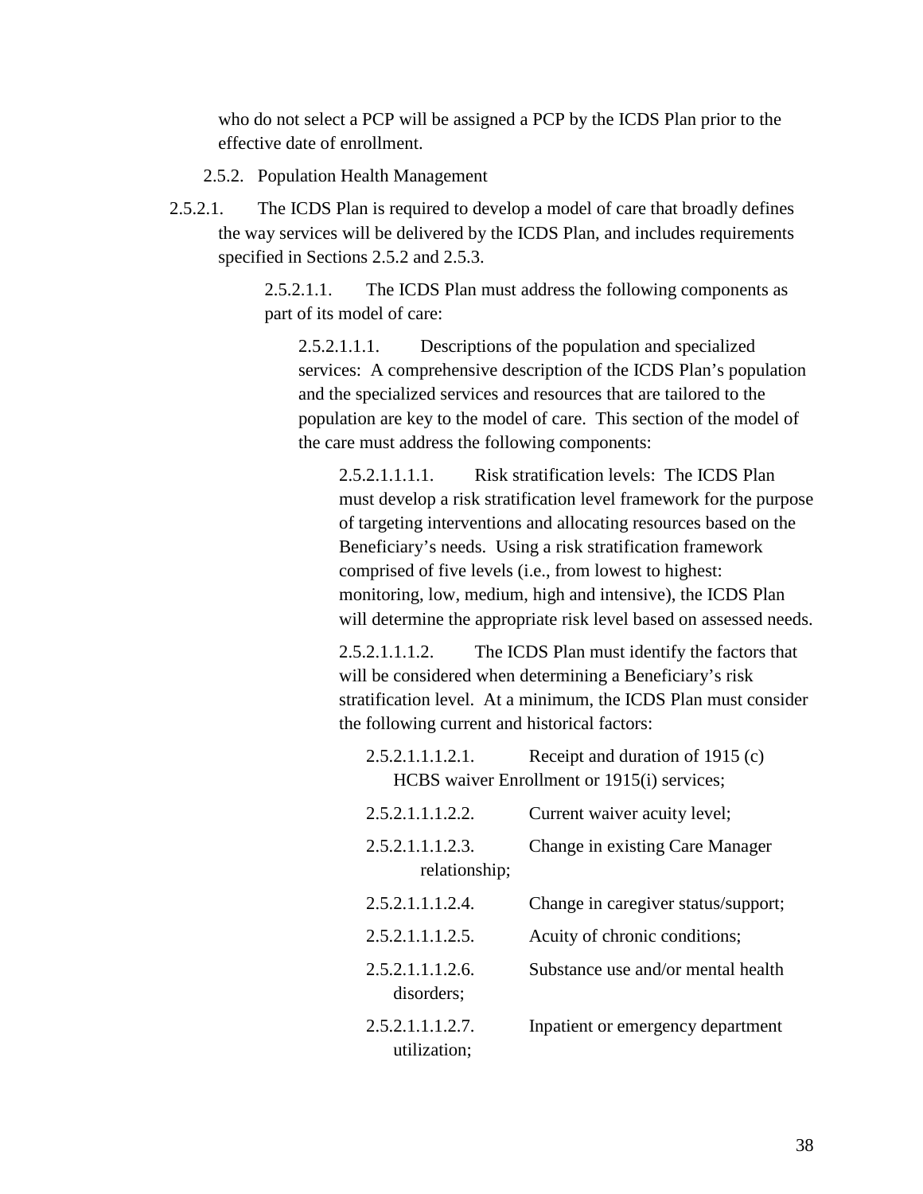who do not select a PCP will be assigned a PCP by the ICDS Plan prior to the effective date of enrollment.

2.5.2. Population Health Management

2.5.2.1. The ICDS Plan is required to develop a model of care that broadly defines the way services will be delivered by the ICDS Plan, and includes requirements specified in Sections 2.5.2 and 2.5.3.

2.5.2.1.1. The ICDS Plan must address the following components as part of its model of care:

2.5.2.1.1.1. Descriptions of the population and specialized services: A comprehensive description of the ICDS Plan's population and the specialized services and resources that are tailored to the population are key to the model of care. This section of the model of the care must address the following components:

2.5.2.1.1.1.1. Risk stratification levels: The ICDS Plan must develop a risk stratification level framework for the purpose of targeting interventions and allocating resources based on the Beneficiary's needs. Using a risk stratification framework comprised of five levels (i.e., from lowest to highest: monitoring, low, medium, high and intensive), the ICDS Plan will determine the appropriate risk level based on assessed needs.

2.5.2.1.1.1.2. The ICDS Plan must identify the factors that will be considered when determining a Beneficiary's risk stratification level. At a minimum, the ICDS Plan must consider the following current and historical factors:

2.5.2.1.1.1.2.1. Receipt and duration of 1915 (c) HCBS waiver Enrollment or 1915(i) services;

2.5.2.1.1.1.2.2. Current waiver acuity level;

2.5.2.1.1.1.2.3. Change in existing Care Manager relationship;

2.5.2.1.1.1.2.4. Change in caregiver status/support;

2.5.2.1.1.1.2.5. Acuity of chronic conditions;

2.5.2.1.1.1.2.6. Substance use and/or mental health disorders;

2.5.2.1.1.1.2.7. Inpatient or emergency department utilization;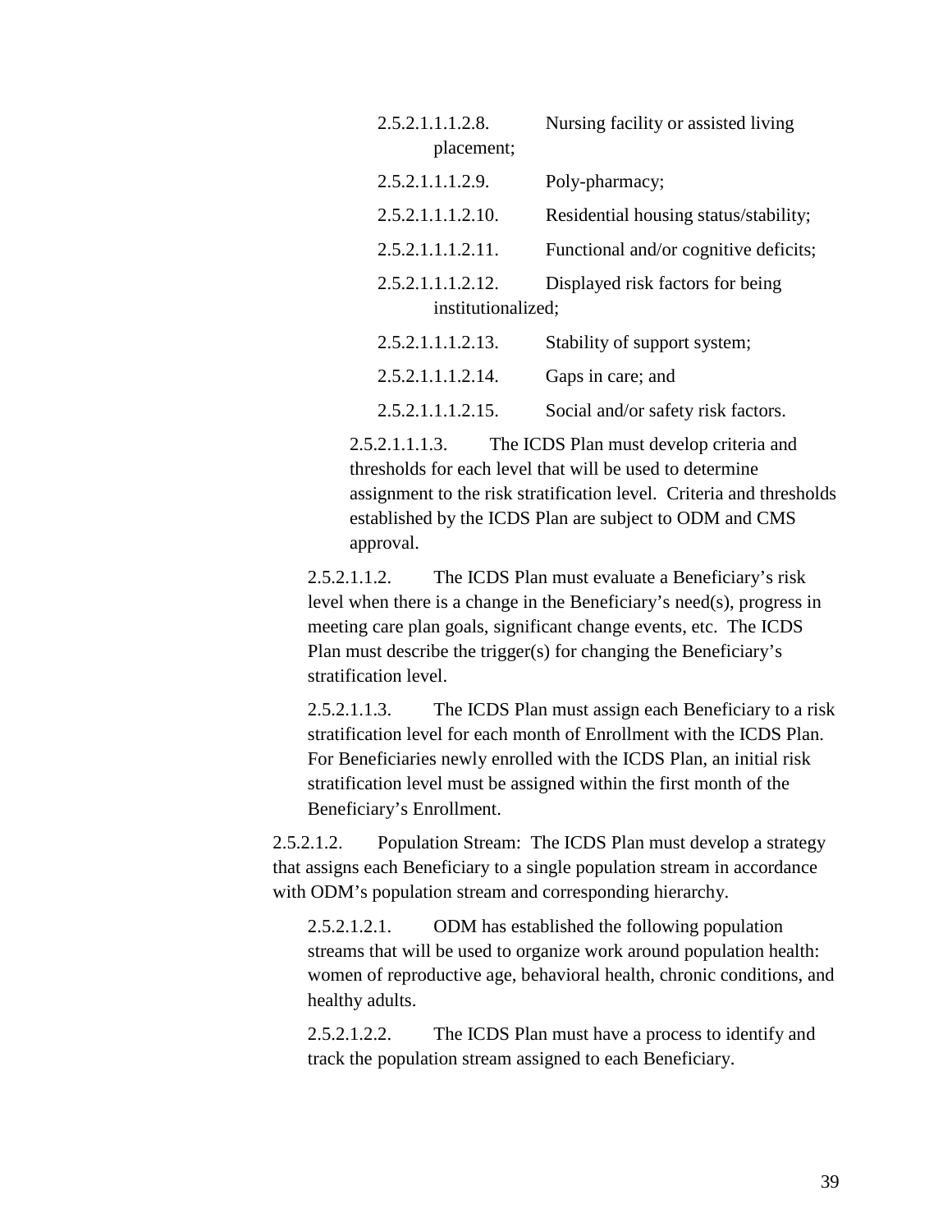2.5.2.1.1.1.2.8. Nursing facility or assisted living placement;

2.5.2.1.1.1.2.9. Poly-pharmacy;

2.5.2.1.1.1.2.10. Residential housing status/stability;

2.5.2.1.1.1.2.11. Functional and/or cognitive deficits;

2.5.2.1.1.1.2.12. Displayed risk factors for being institutionalized;

2.5.2.1.1.1.2.13. Stability of support system;

2.5.2.1.1.1.2.14. Gaps in care; and

2.5.2.1.1.1.2.15. Social and/or safety risk factors.

2.5.2.1.1.1.3. The ICDS Plan must develop criteria and thresholds for each level that will be used to determine assignment to the risk stratification level. Criteria and thresholds established by the ICDS Plan are subject to ODM and CMS approval.

2.5.2.1.1.2. The ICDS Plan must evaluate a Beneficiary's risk level when there is a change in the Beneficiary's need(s), progress in meeting care plan goals, significant change events, etc. The ICDS Plan must describe the trigger(s) for changing the Beneficiary's stratification level.

2.5.2.1.1.3. The ICDS Plan must assign each Beneficiary to a risk stratification level for each month of Enrollment with the ICDS Plan. For Beneficiaries newly enrolled with the ICDS Plan, an initial risk stratification level must be assigned within the first month of the Beneficiary's Enrollment.

2.5.2.1.2. Population Stream: The ICDS Plan must develop a strategy that assigns each Beneficiary to a single population stream in accordance with ODM's population stream and corresponding hierarchy.

2.5.2.1.2.1. ODM has established the following population streams that will be used to organize work around population health: women of reproductive age, behavioral health, chronic conditions, and healthy adults.

2.5.2.1.2.2. The ICDS Plan must have a process to identify and track the population stream assigned to each Beneficiary.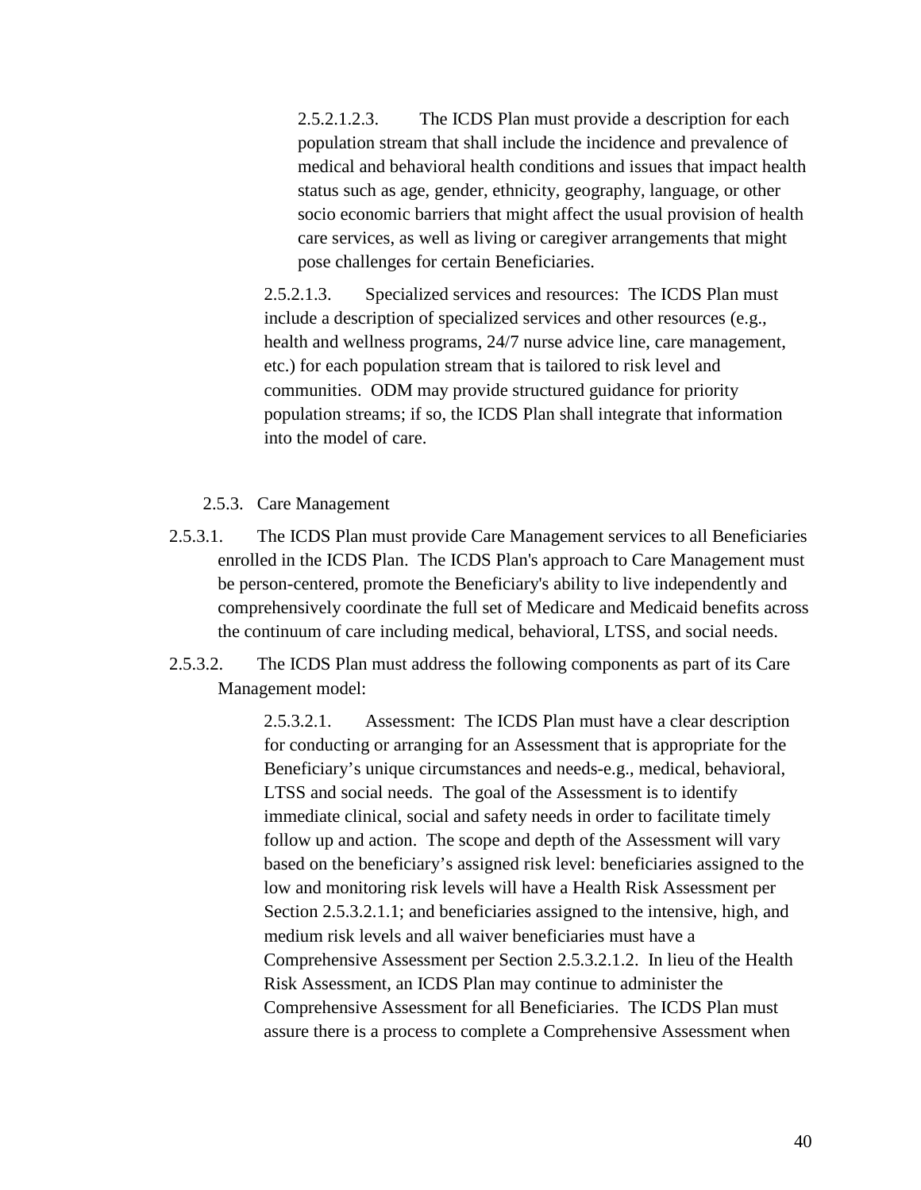2.5.2.1.2.3. The ICDS Plan must provide a description for each population stream that shall include the incidence and prevalence of medical and behavioral health conditions and issues that impact health status such as age, gender, ethnicity, geography, language, or other socio economic barriers that might affect the usual provision of health care services, as well as living or caregiver arrangements that might pose challenges for certain Beneficiaries.

2.5.2.1.3. Specialized services and resources: The ICDS Plan must include a description of specialized services and other resources (e.g., health and wellness programs, 24/7 nurse advice line, care management, etc.) for each population stream that is tailored to risk level and communities. ODM may provide structured guidance for priority population streams; if so, the ICDS Plan shall integrate that information into the model of care.

### 2.5.3. Care Management

2.5.3.1. The ICDS Plan must provide Care Management services to all Beneficiaries enrolled in the ICDS Plan. The ICDS Plan's approach to Care Management must be person-centered, promote the Beneficiary's ability to live independently and comprehensively coordinate the full set of Medicare and Medicaid benefits across the continuum of care including medical, behavioral, LTSS, and social needs.

2.5.3.2. The ICDS Plan must address the following components as part of its Care Management model:

2.5.3.2.1. Assessment: The ICDS Plan must have a clear description for conducting or arranging for an Assessment that is appropriate for the Beneficiary's unique circumstances and needs-e.g., medical, behavioral, LTSS and social needs. The goal of the Assessment is to identify immediate clinical, social and safety needs in order to facilitate timely follow up and action. The scope and depth of the Assessment will vary based on the beneficiary's assigned risk level: beneficiaries assigned to the low and monitoring risk levels will have a Health Risk Assessment per Section 2.5.3.2.1.1; and beneficiaries assigned to the intensive, high, and medium risk levels and all waiver beneficiaries must have a Comprehensive Assessment per Section 2.5.3.2.1.2. In lieu of the Health Risk Assessment, an ICDS Plan may continue to administer the Comprehensive Assessment for all Beneficiaries. The ICDS Plan must assure there is a process to complete a Comprehensive Assessment when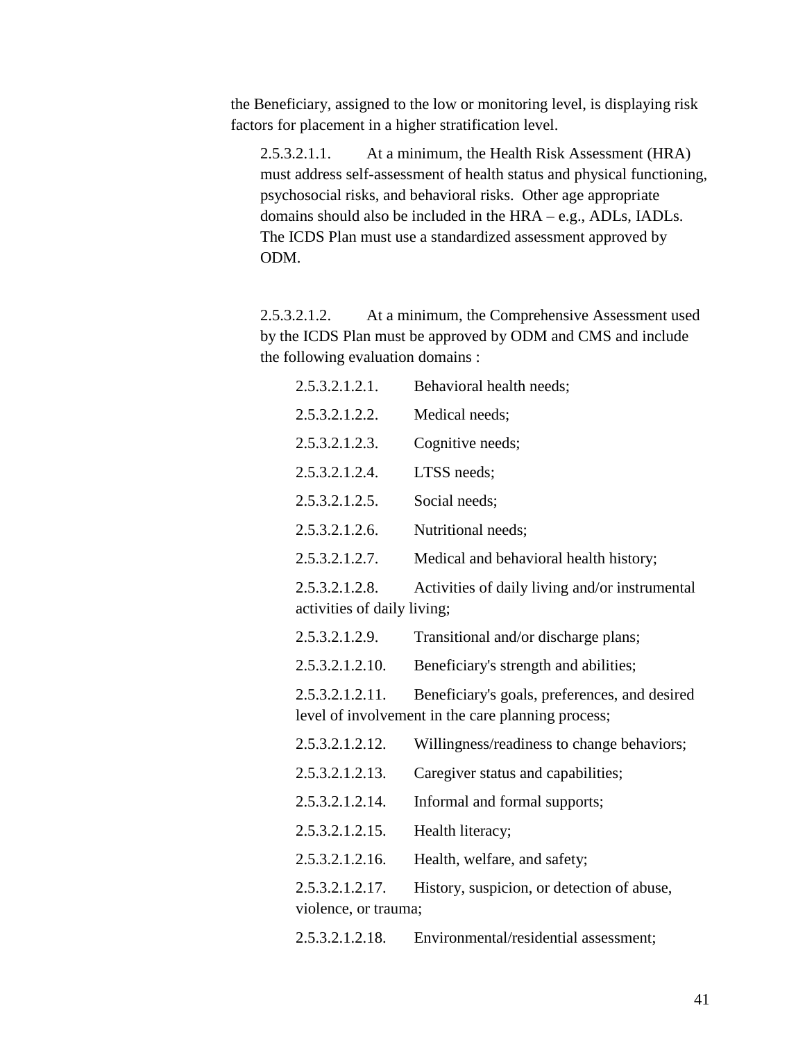the Beneficiary, assigned to the low or monitoring level, is displaying risk factors for placement in a higher stratification level.

2.5.3.2.1.1. At a minimum, the Health Risk Assessment (HRA) must address self-assessment of health status and physical functioning, psychosocial risks, and behavioral risks. Other age appropriate domains should also be included in the HRA – e.g., ADLs, IADLs. The ICDS Plan must use a standardized assessment approved by ODM.

2.5.3.2.1.2. At a minimum, the Comprehensive Assessment used by the ICDS Plan must be approved by ODM and CMS and include the following evaluation domains :

2.5.3.2.1.2.1. Behavioral health needs;

2.5.3.2.1.2.2. Medical needs;

2.5.3.2.1.2.3. Cognitive needs;

2.5.3.2.1.2.4. LTSS needs;

2.5.3.2.1.2.5. Social needs;

2.5.3.2.1.2.6. Nutritional needs;

2.5.3.2.1.2.7. Medical and behavioral health history;

2.5.3.2.1.2.8. Activities of daily living and/or instrumental activities of daily living;

2.5.3.2.1.2.9. Transitional and/or discharge plans;

2.5.3.2.1.2.10. Beneficiary's strength and abilities;

2.5.3.2.1.2.11. Beneficiary's goals, preferences, and desired level of involvement in the care planning process;

2.5.3.2.1.2.12. Willingness/readiness to change behaviors;

2.5.3.2.1.2.13. Caregiver status and capabilities;

2.5.3.2.1.2.14. Informal and formal supports;

2.5.3.2.1.2.15. Health literacy;

2.5.3.2.1.2.16. Health, welfare, and safety;

2.5.3.2.1.2.17. History, suspicion, or detection of abuse, violence, or trauma;

2.5.3.2.1.2.18. Environmental/residential assessment;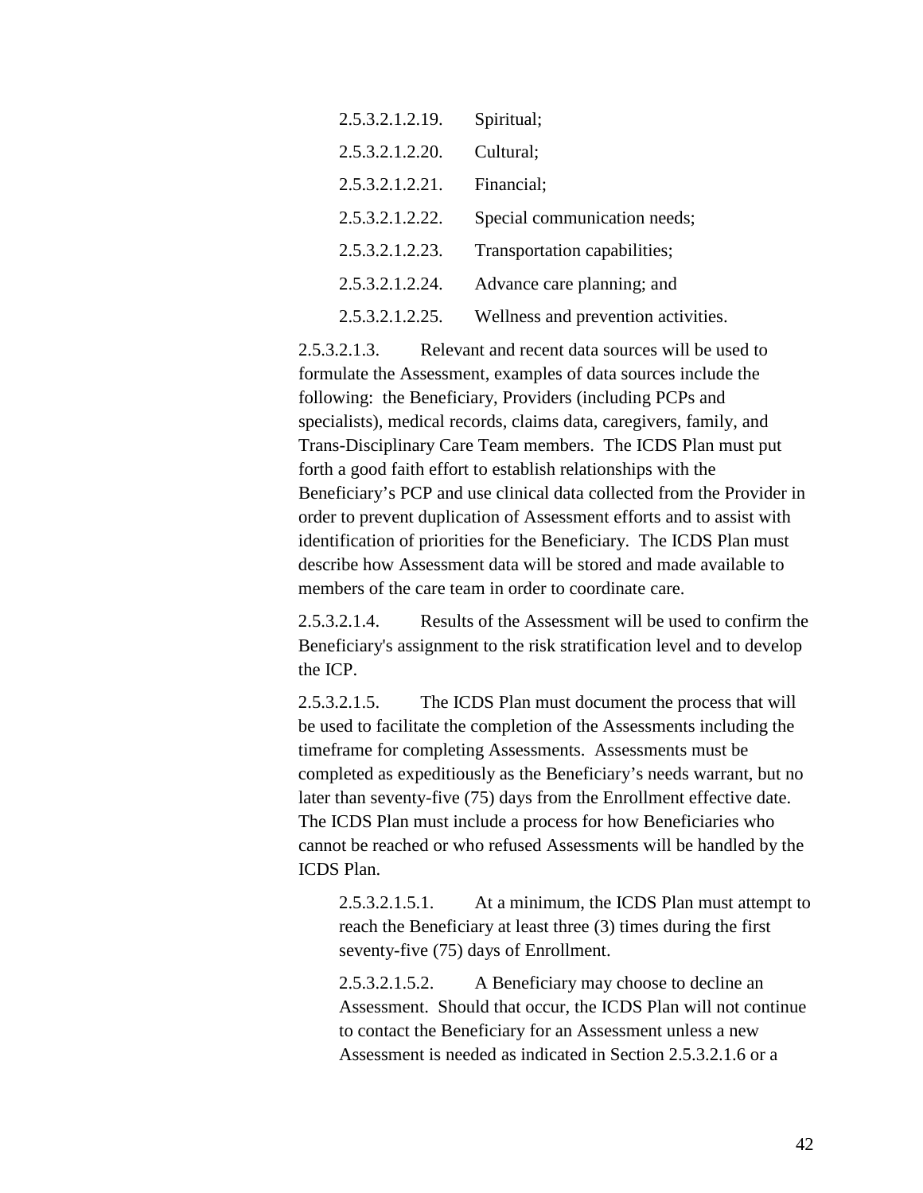2.5.3.2.1.2.19. Spiritual;

2.5.3.2.1.2.20. Cultural;

2.5.3.2.1.2.21. Financial;

2.5.3.2.1.2.22. Special communication needs;

2.5.3.2.1.2.23. Transportation capabilities;

2.5.3.2.1.2.24. Advance care planning; and

2.5.3.2.1.2.25. Wellness and prevention activities.

2.5.3.2.1.3. Relevant and recent data sources will be used to formulate the Assessment, examples of data sources include the following: the Beneficiary, Providers (including PCPs and specialists), medical records, claims data, caregivers, family, and Trans-Disciplinary Care Team members. The ICDS Plan must put forth a good faith effort to establish relationships with the Beneficiary's PCP and use clinical data collected from the Provider in order to prevent duplication of Assessment efforts and to assist with identification of priorities for the Beneficiary. The ICDS Plan must describe how Assessment data will be stored and made available to members of the care team in order to coordinate care.

2.5.3.2.1.4. Results of the Assessment will be used to confirm the Beneficiary's assignment to the risk stratification level and to develop the ICP.

2.5.3.2.1.5. The ICDS Plan must document the process that will be used to facilitate the completion of the Assessments including the timeframe for completing Assessments. Assessments must be completed as expeditiously as the Beneficiary's needs warrant, but no later than seventy-five (75) days from the Enrollment effective date. The ICDS Plan must include a process for how Beneficiaries who cannot be reached or who refused Assessments will be handled by the ICDS Plan.

2.5.3.2.1.5.1. At a minimum, the ICDS Plan must attempt to reach the Beneficiary at least three (3) times during the first seventy-five (75) days of Enrollment.

2.5.3.2.1.5.2. A Beneficiary may choose to decline an Assessment. Should that occur, the ICDS Plan will not continue to contact the Beneficiary for an Assessment unless a new Assessment is needed as indicated in Section 2.5.3.2.1.6 or a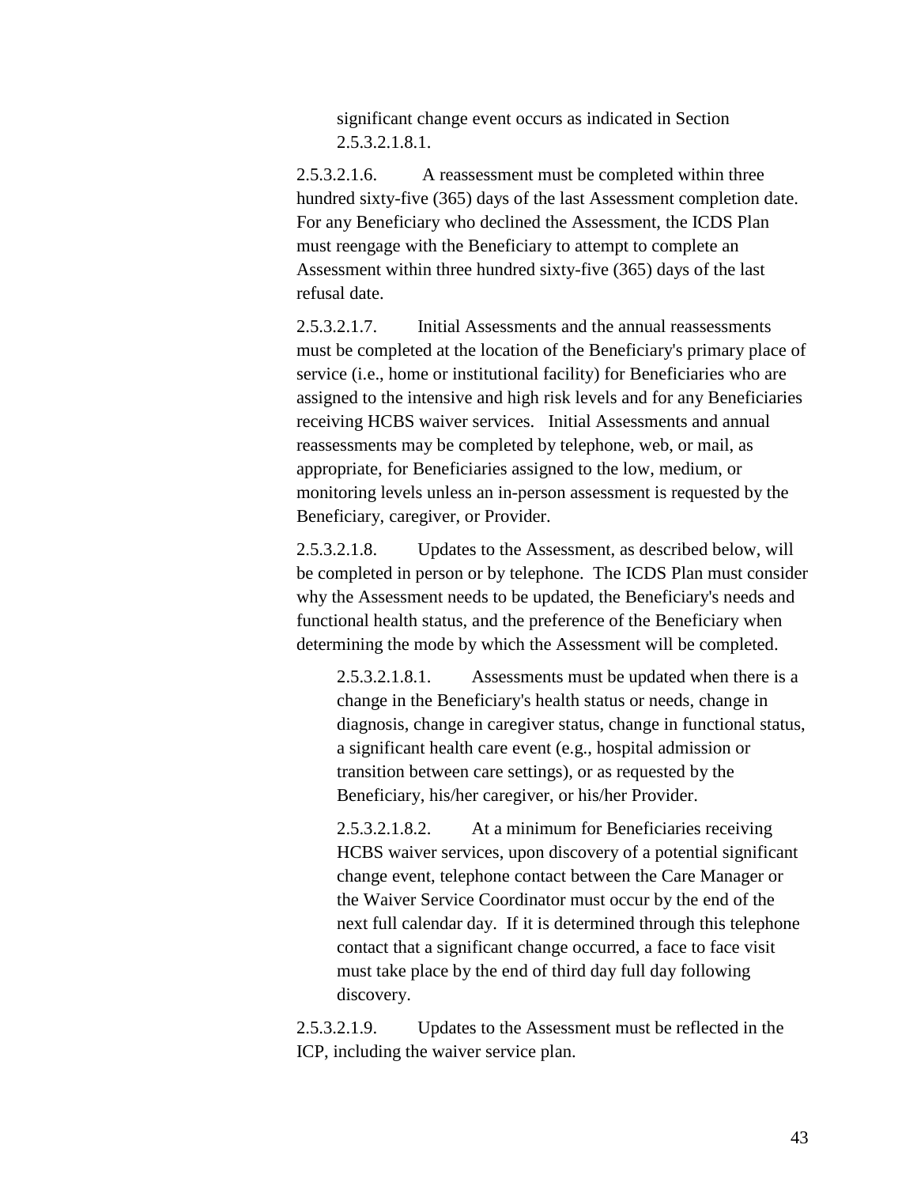significant change event occurs as indicated in Section 2.5.3.2.1.8.1.

2.5.3.2.1.6. A reassessment must be completed within three hundred sixty-five (365) days of the last Assessment completion date. For any Beneficiary who declined the Assessment, the ICDS Plan must reengage with the Beneficiary to attempt to complete an Assessment within three hundred sixty-five (365) days of the last refusal date.

2.5.3.2.1.7. Initial Assessments and the annual reassessments must be completed at the location of the Beneficiary's primary place of service (i.e., home or institutional facility) for Beneficiaries who are assigned to the intensive and high risk levels and for any Beneficiaries receiving HCBS waiver services. Initial Assessments and annual reassessments may be completed by telephone, web, or mail, as appropriate, for Beneficiaries assigned to the low, medium, or monitoring levels unless an in-person assessment is requested by the Beneficiary, caregiver, or Provider.

2.5.3.2.1.8. Updates to the Assessment, as described below, will be completed in person or by telephone. The ICDS Plan must consider why the Assessment needs to be updated, the Beneficiary's needs and functional health status, and the preference of the Beneficiary when determining the mode by which the Assessment will be completed.

2.5.3.2.1.8.1. Assessments must be updated when there is a change in the Beneficiary's health status or needs, change in diagnosis, change in caregiver status, change in functional status, a significant health care event (e.g., hospital admission or transition between care settings), or as requested by the Beneficiary, his/her caregiver, or his/her Provider.

2.5.3.2.1.8.2. At a minimum for Beneficiaries receiving HCBS waiver services, upon discovery of a potential significant change event, telephone contact between the Care Manager or the Waiver Service Coordinator must occur by the end of the next full calendar day. If it is determined through this telephone contact that a significant change occurred, a face to face visit must take place by the end of third day full day following discovery.

2.5.3.2.1.9. Updates to the Assessment must be reflected in the ICP, including the waiver service plan.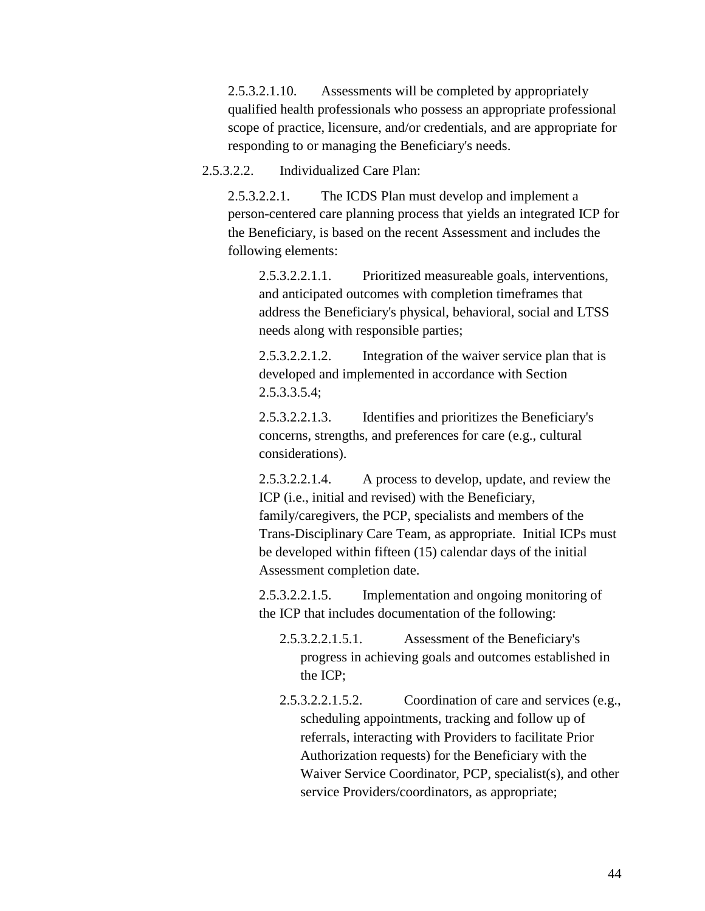2.5.3.2.1.10. Assessments will be completed by appropriately qualified health professionals who possess an appropriate professional scope of practice, licensure, and/or credentials, and are appropriate for responding to or managing the Beneficiary's needs.

2.5.3.2.2. Individualized Care Plan:

2.5.3.2.2.1. The ICDS Plan must develop and implement a person-centered care planning process that yields an integrated ICP for the Beneficiary, is based on the recent Assessment and includes the following elements:

2.5.3.2.2.1.1. Prioritized measureable goals, interventions, and anticipated outcomes with completion timeframes that address the Beneficiary's physical, behavioral, social and LTSS needs along with responsible parties;

2.5.3.2.2.1.2. Integration of the waiver service plan that is developed and implemented in accordance with Section 2.5.3.3.5.4;

2.5.3.2.2.1.3. Identifies and prioritizes the Beneficiary's concerns, strengths, and preferences for care (e.g., cultural considerations).

2.5.3.2.2.1.4. A process to develop, update, and review the ICP (i.e., initial and revised) with the Beneficiary, family/caregivers, the PCP, specialists and members of the Trans-Disciplinary Care Team, as appropriate. Initial ICPs must be developed within fifteen (15) calendar days of the initial Assessment completion date.

2.5.3.2.2.1.5. Implementation and ongoing monitoring of the ICP that includes documentation of the following:

2.5.3.2.2.1.5.1. Assessment of the Beneficiary's progress in achieving goals and outcomes established in the ICP;

2.5.3.2.2.1.5.2. Coordination of care and services (e.g., scheduling appointments, tracking and follow up of referrals, interacting with Providers to facilitate Prior Authorization requests) for the Beneficiary with the Waiver Service Coordinator, PCP, specialist(s), and other service Providers/coordinators, as appropriate;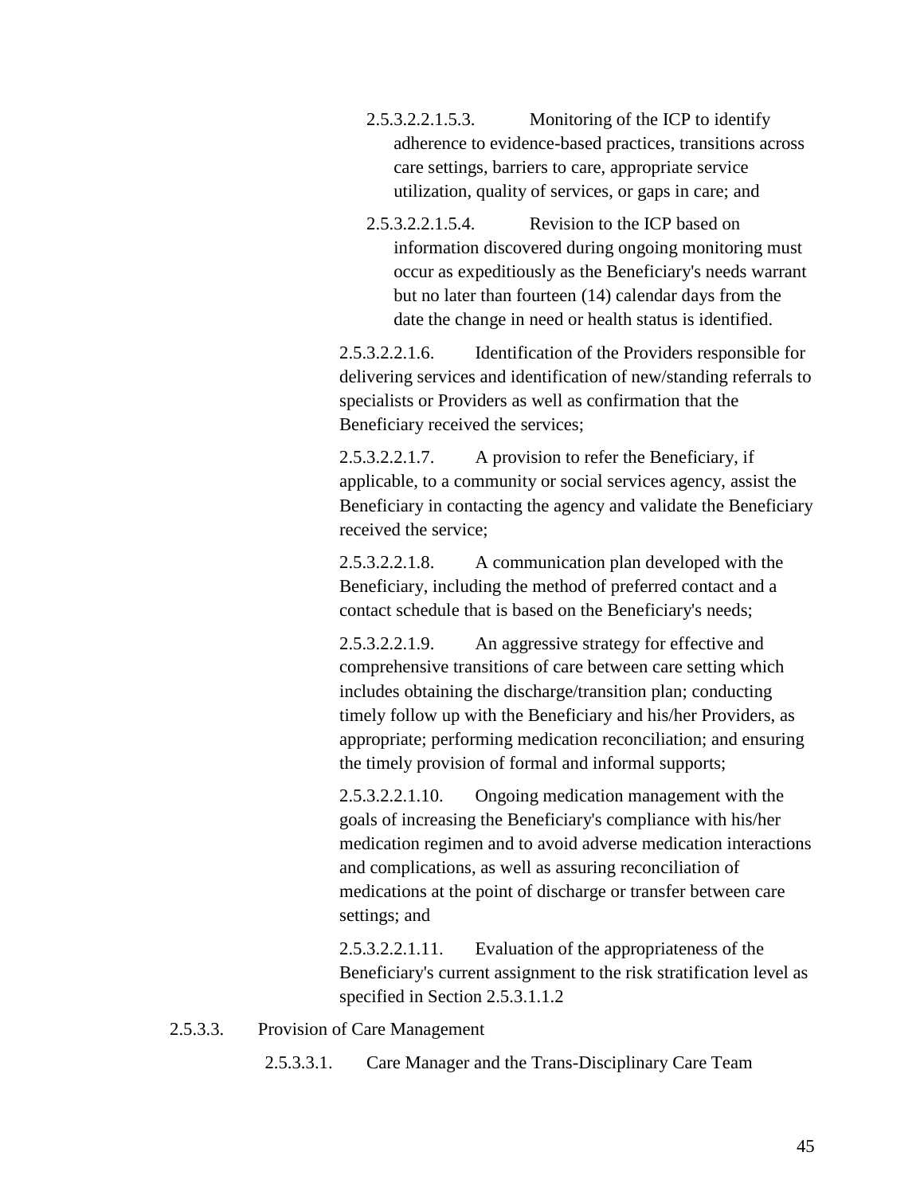2.5.3.2.2.1.5.3. Monitoring of the ICP to identify adherence to evidence-based practices, transitions across care settings, barriers to care, appropriate service utilization, quality of services, or gaps in care; and

2.5.3.2.2.1.5.4. Revision to the ICP based on information discovered during ongoing monitoring must occur as expeditiously as the Beneficiary's needs warrant but no later than fourteen (14) calendar days from the date the change in need or health status is identified.

2.5.3.2.2.1.6. Identification of the Providers responsible for delivering services and identification of new/standing referrals to specialists or Providers as well as confirmation that the Beneficiary received the services;

2.5.3.2.2.1.7. A provision to refer the Beneficiary, if applicable, to a community or social services agency, assist the Beneficiary in contacting the agency and validate the Beneficiary received the service;

2.5.3.2.2.1.8. A communication plan developed with the Beneficiary, including the method of preferred contact and a contact schedule that is based on the Beneficiary's needs;

2.5.3.2.2.1.9. An aggressive strategy for effective and comprehensive transitions of care between care setting which includes obtaining the discharge/transition plan; conducting timely follow up with the Beneficiary and his/her Providers, as appropriate; performing medication reconciliation; and ensuring the timely provision of formal and informal supports;

2.5.3.2.2.1.10. Ongoing medication management with the goals of increasing the Beneficiary's compliance with his/her medication regimen and to avoid adverse medication interactions and complications, as well as assuring reconciliation of medications at the point of discharge or transfer between care settings; and

2.5.3.2.2.1.11. Evaluation of the appropriateness of the Beneficiary's current assignment to the risk stratification level as specified in Section 2.5.3.1.1.2

2.5.3.3. Provision of Care Management

2.5.3.3.1. Care Manager and the Trans-Disciplinary Care Team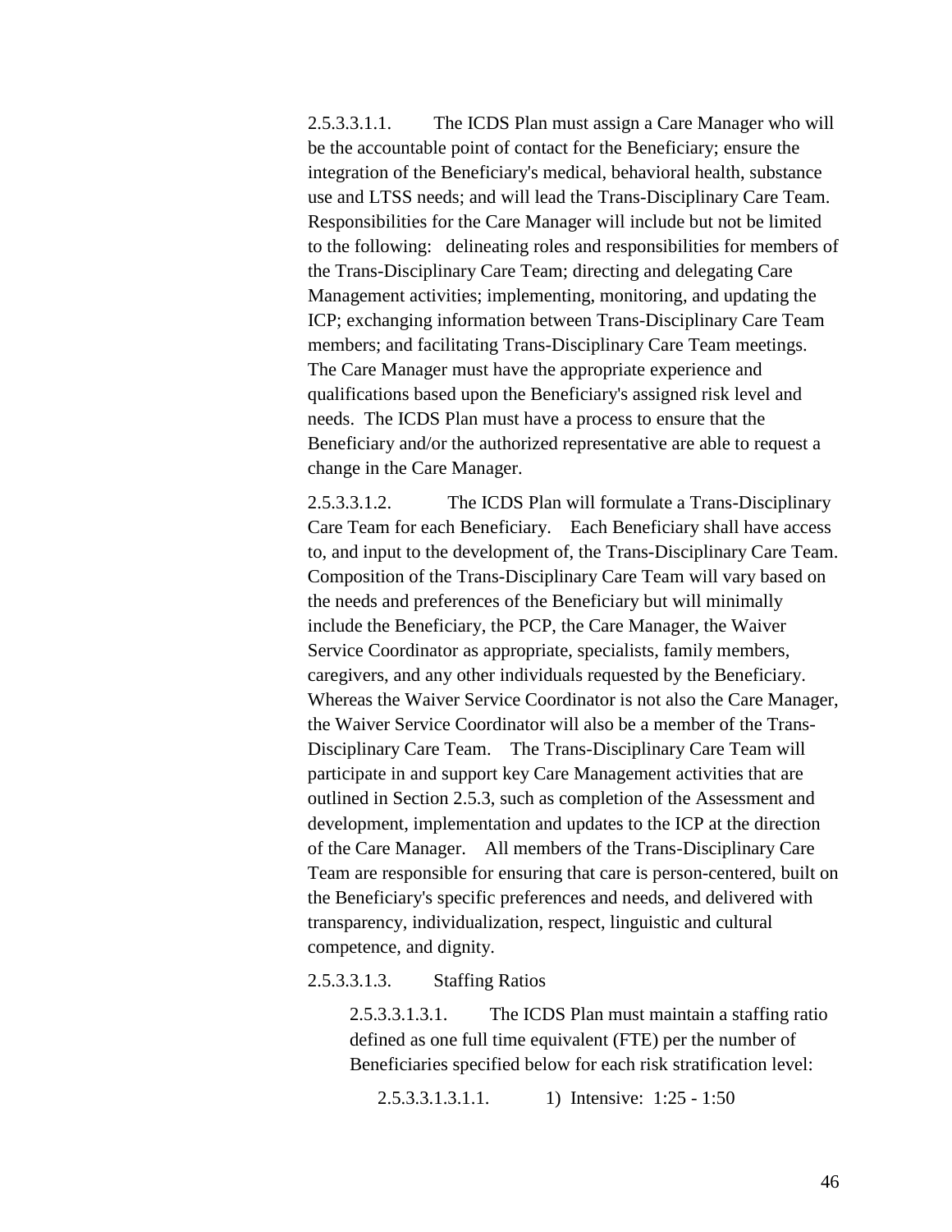2.5.3.3.1.1. The ICDS Plan must assign a Care Manager who will be the accountable point of contact for the Beneficiary; ensure the integration of the Beneficiary's medical, behavioral health, substance use and LTSS needs; and will lead the Trans-Disciplinary Care Team. Responsibilities for the Care Manager will include but not be limited to the following: delineating roles and responsibilities for members of the Trans-Disciplinary Care Team; directing and delegating Care Management activities; implementing, monitoring, and updating the ICP; exchanging information between Trans-Disciplinary Care Team members; and facilitating Trans-Disciplinary Care Team meetings. The Care Manager must have the appropriate experience and qualifications based upon the Beneficiary's assigned risk level and needs. The ICDS Plan must have a process to ensure that the Beneficiary and/or the authorized representative are able to request a change in the Care Manager.

2.5.3.3.1.2. The ICDS Plan will formulate a Trans-Disciplinary Care Team for each Beneficiary. Each Beneficiary shall have access to, and input to the development of, the Trans-Disciplinary Care Team. Composition of the Trans-Disciplinary Care Team will vary based on the needs and preferences of the Beneficiary but will minimally include the Beneficiary, the PCP, the Care Manager, the Waiver Service Coordinator as appropriate, specialists, family members, caregivers, and any other individuals requested by the Beneficiary. Whereas the Waiver Service Coordinator is not also the Care Manager, the Waiver Service Coordinator will also be a member of the Trans-Disciplinary Care Team. The Trans-Disciplinary Care Team will participate in and support key Care Management activities that are outlined in Section 2.5.3, such as completion of the Assessment and development, implementation and updates to the ICP at the direction of the Care Manager. All members of the Trans-Disciplinary Care Team are responsible for ensuring that care is person-centered, built on the Beneficiary's specific preferences and needs, and delivered with transparency, individualization, respect, linguistic and cultural competence, and dignity.

2.5.3.3.1.3. Staffing Ratios

2.5.3.3.1.3.1. The ICDS Plan must maintain a staffing ratio defined as one full time equivalent (FTE) per the number of Beneficiaries specified below for each risk stratification level:

2.5.3.3.1.3.1.1. 1) Intensive: 1:25 - 1:50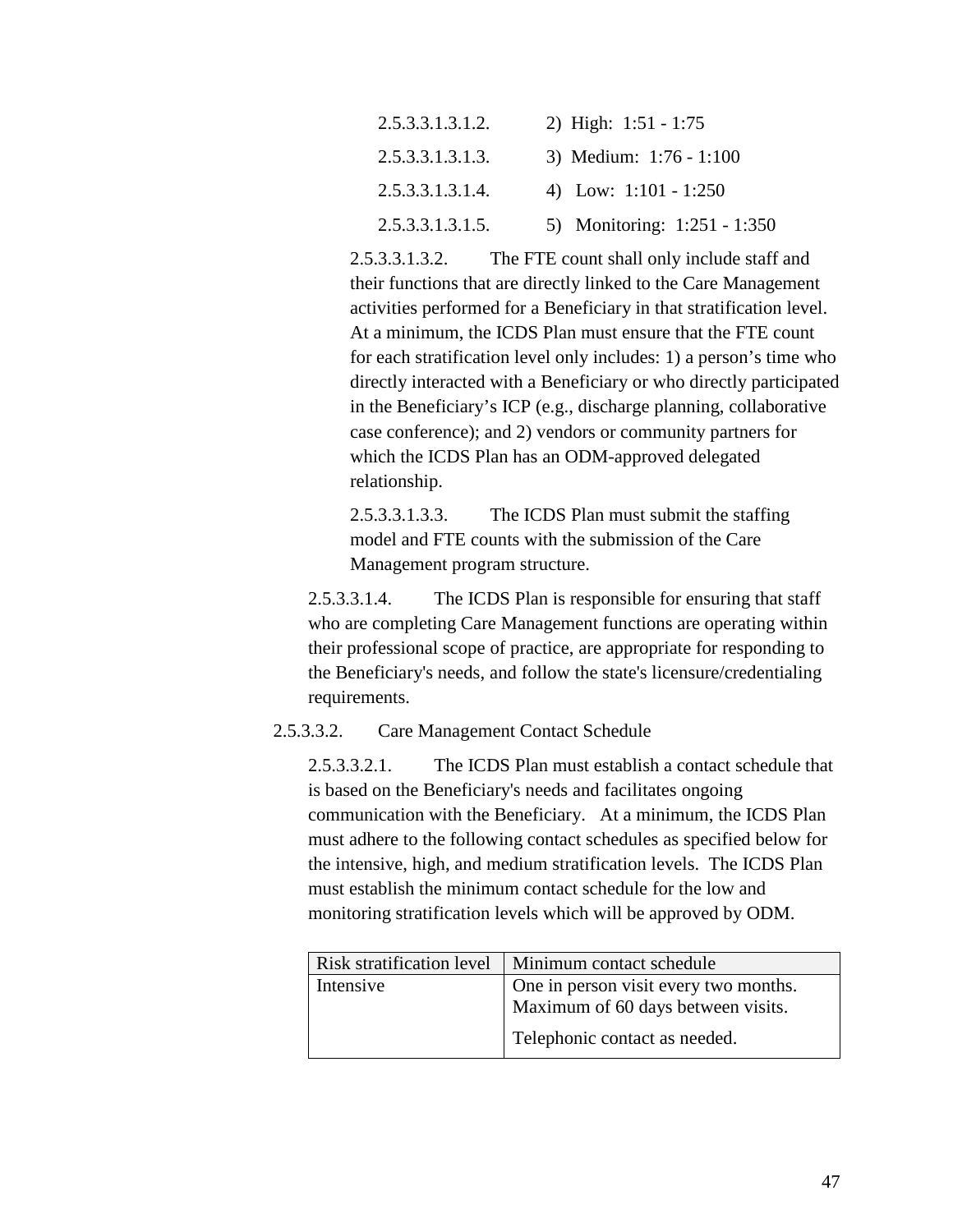2.5.3.3.1.3.1.2. 2) High: 1:51 - 1:75

2.5.3.3.1.3.1.3. 3) Medium: 1:76 - 1:100

2.5.3.3.1.3.1.4. 4) Low: 1:101 - 1:250

2.5.3.3.1.3.1.5. 5) Monitoring: 1:251 - 1:350

2.5.3.3.1.3.2. The FTE count shall only include staff and their functions that are directly linked to the Care Management activities performed for a Beneficiary in that stratification level. At a minimum, the ICDS Plan must ensure that the FTE count for each stratification level only includes: 1) a person's time who directly interacted with a Beneficiary or who directly participated in the Beneficiary's ICP (e.g., discharge planning, collaborative case conference); and 2) vendors or community partners for which the ICDS Plan has an ODM-approved delegated relationship.

2.5.3.3.1.3.3. The ICDS Plan must submit the staffing model and FTE counts with the submission of the Care Management program structure.

2.5.3.3.1.4. The ICDS Plan is responsible for ensuring that staff who are completing Care Management functions are operating within their professional scope of practice, are appropriate for responding to the Beneficiary's needs, and follow the state's licensure/credentialing requirements.

2.5.3.3.2. Care Management Contact Schedule

2.5.3.3.2.1. The ICDS Plan must establish a contact schedule that is based on the Beneficiary's needs and facilitates ongoing communication with the Beneficiary. At a minimum, the ICDS Plan must adhere to the following contact schedules as specified below for the intensive, high, and medium stratification levels. The ICDS Plan must establish the minimum contact schedule for the low and monitoring stratification levels which will be approved by ODM.

| Risk stratification level | Minimum contact schedule |
|---|---|
| Intensive | One in person visit every two months. Maximum of 60 days between visits.<br>Telephonic contact as needed. |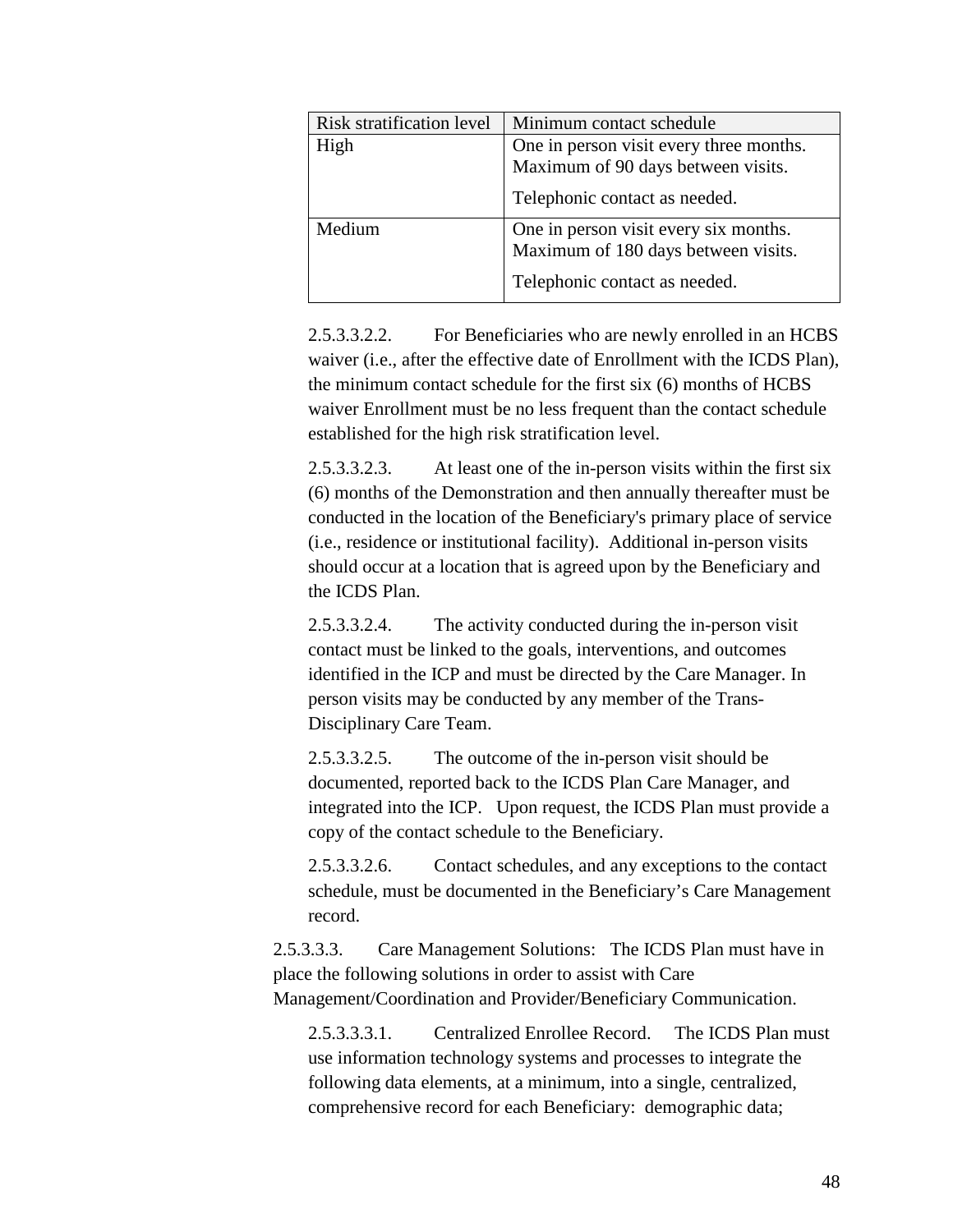| Risk stratification level | Minimum contact schedule |
| --- | --- |
| High | One in person visit every three months. Maximum of 90 days between visits.<br><br>Telephonic contact as needed. |
| Medium | One in person visit every six months. Maximum of 180 days between visits.<br><br>Telephonic contact as needed. |

2.5.3.3.2.2. For Beneficiaries who are newly enrolled in an HCBS waiver (i.e., after the effective date of Enrollment with the ICDS Plan), the minimum contact schedule for the first six (6) months of HCBS waiver Enrollment must be no less frequent than the contact schedule established for the high risk stratification level.

2.5.3.3.2.3. At least one of the in-person visits within the first six (6) months of the Demonstration and then annually thereafter must be conducted in the location of the Beneficiary's primary place of service (i.e., residence or institutional facility). Additional in-person visits should occur at a location that is agreed upon by the Beneficiary and the ICDS Plan.

2.5.3.3.2.4. The activity conducted during the in-person visit contact must be linked to the goals, interventions, and outcomes identified in the ICP and must be directed by the Care Manager. In person visits may be conducted by any member of the Trans-Disciplinary Care Team.

2.5.3.3.2.5. The outcome of the in-person visit should be documented, reported back to the ICDS Plan Care Manager, and integrated into the ICP. Upon request, the ICDS Plan must provide a copy of the contact schedule to the Beneficiary.

2.5.3.3.2.6. Contact schedules, and any exceptions to the contact schedule, must be documented in the Beneficiary's Care Management record.

2.5.3.3.3. Care Management Solutions: The ICDS Plan must have in place the following solutions in order to assist with Care Management/Coordination and Provider/Beneficiary Communication.

2.5.3.3.3.1. Centralized Enrollee Record. The ICDS Plan must use information technology systems and processes to integrate the following data elements, at a minimum, into a single, centralized, comprehensive record for each Beneficiary: demographic data;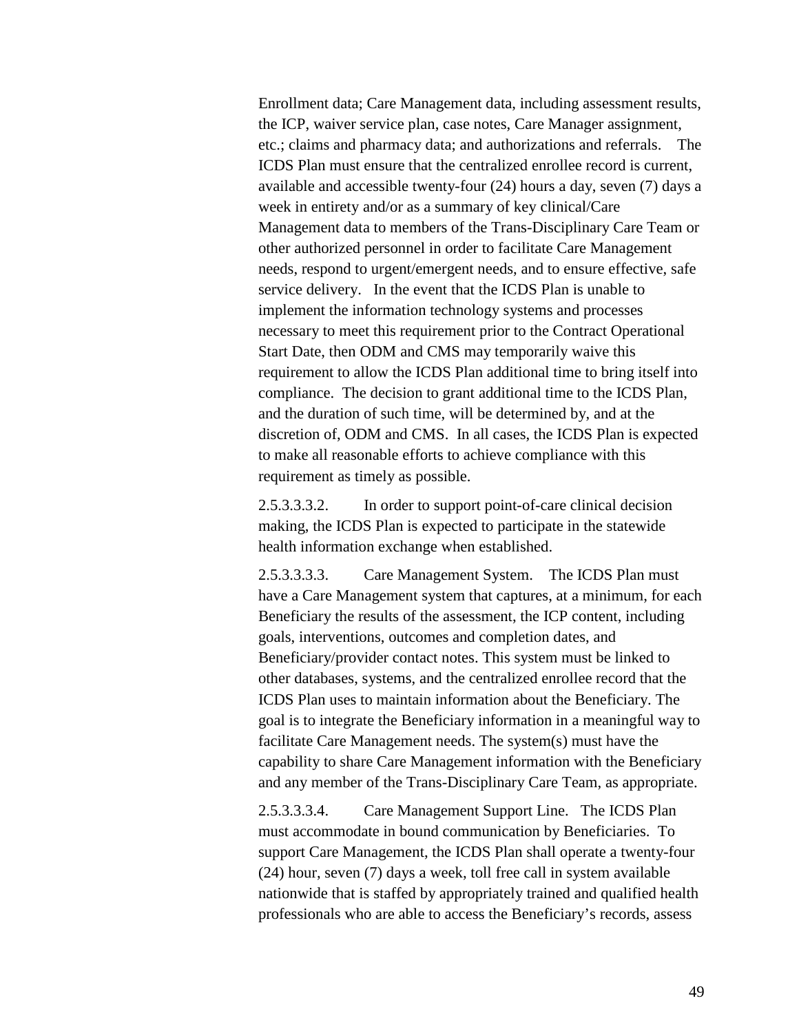Enrollment data; Care Management data, including assessment results, the ICP, waiver service plan, case notes, Care Manager assignment, etc.; claims and pharmacy data; and authorizations and referrals. The ICDS Plan must ensure that the centralized enrollee record is current, available and accessible twenty-four (24) hours a day, seven (7) days a week in entirety and/or as a summary of key clinical/Care Management data to members of the Trans-Disciplinary Care Team or other authorized personnel in order to facilitate Care Management needs, respond to urgent/emergent needs, and to ensure effective, safe service delivery. In the event that the ICDS Plan is unable to implement the information technology systems and processes necessary to meet this requirement prior to the Contract Operational Start Date, then ODM and CMS may temporarily waive this requirement to allow the ICDS Plan additional time to bring itself into compliance. The decision to grant additional time to the ICDS Plan, and the duration of such time, will be determined by, and at the discretion of, ODM and CMS. In all cases, the ICDS Plan is expected to make all reasonable efforts to achieve compliance with this requirement as timely as possible.

2.5.3.3.3.2. In order to support point-of-care clinical decision making, the ICDS Plan is expected to participate in the statewide health information exchange when established.

2.5.3.3.3.3. Care Management System. The ICDS Plan must have a Care Management system that captures, at a minimum, for each Beneficiary the results of the assessment, the ICP content, including goals, interventions, outcomes and completion dates, and Beneficiary/provider contact notes. This system must be linked to other databases, systems, and the centralized enrollee record that the ICDS Plan uses to maintain information about the Beneficiary. The goal is to integrate the Beneficiary information in a meaningful way to facilitate Care Management needs. The system(s) must have the capability to share Care Management information with the Beneficiary and any member of the Trans-Disciplinary Care Team, as appropriate.

2.5.3.3.3.4. Care Management Support Line. The ICDS Plan must accommodate in bound communication by Beneficiaries. To support Care Management, the ICDS Plan shall operate a twenty-four (24) hour, seven (7) days a week, toll free call in system available nationwide that is staffed by appropriately trained and qualified health professionals who are able to access the Beneficiary's records, assess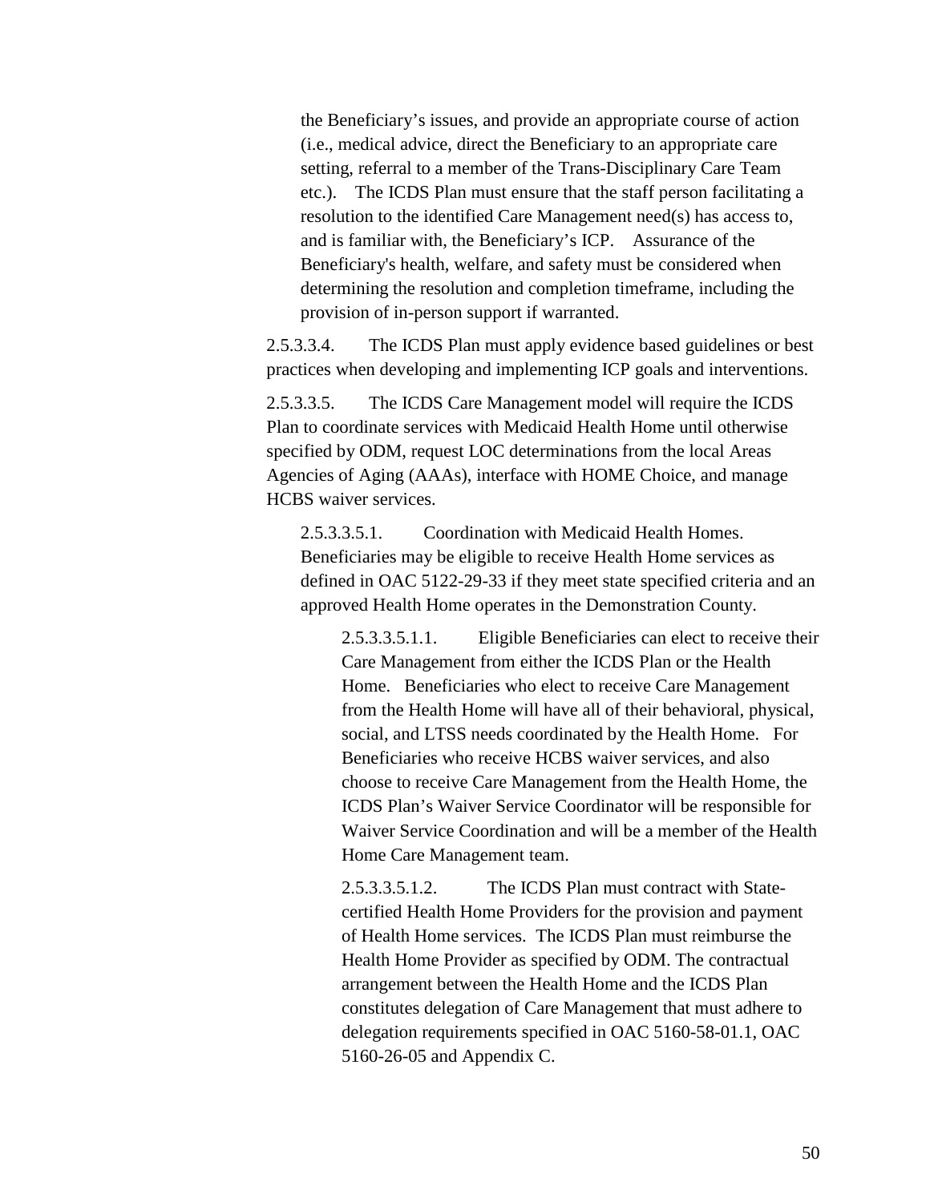the Beneficiary's issues, and provide an appropriate course of action (i.e., medical advice, direct the Beneficiary to an appropriate care setting, referral to a member of the Trans-Disciplinary Care Team etc.). The ICDS Plan must ensure that the staff person facilitating a resolution to the identified Care Management need(s) has access to, and is familiar with, the Beneficiary's ICP. Assurance of the Beneficiary's health, welfare, and safety must be considered when determining the resolution and completion timeframe, including the provision of in-person support if warranted.

2.5.3.3.4. The ICDS Plan must apply evidence based guidelines or best practices when developing and implementing ICP goals and interventions.

2.5.3.3.5. The ICDS Care Management model will require the ICDS Plan to coordinate services with Medicaid Health Home until otherwise specified by ODM, request LOC determinations from the local Areas Agencies of Aging (AAAs), interface with HOME Choice, and manage HCBS waiver services.

2.5.3.3.5.1. Coordination with Medicaid Health Homes. Beneficiaries may be eligible to receive Health Home services as defined in OAC 5122-29-33 if they meet state specified criteria and an approved Health Home operates in the Demonstration County.

2.5.3.3.5.1.1. Eligible Beneficiaries can elect to receive their Care Management from either the ICDS Plan or the Health Home. Beneficiaries who elect to receive Care Management from the Health Home will have all of their behavioral, physical, social, and LTSS needs coordinated by the Health Home. For Beneficiaries who receive HCBS waiver services, and also choose to receive Care Management from the Health Home, the ICDS Plan's Waiver Service Coordinator will be responsible for Waiver Service Coordination and will be a member of the Health Home Care Management team.

2.5.3.3.5.1.2. The ICDS Plan must contract with State-certified Health Home Providers for the provision and payment of Health Home services. The ICDS Plan must reimburse the Health Home Provider as specified by ODM. The contractual arrangement between the Health Home and the ICDS Plan constitutes delegation of Care Management that must adhere to delegation requirements specified in OAC 5160-58-01.1, OAC 5160-26-05 and Appendix C.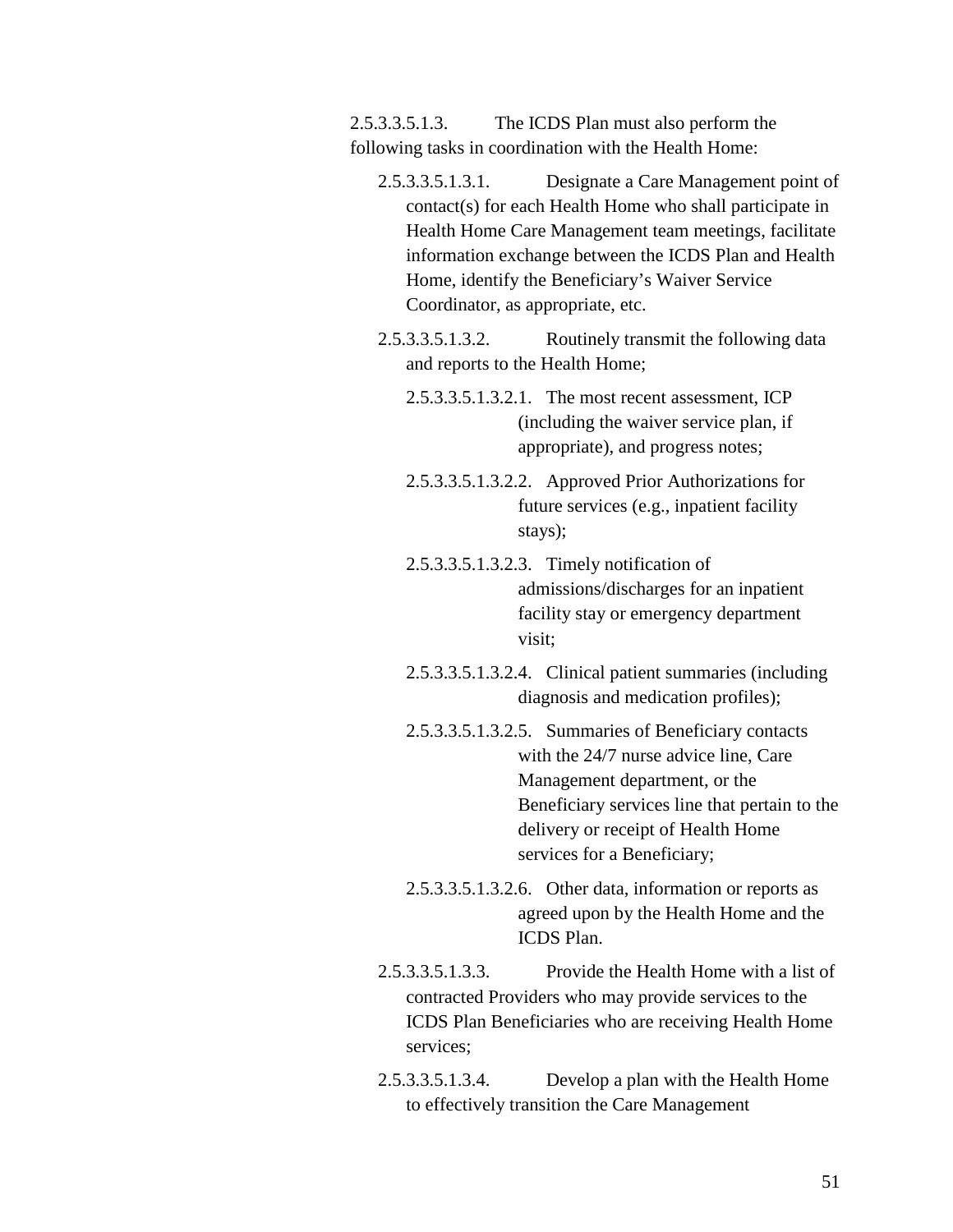2.5.3.3.5.1.3. The ICDS Plan must also perform the following tasks in coordination with the Health Home:

2.5.3.3.5.1.3.1. Designate a Care Management point of contact(s) for each Health Home who shall participate in Health Home Care Management team meetings, facilitate information exchange between the ICDS Plan and Health Home, identify the Beneficiary's Waiver Service Coordinator, as appropriate, etc.

2.5.3.3.5.1.3.2. Routinely transmit the following data and reports to the Health Home;

2.5.3.3.5.1.3.2.1. The most recent assessment, ICP (including the waiver service plan, if appropriate), and progress notes;

2.5.3.3.5.1.3.2.2. Approved Prior Authorizations for future services (e.g., inpatient facility stays);

2.5.3.3.5.1.3.2.3. Timely notification of admissions/discharges for an inpatient facility stay or emergency department visit;

2.5.3.3.5.1.3.2.4. Clinical patient summaries (including diagnosis and medication profiles);

2.5.3.3.5.1.3.2.5. Summaries of Beneficiary contacts with the 24/7 nurse advice line, Care Management department, or the Beneficiary services line that pertain to the delivery or receipt of Health Home services for a Beneficiary;

2.5.3.3.5.1.3.2.6. Other data, information or reports as agreed upon by the Health Home and the ICDS Plan.

2.5.3.3.5.1.3.3. Provide the Health Home with a list of contracted Providers who may provide services to the ICDS Plan Beneficiaries who are receiving Health Home services;

2.5.3.3.5.1.3.4. Develop a plan with the Health Home to effectively transition the Care Management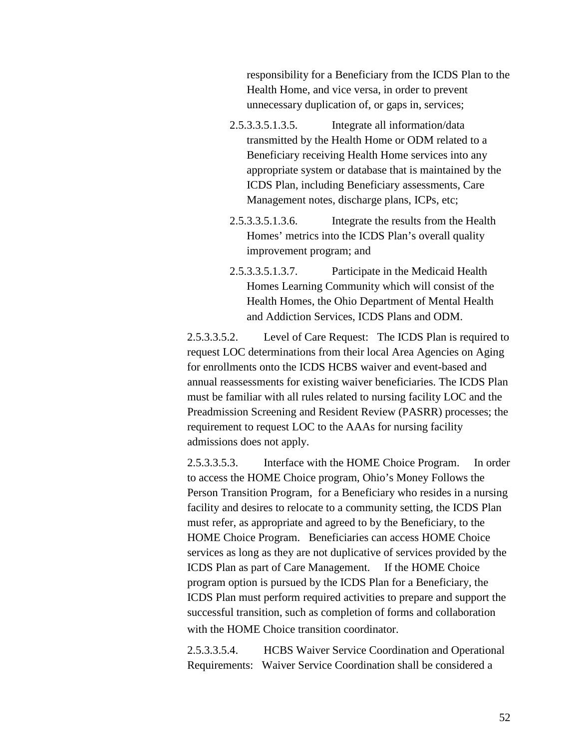responsibility for a Beneficiary from the ICDS Plan to the Health Home, and vice versa, in order to prevent unnecessary duplication of, or gaps in, services;

2.5.3.3.5.1.3.5. Integrate all information/data transmitted by the Health Home or ODM related to a Beneficiary receiving Health Home services into any appropriate system or database that is maintained by the ICDS Plan, including Beneficiary assessments, Care Management notes, discharge plans, ICPs, etc;

2.5.3.3.5.1.3.6. Integrate the results from the Health Homes' metrics into the ICDS Plan's overall quality improvement program; and

2.5.3.3.5.1.3.7. Participate in the Medicaid Health Homes Learning Community which will consist of the Health Homes, the Ohio Department of Mental Health and Addiction Services, ICDS Plans and ODM.

2.5.3.3.5.2. Level of Care Request: The ICDS Plan is required to request LOC determinations from their local Area Agencies on Aging for enrollments onto the ICDS HCBS waiver and event-based and annual reassessments for existing waiver beneficiaries. The ICDS Plan must be familiar with all rules related to nursing facility LOC and the Preadmission Screening and Resident Review (PASRR) processes; the requirement to request LOC to the AAAs for nursing facility admissions does not apply.

2.5.3.3.5.3. Interface with the HOME Choice Program. In order to access the HOME Choice program, Ohio's Money Follows the Person Transition Program, for a Beneficiary who resides in a nursing facility and desires to relocate to a community setting, the ICDS Plan must refer, as appropriate and agreed to by the Beneficiary, to the HOME Choice Program. Beneficiaries can access HOME Choice services as long as they are not duplicative of services provided by the ICDS Plan as part of Care Management. If the HOME Choice program option is pursued by the ICDS Plan for a Beneficiary, the ICDS Plan must perform required activities to prepare and support the successful transition, such as completion of forms and collaboration with the HOME Choice transition coordinator.

2.5.3.3.5.4. HCBS Waiver Service Coordination and Operational Requirements: Waiver Service Coordination shall be considered a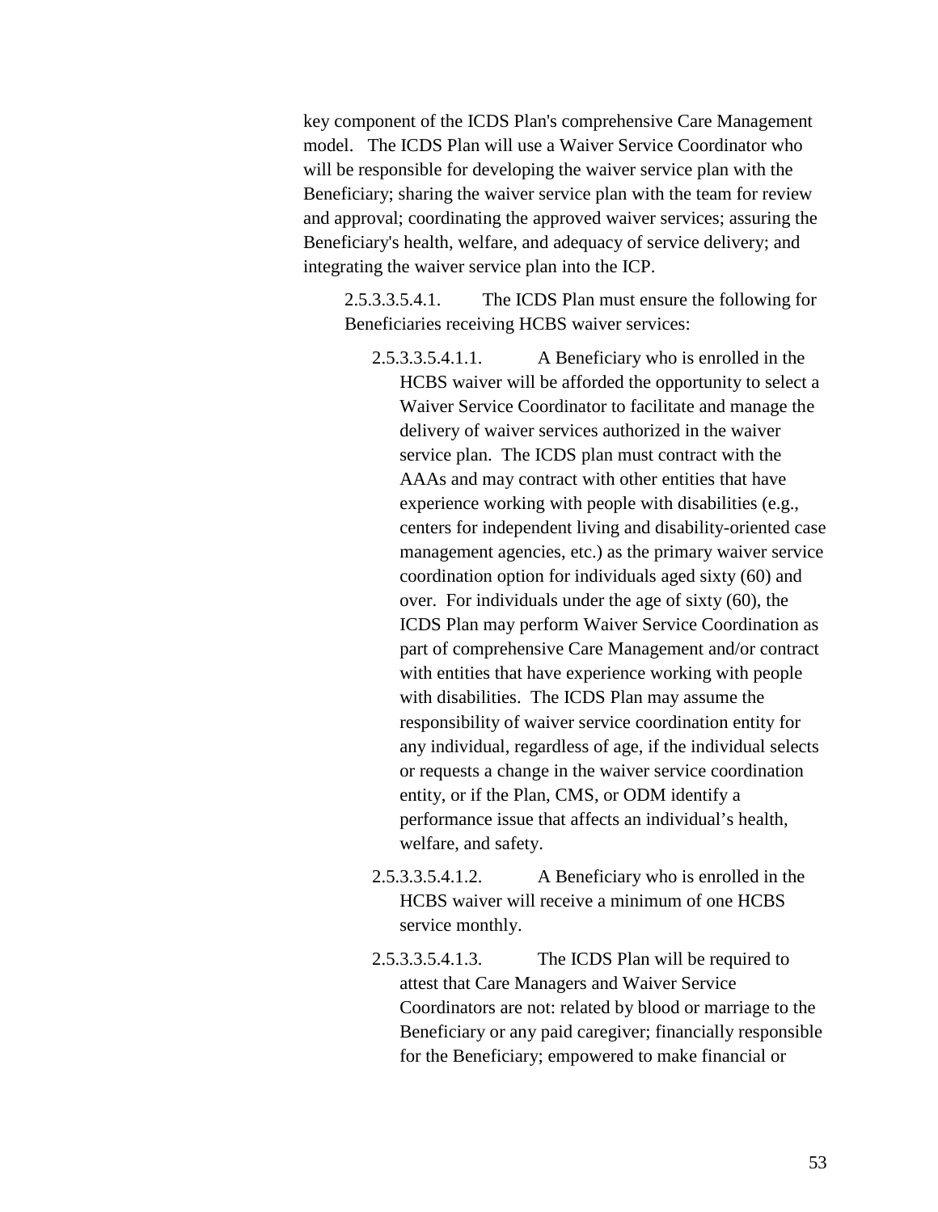key component of the ICDS Plan's comprehensive Care Management model. The ICDS Plan will use a Waiver Service Coordinator who will be responsible for developing the waiver service plan with the Beneficiary; sharing the waiver service plan with the team for review and approval; coordinating the approved waiver services; assuring the Beneficiary's health, welfare, and adequacy of service delivery; and integrating the waiver service plan into the ICP.

2.5.3.3.5.4.1. The ICDS Plan must ensure the following for Beneficiaries receiving HCBS waiver services:

2.5.3.3.5.4.1.1. A Beneficiary who is enrolled in the HCBS waiver will be afforded the opportunity to select a Waiver Service Coordinator to facilitate and manage the delivery of waiver services authorized in the waiver service plan. The ICDS plan must contract with the AAAs and may contract with other entities that have experience working with people with disabilities (e.g., centers for independent living and disability-oriented case management agencies, etc.) as the primary waiver service coordination option for individuals aged sixty (60) and over. For individuals under the age of sixty (60), the ICDS Plan may perform Waiver Service Coordination as part of comprehensive Care Management and/or contract with entities that have experience working with people with disabilities. The ICDS Plan may assume the responsibility of waiver service coordination entity for any individual, regardless of age, if the individual selects or requests a change in the waiver service coordination entity, or if the Plan, CMS, or ODM identify a performance issue that affects an individual's health, welfare, and safety.

2.5.3.3.5.4.1.2. A Beneficiary who is enrolled in the HCBS waiver will receive a minimum of one HCBS service monthly.

2.5.3.3.5.4.1.3. The ICDS Plan will be required to attest that Care Managers and Waiver Service Coordinators are not: related by blood or marriage to the Beneficiary or any paid caregiver; financially responsible for the Beneficiary; empowered to make financial or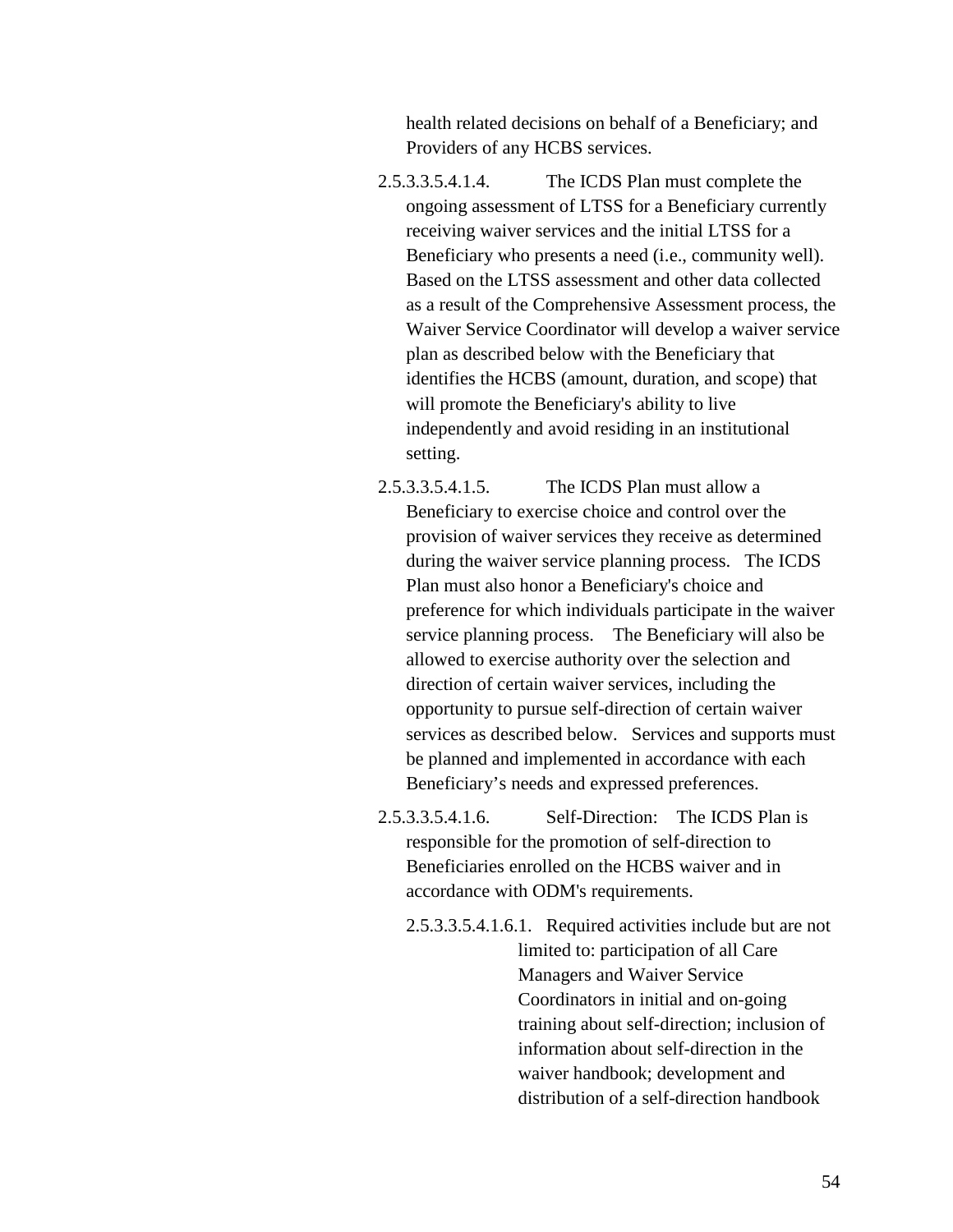health related decisions on behalf of a Beneficiary; and Providers of any HCBS services.

2.5.3.3.5.4.1.4. The ICDS Plan must complete the ongoing assessment of LTSS for a Beneficiary currently receiving waiver services and the initial LTSS for a Beneficiary who presents a need (i.e., community well). Based on the LTSS assessment and other data collected as a result of the Comprehensive Assessment process, the Waiver Service Coordinator will develop a waiver service plan as described below with the Beneficiary that identifies the HCBS (amount, duration, and scope) that will promote the Beneficiary's ability to live independently and avoid residing in an institutional setting.

2.5.3.3.5.4.1.5. The ICDS Plan must allow a Beneficiary to exercise choice and control over the provision of waiver services they receive as determined during the waiver service planning process. The ICDS Plan must also honor a Beneficiary's choice and preference for which individuals participate in the waiver service planning process. The Beneficiary will also be allowed to exercise authority over the selection and direction of certain waiver services, including the opportunity to pursue self-direction of certain waiver services as described below. Services and supports must be planned and implemented in accordance with each Beneficiary's needs and expressed preferences.

2.5.3.3.5.4.1.6. Self-Direction: The ICDS Plan is responsible for the promotion of self-direction to Beneficiaries enrolled on the HCBS waiver and in accordance with ODM's requirements.

2.5.3.3.5.4.1.6.1. Required activities include but are not limited to: participation of all Care Managers and Waiver Service Coordinators in initial and on-going training about self-direction; inclusion of information about self-direction in the waiver handbook; development and distribution of a self-direction handbook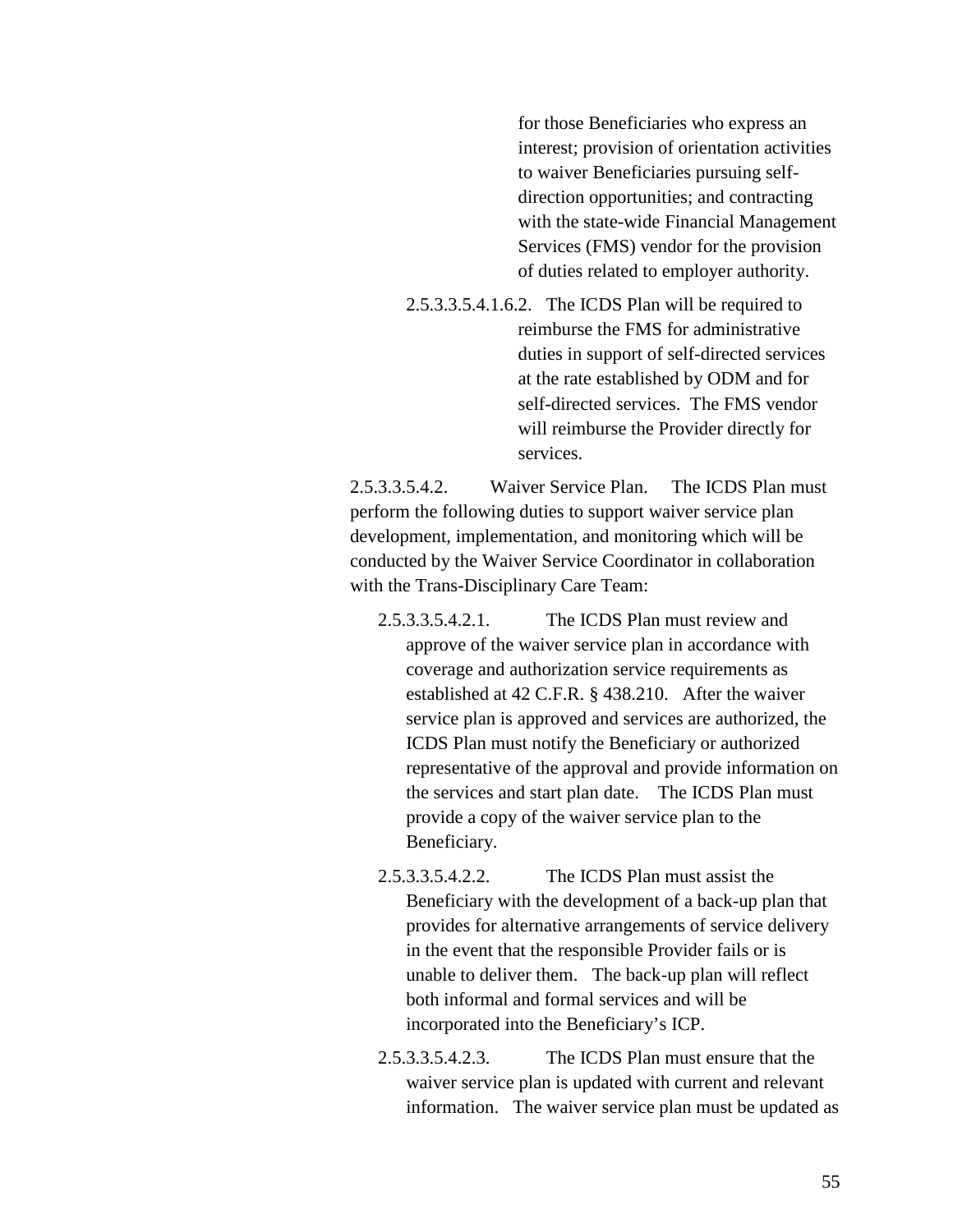for those Beneficiaries who express an interest; provision of orientation activities to waiver Beneficiaries pursuing self-direction opportunities; and contracting with the state-wide Financial Management Services (FMS) vendor for the provision of duties related to employer authority.

2.5.3.3.5.4.1.6.2. The ICDS Plan will be required to reimburse the FMS for administrative duties in support of self-directed services at the rate established by ODM and for self-directed services. The FMS vendor will reimburse the Provider directly for services.

2.5.3.3.5.4.2. Waiver Service Plan. The ICDS Plan must perform the following duties to support waiver service plan development, implementation, and monitoring which will be conducted by the Waiver Service Coordinator in collaboration with the Trans-Disciplinary Care Team:

2.5.3.3.5.4.2.1. The ICDS Plan must review and approve of the waiver service plan in accordance with coverage and authorization service requirements as established at 42 C.F.R. § 438.210. After the waiver service plan is approved and services are authorized, the ICDS Plan must notify the Beneficiary or authorized representative of the approval and provide information on the services and start plan date. The ICDS Plan must provide a copy of the waiver service plan to the Beneficiary.

2.5.3.3.5.4.2.2. The ICDS Plan must assist the Beneficiary with the development of a back-up plan that provides for alternative arrangements of service delivery in the event that the responsible Provider fails or is unable to deliver them. The back-up plan will reflect both informal and formal services and will be incorporated into the Beneficiary's ICP.

2.5.3.3.5.4.2.3. The ICDS Plan must ensure that the waiver service plan is updated with current and relevant information. The waiver service plan must be updated as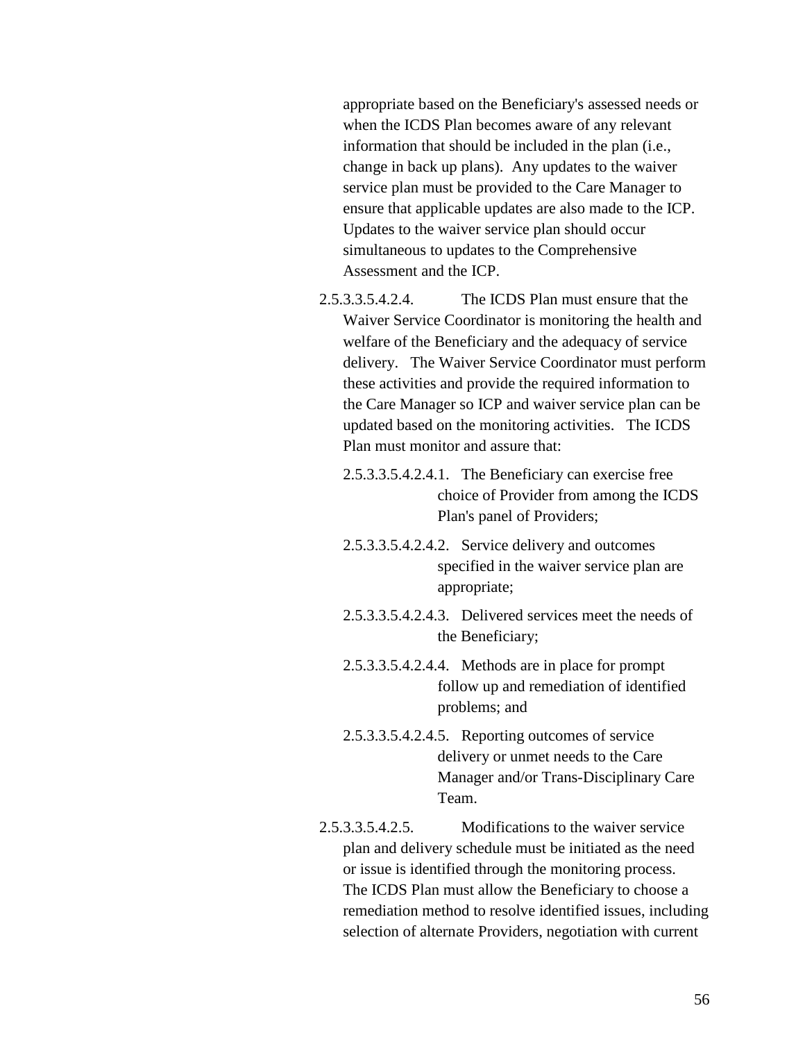appropriate based on the Beneficiary's assessed needs or when the ICDS Plan becomes aware of any relevant information that should be included in the plan (i.e., change in back up plans). Any updates to the waiver service plan must be provided to the Care Manager to ensure that applicable updates are also made to the ICP. Updates to the waiver service plan should occur simultaneous to updates to the Comprehensive Assessment and the ICP.

2.5.3.3.5.4.2.4. The ICDS Plan must ensure that the Waiver Service Coordinator is monitoring the health and welfare of the Beneficiary and the adequacy of service delivery. The Waiver Service Coordinator must perform these activities and provide the required information to the Care Manager so ICP and waiver service plan can be updated based on the monitoring activities. The ICDS Plan must monitor and assure that:

2.5.3.3.5.4.2.4.1. The Beneficiary can exercise free choice of Provider from among the ICDS Plan's panel of Providers;

2.5.3.3.5.4.2.4.2. Service delivery and outcomes specified in the waiver service plan are appropriate;

2.5.3.3.5.4.2.4.3. Delivered services meet the needs of the Beneficiary;

2.5.3.3.5.4.2.4.4. Methods are in place for prompt follow up and remediation of identified problems; and

2.5.3.3.5.4.2.4.5. Reporting outcomes of service delivery or unmet needs to the Care Manager and/or Trans-Disciplinary Care Team.

2.5.3.3.5.4.2.5. Modifications to the waiver service plan and delivery schedule must be initiated as the need or issue is identified through the monitoring process. The ICDS Plan must allow the Beneficiary to choose a remediation method to resolve identified issues, including selection of alternate Providers, negotiation with current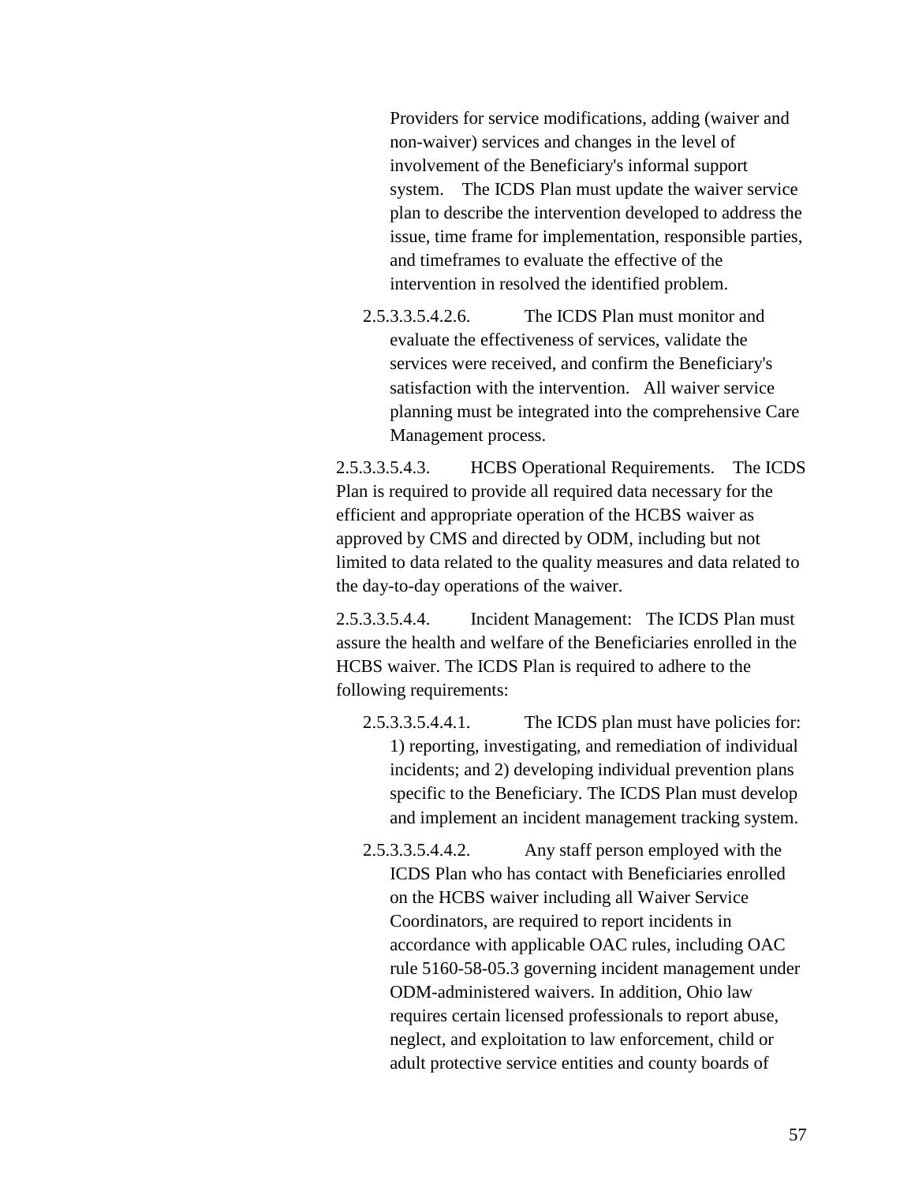Providers for service modifications, adding (waiver and non-waiver) services and changes in the level of involvement of the Beneficiary's informal support system. The ICDS Plan must update the waiver service plan to describe the intervention developed to address the issue, time frame for implementation, responsible parties, and timeframes to evaluate the effective of the intervention in resolved the identified problem.

2.5.3.3.5.4.2.6. The ICDS Plan must monitor and evaluate the effectiveness of services, validate the services were received, and confirm the Beneficiary's satisfaction with the intervention. All waiver service planning must be integrated into the comprehensive Care Management process.

2.5.3.3.5.4.3. HCBS Operational Requirements. The ICDS Plan is required to provide all required data necessary for the efficient and appropriate operation of the HCBS waiver as approved by CMS and directed by ODM, including but not limited to data related to the quality measures and data related to the day-to-day operations of the waiver.

2.5.3.3.5.4.4. Incident Management: The ICDS Plan must assure the health and welfare of the Beneficiaries enrolled in the HCBS waiver. The ICDS Plan is required to adhere to the following requirements:

2.5.3.3.5.4.4.1. The ICDS plan must have policies for: 1) reporting, investigating, and remediation of individual incidents; and 2) developing individual prevention plans specific to the Beneficiary. The ICDS Plan must develop and implement an incident management tracking system.

2.5.3.3.5.4.4.2. Any staff person employed with the ICDS Plan who has contact with Beneficiaries enrolled on the HCBS waiver including all Waiver Service Coordinators, are required to report incidents in accordance with applicable OAC rules, including OAC rule 5160-58-05.3 governing incident management under ODM-administered waivers. In addition, Ohio law requires certain licensed professionals to report abuse, neglect, and exploitation to law enforcement, child or adult protective service entities and county boards of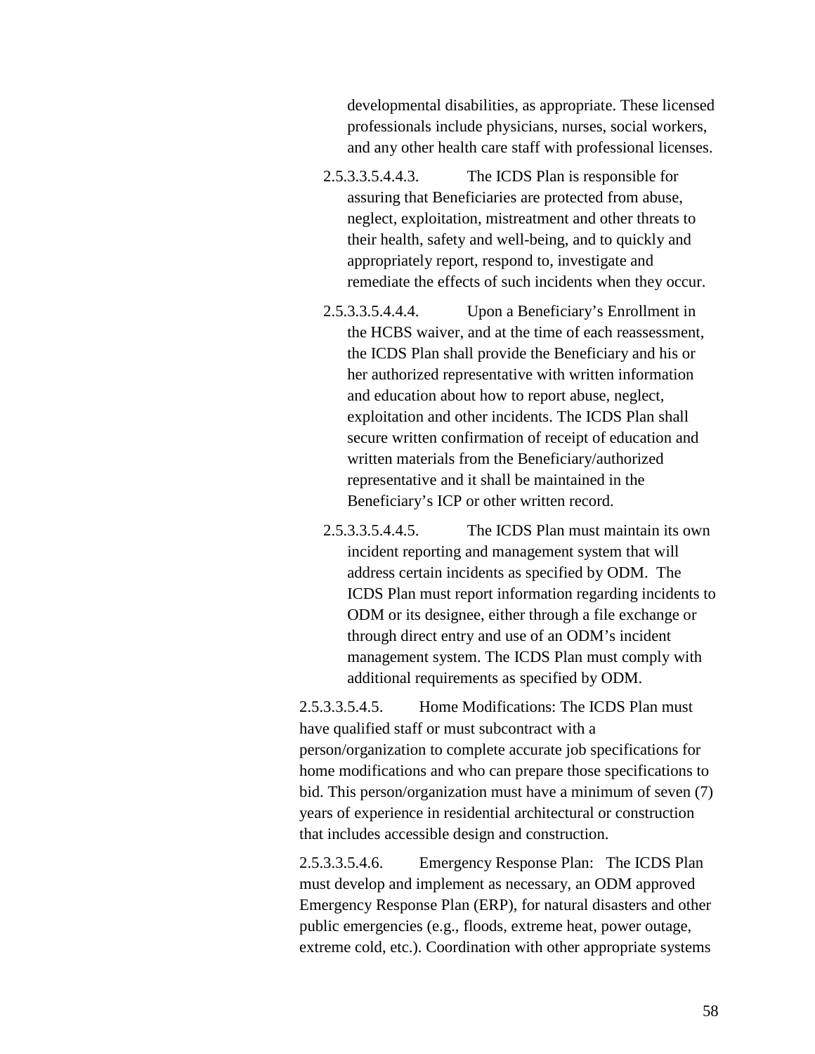developmental disabilities, as appropriate. These licensed professionals include physicians, nurses, social workers, and any other health care staff with professional licenses.

2.5.3.3.5.4.4.3. The ICDS Plan is responsible for assuring that Beneficiaries are protected from abuse, neglect, exploitation, mistreatment and other threats to their health, safety and well-being, and to quickly and appropriately report, respond to, investigate and remediate the effects of such incidents when they occur.

2.5.3.3.5.4.4.4. Upon a Beneficiary's Enrollment in the HCBS waiver, and at the time of each reassessment, the ICDS Plan shall provide the Beneficiary and his or her authorized representative with written information and education about how to report abuse, neglect, exploitation and other incidents. The ICDS Plan shall secure written confirmation of receipt of education and written materials from the Beneficiary/authorized representative and it shall be maintained in the Beneficiary's ICP or other written record.

2.5.3.3.5.4.4.5. The ICDS Plan must maintain its own incident reporting and management system that will address certain incidents as specified by ODM. The ICDS Plan must report information regarding incidents to ODM or its designee, either through a file exchange or through direct entry and use of an ODM's incident management system. The ICDS Plan must comply with additional requirements as specified by ODM.

2.5.3.3.5.4.5. Home Modifications: The ICDS Plan must have qualified staff or must subcontract with a person/organization to complete accurate job specifications for home modifications and who can prepare those specifications to bid. This person/organization must have a minimum of seven (7) years of experience in residential architectural or construction that includes accessible design and construction.

2.5.3.3.5.4.6. Emergency Response Plan: The ICDS Plan must develop and implement as necessary, an ODM approved Emergency Response Plan (ERP), for natural disasters and other public emergencies (e.g., floods, extreme heat, power outage, extreme cold, etc.). Coordination with other appropriate systems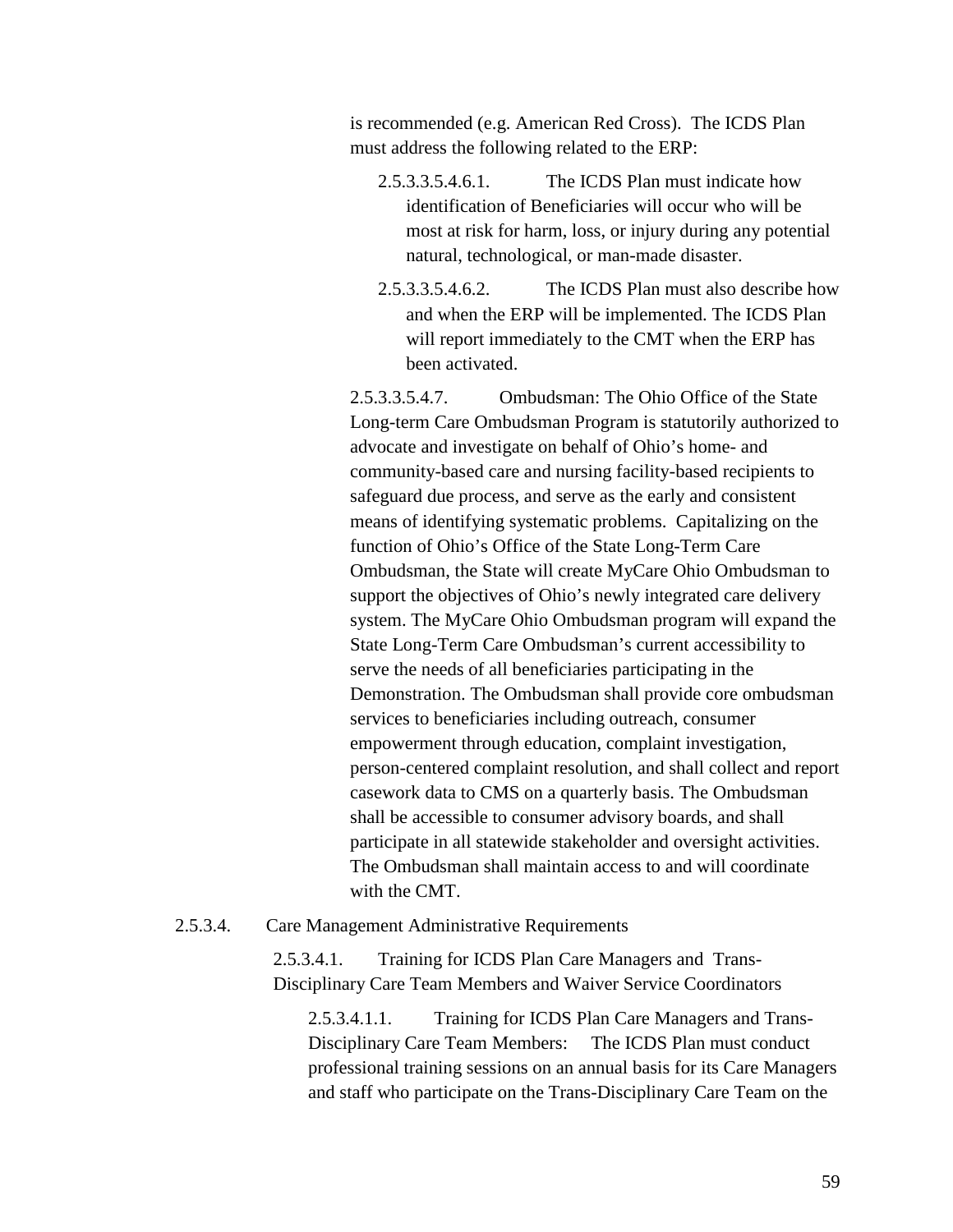is recommended (e.g. American Red Cross). The ICDS Plan must address the following related to the ERP:

2.5.3.3.5.4.6.1. The ICDS Plan must indicate how identification of Beneficiaries will occur who will be most at risk for harm, loss, or injury during any potential natural, technological, or man-made disaster.

2.5.3.3.5.4.6.2. The ICDS Plan must also describe how and when the ERP will be implemented. The ICDS Plan will report immediately to the CMT when the ERP has been activated.

2.5.3.3.5.4.7. Ombudsman: The Ohio Office of the State Long-term Care Ombudsman Program is statutorily authorized to advocate and investigate on behalf of Ohio's home- and community-based care and nursing facility-based recipients to safeguard due process, and serve as the early and consistent means of identifying systematic problems. Capitalizing on the function of Ohio's Office of the State Long-Term Care Ombudsman, the State will create MyCare Ohio Ombudsman to support the objectives of Ohio's newly integrated care delivery system. The MyCare Ohio Ombudsman program will expand the State Long-Term Care Ombudsman's current accessibility to serve the needs of all beneficiaries participating in the Demonstration. The Ombudsman shall provide core ombudsman services to beneficiaries including outreach, consumer empowerment through education, complaint investigation, person-centered complaint resolution, and shall collect and report casework data to CMS on a quarterly basis. The Ombudsman shall be accessible to consumer advisory boards, and shall participate in all statewide stakeholder and oversight activities. The Ombudsman shall maintain access to and will coordinate with the CMT.

2.5.3.4. Care Management Administrative Requirements

2.5.3.4.1. Training for ICDS Plan Care Managers and Trans-Disciplinary Care Team Members and Waiver Service Coordinators

2.5.3.4.1.1. Training for ICDS Plan Care Managers and Trans-Disciplinary Care Team Members: The ICDS Plan must conduct professional training sessions on an annual basis for its Care Managers and staff who participate on the Trans-Disciplinary Care Team on the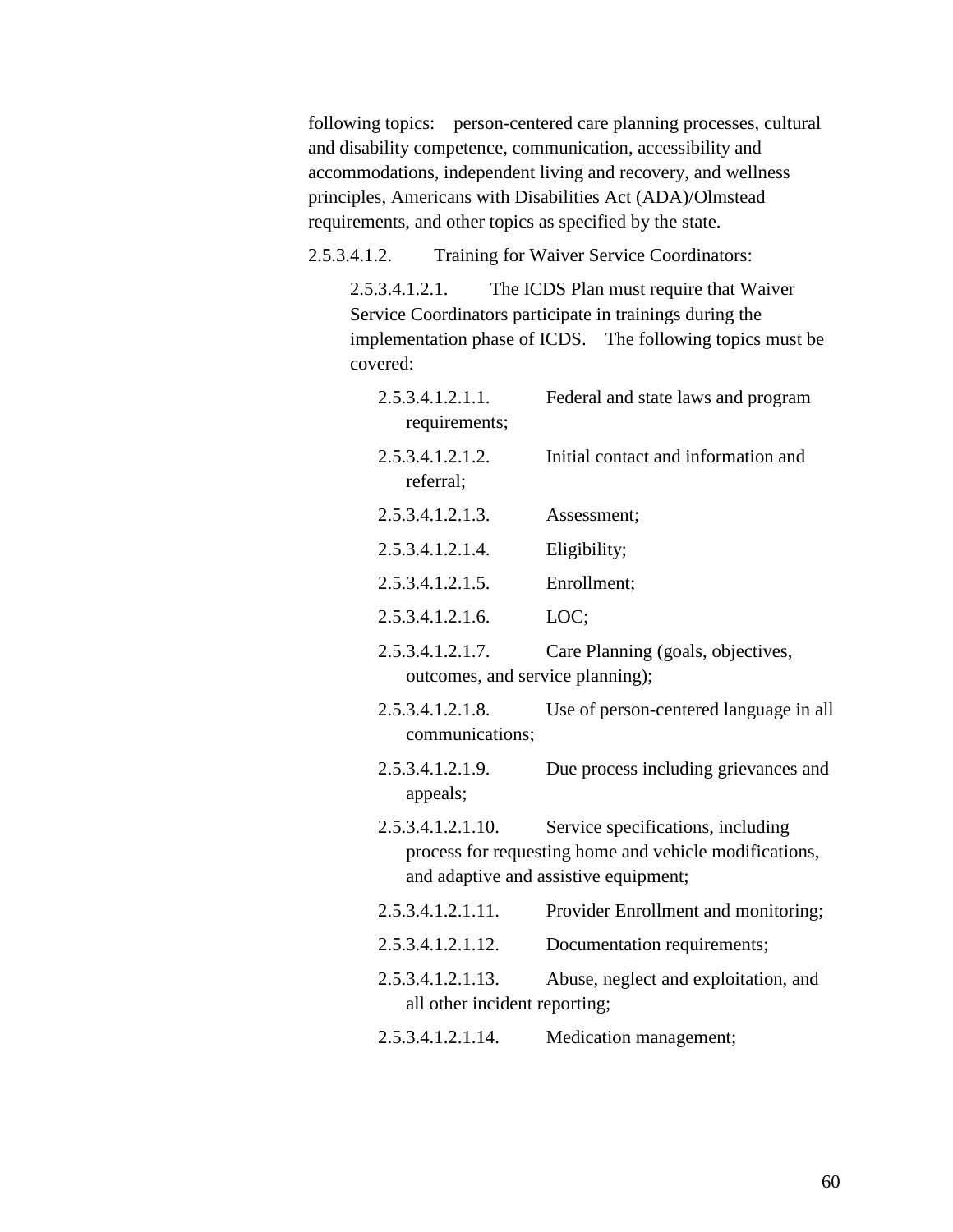following topics: person-centered care planning processes, cultural and disability competence, communication, accessibility and accommodations, independent living and recovery, and wellness principles, Americans with Disabilities Act (ADA)/Olmstead requirements, and other topics as specified by the state.

2.5.3.4.1.2. Training for Waiver Service Coordinators:

2.5.3.4.1.2.1. The ICDS Plan must require that Waiver Service Coordinators participate in trainings during the implementation phase of ICDS. The following topics must be covered:

2.5.3.4.1.2.1.1. Federal and state laws and program requirements;

2.5.3.4.1.2.1.2. Initial contact and information and referral;

2.5.3.4.1.2.1.3. Assessment;

2.5.3.4.1.2.1.4. Eligibility;

2.5.3.4.1.2.1.5. Enrollment;

2.5.3.4.1.2.1.6. LOC;

2.5.3.4.1.2.1.7. Care Planning (goals, objectives, outcomes, and service planning);

2.5.3.4.1.2.1.8. Use of person-centered language in all communications;

2.5.3.4.1.2.1.9. Due process including grievances and appeals;

2.5.3.4.1.2.1.10. Service specifications, including process for requesting home and vehicle modifications, and adaptive and assistive equipment;

2.5.3.4.1.2.1.11. Provider Enrollment and monitoring;

2.5.3.4.1.2.1.12. Documentation requirements;

2.5.3.4.1.2.1.13. Abuse, neglect and exploitation, and all other incident reporting;

2.5.3.4.1.2.1.14. Medication management;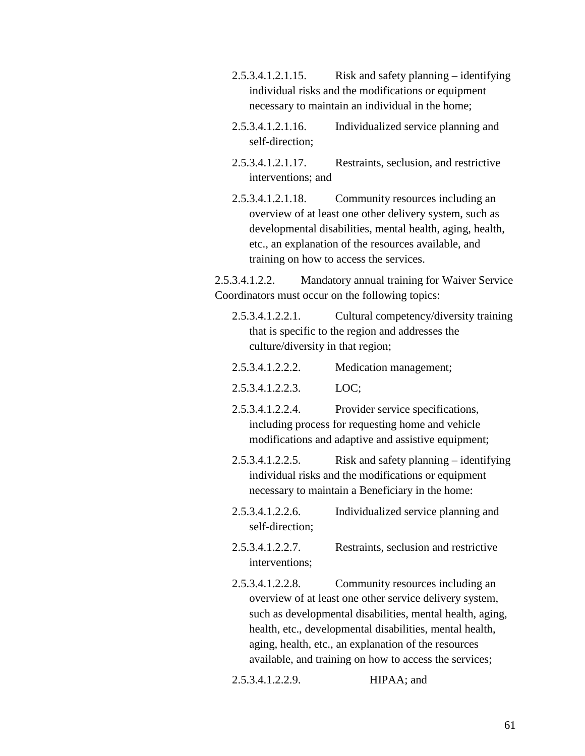2.5.3.4.1.2.1.15. Risk and safety planning – identifying individual risks and the modifications or equipment necessary to maintain an individual in the home;

2.5.3.4.1.2.1.16. Individualized service planning and self-direction;

2.5.3.4.1.2.1.17. Restraints, seclusion, and restrictive interventions; and

2.5.3.4.1.2.1.18. Community resources including an overview of at least one other delivery system, such as developmental disabilities, mental health, aging, health, etc., an explanation of the resources available, and training on how to access the services.

2.5.3.4.1.2.2. Mandatory annual training for Waiver Service Coordinators must occur on the following topics:

2.5.3.4.1.2.2.1. Cultural competency/diversity training that is specific to the region and addresses the culture/diversity in that region;

2.5.3.4.1.2.2.2. Medication management;

2.5.3.4.1.2.2.3. LOC;

2.5.3.4.1.2.2.4. Provider service specifications, including process for requesting home and vehicle modifications and adaptive and assistive equipment;

2.5.3.4.1.2.2.5. Risk and safety planning – identifying individual risks and the modifications or equipment necessary to maintain a Beneficiary in the home:

2.5.3.4.1.2.2.6. Individualized service planning and self-direction;

2.5.3.4.1.2.2.7. Restraints, seclusion and restrictive interventions;

2.5.3.4.1.2.2.8. Community resources including an overview of at least one other service delivery system, such as developmental disabilities, mental health, aging, health, etc., developmental disabilities, mental health, aging, health, etc., an explanation of the resources available, and training on how to access the services;

2.5.3.4.1.2.2.9. HIPAA; and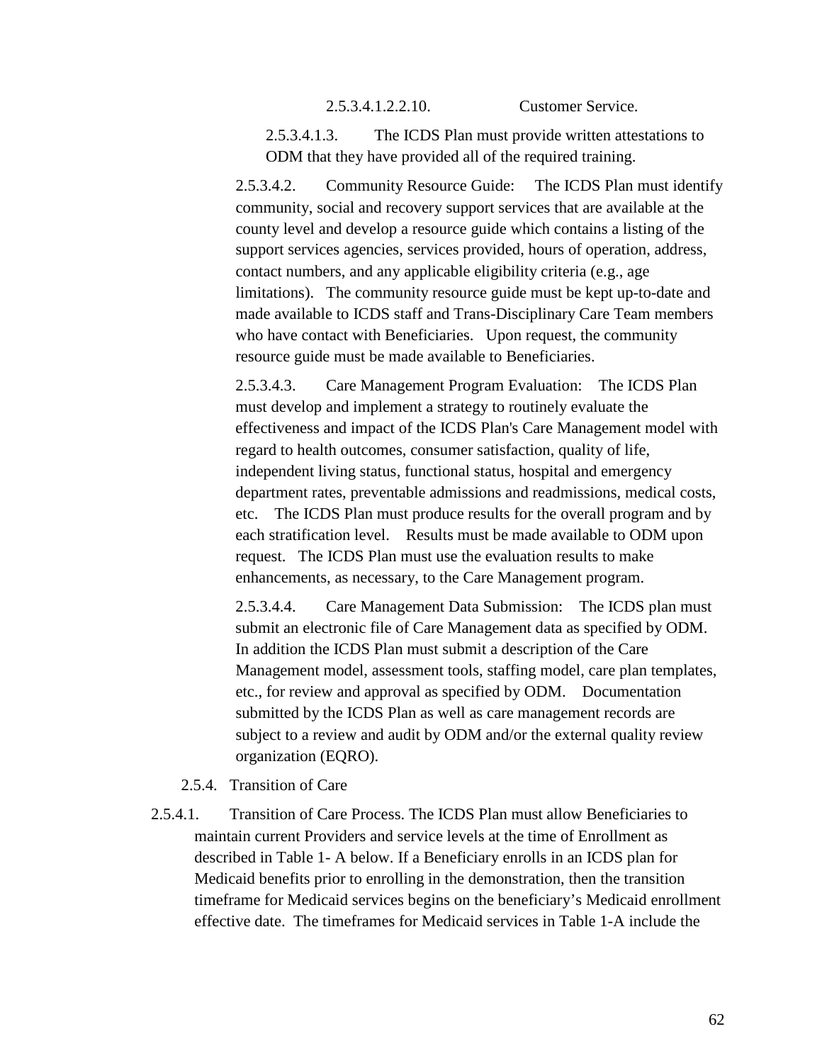2.5.3.4.1.2.2.10. Customer Service.

2.5.3.4.1.3. The ICDS Plan must provide written attestations to ODM that they have provided all of the required training.

2.5.3.4.2. Community Resource Guide: The ICDS Plan must identify community, social and recovery support services that are available at the county level and develop a resource guide which contains a listing of the support services agencies, services provided, hours of operation, address, contact numbers, and any applicable eligibility criteria (e.g., age limitations). The community resource guide must be kept up-to-date and made available to ICDS staff and Trans-Disciplinary Care Team members who have contact with Beneficiaries. Upon request, the community resource guide must be made available to Beneficiaries.

2.5.3.4.3. Care Management Program Evaluation: The ICDS Plan must develop and implement a strategy to routinely evaluate the effectiveness and impact of the ICDS Plan's Care Management model with regard to health outcomes, consumer satisfaction, quality of life, independent living status, functional status, hospital and emergency department rates, preventable admissions and readmissions, medical costs, etc. The ICDS Plan must produce results for the overall program and by each stratification level. Results must be made available to ODM upon request. The ICDS Plan must use the evaluation results to make enhancements, as necessary, to the Care Management program.

2.5.3.4.4. Care Management Data Submission: The ICDS plan must submit an electronic file of Care Management data as specified by ODM. In addition the ICDS Plan must submit a description of the Care Management model, assessment tools, staffing model, care plan templates, etc., for review and approval as specified by ODM. Documentation submitted by the ICDS Plan as well as care management records are subject to a review and audit by ODM and/or the external quality review organization (EQRO).

2.5.4. Transition of Care

2.5.4.1. Transition of Care Process. The ICDS Plan must allow Beneficiaries to maintain current Providers and service levels at the time of Enrollment as described in Table 1- A below. If a Beneficiary enrolls in an ICDS plan for Medicaid benefits prior to enrolling in the demonstration, then the transition timeframe for Medicaid services begins on the beneficiary's Medicaid enrollment effective date. The timeframes for Medicaid services in Table 1-A include the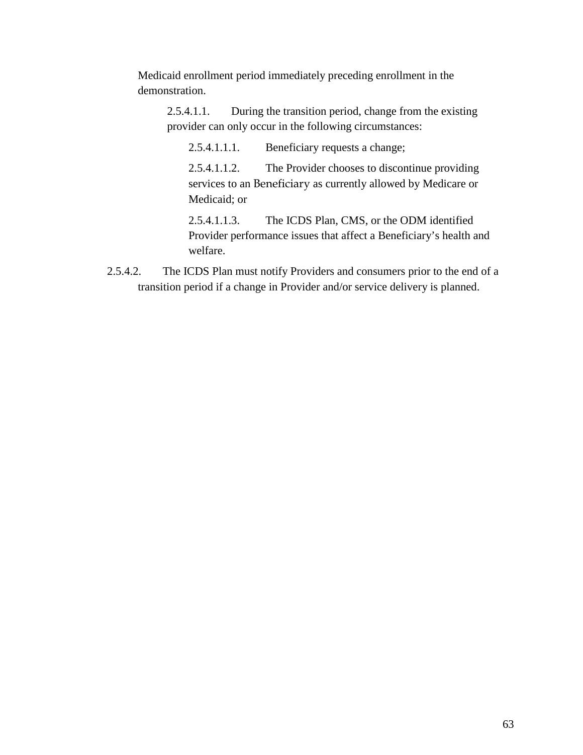Medicaid enrollment period immediately preceding enrollment in the demonstration.

2.5.4.1.1. During the transition period, change from the existing provider can only occur in the following circumstances:

2.5.4.1.1.1. Beneficiary requests a change;

2.5.4.1.1.2. The Provider chooses to discontinue providing services to an Beneficiary as currently allowed by Medicare or Medicaid; or

2.5.4.1.1.3. The ICDS Plan, CMS, or the ODM identified Provider performance issues that affect a Beneficiary's health and welfare.

2.5.4.2. The ICDS Plan must notify Providers and consumers prior to the end of a transition period if a change in Provider and/or service delivery is planned.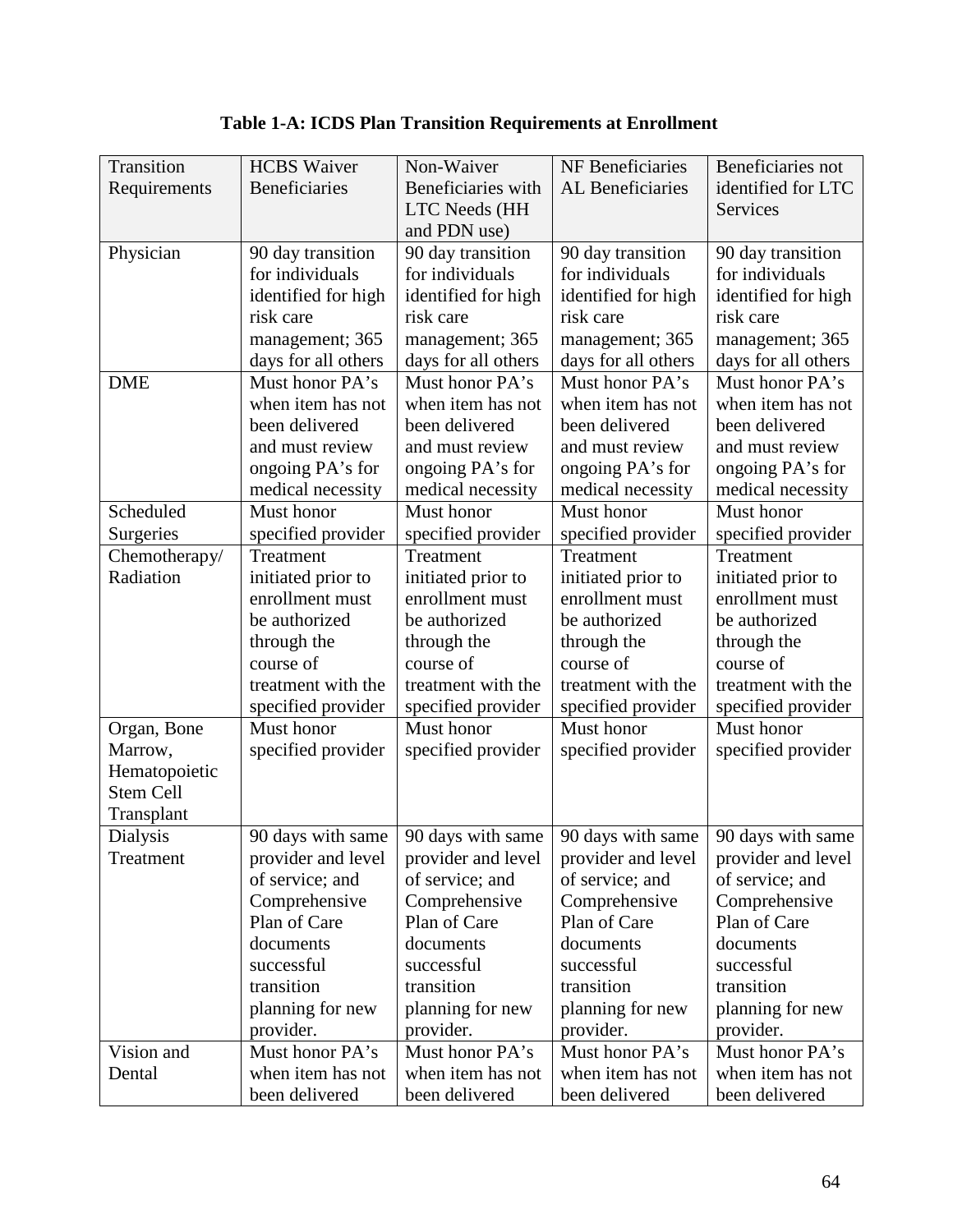**Table 1-A: ICDS Plan Transition Requirements at Enrollment**

| Transition Requirements | HCBS Waiver Beneficiaries | Non-Waiver Beneficiaries with LTC Needs (HH and PDN use) | NF Beneficiaries AL Beneficiaries | Beneficiaries not identified for LTC Services |
|---|---|---|---|---|
| Physician | 90 day transition for individuals identified for high risk care management; 365 days for all others | 90 day transition for individuals identified for high risk care management; 365 days for all others | 90 day transition for individuals identified for high risk care management; 365 days for all others | 90 day transition for individuals identified for high risk care management; 365 days for all others |
| DME | Must honor PA's when item has not been delivered and must review ongoing PA's for medical necessity | Must honor PA's when item has not been delivered and must review ongoing PA's for medical necessity | Must honor PA's when item has not been delivered and must review ongoing PA's for medical necessity | Must honor PA's when item has not been delivered and must review ongoing PA's for medical necessity |
| Scheduled Surgeries | Must honor specified provider | Must honor specified provider | Must honor specified provider | Must honor specified provider |
| Chemotherapy/ Radiation | Treatment initiated prior to enrollment must be authorized through the course of treatment with the specified provider | Treatment initiated prior to enrollment must be authorized through the course of treatment with the specified provider | Treatment initiated prior to enrollment must be authorized through the course of treatment with the specified provider | Treatment initiated prior to enrollment must be authorized through the course of treatment with the specified provider |
| Organ, Bone Marrow, Hematopoietic Stem Cell Transplant | Must honor specified provider | Must honor specified provider | Must honor specified provider | Must honor specified provider |
| Dialysis Treatment | 90 days with same provider and level of service; and Comprehensive Plan of Care documents successful transition planning for new provider. | 90 days with same provider and level of service; and Comprehensive Plan of Care documents successful transition planning for new provider. | 90 days with same provider and level of service; and Comprehensive Plan of Care documents successful transition planning for new provider. | 90 days with same provider and level of service; and Comprehensive Plan of Care documents successful transition planning for new provider. |
| Vision and Dental | Must honor PA's when item has not been delivered | Must honor PA's when item has not been delivered | Must honor PA's when item has not been delivered | Must honor PA's when item has not been delivered |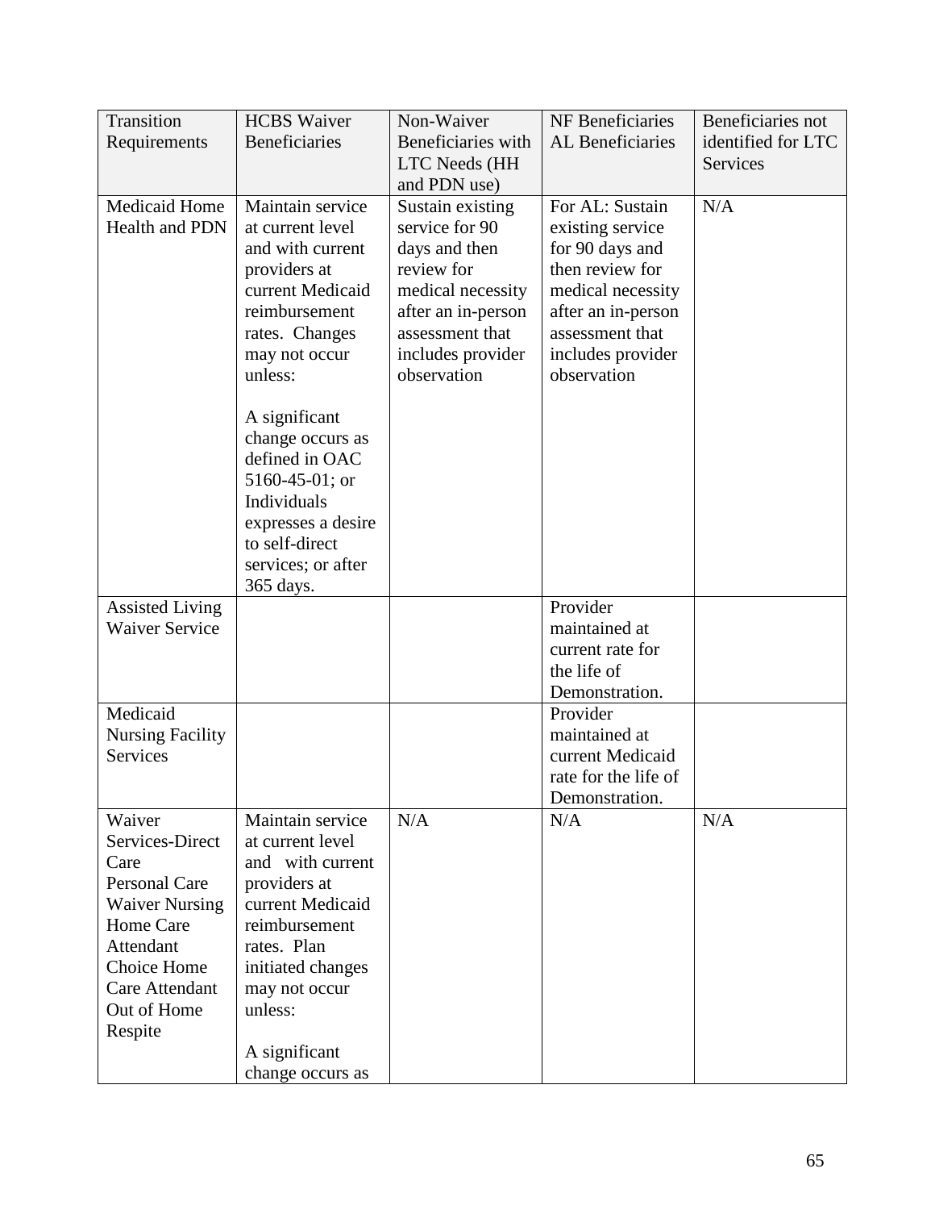| Transition Requirements | HCBS Waiver Beneficiaries | Non-Waiver Beneficiaries with LTC Needs (HH and PDN use) | NF Beneficiaries AL Beneficiaries | Beneficiaries not identified for LTC Services |
|---|---|---|---|---|
| Medicaid Home Health and PDN | Maintain service at current level and with current providers at current Medicaid reimbursement rates. Changes may not occur unless:<br><br>A significant change occurs as defined in OAC 5160-45-01; or Individuals expresses a desire to self-direct services; or after 365 days. | Sustain existing service for 90 days and then review for medical necessity after an in-person assessment that includes provider observation | For AL: Sustain existing service for 90 days and then review for medical necessity after an in-person assessment that includes provider observation | N/A |
| Assisted Living Waiver Service | | | Provider maintained at current rate for the life of Demonstration. | |
| Medicaid Nursing Facility Services | | | Provider maintained at current Medicaid rate for the life of Demonstration. | |
| Waiver Services-Direct Care<br>Personal Care<br>Waiver Nursing<br>Home Care Attendant<br>Choice Home Care Attendant<br>Out of Home Respite | Maintain service at current level and with current providers at current Medicaid reimbursement rates. Plan initiated changes may not occur unless:<br><br>A significant change occurs as | N/A | N/A | N/A |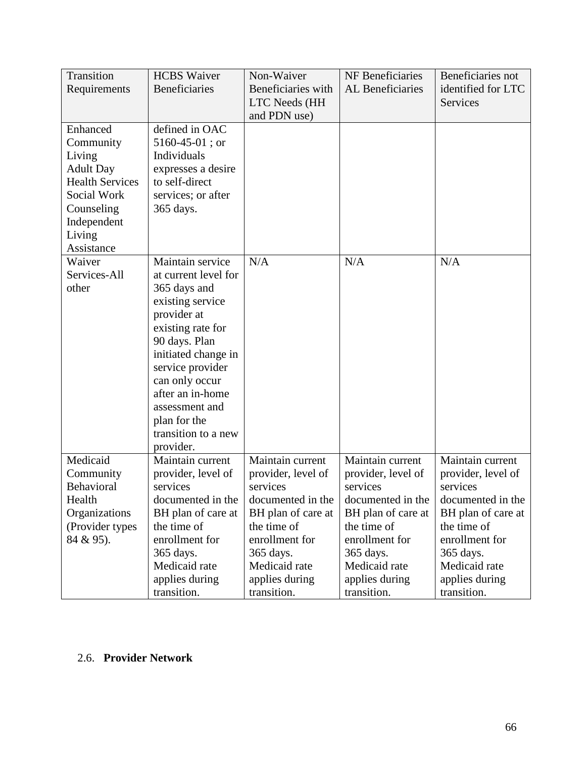| Transition Requirements | HCBS Waiver Beneficiaries | Non-Waiver Beneficiaries with LTC Needs (HH and PDN use) | NF Beneficiaries AL Beneficiaries | Beneficiaries not identified for LTC Services |
|---|---|---|---|---|
| Enhanced Community Living Adult Day Health Services Social Work Counseling Independent Living Assistance | defined in OAC 5160-45-01 ; or Individuals expresses a desire to self-direct services; or after 365 days. | | | |
| Waiver Services-All other | Maintain service at current level for 365 days and existing service provider at existing rate for 90 days. Plan initiated change in service provider can only occur after an in-home assessment and plan for the transition to a new provider. | N/A | N/A | N/A |
| Medicaid Community Behavioral Health Organizations (Provider types 84 & 95). | Maintain current provider, level of services documented in the BH plan of care at the time of enrollment for 365 days. Medicaid rate applies during transition. | Maintain current provider, level of services documented in the BH plan of care at the time of enrollment for 365 days. Medicaid rate applies during transition. | Maintain current provider, level of services documented in the BH plan of care at the time of enrollment for 365 days. Medicaid rate applies during transition. | Maintain current provider, level of services documented in the BH plan of care at the time of enrollment for 365 days. Medicaid rate applies during transition. |

## 2.6. Provider Network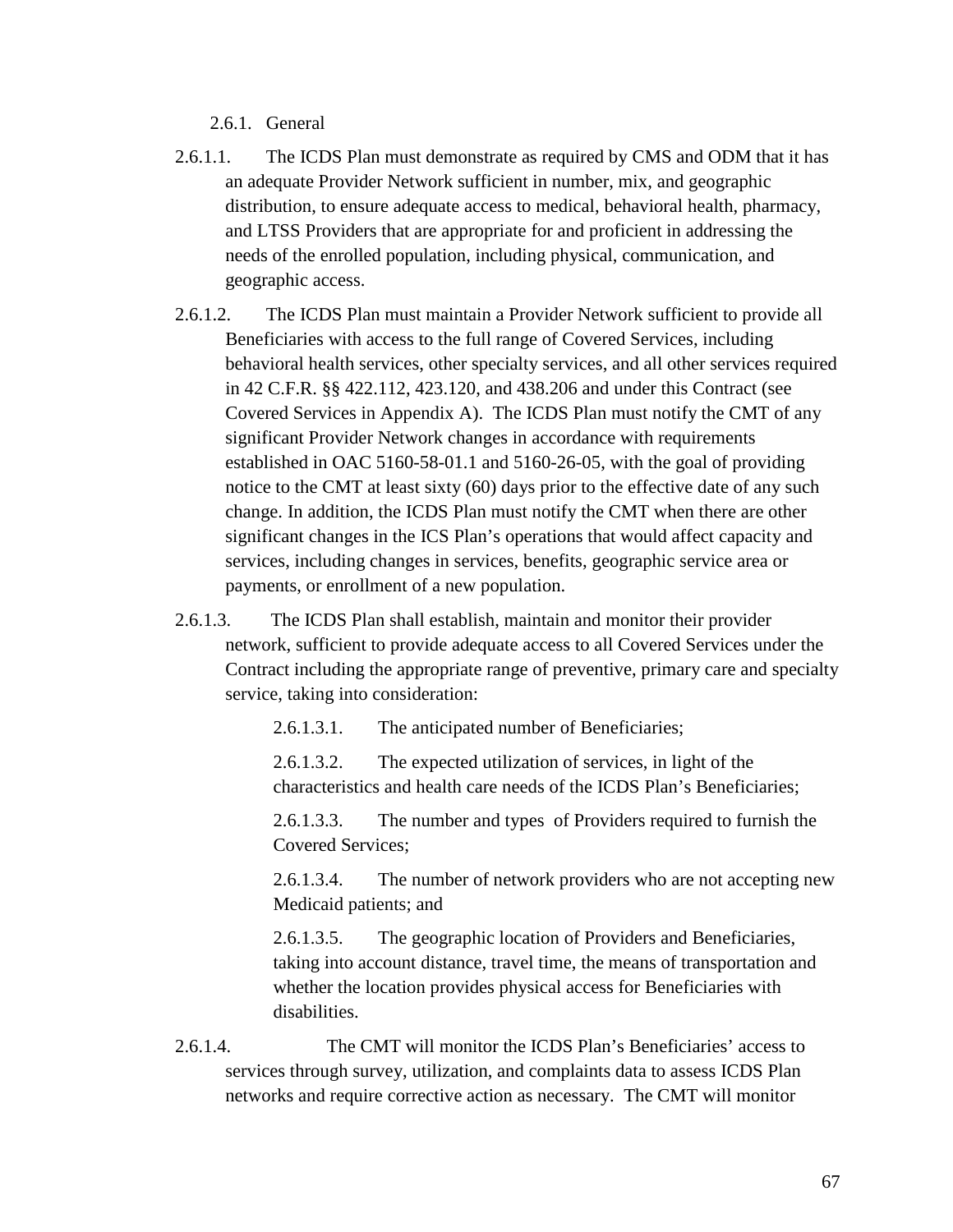### 2.6.1. General

2.6.1.1. The ICDS Plan must demonstrate as required by CMS and ODM that it has an adequate Provider Network sufficient in number, mix, and geographic distribution, to ensure adequate access to medical, behavioral health, pharmacy, and LTSS Providers that are appropriate for and proficient in addressing the needs of the enrolled population, including physical, communication, and geographic access.

2.6.1.2. The ICDS Plan must maintain a Provider Network sufficient to provide all Beneficiaries with access to the full range of Covered Services, including behavioral health services, other specialty services, and all other services required in 42 C.F.R. §§ 422.112, 423.120, and 438.206 and under this Contract (see Covered Services in Appendix A). The ICDS Plan must notify the CMT of any significant Provider Network changes in accordance with requirements established in OAC 5160-58-01.1 and 5160-26-05, with the goal of providing notice to the CMT at least sixty (60) days prior to the effective date of any such change. In addition, the ICDS Plan must notify the CMT when there are other significant changes in the ICS Plan's operations that would affect capacity and services, including changes in services, benefits, geographic service area or payments, or enrollment of a new population.

2.6.1.3. The ICDS Plan shall establish, maintain and monitor their provider network, sufficient to provide adequate access to all Covered Services under the Contract including the appropriate range of preventive, primary care and specialty service, taking into consideration:

2.6.1.3.1. The anticipated number of Beneficiaries;

2.6.1.3.2. The expected utilization of services, in light of the characteristics and health care needs of the ICDS Plan's Beneficiaries;

2.6.1.3.3. The number and types of Providers required to furnish the Covered Services;

2.6.1.3.4. The number of network providers who are not accepting new Medicaid patients; and

2.6.1.3.5. The geographic location of Providers and Beneficiaries, taking into account distance, travel time, the means of transportation and whether the location provides physical access for Beneficiaries with disabilities.

2.6.1.4. The CMT will monitor the ICDS Plan's Beneficiaries' access to services through survey, utilization, and complaints data to assess ICDS Plan networks and require corrective action as necessary. The CMT will monitor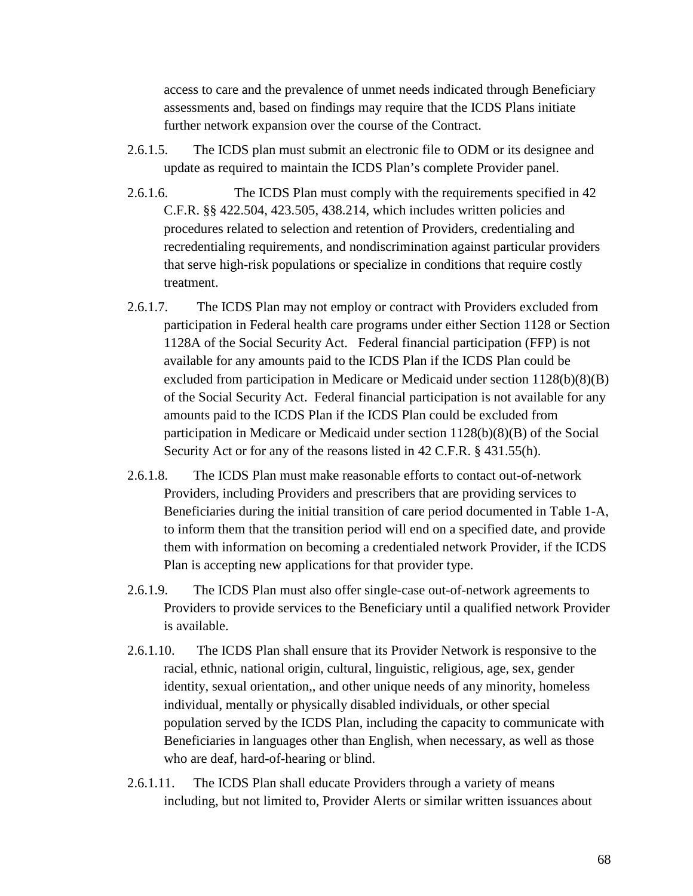access to care and the prevalence of unmet needs indicated through Beneficiary assessments and, based on findings may require that the ICDS Plans initiate further network expansion over the course of the Contract.

2.6.1.5. The ICDS plan must submit an electronic file to ODM or its designee and update as required to maintain the ICDS Plan's complete Provider panel.

2.6.1.6. The ICDS Plan must comply with the requirements specified in 42 C.F.R. §§ 422.504, 423.505, 438.214, which includes written policies and procedures related to selection and retention of Providers, credentialing and recredentialing requirements, and nondiscrimination against particular providers that serve high-risk populations or specialize in conditions that require costly treatment.

2.6.1.7. The ICDS Plan may not employ or contract with Providers excluded from participation in Federal health care programs under either Section 1128 or Section 1128A of the Social Security Act. Federal financial participation (FFP) is not available for any amounts paid to the ICDS Plan if the ICDS Plan could be excluded from participation in Medicare or Medicaid under section 1128(b)(8)(B) of the Social Security Act. Federal financial participation is not available for any amounts paid to the ICDS Plan if the ICDS Plan could be excluded from participation in Medicare or Medicaid under section 1128(b)(8)(B) of the Social Security Act or for any of the reasons listed in 42 C.F.R. § 431.55(h).

2.6.1.8. The ICDS Plan must make reasonable efforts to contact out-of-network Providers, including Providers and prescribers that are providing services to Beneficiaries during the initial transition of care period documented in Table 1-A, to inform them that the transition period will end on a specified date, and provide them with information on becoming a credentialed network Provider, if the ICDS Plan is accepting new applications for that provider type.

2.6.1.9. The ICDS Plan must also offer single-case out-of-network agreements to Providers to provide services to the Beneficiary until a qualified network Provider is available.

2.6.1.10. The ICDS Plan shall ensure that its Provider Network is responsive to the racial, ethnic, national origin, cultural, linguistic, religious, age, sex, gender identity, sexual orientation,, and other unique needs of any minority, homeless individual, mentally or physically disabled individuals, or other special population served by the ICDS Plan, including the capacity to communicate with Beneficiaries in languages other than English, when necessary, as well as those who are deaf, hard-of-hearing or blind.

2.6.1.11. The ICDS Plan shall educate Providers through a variety of means including, but not limited to, Provider Alerts or similar written issuances about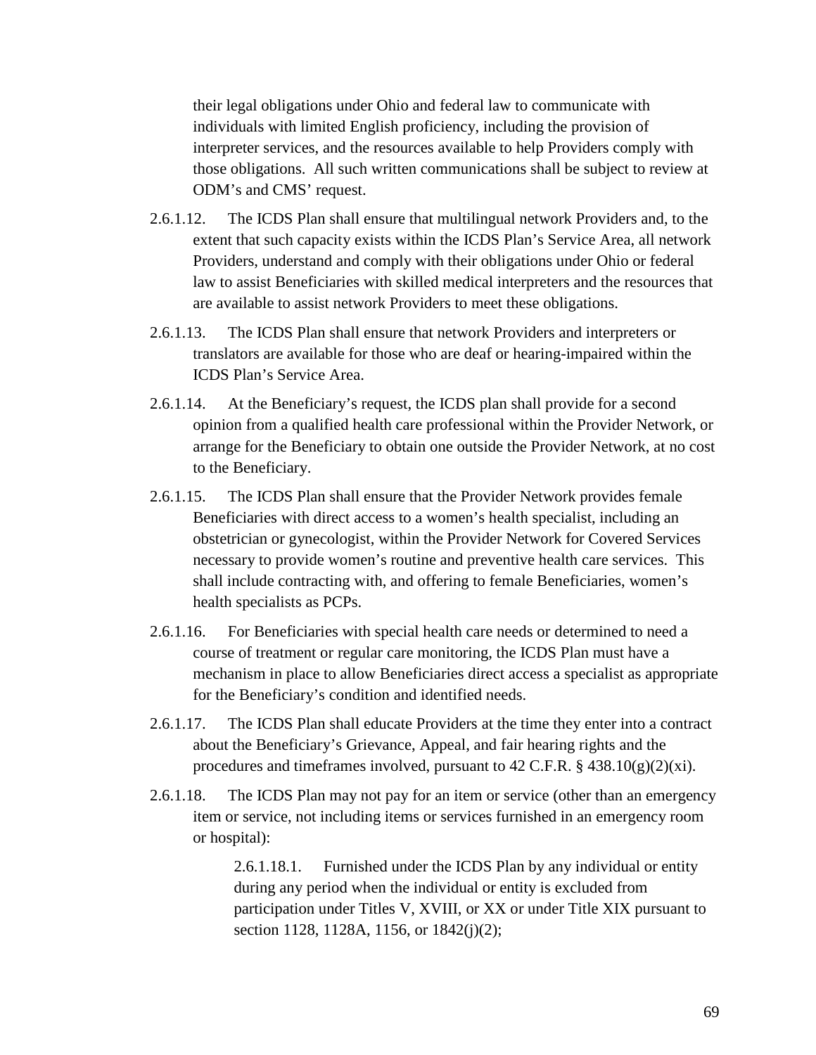their legal obligations under Ohio and federal law to communicate with individuals with limited English proficiency, including the provision of interpreter services, and the resources available to help Providers comply with those obligations. All such written communications shall be subject to review at ODM's and CMS' request.

2.6.1.12. The ICDS Plan shall ensure that multilingual network Providers and, to the extent that such capacity exists within the ICDS Plan's Service Area, all network Providers, understand and comply with their obligations under Ohio or federal law to assist Beneficiaries with skilled medical interpreters and the resources that are available to assist network Providers to meet these obligations.

2.6.1.13. The ICDS Plan shall ensure that network Providers and interpreters or translators are available for those who are deaf or hearing-impaired within the ICDS Plan's Service Area.

2.6.1.14. At the Beneficiary's request, the ICDS plan shall provide for a second opinion from a qualified health care professional within the Provider Network, or arrange for the Beneficiary to obtain one outside the Provider Network, at no cost to the Beneficiary.

2.6.1.15. The ICDS Plan shall ensure that the Provider Network provides female Beneficiaries with direct access to a women's health specialist, including an obstetrician or gynecologist, within the Provider Network for Covered Services necessary to provide women's routine and preventive health care services. This shall include contracting with, and offering to female Beneficiaries, women's health specialists as PCPs.

2.6.1.16. For Beneficiaries with special health care needs or determined to need a course of treatment or regular care monitoring, the ICDS Plan must have a mechanism in place to allow Beneficiaries direct access a specialist as appropriate for the Beneficiary's condition and identified needs.

2.6.1.17. The ICDS Plan shall educate Providers at the time they enter into a contract about the Beneficiary's Grievance, Appeal, and fair hearing rights and the procedures and timeframes involved, pursuant to 42 C.F.R. § 438.10(g)(2)(xi).

2.6.1.18. The ICDS Plan may not pay for an item or service (other than an emergency item or service, not including items or services furnished in an emergency room or hospital):

2.6.1.18.1. Furnished under the ICDS Plan by any individual or entity during any period when the individual or entity is excluded from participation under Titles V, XVIII, or XX or under Title XIX pursuant to section 1128, 1128A, 1156, or 1842(j)(2);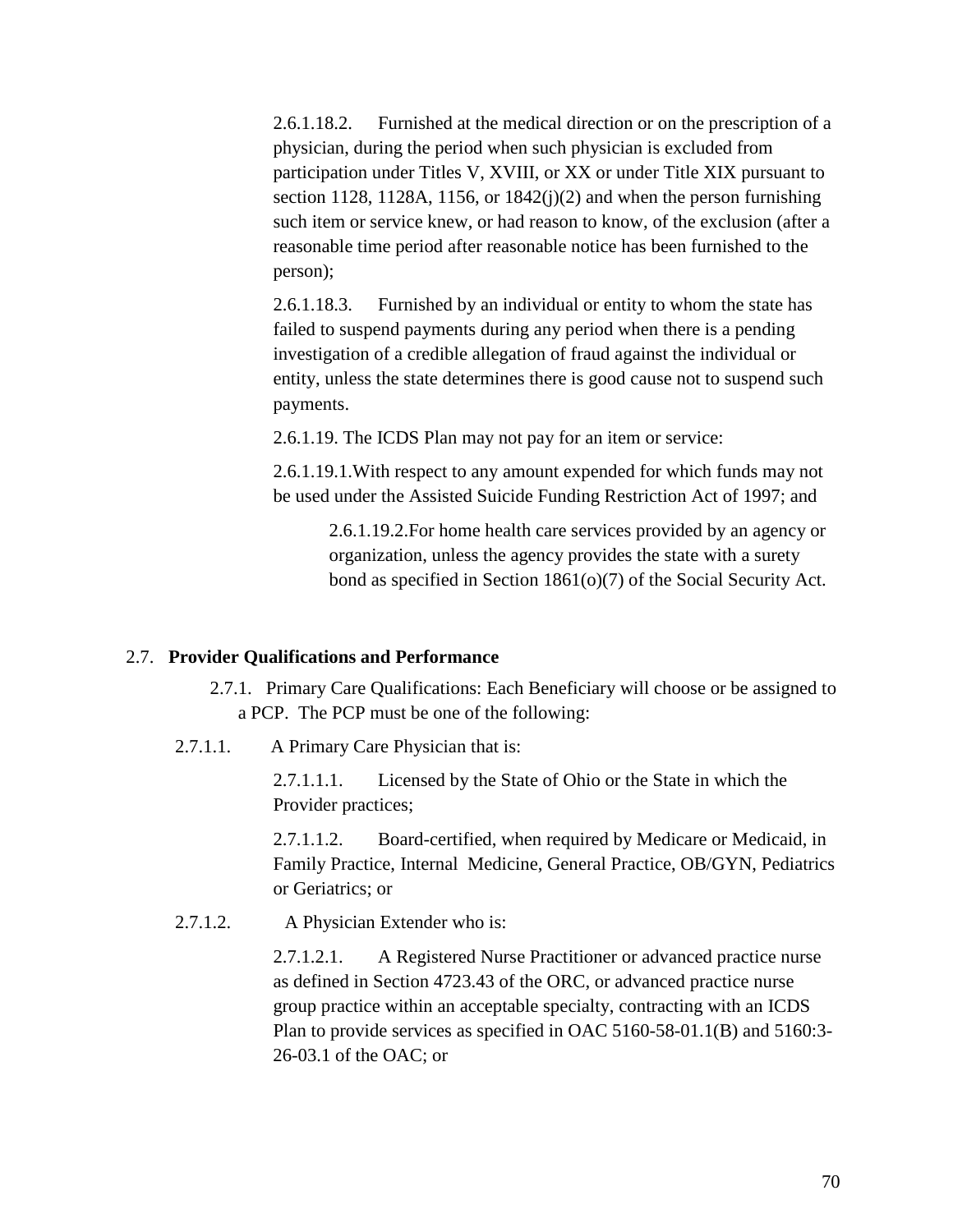2.6.1.18.2. Furnished at the medical direction or on the prescription of a physician, during the period when such physician is excluded from participation under Titles V, XVIII, or XX or under Title XIX pursuant to section 1128, 1128A, 1156, or 1842(j)(2) and when the person furnishing such item or service knew, or had reason to know, of the exclusion (after a reasonable time period after reasonable notice has been furnished to the person);

2.6.1.18.3. Furnished by an individual or entity to whom the state has failed to suspend payments during any period when there is a pending investigation of a credible allegation of fraud against the individual or entity, unless the state determines there is good cause not to suspend such payments.

2.6.1.19. The ICDS Plan may not pay for an item or service:

2.6.1.19.1.With respect to any amount expended for which funds may not be used under the Assisted Suicide Funding Restriction Act of 1997; and

2.6.1.19.2.For home health care services provided by an agency or organization, unless the agency provides the state with a surety bond as specified in Section 1861(o)(7) of the Social Security Act.

## 2.7. Provider Qualifications and Performance

2.7.1. Primary Care Qualifications: Each Beneficiary will choose or be assigned to a PCP. The PCP must be one of the following:

2.7.1.1. A Primary Care Physician that is:

2.7.1.1.1. Licensed by the State of Ohio or the State in which the Provider practices;

2.7.1.1.2. Board-certified, when required by Medicare or Medicaid, in Family Practice, Internal Medicine, General Practice, OB/GYN, Pediatrics or Geriatrics; or

2.7.1.2. A Physician Extender who is:

2.7.1.2.1. A Registered Nurse Practitioner or advanced practice nurse as defined in Section 4723.43 of the ORC, or advanced practice nurse group practice within an acceptable specialty, contracting with an ICDS Plan to provide services as specified in OAC 5160-58-01.1(B) and 5160:3-26-03.1 of the OAC; or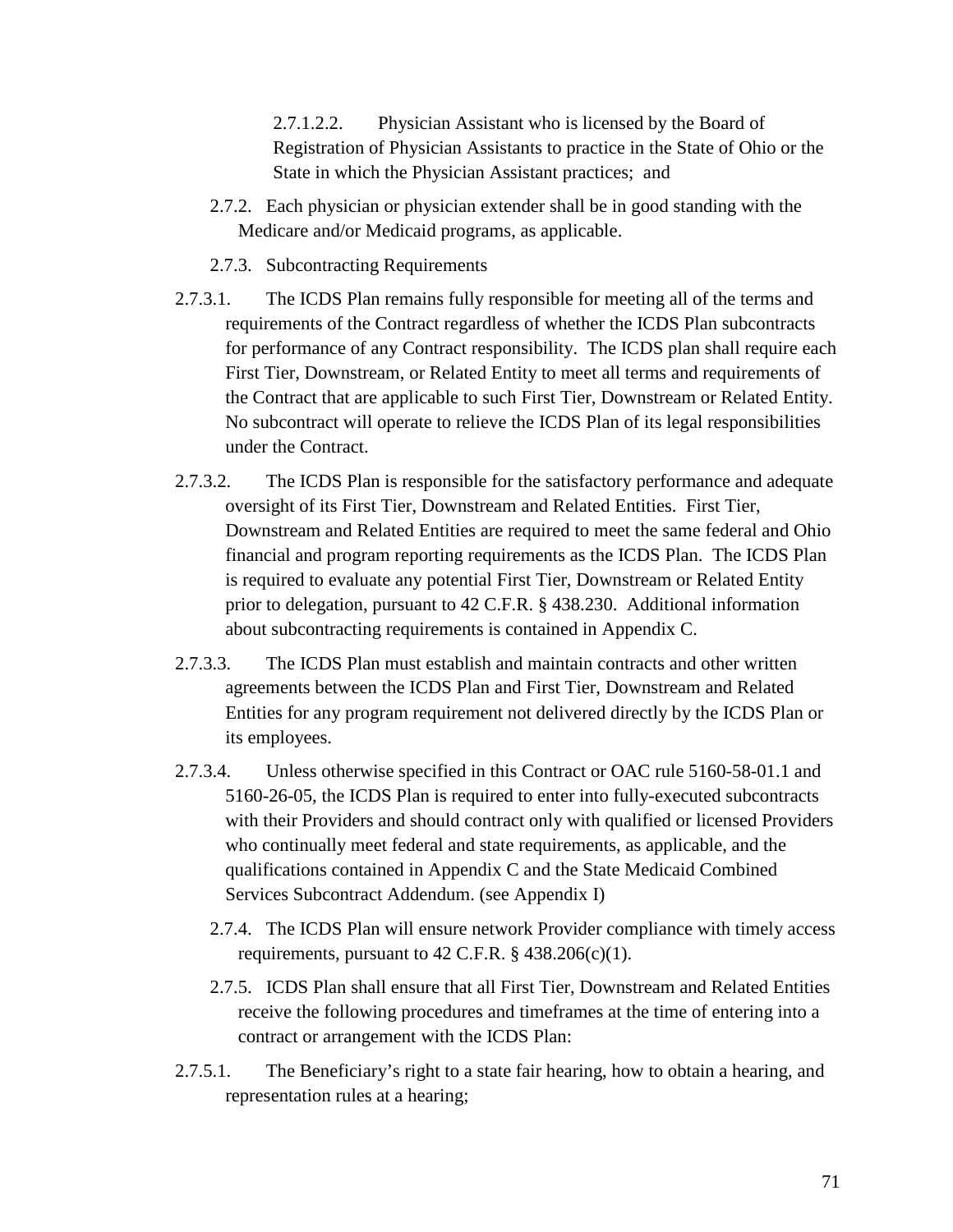2.7.1.2.2. Physician Assistant who is licensed by the Board of Registration of Physician Assistants to practice in the State of Ohio or the State in which the Physician Assistant practices; and

2.7.2. Each physician or physician extender shall be in good standing with the Medicare and/or Medicaid programs, as applicable.

2.7.3. Subcontracting Requirements

2.7.3.1. The ICDS Plan remains fully responsible for meeting all of the terms and requirements of the Contract regardless of whether the ICDS Plan subcontracts for performance of any Contract responsibility. The ICDS plan shall require each First Tier, Downstream, or Related Entity to meet all terms and requirements of the Contract that are applicable to such First Tier, Downstream or Related Entity. No subcontract will operate to relieve the ICDS Plan of its legal responsibilities under the Contract.

2.7.3.2. The ICDS Plan is responsible for the satisfactory performance and adequate oversight of its First Tier, Downstream and Related Entities. First Tier, Downstream and Related Entities are required to meet the same federal and Ohio financial and program reporting requirements as the ICDS Plan. The ICDS Plan is required to evaluate any potential First Tier, Downstream or Related Entity prior to delegation, pursuant to 42 C.F.R. § 438.230. Additional information about subcontracting requirements is contained in Appendix C.

2.7.3.3. The ICDS Plan must establish and maintain contracts and other written agreements between the ICDS Plan and First Tier, Downstream and Related Entities for any program requirement not delivered directly by the ICDS Plan or its employees.

2.7.3.4. Unless otherwise specified in this Contract or OAC rule 5160-58-01.1 and 5160-26-05, the ICDS Plan is required to enter into fully-executed subcontracts with their Providers and should contract only with qualified or licensed Providers who continually meet federal and state requirements, as applicable, and the qualifications contained in Appendix C and the State Medicaid Combined Services Subcontract Addendum. (see Appendix I)

2.7.4. The ICDS Plan will ensure network Provider compliance with timely access requirements, pursuant to 42 C.F.R. § 438.206(c)(1).

2.7.5. ICDS Plan shall ensure that all First Tier, Downstream and Related Entities receive the following procedures and timeframes at the time of entering into a contract or arrangement with the ICDS Plan:

2.7.5.1. The Beneficiary's right to a state fair hearing, how to obtain a hearing, and representation rules at a hearing;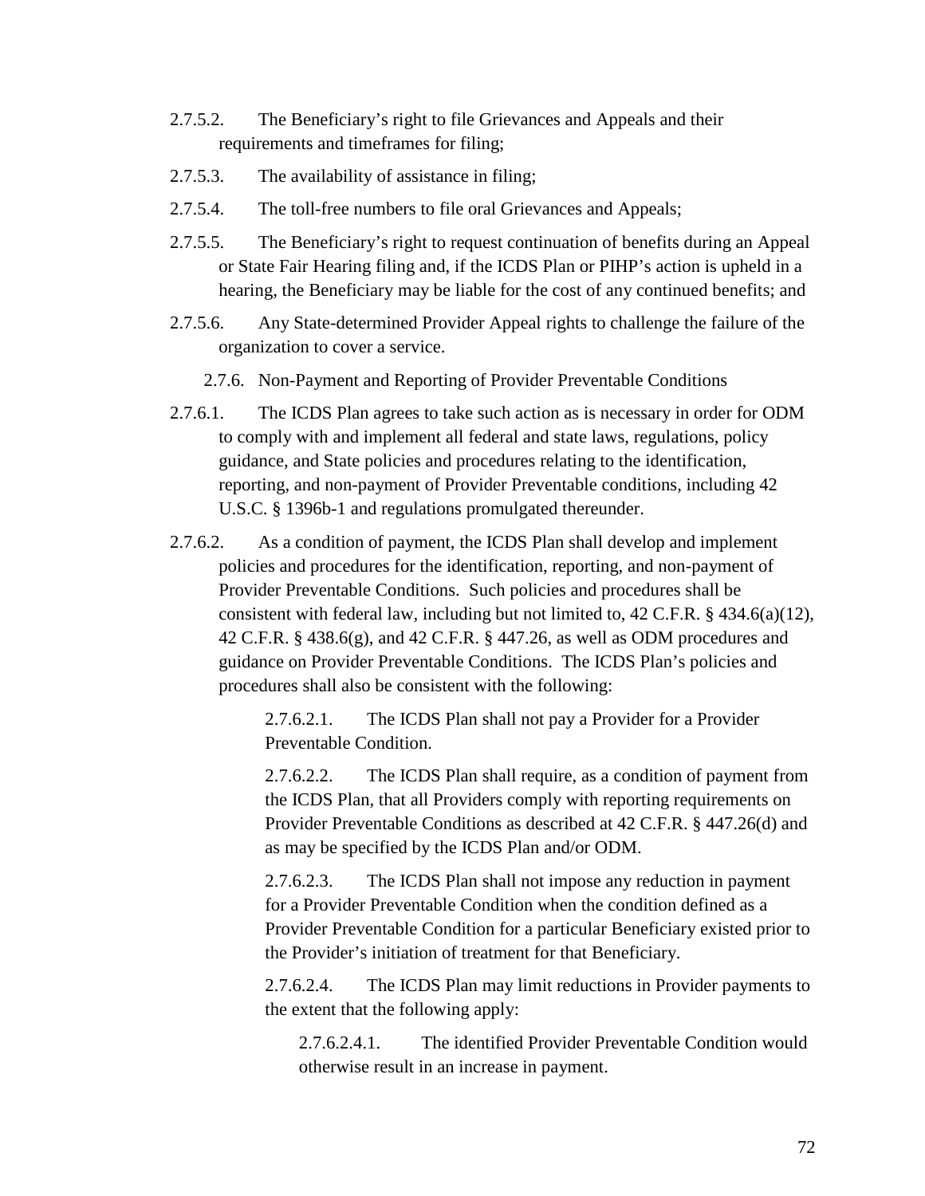2.7.5.2. The Beneficiary's right to file Grievances and Appeals and their requirements and timeframes for filing;

2.7.5.3. The availability of assistance in filing;

2.7.5.4. The toll-free numbers to file oral Grievances and Appeals;

2.7.5.5. The Beneficiary's right to request continuation of benefits during an Appeal or State Fair Hearing filing and, if the ICDS Plan or PIHP's action is upheld in a hearing, the Beneficiary may be liable for the cost of any continued benefits; and

2.7.5.6. Any State-determined Provider Appeal rights to challenge the failure of the organization to cover a service.

2.7.6. Non-Payment and Reporting of Provider Preventable Conditions

2.7.6.1. The ICDS Plan agrees to take such action as is necessary in order for ODM to comply with and implement all federal and state laws, regulations, policy guidance, and State policies and procedures relating to the identification, reporting, and non-payment of Provider Preventable conditions, including 42 U.S.C. § 1396b-1 and regulations promulgated thereunder.

2.7.6.2. As a condition of payment, the ICDS Plan shall develop and implement policies and procedures for the identification, reporting, and non-payment of Provider Preventable Conditions. Such policies and procedures shall be consistent with federal law, including but not limited to, 42 C.F.R. § 434.6(a)(12), 42 C.F.R. § 438.6(g), and 42 C.F.R. § 447.26, as well as ODM procedures and guidance on Provider Preventable Conditions. The ICDS Plan's policies and procedures shall also be consistent with the following:

2.7.6.2.1. The ICDS Plan shall not pay a Provider for a Provider Preventable Condition.

2.7.6.2.2. The ICDS Plan shall require, as a condition of payment from the ICDS Plan, that all Providers comply with reporting requirements on Provider Preventable Conditions as described at 42 C.F.R. § 447.26(d) and as may be specified by the ICDS Plan and/or ODM.

2.7.6.2.3. The ICDS Plan shall not impose any reduction in payment for a Provider Preventable Condition when the condition defined as a Provider Preventable Condition for a particular Beneficiary existed prior to the Provider's initiation of treatment for that Beneficiary.

2.7.6.2.4. The ICDS Plan may limit reductions in Provider payments to the extent that the following apply:

2.7.6.2.4.1. The identified Provider Preventable Condition would otherwise result in an increase in payment.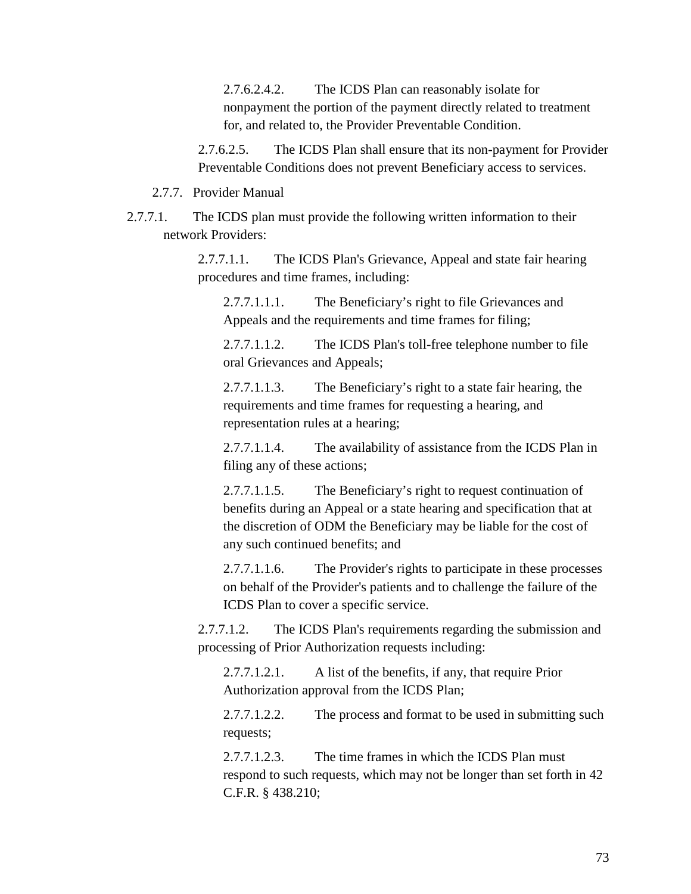2.7.6.2.4.2. The ICDS Plan can reasonably isolate for nonpayment the portion of the payment directly related to treatment for, and related to, the Provider Preventable Condition.

2.7.6.2.5. The ICDS Plan shall ensure that its non-payment for Provider Preventable Conditions does not prevent Beneficiary access to services.

2.7.7. Provider Manual

2.7.7.1. The ICDS plan must provide the following written information to their network Providers:

2.7.7.1.1. The ICDS Plan's Grievance, Appeal and state fair hearing procedures and time frames, including:

2.7.7.1.1.1. The Beneficiary's right to file Grievances and Appeals and the requirements and time frames for filing;

2.7.7.1.1.2. The ICDS Plan's toll-free telephone number to file oral Grievances and Appeals;

2.7.7.1.1.3. The Beneficiary's right to a state fair hearing, the requirements and time frames for requesting a hearing, and representation rules at a hearing;

2.7.7.1.1.4. The availability of assistance from the ICDS Plan in filing any of these actions;

2.7.7.1.1.5. The Beneficiary's right to request continuation of benefits during an Appeal or a state hearing and specification that at the discretion of ODM the Beneficiary may be liable for the cost of any such continued benefits; and

2.7.7.1.1.6. The Provider's rights to participate in these processes on behalf of the Provider's patients and to challenge the failure of the ICDS Plan to cover a specific service.

2.7.7.1.2. The ICDS Plan's requirements regarding the submission and processing of Prior Authorization requests including:

2.7.7.1.2.1. A list of the benefits, if any, that require Prior Authorization approval from the ICDS Plan;

2.7.7.1.2.2. The process and format to be used in submitting such requests;

2.7.7.1.2.3. The time frames in which the ICDS Plan must respond to such requests, which may not be longer than set forth in 42 C.F.R. § 438.210;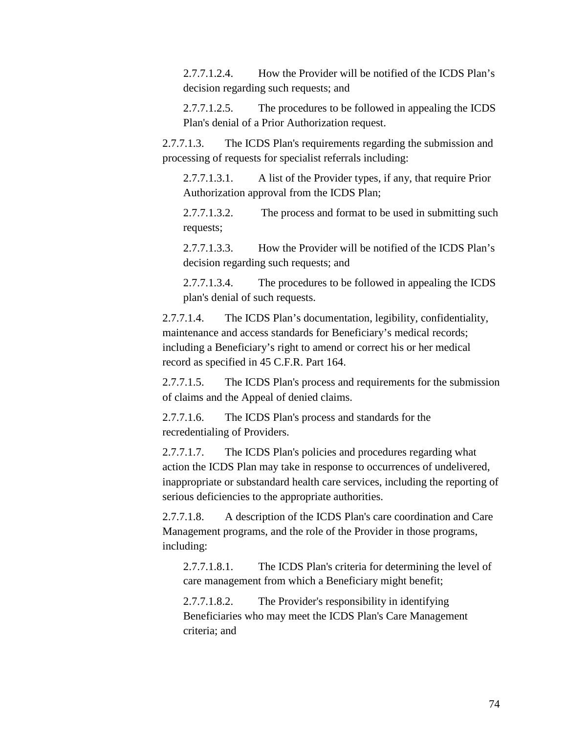2.7.7.1.2.4. How the Provider will be notified of the ICDS Plan's decision regarding such requests; and

2.7.7.1.2.5. The procedures to be followed in appealing the ICDS Plan's denial of a Prior Authorization request.

2.7.7.1.3. The ICDS Plan's requirements regarding the submission and processing of requests for specialist referrals including:

2.7.7.1.3.1. A list of the Provider types, if any, that require Prior Authorization approval from the ICDS Plan;

2.7.7.1.3.2. The process and format to be used in submitting such requests;

2.7.7.1.3.3. How the Provider will be notified of the ICDS Plan's decision regarding such requests; and

2.7.7.1.3.4. The procedures to be followed in appealing the ICDS plan's denial of such requests.

2.7.7.1.4. The ICDS Plan's documentation, legibility, confidentiality, maintenance and access standards for Beneficiary's medical records; including a Beneficiary's right to amend or correct his or her medical record as specified in 45 C.F.R. Part 164.

2.7.7.1.5. The ICDS Plan's process and requirements for the submission of claims and the Appeal of denied claims.

2.7.7.1.6. The ICDS Plan's process and standards for the recredentialing of Providers.

2.7.7.1.7. The ICDS Plan's policies and procedures regarding what action the ICDS Plan may take in response to occurrences of undelivered, inappropriate or substandard health care services, including the reporting of serious deficiencies to the appropriate authorities.

2.7.7.1.8. A description of the ICDS Plan's care coordination and Care Management programs, and the role of the Provider in those programs, including:

2.7.7.1.8.1. The ICDS Plan's criteria for determining the level of care management from which a Beneficiary might benefit;

2.7.7.1.8.2. The Provider's responsibility in identifying Beneficiaries who may meet the ICDS Plan's Care Management criteria; and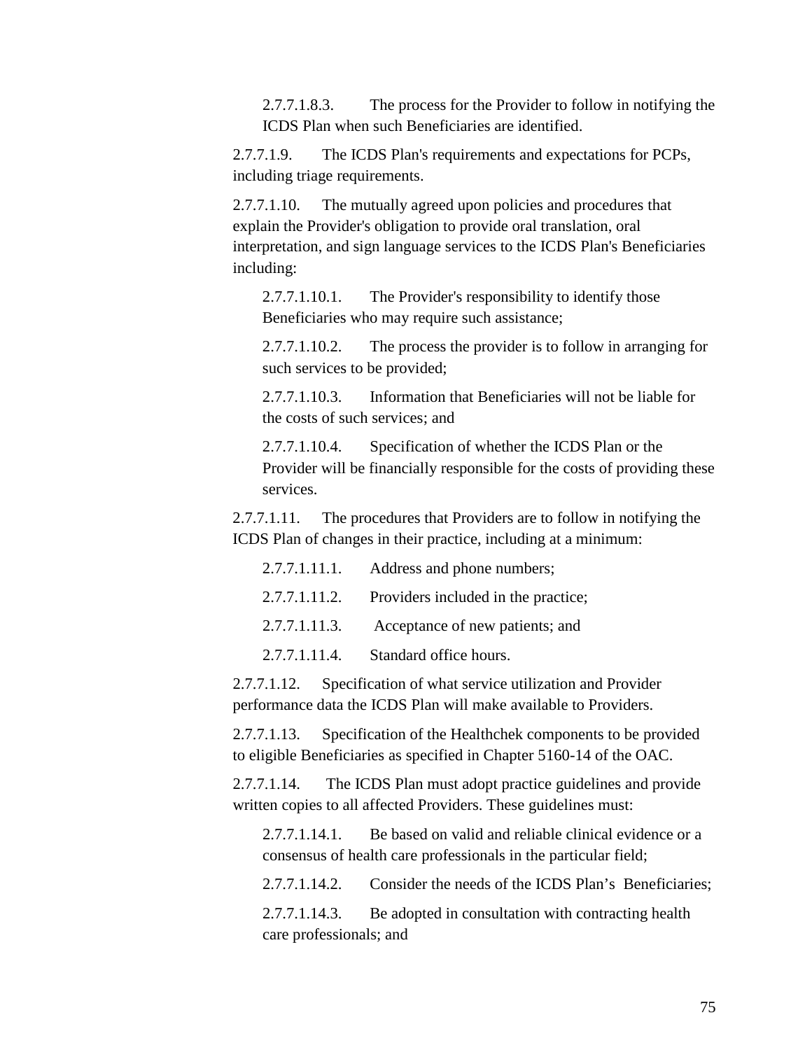2.7.7.1.8.3. The process for the Provider to follow in notifying the ICDS Plan when such Beneficiaries are identified.

2.7.7.1.9. The ICDS Plan's requirements and expectations for PCPs, including triage requirements.

2.7.7.1.10. The mutually agreed upon policies and procedures that explain the Provider's obligation to provide oral translation, oral interpretation, and sign language services to the ICDS Plan's Beneficiaries including:

2.7.7.1.10.1. The Provider's responsibility to identify those Beneficiaries who may require such assistance;

2.7.7.1.10.2. The process the provider is to follow in arranging for such services to be provided;

2.7.7.1.10.3. Information that Beneficiaries will not be liable for the costs of such services; and

2.7.7.1.10.4. Specification of whether the ICDS Plan or the Provider will be financially responsible for the costs of providing these services.

2.7.7.1.11. The procedures that Providers are to follow in notifying the ICDS Plan of changes in their practice, including at a minimum:

2.7.7.1.11.1. Address and phone numbers;

2.7.7.1.11.2. Providers included in the practice;

2.7.7.1.11.3. Acceptance of new patients; and

2.7.7.1.11.4. Standard office hours.

2.7.7.1.12. Specification of what service utilization and Provider performance data the ICDS Plan will make available to Providers.

2.7.7.1.13. Specification of the Healthchek components to be provided to eligible Beneficiaries as specified in Chapter 5160-14 of the OAC.

2.7.7.1.14. The ICDS Plan must adopt practice guidelines and provide written copies to all affected Providers. These guidelines must:

2.7.7.1.14.1. Be based on valid and reliable clinical evidence or a consensus of health care professionals in the particular field;

2.7.7.1.14.2. Consider the needs of the ICDS Plan's Beneficiaries;

2.7.7.1.14.3. Be adopted in consultation with contracting health care professionals; and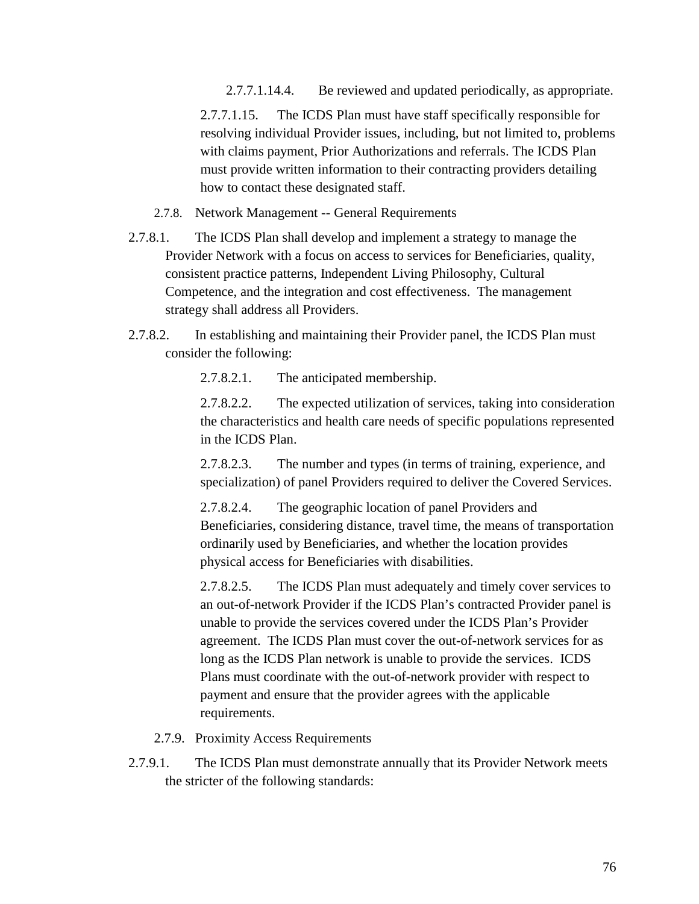2.7.7.1.14.4. Be reviewed and updated periodically, as appropriate.

2.7.7.1.15. The ICDS Plan must have staff specifically responsible for resolving individual Provider issues, including, but not limited to, problems with claims payment, Prior Authorizations and referrals. The ICDS Plan must provide written information to their contracting providers detailing how to contact these designated staff.

### 2.7.8. Network Management -- General Requirements

2.7.8.1. The ICDS Plan shall develop and implement a strategy to manage the Provider Network with a focus on access to services for Beneficiaries, quality, consistent practice patterns, Independent Living Philosophy, Cultural Competence, and the integration and cost effectiveness. The management strategy shall address all Providers.

2.7.8.2. In establishing and maintaining their Provider panel, the ICDS Plan must consider the following:

2.7.8.2.1. The anticipated membership.

2.7.8.2.2. The expected utilization of services, taking into consideration the characteristics and health care needs of specific populations represented in the ICDS Plan.

2.7.8.2.3. The number and types (in terms of training, experience, and specialization) of panel Providers required to deliver the Covered Services.

2.7.8.2.4. The geographic location of panel Providers and Beneficiaries, considering distance, travel time, the means of transportation ordinarily used by Beneficiaries, and whether the location provides physical access for Beneficiaries with disabilities.

2.7.8.2.5. The ICDS Plan must adequately and timely cover services to an out-of-network Provider if the ICDS Plan's contracted Provider panel is unable to provide the services covered under the ICDS Plan's Provider agreement. The ICDS Plan must cover the out-of-network services for as long as the ICDS Plan network is unable to provide the services. ICDS Plans must coordinate with the out-of-network provider with respect to payment and ensure that the provider agrees with the applicable requirements.

### 2.7.9. Proximity Access Requirements

2.7.9.1. The ICDS Plan must demonstrate annually that its Provider Network meets the stricter of the following standards: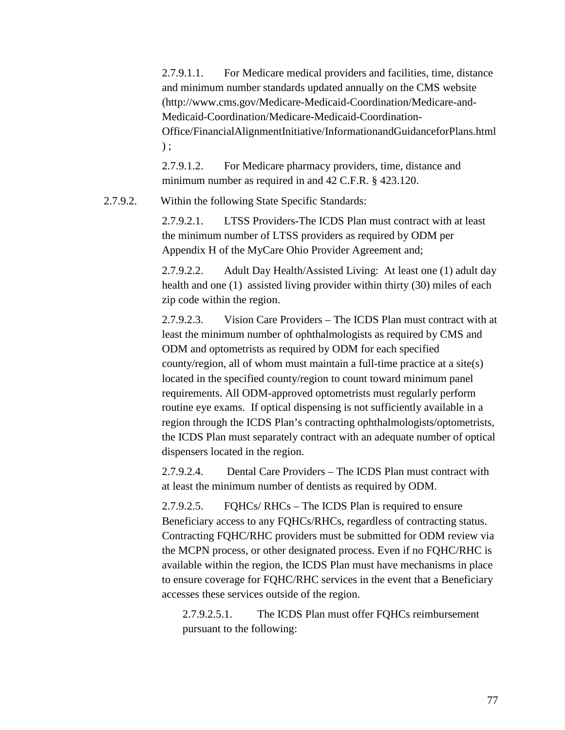2.7.9.1.1. For Medicare medical providers and facilities, time, distance and minimum number standards updated annually on the CMS website (http://www.cms.gov/Medicare-Medicaid-Coordination/Medicare-and-Medicaid-Coordination/Medicare-Medicaid-Coordination-Office/FinancialAlignmentInitiative/InformationandGuidanceforPlans.html) ;

2.7.9.1.2. For Medicare pharmacy providers, time, distance and minimum number as required in and 42 C.F.R. § 423.120.

2.7.9.2. Within the following State Specific Standards:

2.7.9.2.1. LTSS Providers-The ICDS Plan must contract with at least the minimum number of LTSS providers as required by ODM per Appendix H of the MyCare Ohio Provider Agreement and;

2.7.9.2.2. Adult Day Health/Assisted Living: At least one (1) adult day health and one (1) assisted living provider within thirty (30) miles of each zip code within the region.

2.7.9.2.3. Vision Care Providers – The ICDS Plan must contract with at least the minimum number of ophthalmologists as required by CMS and ODM and optometrists as required by ODM for each specified county/region, all of whom must maintain a full-time practice at a site(s) located in the specified county/region to count toward minimum panel requirements. All ODM-approved optometrists must regularly perform routine eye exams. If optical dispensing is not sufficiently available in a region through the ICDS Plan's contracting ophthalmologists/optometrists, the ICDS Plan must separately contract with an adequate number of optical dispensers located in the region.

2.7.9.2.4. Dental Care Providers – The ICDS Plan must contract with at least the minimum number of dentists as required by ODM.

2.7.9.2.5. FQHCs/ RHCs – The ICDS Plan is required to ensure Beneficiary access to any FQHCs/RHCs, regardless of contracting status. Contracting FQHC/RHC providers must be submitted for ODM review via the MCPN process, or other designated process. Even if no FQHC/RHC is available within the region, the ICDS Plan must have mechanisms in place to ensure coverage for FQHC/RHC services in the event that a Beneficiary accesses these services outside of the region.

2.7.9.2.5.1. The ICDS Plan must offer FQHCs reimbursement pursuant to the following: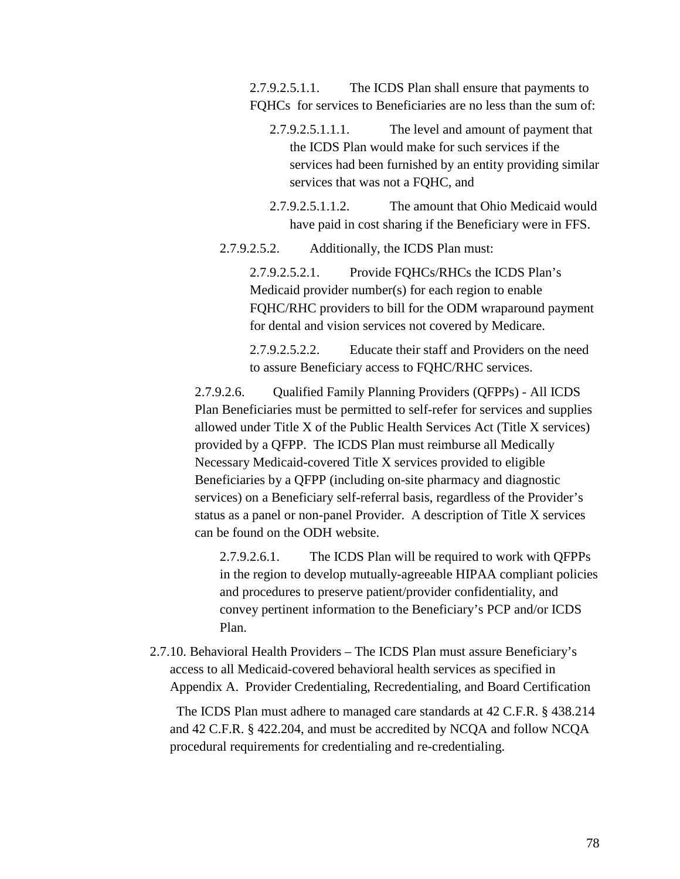2.7.9.2.5.1.1. The ICDS Plan shall ensure that payments to FQHCs for services to Beneficiaries are no less than the sum of:

2.7.9.2.5.1.1.1. The level and amount of payment that the ICDS Plan would make for such services if the services had been furnished by an entity providing similar services that was not a FQHC, and

2.7.9.2.5.1.1.2. The amount that Ohio Medicaid would have paid in cost sharing if the Beneficiary were in FFS.

2.7.9.2.5.2. Additionally, the ICDS Plan must:

2.7.9.2.5.2.1. Provide FQHCs/RHCs the ICDS Plan's Medicaid provider number(s) for each region to enable FQHC/RHC providers to bill for the ODM wraparound payment for dental and vision services not covered by Medicare.

2.7.9.2.5.2.2. Educate their staff and Providers on the need to assure Beneficiary access to FQHC/RHC services.

2.7.9.2.6. Qualified Family Planning Providers (QFPPs) - All ICDS Plan Beneficiaries must be permitted to self-refer for services and supplies allowed under Title X of the Public Health Services Act (Title X services) provided by a QFPP. The ICDS Plan must reimburse all Medically Necessary Medicaid-covered Title X services provided to eligible Beneficiaries by a QFPP (including on-site pharmacy and diagnostic services) on a Beneficiary self-referral basis, regardless of the Provider's status as a panel or non-panel Provider. A description of Title X services can be found on the ODH website.

2.7.9.2.6.1. The ICDS Plan will be required to work with QFPPs in the region to develop mutually-agreeable HIPAA compliant policies and procedures to preserve patient/provider confidentiality, and convey pertinent information to the Beneficiary's PCP and/or ICDS Plan.

2.7.10. Behavioral Health Providers – The ICDS Plan must assure Beneficiary's access to all Medicaid-covered behavioral health services as specified in Appendix A. Provider Credentialing, Recredentialing, and Board Certification

The ICDS Plan must adhere to managed care standards at 42 C.F.R. § 438.214 and 42 C.F.R. § 422.204, and must be accredited by NCQA and follow NCQA procedural requirements for credentialing and re-credentialing.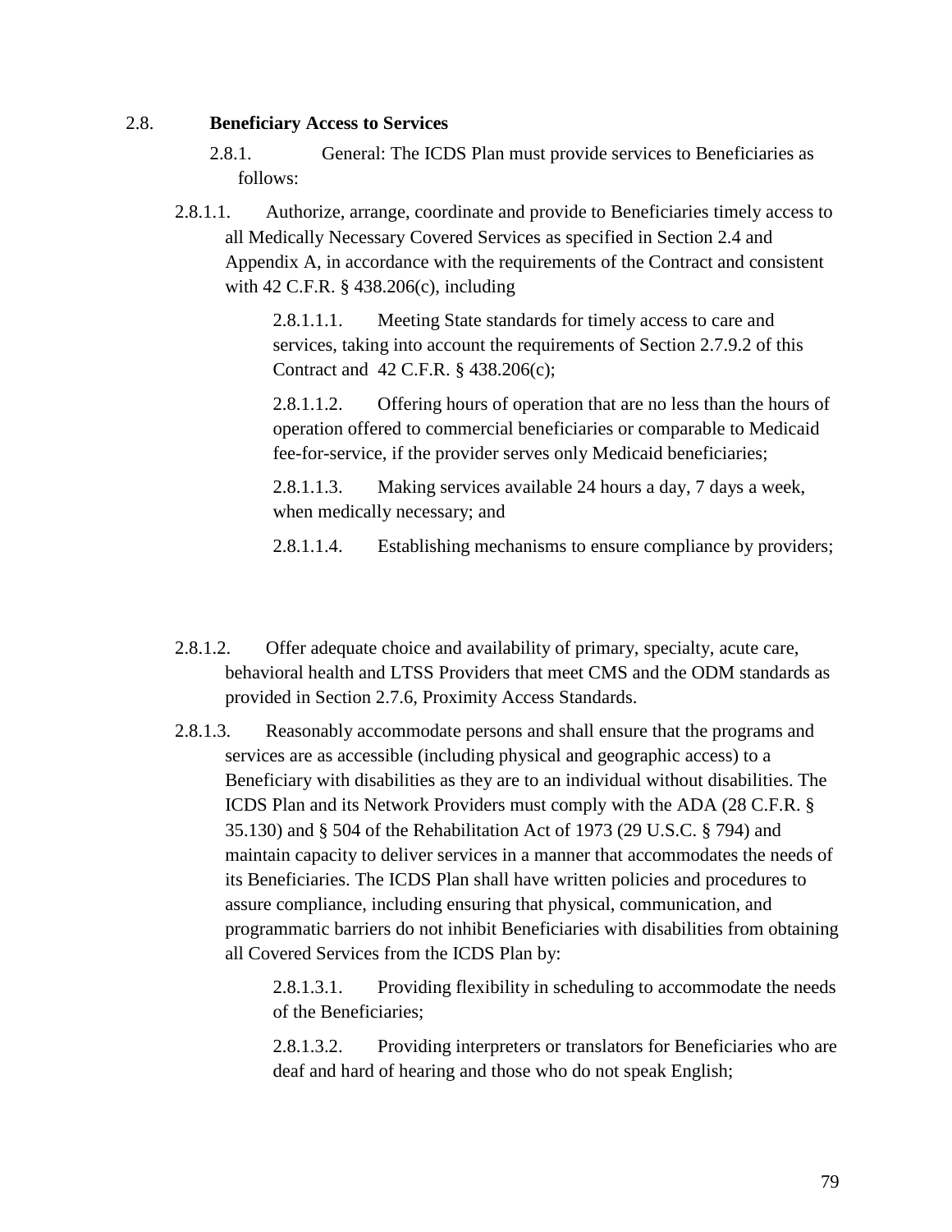## 2.8. Beneficiary Access to Services

2.8.1. General: The ICDS Plan must provide services to Beneficiaries as follows:

2.8.1.1. Authorize, arrange, coordinate and provide to Beneficiaries timely access to all Medically Necessary Covered Services as specified in Section 2.4 and Appendix A, in accordance with the requirements of the Contract and consistent with 42 C.F.R. § 438.206(c), including

2.8.1.1.1. Meeting State standards for timely access to care and services, taking into account the requirements of Section 2.7.9.2 of this Contract and 42 C.F.R. § 438.206(c);

2.8.1.1.2. Offering hours of operation that are no less than the hours of operation offered to commercial beneficiaries or comparable to Medicaid fee-for-service, if the provider serves only Medicaid beneficiaries;

2.8.1.1.3. Making services available 24 hours a day, 7 days a week, when medically necessary; and

2.8.1.1.4. Establishing mechanisms to ensure compliance by providers;

2.8.1.2. Offer adequate choice and availability of primary, specialty, acute care, behavioral health and LTSS Providers that meet CMS and the ODM standards as provided in Section 2.7.6, Proximity Access Standards.

2.8.1.3. Reasonably accommodate persons and shall ensure that the programs and services are as accessible (including physical and geographic access) to a Beneficiary with disabilities as they are to an individual without disabilities. The ICDS Plan and its Network Providers must comply with the ADA (28 C.F.R. § 35.130) and § 504 of the Rehabilitation Act of 1973 (29 U.S.C. § 794) and maintain capacity to deliver services in a manner that accommodates the needs of its Beneficiaries. The ICDS Plan shall have written policies and procedures to assure compliance, including ensuring that physical, communication, and programmatic barriers do not inhibit Beneficiaries with disabilities from obtaining all Covered Services from the ICDS Plan by:

2.8.1.3.1. Providing flexibility in scheduling to accommodate the needs of the Beneficiaries;

2.8.1.3.2. Providing interpreters or translators for Beneficiaries who are deaf and hard of hearing and those who do not speak English;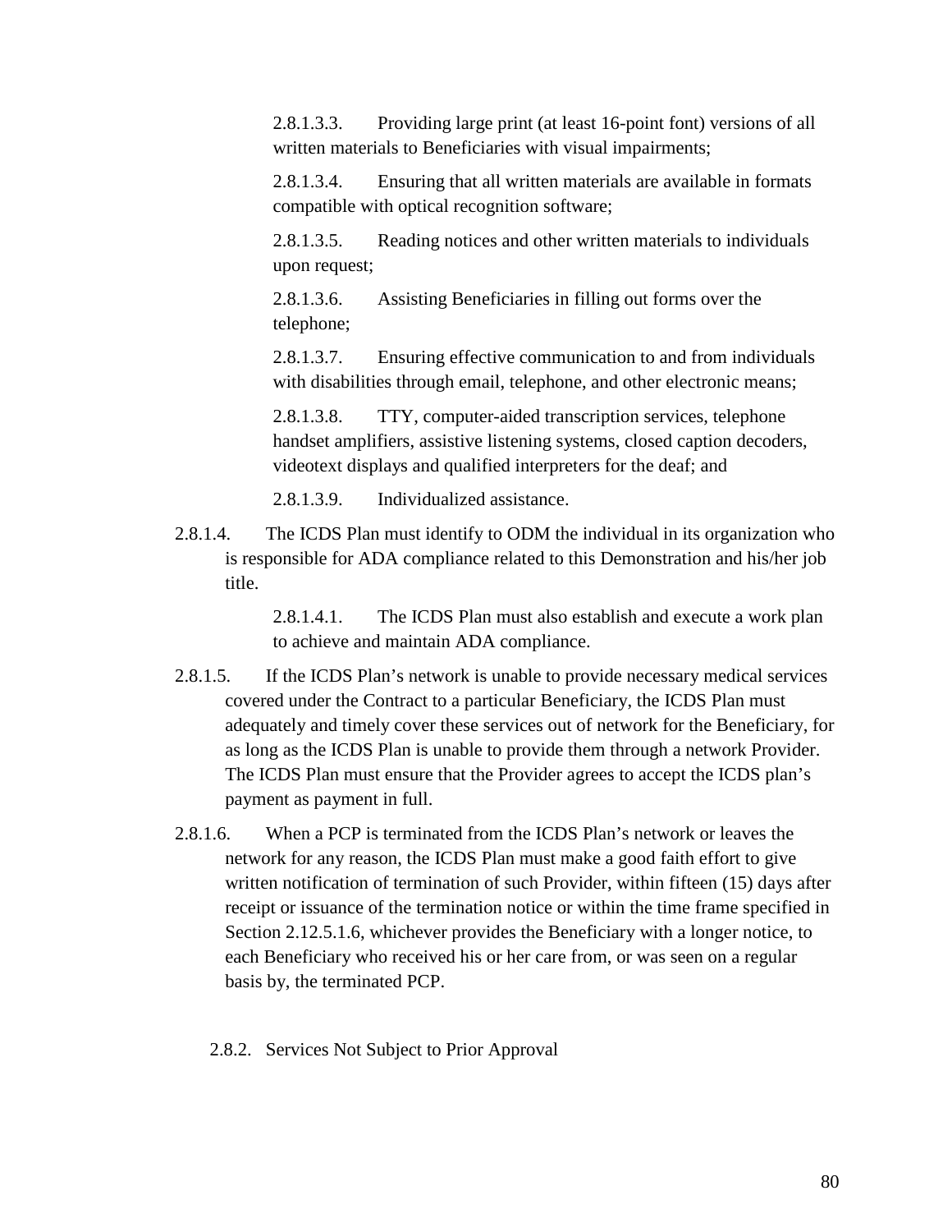2.8.1.3.3. Providing large print (at least 16-point font) versions of all written materials to Beneficiaries with visual impairments;

2.8.1.3.4. Ensuring that all written materials are available in formats compatible with optical recognition software;

2.8.1.3.5. Reading notices and other written materials to individuals upon request;

2.8.1.3.6. Assisting Beneficiaries in filling out forms over the telephone;

2.8.1.3.7. Ensuring effective communication to and from individuals with disabilities through email, telephone, and other electronic means;

2.8.1.3.8. TTY, computer-aided transcription services, telephone handset amplifiers, assistive listening systems, closed caption decoders, videotext displays and qualified interpreters for the deaf; and

2.8.1.3.9. Individualized assistance.

2.8.1.4. The ICDS Plan must identify to ODM the individual in its organization who is responsible for ADA compliance related to this Demonstration and his/her job title.

2.8.1.4.1. The ICDS Plan must also establish and execute a work plan to achieve and maintain ADA compliance.

2.8.1.5. If the ICDS Plan's network is unable to provide necessary medical services covered under the Contract to a particular Beneficiary, the ICDS Plan must adequately and timely cover these services out of network for the Beneficiary, for as long as the ICDS Plan is unable to provide them through a network Provider. The ICDS Plan must ensure that the Provider agrees to accept the ICDS plan's payment as payment in full.

2.8.1.6. When a PCP is terminated from the ICDS Plan's network or leaves the network for any reason, the ICDS Plan must make a good faith effort to give written notification of termination of such Provider, within fifteen (15) days after receipt or issuance of the termination notice or within the time frame specified in Section 2.12.5.1.6, whichever provides the Beneficiary with a longer notice, to each Beneficiary who received his or her care from, or was seen on a regular basis by, the terminated PCP.

2.8.2. Services Not Subject to Prior Approval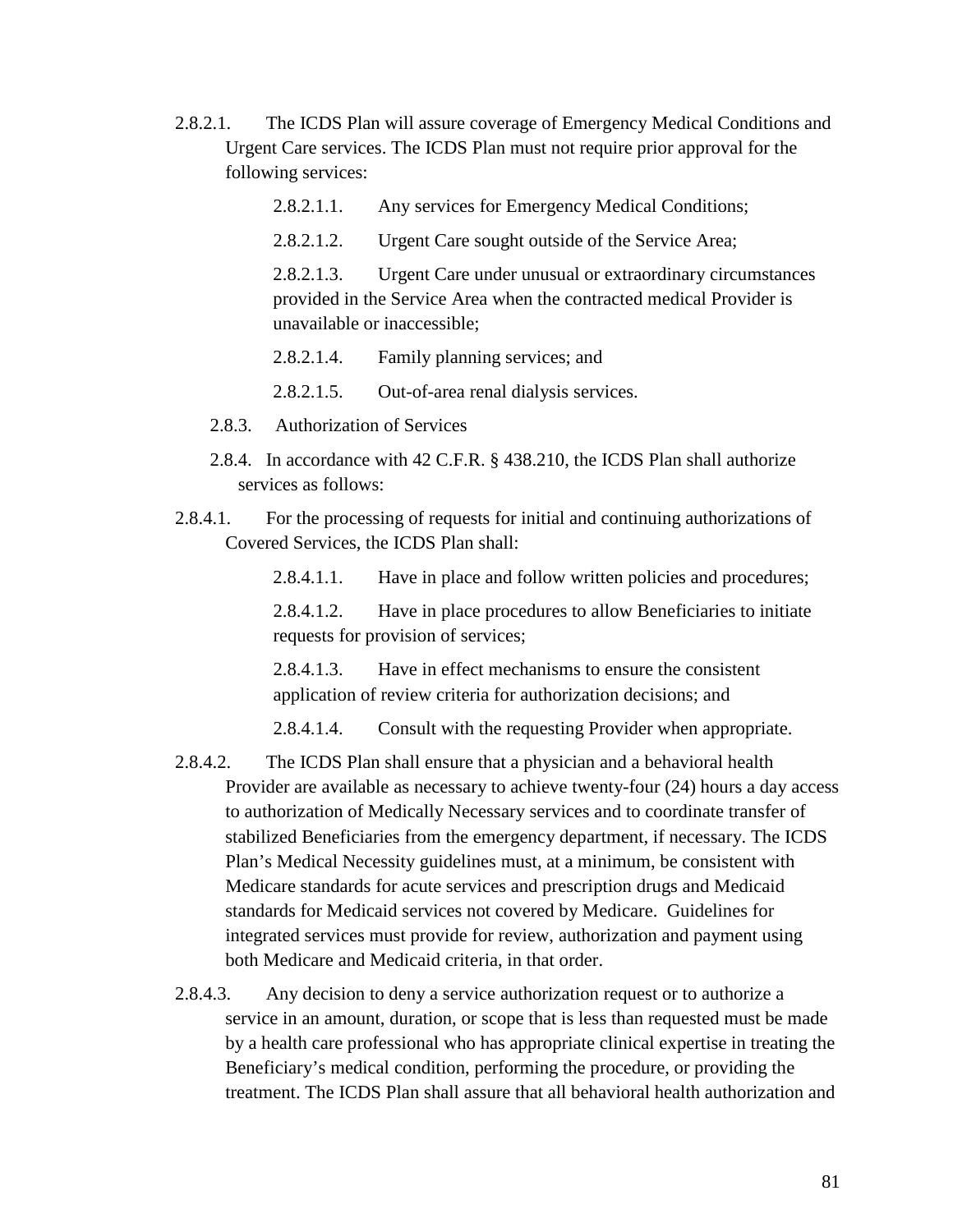2.8.2.1. The ICDS Plan will assure coverage of Emergency Medical Conditions and Urgent Care services. The ICDS Plan must not require prior approval for the following services:

2.8.2.1.1. Any services for Emergency Medical Conditions;

2.8.2.1.2. Urgent Care sought outside of the Service Area;

2.8.2.1.3. Urgent Care under unusual or extraordinary circumstances provided in the Service Area when the contracted medical Provider is unavailable or inaccessible;

2.8.2.1.4. Family planning services; and

2.8.2.1.5. Out-of-area renal dialysis services.

2.8.3. Authorization of Services

2.8.4. In accordance with 42 C.F.R. § 438.210, the ICDS Plan shall authorize services as follows:

2.8.4.1. For the processing of requests for initial and continuing authorizations of Covered Services, the ICDS Plan shall:

2.8.4.1.1. Have in place and follow written policies and procedures;

2.8.4.1.2. Have in place procedures to allow Beneficiaries to initiate requests for provision of services;

2.8.4.1.3. Have in effect mechanisms to ensure the consistent application of review criteria for authorization decisions; and

2.8.4.1.4. Consult with the requesting Provider when appropriate.

2.8.4.2. The ICDS Plan shall ensure that a physician and a behavioral health Provider are available as necessary to achieve twenty-four (24) hours a day access to authorization of Medically Necessary services and to coordinate transfer of stabilized Beneficiaries from the emergency department, if necessary. The ICDS Plan's Medical Necessity guidelines must, at a minimum, be consistent with Medicare standards for acute services and prescription drugs and Medicaid standards for Medicaid services not covered by Medicare. Guidelines for integrated services must provide for review, authorization and payment using both Medicare and Medicaid criteria, in that order.

2.8.4.3. Any decision to deny a service authorization request or to authorize a service in an amount, duration, or scope that is less than requested must be made by a health care professional who has appropriate clinical expertise in treating the Beneficiary's medical condition, performing the procedure, or providing the treatment. The ICDS Plan shall assure that all behavioral health authorization and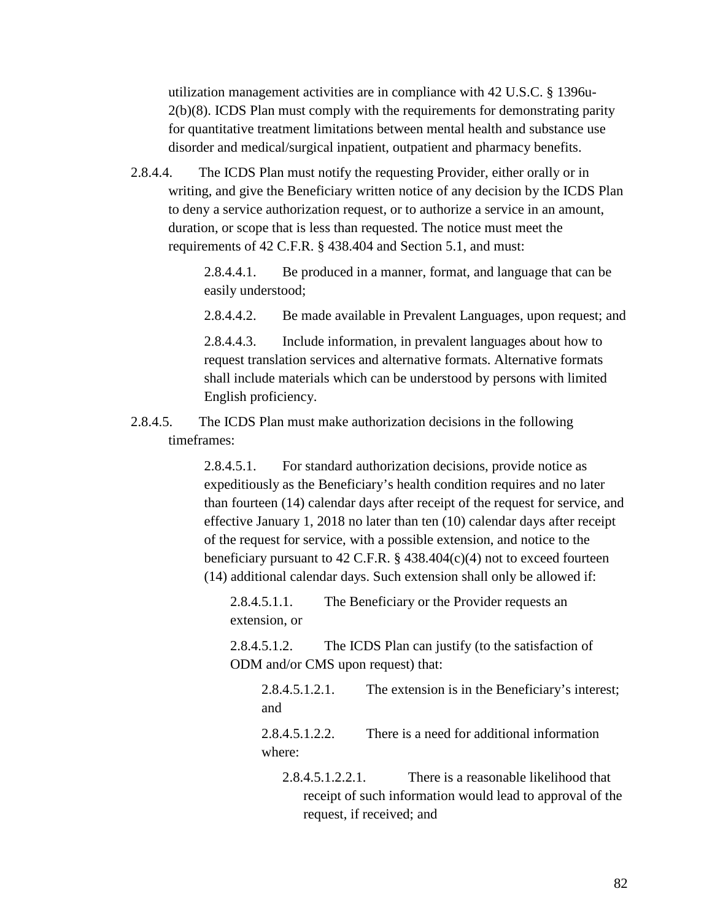utilization management activities are in compliance with 42 U.S.C. § 1396u-2(b)(8). ICDS Plan must comply with the requirements for demonstrating parity for quantitative treatment limitations between mental health and substance use disorder and medical/surgical inpatient, outpatient and pharmacy benefits.

2.8.4.4. The ICDS Plan must notify the requesting Provider, either orally or in writing, and give the Beneficiary written notice of any decision by the ICDS Plan to deny a service authorization request, or to authorize a service in an amount, duration, or scope that is less than requested. The notice must meet the requirements of 42 C.F.R. § 438.404 and Section 5.1, and must:

2.8.4.4.1. Be produced in a manner, format, and language that can be easily understood;

2.8.4.4.2. Be made available in Prevalent Languages, upon request; and

2.8.4.4.3. Include information, in prevalent languages about how to request translation services and alternative formats. Alternative formats shall include materials which can be understood by persons with limited English proficiency.

2.8.4.5. The ICDS Plan must make authorization decisions in the following timeframes:

2.8.4.5.1. For standard authorization decisions, provide notice as expeditiously as the Beneficiary's health condition requires and no later than fourteen (14) calendar days after receipt of the request for service, and effective January 1, 2018 no later than ten (10) calendar days after receipt of the request for service, with a possible extension, and notice to the beneficiary pursuant to 42 C.F.R. § 438.404(c)(4) not to exceed fourteen (14) additional calendar days. Such extension shall only be allowed if:

2.8.4.5.1.1. The Beneficiary or the Provider requests an extension, or

2.8.4.5.1.2. The ICDS Plan can justify (to the satisfaction of ODM and/or CMS upon request) that:

2.8.4.5.1.2.1. The extension is in the Beneficiary's interest; and

2.8.4.5.1.2.2. There is a need for additional information where:

2.8.4.5.1.2.2.1. There is a reasonable likelihood that receipt of such information would lead to approval of the request, if received; and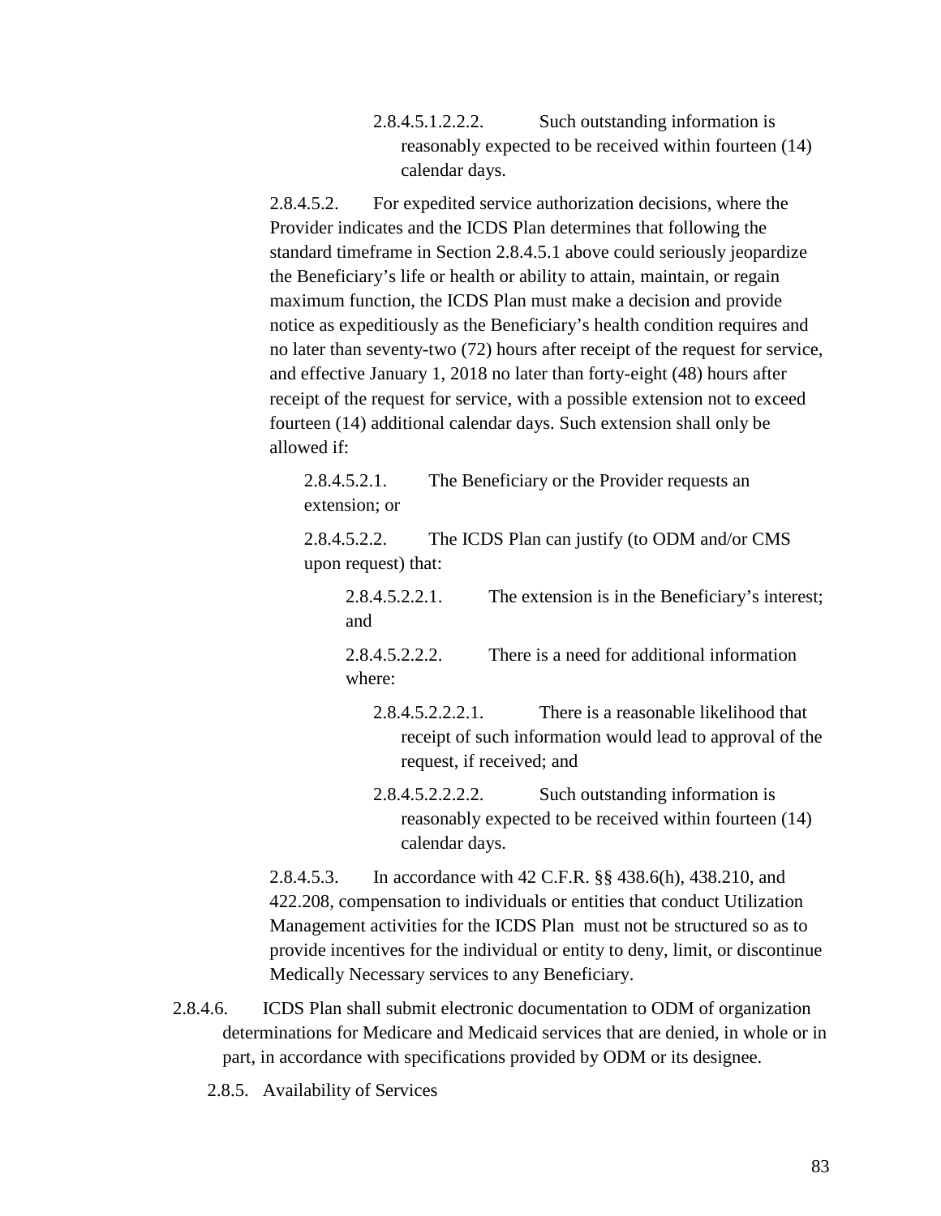2.8.4.5.1.2.2.2. Such outstanding information is reasonably expected to be received within fourteen (14) calendar days.

2.8.4.5.2. For expedited service authorization decisions, where the Provider indicates and the ICDS Plan determines that following the standard timeframe in Section 2.8.4.5.1 above could seriously jeopardize the Beneficiary's life or health or ability to attain, maintain, or regain maximum function, the ICDS Plan must make a decision and provide notice as expeditiously as the Beneficiary's health condition requires and no later than seventy-two (72) hours after receipt of the request for service, and effective January 1, 2018 no later than forty-eight (48) hours after receipt of the request for service, with a possible extension not to exceed fourteen (14) additional calendar days. Such extension shall only be allowed if:

2.8.4.5.2.1. The Beneficiary or the Provider requests an extension; or

2.8.4.5.2.2. The ICDS Plan can justify (to ODM and/or CMS upon request) that:

2.8.4.5.2.2.1. The extension is in the Beneficiary's interest; and

2.8.4.5.2.2.2. There is a need for additional information where:

2.8.4.5.2.2.2.1. There is a reasonable likelihood that receipt of such information would lead to approval of the request, if received; and

2.8.4.5.2.2.2.2. Such outstanding information is reasonably expected to be received within fourteen (14) calendar days.

2.8.4.5.3. In accordance with 42 C.F.R. §§ 438.6(h), 438.210, and 422.208, compensation to individuals or entities that conduct Utilization Management activities for the ICDS Plan must not be structured so as to provide incentives for the individual or entity to deny, limit, or discontinue Medically Necessary services to any Beneficiary.

2.8.4.6. ICDS Plan shall submit electronic documentation to ODM of organization determinations for Medicare and Medicaid services that are denied, in whole or in part, in accordance with specifications provided by ODM or its designee.

2.8.5. Availability of Services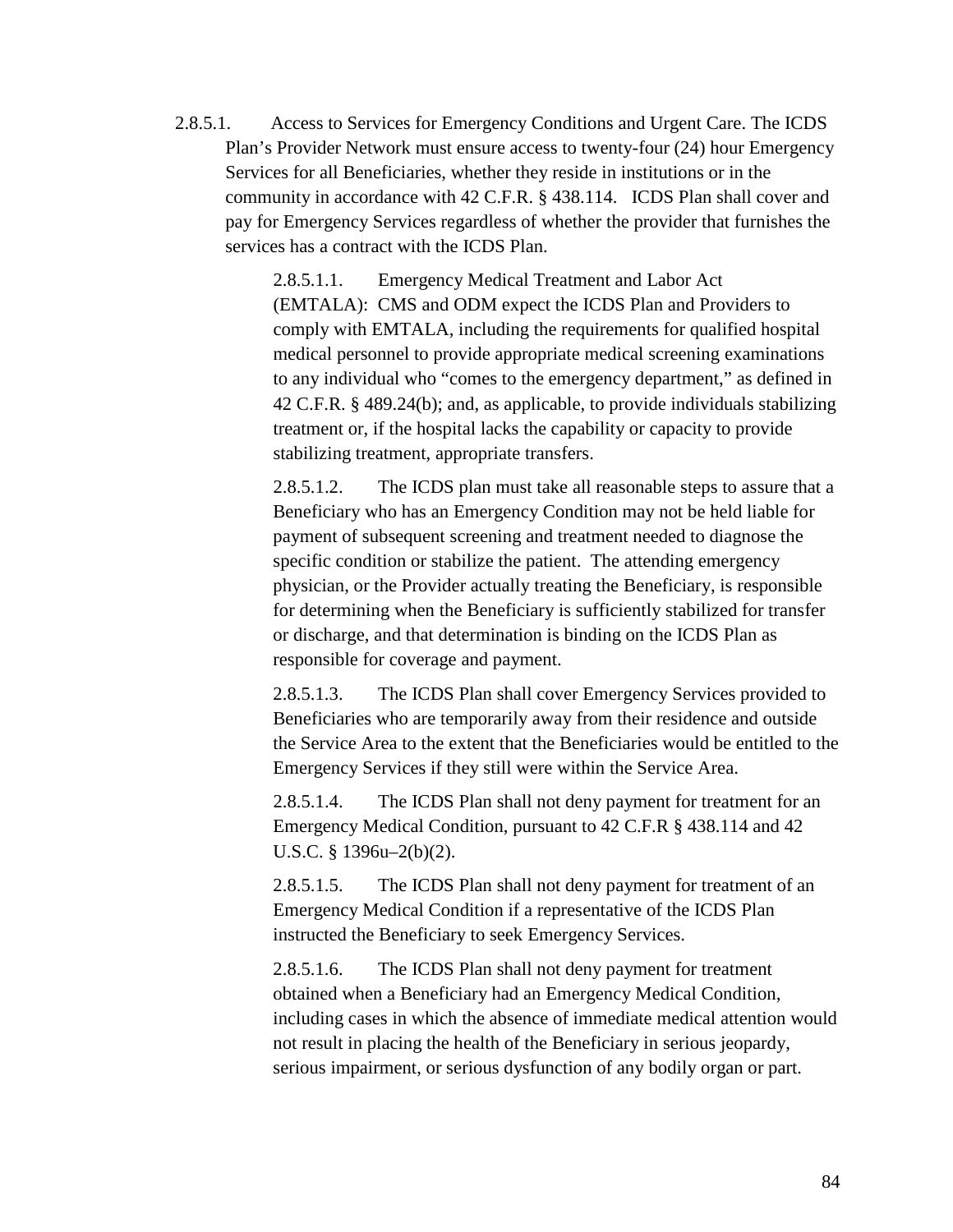2.8.5.1. Access to Services for Emergency Conditions and Urgent Care. The ICDS Plan's Provider Network must ensure access to twenty-four (24) hour Emergency Services for all Beneficiaries, whether they reside in institutions or in the community in accordance with 42 C.F.R. § 438.114. ICDS Plan shall cover and pay for Emergency Services regardless of whether the provider that furnishes the services has a contract with the ICDS Plan.

2.8.5.1.1. Emergency Medical Treatment and Labor Act (EMTALA): CMS and ODM expect the ICDS Plan and Providers to comply with EMTALA, including the requirements for qualified hospital medical personnel to provide appropriate medical screening examinations to any individual who "comes to the emergency department," as defined in 42 C.F.R. § 489.24(b); and, as applicable, to provide individuals stabilizing treatment or, if the hospital lacks the capability or capacity to provide stabilizing treatment, appropriate transfers.

2.8.5.1.2. The ICDS plan must take all reasonable steps to assure that a Beneficiary who has an Emergency Condition may not be held liable for payment of subsequent screening and treatment needed to diagnose the specific condition or stabilize the patient. The attending emergency physician, or the Provider actually treating the Beneficiary, is responsible for determining when the Beneficiary is sufficiently stabilized for transfer or discharge, and that determination is binding on the ICDS Plan as responsible for coverage and payment.

2.8.5.1.3. The ICDS Plan shall cover Emergency Services provided to Beneficiaries who are temporarily away from their residence and outside the Service Area to the extent that the Beneficiaries would be entitled to the Emergency Services if they still were within the Service Area.

2.8.5.1.4. The ICDS Plan shall not deny payment for treatment for an Emergency Medical Condition, pursuant to 42 C.F.R § 438.114 and 42 U.S.C. § 1396u–2(b)(2).

2.8.5.1.5. The ICDS Plan shall not deny payment for treatment of an Emergency Medical Condition if a representative of the ICDS Plan instructed the Beneficiary to seek Emergency Services.

2.8.5.1.6. The ICDS Plan shall not deny payment for treatment obtained when a Beneficiary had an Emergency Medical Condition, including cases in which the absence of immediate medical attention would not result in placing the health of the Beneficiary in serious jeopardy, serious impairment, or serious dysfunction of any bodily organ or part.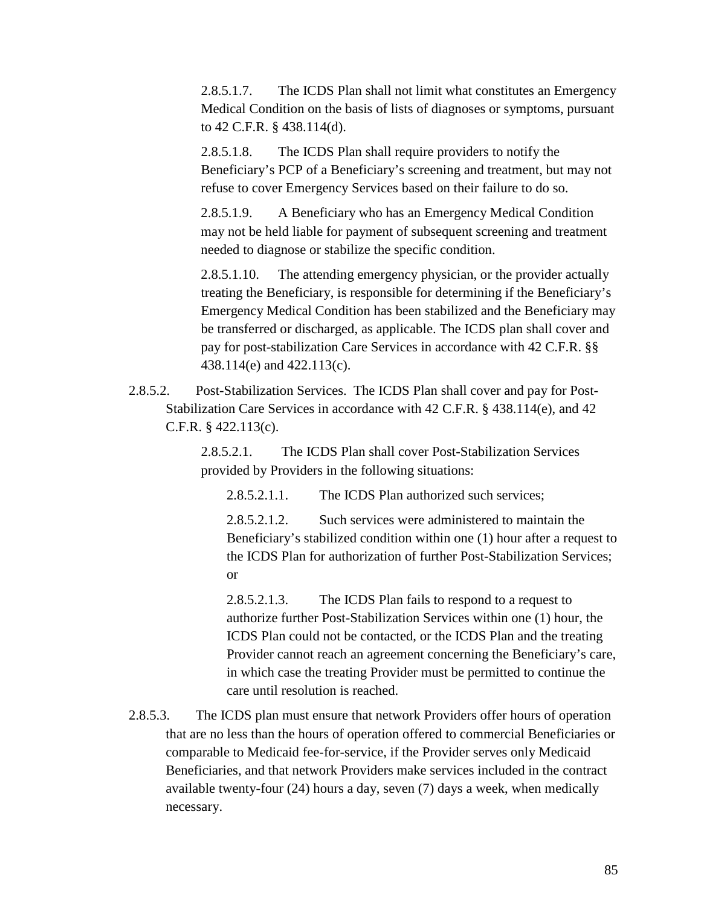2.8.5.1.7. The ICDS Plan shall not limit what constitutes an Emergency Medical Condition on the basis of lists of diagnoses or symptoms, pursuant to 42 C.F.R. § 438.114(d).

2.8.5.1.8. The ICDS Plan shall require providers to notify the Beneficiary's PCP of a Beneficiary's screening and treatment, but may not refuse to cover Emergency Services based on their failure to do so.

2.8.5.1.9. A Beneficiary who has an Emergency Medical Condition may not be held liable for payment of subsequent screening and treatment needed to diagnose or stabilize the specific condition.

2.8.5.1.10. The attending emergency physician, or the provider actually treating the Beneficiary, is responsible for determining if the Beneficiary's Emergency Medical Condition has been stabilized and the Beneficiary may be transferred or discharged, as applicable. The ICDS plan shall cover and pay for post-stabilization Care Services in accordance with 42 C.F.R. §§ 438.114(e) and 422.113(c).

2.8.5.2. Post-Stabilization Services. The ICDS Plan shall cover and pay for Post-Stabilization Care Services in accordance with 42 C.F.R. § 438.114(e), and 42 C.F.R. § 422.113(c).

2.8.5.2.1. The ICDS Plan shall cover Post-Stabilization Services provided by Providers in the following situations:

2.8.5.2.1.1. The ICDS Plan authorized such services;

2.8.5.2.1.2. Such services were administered to maintain the Beneficiary's stabilized condition within one (1) hour after a request to the ICDS Plan for authorization of further Post-Stabilization Services; or

2.8.5.2.1.3. The ICDS Plan fails to respond to a request to authorize further Post-Stabilization Services within one (1) hour, the ICDS Plan could not be contacted, or the ICDS Plan and the treating Provider cannot reach an agreement concerning the Beneficiary's care, in which case the treating Provider must be permitted to continue the care until resolution is reached.

2.8.5.3. The ICDS plan must ensure that network Providers offer hours of operation that are no less than the hours of operation offered to commercial Beneficiaries or comparable to Medicaid fee-for-service, if the Provider serves only Medicaid Beneficiaries, and that network Providers make services included in the contract available twenty-four (24) hours a day, seven (7) days a week, when medically necessary.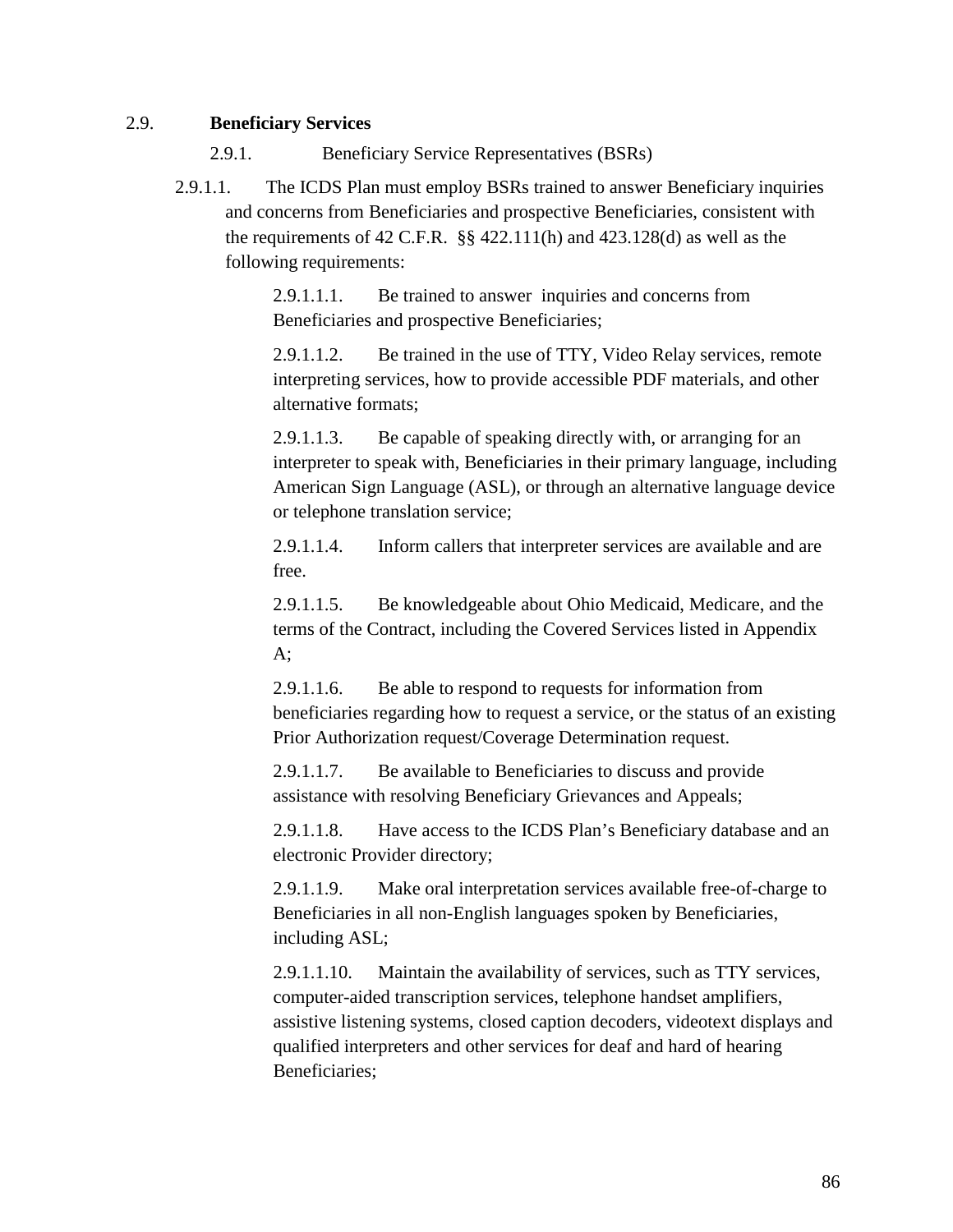## 2.9. **Beliciary Services**

## 2.9. **Beneficiary Services**

### 2.9.1. Beneficiary Service Representatives (BSRs)

2.9.1.1. The ICDS Plan must employ BSRs trained to answer Beneficiary inquiries and concerns from Beneficiaries and prospective Beneficiaries, consistent with the requirements of 42 C.F.R. §§ 422.111(h) and 423.128(d) as well as the following requirements:

2.9.1.1.1. Be trained to answer inquiries and concerns from Beneficiaries and prospective Beneficiaries;

2.9.1.1.2. Be trained in the use of TTY, Video Relay services, remote interpreting services, how to provide accessible PDF materials, and other alternative formats;

2.9.1.1.3. Be capable of speaking directly with, or arranging for an interpreter to speak with, Beneficiaries in their primary language, including American Sign Language (ASL), or through an alternative language device or telephone translation service;

2.9.1.1.4. Inform callers that interpreter services are available and are free.

2.9.1.1.5. Be knowledgeable about Ohio Medicaid, Medicare, and the terms of the Contract, including the Covered Services listed in Appendix A;

2.9.1.1.6. Be able to respond to requests for information from beneficiaries regarding how to request a service, or the status of an existing Prior Authorization request/Coverage Determination request.

2.9.1.1.7. Be available to Beneficiaries to discuss and provide assistance with resolving Beneficiary Grievances and Appeals;

2.9.1.1.8. Have access to the ICDS Plan's Beneficiary database and an electronic Provider directory;

2.9.1.1.9. Make oral interpretation services available free-of-charge to Beneficiaries in all non-English languages spoken by Beneficiaries, including ASL;

2.9.1.1.10. Maintain the availability of services, such as TTY services, computer-aided transcription services, telephone handset amplifiers, assistive listening systems, closed caption decoders, videotext displays and qualified interpreters and other services for deaf and hard of hearing Beneficiaries;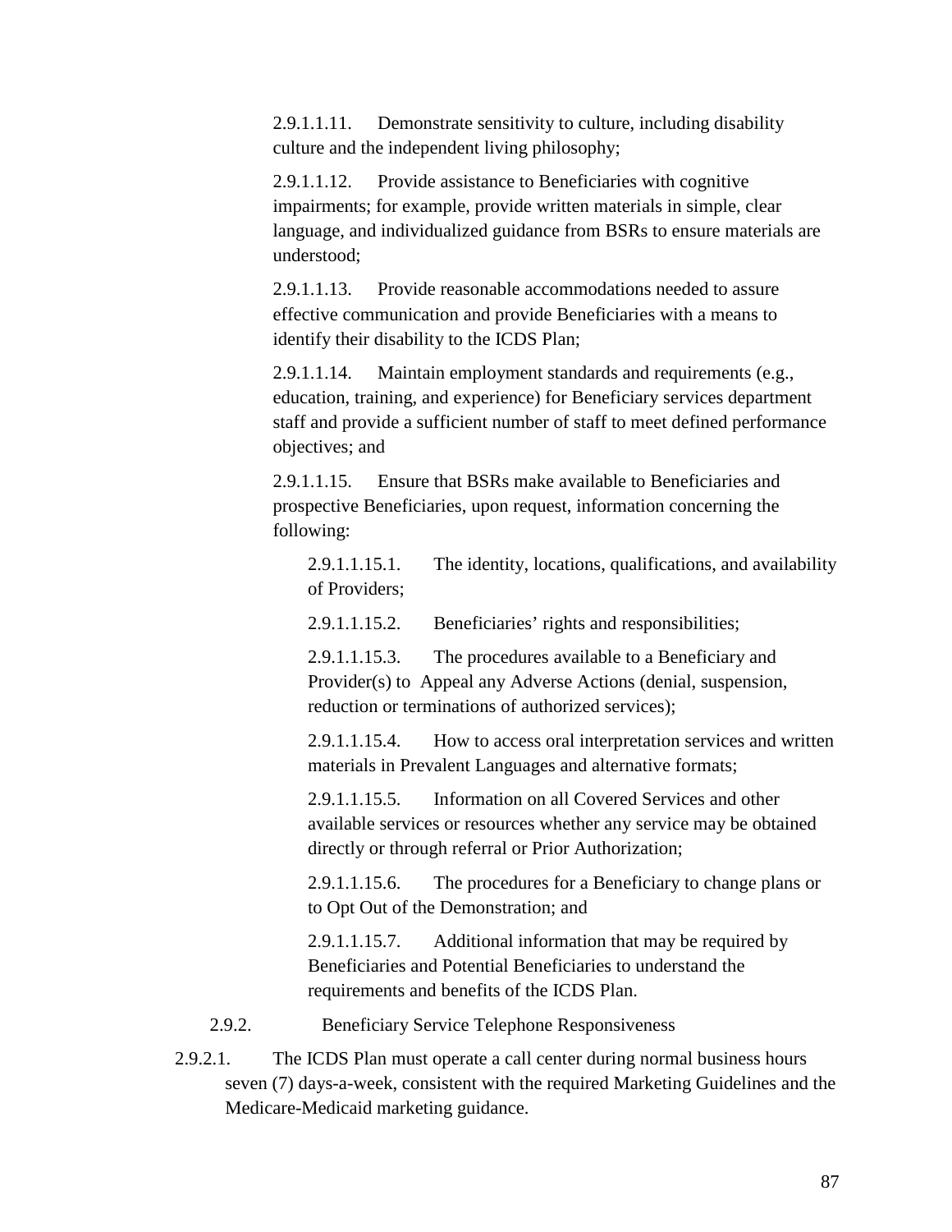2.9.1.1.11. Demonstrate sensitivity to culture, including disability culture and the independent living philosophy;

2.9.1.1.12. Provide assistance to Beneficiaries with cognitive impairments; for example, provide written materials in simple, clear language, and individualized guidance from BSRs to ensure materials are understood;

2.9.1.1.13. Provide reasonable accommodations needed to assure effective communication and provide Beneficiaries with a means to identify their disability to the ICDS Plan;

2.9.1.1.14. Maintain employment standards and requirements (e.g., education, training, and experience) for Beneficiary services department staff and provide a sufficient number of staff to meet defined performance objectives; and

2.9.1.1.15. Ensure that BSRs make available to Beneficiaries and prospective Beneficiaries, upon request, information concerning the following:

2.9.1.1.15.1. The identity, locations, qualifications, and availability of Providers;

2.9.1.1.15.2. Beneficiaries' rights and responsibilities;

2.9.1.1.15.3. The procedures available to a Beneficiary and Provider(s) to Appeal any Adverse Actions (denial, suspension, reduction or terminations of authorized services);

2.9.1.1.15.4. How to access oral interpretation services and written materials in Prevalent Languages and alternative formats;

2.9.1.1.15.5. Information on all Covered Services and other available services or resources whether any service may be obtained directly or through referral or Prior Authorization;

2.9.1.1.15.6. The procedures for a Beneficiary to change plans or to Opt Out of the Demonstration; and

2.9.1.1.15.7. Additional information that may be required by Beneficiaries and Potential Beneficiaries to understand the requirements and benefits of the ICDS Plan.

2.9.2. Beneficiary Service Telephone Responsiveness

2.9.2.1. The ICDS Plan must operate a call center during normal business hours seven (7) days-a-week, consistent with the required Marketing Guidelines and the Medicare-Medicaid marketing guidance.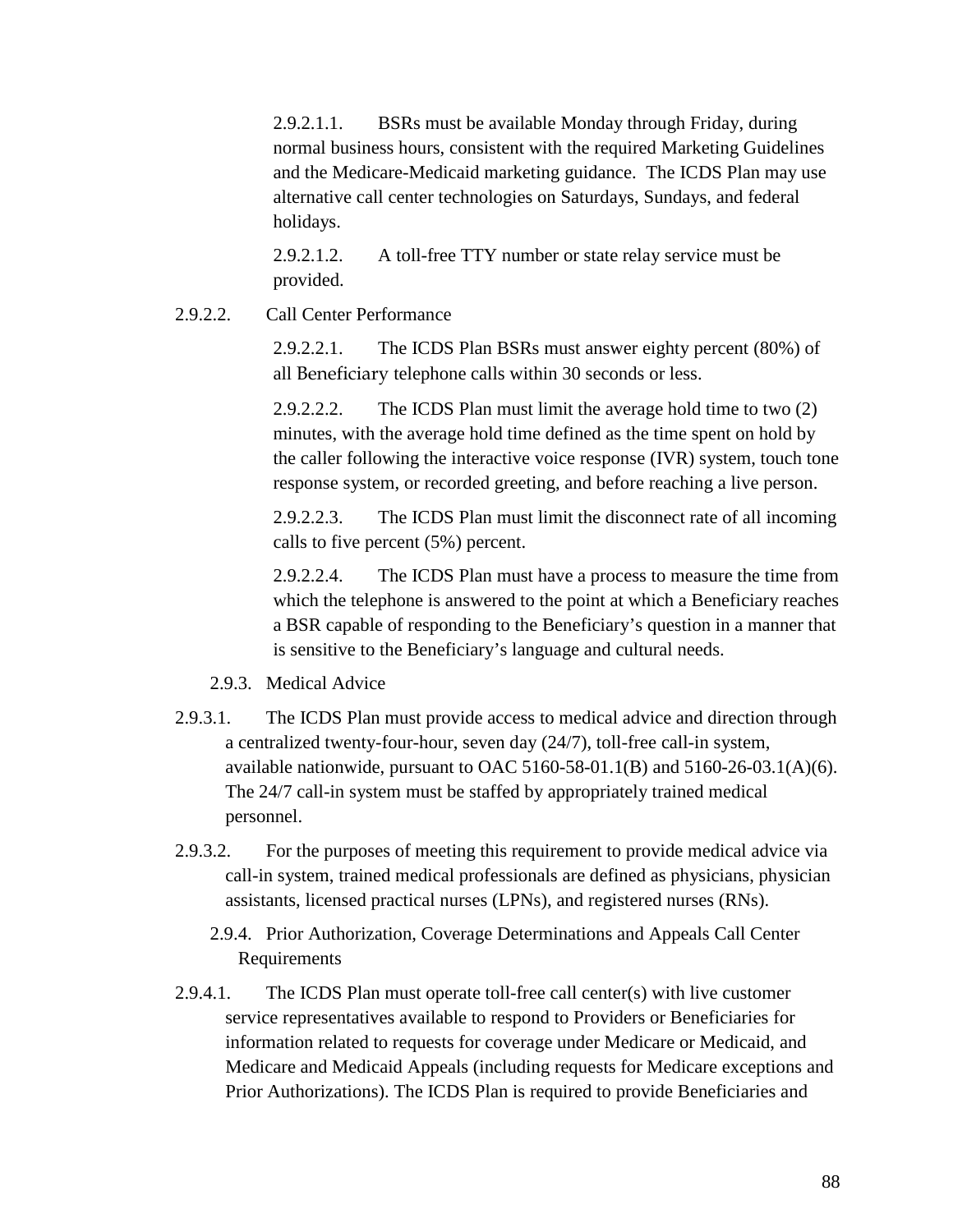2.9.2.1.1. BSRs must be available Monday through Friday, during normal business hours, consistent with the required Marketing Guidelines and the Medicare-Medicaid marketing guidance. The ICDS Plan may use alternative call center technologies on Saturdays, Sundays, and federal holidays.

2.9.2.1.2. A toll-free TTY number or state relay service must be provided.

2.9.2.2. Call Center Performance

2.9.2.2.1. The ICDS Plan BSRs must answer eighty percent (80%) of all Beneficiary telephone calls within 30 seconds or less.

2.9.2.2.2. The ICDS Plan must limit the average hold time to two (2) minutes, with the average hold time defined as the time spent on hold by the caller following the interactive voice response (IVR) system, touch tone response system, or recorded greeting, and before reaching a live person.

2.9.2.2.3. The ICDS Plan must limit the disconnect rate of all incoming calls to five percent (5%) percent.

2.9.2.2.4. The ICDS Plan must have a process to measure the time from which the telephone is answered to the point at which a Beneficiary reaches a BSR capable of responding to the Beneficiary's question in a manner that is sensitive to the Beneficiary's language and cultural needs.

2.9.3. Medical Advice

2.9.3.1. The ICDS Plan must provide access to medical advice and direction through a centralized twenty-four-hour, seven day (24/7), toll-free call-in system, available nationwide, pursuant to OAC 5160-58-01.1(B) and 5160-26-03.1(A)(6). The 24/7 call-in system must be staffed by appropriately trained medical personnel.

2.9.3.2. For the purposes of meeting this requirement to provide medical advice via call-in system, trained medical professionals are defined as physicians, physician assistants, licensed practical nurses (LPNs), and registered nurses (RNs).

2.9.4. Prior Authorization, Coverage Determinations and Appeals Call Center Requirements

2.9.4.1. The ICDS Plan must operate toll-free call center(s) with live customer service representatives available to respond to Providers or Beneficiaries for information related to requests for coverage under Medicare or Medicaid, and Medicare and Medicaid Appeals (including requests for Medicare exceptions and Prior Authorizations). The ICDS Plan is required to provide Beneficiaries and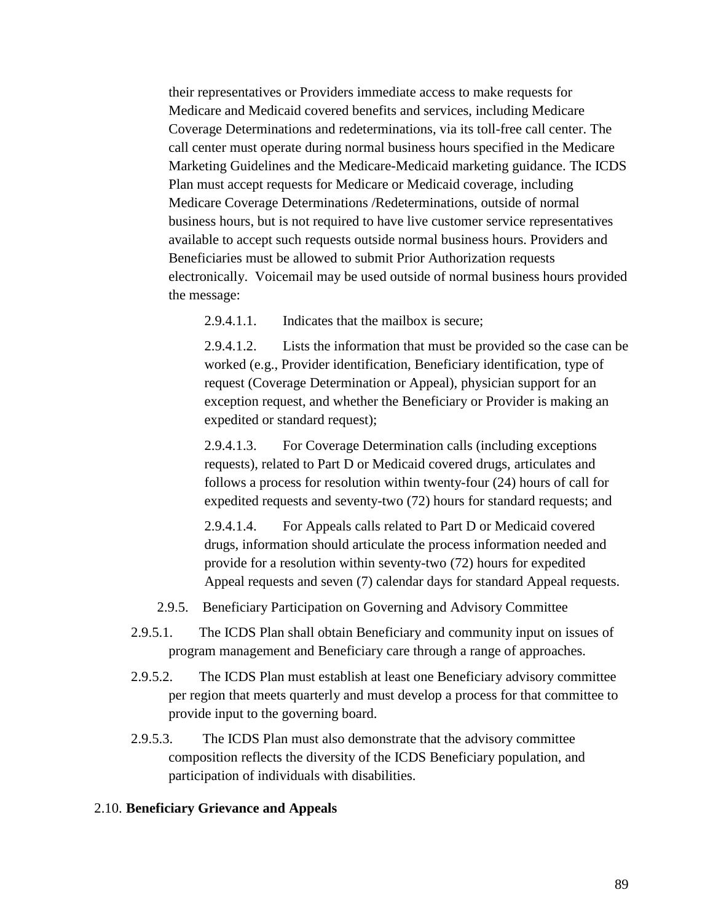their representatives or Providers immediate access to make requests for Medicare and Medicaid covered benefits and services, including Medicare Coverage Determinations and redeterminations, via its toll-free call center. The call center must operate during normal business hours specified in the Medicare Marketing Guidelines and the Medicare-Medicaid marketing guidance. The ICDS Plan must accept requests for Medicare or Medicaid coverage, including Medicare Coverage Determinations /Redeterminations, outside of normal business hours, but is not required to have live customer service representatives available to accept such requests outside normal business hours. Providers and Beneficiaries must be allowed to submit Prior Authorization requests electronically.  Voicemail may be used outside of normal business hours provided the message:

2.9.4.1.1. Indicates that the mailbox is secure;

2.9.4.1.2. Lists the information that must be provided so the case can be worked (e.g., Provider identification, Beneficiary identification, type of request (Coverage Determination or Appeal), physician support for an exception request, and whether the Beneficiary or Provider is making an expedited or standard request);

2.9.4.1.3. For Coverage Determination calls (including exceptions requests), related to Part D or Medicaid covered drugs, articulates and follows a process for resolution within twenty-four (24) hours of call for expedited requests and seventy-two (72) hours for standard requests; and

2.9.4.1.4. For Appeals calls related to Part D or Medicaid covered drugs, information should articulate the process information needed and provide for a resolution within seventy-two (72) hours for expedited Appeal requests and seven (7) calendar days for standard Appeal requests.

2.9.5. Beneficiary Participation on Governing and Advisory Committee

2.9.5.1. The ICDS Plan shall obtain Beneficiary and community input on issues of program management and Beneficiary care through a range of approaches.

2.9.5.2. The ICDS Plan must establish at least one Beneficiary advisory committee per region that meets quarterly and must develop a process for that committee to provide input to the governing board.

2.9.5.3. The ICDS Plan must also demonstrate that the advisory committee composition reflects the diversity of the ICDS Beneficiary population, and participation of individuals with disabilities.

## 2.10. **Beneficiary Grievance and Appeals**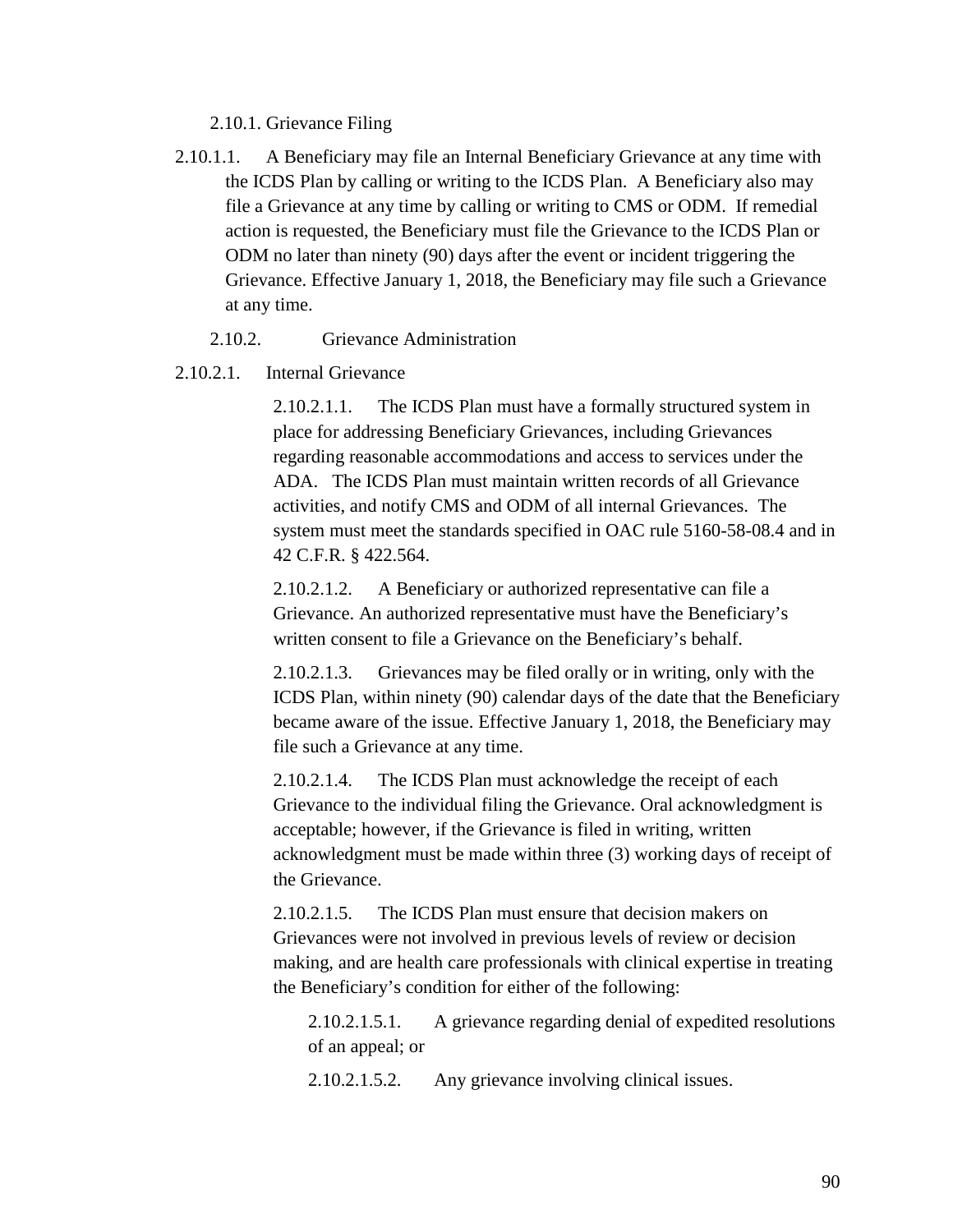2.10.1. Grievance Filing

2.10.1.1. A Beneficiary may file an Internal Beneficiary Grievance at any time with the ICDS Plan by calling or writing to the ICDS Plan. A Beneficiary also may file a Grievance at any time by calling or writing to CMS or ODM. If remedial action is requested, the Beneficiary must file the Grievance to the ICDS Plan or ODM no later than ninety (90) days after the event or incident triggering the Grievance. Effective January 1, 2018, the Beneficiary may file such a Grievance at any time.

2.10.2. Grievance Administration

2.10.2.1. Internal Grievance

2.10.2.1.1. The ICDS Plan must have a formally structured system in place for addressing Beneficiary Grievances, including Grievances regarding reasonable accommodations and access to services under the ADA. The ICDS Plan must maintain written records of all Grievance activities, and notify CMS and ODM of all internal Grievances. The system must meet the standards specified in OAC rule 5160-58-08.4 and in 42 C.F.R. § 422.564.

2.10.2.1.2. A Beneficiary or authorized representative can file a Grievance. An authorized representative must have the Beneficiary's written consent to file a Grievance on the Beneficiary's behalf.

2.10.2.1.3. Grievances may be filed orally or in writing, only with the ICDS Plan, within ninety (90) calendar days of the date that the Beneficiary became aware of the issue. Effective January 1, 2018, the Beneficiary may file such a Grievance at any time.

2.10.2.1.4. The ICDS Plan must acknowledge the receipt of each Grievance to the individual filing the Grievance. Oral acknowledgment is acceptable; however, if the Grievance is filed in writing, written acknowledgment must be made within three (3) working days of receipt of the Grievance.

2.10.2.1.5. The ICDS Plan must ensure that decision makers on Grievances were not involved in previous levels of review or decision making, and are health care professionals with clinical expertise in treating the Beneficiary's condition for either of the following:

2.10.2.1.5.1. A grievance regarding denial of expedited resolutions of an appeal; or

2.10.2.1.5.2. Any grievance involving clinical issues.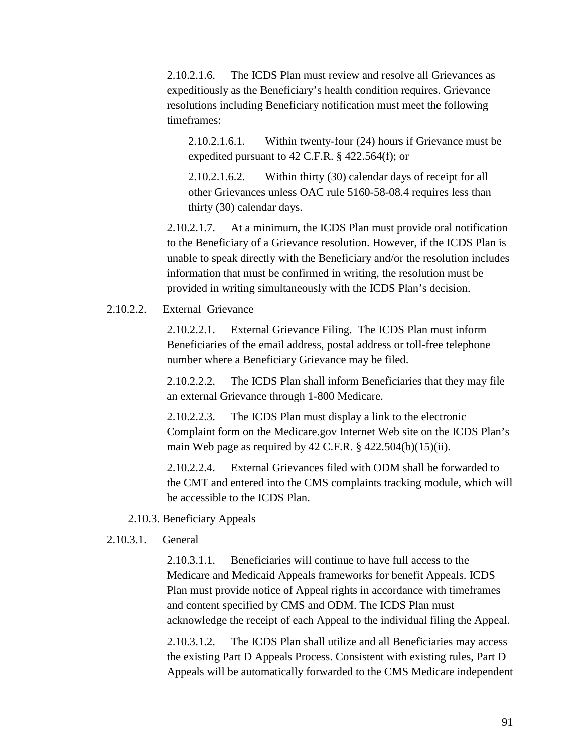2.10.2.1.6. The ICDS Plan must review and resolve all Grievances as expeditiously as the Beneficiary's health condition requires. Grievance resolutions including Beneficiary notification must meet the following timeframes:

2.10.2.1.6.1. Within twenty-four (24) hours if Grievance must be expedited pursuant to 42 C.F.R. § 422.564(f); or

2.10.2.1.6.2. Within thirty (30) calendar days of receipt for all other Grievances unless OAC rule 5160-58-08.4 requires less than thirty (30) calendar days.

2.10.2.1.7. At a minimum, the ICDS Plan must provide oral notification to the Beneficiary of a Grievance resolution. However, if the ICDS Plan is unable to speak directly with the Beneficiary and/or the resolution includes information that must be confirmed in writing, the resolution must be provided in writing simultaneously with the ICDS Plan's decision.

2.10.2.2. External Grievance

2.10.2.2.1. External Grievance Filing. The ICDS Plan must inform Beneficiaries of the email address, postal address or toll-free telephone number where a Beneficiary Grievance may be filed.

2.10.2.2.2. The ICDS Plan shall inform Beneficiaries that they may file an external Grievance through 1-800 Medicare.

2.10.2.2.3. The ICDS Plan must display a link to the electronic Complaint form on the Medicare.gov Internet Web site on the ICDS Plan's main Web page as required by 42 C.F.R. § 422.504(b)(15)(ii).

2.10.2.2.4. External Grievances filed with ODM shall be forwarded to the CMT and entered into the CMS complaints tracking module, which will be accessible to the ICDS Plan.

2.10.3. Beneficiary Appeals

2.10.3.1. General

2.10.3.1.1. Beneficiaries will continue to have full access to the Medicare and Medicaid Appeals frameworks for benefit Appeals. ICDS Plan must provide notice of Appeal rights in accordance with timeframes and content specified by CMS and ODM. The ICDS Plan must acknowledge the receipt of each Appeal to the individual filing the Appeal.

2.10.3.1.2. The ICDS Plan shall utilize and all Beneficiaries may access the existing Part D Appeals Process. Consistent with existing rules, Part D Appeals will be automatically forwarded to the CMS Medicare independent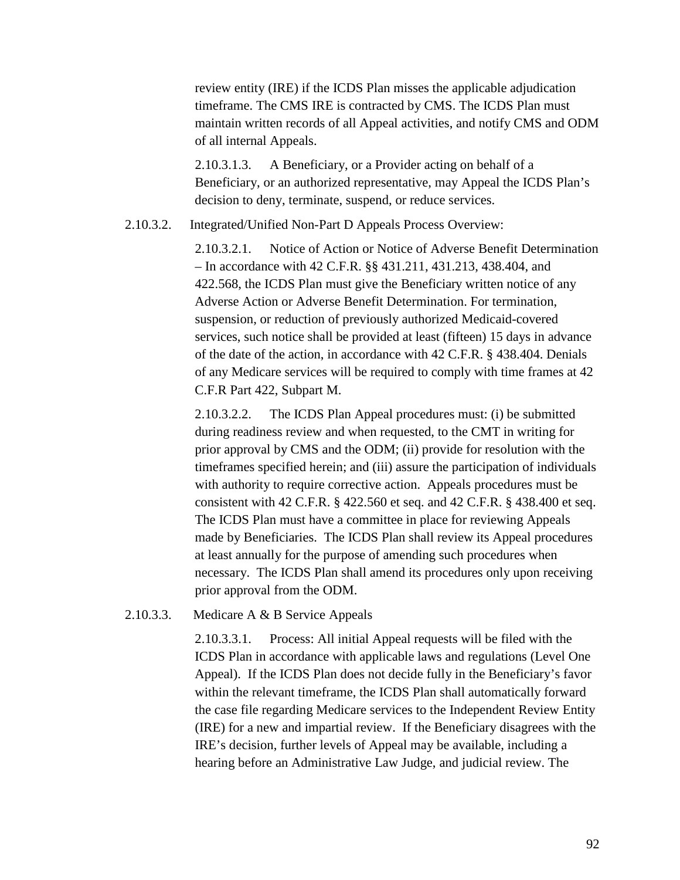review entity (IRE) if the ICDS Plan misses the applicable adjudication timeframe. The CMS IRE is contracted by CMS. The ICDS Plan must maintain written records of all Appeal activities, and notify CMS and ODM of all internal Appeals.

2.10.3.1.3. A Beneficiary, or a Provider acting on behalf of a Beneficiary, or an authorized representative, may Appeal the ICDS Plan's decision to deny, terminate, suspend, or reduce services.

2.10.3.2. Integrated/Unified Non-Part D Appeals Process Overview:

2.10.3.2.1. Notice of Action or Notice of Adverse Benefit Determination – In accordance with 42 C.F.R. §§ 431.211, 431.213, 438.404, and 422.568, the ICDS Plan must give the Beneficiary written notice of any Adverse Action or Adverse Benefit Determination. For termination, suspension, or reduction of previously authorized Medicaid-covered services, such notice shall be provided at least (fifteen) 15 days in advance of the date of the action, in accordance with 42 C.F.R. § 438.404. Denials of any Medicare services will be required to comply with time frames at 42 C.F.R Part 422, Subpart M.

2.10.3.2.2. The ICDS Plan Appeal procedures must: (i) be submitted during readiness review and when requested, to the CMT in writing for prior approval by CMS and the ODM; (ii) provide for resolution with the timeframes specified herein; and (iii) assure the participation of individuals with authority to require corrective action. Appeals procedures must be consistent with 42 C.F.R. § 422.560 et seq. and 42 C.F.R. § 438.400 et seq. The ICDS Plan must have a committee in place for reviewing Appeals made by Beneficiaries. The ICDS Plan shall review its Appeal procedures at least annually for the purpose of amending such procedures when necessary. The ICDS Plan shall amend its procedures only upon receiving prior approval from the ODM.

2.10.3.3. Medicare A & B Service Appeals

2.10.3.3.1. Process: All initial Appeal requests will be filed with the ICDS Plan in accordance with applicable laws and regulations (Level One Appeal). If the ICDS Plan does not decide fully in the Beneficiary's favor within the relevant timeframe, the ICDS Plan shall automatically forward the case file regarding Medicare services to the Independent Review Entity (IRE) for a new and impartial review. If the Beneficiary disagrees with the IRE's decision, further levels of Appeal may be available, including a hearing before an Administrative Law Judge, and judicial review. The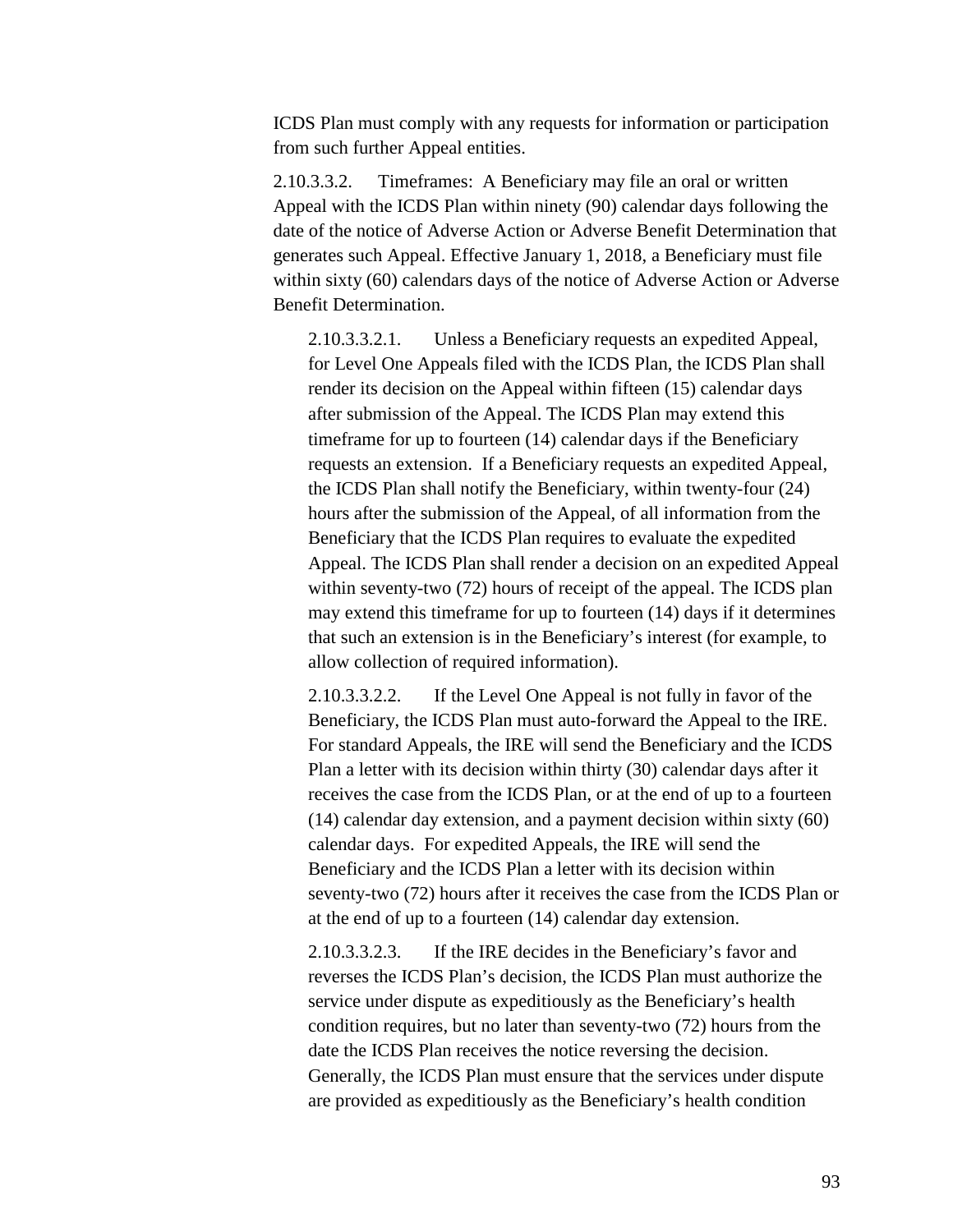ICDS Plan must comply with any requests for information or participation from such further Appeal entities.

2.10.3.3.2. Timeframes: A Beneficiary may file an oral or written Appeal with the ICDS Plan within ninety (90) calendar days following the date of the notice of Adverse Action or Adverse Benefit Determination that generates such Appeal. Effective January 1, 2018, a Beneficiary must file within sixty (60) calendars days of the notice of Adverse Action or Adverse Benefit Determination.

2.10.3.3.2.1. Unless a Beneficiary requests an expedited Appeal, for Level One Appeals filed with the ICDS Plan, the ICDS Plan shall render its decision on the Appeal within fifteen (15) calendar days after submission of the Appeal. The ICDS Plan may extend this timeframe for up to fourteen (14) calendar days if the Beneficiary requests an extension. If a Beneficiary requests an expedited Appeal, the ICDS Plan shall notify the Beneficiary, within twenty-four (24) hours after the submission of the Appeal, of all information from the Beneficiary that the ICDS Plan requires to evaluate the expedited Appeal. The ICDS Plan shall render a decision on an expedited Appeal within seventy-two (72) hours of receipt of the appeal. The ICDS plan may extend this timeframe for up to fourteen (14) days if it determines that such an extension is in the Beneficiary's interest (for example, to allow collection of required information).

2.10.3.3.2.2. If the Level One Appeal is not fully in favor of the Beneficiary, the ICDS Plan must auto-forward the Appeal to the IRE. For standard Appeals, the IRE will send the Beneficiary and the ICDS Plan a letter with its decision within thirty (30) calendar days after it receives the case from the ICDS Plan, or at the end of up to a fourteen (14) calendar day extension, and a payment decision within sixty (60) calendar days. For expedited Appeals, the IRE will send the Beneficiary and the ICDS Plan a letter with its decision within seventy-two (72) hours after it receives the case from the ICDS Plan or at the end of up to a fourteen (14) calendar day extension.

2.10.3.3.2.3. If the IRE decides in the Beneficiary's favor and reverses the ICDS Plan's decision, the ICDS Plan must authorize the service under dispute as expeditiously as the Beneficiary's health condition requires, but no later than seventy-two (72) hours from the date the ICDS Plan receives the notice reversing the decision. Generally, the ICDS Plan must ensure that the services under dispute are provided as expeditiously as the Beneficiary's health condition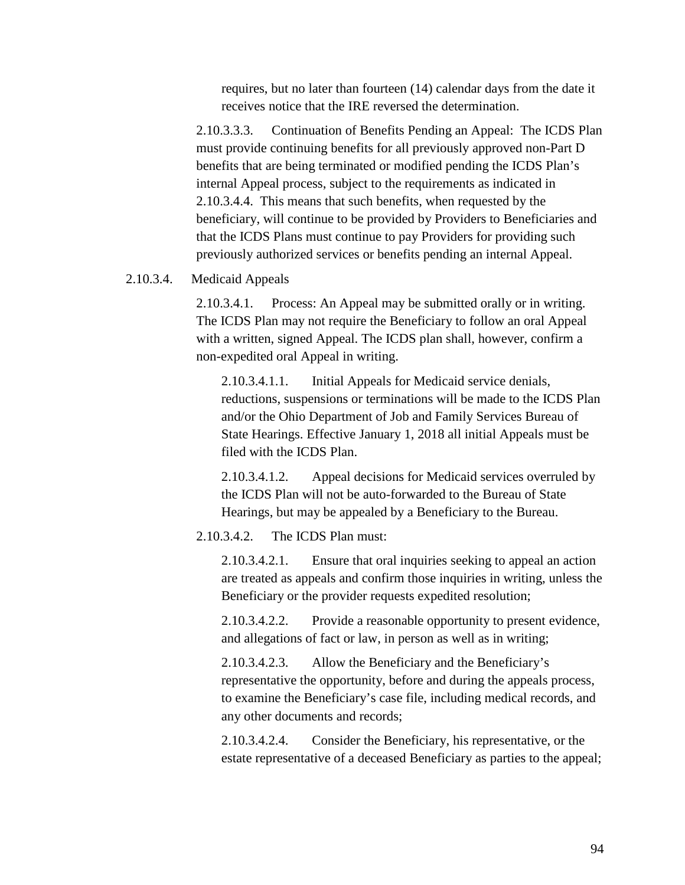requires, but no later than fourteen (14) calendar days from the date it receives notice that the IRE reversed the determination.

2.10.3.3.3. Continuation of Benefits Pending an Appeal: The ICDS Plan must provide continuing benefits for all previously approved non-Part D benefits that are being terminated or modified pending the ICDS Plan's internal Appeal process, subject to the requirements as indicated in 2.10.3.4.4. This means that such benefits, when requested by the beneficiary, will continue to be provided by Providers to Beneficiaries and that the ICDS Plans must continue to pay Providers for providing such previously authorized services or benefits pending an internal Appeal.

2.10.3.4. Medicaid Appeals

2.10.3.4.1. Process: An Appeal may be submitted orally or in writing. The ICDS Plan may not require the Beneficiary to follow an oral Appeal with a written, signed Appeal. The ICDS plan shall, however, confirm a non-expedited oral Appeal in writing.

2.10.3.4.1.1. Initial Appeals for Medicaid service denials, reductions, suspensions or terminations will be made to the ICDS Plan and/or the Ohio Department of Job and Family Services Bureau of State Hearings. Effective January 1, 2018 all initial Appeals must be filed with the ICDS Plan.

2.10.3.4.1.2. Appeal decisions for Medicaid services overruled by the ICDS Plan will not be auto-forwarded to the Bureau of State Hearings, but may be appealed by a Beneficiary to the Bureau.

2.10.3.4.2. The ICDS Plan must:

2.10.3.4.2.1. Ensure that oral inquiries seeking to appeal an action are treated as appeals and confirm those inquiries in writing, unless the Beneficiary or the provider requests expedited resolution;

2.10.3.4.2.2. Provide a reasonable opportunity to present evidence, and allegations of fact or law, in person as well as in writing;

2.10.3.4.2.3. Allow the Beneficiary and the Beneficiary's representative the opportunity, before and during the appeals process, to examine the Beneficiary's case file, including medical records, and any other documents and records;

2.10.3.4.2.4. Consider the Beneficiary, his representative, or the estate representative of a deceased Beneficiary as parties to the appeal;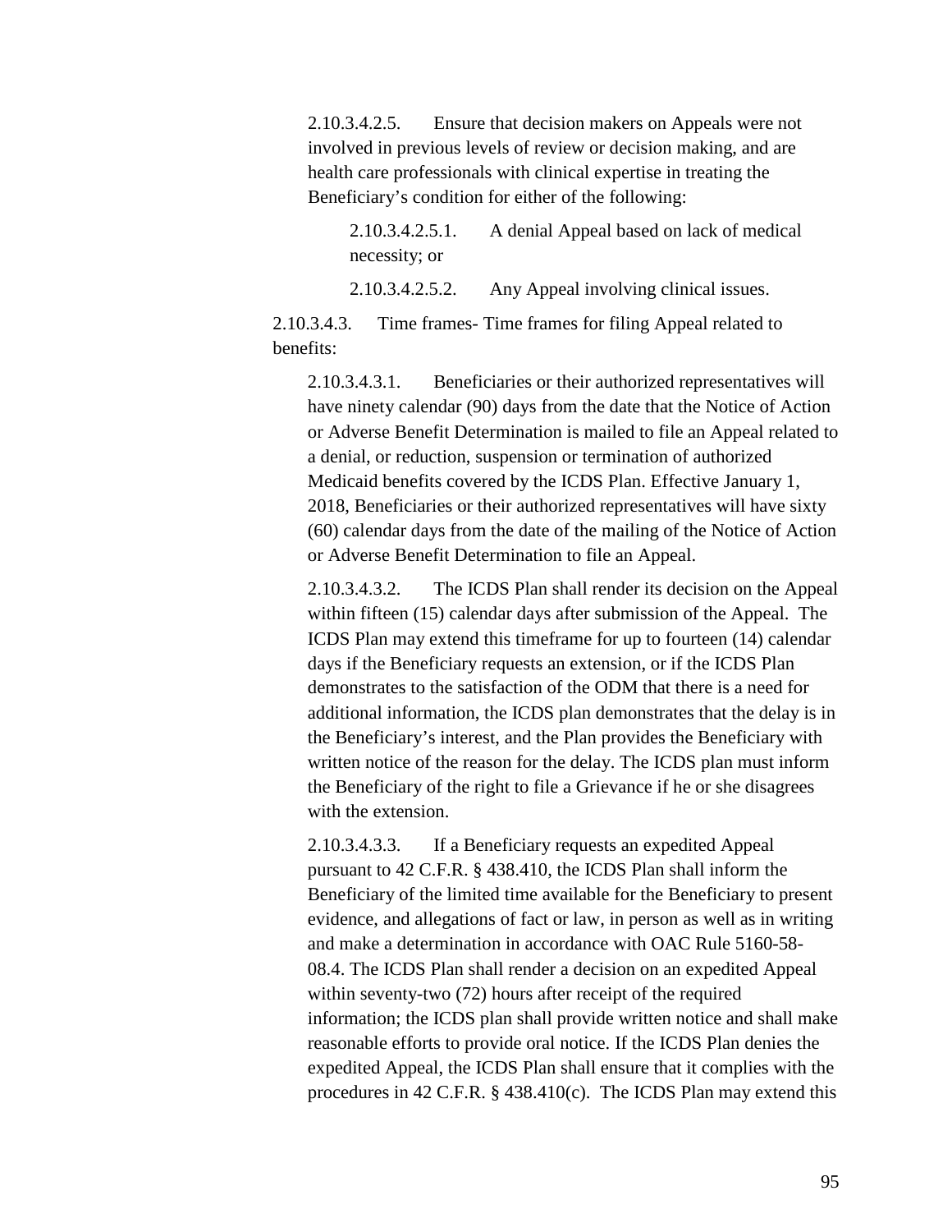2.10.3.4.2.5. Ensure that decision makers on Appeals were not involved in previous levels of review or decision making, and are health care professionals with clinical expertise in treating the Beneficiary's condition for either of the following:

2.10.3.4.2.5.1. A denial Appeal based on lack of medical necessity; or

2.10.3.4.2.5.2. Any Appeal involving clinical issues.

2.10.3.4.3. Time frames- Time frames for filing Appeal related to benefits:

2.10.3.4.3.1. Beneficiaries or their authorized representatives will have ninety calendar (90) days from the date that the Notice of Action or Adverse Benefit Determination is mailed to file an Appeal related to a denial, or reduction, suspension or termination of authorized Medicaid benefits covered by the ICDS Plan. Effective January 1, 2018, Beneficiaries or their authorized representatives will have sixty (60) calendar days from the date of the mailing of the Notice of Action or Adverse Benefit Determination to file an Appeal.

2.10.3.4.3.2. The ICDS Plan shall render its decision on the Appeal within fifteen (15) calendar days after submission of the Appeal. The ICDS Plan may extend this timeframe for up to fourteen (14) calendar days if the Beneficiary requests an extension, or if the ICDS Plan demonstrates to the satisfaction of the ODM that there is a need for additional information, the ICDS plan demonstrates that the delay is in the Beneficiary's interest, and the Plan provides the Beneficiary with written notice of the reason for the delay. The ICDS plan must inform the Beneficiary of the right to file a Grievance if he or she disagrees with the extension.

2.10.3.4.3.3. If a Beneficiary requests an expedited Appeal pursuant to 42 C.F.R. § 438.410, the ICDS Plan shall inform the Beneficiary of the limited time available for the Beneficiary to present evidence, and allegations of fact or law, in person as well as in writing and make a determination in accordance with OAC Rule 5160-58-08.4. The ICDS Plan shall render a decision on an expedited Appeal within seventy-two (72) hours after receipt of the required information; the ICDS plan shall provide written notice and shall make reasonable efforts to provide oral notice. If the ICDS Plan denies the expedited Appeal, the ICDS Plan shall ensure that it complies with the procedures in 42 C.F.R. § 438.410(c). The ICDS Plan may extend this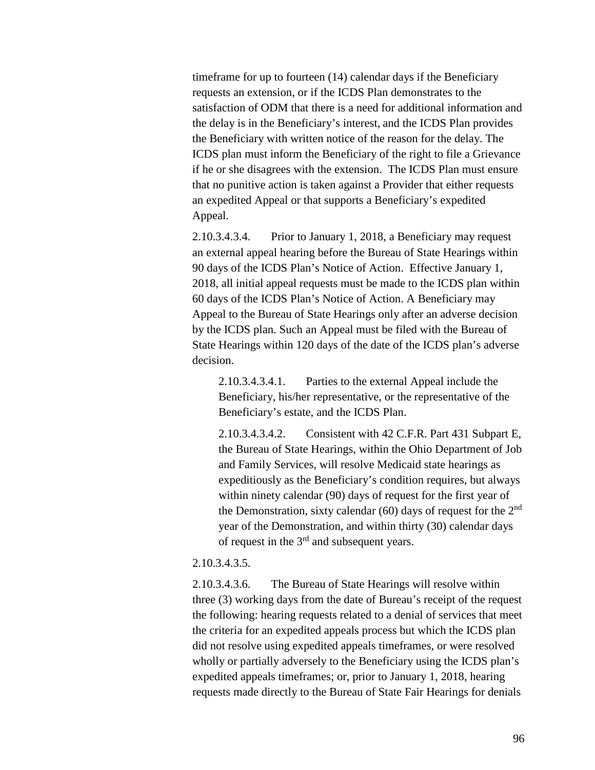timeframe for up to fourteen (14) calendar days if the Beneficiary requests an extension, or if the ICDS Plan demonstrates to the satisfaction of ODM that there is a need for additional information and the delay is in the Beneficiary's interest, and the ICDS Plan provides the Beneficiary with written notice of the reason for the delay. The ICDS plan must inform the Beneficiary of the right to file a Grievance if he or she disagrees with the extension. The ICDS Plan must ensure that no punitive action is taken against a Provider that either requests an expedited Appeal or that supports a Beneficiary's expedited Appeal.

2.10.3.4.3.4. Prior to January 1, 2018, a Beneficiary may request an external appeal hearing before the Bureau of State Hearings within 90 days of the ICDS Plan's Notice of Action. Effective January 1, 2018, all initial appeal requests must be made to the ICDS plan within 60 days of the ICDS Plan's Notice of Action. A Beneficiary may Appeal to the Bureau of State Hearings only after an adverse decision by the ICDS plan. Such an Appeal must be filed with the Bureau of State Hearings within 120 days of the date of the ICDS plan's adverse decision.

2.10.3.4.3.4.1. Parties to the external Appeal include the Beneficiary, his/her representative, or the representative of the Beneficiary's estate, and the ICDS Plan.

2.10.3.4.3.4.2. Consistent with 42 C.F.R. Part 431 Subpart E, the Bureau of State Hearings, within the Ohio Department of Job and Family Services, will resolve Medicaid state hearings as expeditiously as the Beneficiary's condition requires, but always within ninety calendar (90) days of request for the first year of the Demonstration, sixty calendar (60) days of request for the 2nd year of the Demonstration, and within thirty (30) calendar days of request in the 3rd and subsequent years.

2.10.3.4.3.5.

2.10.3.4.3.6. The Bureau of State Hearings will resolve within three (3) working days from the date of Bureau's receipt of the request the following: hearing requests related to a denial of services that meet the criteria for an expedited appeals process but which the ICDS plan did not resolve using expedited appeals timeframes, or were resolved wholly or partially adversely to the Beneficiary using the ICDS plan's expedited appeals timeframes; or, prior to January 1, 2018, hearing requests made directly to the Bureau of State Fair Hearings for denials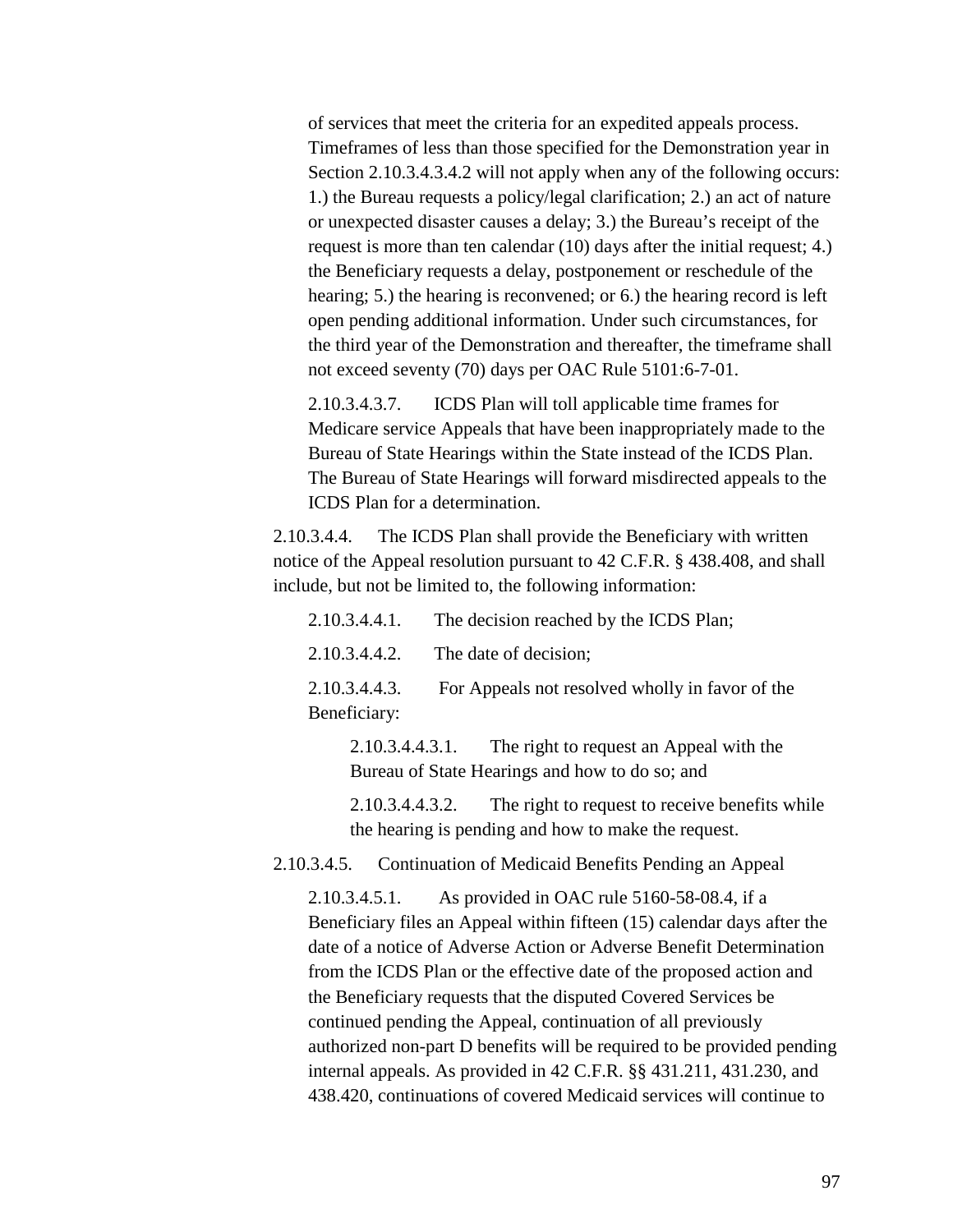of services that meet the criteria for an expedited appeals process. Timeframes of less than those specified for the Demonstration year in Section 2.10.3.4.3.4.2 will not apply when any of the following occurs: 1.) the Bureau requests a policy/legal clarification; 2.) an act of nature or unexpected disaster causes a delay; 3.) the Bureau's receipt of the request is more than ten calendar (10) days after the initial request; 4.) the Beneficiary requests a delay, postponement or reschedule of the hearing; 5.) the hearing is reconvened; or 6.) the hearing record is left open pending additional information. Under such circumstances, for the third year of the Demonstration and thereafter, the timeframe shall not exceed seventy (70) days per OAC Rule 5101:6-7-01.

2.10.3.4.3.7. ICDS Plan will toll applicable time frames for Medicare service Appeals that have been inappropriately made to the Bureau of State Hearings within the State instead of the ICDS Plan. The Bureau of State Hearings will forward misdirected appeals to the ICDS Plan for a determination.

2.10.3.4.4. The ICDS Plan shall provide the Beneficiary with written notice of the Appeal resolution pursuant to 42 C.F.R. § 438.408, and shall include, but not be limited to, the following information:

2.10.3.4.4.1. The decision reached by the ICDS Plan;

2.10.3.4.4.2. The date of decision;

2.10.3.4.4.3. For Appeals not resolved wholly in favor of the Beneficiary:

2.10.3.4.4.3.1. The right to request an Appeal with the Bureau of State Hearings and how to do so; and

2.10.3.4.4.3.2. The right to request to receive benefits while the hearing is pending and how to make the request.

2.10.3.4.5. Continuation of Medicaid Benefits Pending an Appeal

2.10.3.4.5.1. As provided in OAC rule 5160-58-08.4, if a Beneficiary files an Appeal within fifteen (15) calendar days after the date of a notice of Adverse Action or Adverse Benefit Determination from the ICDS Plan or the effective date of the proposed action and the Beneficiary requests that the disputed Covered Services be continued pending the Appeal, continuation of all previously authorized non-part D benefits will be required to be provided pending internal appeals. As provided in 42 C.F.R. §§ 431.211, 431.230, and 438.420, continuations of covered Medicaid services will continue to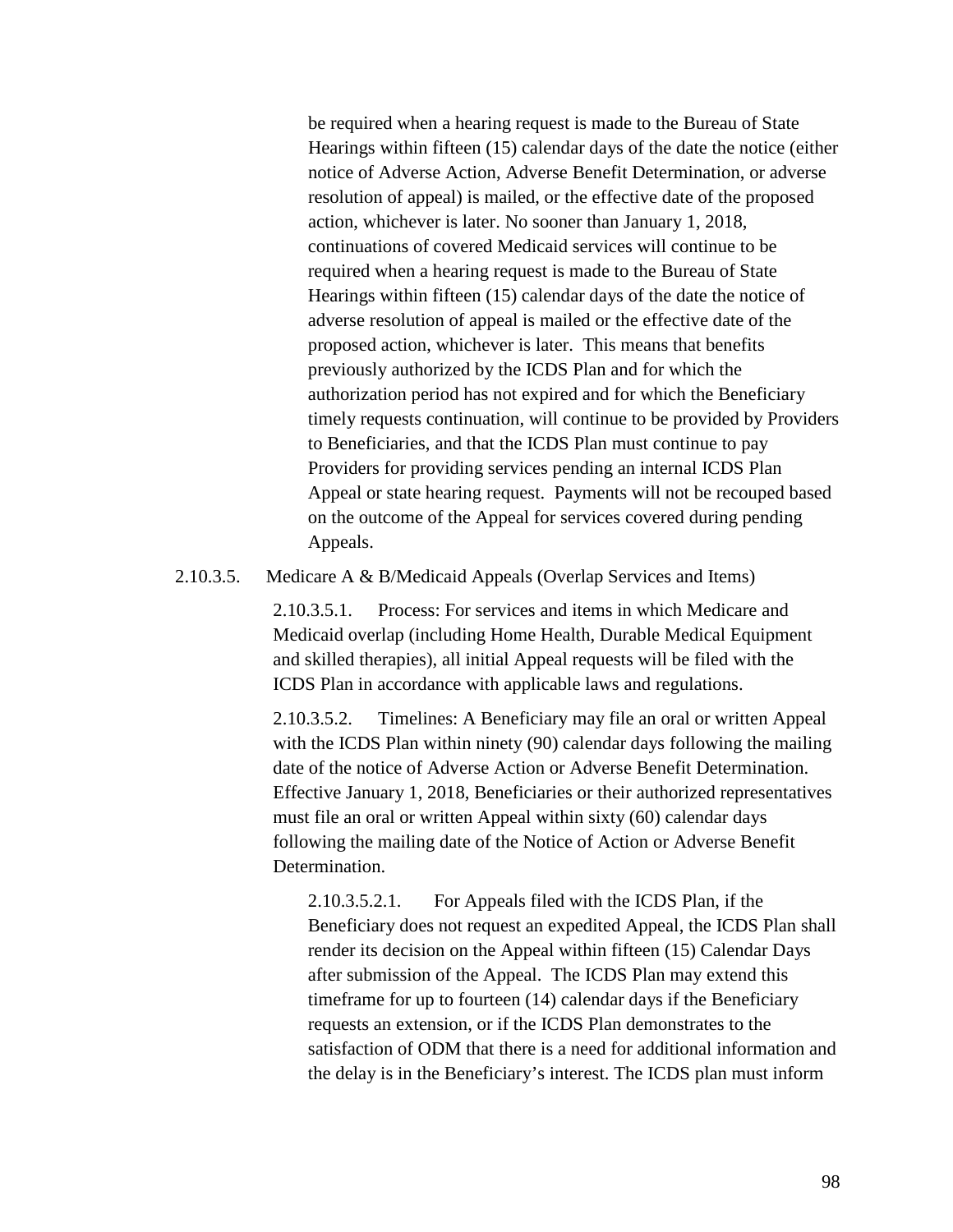be required when a hearing request is made to the Bureau of State Hearings within fifteen (15) calendar days of the date the notice (either notice of Adverse Action, Adverse Benefit Determination, or adverse resolution of appeal) is mailed, or the effective date of the proposed action, whichever is later. No sooner than January 1, 2018, continuations of covered Medicaid services will continue to be required when a hearing request is made to the Bureau of State Hearings within fifteen (15) calendar days of the date the notice of adverse resolution of appeal is mailed or the effective date of the proposed action, whichever is later. This means that benefits previously authorized by the ICDS Plan and for which the authorization period has not expired and for which the Beneficiary timely requests continuation, will continue to be provided by Providers to Beneficiaries, and that the ICDS Plan must continue to pay Providers for providing services pending an internal ICDS Plan Appeal or state hearing request. Payments will not be recouped based on the outcome of the Appeal for services covered during pending Appeals.

2.10.3.5. Medicare A & B/Medicaid Appeals (Overlap Services and Items)

2.10.3.5.1. Process: For services and items in which Medicare and Medicaid overlap (including Home Health, Durable Medical Equipment and skilled therapies), all initial Appeal requests will be filed with the ICDS Plan in accordance with applicable laws and regulations.

2.10.3.5.2. Timelines: A Beneficiary may file an oral or written Appeal with the ICDS Plan within ninety (90) calendar days following the mailing date of the notice of Adverse Action or Adverse Benefit Determination. Effective January 1, 2018, Beneficiaries or their authorized representatives must file an oral or written Appeal within sixty (60) calendar days following the mailing date of the Notice of Action or Adverse Benefit Determination.

2.10.3.5.2.1. For Appeals filed with the ICDS Plan, if the Beneficiary does not request an expedited Appeal, the ICDS Plan shall render its decision on the Appeal within fifteen (15) Calendar Days after submission of the Appeal. The ICDS Plan may extend this timeframe for up to fourteen (14) calendar days if the Beneficiary requests an extension, or if the ICDS Plan demonstrates to the satisfaction of ODM that there is a need for additional information and the delay is in the Beneficiary's interest. The ICDS plan must inform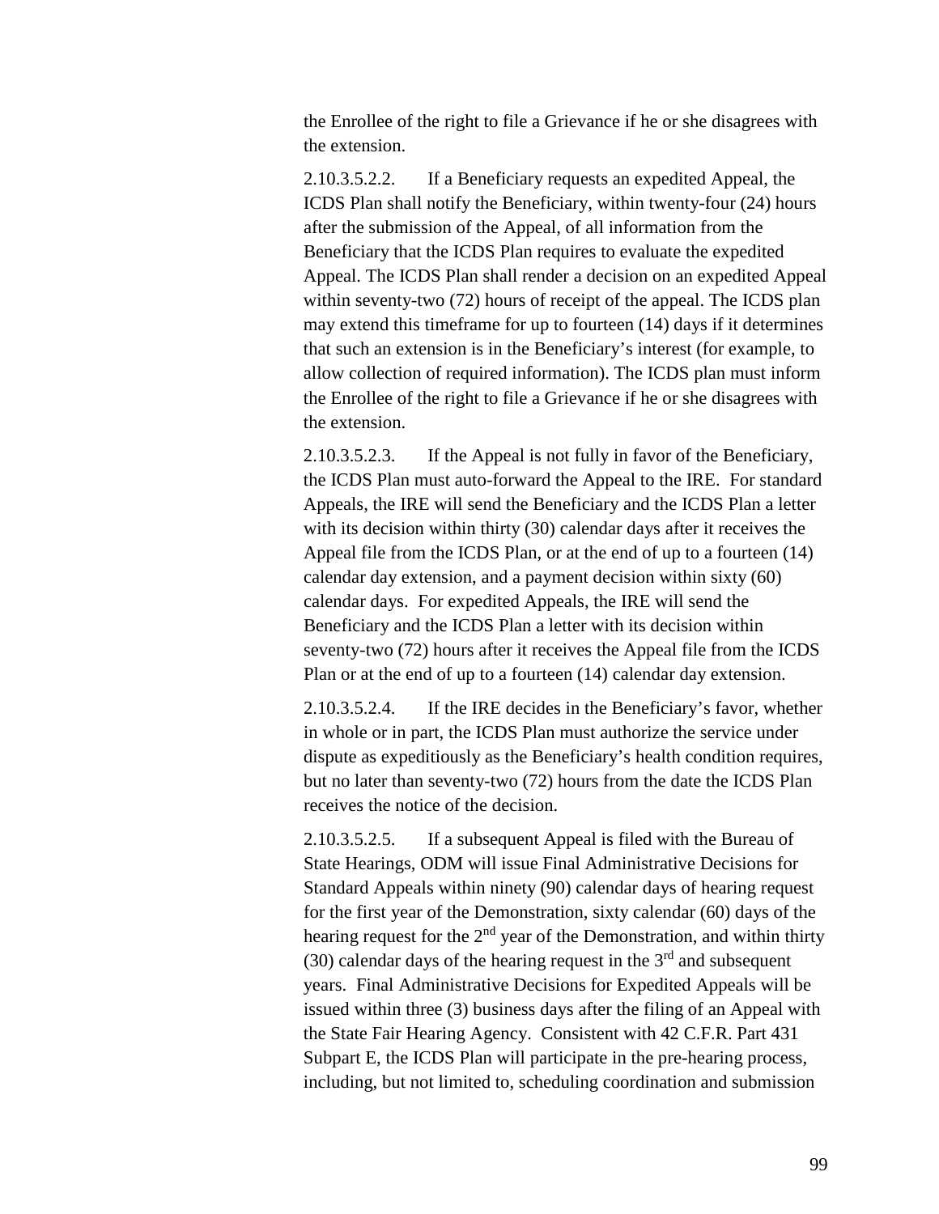the Enrollee of the right to file a Grievance if he or she disagrees with the extension.

2.10.3.5.2.2. If a Beneficiary requests an expedited Appeal, the ICDS Plan shall notify the Beneficiary, within twenty-four (24) hours after the submission of the Appeal, of all information from the Beneficiary that the ICDS Plan requires to evaluate the expedited Appeal. The ICDS Plan shall render a decision on an expedited Appeal within seventy-two (72) hours of receipt of the appeal. The ICDS plan may extend this timeframe for up to fourteen (14) days if it determines that such an extension is in the Beneficiary's interest (for example, to allow collection of required information). The ICDS plan must inform the Enrollee of the right to file a Grievance if he or she disagrees with the extension.

2.10.3.5.2.3. If the Appeal is not fully in favor of the Beneficiary, the ICDS Plan must auto-forward the Appeal to the IRE. For standard Appeals, the IRE will send the Beneficiary and the ICDS Plan a letter with its decision within thirty (30) calendar days after it receives the Appeal file from the ICDS Plan, or at the end of up to a fourteen (14) calendar day extension, and a payment decision within sixty (60) calendar days. For expedited Appeals, the IRE will send the Beneficiary and the ICDS Plan a letter with its decision within seventy-two (72) hours after it receives the Appeal file from the ICDS Plan or at the end of up to a fourteen (14) calendar day extension.

2.10.3.5.2.4. If the IRE decides in the Beneficiary's favor, whether in whole or in part, the ICDS Plan must authorize the service under dispute as expeditiously as the Beneficiary's health condition requires, but no later than seventy-two (72) hours from the date the ICDS Plan receives the notice of the decision.

2.10.3.5.2.5. If a subsequent Appeal is filed with the Bureau of State Hearings, ODM will issue Final Administrative Decisions for Standard Appeals within ninety (90) calendar days of hearing request for the first year of the Demonstration, sixty calendar (60) days of the hearing request for the 2nd year of the Demonstration, and within thirty (30) calendar days of the hearing request in the 3rd and subsequent years. Final Administrative Decisions for Expedited Appeals will be issued within three (3) business days after the filing of an Appeal with the State Fair Hearing Agency. Consistent with 42 C.F.R. Part 431 Subpart E, the ICDS Plan will participate in the pre-hearing process, including, but not limited to, scheduling coordination and submission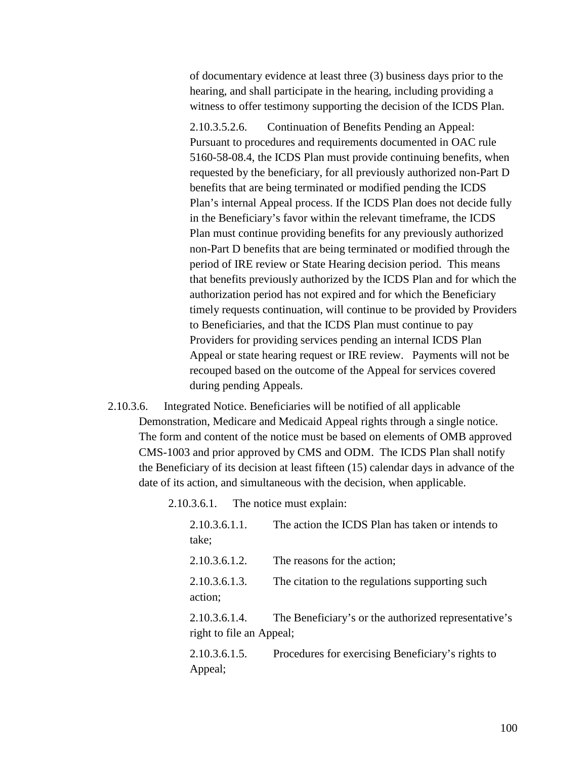of documentary evidence at least three (3) business days prior to the hearing, and shall participate in the hearing, including providing a witness to offer testimony supporting the decision of the ICDS Plan.

2.10.3.5.2.6. Continuation of Benefits Pending an Appeal: Pursuant to procedures and requirements documented in OAC rule 5160-58-08.4, the ICDS Plan must provide continuing benefits, when requested by the beneficiary, for all previously authorized non-Part D benefits that are being terminated or modified pending the ICDS Plan's internal Appeal process. If the ICDS Plan does not decide fully in the Beneficiary's favor within the relevant timeframe, the ICDS Plan must continue providing benefits for any previously authorized non-Part D benefits that are being terminated or modified through the period of IRE review or State Hearing decision period. This means that benefits previously authorized by the ICDS Plan and for which the authorization period has not expired and for which the Beneficiary timely requests continuation, will continue to be provided by Providers to Beneficiaries, and that the ICDS Plan must continue to pay Providers for providing services pending an internal ICDS Plan Appeal or state hearing request or IRE review. Payments will not be recouped based on the outcome of the Appeal for services covered during pending Appeals.

2.10.3.6. Integrated Notice. Beneficiaries will be notified of all applicable Demonstration, Medicare and Medicaid Appeal rights through a single notice. The form and content of the notice must be based on elements of OMB approved CMS-1003 and prior approved by CMS and ODM. The ICDS Plan shall notify the Beneficiary of its decision at least fifteen (15) calendar days in advance of the date of its action, and simultaneous with the decision, when applicable.

2.10.3.6.1. The notice must explain:

2.10.3.6.1.1. The action the ICDS Plan has taken or intends to take;

2.10.3.6.1.2. The reasons for the action;

2.10.3.6.1.3. The citation to the regulations supporting such action;

2.10.3.6.1.4. The Beneficiary's or the authorized representative's right to file an Appeal;

2.10.3.6.1.5. Procedures for exercising Beneficiary's rights to Appeal;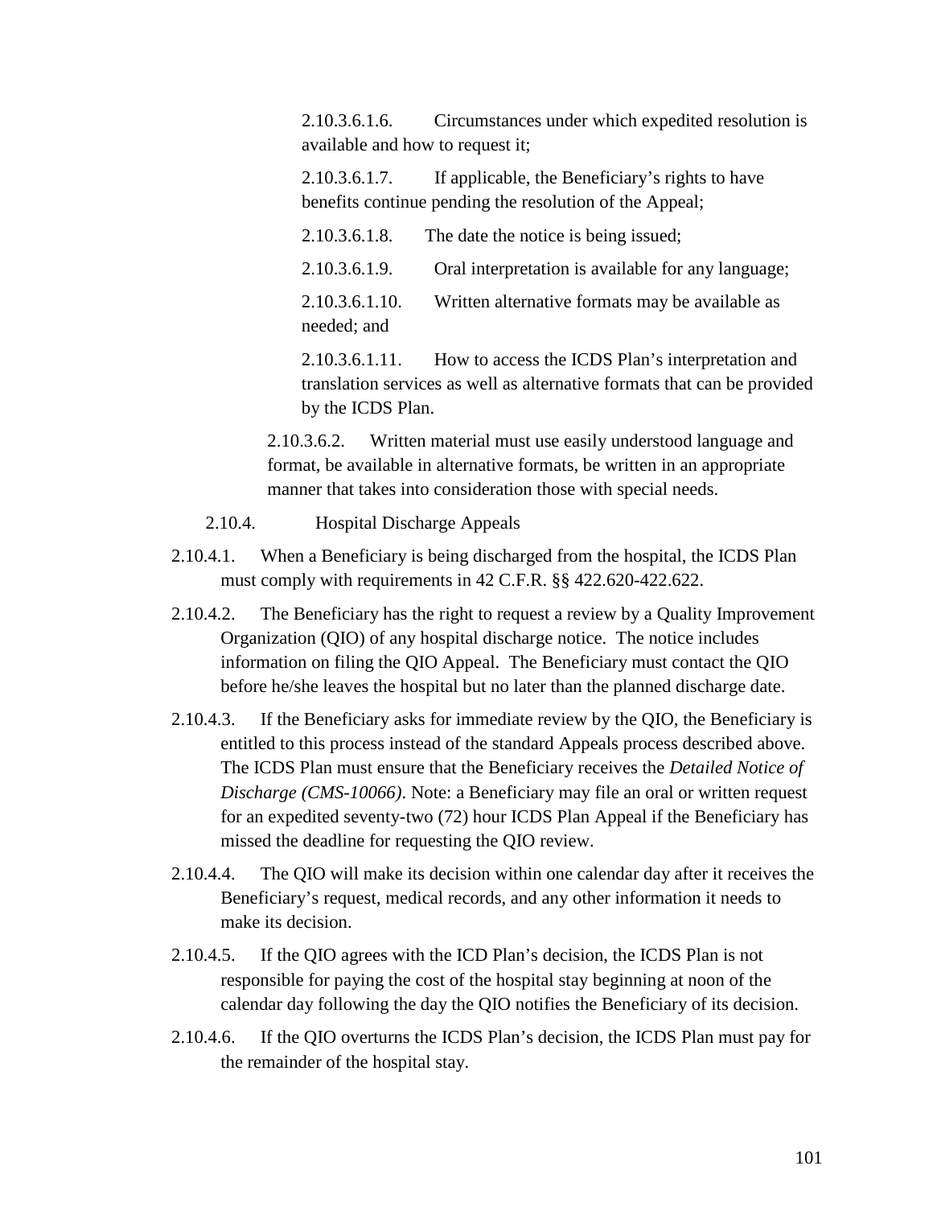2.10.3.6.1.6. Circumstances under which expedited resolution is available and how to request it;

2.10.3.6.1.7. If applicable, the Beneficiary's rights to have benefits continue pending the resolution of the Appeal;

2.10.3.6.1.8. The date the notice is being issued;

2.10.3.6.1.9. Oral interpretation is available for any language;

2.10.3.6.1.10. Written alternative formats may be available as needed; and

2.10.3.6.1.11. How to access the ICDS Plan's interpretation and translation services as well as alternative formats that can be provided by the ICDS Plan.

2.10.3.6.2. Written material must use easily understood language and format, be available in alternative formats, be written in an appropriate manner that takes into consideration those with special needs.

2.10.4. Hospital Discharge Appeals

2.10.4.1. When a Beneficiary is being discharged from the hospital, the ICDS Plan must comply with requirements in 42 C.F.R. §§ 422.620-422.622.

2.10.4.2. The Beneficiary has the right to request a review by a Quality Improvement Organization (QIO) of any hospital discharge notice. The notice includes information on filing the QIO Appeal. The Beneficiary must contact the QIO before he/she leaves the hospital but no later than the planned discharge date.

2.10.4.3. If the Beneficiary asks for immediate review by the QIO, the Beneficiary is entitled to this process instead of the standard Appeals process described above. The ICDS Plan must ensure that the Beneficiary receives the *Detailed Notice of Discharge (CMS-10066)*. Note: a Beneficiary may file an oral or written request for an expedited seventy-two (72) hour ICDS Plan Appeal if the Beneficiary has missed the deadline for requesting the QIO review.

2.10.4.4. The QIO will make its decision within one calendar day after it receives the Beneficiary's request, medical records, and any other information it needs to make its decision.

2.10.4.5. If the QIO agrees with the ICD Plan's decision, the ICDS Plan is not responsible for paying the cost of the hospital stay beginning at noon of the calendar day following the day the QIO notifies the Beneficiary of its decision.

2.10.4.6. If the QIO overturns the ICDS Plan's decision, the ICDS Plan must pay for the remainder of the hospital stay.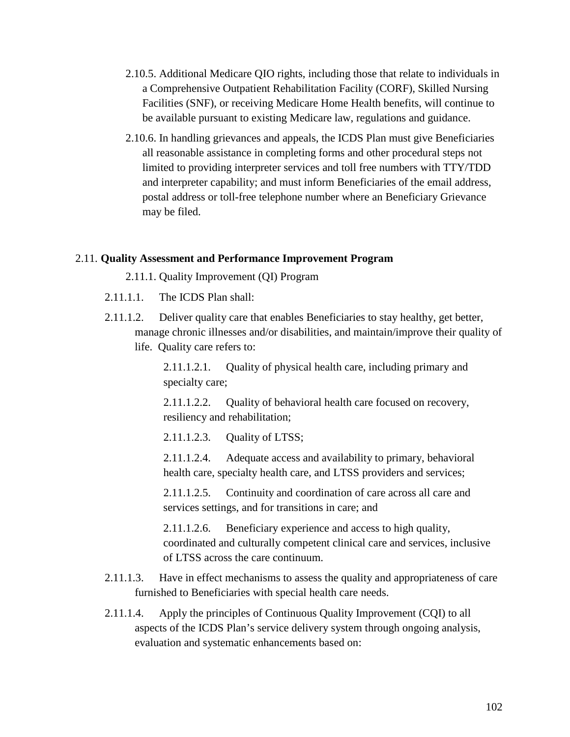2.10.5. Additional Medicare QIO rights, including those that relate to individuals in a Comprehensive Outpatient Rehabilitation Facility (CORF), Skilled Nursing Facilities (SNF), or receiving Medicare Home Health benefits, will continue to be available pursuant to existing Medicare law, regulations and guidance.

2.10.6. In handling grievances and appeals, the ICDS Plan must give Beneficiaries all reasonable assistance in completing forms and other procedural steps not limited to providing interpreter services and toll free numbers with TTY/TDD and interpreter capability; and must inform Beneficiaries of the email address, postal address or toll-free telephone number where an Beneficiary Grievance may be filed.

2.11. **Quality Assessment and Performance Improvement Program**

2.11.1. Quality Improvement (QI) Program

2.11.1.1. The ICDS Plan shall:

2.11.1.2. Deliver quality care that enables Beneficiaries to stay healthy, get better, manage chronic illnesses and/or disabilities, and maintain/improve their quality of life. Quality care refers to:

2.11.1.2.1. Quality of physical health care, including primary and specialty care;

2.11.1.2.2. Quality of behavioral health care focused on recovery, resiliency and rehabilitation;

2.11.1.2.3. Quality of LTSS;

2.11.1.2.4. Adequate access and availability to primary, behavioral health care, specialty health care, and LTSS providers and services;

2.11.1.2.5. Continuity and coordination of care across all care and services settings, and for transitions in care; and

2.11.1.2.6. Beneficiary experience and access to high quality, coordinated and culturally competent clinical care and services, inclusive of LTSS across the care continuum.

2.11.1.3. Have in effect mechanisms to assess the quality and appropriateness of care furnished to Beneficiaries with special health care needs.

2.11.1.4. Apply the principles of Continuous Quality Improvement (CQI) to all aspects of the ICDS Plan's service delivery system through ongoing analysis, evaluation and systematic enhancements based on: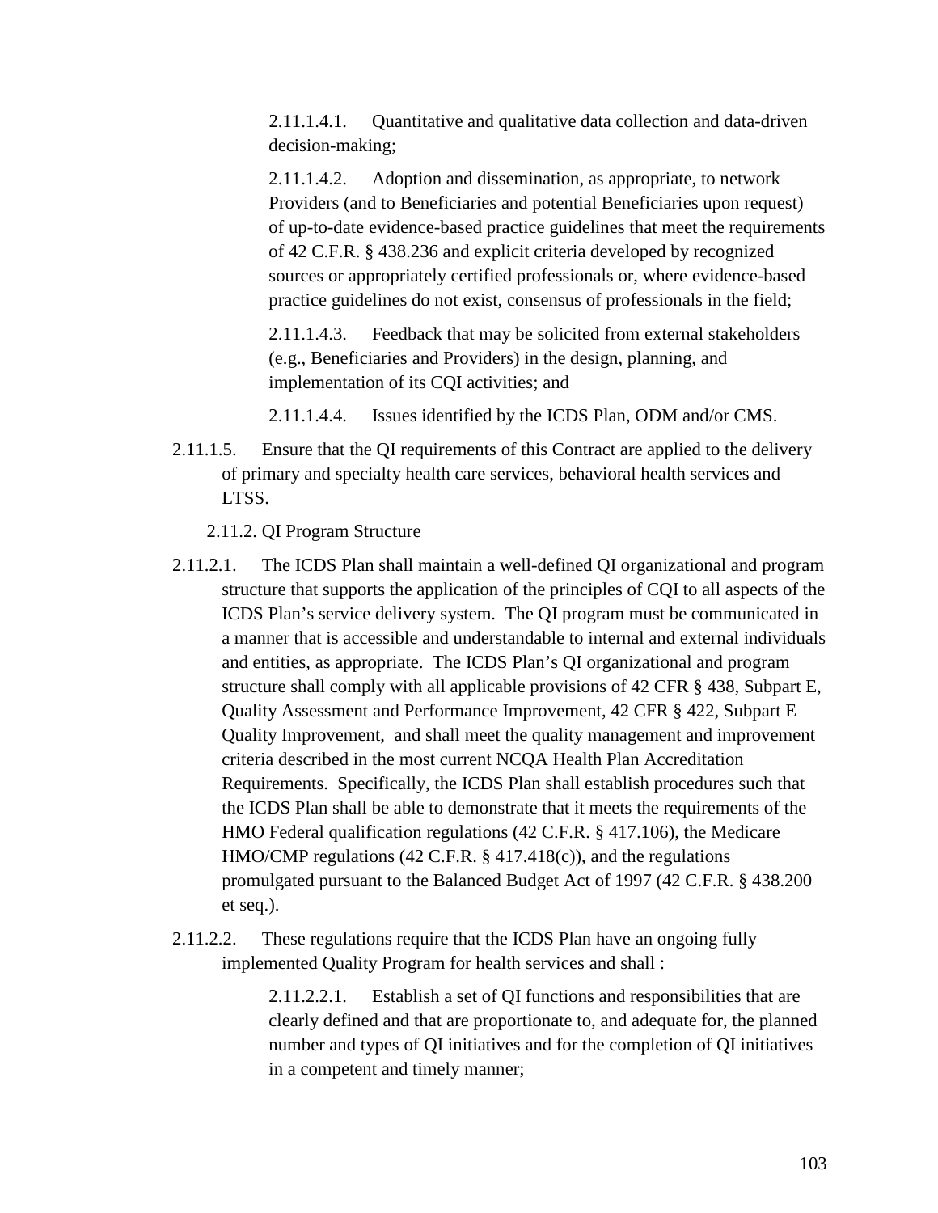2.11.1.4.1. Quantitative and qualitative data collection and data-driven decision-making;

2.11.1.4.2. Adoption and dissemination, as appropriate, to network Providers (and to Beneficiaries and potential Beneficiaries upon request) of up-to-date evidence-based practice guidelines that meet the requirements of 42 C.F.R. § 438.236 and explicit criteria developed by recognized sources or appropriately certified professionals or, where evidence-based practice guidelines do not exist, consensus of professionals in the field;

2.11.1.4.3. Feedback that may be solicited from external stakeholders (e.g., Beneficiaries and Providers) in the design, planning, and implementation of its CQI activities; and

2.11.1.4.4. Issues identified by the ICDS Plan, ODM and/or CMS.

2.11.1.5. Ensure that the QI requirements of this Contract are applied to the delivery of primary and specialty health care services, behavioral health services and LTSS.

2.11.2. QI Program Structure

2.11.2.1. The ICDS Plan shall maintain a well-defined QI organizational and program structure that supports the application of the principles of CQI to all aspects of the ICDS Plan's service delivery system. The QI program must be communicated in a manner that is accessible and understandable to internal and external individuals and entities, as appropriate. The ICDS Plan's QI organizational and program structure shall comply with all applicable provisions of 42 CFR § 438, Subpart E, Quality Assessment and Performance Improvement, 42 CFR § 422, Subpart E Quality Improvement, and shall meet the quality management and improvement criteria described in the most current NCQA Health Plan Accreditation Requirements. Specifically, the ICDS Plan shall establish procedures such that the ICDS Plan shall be able to demonstrate that it meets the requirements of the HMO Federal qualification regulations (42 C.F.R. § 417.106), the Medicare HMO/CMP regulations (42 C.F.R. § 417.418(c)), and the regulations promulgated pursuant to the Balanced Budget Act of 1997 (42 C.F.R. § 438.200 et seq.).

2.11.2.2. These regulations require that the ICDS Plan have an ongoing fully implemented Quality Program for health services and shall :

2.11.2.2.1. Establish a set of QI functions and responsibilities that are clearly defined and that are proportionate to, and adequate for, the planned number and types of QI initiatives and for the completion of QI initiatives in a competent and timely manner;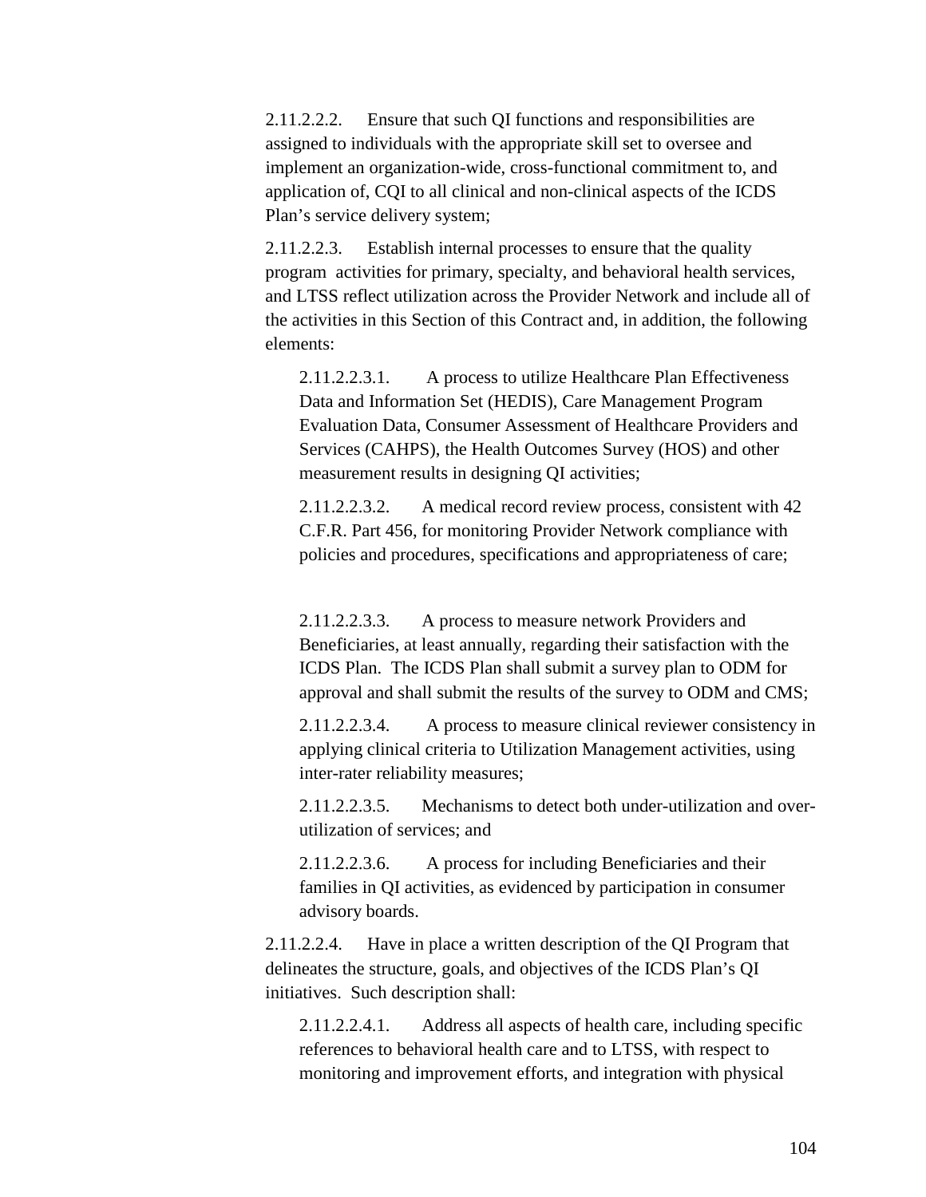2.11.2.2.2. Ensure that such QI functions and responsibilities are assigned to individuals with the appropriate skill set to oversee and implement an organization-wide, cross-functional commitment to, and application of, CQI to all clinical and non-clinical aspects of the ICDS Plan's service delivery system;

2.11.2.2.3. Establish internal processes to ensure that the quality program activities for primary, specialty, and behavioral health services, and LTSS reflect utilization across the Provider Network and include all of the activities in this Section of this Contract and, in addition, the following elements:

2.11.2.2.3.1. A process to utilize Healthcare Plan Effectiveness Data and Information Set (HEDIS), Care Management Program Evaluation Data, Consumer Assessment of Healthcare Providers and Services (CAHPS), the Health Outcomes Survey (HOS) and other measurement results in designing QI activities;

2.11.2.2.3.2. A medical record review process, consistent with 42 C.F.R. Part 456, for monitoring Provider Network compliance with policies and procedures, specifications and appropriateness of care;

2.11.2.2.3.3. A process to measure network Providers and Beneficiaries, at least annually, regarding their satisfaction with the ICDS Plan. The ICDS Plan shall submit a survey plan to ODM for approval and shall submit the results of the survey to ODM and CMS;

2.11.2.2.3.4. A process to measure clinical reviewer consistency in applying clinical criteria to Utilization Management activities, using inter-rater reliability measures;

2.11.2.2.3.5. Mechanisms to detect both under-utilization and over-utilization of services; and

2.11.2.2.3.6. A process for including Beneficiaries and their families in QI activities, as evidenced by participation in consumer advisory boards.

2.11.2.2.4. Have in place a written description of the QI Program that delineates the structure, goals, and objectives of the ICDS Plan's QI initiatives. Such description shall:

2.11.2.2.4.1. Address all aspects of health care, including specific references to behavioral health care and to LTSS, with respect to monitoring and improvement efforts, and integration with physical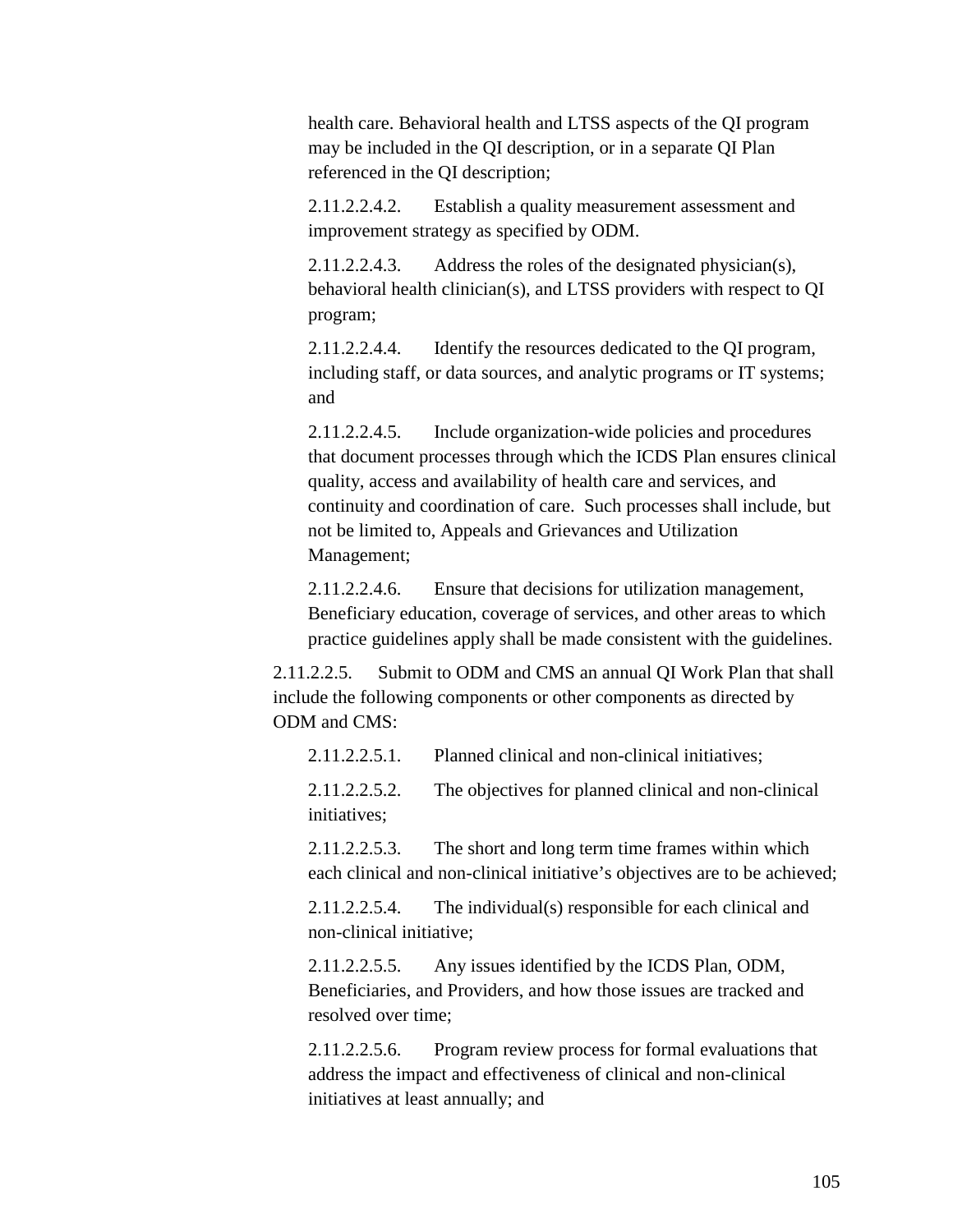health care. Behavioral health and LTSS aspects of the QI program may be included in the QI description, or in a separate QI Plan referenced in the QI description;

2.11.2.2.4.2. Establish a quality measurement assessment and improvement strategy as specified by ODM.

2.11.2.2.4.3. Address the roles of the designated physician(s), behavioral health clinician(s), and LTSS providers with respect to QI program;

2.11.2.2.4.4. Identify the resources dedicated to the QI program, including staff, or data sources, and analytic programs or IT systems; and

2.11.2.2.4.5. Include organization-wide policies and procedures that document processes through which the ICDS Plan ensures clinical quality, access and availability of health care and services, and continuity and coordination of care. Such processes shall include, but not be limited to, Appeals and Grievances and Utilization Management;

2.11.2.2.4.6. Ensure that decisions for utilization management, Beneficiary education, coverage of services, and other areas to which practice guidelines apply shall be made consistent with the guidelines.

2.11.2.2.5. Submit to ODM and CMS an annual QI Work Plan that shall include the following components or other components as directed by ODM and CMS:

2.11.2.2.5.1. Planned clinical and non-clinical initiatives;

2.11.2.2.5.2. The objectives for planned clinical and non-clinical initiatives;

2.11.2.2.5.3. The short and long term time frames within which each clinical and non-clinical initiative's objectives are to be achieved;

2.11.2.2.5.4. The individual(s) responsible for each clinical and non-clinical initiative;

2.11.2.2.5.5. Any issues identified by the ICDS Plan, ODM, Beneficiaries, and Providers, and how those issues are tracked and resolved over time;

2.11.2.2.5.6. Program review process for formal evaluations that address the impact and effectiveness of clinical and non-clinical initiatives at least annually; and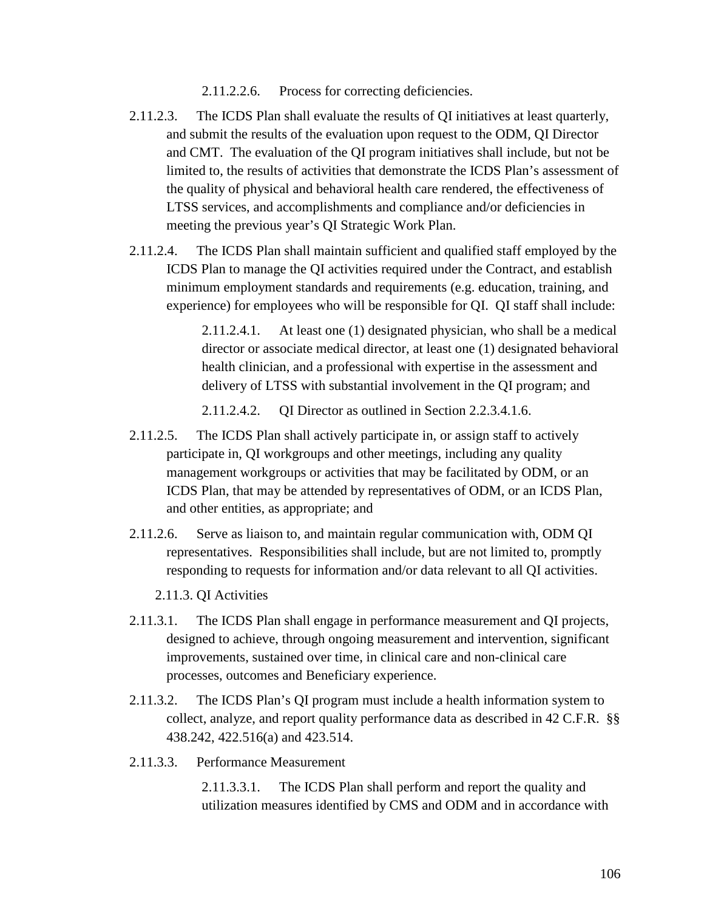2.11.2.2.6. Process for correcting deficiencies.

2.11.2.3. The ICDS Plan shall evaluate the results of QI initiatives at least quarterly, and submit the results of the evaluation upon request to the ODM, QI Director and CMT. The evaluation of the QI program initiatives shall include, but not be limited to, the results of activities that demonstrate the ICDS Plan's assessment of the quality of physical and behavioral health care rendered, the effectiveness of LTSS services, and accomplishments and compliance and/or deficiencies in meeting the previous year's QI Strategic Work Plan.

2.11.2.4. The ICDS Plan shall maintain sufficient and qualified staff employed by the ICDS Plan to manage the QI activities required under the Contract, and establish minimum employment standards and requirements (e.g. education, training, and experience) for employees who will be responsible for QI. QI staff shall include:

2.11.2.4.1. At least one (1) designated physician, who shall be a medical director or associate medical director, at least one (1) designated behavioral health clinician, and a professional with expertise in the assessment and delivery of LTSS with substantial involvement in the QI program; and

2.11.2.4.2. QI Director as outlined in Section 2.2.3.4.1.6.

2.11.2.5. The ICDS Plan shall actively participate in, or assign staff to actively participate in, QI workgroups and other meetings, including any quality management workgroups or activities that may be facilitated by ODM, or an ICDS Plan, that may be attended by representatives of ODM, or an ICDS Plan, and other entities, as appropriate; and

2.11.2.6. Serve as liaison to, and maintain regular communication with, ODM QI representatives. Responsibilities shall include, but are not limited to, promptly responding to requests for information and/or data relevant to all QI activities.

2.11.3. QI Activities

2.11.3.1. The ICDS Plan shall engage in performance measurement and QI projects, designed to achieve, through ongoing measurement and intervention, significant improvements, sustained over time, in clinical care and non-clinical care processes, outcomes and Beneficiary experience.

2.11.3.2. The ICDS Plan's QI program must include a health information system to collect, analyze, and report quality performance data as described in 42 C.F.R. §§ 438.242, 422.516(a) and 423.514.

2.11.3.3. Performance Measurement

2.11.3.3.1. The ICDS Plan shall perform and report the quality and utilization measures identified by CMS and ODM and in accordance with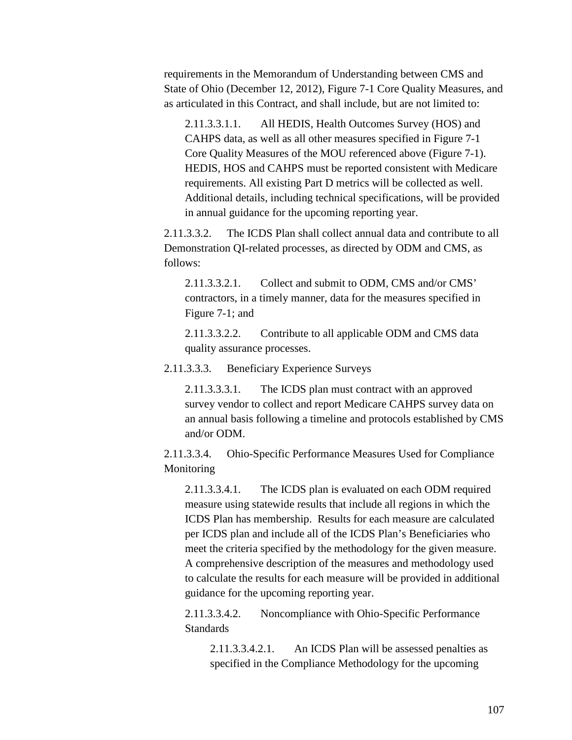requirements in the Memorandum of Understanding between CMS and State of Ohio (December 12, 2012), Figure 7-1 Core Quality Measures, and as articulated in this Contract, and shall include, but are not limited to:

2.11.3.3.1.1. All HEDIS, Health Outcomes Survey (HOS) and CAHPS data, as well as all other measures specified in Figure 7-1 Core Quality Measures of the MOU referenced above (Figure 7-1). HEDIS, HOS and CAHPS must be reported consistent with Medicare requirements. All existing Part D metrics will be collected as well. Additional details, including technical specifications, will be provided in annual guidance for the upcoming reporting year.

2.11.3.3.2. The ICDS Plan shall collect annual data and contribute to all Demonstration QI-related processes, as directed by ODM and CMS, as follows:

2.11.3.3.2.1. Collect and submit to ODM, CMS and/or CMS' contractors, in a timely manner, data for the measures specified in Figure 7-1; and

2.11.3.3.2.2. Contribute to all applicable ODM and CMS data quality assurance processes.

2.11.3.3.3. Beneficiary Experience Surveys

2.11.3.3.3.1. The ICDS plan must contract with an approved survey vendor to collect and report Medicare CAHPS survey data on an annual basis following a timeline and protocols established by CMS and/or ODM.

2.11.3.3.4. Ohio-Specific Performance Measures Used for Compliance Monitoring

2.11.3.3.4.1. The ICDS plan is evaluated on each ODM required measure using statewide results that include all regions in which the ICDS Plan has membership. Results for each measure are calculated per ICDS plan and include all of the ICDS Plan's Beneficiaries who meet the criteria specified by the methodology for the given measure. A comprehensive description of the measures and methodology used to calculate the results for each measure will be provided in additional guidance for the upcoming reporting year.

2.11.3.3.4.2. Noncompliance with Ohio-Specific Performance Standards

2.11.3.3.4.2.1. An ICDS Plan will be assessed penalties as specified in the Compliance Methodology for the upcoming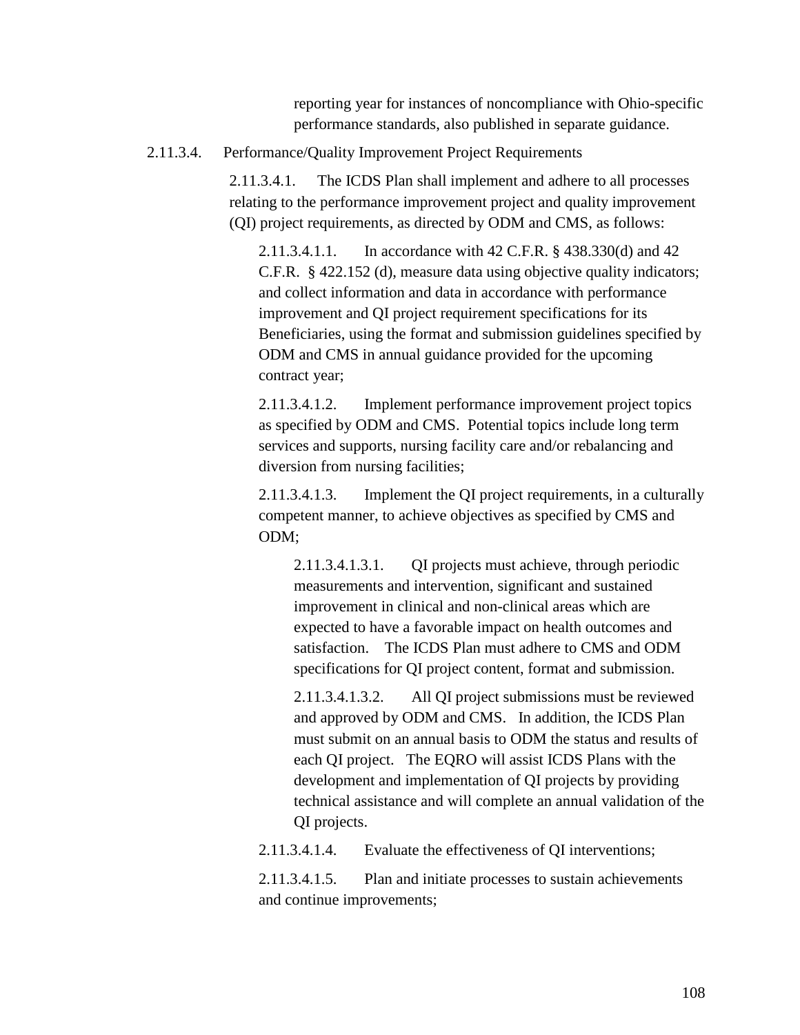reporting year for instances of noncompliance with Ohio-specific performance standards, also published in separate guidance.

2.11.3.4. Performance/Quality Improvement Project Requirements

2.11.3.4.1. The ICDS Plan shall implement and adhere to all processes relating to the performance improvement project and quality improvement (QI) project requirements, as directed by ODM and CMS, as follows:

2.11.3.4.1.1. In accordance with 42 C.F.R. § 438.330(d) and 42 C.F.R. § 422.152 (d), measure data using objective quality indicators; and collect information and data in accordance with performance improvement and QI project requirement specifications for its Beneficiaries, using the format and submission guidelines specified by ODM and CMS in annual guidance provided for the upcoming contract year;

2.11.3.4.1.2. Implement performance improvement project topics as specified by ODM and CMS. Potential topics include long term services and supports, nursing facility care and/or rebalancing and diversion from nursing facilities;

2.11.3.4.1.3. Implement the QI project requirements, in a culturally competent manner, to achieve objectives as specified by CMS and ODM;

2.11.3.4.1.3.1. QI projects must achieve, through periodic measurements and intervention, significant and sustained improvement in clinical and non-clinical areas which are expected to have a favorable impact on health outcomes and satisfaction. The ICDS Plan must adhere to CMS and ODM specifications for QI project content, format and submission.

2.11.3.4.1.3.2. All QI project submissions must be reviewed and approved by ODM and CMS. In addition, the ICDS Plan must submit on an annual basis to ODM the status and results of each QI project. The EQRO will assist ICDS Plans with the development and implementation of QI projects by providing technical assistance and will complete an annual validation of the QI projects.

2.11.3.4.1.4. Evaluate the effectiveness of QI interventions;

2.11.3.4.1.5. Plan and initiate processes to sustain achievements and continue improvements;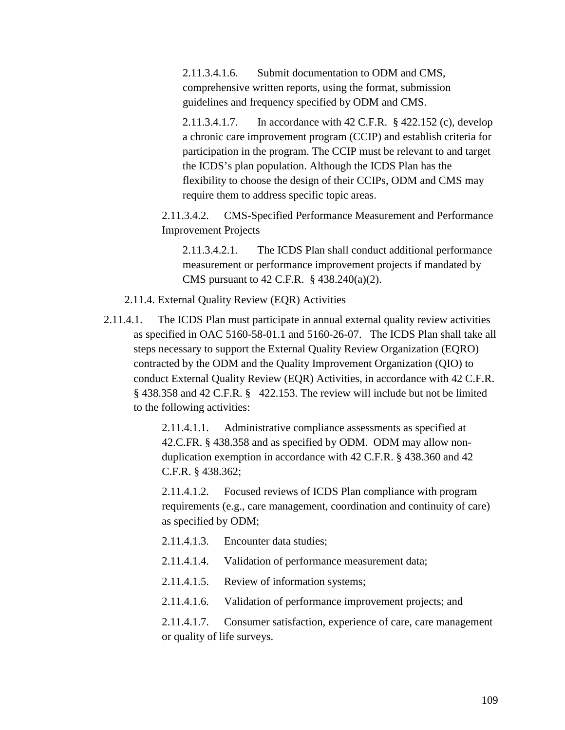2.11.3.4.1.6. Submit documentation to ODM and CMS, comprehensive written reports, using the format, submission guidelines and frequency specified by ODM and CMS.

2.11.3.4.1.7. In accordance with 42 C.F.R. § 422.152 (c), develop a chronic care improvement program (CCIP) and establish criteria for participation in the program. The CCIP must be relevant to and target the ICDS's plan population. Although the ICDS Plan has the flexibility to choose the design of their CCIPs, ODM and CMS may require them to address specific topic areas.

2.11.3.4.2. CMS-Specified Performance Measurement and Performance Improvement Projects

2.11.3.4.2.1. The ICDS Plan shall conduct additional performance measurement or performance improvement projects if mandated by CMS pursuant to 42 C.F.R. § 438.240(a)(2).

2.11.4. External Quality Review (EQR) Activities

2.11.4.1. The ICDS Plan must participate in annual external quality review activities as specified in OAC 5160-58-01.1 and 5160-26-07. The ICDS Plan shall take all steps necessary to support the External Quality Review Organization (EQRO) contracted by the ODM and the Quality Improvement Organization (QIO) to conduct External Quality Review (EQR) Activities, in accordance with 42 C.F.R. § 438.358 and 42 C.F.R. § 422.153. The review will include but not be limited to the following activities:

2.11.4.1.1. Administrative compliance assessments as specified at 42.C.FR. § 438.358 and as specified by ODM. ODM may allow non-duplication exemption in accordance with 42 C.F.R. § 438.360 and 42 C.F.R. § 438.362;

2.11.4.1.2. Focused reviews of ICDS Plan compliance with program requirements (e.g., care management, coordination and continuity of care) as specified by ODM;

2.11.4.1.3. Encounter data studies;

2.11.4.1.4. Validation of performance measurement data;

2.11.4.1.5. Review of information systems;

2.11.4.1.6. Validation of performance improvement projects; and

2.11.4.1.7. Consumer satisfaction, experience of care, care management or quality of life surveys.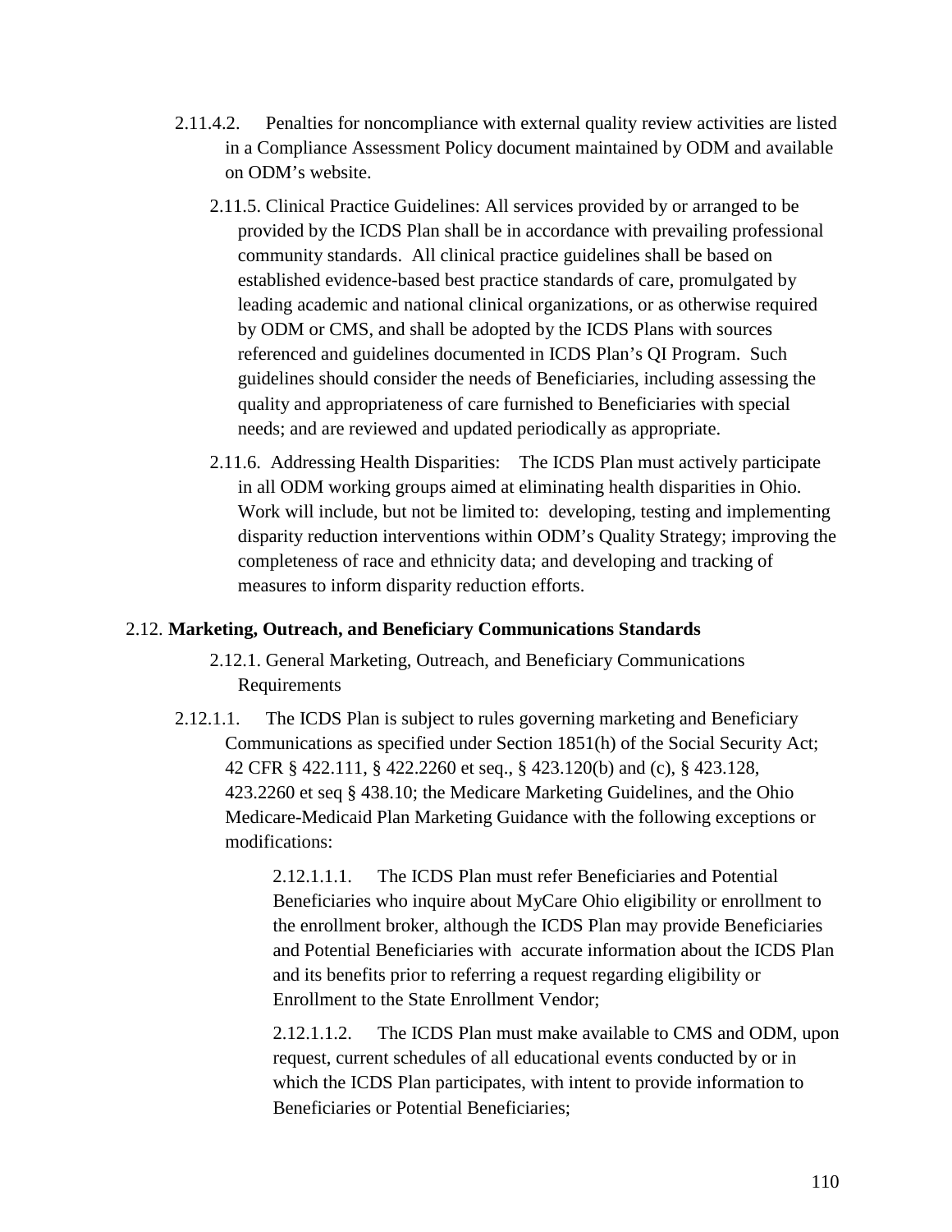2.11.4.2. Penalties for noncompliance with external quality review activities are listed in a Compliance Assessment Policy document maintained by ODM and available on ODM's website.

2.11.5. Clinical Practice Guidelines: All services provided by or arranged to be provided by the ICDS Plan shall be in accordance with prevailing professional community standards. All clinical practice guidelines shall be based on established evidence-based best practice standards of care, promulgated by leading academic and national clinical organizations, or as otherwise required by ODM or CMS, and shall be adopted by the ICDS Plans with sources referenced and guidelines documented in ICDS Plan's QI Program. Such guidelines should consider the needs of Beneficiaries, including assessing the quality and appropriateness of care furnished to Beneficiaries with special needs; and are reviewed and updated periodically as appropriate.

2.11.6. Addressing Health Disparities: The ICDS Plan must actively participate in all ODM working groups aimed at eliminating health disparities in Ohio. Work will include, but not be limited to: developing, testing and implementing disparity reduction interventions within ODM's Quality Strategy; improving the completeness of race and ethnicity data; and developing and tracking of measures to inform disparity reduction efforts.

2.12. **Marketing, Outreach, and Beneficiary Communications Standards**

2.12.1. General Marketing, Outreach, and Beneficiary Communications Requirements

2.12.1.1. The ICDS Plan is subject to rules governing marketing and Beneficiary Communications as specified under Section 1851(h) of the Social Security Act; 42 CFR § 422.111, § 422.2260 et seq., § 423.120(b) and (c), § 423.128, 423.2260 et seq § 438.10; the Medicare Marketing Guidelines, and the Ohio Medicare-Medicaid Plan Marketing Guidance with the following exceptions or modifications:

2.12.1.1.1. The ICDS Plan must refer Beneficiaries and Potential Beneficiaries who inquire about MyCare Ohio eligibility or enrollment to the enrollment broker, although the ICDS Plan may provide Beneficiaries and Potential Beneficiaries with accurate information about the ICDS Plan and its benefits prior to referring a request regarding eligibility or Enrollment to the State Enrollment Vendor;

2.12.1.1.2. The ICDS Plan must make available to CMS and ODM, upon request, current schedules of all educational events conducted by or in which the ICDS Plan participates, with intent to provide information to Beneficiaries or Potential Beneficiaries;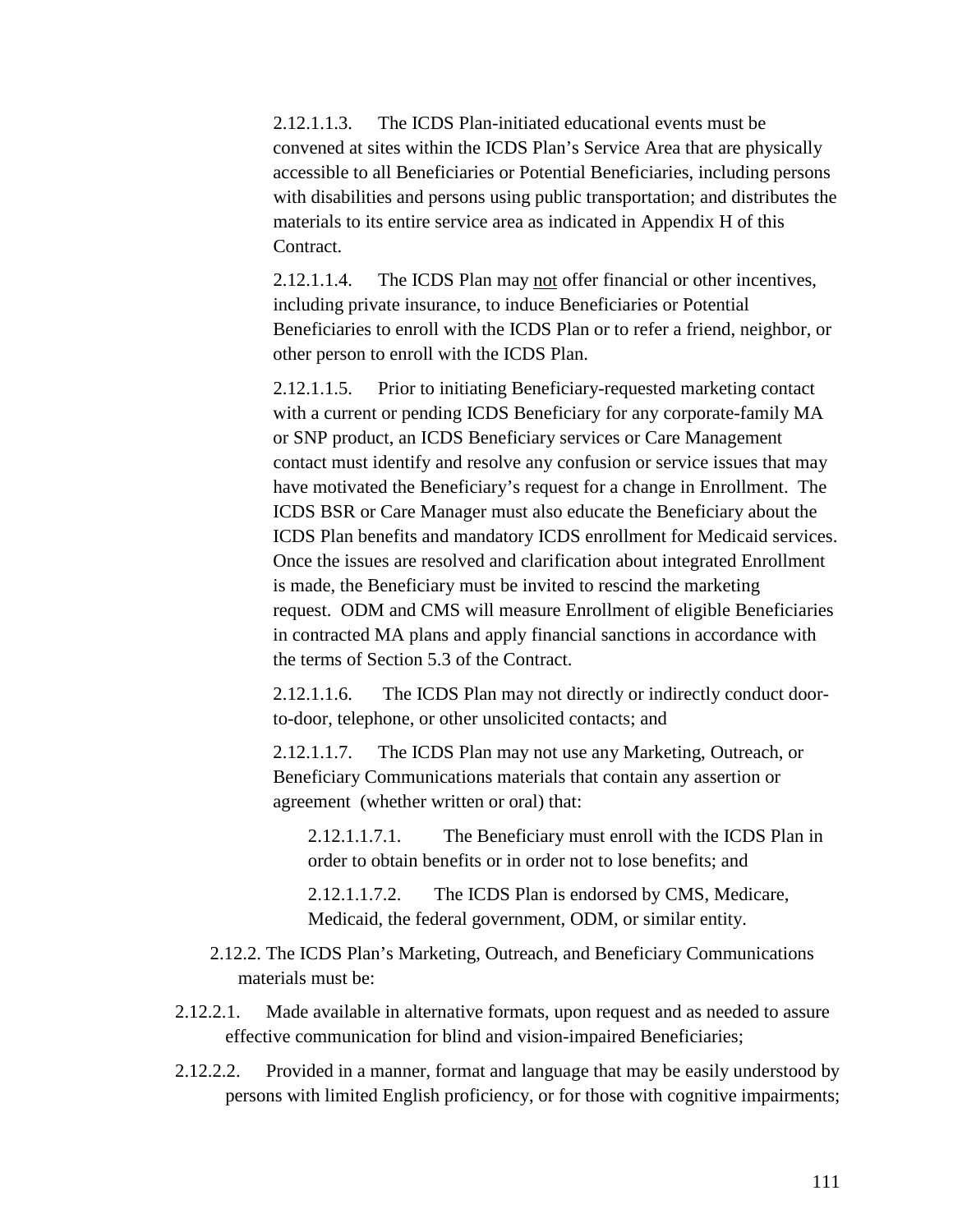2.12.1.1.3. The ICDS Plan-initiated educational events must be convened at sites within the ICDS Plan's Service Area that are physically accessible to all Beneficiaries or Potential Beneficiaries, including persons with disabilities and persons using public transportation; and distributes the materials to its entire service area as indicated in Appendix H of this Contract.

2.12.1.1.4. The ICDS Plan may not offer financial or other incentives, including private insurance, to induce Beneficiaries or Potential Beneficiaries to enroll with the ICDS Plan or to refer a friend, neighbor, or other person to enroll with the ICDS Plan.

2.12.1.1.5. Prior to initiating Beneficiary-requested marketing contact with a current or pending ICDS Beneficiary for any corporate-family MA or SNP product, an ICDS Beneficiary services or Care Management contact must identify and resolve any confusion or service issues that may have motivated the Beneficiary's request for a change in Enrollment. The ICDS BSR or Care Manager must also educate the Beneficiary about the ICDS Plan benefits and mandatory ICDS enrollment for Medicaid services. Once the issues are resolved and clarification about integrated Enrollment is made, the Beneficiary must be invited to rescind the marketing request. ODM and CMS will measure Enrollment of eligible Beneficiaries in contracted MA plans and apply financial sanctions in accordance with the terms of Section 5.3 of the Contract.

2.12.1.1.6. The ICDS Plan may not directly or indirectly conduct door-to-door, telephone, or other unsolicited contacts; and

2.12.1.1.7. The ICDS Plan may not use any Marketing, Outreach, or Beneficiary Communications materials that contain any assertion or agreement (whether written or oral) that:

2.12.1.1.7.1. The Beneficiary must enroll with the ICDS Plan in order to obtain benefits or in order not to lose benefits; and

2.12.1.1.7.2. The ICDS Plan is endorsed by CMS, Medicare, Medicaid, the federal government, ODM, or similar entity.

2.12.2. The ICDS Plan's Marketing, Outreach, and Beneficiary Communications materials must be:

2.12.2.1. Made available in alternative formats, upon request and as needed to assure effective communication for blind and vision-impaired Beneficiaries;

2.12.2.2. Provided in a manner, format and language that may be easily understood by persons with limited English proficiency, or for those with cognitive impairments;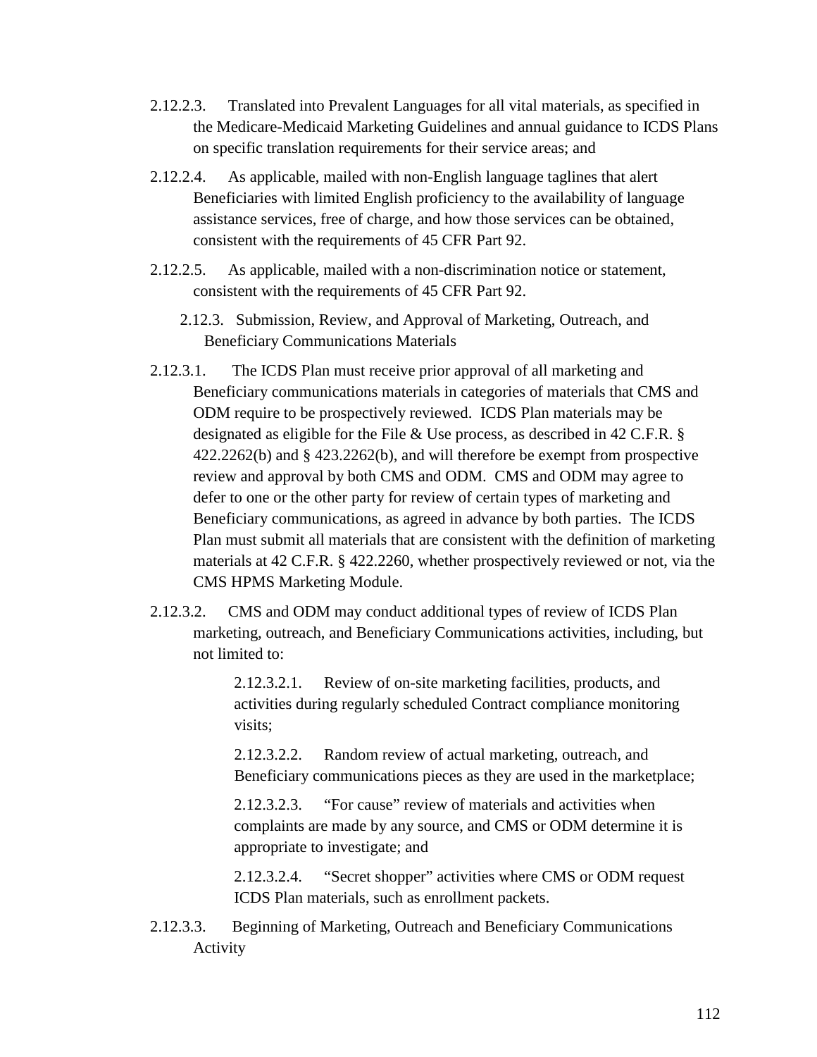2.12.2.3. Translated into Prevalent Languages for all vital materials, as specified in the Medicare-Medicaid Marketing Guidelines and annual guidance to ICDS Plans on specific translation requirements for their service areas; and

2.12.2.4. As applicable, mailed with non-English language taglines that alert Beneficiaries with limited English proficiency to the availability of language assistance services, free of charge, and how those services can be obtained, consistent with the requirements of 45 CFR Part 92.

2.12.2.5. As applicable, mailed with a non-discrimination notice or statement, consistent with the requirements of 45 CFR Part 92.

### 2.12.3. Submission, Review, and Approval of Marketing, Outreach, and Beneficiary Communications Materials

2.12.3.1. The ICDS Plan must receive prior approval of all marketing and Beneficiary communications materials in categories of materials that CMS and ODM require to be prospectively reviewed. ICDS Plan materials may be designated as eligible for the File & Use process, as described in 42 C.F.R. § 422.2262(b) and § 423.2262(b), and will therefore be exempt from prospective review and approval by both CMS and ODM. CMS and ODM may agree to defer to one or the other party for review of certain types of marketing and Beneficiary communications, as agreed in advance by both parties. The ICDS Plan must submit all materials that are consistent with the definition of marketing materials at 42 C.F.R. § 422.2260, whether prospectively reviewed or not, via the CMS HPMS Marketing Module.

2.12.3.2. CMS and ODM may conduct additional types of review of ICDS Plan marketing, outreach, and Beneficiary Communications activities, including, but not limited to:

2.12.3.2.1. Review of on-site marketing facilities, products, and activities during regularly scheduled Contract compliance monitoring visits;

2.12.3.2.2. Random review of actual marketing, outreach, and Beneficiary communications pieces as they are used in the marketplace;

2.12.3.2.3. “For cause” review of materials and activities when complaints are made by any source, and CMS or ODM determine it is appropriate to investigate; and

2.12.3.2.4. “Secret shopper” activities where CMS or ODM request ICDS Plan materials, such as enrollment packets.

2.12.3.3. Beginning of Marketing, Outreach and Beneficiary Communications Activity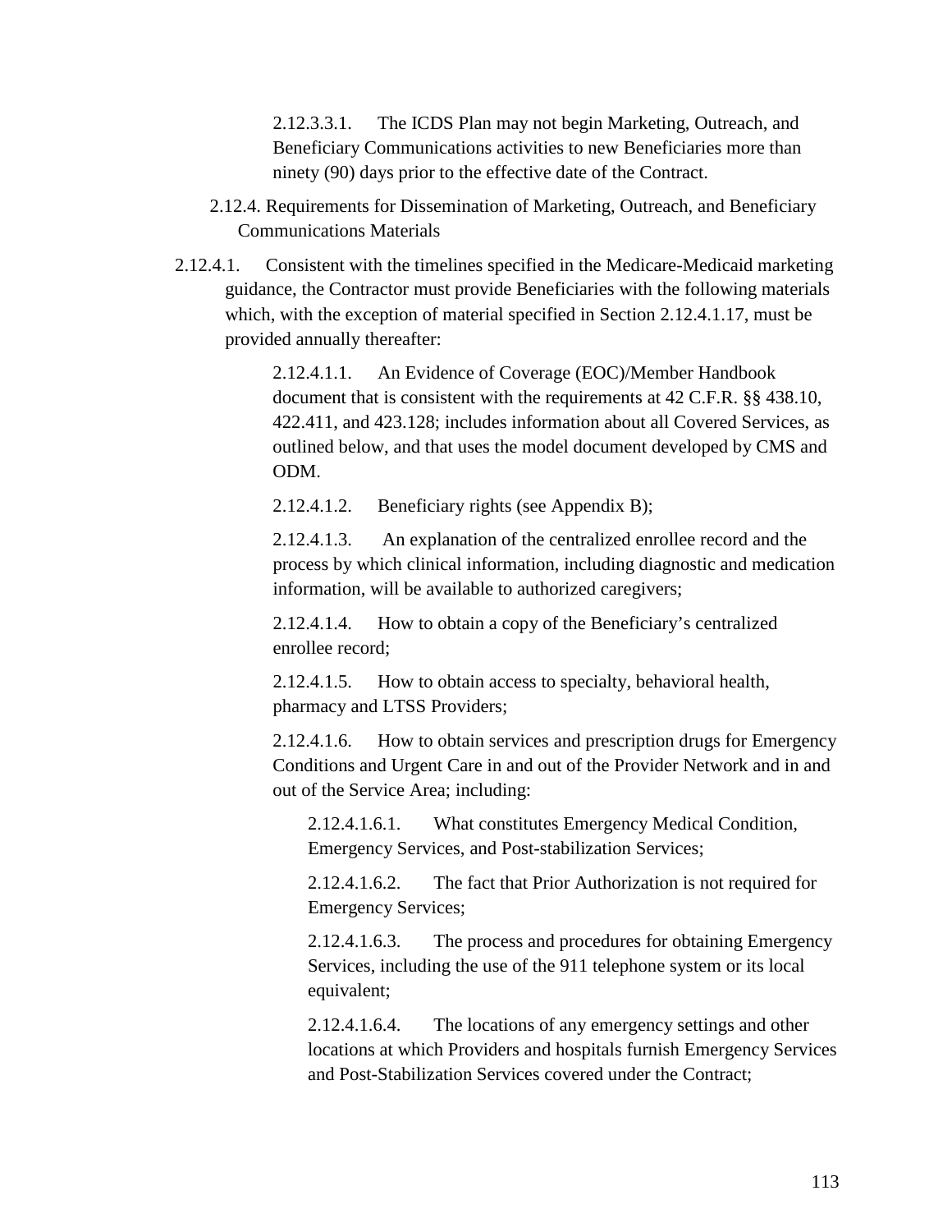2.12.3.3.1. The ICDS Plan may not begin Marketing, Outreach, and Beneficiary Communications activities to new Beneficiaries more than ninety (90) days prior to the effective date of the Contract.

2.12.4. Requirements for Dissemination of Marketing, Outreach, and Beneficiary Communications Materials

2.12.4.1. Consistent with the timelines specified in the Medicare-Medicaid marketing guidance, the Contractor must provide Beneficiaries with the following materials which, with the exception of material specified in Section 2.12.4.1.17, must be provided annually thereafter:

2.12.4.1.1. An Evidence of Coverage (EOC)/Member Handbook document that is consistent with the requirements at 42 C.F.R. §§ 438.10, 422.411, and 423.128; includes information about all Covered Services, as outlined below, and that uses the model document developed by CMS and ODM.

2.12.4.1.2. Beneficiary rights (see Appendix B);

2.12.4.1.3. An explanation of the centralized enrollee record and the process by which clinical information, including diagnostic and medication information, will be available to authorized caregivers;

2.12.4.1.4. How to obtain a copy of the Beneficiary's centralized enrollee record;

2.12.4.1.5. How to obtain access to specialty, behavioral health, pharmacy and LTSS Providers;

2.12.4.1.6. How to obtain services and prescription drugs for Emergency Conditions and Urgent Care in and out of the Provider Network and in and out of the Service Area; including:

2.12.4.1.6.1. What constitutes Emergency Medical Condition, Emergency Services, and Post-stabilization Services;

2.12.4.1.6.2. The fact that Prior Authorization is not required for Emergency Services;

2.12.4.1.6.3. The process and procedures for obtaining Emergency Services, including the use of the 911 telephone system or its local equivalent;

2.12.4.1.6.4. The locations of any emergency settings and other locations at which Providers and hospitals furnish Emergency Services and Post-Stabilization Services covered under the Contract;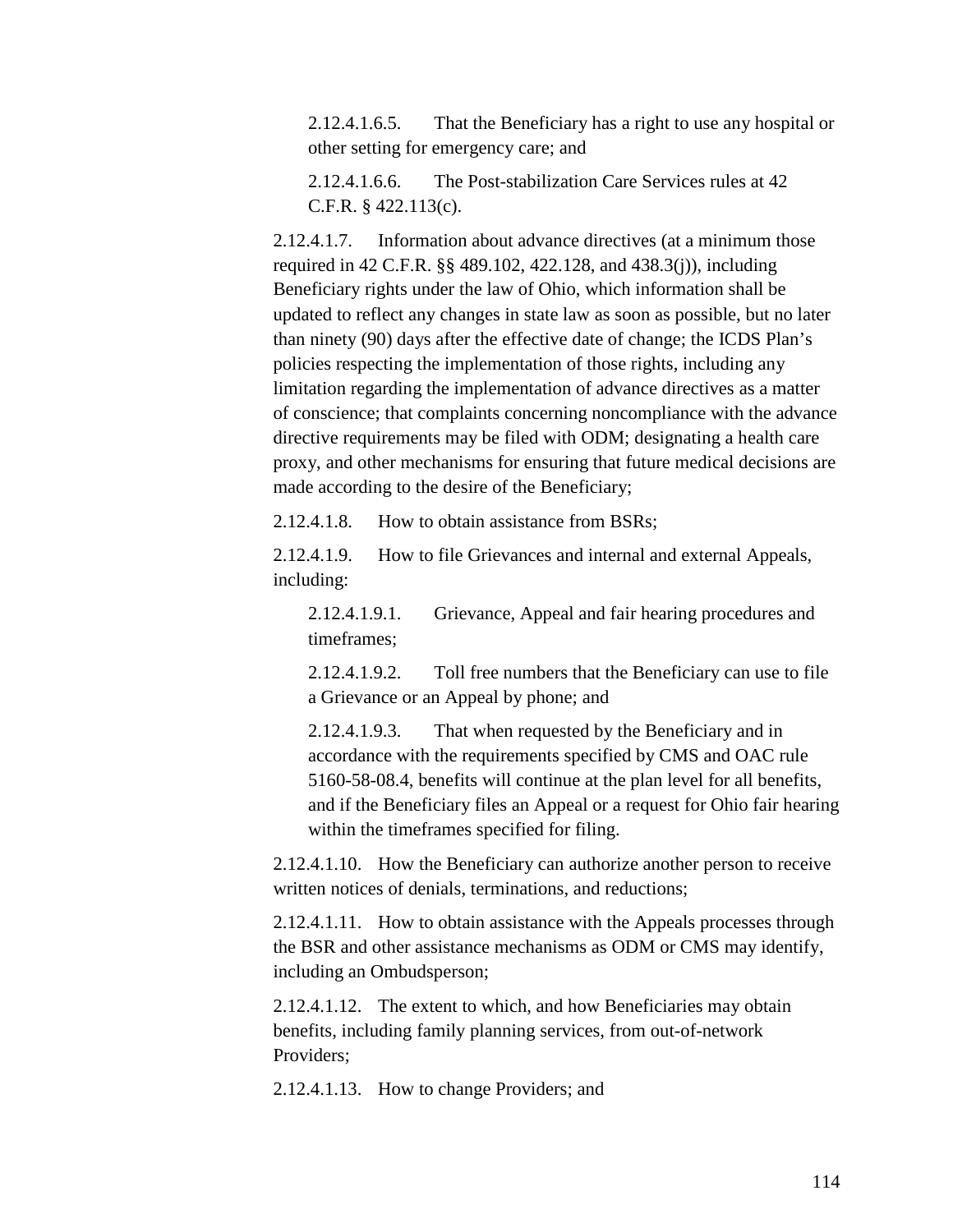2.12.4.1.6.5. That the Beneficiary has a right to use any hospital or other setting for emergency care; and

2.12.4.1.6.6. The Post-stabilization Care Services rules at 42 C.F.R. § 422.113(c).

2.12.4.1.7. Information about advance directives (at a minimum those required in 42 C.F.R. §§ 489.102, 422.128, and 438.3(j)), including Beneficiary rights under the law of Ohio, which information shall be updated to reflect any changes in state law as soon as possible, but no later than ninety (90) days after the effective date of change; the ICDS Plan's policies respecting the implementation of those rights, including any limitation regarding the implementation of advance directives as a matter of conscience; that complaints concerning noncompliance with the advance directive requirements may be filed with ODM; designating a health care proxy, and other mechanisms for ensuring that future medical decisions are made according to the desire of the Beneficiary;

2.12.4.1.8. How to obtain assistance from BSRs;

2.12.4.1.9. How to file Grievances and internal and external Appeals, including:

2.12.4.1.9.1. Grievance, Appeal and fair hearing procedures and timeframes;

2.12.4.1.9.2. Toll free numbers that the Beneficiary can use to file a Grievance or an Appeal by phone; and

2.12.4.1.9.3. That when requested by the Beneficiary and in accordance with the requirements specified by CMS and OAC rule 5160-58-08.4, benefits will continue at the plan level for all benefits, and if the Beneficiary files an Appeal or a request for Ohio fair hearing within the timeframes specified for filing.

2.12.4.1.10. How the Beneficiary can authorize another person to receive written notices of denials, terminations, and reductions;

2.12.4.1.11. How to obtain assistance with the Appeals processes through the BSR and other assistance mechanisms as ODM or CMS may identify, including an Ombudsperson;

2.12.4.1.12. The extent to which, and how Beneficiaries may obtain benefits, including family planning services, from out-of-network Providers;

2.12.4.1.13. How to change Providers; and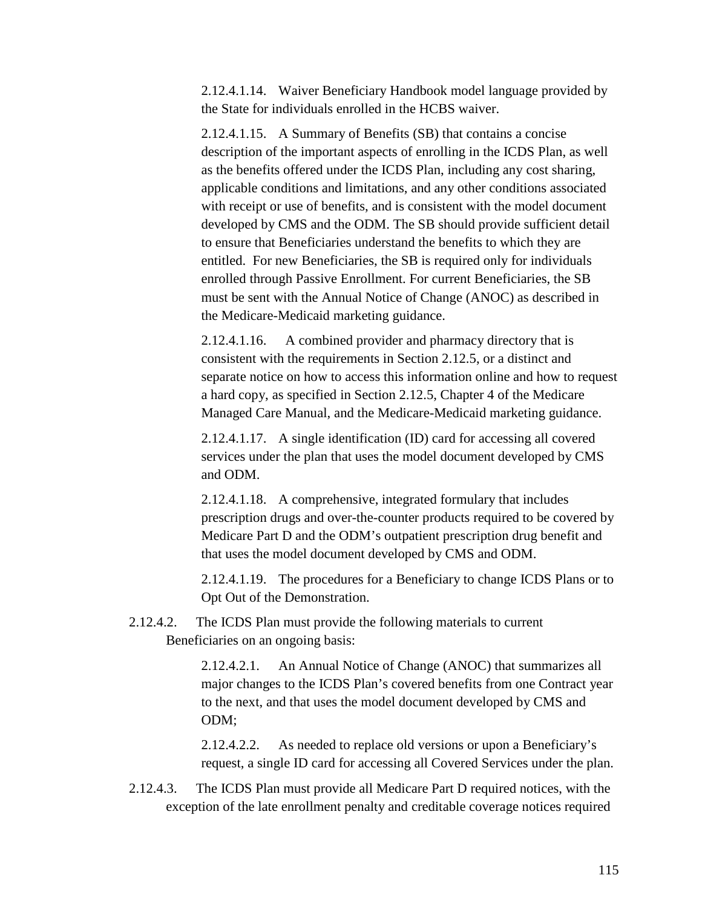2.12.4.1.14. Waiver Beneficiary Handbook model language provided by the State for individuals enrolled in the HCBS waiver.

2.12.4.1.15. A Summary of Benefits (SB) that contains a concise description of the important aspects of enrolling in the ICDS Plan, as well as the benefits offered under the ICDS Plan, including any cost sharing, applicable conditions and limitations, and any other conditions associated with receipt or use of benefits, and is consistent with the model document developed by CMS and the ODM. The SB should provide sufficient detail to ensure that Beneficiaries understand the benefits to which they are entitled. For new Beneficiaries, the SB is required only for individuals enrolled through Passive Enrollment. For current Beneficiaries, the SB must be sent with the Annual Notice of Change (ANOC) as described in the Medicare-Medicaid marketing guidance.

2.12.4.1.16. A combined provider and pharmacy directory that is consistent with the requirements in Section 2.12.5, or a distinct and separate notice on how to access this information online and how to request a hard copy, as specified in Section 2.12.5, Chapter 4 of the Medicare Managed Care Manual, and the Medicare-Medicaid marketing guidance.

2.12.4.1.17. A single identification (ID) card for accessing all covered services under the plan that uses the model document developed by CMS and ODM.

2.12.4.1.18. A comprehensive, integrated formulary that includes prescription drugs and over-the-counter products required to be covered by Medicare Part D and the ODM's outpatient prescription drug benefit and that uses the model document developed by CMS and ODM.

2.12.4.1.19. The procedures for a Beneficiary to change ICDS Plans or to Opt Out of the Demonstration.

2.12.4.2. The ICDS Plan must provide the following materials to current Beneficiaries on an ongoing basis:

2.12.4.2.1. An Annual Notice of Change (ANOC) that summarizes all major changes to the ICDS Plan's covered benefits from one Contract year to the next, and that uses the model document developed by CMS and ODM;

2.12.4.2.2. As needed to replace old versions or upon a Beneficiary's request, a single ID card for accessing all Covered Services under the plan.

2.12.4.3. The ICDS Plan must provide all Medicare Part D required notices, with the exception of the late enrollment penalty and creditable coverage notices required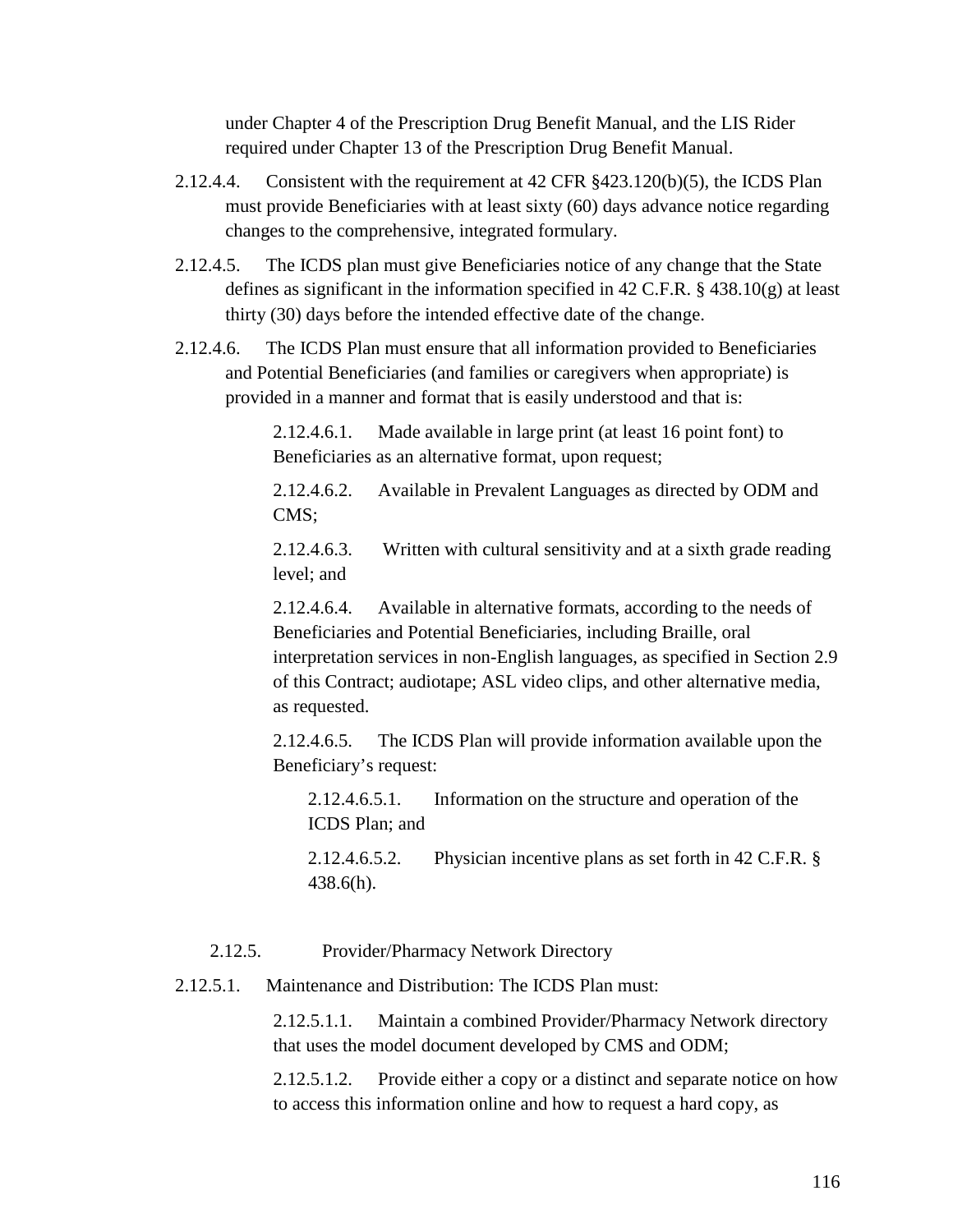under Chapter 4 of the Prescription Drug Benefit Manual, and the LIS Rider required under Chapter 13 of the Prescription Drug Benefit Manual.

2.12.4.4. Consistent with the requirement at 42 CFR §423.120(b)(5), the ICDS Plan must provide Beneficiaries with at least sixty (60) days advance notice regarding changes to the comprehensive, integrated formulary.

2.12.4.5. The ICDS plan must give Beneficiaries notice of any change that the State defines as significant in the information specified in 42 C.F.R. § 438.10(g) at least thirty (30) days before the intended effective date of the change.

2.12.4.6. The ICDS Plan must ensure that all information provided to Beneficiaries and Potential Beneficiaries (and families or caregivers when appropriate) is provided in a manner and format that is easily understood and that is:

2.12.4.6.1. Made available in large print (at least 16 point font) to Beneficiaries as an alternative format, upon request;

2.12.4.6.2. Available in Prevalent Languages as directed by ODM and CMS;

2.12.4.6.3. Written with cultural sensitivity and at a sixth grade reading level; and

2.12.4.6.4. Available in alternative formats, according to the needs of Beneficiaries and Potential Beneficiaries, including Braille, oral interpretation services in non-English languages, as specified in Section 2.9 of this Contract; audiotape; ASL video clips, and other alternative media, as requested.

2.12.4.6.5. The ICDS Plan will provide information available upon the Beneficiary's request:

2.12.4.6.5.1. Information on the structure and operation of the ICDS Plan; and

2.12.4.6.5.2. Physician incentive plans as set forth in 42 C.F.R. § 438.6(h).

2.12.5. Provider/Pharmacy Network Directory

2.12.5.1. Maintenance and Distribution: The ICDS Plan must:

2.12.5.1.1. Maintain a combined Provider/Pharmacy Network directory that uses the model document developed by CMS and ODM;

2.12.5.1.2. Provide either a copy or a distinct and separate notice on how to access this information online and how to request a hard copy, as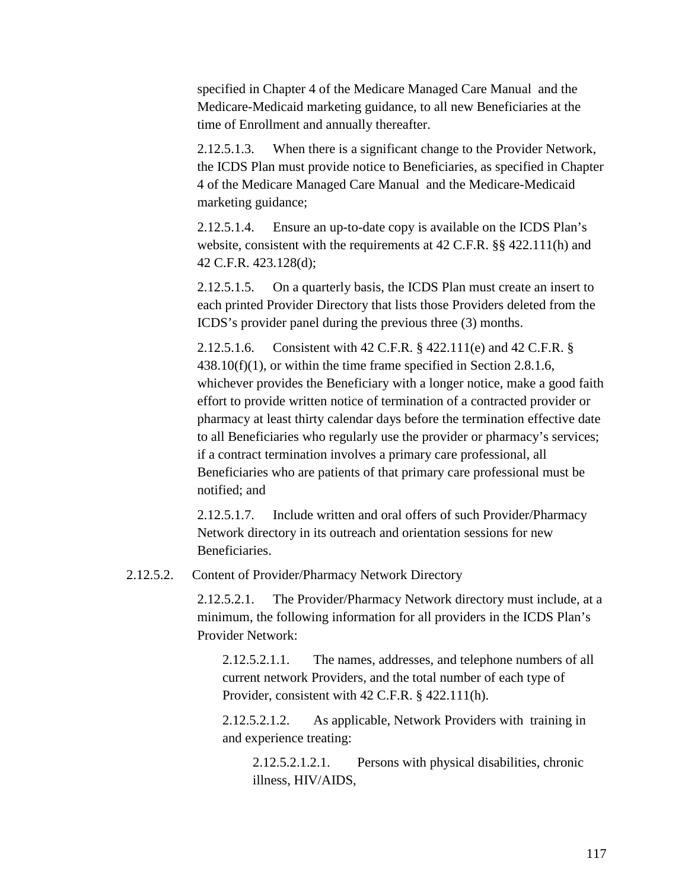specified in Chapter 4 of the Medicare Managed Care Manual and the Medicare-Medicaid marketing guidance, to all new Beneficiaries at the time of Enrollment and annually thereafter.

2.12.5.1.3. When there is a significant change to the Provider Network, the ICDS Plan must provide notice to Beneficiaries, as specified in Chapter 4 of the Medicare Managed Care Manual and the Medicare-Medicaid marketing guidance;

2.12.5.1.4. Ensure an up-to-date copy is available on the ICDS Plan's website, consistent with the requirements at 42 C.F.R. §§ 422.111(h) and 42 C.F.R. 423.128(d);

2.12.5.1.5. On a quarterly basis, the ICDS Plan must create an insert to each printed Provider Directory that lists those Providers deleted from the ICDS's provider panel during the previous three (3) months.

2.12.5.1.6. Consistent with 42 C.F.R. § 422.111(e) and 42 C.F.R. § 438.10(f)(1), or within the time frame specified in Section 2.8.1.6, whichever provides the Beneficiary with a longer notice, make a good faith effort to provide written notice of termination of a contracted provider or pharmacy at least thirty calendar days before the termination effective date to all Beneficiaries who regularly use the provider or pharmacy's services; if a contract termination involves a primary care professional, all Beneficiaries who are patients of that primary care professional must be notified; and

2.12.5.1.7. Include written and oral offers of such Provider/Pharmacy Network directory in its outreach and orientation sessions for new Beneficiaries.

2.12.5.2. Content of Provider/Pharmacy Network Directory

2.12.5.2.1. The Provider/Pharmacy Network directory must include, at a minimum, the following information for all providers in the ICDS Plan's Provider Network:

2.12.5.2.1.1. The names, addresses, and telephone numbers of all current network Providers, and the total number of each type of Provider, consistent with 42 C.F.R. § 422.111(h).

2.12.5.2.1.2. As applicable, Network Providers with training in and experience treating:

2.12.5.2.1.2.1. Persons with physical disabilities, chronic illness, HIV/AIDS,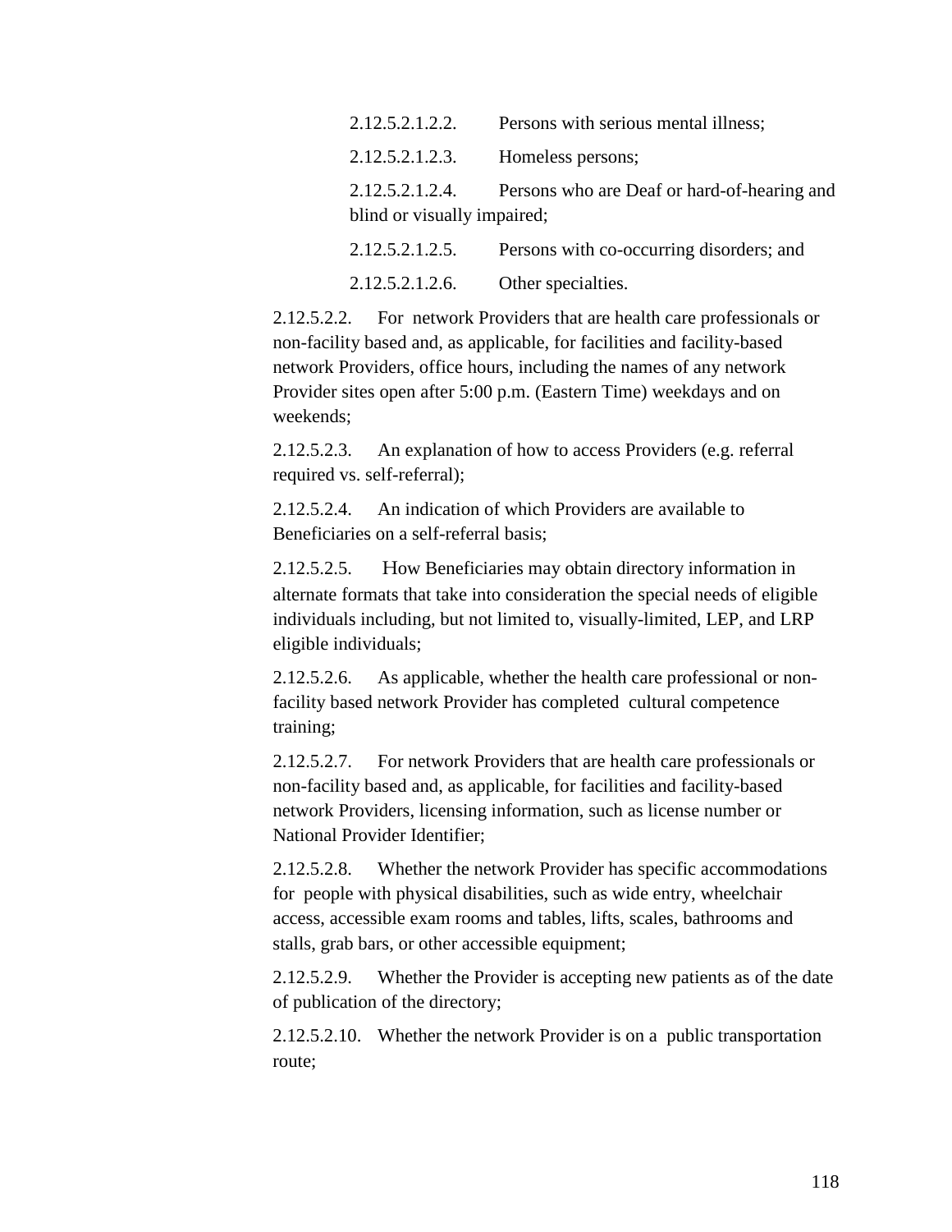2.12.5.2.1.2.2. Persons with serious mental illness;

2.12.5.2.1.2.3. Homeless persons;

2.12.5.2.1.2.4. Persons who are Deaf or hard-of-hearing and blind or visually impaired;

2.12.5.2.1.2.5. Persons with co-occurring disorders; and

2.12.5.2.1.2.6. Other specialties.

2.12.5.2.2. For network Providers that are health care professionals or non-facility based and, as applicable, for facilities and facility-based network Providers, office hours, including the names of any network Provider sites open after 5:00 p.m. (Eastern Time) weekdays and on weekends;

2.12.5.2.3. An explanation of how to access Providers (e.g. referral required vs. self-referral);

2.12.5.2.4. An indication of which Providers are available to Beneficiaries on a self-referral basis;

2.12.5.2.5. How Beneficiaries may obtain directory information in alternate formats that take into consideration the special needs of eligible individuals including, but not limited to, visually-limited, LEP, and LRP eligible individuals;

2.12.5.2.6. As applicable, whether the health care professional or non-facility based network Provider has completed cultural competence training;

2.12.5.2.7. For network Providers that are health care professionals or non-facility based and, as applicable, for facilities and facility-based network Providers, licensing information, such as license number or National Provider Identifier;

2.12.5.2.8. Whether the network Provider has specific accommodations for people with physical disabilities, such as wide entry, wheelchair access, accessible exam rooms and tables, lifts, scales, bathrooms and stalls, grab bars, or other accessible equipment;

2.12.5.2.9. Whether the Provider is accepting new patients as of the date of publication of the directory;

2.12.5.2.10. Whether the network Provider is on a public transportation route;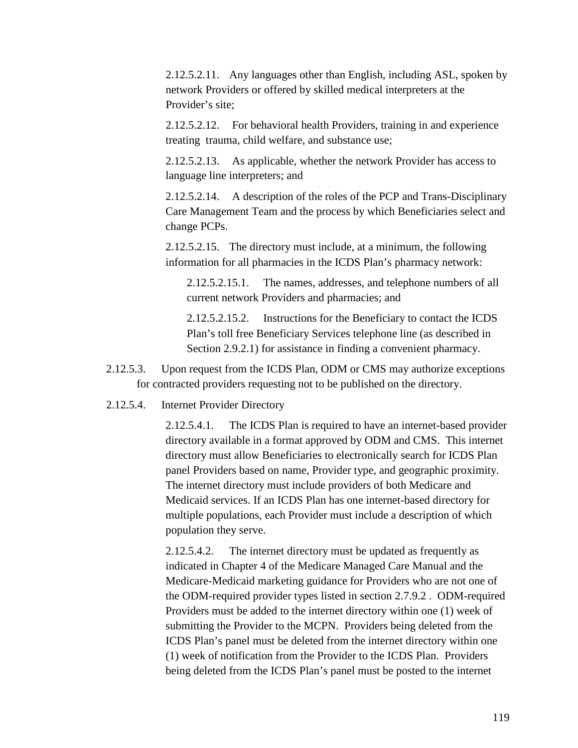2.12.5.2.11. Any languages other than English, including ASL, spoken by network Providers or offered by skilled medical interpreters at the Provider's site;

2.12.5.2.12. For behavioral health Providers, training in and experience treating trauma, child welfare, and substance use;

2.12.5.2.13. As applicable, whether the network Provider has access to language line interpreters; and

2.12.5.2.14. A description of the roles of the PCP and Trans-Disciplinary Care Management Team and the process by which Beneficiaries select and change PCPs.

2.12.5.2.15. The directory must include, at a minimum, the following information for all pharmacies in the ICDS Plan's pharmacy network:

2.12.5.2.15.1. The names, addresses, and telephone numbers of all current network Providers and pharmacies; and

2.12.5.2.15.2. Instructions for the Beneficiary to contact the ICDS Plan's toll free Beneficiary Services telephone line (as described in Section 2.9.2.1) for assistance in finding a convenient pharmacy.

2.12.5.3. Upon request from the ICDS Plan, ODM or CMS may authorize exceptions for contracted providers requesting not to be published on the directory.

2.12.5.4. Internet Provider Directory

2.12.5.4.1. The ICDS Plan is required to have an internet-based provider directory available in a format approved by ODM and CMS. This internet directory must allow Beneficiaries to electronically search for ICDS Plan panel Providers based on name, Provider type, and geographic proximity. The internet directory must include providers of both Medicare and Medicaid services. If an ICDS Plan has one internet-based directory for multiple populations, each Provider must include a description of which population they serve.

2.12.5.4.2. The internet directory must be updated as frequently as indicated in Chapter 4 of the Medicare Managed Care Manual and the Medicare-Medicaid marketing guidance for Providers who are not one of the ODM-required provider types listed in section 2.7.9.2 . ODM-required Providers must be added to the internet directory within one (1) week of submitting the Provider to the MCPN. Providers being deleted from the ICDS Plan's panel must be deleted from the internet directory within one (1) week of notification from the Provider to the ICDS Plan. Providers being deleted from the ICDS Plan's panel must be posted to the internet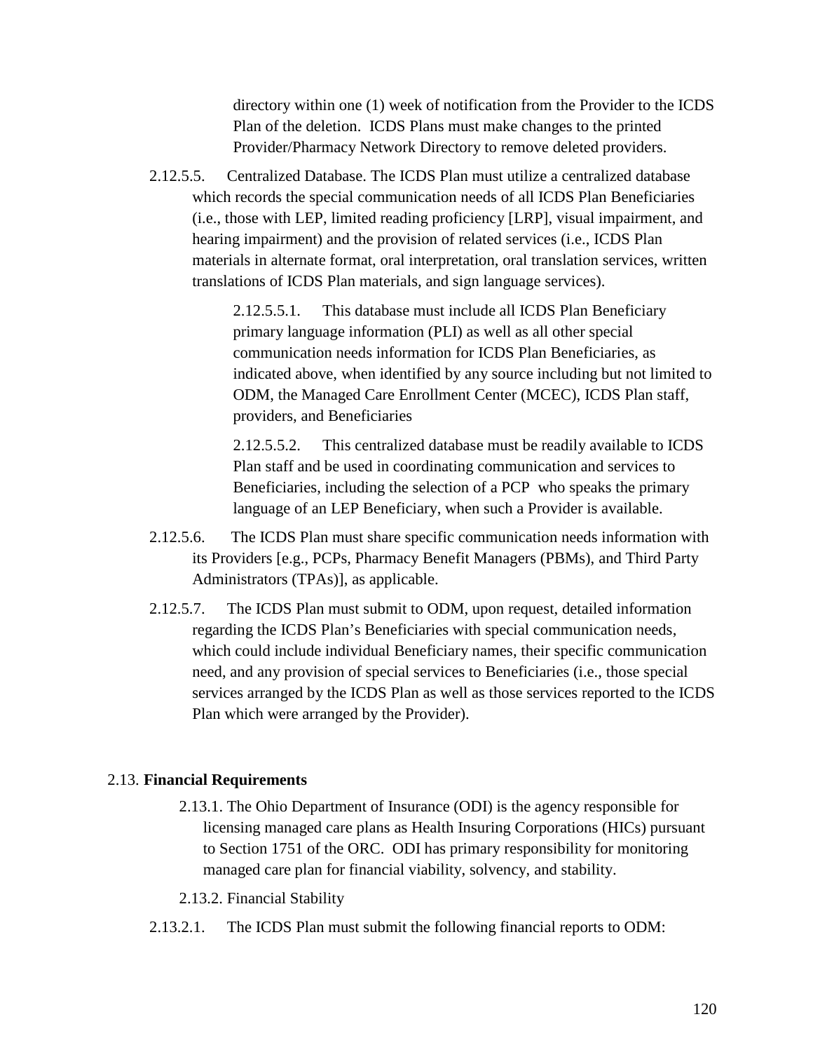directory within one (1) week of notification from the Provider to the ICDS Plan of the deletion. ICDS Plans must make changes to the printed Provider/Pharmacy Network Directory to remove deleted providers.

2.12.5.5. Centralized Database. The ICDS Plan must utilize a centralized database which records the special communication needs of all ICDS Plan Beneficiaries (i.e., those with LEP, limited reading proficiency [LRP], visual impairment, and hearing impairment) and the provision of related services (i.e., ICDS Plan materials in alternate format, oral interpretation, oral translation services, written translations of ICDS Plan materials, and sign language services).

2.12.5.5.1. This database must include all ICDS Plan Beneficiary primary language information (PLI) as well as all other special communication needs information for ICDS Plan Beneficiaries, as indicated above, when identified by any source including but not limited to ODM, the Managed Care Enrollment Center (MCEC), ICDS Plan staff, providers, and Beneficiaries

2.12.5.5.2. This centralized database must be readily available to ICDS Plan staff and be used in coordinating communication and services to Beneficiaries, including the selection of a PCP who speaks the primary language of an LEP Beneficiary, when such a Provider is available.

2.12.5.6. The ICDS Plan must share specific communication needs information with its Providers [e.g., PCPs, Pharmacy Benefit Managers (PBMs), and Third Party Administrators (TPAs)], as applicable.

2.12.5.7. The ICDS Plan must submit to ODM, upon request, detailed information regarding the ICDS Plan's Beneficiaries with special communication needs, which could include individual Beneficiary names, their specific communication need, and any provision of special services to Beneficiaries (i.e., those special services arranged by the ICDS Plan as well as those services reported to the ICDS Plan which were arranged by the Provider).

2.13. **Financial Requirements**

2.13.1. The Ohio Department of Insurance (ODI) is the agency responsible for licensing managed care plans as Health Insuring Corporations (HICs) pursuant to Section 1751 of the ORC. ODI has primary responsibility for monitoring managed care plan for financial viability, solvency, and stability.

2.13.2. Financial Stability

2.13.2.1. The ICDS Plan must submit the following financial reports to ODM: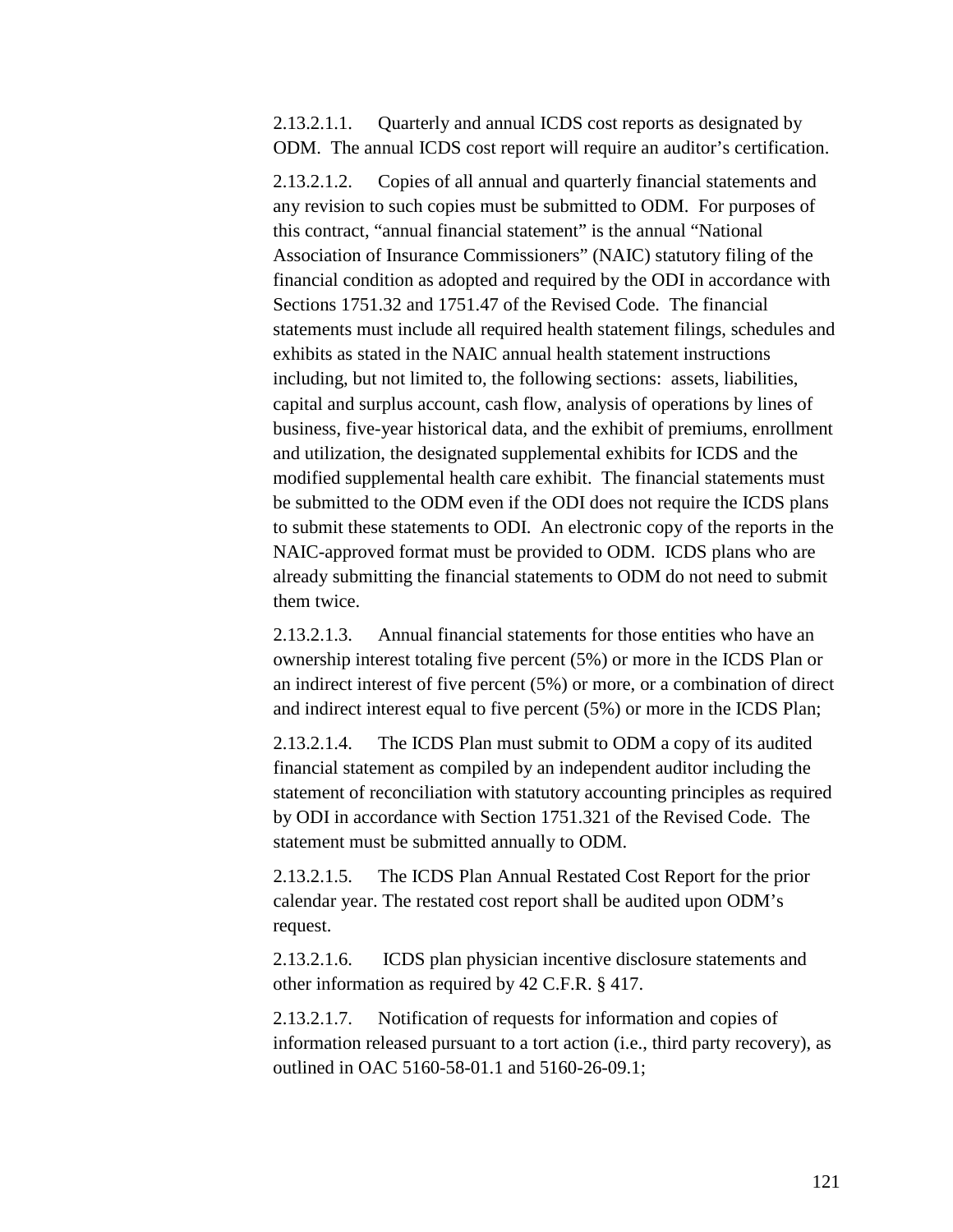2.13.2.1.1. Quarterly and annual ICDS cost reports as designated by ODM. The annual ICDS cost report will require an auditor's certification.

2.13.2.1.2. Copies of all annual and quarterly financial statements and any revision to such copies must be submitted to ODM. For purposes of this contract, "annual financial statement" is the annual "National Association of Insurance Commissioners" (NAIC) statutory filing of the financial condition as adopted and required by the ODI in accordance with Sections 1751.32 and 1751.47 of the Revised Code. The financial statements must include all required health statement filings, schedules and exhibits as stated in the NAIC annual health statement instructions including, but not limited to, the following sections: assets, liabilities, capital and surplus account, cash flow, analysis of operations by lines of business, five-year historical data, and the exhibit of premiums, enrollment and utilization, the designated supplemental exhibits for ICDS and the modified supplemental health care exhibit. The financial statements must be submitted to the ODM even if the ODI does not require the ICDS plans to submit these statements to ODI. An electronic copy of the reports in the NAIC-approved format must be provided to ODM. ICDS plans who are already submitting the financial statements to ODM do not need to submit them twice.

2.13.2.1.3. Annual financial statements for those entities who have an ownership interest totaling five percent (5%) or more in the ICDS Plan or an indirect interest of five percent (5%) or more, or a combination of direct and indirect interest equal to five percent (5%) or more in the ICDS Plan;

2.13.2.1.4. The ICDS Plan must submit to ODM a copy of its audited financial statement as compiled by an independent auditor including the statement of reconciliation with statutory accounting principles as required by ODI in accordance with Section 1751.321 of the Revised Code. The statement must be submitted annually to ODM.

2.13.2.1.5. The ICDS Plan Annual Restated Cost Report for the prior calendar year. The restated cost report shall be audited upon ODM's request.

2.13.2.1.6. ICDS plan physician incentive disclosure statements and other information as required by 42 C.F.R. § 417.

2.13.2.1.7. Notification of requests for information and copies of information released pursuant to a tort action (i.e., third party recovery), as outlined in OAC 5160-58-01.1 and 5160-26-09.1;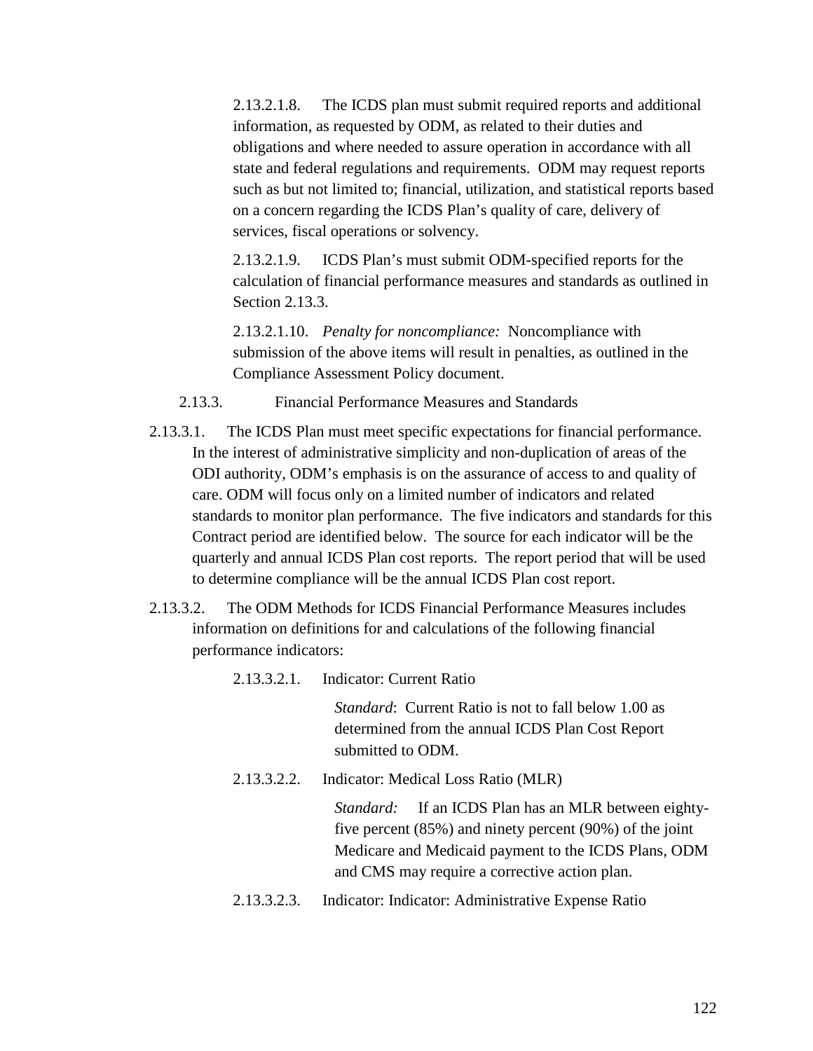2.13.2.1.8. The ICDS plan must submit required reports and additional information, as requested by ODM, as related to their duties and obligations and where needed to assure operation in accordance with all state and federal regulations and requirements. ODM may request reports such as but not limited to; financial, utilization, and statistical reports based on a concern regarding the ICDS Plan's quality of care, delivery of services, fiscal operations or solvency.

2.13.2.1.9. ICDS Plan's must submit ODM-specified reports for the calculation of financial performance measures and standards as outlined in Section 2.13.3.

2.13.2.1.10. *Penalty for noncompliance:* Noncompliance with submission of the above items will result in penalties, as outlined in the Compliance Assessment Policy document.

2.13.3. Financial Performance Measures and Standards

2.13.3.1. The ICDS Plan must meet specific expectations for financial performance. In the interest of administrative simplicity and non-duplication of areas of the ODI authority, ODM's emphasis is on the assurance of access to and quality of care. ODM will focus only on a limited number of indicators and related standards to monitor plan performance. The five indicators and standards for this Contract period are identified below. The source for each indicator will be the quarterly and annual ICDS Plan cost reports. The report period that will be used to determine compliance will be the annual ICDS Plan cost report.

2.13.3.2. The ODM Methods for ICDS Financial Performance Measures includes information on definitions for and calculations of the following financial performance indicators:

2.13.3.2.1. Indicator: Current Ratio

*Standard*: Current Ratio is not to fall below 1.00 as determined from the annual ICDS Plan Cost Report submitted to ODM.

2.13.3.2.2. Indicator: Medical Loss Ratio (MLR)

*Standard:* If an ICDS Plan has an MLR between eighty-five percent (85%) and ninety percent (90%) of the joint Medicare and Medicaid payment to the ICDS Plans, ODM and CMS may require a corrective action plan.

2.13.3.2.3. Indicator: Indicator: Administrative Expense Ratio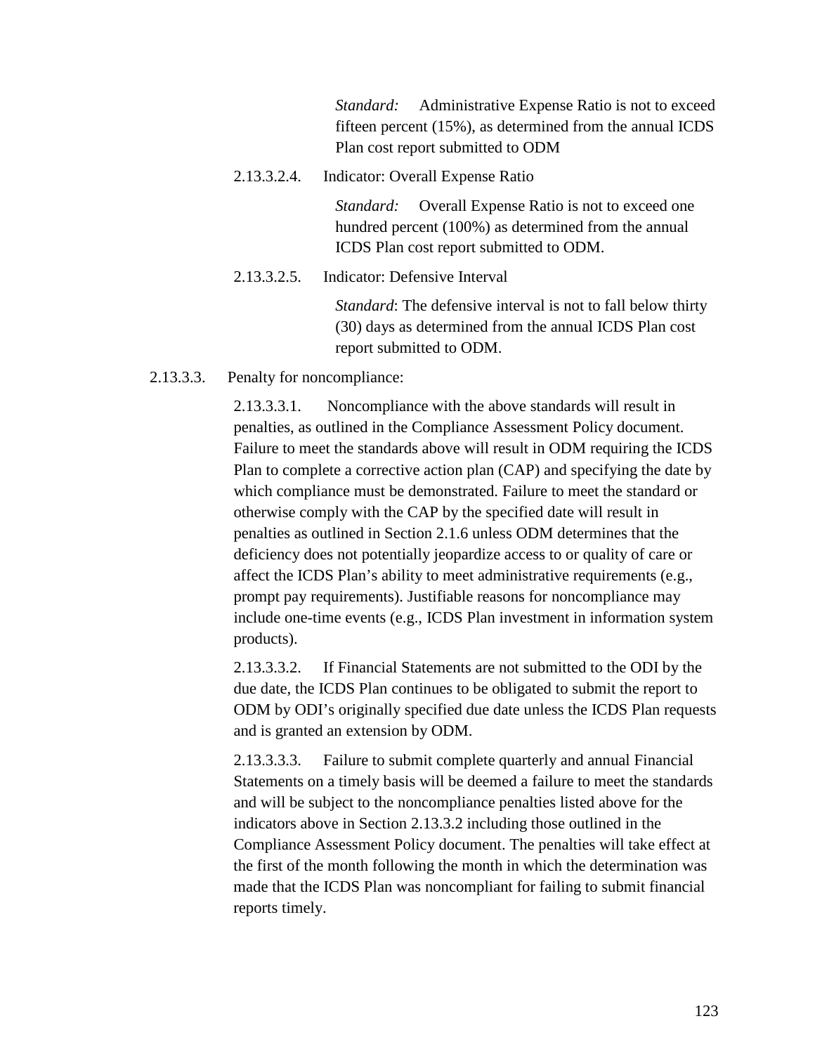*Standard:* Administrative Expense Ratio is not to exceed fifteen percent (15%), as determined from the annual ICDS Plan cost report submitted to ODM

2.13.3.2.4. Indicator: Overall Expense Ratio

*Standard:* Overall Expense Ratio is not to exceed one hundred percent (100%) as determined from the annual ICDS Plan cost report submitted to ODM.

2.13.3.2.5. Indicator: Defensive Interval

*Standard*: The defensive interval is not to fall below thirty (30) days as determined from the annual ICDS Plan cost report submitted to ODM.

2.13.3.3. Penalty for noncompliance:

2.13.3.3.1. Noncompliance with the above standards will result in penalties, as outlined in the Compliance Assessment Policy document. Failure to meet the standards above will result in ODM requiring the ICDS Plan to complete a corrective action plan (CAP) and specifying the date by which compliance must be demonstrated. Failure to meet the standard or otherwise comply with the CAP by the specified date will result in penalties as outlined in Section 2.1.6 unless ODM determines that the deficiency does not potentially jeopardize access to or quality of care or affect the ICDS Plan's ability to meet administrative requirements (e.g., prompt pay requirements). Justifiable reasons for noncompliance may include one-time events (e.g., ICDS Plan investment in information system products).

2.13.3.3.2. If Financial Statements are not submitted to the ODI by the due date, the ICDS Plan continues to be obligated to submit the report to ODM by ODI's originally specified due date unless the ICDS Plan requests and is granted an extension by ODM.

2.13.3.3.3. Failure to submit complete quarterly and annual Financial Statements on a timely basis will be deemed a failure to meet the standards and will be subject to the noncompliance penalties listed above for the indicators above in Section 2.13.3.2 including those outlined in the Compliance Assessment Policy document. The penalties will take effect at the first of the month following the month in which the determination was made that the ICDS Plan was noncompliant for failing to submit financial reports timely.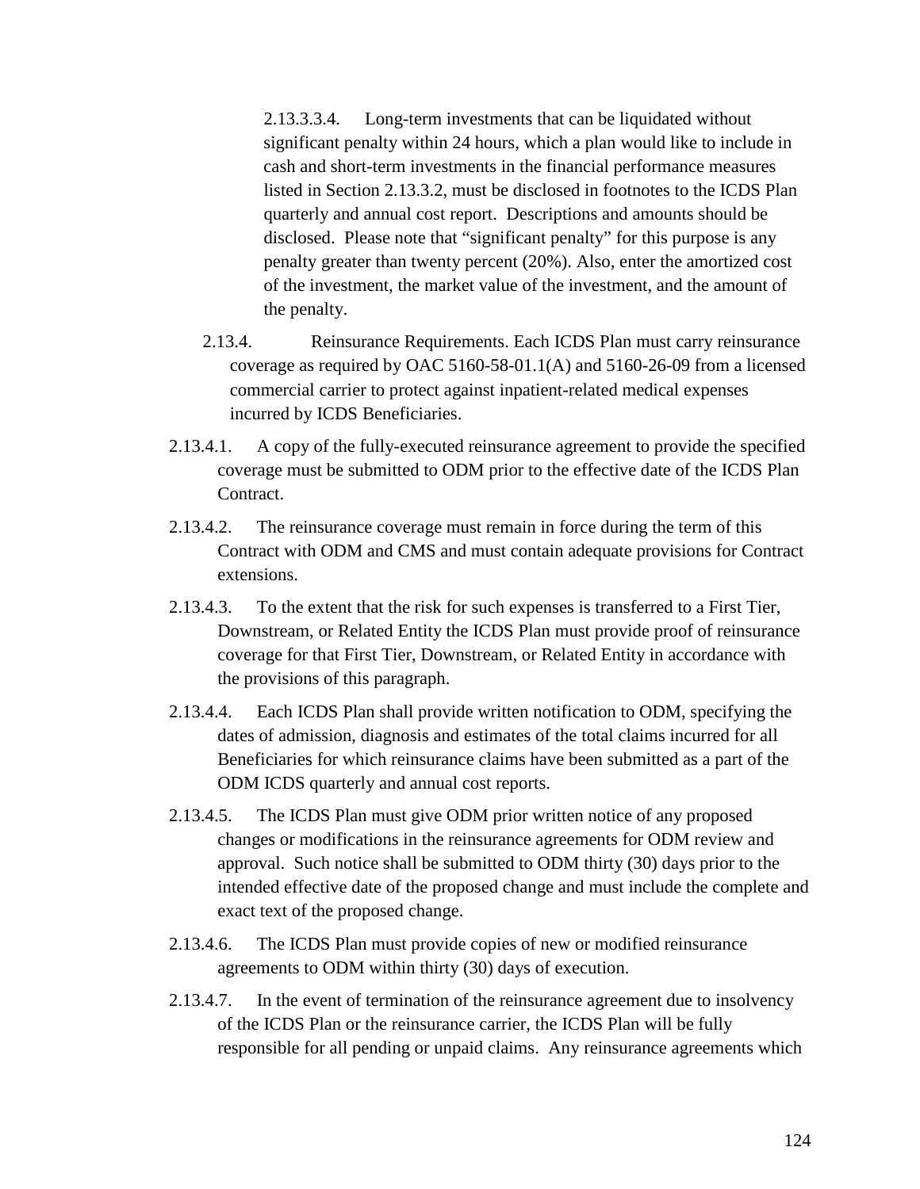2.13.3.3.4. Long-term investments that can be liquidated without significant penalty within 24 hours, which a plan would like to include in cash and short-term investments in the financial performance measures listed in Section 2.13.3.2, must be disclosed in footnotes to the ICDS Plan quarterly and annual cost report. Descriptions and amounts should be disclosed. Please note that "significant penalty" for this purpose is any penalty greater than twenty percent (20%). Also, enter the amortized cost of the investment, the market value of the investment, and the amount of the penalty.

2.13.4. Reinsurance Requirements. Each ICDS Plan must carry reinsurance coverage as required by OAC 5160-58-01.1(A) and 5160-26-09 from a licensed commercial carrier to protect against inpatient-related medical expenses incurred by ICDS Beneficiaries.

2.13.4.1. A copy of the fully-executed reinsurance agreement to provide the specified coverage must be submitted to ODM prior to the effective date of the ICDS Plan Contract.

2.13.4.2. The reinsurance coverage must remain in force during the term of this Contract with ODM and CMS and must contain adequate provisions for Contract extensions.

2.13.4.3. To the extent that the risk for such expenses is transferred to a First Tier, Downstream, or Related Entity the ICDS Plan must provide proof of reinsurance coverage for that First Tier, Downstream, or Related Entity in accordance with the provisions of this paragraph.

2.13.4.4. Each ICDS Plan shall provide written notification to ODM, specifying the dates of admission, diagnosis and estimates of the total claims incurred for all Beneficiaries for which reinsurance claims have been submitted as a part of the ODM ICDS quarterly and annual cost reports.

2.13.4.5. The ICDS Plan must give ODM prior written notice of any proposed changes or modifications in the reinsurance agreements for ODM review and approval. Such notice shall be submitted to ODM thirty (30) days prior to the intended effective date of the proposed change and must include the complete and exact text of the proposed change.

2.13.4.6. The ICDS Plan must provide copies of new or modified reinsurance agreements to ODM within thirty (30) days of execution.

2.13.4.7. In the event of termination of the reinsurance agreement due to insolvency of the ICDS Plan or the reinsurance carrier, the ICDS Plan will be fully responsible for all pending or unpaid claims. Any reinsurance agreements which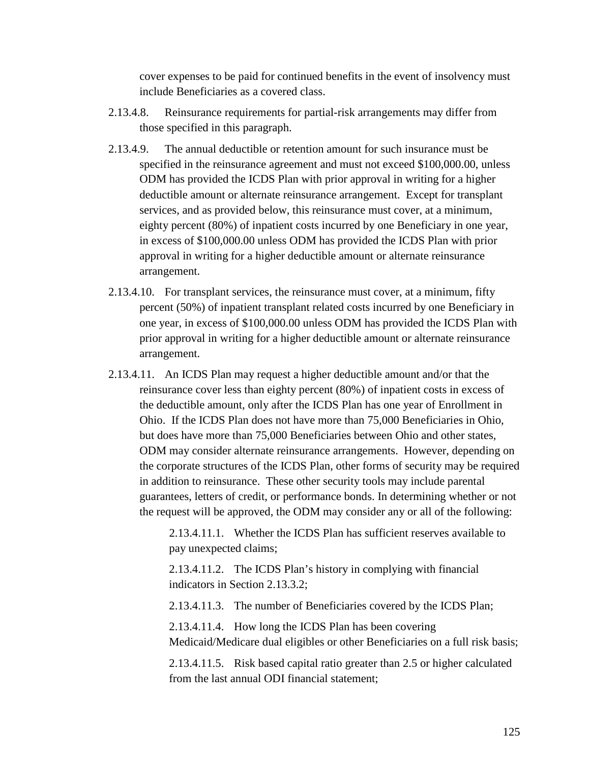cover expenses to be paid for continued benefits in the event of insolvency must include Beneficiaries as a covered class.

2.13.4.8. Reinsurance requirements for partial-risk arrangements may differ from those specified in this paragraph.

2.13.4.9. The annual deductible or retention amount for such insurance must be specified in the reinsurance agreement and must not exceed $100,000.00, unless ODM has provided the ICDS Plan with prior approval in writing for a higher deductible amount or alternate reinsurance arrangement. Except for transplant services, and as provided below, this reinsurance must cover, at a minimum, eighty percent (80%) of inpatient costs incurred by one Beneficiary in one year, in excess of $100,000.00 unless ODM has provided the ICDS Plan with prior approval in writing for a higher deductible amount or alternate reinsurance arrangement.

2.13.4.10. For transplant services, the reinsurance must cover, at a minimum, fifty percent (50%) of inpatient transplant related costs incurred by one Beneficiary in one year, in excess of $100,000.00 unless ODM has provided the ICDS Plan with prior approval in writing for a higher deductible amount or alternate reinsurance arrangement.

2.13.4.11. An ICDS Plan may request a higher deductible amount and/or that the reinsurance cover less than eighty percent (80%) of inpatient costs in excess of the deductible amount, only after the ICDS Plan has one year of Enrollment in Ohio. If the ICDS Plan does not have more than 75,000 Beneficiaries in Ohio, but does have more than 75,000 Beneficiaries between Ohio and other states, ODM may consider alternate reinsurance arrangements. However, depending on the corporate structures of the ICDS Plan, other forms of security may be required in addition to reinsurance. These other security tools may include parental guarantees, letters of credit, or performance bonds. In determining whether or not the request will be approved, the ODM may consider any or all of the following:

2.13.4.11.1. Whether the ICDS Plan has sufficient reserves available to pay unexpected claims;

2.13.4.11.2. The ICDS Plan's history in complying with financial indicators in Section 2.13.3.2;

2.13.4.11.3. The number of Beneficiaries covered by the ICDS Plan;

2.13.4.11.4. How long the ICDS Plan has been covering Medicaid/Medicare dual eligibles or other Beneficiaries on a full risk basis;

2.13.4.11.5. Risk based capital ratio greater than 2.5 or higher calculated from the last annual ODI financial statement;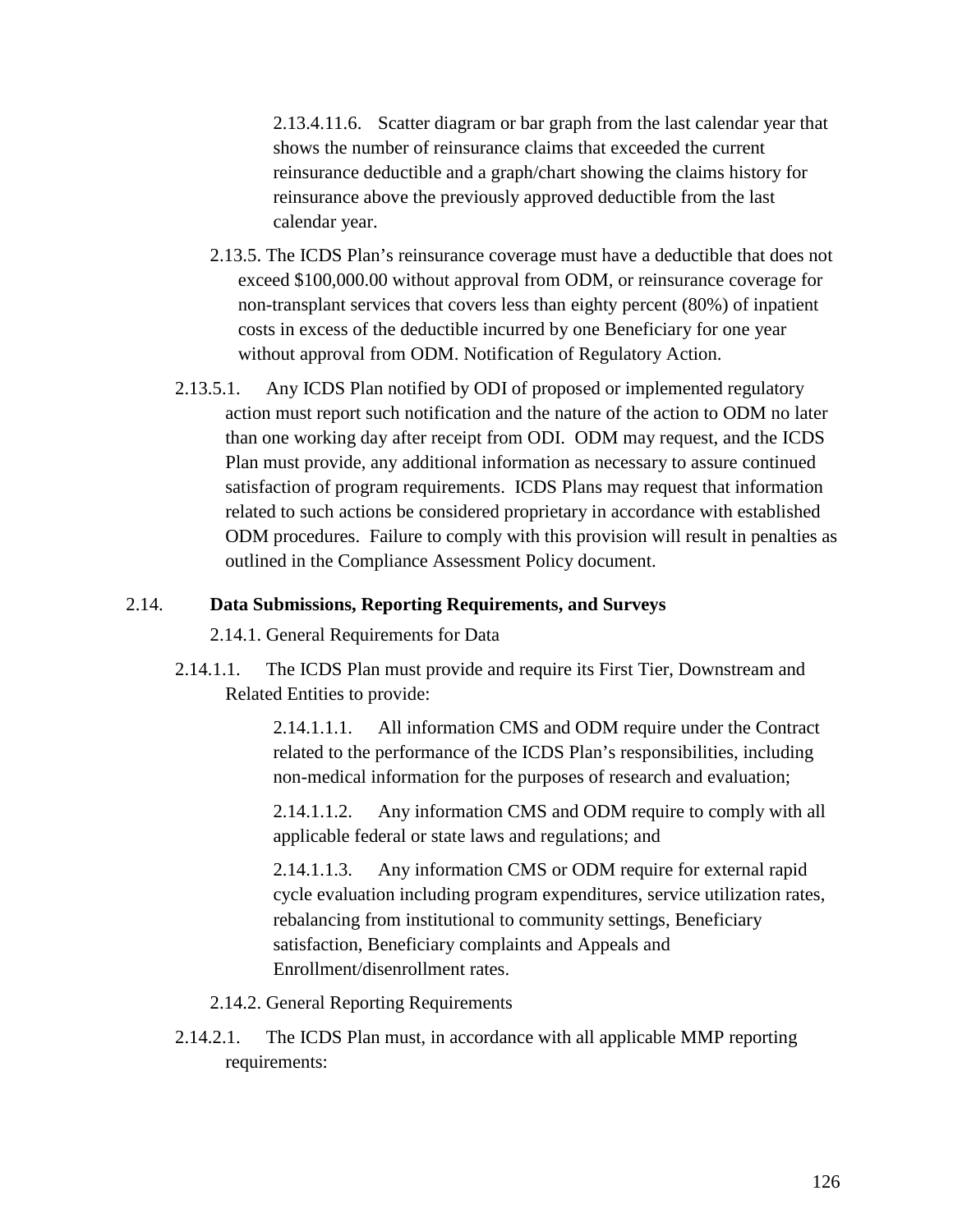2.13.4.11.6. Scatter diagram or bar graph from the last calendar year that shows the number of reinsurance claims that exceeded the current reinsurance deductible and a graph/chart showing the claims history for reinsurance above the previously approved deductible from the last calendar year.

2.13.5. The ICDS Plan's reinsurance coverage must have a deductible that does not exceed $100,000.00 without approval from ODM, or reinsurance coverage for non-transplant services that covers less than eighty percent (80%) of inpatient costs in excess of the deductible incurred by one Beneficiary for one year without approval from ODM. Notification of Regulatory Action.

2.13.5.1. Any ICDS Plan notified by ODI of proposed or implemented regulatory action must report such notification and the nature of the action to ODM no later than one working day after receipt from ODI. ODM may request, and the ICDS Plan must provide, any additional information as necessary to assure continued satisfaction of program requirements. ICDS Plans may request that information related to such actions be considered proprietary in accordance with established ODM procedures. Failure to comply with this provision will result in penalties as outlined in the Compliance Assessment Policy document.

## 2.14. Data Submissions, Reporting Requirements, and Surveys

2.14.1. General Requirements for Data

2.14.1.1. The ICDS Plan must provide and require its First Tier, Downstream and Related Entities to provide:

2.14.1.1.1. All information CMS and ODM require under the Contract related to the performance of the ICDS Plan's responsibilities, including non-medical information for the purposes of research and evaluation;

2.14.1.1.2. Any information CMS and ODM require to comply with all applicable federal or state laws and regulations; and

2.14.1.1.3. Any information CMS or ODM require for external rapid cycle evaluation including program expenditures, service utilization rates, rebalancing from institutional to community settings, Beneficiary satisfaction, Beneficiary complaints and Appeals and Enrollment/disenrollment rates.

2.14.2. General Reporting Requirements

2.14.2.1. The ICDS Plan must, in accordance with all applicable MMP reporting requirements: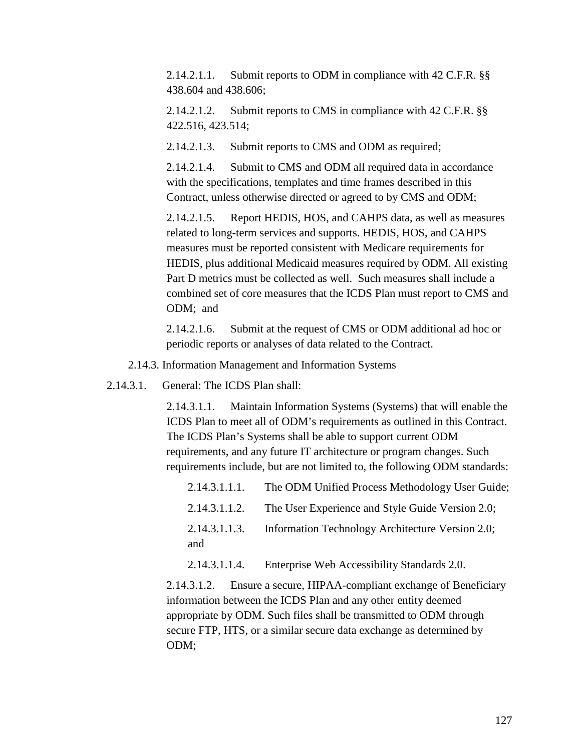2.14.2.1.1. Submit reports to ODM in compliance with 42 C.F.R. §§ 438.604 and 438.606;

2.14.2.1.2. Submit reports to CMS in compliance with 42 C.F.R. §§ 422.516, 423.514;

2.14.2.1.3. Submit reports to CMS and ODM as required;

2.14.2.1.4. Submit to CMS and ODM all required data in accordance with the specifications, templates and time frames described in this Contract, unless otherwise directed or agreed to by CMS and ODM;

2.14.2.1.5. Report HEDIS, HOS, and CAHPS data, as well as measures related to long-term services and supports. HEDIS, HOS, and CAHPS measures must be reported consistent with Medicare requirements for HEDIS, plus additional Medicaid measures required by ODM. All existing Part D metrics must be collected as well. Such measures shall include a combined set of core measures that the ICDS Plan must report to CMS and ODM; and

2.14.2.1.6. Submit at the request of CMS or ODM additional ad hoc or periodic reports or analyses of data related to the Contract.

2.14.3. Information Management and Information Systems

2.14.3.1. General: The ICDS Plan shall:

2.14.3.1.1. Maintain Information Systems (Systems) that will enable the ICDS Plan to meet all of ODM's requirements as outlined in this Contract. The ICDS Plan's Systems shall be able to support current ODM requirements, and any future IT architecture or program changes. Such requirements include, but are not limited to, the following ODM standards:

2.14.3.1.1.1. The ODM Unified Process Methodology User Guide;

2.14.3.1.1.2. The User Experience and Style Guide Version 2.0;

2.14.3.1.1.3. Information Technology Architecture Version 2.0; and

2.14.3.1.1.4. Enterprise Web Accessibility Standards 2.0.

2.14.3.1.2. Ensure a secure, HIPAA-compliant exchange of Beneficiary information between the ICDS Plan and any other entity deemed appropriate by ODM. Such files shall be transmitted to ODM through secure FTP, HTS, or a similar secure data exchange as determined by ODM;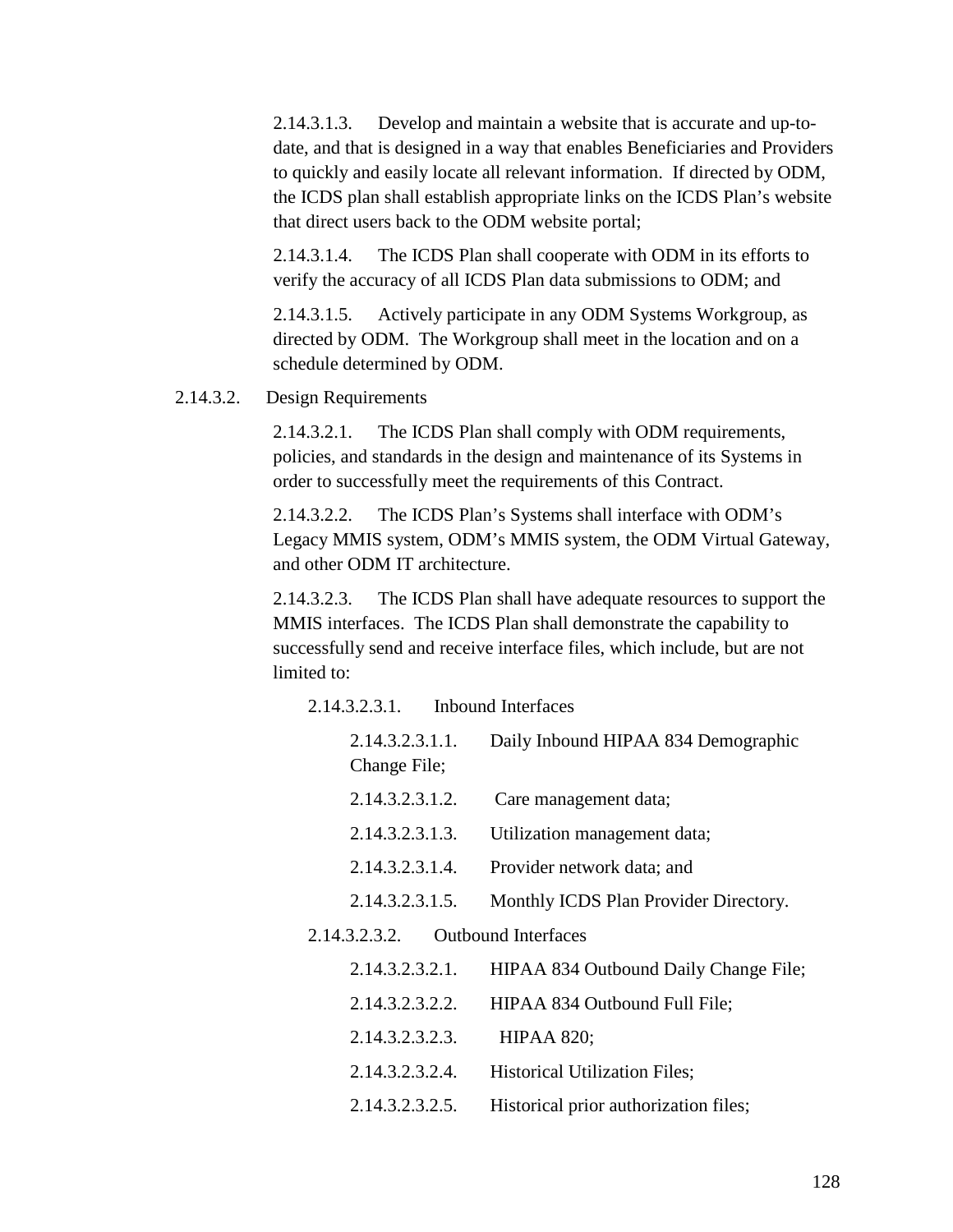2.14.3.1.3. Develop and maintain a website that is accurate and up-to-date, and that is designed in a way that enables Beneficiaries and Providers to quickly and easily locate all relevant information. If directed by ODM, the ICDS plan shall establish appropriate links on the ICDS Plan's website that direct users back to the ODM website portal;

2.14.3.1.4. The ICDS Plan shall cooperate with ODM in its efforts to verify the accuracy of all ICDS Plan data submissions to ODM; and

2.14.3.1.5. Actively participate in any ODM Systems Workgroup, as directed by ODM. The Workgroup shall meet in the location and on a schedule determined by ODM.

2.14.3.2. Design Requirements

2.14.3.2.1. The ICDS Plan shall comply with ODM requirements, policies, and standards in the design and maintenance of its Systems in order to successfully meet the requirements of this Contract.

2.14.3.2.2. The ICDS Plan's Systems shall interface with ODM's Legacy MMIS system, ODM's MMIS system, the ODM Virtual Gateway, and other ODM IT architecture.

2.14.3.2.3. The ICDS Plan shall have adequate resources to support the MMIS interfaces. The ICDS Plan shall demonstrate the capability to successfully send and receive interface files, which include, but are not limited to:

2.14.3.2.3.1. Inbound Interfaces

2.14.3.2.3.1.1. Daily Inbound HIPAA 834 Demographic Change File;

2.14.3.2.3.1.2. Care management data;

2.14.3.2.3.1.3. Utilization management data;

2.14.3.2.3.1.4. Provider network data; and

2.14.3.2.3.1.5. Monthly ICDS Plan Provider Directory.

2.14.3.2.3.2. Outbound Interfaces

2.14.3.2.3.2.1. HIPAA 834 Outbound Daily Change File;

2.14.3.2.3.2.2. HIPAA 834 Outbound Full File;

2.14.3.2.3.2.3. HIPAA 820;

2.14.3.2.3.2.4. Historical Utilization Files;

2.14.3.2.3.2.5. Historical prior authorization files;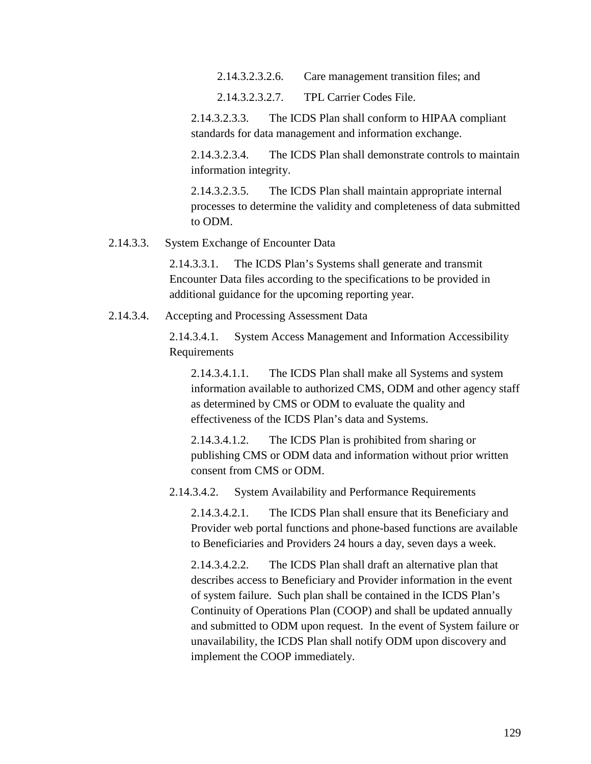2.14.3.2.3.2.6. Care management transition files; and

2.14.3.2.3.2.7. TPL Carrier Codes File.

2.14.3.2.3.3. The ICDS Plan shall conform to HIPAA compliant standards for data management and information exchange.

2.14.3.2.3.4. The ICDS Plan shall demonstrate controls to maintain information integrity.

2.14.3.2.3.5. The ICDS Plan shall maintain appropriate internal processes to determine the validity and completeness of data submitted to ODM.

2.14.3.3. System Exchange of Encounter Data

2.14.3.3.1. The ICDS Plan's Systems shall generate and transmit Encounter Data files according to the specifications to be provided in additional guidance for the upcoming reporting year.

2.14.3.4. Accepting and Processing Assessment Data

2.14.3.4.1. System Access Management and Information Accessibility Requirements

2.14.3.4.1.1. The ICDS Plan shall make all Systems and system information available to authorized CMS, ODM and other agency staff as determined by CMS or ODM to evaluate the quality and effectiveness of the ICDS Plan's data and Systems.

2.14.3.4.1.2. The ICDS Plan is prohibited from sharing or publishing CMS or ODM data and information without prior written consent from CMS or ODM.

2.14.3.4.2. System Availability and Performance Requirements

2.14.3.4.2.1. The ICDS Plan shall ensure that its Beneficiary and Provider web portal functions and phone-based functions are available to Beneficiaries and Providers 24 hours a day, seven days a week.

2.14.3.4.2.2. The ICDS Plan shall draft an alternative plan that describes access to Beneficiary and Provider information in the event of system failure. Such plan shall be contained in the ICDS Plan's Continuity of Operations Plan (COOP) and shall be updated annually and submitted to ODM upon request. In the event of System failure or unavailability, the ICDS Plan shall notify ODM upon discovery and implement the COOP immediately.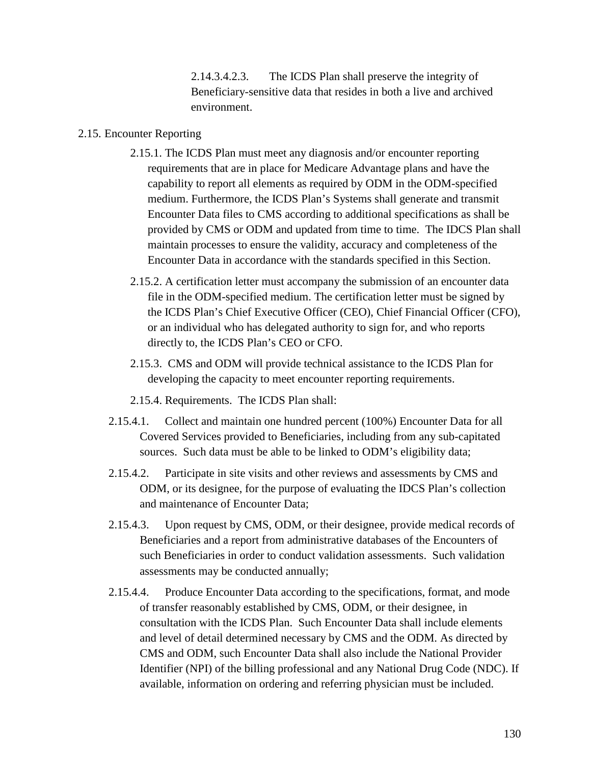2.14.3.4.2.3. The ICDS Plan shall preserve the integrity of Beneficiary-sensitive data that resides in both a live and archived environment.

2.15. Encounter Reporting

2.15.1. The ICDS Plan must meet any diagnosis and/or encounter reporting requirements that are in place for Medicare Advantage plans and have the capability to report all elements as required by ODM in the ODM-specified medium. Furthermore, the ICDS Plan's Systems shall generate and transmit Encounter Data files to CMS according to additional specifications as shall be provided by CMS or ODM and updated from time to time. The IDCS Plan shall maintain processes to ensure the validity, accuracy and completeness of the Encounter Data in accordance with the standards specified in this Section.

2.15.2. A certification letter must accompany the submission of an encounter data file in the ODM-specified medium. The certification letter must be signed by the ICDS Plan's Chief Executive Officer (CEO), Chief Financial Officer (CFO), or an individual who has delegated authority to sign for, and who reports directly to, the ICDS Plan's CEO or CFO.

2.15.3. CMS and ODM will provide technical assistance to the ICDS Plan for developing the capacity to meet encounter reporting requirements.

2.15.4. Requirements. The ICDS Plan shall:

2.15.4.1. Collect and maintain one hundred percent (100%) Encounter Data for all Covered Services provided to Beneficiaries, including from any sub-capitated sources. Such data must be able to be linked to ODM's eligibility data;

2.15.4.2. Participate in site visits and other reviews and assessments by CMS and ODM, or its designee, for the purpose of evaluating the IDCS Plan's collection and maintenance of Encounter Data;

2.15.4.3. Upon request by CMS, ODM, or their designee, provide medical records of Beneficiaries and a report from administrative databases of the Encounters of such Beneficiaries in order to conduct validation assessments. Such validation assessments may be conducted annually;

2.15.4.4. Produce Encounter Data according to the specifications, format, and mode of transfer reasonably established by CMS, ODM, or their designee, in consultation with the ICDS Plan. Such Encounter Data shall include elements and level of detail determined necessary by CMS and the ODM. As directed by CMS and ODM, such Encounter Data shall also include the National Provider Identifier (NPI) of the billing professional and any National Drug Code (NDC). If available, information on ordering and referring physician must be included.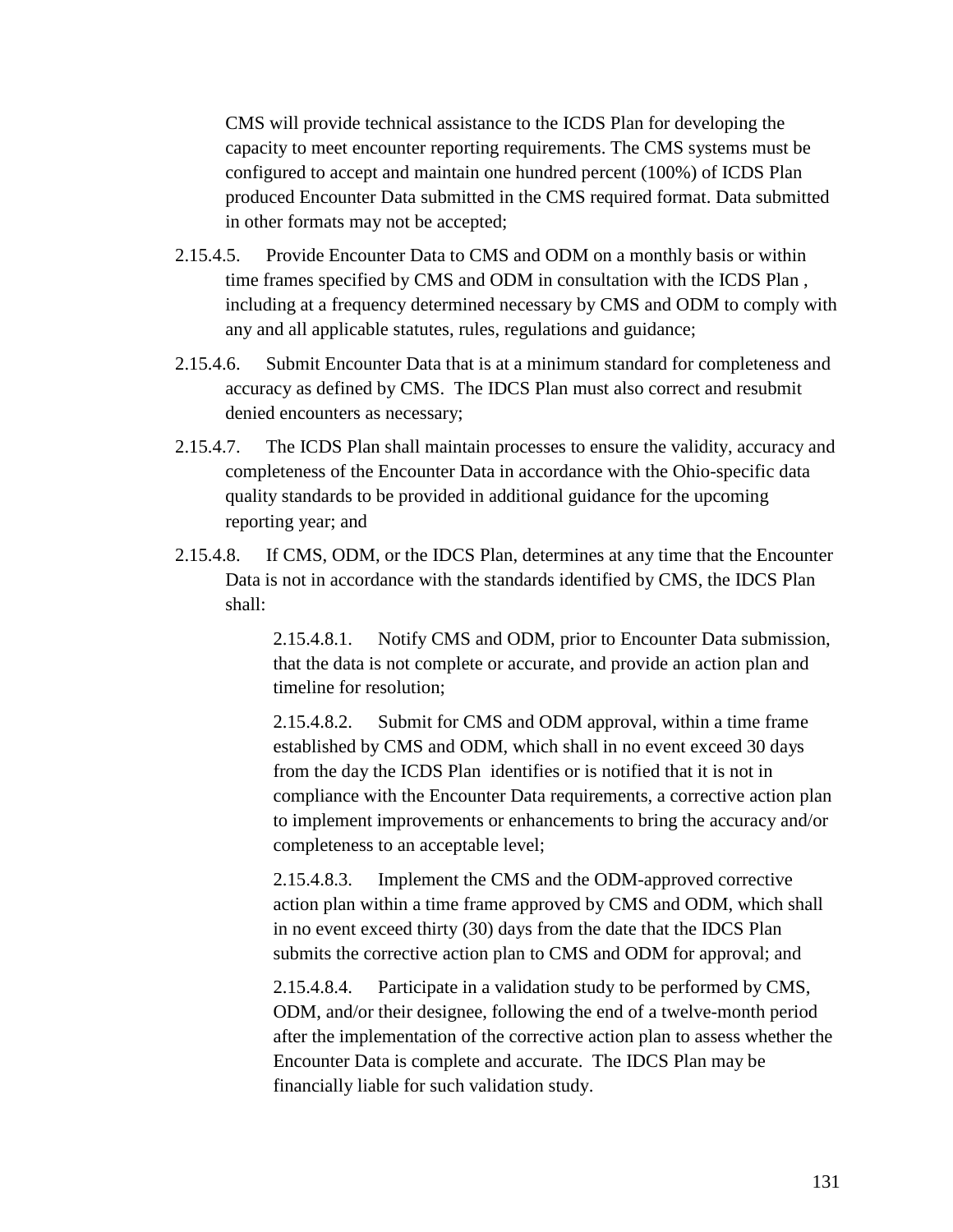CMS will provide technical assistance to the ICDS Plan for developing the capacity to meet encounter reporting requirements. The CMS systems must be configured to accept and maintain one hundred percent (100%) of ICDS Plan produced Encounter Data submitted in the CMS required format. Data submitted in other formats may not be accepted;

2.15.4.5. Provide Encounter Data to CMS and ODM on a monthly basis or within time frames specified by CMS and ODM in consultation with the ICDS Plan , including at a frequency determined necessary by CMS and ODM to comply with any and all applicable statutes, rules, regulations and guidance;

2.15.4.6. Submit Encounter Data that is at a minimum standard for completeness and accuracy as defined by CMS. The IDCS Plan must also correct and resubmit denied encounters as necessary;

2.15.4.7. The ICDS Plan shall maintain processes to ensure the validity, accuracy and completeness of the Encounter Data in accordance with the Ohio-specific data quality standards to be provided in additional guidance for the upcoming reporting year; and

2.15.4.8. If CMS, ODM, or the IDCS Plan, determines at any time that the Encounter Data is not in accordance with the standards identified by CMS, the IDCS Plan shall:

> 2.15.4.8.1. Notify CMS and ODM, prior to Encounter Data submission, that the data is not complete or accurate, and provide an action plan and timeline for resolution;
>
> 2.15.4.8.2. Submit for CMS and ODM approval, within a time frame established by CMS and ODM, which shall in no event exceed 30 days from the day the ICDS Plan identifies or is notified that it is not in compliance with the Encounter Data requirements, a corrective action plan to implement improvements or enhancements to bring the accuracy and/or completeness to an acceptable level;
>
> 2.15.4.8.3. Implement the CMS and the ODM-approved corrective action plan within a time frame approved by CMS and ODM, which shall in no event exceed thirty (30) days from the date that the IDCS Plan submits the corrective action plan to CMS and ODM for approval; and
>
> 2.15.4.8.4. Participate in a validation study to be performed by CMS, ODM, and/or their designee, following the end of a twelve-month period after the implementation of the corrective action plan to assess whether the Encounter Data is complete and accurate. The IDCS Plan may be financially liable for such validation study.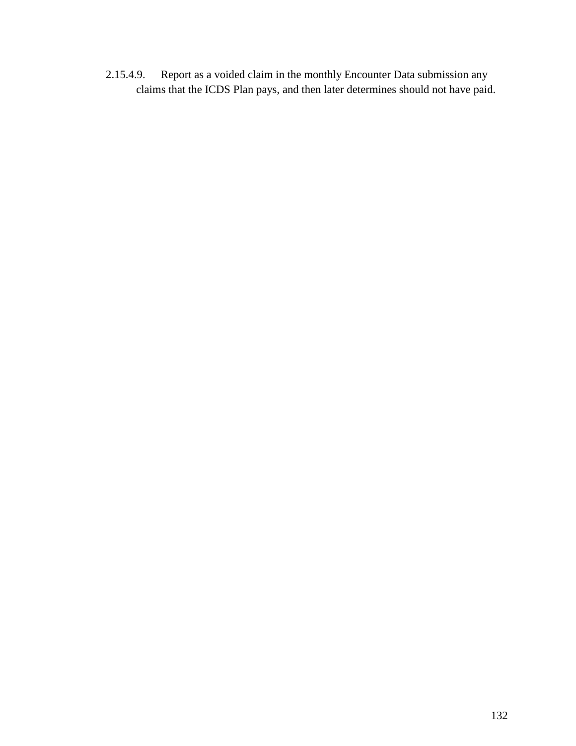2.15.4.9. Report as a voided claim in the monthly Encounter Data submission any claims that the ICDS Plan pays, and then later determines should not have paid.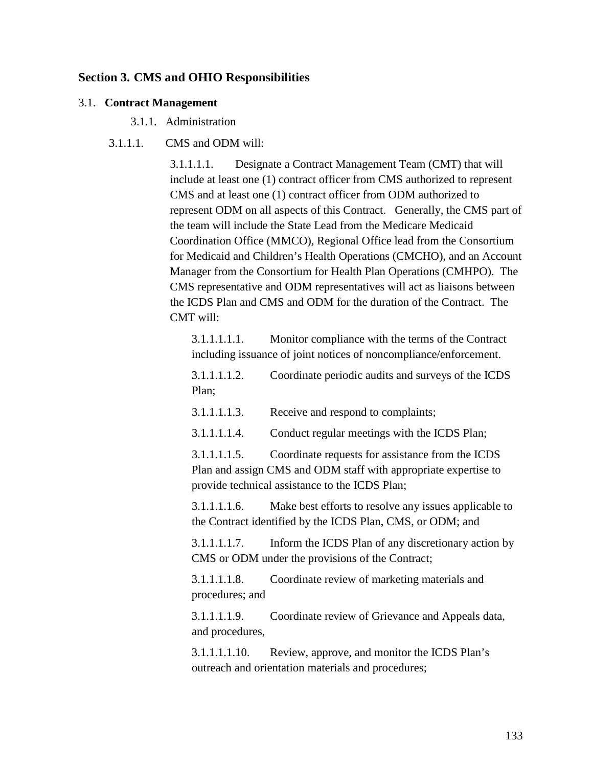## Section 3. CMS and OHIO Responsibilities

### 3.1. Contract Management

3.1.1. Administration

3.1.1.1. CMS and ODM will:

3.1.1.1.1. Designate a Contract Management Team (CMT) that will include at least one (1) contract officer from CMS authorized to represent CMS and at least one (1) contract officer from ODM authorized to represent ODM on all aspects of this Contract. Generally, the CMS part of the team will include the State Lead from the Medicare Medicaid Coordination Office (MMCO), Regional Office lead from the Consortium for Medicaid and Children's Health Operations (CMCHO), and an Account Manager from the Consortium for Health Plan Operations (CMHPO). The CMS representative and ODM representatives will act as liaisons between the ICDS Plan and CMS and ODM for the duration of the Contract. The CMT will:

3.1.1.1.1.1. Monitor compliance with the terms of the Contract including issuance of joint notices of noncompliance/enforcement.

3.1.1.1.1.2. Coordinate periodic audits and surveys of the ICDS Plan;

3.1.1.1.1.3. Receive and respond to complaints;

3.1.1.1.1.4. Conduct regular meetings with the ICDS Plan;

3.1.1.1.1.5. Coordinate requests for assistance from the ICDS Plan and assign CMS and ODM staff with appropriate expertise to provide technical assistance to the ICDS Plan;

3.1.1.1.1.6. Make best efforts to resolve any issues applicable to the Contract identified by the ICDS Plan, CMS, or ODM; and

3.1.1.1.1.7. Inform the ICDS Plan of any discretionary action by CMS or ODM under the provisions of the Contract;

3.1.1.1.1.8. Coordinate review of marketing materials and procedures; and

3.1.1.1.1.9. Coordinate review of Grievance and Appeals data, and procedures,

3.1.1.1.1.10. Review, approve, and monitor the ICDS Plan's outreach and orientation materials and procedures;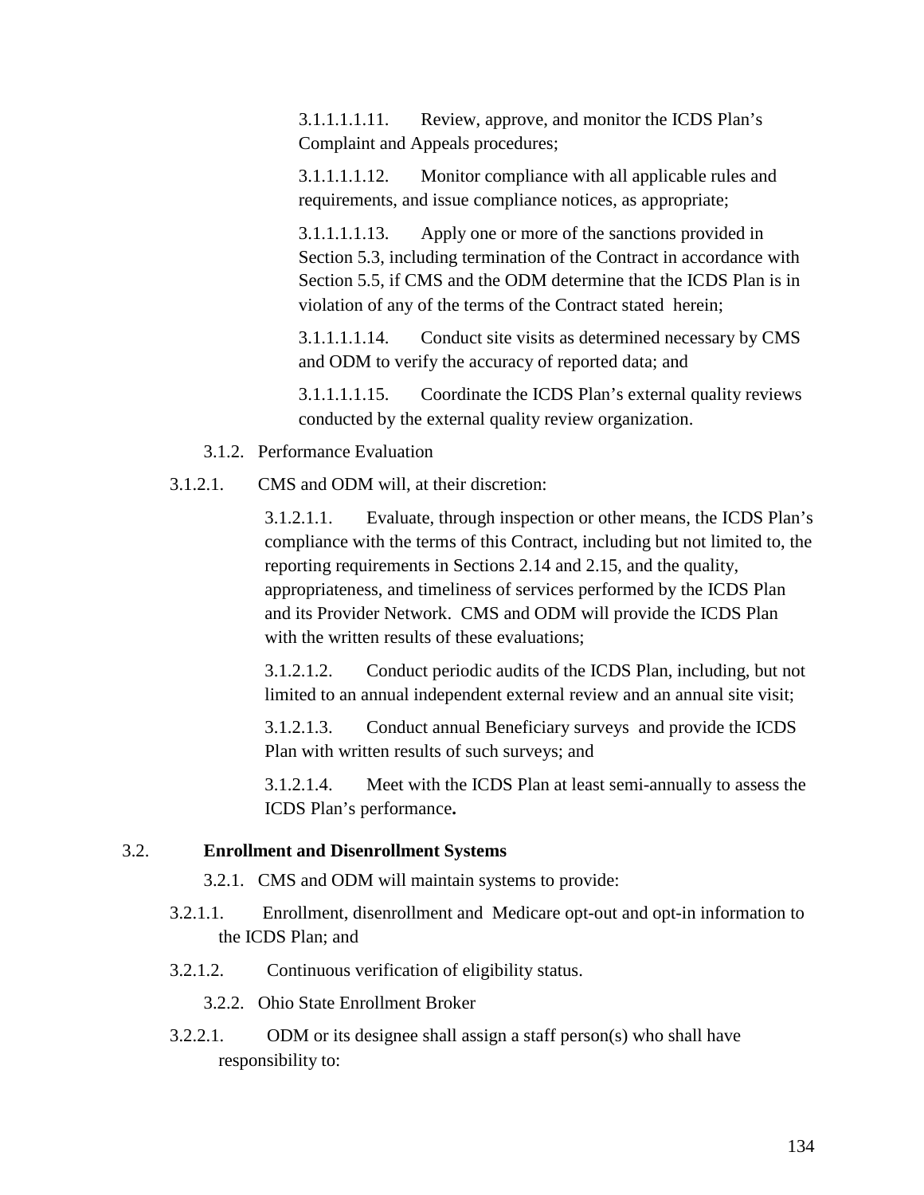3.1.1.1.1.11. Review, approve, and monitor the ICDS Plan's Complaint and Appeals procedures;

3.1.1.1.1.12. Monitor compliance with all applicable rules and requirements, and issue compliance notices, as appropriate;

3.1.1.1.1.13. Apply one or more of the sanctions provided in Section 5.3, including termination of the Contract in accordance with Section 5.5, if CMS and the ODM determine that the ICDS Plan is in violation of any of the terms of the Contract stated herein;

3.1.1.1.1.14. Conduct site visits as determined necessary by CMS and ODM to verify the accuracy of reported data; and

3.1.1.1.1.15. Coordinate the ICDS Plan's external quality reviews conducted by the external quality review organization.

3.1.2. Performance Evaluation

3.1.2.1. CMS and ODM will, at their discretion:

3.1.2.1.1. Evaluate, through inspection or other means, the ICDS Plan's compliance with the terms of this Contract, including but not limited to, the reporting requirements in Sections 2.14 and 2.15, and the quality, appropriateness, and timeliness of services performed by the ICDS Plan and its Provider Network. CMS and ODM will provide the ICDS Plan with the written results of these evaluations;

3.1.2.1.2. Conduct periodic audits of the ICDS Plan, including, but not limited to an annual independent external review and an annual site visit;

3.1.2.1.3. Conduct annual Beneficiary surveys and provide the ICDS Plan with written results of such surveys; and

3.1.2.1.4. Meet with the ICDS Plan at least semi-annually to assess the ICDS Plan's performance**.**

## 3.2. Enrollment and Disenrollment Systems

3.2.1. CMS and ODM will maintain systems to provide:

3.2.1.1. Enrollment, disenrollment and Medicare opt-out and opt-in information to the ICDS Plan; and

3.2.1.2. Continuous verification of eligibility status.

3.2.2. Ohio State Enrollment Broker

3.2.2.1. ODM or its designee shall assign a staff person(s) who shall have responsibility to: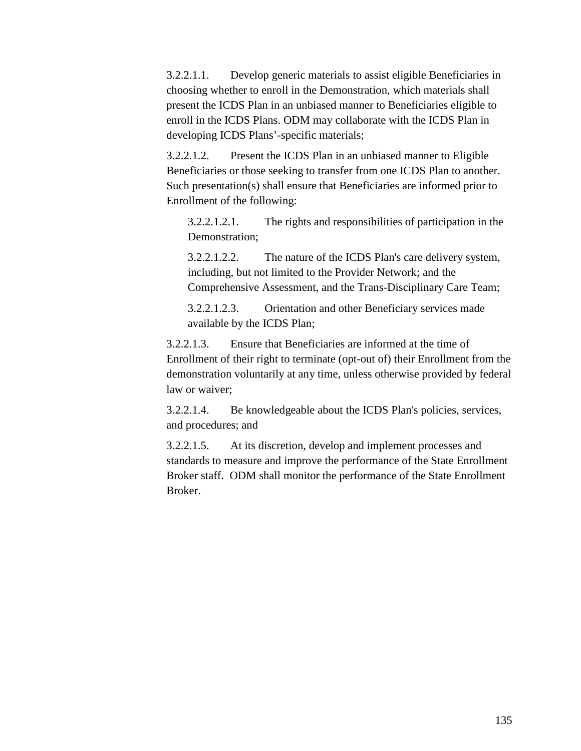3.2.2.1.1. Develop generic materials to assist eligible Beneficiaries in choosing whether to enroll in the Demonstration, which materials shall present the ICDS Plan in an unbiased manner to Beneficiaries eligible to enroll in the ICDS Plans. ODM may collaborate with the ICDS Plan in developing ICDS Plans'-specific materials;

3.2.2.1.2. Present the ICDS Plan in an unbiased manner to Eligible Beneficiaries or those seeking to transfer from one ICDS Plan to another. Such presentation(s) shall ensure that Beneficiaries are informed prior to Enrollment of the following:

> 3.2.2.1.2.1. The rights and responsibilities of participation in the Demonstration;
>
> 3.2.2.1.2.2. The nature of the ICDS Plan's care delivery system, including, but not limited to the Provider Network; and the Comprehensive Assessment, and the Trans-Disciplinary Care Team;
>
> 3.2.2.1.2.3. Orientation and other Beneficiary services made available by the ICDS Plan;

3.2.2.1.3. Ensure that Beneficiaries are informed at the time of Enrollment of their right to terminate (opt-out of) their Enrollment from the demonstration voluntarily at any time, unless otherwise provided by federal law or waiver;

3.2.2.1.4. Be knowledgeable about the ICDS Plan's policies, services, and procedures; and

3.2.2.1.5. At its discretion, develop and implement processes and standards to measure and improve the performance of the State Enrollment Broker staff. ODM shall monitor the performance of the State Enrollment Broker.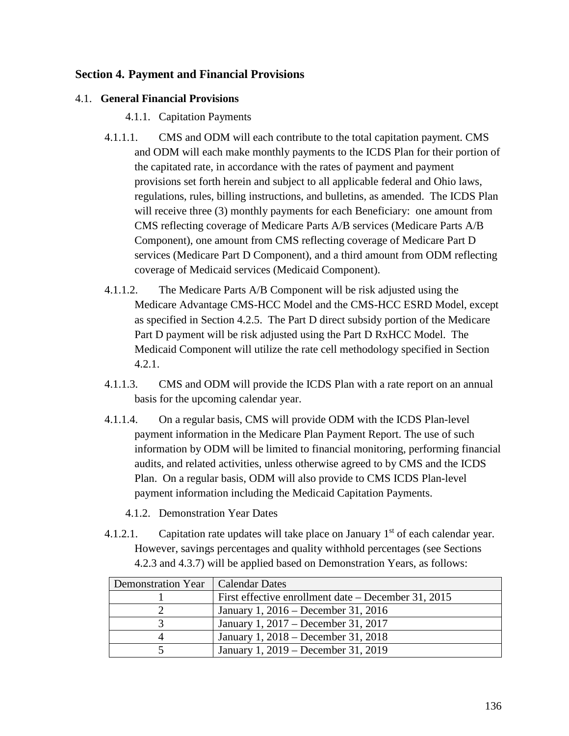## Section 4. Payment and Financial Provisions

### 4.1. General Financial Provisions

#### 4.1.1. Capitation Payments

4.1.1.1. CMS and ODM will each contribute to the total capitation payment. CMS and ODM will each make monthly payments to the ICDS Plan for their portion of the capitated rate, in accordance with the rates of payment and payment provisions set forth herein and subject to all applicable federal and Ohio laws, regulations, rules, billing instructions, and bulletins, as amended. The ICDS Plan will receive three (3) monthly payments for each Beneficiary: one amount from CMS reflecting coverage of Medicare Parts A/B services (Medicare Parts A/B Component), one amount from CMS reflecting coverage of Medicare Part D services (Medicare Part D Component), and a third amount from ODM reflecting coverage of Medicaid services (Medicaid Component).

4.1.1.2. The Medicare Parts A/B Component will be risk adjusted using the Medicare Advantage CMS-HCC Model and the CMS-HCC ESRD Model, except as specified in Section 4.2.5. The Part D direct subsidy portion of the Medicare Part D payment will be risk adjusted using the Part D RxHCC Model. The Medicaid Component will utilize the rate cell methodology specified in Section 4.2.1.

4.1.1.3. CMS and ODM will provide the ICDS Plan with a rate report on an annual basis for the upcoming calendar year.

4.1.1.4. On a regular basis, CMS will provide ODM with the ICDS Plan-level payment information in the Medicare Plan Payment Report. The use of such information by ODM will be limited to financial monitoring, performing financial audits, and related activities, unless otherwise agreed to by CMS and the ICDS Plan. On a regular basis, ODM will also provide to CMS ICDS Plan-level payment information including the Medicaid Capitation Payments.

#### 4.1.2. Demonstration Year Dates

4.1.2.1. Capitation rate updates will take place on January 1st of each calendar year. However, savings percentages and quality withhold percentages (see Sections 4.2.3 and 4.3.7) will be applied based on Demonstration Years, as follows:

| Demonstration Year | Calendar Dates |
|---|---|
| 1 | First effective enrollment date – December 31, 2015 |
| 2 | January 1, 2016 – December 31, 2016 |
| 3 | January 1, 2017 – December 31, 2017 |
| 4 | January 1, 2018 – December 31, 2018 |
| 5 | January 1, 2019 – December 31, 2019 |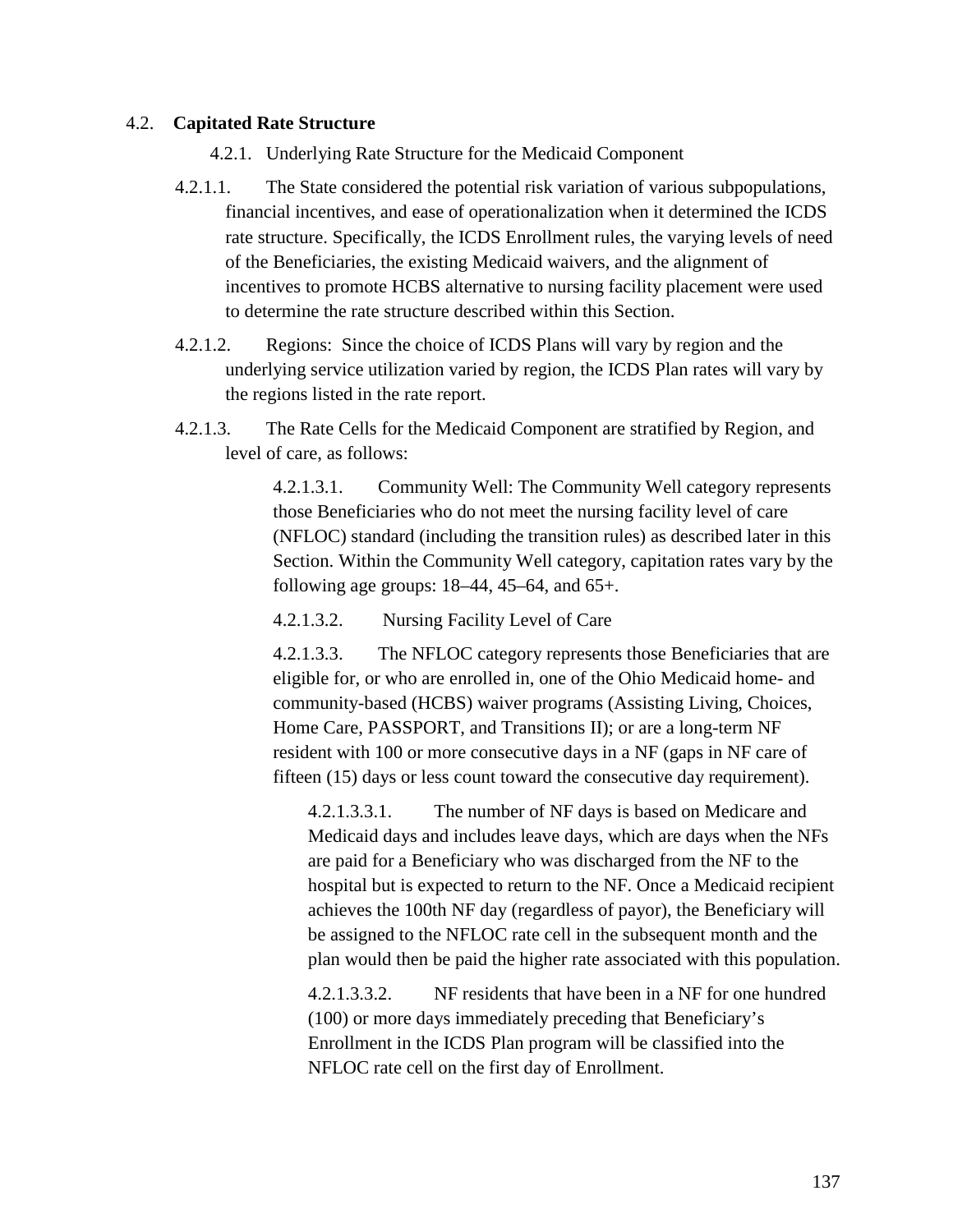## 4.2. **Capitated Rate Structure**

### 4.2.1. Underlying Rate Structure for the Medicaid Component

4.2.1.1. The State considered the potential risk variation of various subpopulations, financial incentives, and ease of operationalization when it determined the ICDS rate structure. Specifically, the ICDS Enrollment rules, the varying levels of need of the Beneficiaries, the existing Medicaid waivers, and the alignment of incentives to promote HCBS alternative to nursing facility placement were used to determine the rate structure described within this Section.

4.2.1.2. Regions: Since the choice of ICDS Plans will vary by region and the underlying service utilization varied by region, the ICDS Plan rates will vary by the regions listed in the rate report.

4.2.1.3. The Rate Cells for the Medicaid Component are stratified by Region, and level of care, as follows:

4.2.1.3.1. Community Well: The Community Well category represents those Beneficiaries who do not meet the nursing facility level of care (NFLOC) standard (including the transition rules) as described later in this Section. Within the Community Well category, capitation rates vary by the following age groups: 18–44, 45–64, and 65+.

4.2.1.3.2. Nursing Facility Level of Care

4.2.1.3.3. The NFLOC category represents those Beneficiaries that are eligible for, or who are enrolled in, one of the Ohio Medicaid home- and community-based (HCBS) waiver programs (Assisting Living, Choices, Home Care, PASSPORT, and Transitions II); or are a long-term NF resident with 100 or more consecutive days in a NF (gaps in NF care of fifteen (15) days or less count toward the consecutive day requirement).

4.2.1.3.3.1. The number of NF days is based on Medicare and Medicaid days and includes leave days, which are days when the NFs are paid for a Beneficiary who was discharged from the NF to the hospital but is expected to return to the NF. Once a Medicaid recipient achieves the 100th NF day (regardless of payor), the Beneficiary will be assigned to the NFLOC rate cell in the subsequent month and the plan would then be paid the higher rate associated with this population.

4.2.1.3.3.2. NF residents that have been in a NF for one hundred (100) or more days immediately preceding that Beneficiary's Enrollment in the ICDS Plan program will be classified into the NFLOC rate cell on the first day of Enrollment.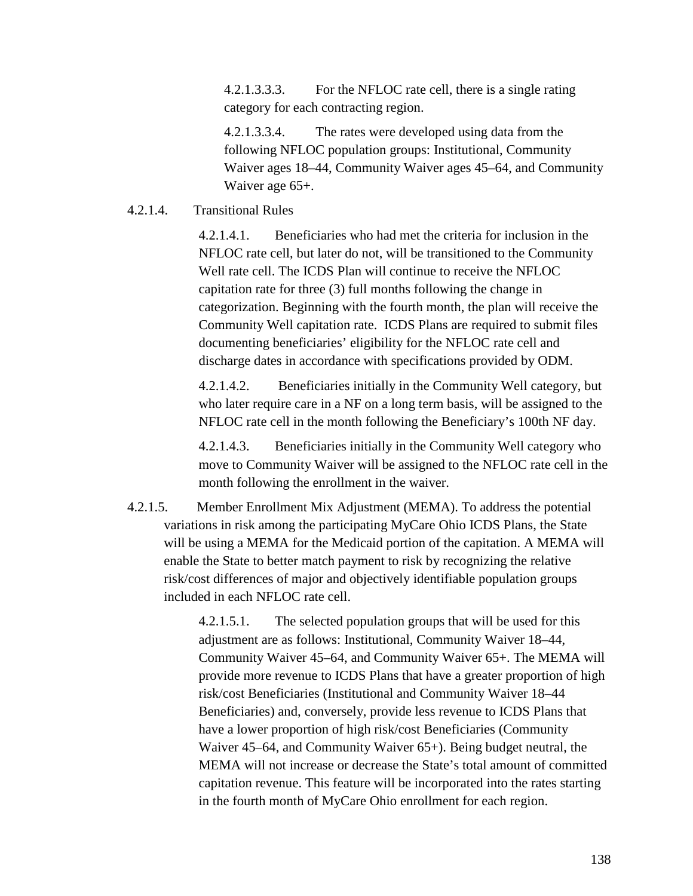4.2.1.3.3.3. For the NFLOC rate cell, there is a single rating category for each contracting region.

4.2.1.3.3.4. The rates were developed using data from the following NFLOC population groups: Institutional, Community Waiver ages 18–44, Community Waiver ages 45–64, and Community Waiver age 65+.

4.2.1.4. Transitional Rules

4.2.1.4.1. Beneficiaries who had met the criteria for inclusion in the NFLOC rate cell, but later do not, will be transitioned to the Community Well rate cell. The ICDS Plan will continue to receive the NFLOC capitation rate for three (3) full months following the change in categorization. Beginning with the fourth month, the plan will receive the Community Well capitation rate. ICDS Plans are required to submit files documenting beneficiaries' eligibility for the NFLOC rate cell and discharge dates in accordance with specifications provided by ODM.

4.2.1.4.2. Beneficiaries initially in the Community Well category, but who later require care in a NF on a long term basis, will be assigned to the NFLOC rate cell in the month following the Beneficiary's 100th NF day.

4.2.1.4.3. Beneficiaries initially in the Community Well category who move to Community Waiver will be assigned to the NFLOC rate cell in the month following the enrollment in the waiver.

4.2.1.5. Member Enrollment Mix Adjustment (MEMA). To address the potential variations in risk among the participating MyCare Ohio ICDS Plans, the State will be using a MEMA for the Medicaid portion of the capitation. A MEMA will enable the State to better match payment to risk by recognizing the relative risk/cost differences of major and objectively identifiable population groups included in each NFLOC rate cell.

4.2.1.5.1. The selected population groups that will be used for this adjustment are as follows: Institutional, Community Waiver 18–44, Community Waiver 45–64, and Community Waiver 65+. The MEMA will provide more revenue to ICDS Plans that have a greater proportion of high risk/cost Beneficiaries (Institutional and Community Waiver 18–44 Beneficiaries) and, conversely, provide less revenue to ICDS Plans that have a lower proportion of high risk/cost Beneficiaries (Community Waiver 45–64, and Community Waiver 65+). Being budget neutral, the MEMA will not increase or decrease the State's total amount of committed capitation revenue. This feature will be incorporated into the rates starting in the fourth month of MyCare Ohio enrollment for each region.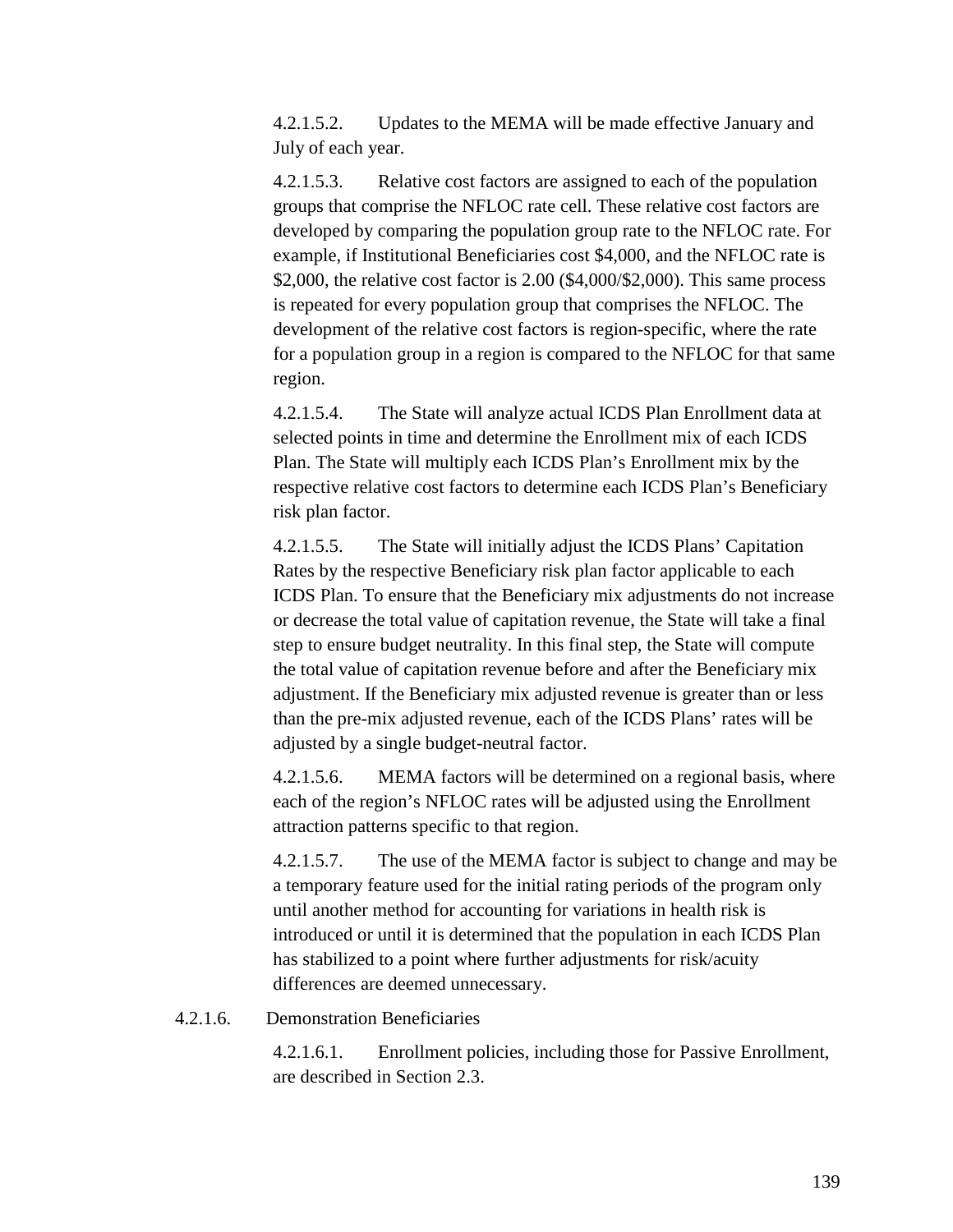4.2.1.5.2. Updates to the MEMA will be made effective January and July of each year.

4.2.1.5.3. Relative cost factors are assigned to each of the population groups that comprise the NFLOC rate cell. These relative cost factors are developed by comparing the population group rate to the NFLOC rate. For example, if Institutional Beneficiaries cost $4,000, and the NFLOC rate is $2,000, the relative cost factor is 2.00 ($4,000/$2,000). This same process is repeated for every population group that comprises the NFLOC. The development of the relative cost factors is region-specific, where the rate for a population group in a region is compared to the NFLOC for that same region.

4.2.1.5.4. The State will analyze actual ICDS Plan Enrollment data at selected points in time and determine the Enrollment mix of each ICDS Plan. The State will multiply each ICDS Plan's Enrollment mix by the respective relative cost factors to determine each ICDS Plan's Beneficiary risk plan factor.

4.2.1.5.5. The State will initially adjust the ICDS Plans' Capitation Rates by the respective Beneficiary risk plan factor applicable to each ICDS Plan. To ensure that the Beneficiary mix adjustments do not increase or decrease the total value of capitation revenue, the State will take a final step to ensure budget neutrality. In this final step, the State will compute the total value of capitation revenue before and after the Beneficiary mix adjustment. If the Beneficiary mix adjusted revenue is greater than or less than the pre-mix adjusted revenue, each of the ICDS Plans' rates will be adjusted by a single budget-neutral factor.

4.2.1.5.6. MEMA factors will be determined on a regional basis, where each of the region's NFLOC rates will be adjusted using the Enrollment attraction patterns specific to that region.

4.2.1.5.7. The use of the MEMA factor is subject to change and may be a temporary feature used for the initial rating periods of the program only until another method for accounting for variations in health risk is introduced or until it is determined that the population in each ICDS Plan has stabilized to a point where further adjustments for risk/acuity differences are deemed unnecessary.

4.2.1.6. Demonstration Beneficiaries

4.2.1.6.1. Enrollment policies, including those for Passive Enrollment, are described in Section 2.3.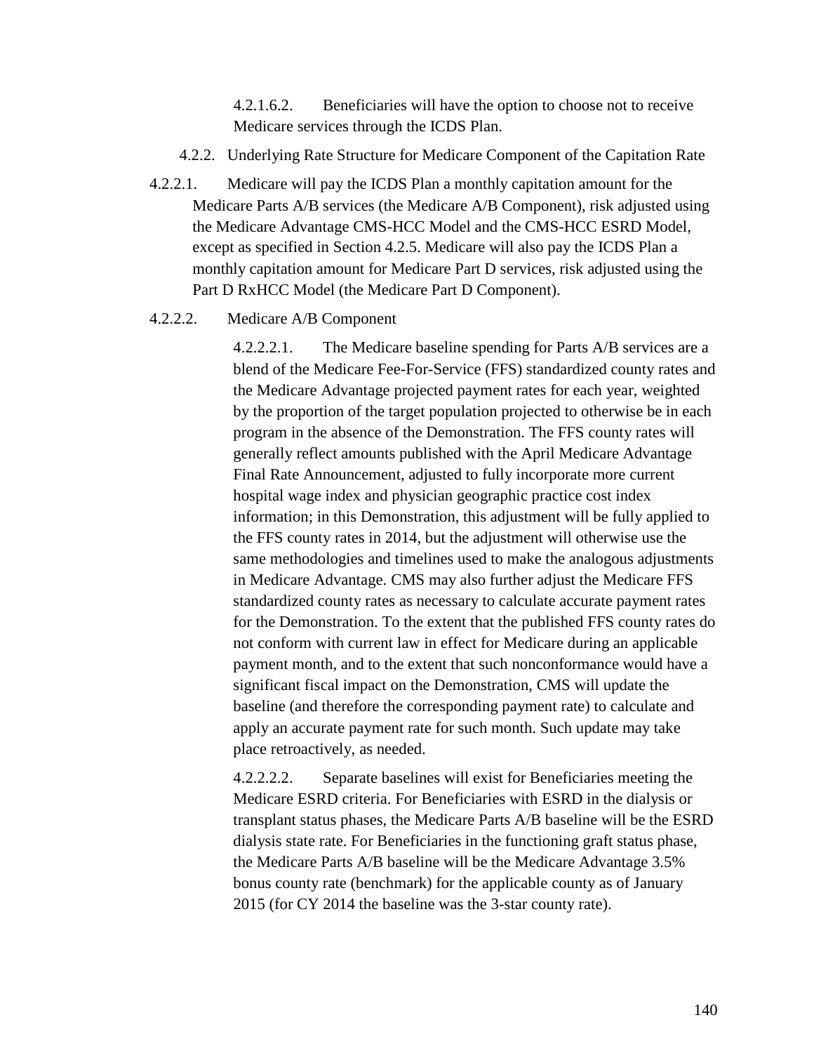4.2.1.6.2. Beneficiaries will have the option to choose not to receive Medicare services through the ICDS Plan.

4.2.2. Underlying Rate Structure for Medicare Component of the Capitation Rate

4.2.2.1. Medicare will pay the ICDS Plan a monthly capitation amount for the Medicare Parts A/B services (the Medicare A/B Component), risk adjusted using the Medicare Advantage CMS-HCC Model and the CMS-HCC ESRD Model, except as specified in Section 4.2.5. Medicare will also pay the ICDS Plan a monthly capitation amount for Medicare Part D services, risk adjusted using the Part D RxHCC Model (the Medicare Part D Component).

4.2.2.2. Medicare A/B Component

4.2.2.2.1. The Medicare baseline spending for Parts A/B services are a blend of the Medicare Fee-For-Service (FFS) standardized county rates and the Medicare Advantage projected payment rates for each year, weighted by the proportion of the target population projected to otherwise be in each program in the absence of the Demonstration. The FFS county rates will generally reflect amounts published with the April Medicare Advantage Final Rate Announcement, adjusted to fully incorporate more current hospital wage index and physician geographic practice cost index information; in this Demonstration, this adjustment will be fully applied to the FFS county rates in 2014, but the adjustment will otherwise use the same methodologies and timelines used to make the analogous adjustments in Medicare Advantage. CMS may also further adjust the Medicare FFS standardized county rates as necessary to calculate accurate payment rates for the Demonstration. To the extent that the published FFS county rates do not conform with current law in effect for Medicare during an applicable payment month, and to the extent that such nonconformance would have a significant fiscal impact on the Demonstration, CMS will update the baseline (and therefore the corresponding payment rate) to calculate and apply an accurate payment rate for such month. Such update may take place retroactively, as needed.

4.2.2.2.2. Separate baselines will exist for Beneficiaries meeting the Medicare ESRD criteria. For Beneficiaries with ESRD in the dialysis or transplant status phases, the Medicare Parts A/B baseline will be the ESRD dialysis state rate. For Beneficiaries in the functioning graft status phase, the Medicare Parts A/B baseline will be the Medicare Advantage 3.5% bonus county rate (benchmark) for the applicable county as of January 2015 (for CY 2014 the baseline was the 3-star county rate).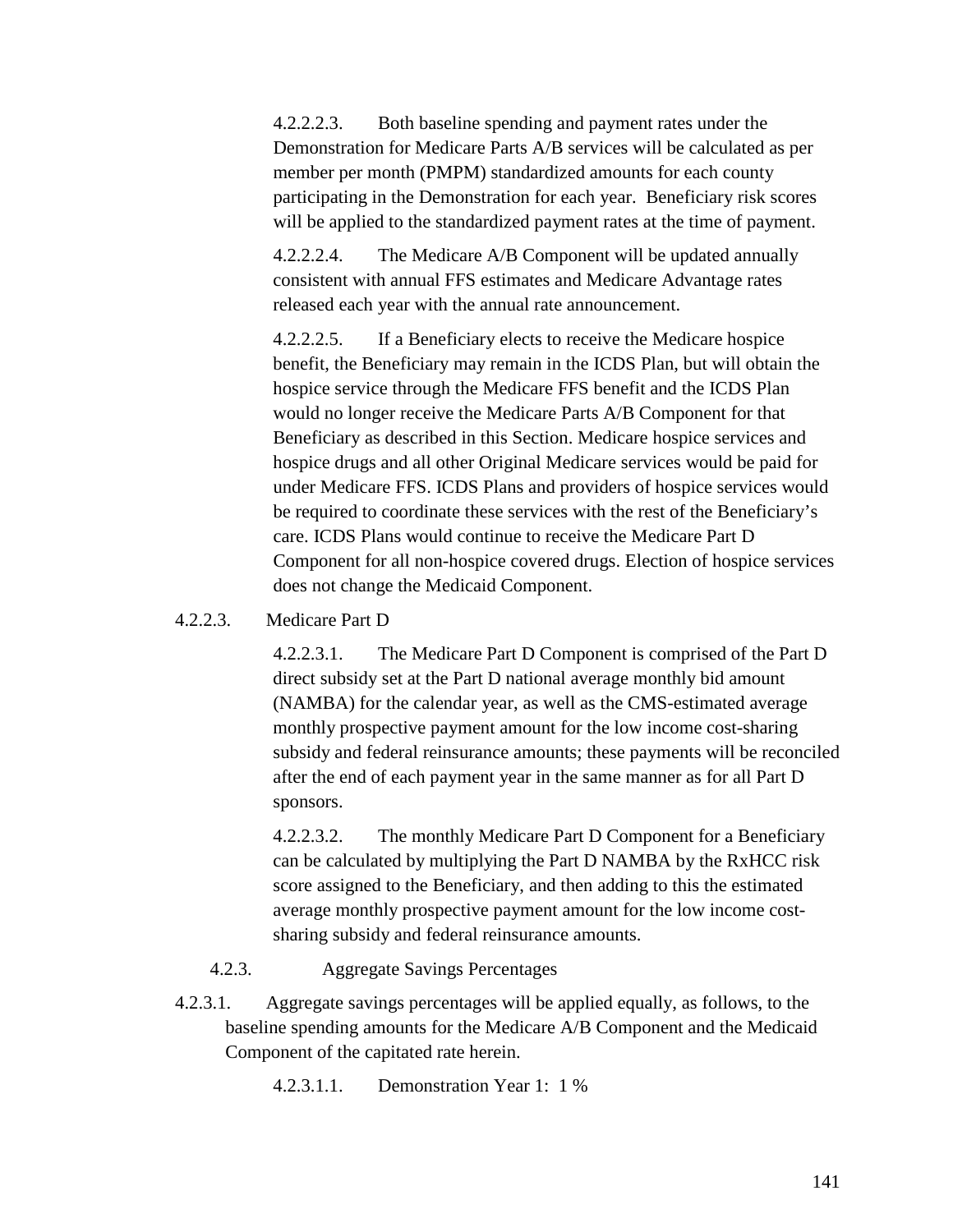4.2.2.2.3. Both baseline spending and payment rates under the Demonstration for Medicare Parts A/B services will be calculated as per member per month (PMPM) standardized amounts for each county participating in the Demonstration for each year. Beneficiary risk scores will be applied to the standardized payment rates at the time of payment.

4.2.2.2.4. The Medicare A/B Component will be updated annually consistent with annual FFS estimates and Medicare Advantage rates released each year with the annual rate announcement.

4.2.2.2.5. If a Beneficiary elects to receive the Medicare hospice benefit, the Beneficiary may remain in the ICDS Plan, but will obtain the hospice service through the Medicare FFS benefit and the ICDS Plan would no longer receive the Medicare Parts A/B Component for that Beneficiary as described in this Section. Medicare hospice services and hospice drugs and all other Original Medicare services would be paid for under Medicare FFS. ICDS Plans and providers of hospice services would be required to coordinate these services with the rest of the Beneficiary's care. ICDS Plans would continue to receive the Medicare Part D Component for all non-hospice covered drugs. Election of hospice services does not change the Medicaid Component.

4.2.2.3. Medicare Part D

4.2.2.3.1. The Medicare Part D Component is comprised of the Part D direct subsidy set at the Part D national average monthly bid amount (NAMBA) for the calendar year, as well as the CMS-estimated average monthly prospective payment amount for the low income cost-sharing subsidy and federal reinsurance amounts; these payments will be reconciled after the end of each payment year in the same manner as for all Part D sponsors.

4.2.2.3.2. The monthly Medicare Part D Component for a Beneficiary can be calculated by multiplying the Part D NAMBA by the RxHCC risk score assigned to the Beneficiary, and then adding to this the estimated average monthly prospective payment amount for the low income cost-sharing subsidy and federal reinsurance amounts.

4.2.3. Aggregate Savings Percentages

4.2.3.1. Aggregate savings percentages will be applied equally, as follows, to the baseline spending amounts for the Medicare A/B Component and the Medicaid Component of the capitated rate herein.

4.2.3.1.1. Demonstration Year 1: 1 %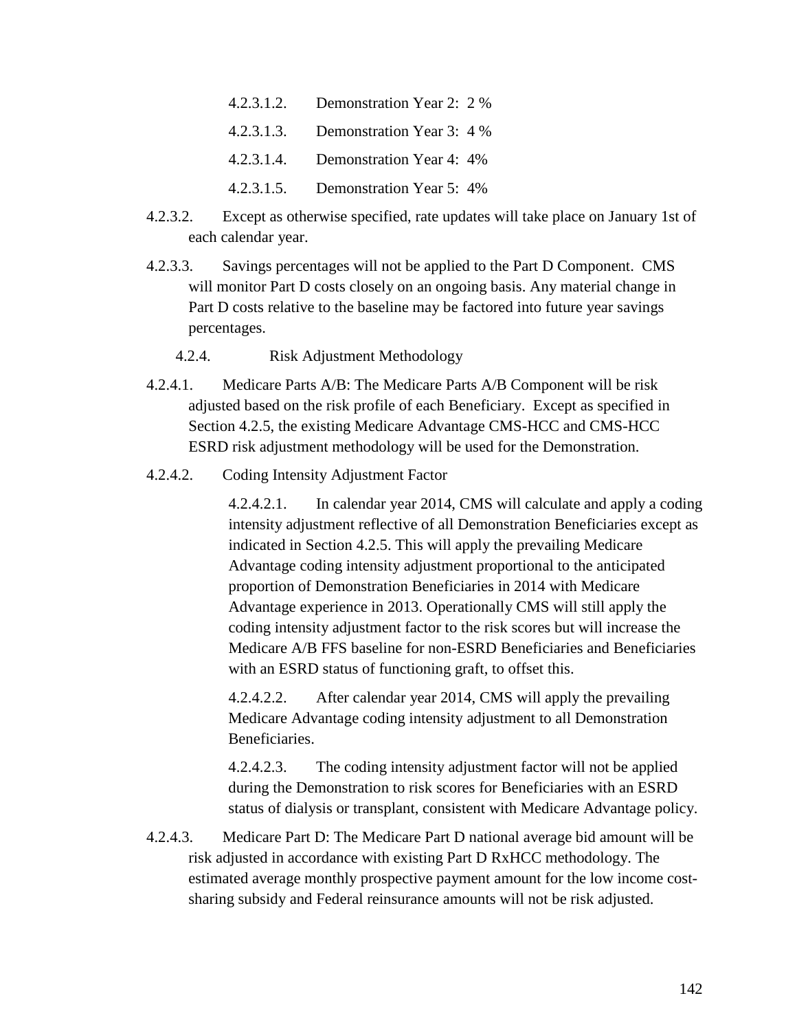4.2.3.1.2. Demonstration Year 2: 2 %

4.2.3.1.3. Demonstration Year 3: 4 %

4.2.3.1.4. Demonstration Year 4: 4%

4.2.3.1.5. Demonstration Year 5: 4%

4.2.3.2. Except as otherwise specified, rate updates will take place on January 1st of each calendar year.

4.2.3.3. Savings percentages will not be applied to the Part D Component. CMS will monitor Part D costs closely on an ongoing basis. Any material change in Part D costs relative to the baseline may be factored into future year savings percentages.

4.2.4. Risk Adjustment Methodology

4.2.4.1. Medicare Parts A/B: The Medicare Parts A/B Component will be risk adjusted based on the risk profile of each Beneficiary. Except as specified in Section 4.2.5, the existing Medicare Advantage CMS-HCC and CMS-HCC ESRD risk adjustment methodology will be used for the Demonstration.

4.2.4.2. Coding Intensity Adjustment Factor

4.2.4.2.1. In calendar year 2014, CMS will calculate and apply a coding intensity adjustment reflective of all Demonstration Beneficiaries except as indicated in Section 4.2.5. This will apply the prevailing Medicare Advantage coding intensity adjustment proportional to the anticipated proportion of Demonstration Beneficiaries in 2014 with Medicare Advantage experience in 2013. Operationally CMS will still apply the coding intensity adjustment factor to the risk scores but will increase the Medicare A/B FFS baseline for non-ESRD Beneficiaries and Beneficiaries with an ESRD status of functioning graft, to offset this.

4.2.4.2.2. After calendar year 2014, CMS will apply the prevailing Medicare Advantage coding intensity adjustment to all Demonstration Beneficiaries.

4.2.4.2.3. The coding intensity adjustment factor will not be applied during the Demonstration to risk scores for Beneficiaries with an ESRD status of dialysis or transplant, consistent with Medicare Advantage policy.

4.2.4.3. Medicare Part D: The Medicare Part D national average bid amount will be risk adjusted in accordance with existing Part D RxHCC methodology. The estimated average monthly prospective payment amount for the low income cost-sharing subsidy and Federal reinsurance amounts will not be risk adjusted.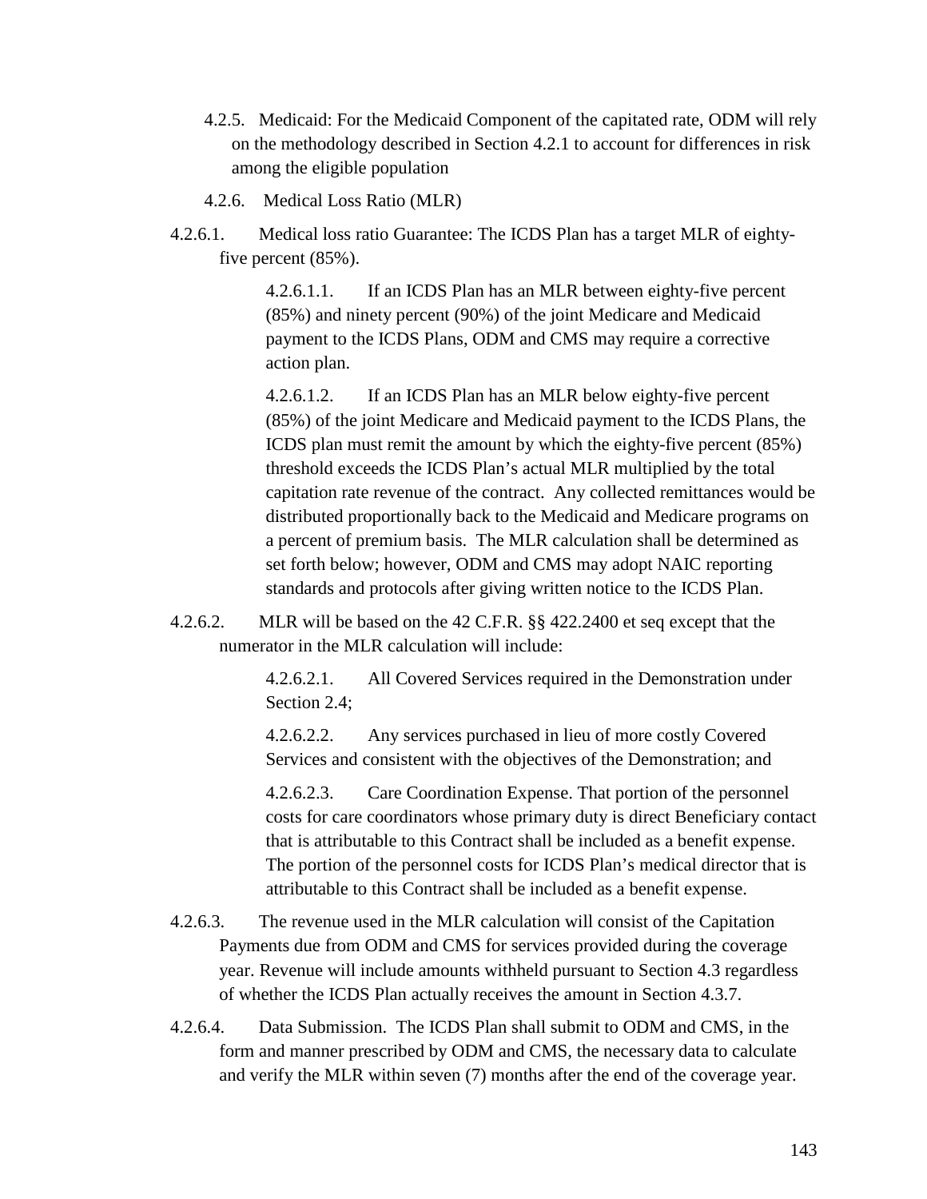4.2.5. Medicaid: For the Medicaid Component of the capitated rate, ODM will rely on the methodology described in Section 4.2.1 to account for differences in risk among the eligible population

4.2.6. Medical Loss Ratio (MLR)

4.2.6.1. Medical loss ratio Guarantee: The ICDS Plan has a target MLR of eighty-five percent (85%).

4.2.6.1.1. If an ICDS Plan has an MLR between eighty-five percent (85%) and ninety percent (90%) of the joint Medicare and Medicaid payment to the ICDS Plans, ODM and CMS may require a corrective action plan.

4.2.6.1.2. If an ICDS Plan has an MLR below eighty-five percent (85%) of the joint Medicare and Medicaid payment to the ICDS Plans, the ICDS plan must remit the amount by which the eighty-five percent (85%) threshold exceeds the ICDS Plan's actual MLR multiplied by the total capitation rate revenue of the contract. Any collected remittances would be distributed proportionally back to the Medicaid and Medicare programs on a percent of premium basis. The MLR calculation shall be determined as set forth below; however, ODM and CMS may adopt NAIC reporting standards and protocols after giving written notice to the ICDS Plan.

4.2.6.2. MLR will be based on the 42 C.F.R. §§ 422.2400 et seq except that the numerator in the MLR calculation will include:

4.2.6.2.1. All Covered Services required in the Demonstration under Section 2.4;

4.2.6.2.2. Any services purchased in lieu of more costly Covered Services and consistent with the objectives of the Demonstration; and

4.2.6.2.3. Care Coordination Expense. That portion of the personnel costs for care coordinators whose primary duty is direct Beneficiary contact that is attributable to this Contract shall be included as a benefit expense. The portion of the personnel costs for ICDS Plan's medical director that is attributable to this Contract shall be included as a benefit expense.

4.2.6.3. The revenue used in the MLR calculation will consist of the Capitation Payments due from ODM and CMS for services provided during the coverage year. Revenue will include amounts withheld pursuant to Section 4.3 regardless of whether the ICDS Plan actually receives the amount in Section 4.3.7.

4.2.6.4. Data Submission. The ICDS Plan shall submit to ODM and CMS, in the form and manner prescribed by ODM and CMS, the necessary data to calculate and verify the MLR within seven (7) months after the end of the coverage year.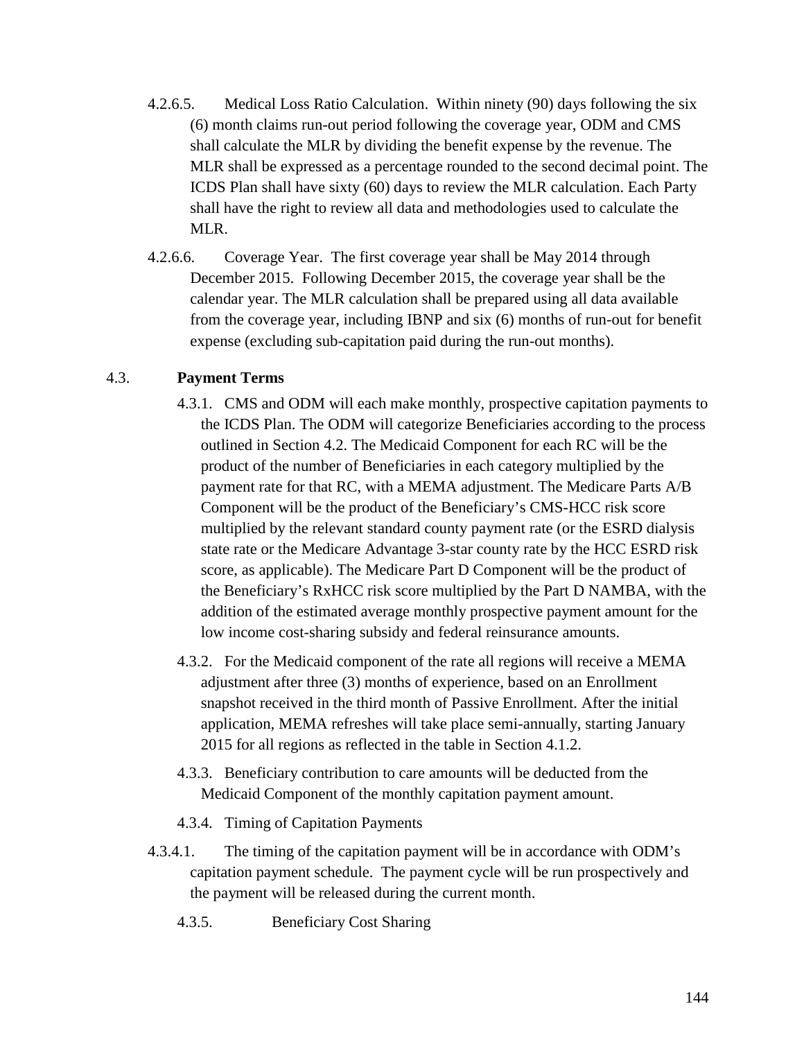4.2.6.5. Medical Loss Ratio Calculation. Within ninety (90) days following the six (6) month claims run-out period following the coverage year, ODM and CMS shall calculate the MLR by dividing the benefit expense by the revenue. The MLR shall be expressed as a percentage rounded to the second decimal point. The ICDS Plan shall have sixty (60) days to review the MLR calculation. Each Party shall have the right to review all data and methodologies used to calculate the MLR.

4.2.6.6. Coverage Year. The first coverage year shall be May 2014 through December 2015. Following December 2015, the coverage year shall be the calendar year. The MLR calculation shall be prepared using all data available from the coverage year, including IBNP and six (6) months of run-out for benefit expense (excluding sub-capitation paid during the run-out months).

## 4.3. Payment Terms

4.3.1. CMS and ODM will each make monthly, prospective capitation payments to the ICDS Plan. The ODM will categorize Beneficiaries according to the process outlined in Section 4.2. The Medicaid Component for each RC will be the product of the number of Beneficiaries in each category multiplied by the payment rate for that RC, with a MEMA adjustment. The Medicare Parts A/B Component will be the product of the Beneficiary's CMS-HCC risk score multiplied by the relevant standard county payment rate (or the ESRD dialysis state rate or the Medicare Advantage 3-star county rate by the HCC ESRD risk score, as applicable). The Medicare Part D Component will be the product of the Beneficiary's RxHCC risk score multiplied by the Part D NAMBA, with the addition of the estimated average monthly prospective payment amount for the low income cost-sharing subsidy and federal reinsurance amounts.

4.3.2. For the Medicaid component of the rate all regions will receive a MEMA adjustment after three (3) months of experience, based on an Enrollment snapshot received in the third month of Passive Enrollment. After the initial application, MEMA refreshes will take place semi-annually, starting January 2015 for all regions as reflected in the table in Section 4.1.2.

4.3.3. Beneficiary contribution to care amounts will be deducted from the Medicaid Component of the monthly capitation payment amount.

4.3.4. Timing of Capitation Payments

4.3.4.1. The timing of the capitation payment will be in accordance with ODM's capitation payment schedule. The payment cycle will be run prospectively and the payment will be released during the current month.

4.3.5. Beneficiary Cost Sharing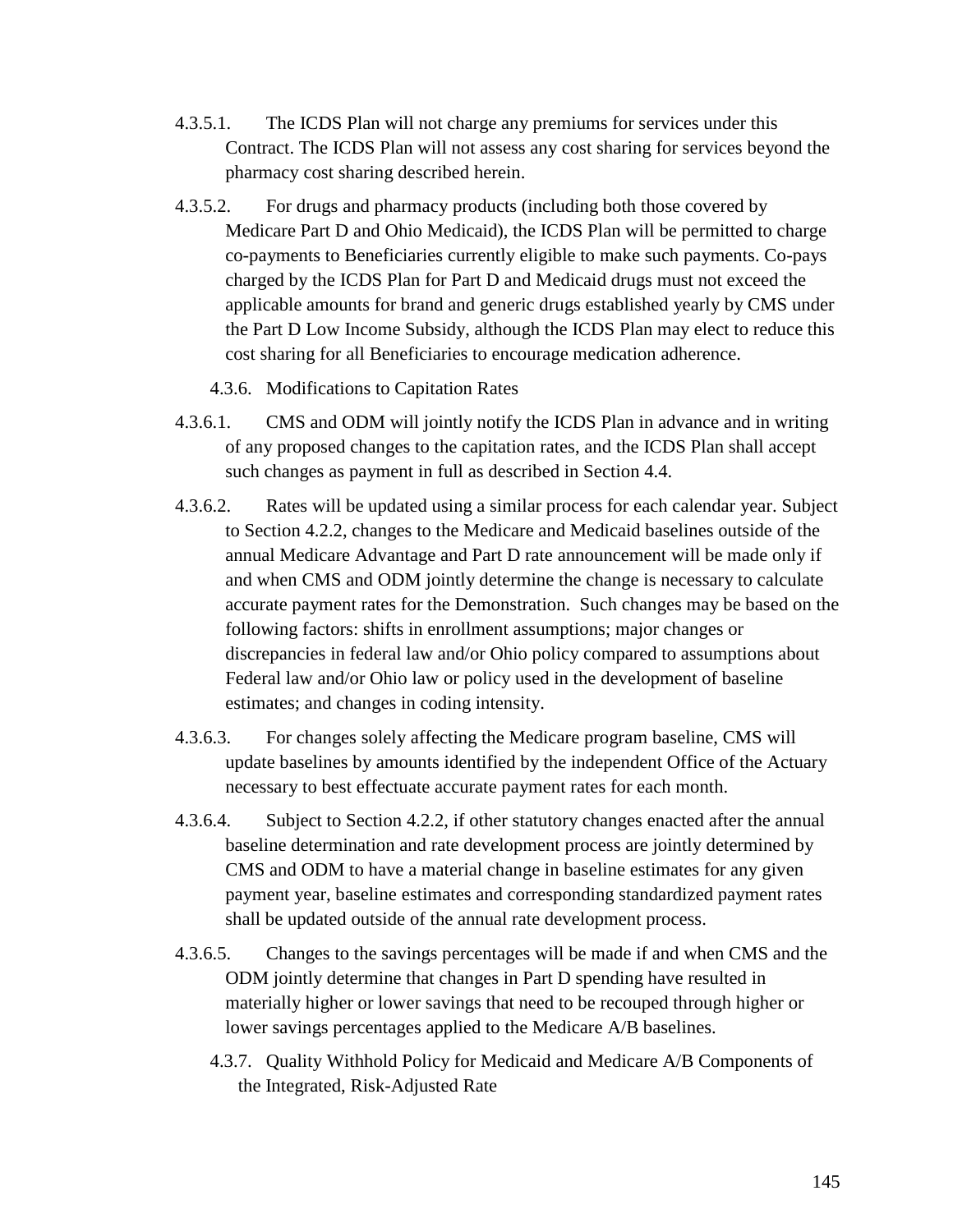4.3.5.1. The ICDS Plan will not charge any premiums for services under this Contract. The ICDS Plan will not assess any cost sharing for services beyond the pharmacy cost sharing described herein.

4.3.5.2. For drugs and pharmacy products (including both those covered by Medicare Part D and Ohio Medicaid), the ICDS Plan will be permitted to charge co-payments to Beneficiaries currently eligible to make such payments. Co-pays charged by the ICDS Plan for Part D and Medicaid drugs must not exceed the applicable amounts for brand and generic drugs established yearly by CMS under the Part D Low Income Subsidy, although the ICDS Plan may elect to reduce this cost sharing for all Beneficiaries to encourage medication adherence.

#### 4.3.6. Modifications to Capitation Rates

4.3.6.1. CMS and ODM will jointly notify the ICDS Plan in advance and in writing of any proposed changes to the capitation rates, and the ICDS Plan shall accept such changes as payment in full as described in Section 4.4.

4.3.6.2. Rates will be updated using a similar process for each calendar year. Subject to Section 4.2.2, changes to the Medicare and Medicaid baselines outside of the annual Medicare Advantage and Part D rate announcement will be made only if and when CMS and ODM jointly determine the change is necessary to calculate accurate payment rates for the Demonstration. Such changes may be based on the following factors: shifts in enrollment assumptions; major changes or discrepancies in federal law and/or Ohio policy compared to assumptions about Federal law and/or Ohio law or policy used in the development of baseline estimates; and changes in coding intensity.

4.3.6.3. For changes solely affecting the Medicare program baseline, CMS will update baselines by amounts identified by the independent Office of the Actuary necessary to best effectuate accurate payment rates for each month.

4.3.6.4. Subject to Section 4.2.2, if other statutory changes enacted after the annual baseline determination and rate development process are jointly determined by CMS and ODM to have a material change in baseline estimates for any given payment year, baseline estimates and corresponding standardized payment rates shall be updated outside of the annual rate development process.

4.3.6.5. Changes to the savings percentages will be made if and when CMS and the ODM jointly determine that changes in Part D spending have resulted in materially higher or lower savings that need to be recouped through higher or lower savings percentages applied to the Medicare A/B baselines.

#### 4.3.7. Quality Withhold Policy for Medicaid and Medicare A/B Components of the Integrated, Risk-Adjusted Rate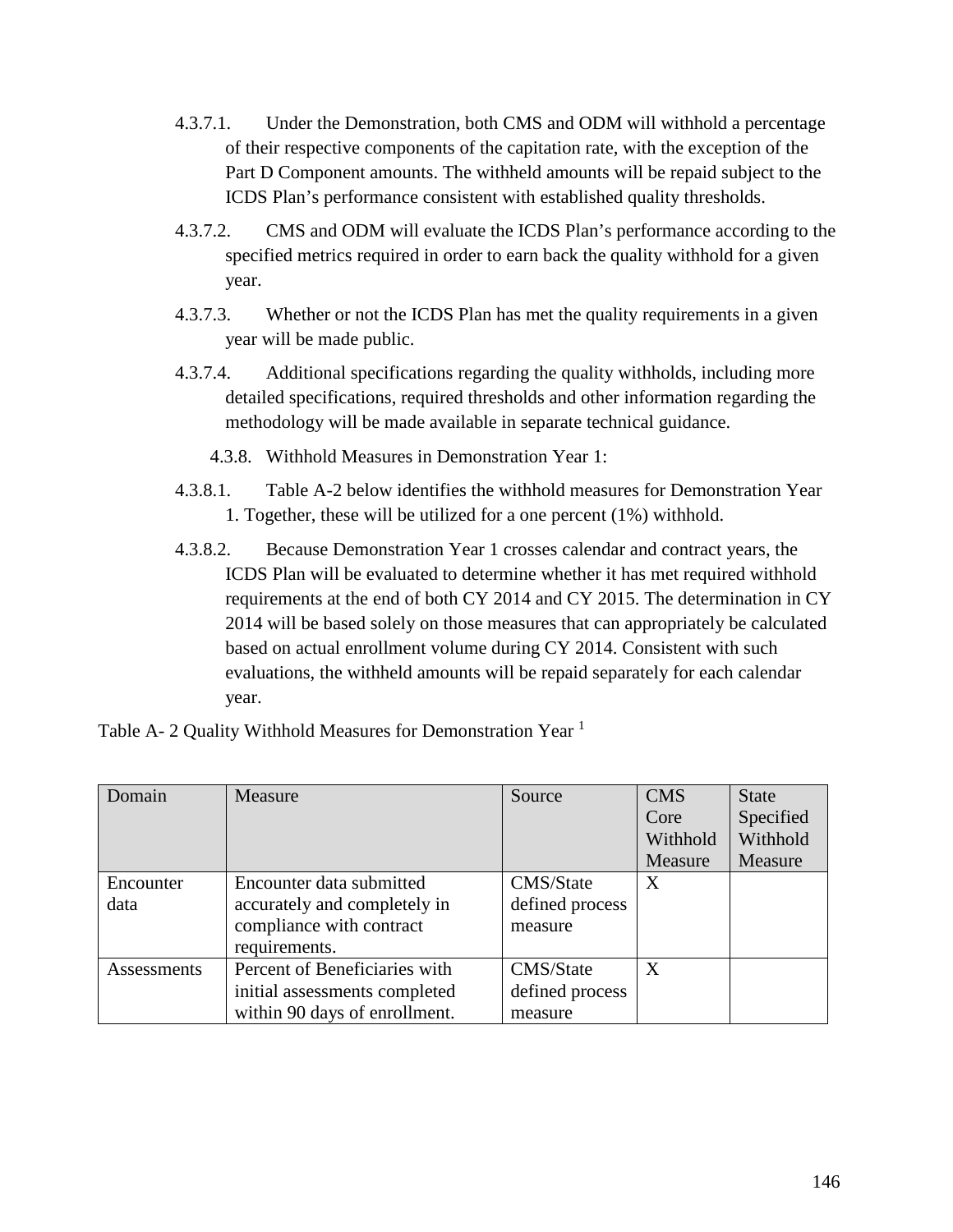4.3.7.1. Under the Demonstration, both CMS and ODM will withhold a percentage of their respective components of the capitation rate, with the exception of the Part D Component amounts. The withheld amounts will be repaid subject to the ICDS Plan's performance consistent with established quality thresholds.

4.3.7.2. CMS and ODM will evaluate the ICDS Plan's performance according to the specified metrics required in order to earn back the quality withhold for a given year.

4.3.7.3. Whether or not the ICDS Plan has met the quality requirements in a given year will be made public.

4.3.7.4. Additional specifications regarding the quality withholds, including more detailed specifications, required thresholds and other information regarding the methodology will be made available in separate technical guidance.

4.3.8. Withhold Measures in Demonstration Year 1:

4.3.8.1. Table A-2 below identifies the withhold measures for Demonstration Year 1. Together, these will be utilized for a one percent (1%) withhold.

4.3.8.2. Because Demonstration Year 1 crosses calendar and contract years, the ICDS Plan will be evaluated to determine whether it has met required withhold requirements at the end of both CY 2014 and CY 2015. The determination in CY 2014 will be based solely on those measures that can appropriately be calculated based on actual enrollment volume during CY 2014. Consistent with such evaluations, the withheld amounts will be repaid separately for each calendar year.

Table A- 2 Quality Withhold Measures for Demonstration Year 1

| Domain | Measure | Source | CMS Core Withhold Measure | State Specified Withhold Measure |
|---|---|---|---|---|
| Encounter data | Encounter data submitted accurately and completely in compliance with contract requirements. | CMS/State defined process measure | X | |
| Assessments | Percent of Beneficiaries with initial assessments completed within 90 days of enrollment. | CMS/State defined process measure | X | |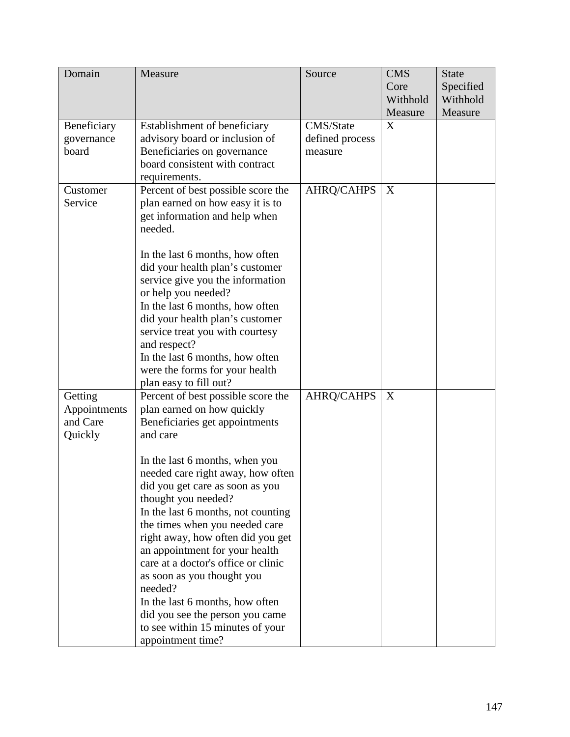| Domain | Measure | Source | CMS Core Withhold Measure | State Specified Withhold Measure |
|---|---|---|---|---|
| Beneficiary governance board | Establishment of beneficiary advisory board or inclusion of Beneficiaries on governance board consistent with contract requirements. | CMS/State defined process measure | X | |
| Customer Service | Percent of best possible score the plan earned on how easy it is to get information and help when needed.<br><br>In the last 6 months, how often did your health plan's customer service give you the information or help you needed?<br>In the last 6 months, how often did your health plan's customer service treat you with courtesy and respect?<br>In the last 6 months, how often were the forms for your health plan easy to fill out? | AHRQ/CAHPS | X | |
| Getting Appointments and Care Quickly | Percent of best possible score the plan earned on how quickly Beneficiaries get appointments and care<br><br>In the last 6 months, when you needed care right away, how often did you get care as soon as you thought you needed?<br>In the last 6 months, not counting the times when you needed care right away, how often did you get an appointment for your health care at a doctor's office or clinic as soon as you thought you needed?<br>In the last 6 months, how often did you see the person you came to see within 15 minutes of your appointment time? | AHRQ/CAHPS | X | |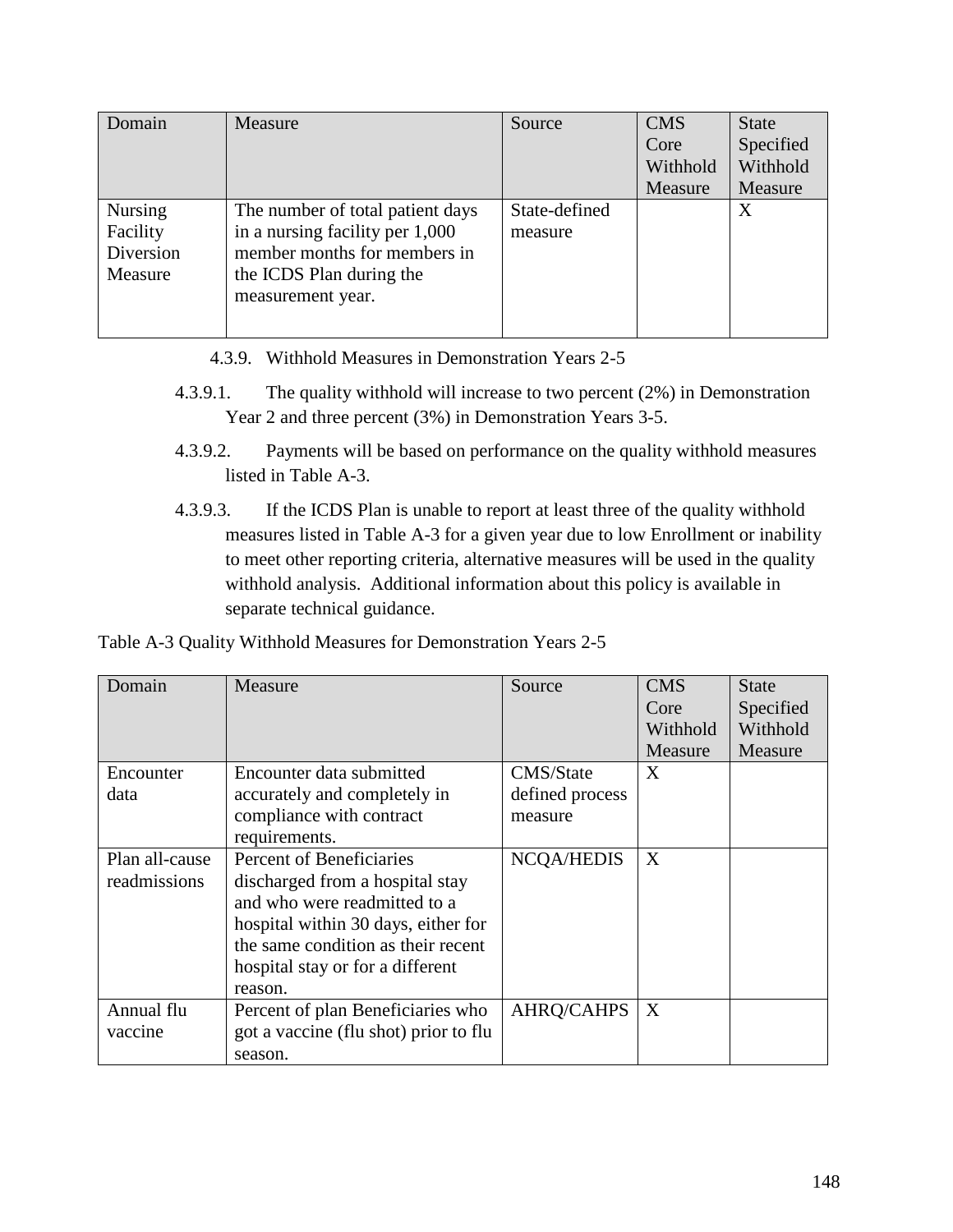| Domain | Measure | Source | CMS Core Withhold Measure | State Specified Withhold Measure |
|---|---|---|---|---|
| Nursing Facility Diversion Measure | The number of total patient days in a nursing facility per 1,000 member months for members in the ICDS Plan during the measurement year. | State-defined measure | | X |

4.3.9. Withhold Measures in Demonstration Years 2-5

4.3.9.1. The quality withhold will increase to two percent (2%) in Demonstration Year 2 and three percent (3%) in Demonstration Years 3-5.

4.3.9.2. Payments will be based on performance on the quality withhold measures listed in Table A-3.

4.3.9.3. If the ICDS Plan is unable to report at least three of the quality withhold measures listed in Table A-3 for a given year due to low Enrollment or inability to meet other reporting criteria, alternative measures will be used in the quality withhold analysis. Additional information about this policy is available in separate technical guidance.

Table A-3 Quality Withhold Measures for Demonstration Years 2-5

| Domain | Measure | Source | CMS Core Withhold Measure | State Specified Withhold Measure |
|---|---|---|---|---|
| Encounter data | Encounter data submitted accurately and completely in compliance with contract requirements. | CMS/State defined process measure | X | |
| Plan all-cause readmissions | Percent of Beneficiaries discharged from a hospital stay and who were readmitted to a hospital within 30 days, either for the same condition as their recent hospital stay or for a different reason. | NCQA/HEDIS | X | |
| Annual flu vaccine | Percent of plan Beneficiaries who got a vaccine (flu shot) prior to flu season. | AHRQ/CAHPS | X | |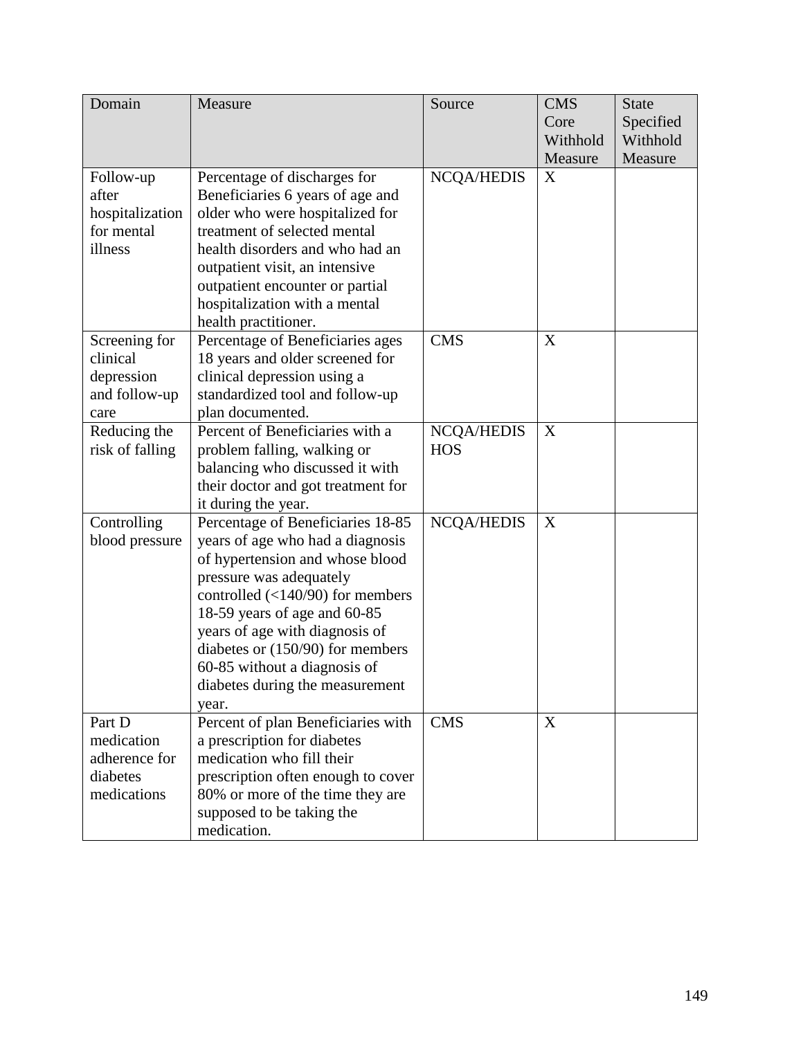| Domain | Measure | Source | CMS Core Withhold Measure | State Specified Withhold Measure |
|---|---|---|---|---|
| Follow-up after hospitalization for mental illness | Percentage of discharges for Beneficiaries 6 years of age and older who were hospitalized for treatment of selected mental health disorders and who had an outpatient visit, an intensive outpatient encounter or partial hospitalization with a mental health practitioner. | NCQA/HEDIS | X | |
| Screening for clinical depression and follow-up care | Percentage of Beneficiaries ages 18 years and older screened for clinical depression using a standardized tool and follow-up plan documented. | CMS | X | |
| Reducing the risk of falling | Percent of Beneficiaries with a problem falling, walking or balancing who discussed it with their doctor and got treatment for it during the year. | NCQA/HEDIS HOS | X | |
| Controlling blood pressure | Percentage of Beneficiaries 18-85 years of age who had a diagnosis of hypertension and whose blood pressure was adequately controlled (<140/90) for members 18-59 years of age and 60-85 years of age with diagnosis of diabetes or (150/90) for members 60-85 without a diagnosis of diabetes during the measurement year. | NCQA/HEDIS | X | |
| Part D medication adherence for diabetes medications | Percent of plan Beneficiaries with a prescription for diabetes medication who fill their prescription often enough to cover 80% or more of the time they are supposed to be taking the medication. | CMS | X | |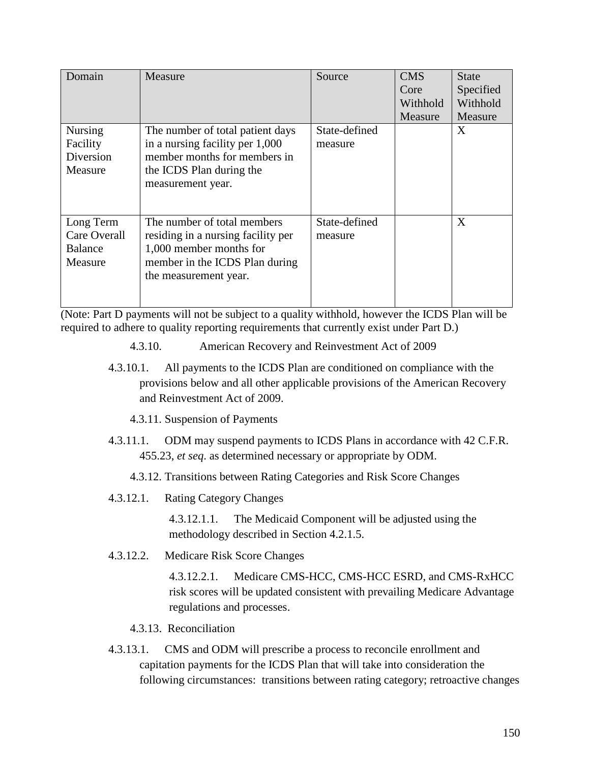| Domain | Measure | Source | CMS Core Withhold Measure | State Specified Withhold Measure |
|---|---|---|---|---|
| Nursing Facility Diversion Measure | The number of total patient days in a nursing facility per 1,000 member months for members in the ICDS Plan during the measurement year. | State-defined measure | | X |
| Long Term Care Overall Balance Measure | The number of total members residing in a nursing facility per 1,000 member months for member in the ICDS Plan during the measurement year. | State-defined measure | | X |

(Note: Part D payments will not be subject to a quality withhold, however the ICDS Plan will be required to adhere to quality reporting requirements that currently exist under Part D.)

4.3.10. American Recovery and Reinvestment Act of 2009

4.3.10.1. All payments to the ICDS Plan are conditioned on compliance with the provisions below and all other applicable provisions of the American Recovery and Reinvestment Act of 2009.

4.3.11. Suspension of Payments

4.3.11.1. ODM may suspend payments to ICDS Plans in accordance with 42 C.F.R. 455.23, *et seq*. as determined necessary or appropriate by ODM.

4.3.12. Transitions between Rating Categories and Risk Score Changes

4.3.12.1. Rating Category Changes

4.3.12.1.1. The Medicaid Component will be adjusted using the methodology described in Section 4.2.1.5.

4.3.12.2. Medicare Risk Score Changes

4.3.12.2.1. Medicare CMS-HCC, CMS-HCC ESRD, and CMS-RxHCC risk scores will be updated consistent with prevailing Medicare Advantage regulations and processes.

4.3.13. Reconciliation

4.3.13.1. CMS and ODM will prescribe a process to reconcile enrollment and capitation payments for the ICDS Plan that will take into consideration the following circumstances: transitions between rating category; retroactive changes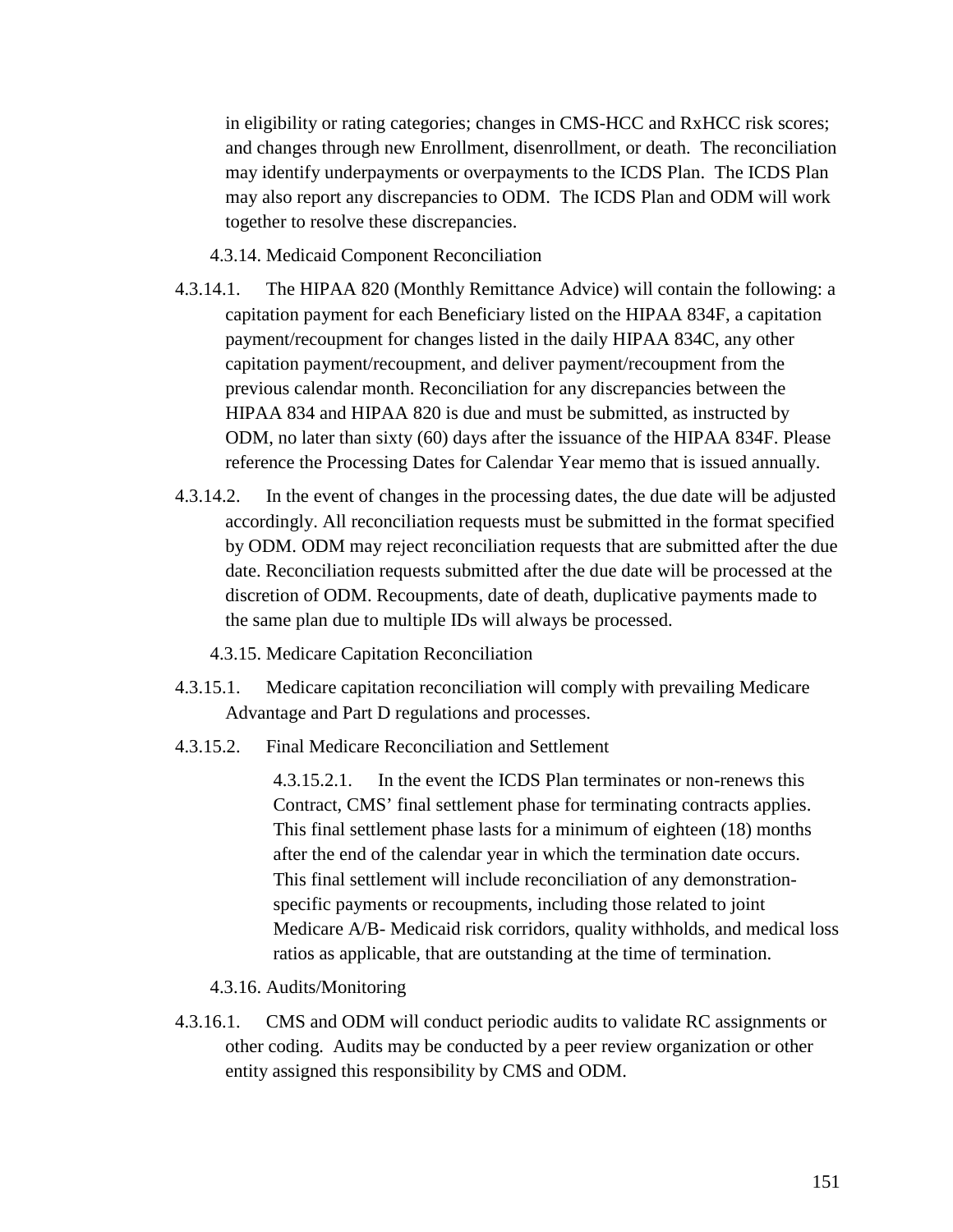in eligibility or rating categories; changes in CMS-HCC and RxHCC risk scores; and changes through new Enrollment, disenrollment, or death. The reconciliation may identify underpayments or overpayments to the ICDS Plan. The ICDS Plan may also report any discrepancies to ODM. The ICDS Plan and ODM will work together to resolve these discrepancies.

4.3.14. Medicaid Component Reconciliation

4.3.14.1. The HIPAA 820 (Monthly Remittance Advice) will contain the following: a capitation payment for each Beneficiary listed on the HIPAA 834F, a capitation payment/recoupment for changes listed in the daily HIPAA 834C, any other capitation payment/recoupment, and deliver payment/recoupment from the previous calendar month. Reconciliation for any discrepancies between the HIPAA 834 and HIPAA 820 is due and must be submitted, as instructed by ODM, no later than sixty (60) days after the issuance of the HIPAA 834F. Please reference the Processing Dates for Calendar Year memo that is issued annually.

4.3.14.2. In the event of changes in the processing dates, the due date will be adjusted accordingly. All reconciliation requests must be submitted in the format specified by ODM. ODM may reject reconciliation requests that are submitted after the due date. Reconciliation requests submitted after the due date will be processed at the discretion of ODM. Recoupments, date of death, duplicative payments made to the same plan due to multiple IDs will always be processed.

4.3.15. Medicare Capitation Reconciliation

4.3.15.1. Medicare capitation reconciliation will comply with prevailing Medicare Advantage and Part D regulations and processes.

4.3.15.2. Final Medicare Reconciliation and Settlement

4.3.15.2.1. In the event the ICDS Plan terminates or non-renews this Contract, CMS' final settlement phase for terminating contracts applies. This final settlement phase lasts for a minimum of eighteen (18) months after the end of the calendar year in which the termination date occurs. This final settlement will include reconciliation of any demonstration-specific payments or recoupments, including those related to joint Medicare A/B- Medicaid risk corridors, quality withholds, and medical loss ratios as applicable, that are outstanding at the time of termination.

4.3.16. Audits/Monitoring

4.3.16.1. CMS and ODM will conduct periodic audits to validate RC assignments or other coding. Audits may be conducted by a peer review organization or other entity assigned this responsibility by CMS and ODM.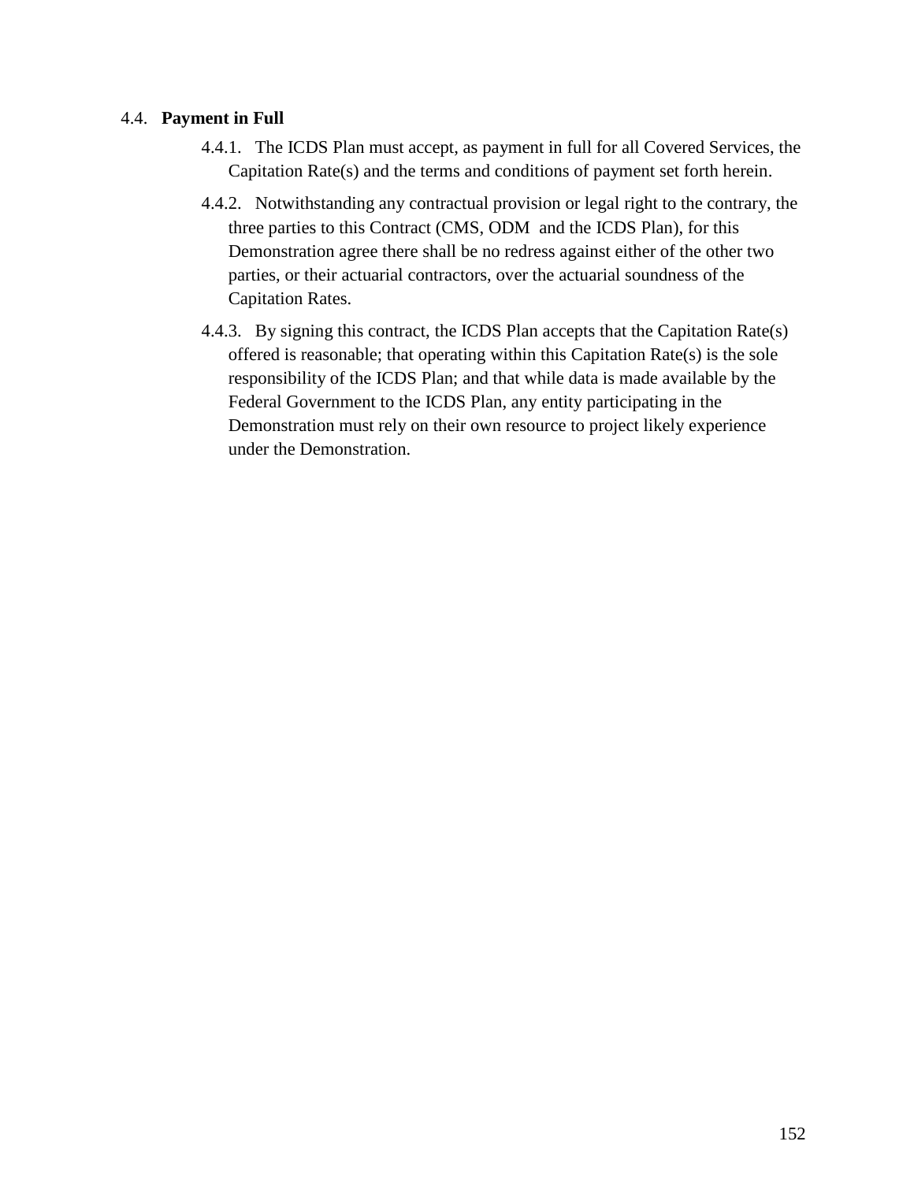### 4.4. **Payment in Full**

4.4.1. The ICDS Plan must accept, as payment in full for all Covered Services, the Capitation Rate(s) and the terms and conditions of payment set forth herein.

4.4.2. Notwithstanding any contractual provision or legal right to the contrary, the three parties to this Contract (CMS, ODM and the ICDS Plan), for this Demonstration agree there shall be no redress against either of the other two parties, or their actuarial contractors, over the actuarial soundness of the Capitation Rates.

4.4.3. By signing this contract, the ICDS Plan accepts that the Capitation Rate(s) offered is reasonable; that operating within this Capitation Rate(s) is the sole responsibility of the ICDS Plan; and that while data is made available by the Federal Government to the ICDS Plan, any entity participating in the Demonstration must rely on their own resource to project likely experience under the Demonstration.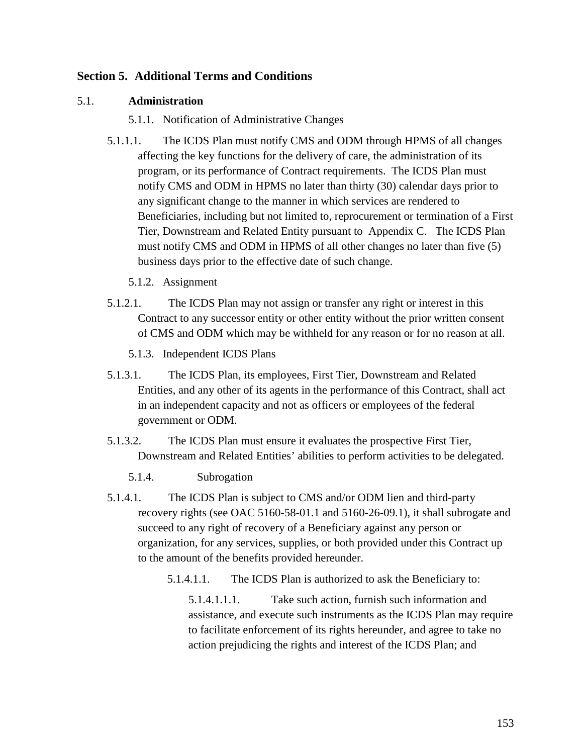## Section 5. Additional Terms and Conditions

### 5.1. Administration

5.1.1. Notification of Administrative Changes

5.1.1.1. The ICDS Plan must notify CMS and ODM through HPMS of all changes affecting the key functions for the delivery of care, the administration of its program, or its performance of Contract requirements. The ICDS Plan must notify CMS and ODM in HPMS no later than thirty (30) calendar days prior to any significant change to the manner in which services are rendered to Beneficiaries, including but not limited to, reprocurement or termination of a First Tier, Downstream and Related Entity pursuant to Appendix C. The ICDS Plan must notify CMS and ODM in HPMS of all other changes no later than five (5) business days prior to the effective date of such change.

5.1.2. Assignment

5.1.2.1. The ICDS Plan may not assign or transfer any right or interest in this Contract to any successor entity or other entity without the prior written consent of CMS and ODM which may be withheld for any reason or for no reason at all.

5.1.3. Independent ICDS Plans

5.1.3.1. The ICDS Plan, its employees, First Tier, Downstream and Related Entities, and any other of its agents in the performance of this Contract, shall act in an independent capacity and not as officers or employees of the federal government or ODM.

5.1.3.2. The ICDS Plan must ensure it evaluates the prospective First Tier, Downstream and Related Entities' abilities to perform activities to be delegated.

5.1.4. Subrogation

5.1.4.1. The ICDS Plan is subject to CMS and/or ODM lien and third-party recovery rights (see OAC 5160-58-01.1 and 5160-26-09.1), it shall subrogate and succeed to any right of recovery of a Beneficiary against any person or organization, for any services, supplies, or both provided under this Contract up to the amount of the benefits provided hereunder.

5.1.4.1.1. The ICDS Plan is authorized to ask the Beneficiary to:

5.1.4.1.1.1. Take such action, furnish such information and assistance, and execute such instruments as the ICDS Plan may require to facilitate enforcement of its rights hereunder, and agree to take no action prejudicing the rights and interest of the ICDS Plan; and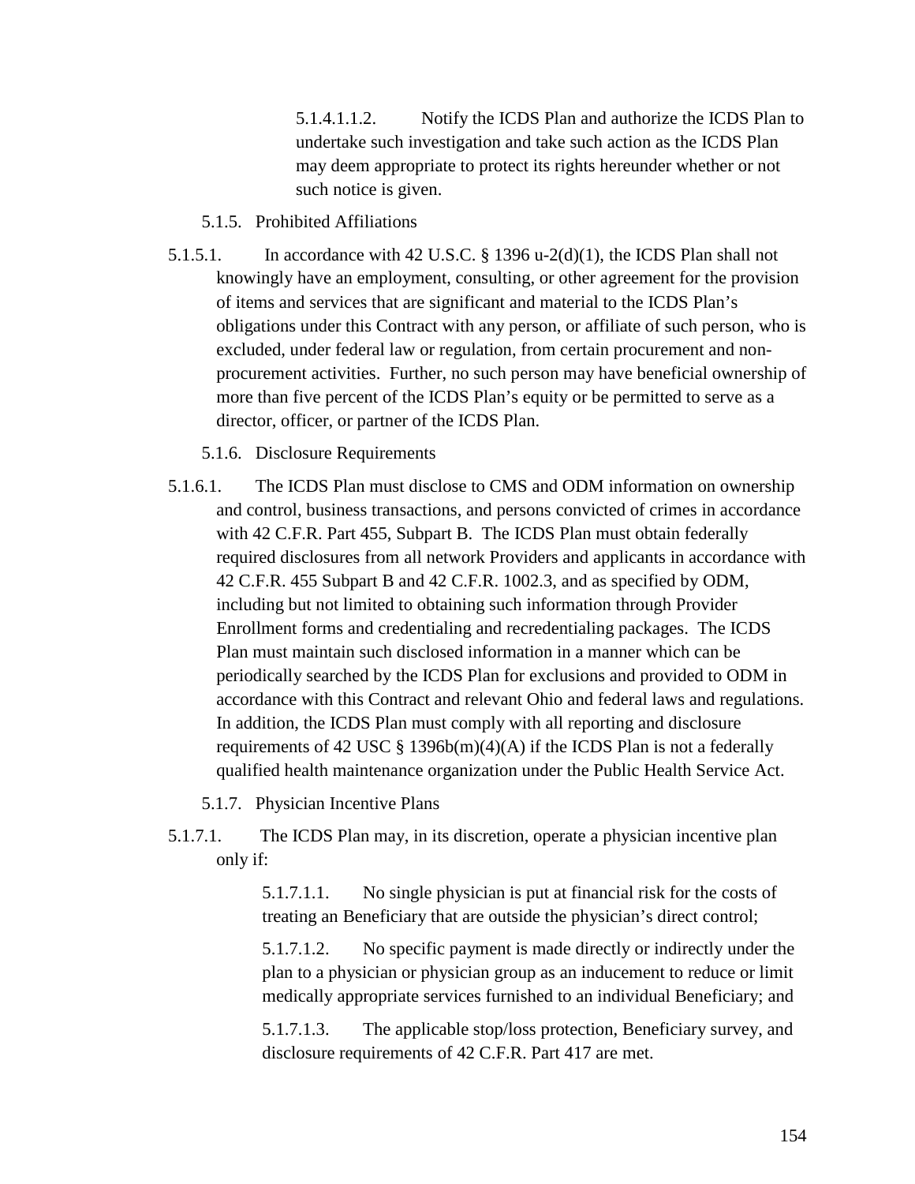5.1.4.1.1.2. Notify the ICDS Plan and authorize the ICDS Plan to undertake such investigation and take such action as the ICDS Plan may deem appropriate to protect its rights hereunder whether or not such notice is given.

5.1.5. Prohibited Affiliations

5.1.5.1. In accordance with 42 U.S.C. § 1396 u-2(d)(1), the ICDS Plan shall not knowingly have an employment, consulting, or other agreement for the provision of items and services that are significant and material to the ICDS Plan's obligations under this Contract with any person, or affiliate of such person, who is excluded, under federal law or regulation, from certain procurement and non-procurement activities. Further, no such person may have beneficial ownership of more than five percent of the ICDS Plan's equity or be permitted to serve as a director, officer, or partner of the ICDS Plan.

5.1.6. Disclosure Requirements

5.1.6.1. The ICDS Plan must disclose to CMS and ODM information on ownership and control, business transactions, and persons convicted of crimes in accordance with 42 C.F.R. Part 455, Subpart B. The ICDS Plan must obtain federally required disclosures from all network Providers and applicants in accordance with 42 C.F.R. 455 Subpart B and 42 C.F.R. 1002.3, and as specified by ODM, including but not limited to obtaining such information through Provider Enrollment forms and credentialing and recredentialing packages. The ICDS Plan must maintain such disclosed information in a manner which can be periodically searched by the ICDS Plan for exclusions and provided to ODM in accordance with this Contract and relevant Ohio and federal laws and regulations. In addition, the ICDS Plan must comply with all reporting and disclosure requirements of 42 USC § 1396b(m)(4)(A) if the ICDS Plan is not a federally qualified health maintenance organization under the Public Health Service Act.

5.1.7. Physician Incentive Plans

5.1.7.1. The ICDS Plan may, in its discretion, operate a physician incentive plan only if:

5.1.7.1.1. No single physician is put at financial risk for the costs of treating an Beneficiary that are outside the physician's direct control;

5.1.7.1.2. No specific payment is made directly or indirectly under the plan to a physician or physician group as an inducement to reduce or limit medically appropriate services furnished to an individual Beneficiary; and

5.1.7.1.3. The applicable stop/loss protection, Beneficiary survey, and disclosure requirements of 42 C.F.R. Part 417 are met.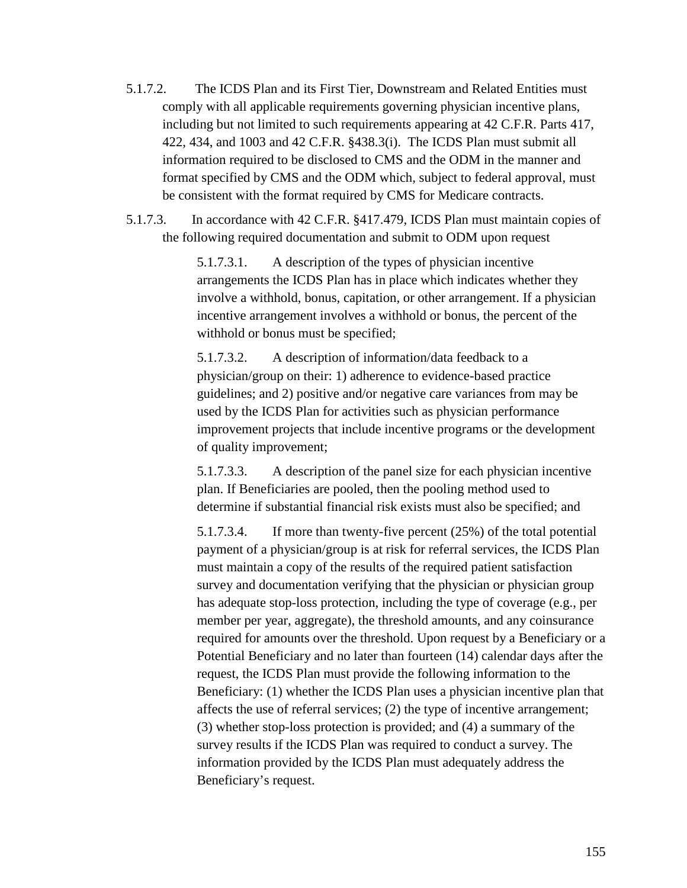5.1.7.2. The ICDS Plan and its First Tier, Downstream and Related Entities must comply with all applicable requirements governing physician incentive plans, including but not limited to such requirements appearing at 42 C.F.R. Parts 417, 422, 434, and 1003 and 42 C.F.R. §438.3(i). The ICDS Plan must submit all information required to be disclosed to CMS and the ODM in the manner and format specified by CMS and the ODM which, subject to federal approval, must be consistent with the format required by CMS for Medicare contracts.

5.1.7.3. In accordance with 42 C.F.R. §417.479, ICDS Plan must maintain copies of the following required documentation and submit to ODM upon request

> 5.1.7.3.1. A description of the types of physician incentive arrangements the ICDS Plan has in place which indicates whether they involve a withhold, bonus, capitation, or other arrangement. If a physician incentive arrangement involves a withhold or bonus, the percent of the withhold or bonus must be specified;
>
> 5.1.7.3.2. A description of information/data feedback to a physician/group on their: 1) adherence to evidence-based practice guidelines; and 2) positive and/or negative care variances from may be used by the ICDS Plan for activities such as physician performance improvement projects that include incentive programs or the development of quality improvement;
>
> 5.1.7.3.3. A description of the panel size for each physician incentive plan. If Beneficiaries are pooled, then the pooling method used to determine if substantial financial risk exists must also be specified; and
>
> 5.1.7.3.4. If more than twenty-five percent (25%) of the total potential payment of a physician/group is at risk for referral services, the ICDS Plan must maintain a copy of the results of the required patient satisfaction survey and documentation verifying that the physician or physician group has adequate stop-loss protection, including the type of coverage (e.g., per member per year, aggregate), the threshold amounts, and any coinsurance required for amounts over the threshold. Upon request by a Beneficiary or a Potential Beneficiary and no later than fourteen (14) calendar days after the request, the ICDS Plan must provide the following information to the Beneficiary: (1) whether the ICDS Plan uses a physician incentive plan that affects the use of referral services; (2) the type of incentive arrangement; (3) whether stop-loss protection is provided; and (4) a summary of the survey results if the ICDS Plan was required to conduct a survey. The information provided by the ICDS Plan must adequately address the Beneficiary's request.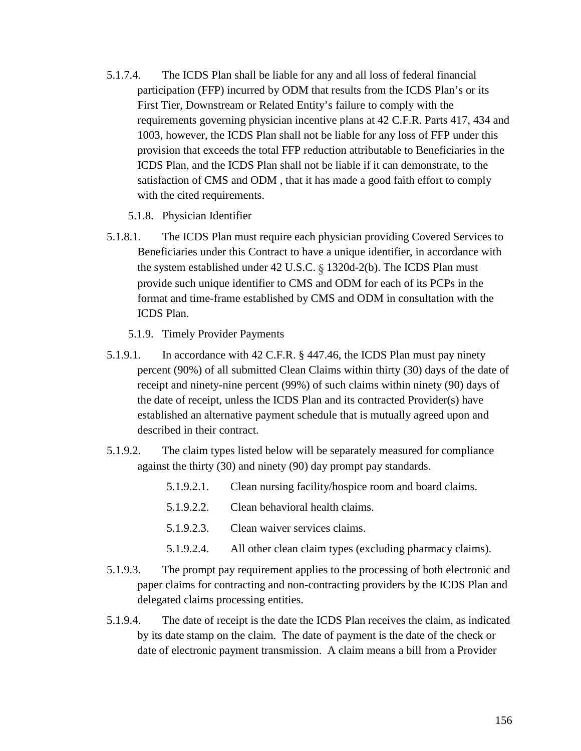5.1.7.4. The ICDS Plan shall be liable for any and all loss of federal financial participation (FFP) incurred by ODM that results from the ICDS Plan's or its First Tier, Downstream or Related Entity's failure to comply with the requirements governing physician incentive plans at 42 C.F.R. Parts 417, 434 and 1003, however, the ICDS Plan shall not be liable for any loss of FFP under this provision that exceeds the total FFP reduction attributable to Beneficiaries in the ICDS Plan, and the ICDS Plan shall not be liable if it can demonstrate, to the satisfaction of CMS and ODM , that it has made a good faith effort to comply with the cited requirements.

5.1.8. Physician Identifier

5.1.8.1. The ICDS Plan must require each physician providing Covered Services to Beneficiaries under this Contract to have a unique identifier, in accordance with the system established under 42 U.S.C. § 1320d-2(b). The ICDS Plan must provide such unique identifier to CMS and ODM for each of its PCPs in the format and time-frame established by CMS and ODM in consultation with the ICDS Plan.

5.1.9. Timely Provider Payments

5.1.9.1. In accordance with 42 C.F.R. § 447.46, the ICDS Plan must pay ninety percent (90%) of all submitted Clean Claims within thirty (30) days of the date of receipt and ninety-nine percent (99%) of such claims within ninety (90) days of the date of receipt, unless the ICDS Plan and its contracted Provider(s) have established an alternative payment schedule that is mutually agreed upon and described in their contract.

5.1.9.2. The claim types listed below will be separately measured for compliance against the thirty (30) and ninety (90) day prompt pay standards.

5.1.9.2.1. Clean nursing facility/hospice room and board claims.

5.1.9.2.2. Clean behavioral health claims.

5.1.9.2.3. Clean waiver services claims.

5.1.9.2.4. All other clean claim types (excluding pharmacy claims).

5.1.9.3. The prompt pay requirement applies to the processing of both electronic and paper claims for contracting and non-contracting providers by the ICDS Plan and delegated claims processing entities.

5.1.9.4. The date of receipt is the date the ICDS Plan receives the claim, as indicated by its date stamp on the claim. The date of payment is the date of the check or date of electronic payment transmission. A claim means a bill from a Provider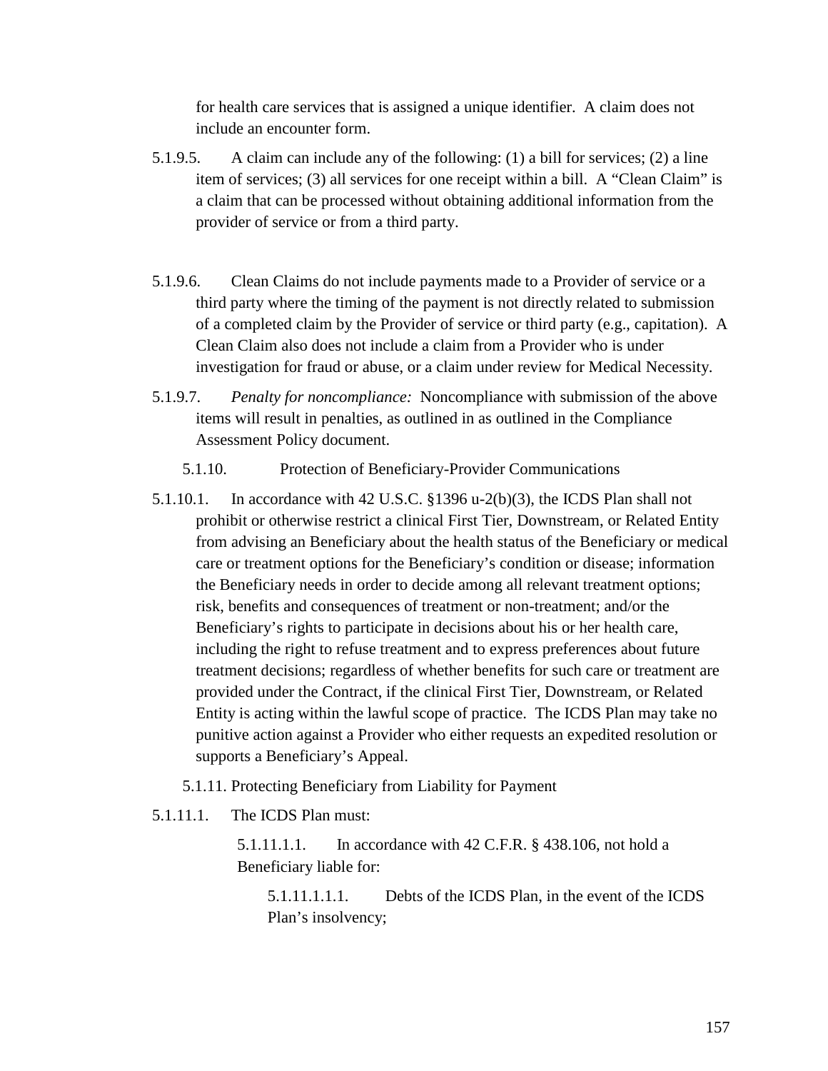for health care services that is assigned a unique identifier. A claim does not include an encounter form.

5.1.9.5. A claim can include any of the following: (1) a bill for services; (2) a line item of services; (3) all services for one receipt within a bill. A "Clean Claim" is a claim that can be processed without obtaining additional information from the provider of service or from a third party.

5.1.9.6. Clean Claims do not include payments made to a Provider of service or a third party where the timing of the payment is not directly related to submission of a completed claim by the Provider of service or third party (e.g., capitation). A Clean Claim also does not include a claim from a Provider who is under investigation for fraud or abuse, or a claim under review for Medical Necessity.

5.1.9.7. *Penalty for noncompliance:* Noncompliance with submission of the above items will result in penalties, as outlined in as outlined in the Compliance Assessment Policy document.

5.1.10. Protection of Beneficiary-Provider Communications

5.1.10.1. In accordance with 42 U.S.C. §1396 u-2(b)(3), the ICDS Plan shall not prohibit or otherwise restrict a clinical First Tier, Downstream, or Related Entity from advising an Beneficiary about the health status of the Beneficiary or medical care or treatment options for the Beneficiary's condition or disease; information the Beneficiary needs in order to decide among all relevant treatment options; risk, benefits and consequences of treatment or non-treatment; and/or the Beneficiary's rights to participate in decisions about his or her health care, including the right to refuse treatment and to express preferences about future treatment decisions; regardless of whether benefits for such care or treatment are provided under the Contract, if the clinical First Tier, Downstream, or Related Entity is acting within the lawful scope of practice. The ICDS Plan may take no punitive action against a Provider who either requests an expedited resolution or supports a Beneficiary's Appeal.

5.1.11. Protecting Beneficiary from Liability for Payment

5.1.11.1. The ICDS Plan must:

5.1.11.1.1. In accordance with 42 C.F.R. § 438.106, not hold a Beneficiary liable for:

5.1.11.1.1.1. Debts of the ICDS Plan, in the event of the ICDS Plan's insolvency;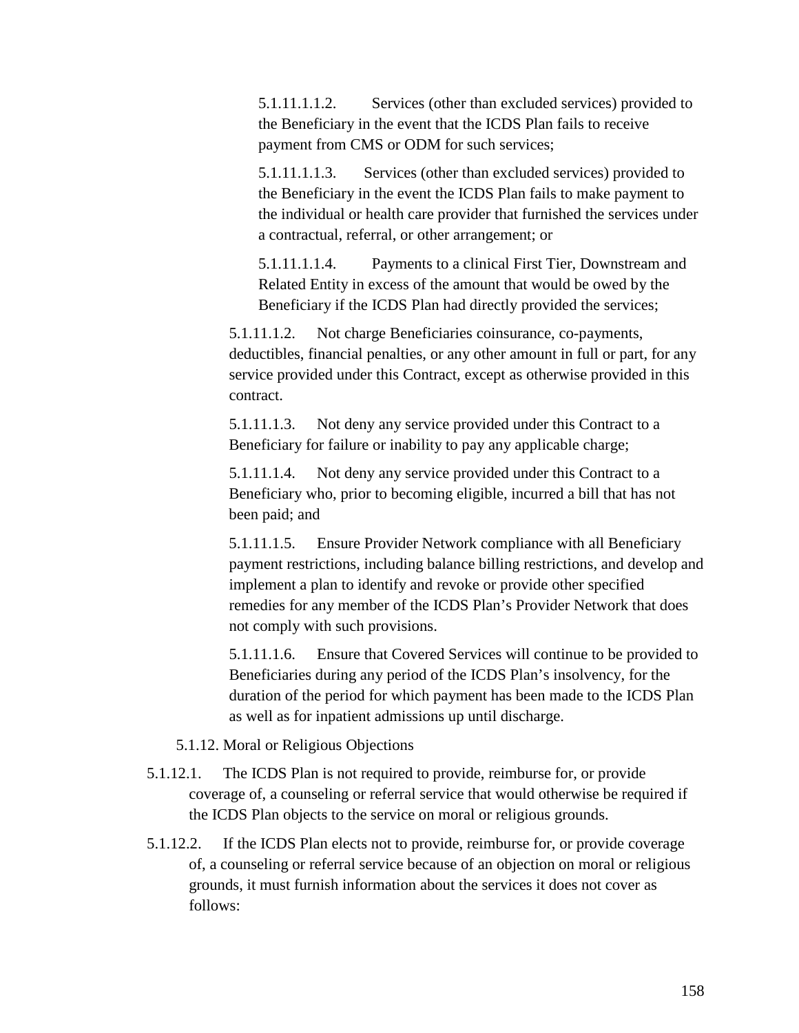5.1.11.1.1.2. Services (other than excluded services) provided to the Beneficiary in the event that the ICDS Plan fails to receive payment from CMS or ODM for such services;

5.1.11.1.1.3. Services (other than excluded services) provided to the Beneficiary in the event the ICDS Plan fails to make payment to the individual or health care provider that furnished the services under a contractual, referral, or other arrangement; or

5.1.11.1.1.4. Payments to a clinical First Tier, Downstream and Related Entity in excess of the amount that would be owed by the Beneficiary if the ICDS Plan had directly provided the services;

5.1.11.1.2. Not charge Beneficiaries coinsurance, co-payments, deductibles, financial penalties, or any other amount in full or part, for any service provided under this Contract, except as otherwise provided in this contract.

5.1.11.1.3. Not deny any service provided under this Contract to a Beneficiary for failure or inability to pay any applicable charge;

5.1.11.1.4. Not deny any service provided under this Contract to a Beneficiary who, prior to becoming eligible, incurred a bill that has not been paid; and

5.1.11.1.5. Ensure Provider Network compliance with all Beneficiary payment restrictions, including balance billing restrictions, and develop and implement a plan to identify and revoke or provide other specified remedies for any member of the ICDS Plan's Provider Network that does not comply with such provisions.

5.1.11.1.6. Ensure that Covered Services will continue to be provided to Beneficiaries during any period of the ICDS Plan's insolvency, for the duration of the period for which payment has been made to the ICDS Plan as well as for inpatient admissions up until discharge.

5.1.12. Moral or Religious Objections

5.1.12.1. The ICDS Plan is not required to provide, reimburse for, or provide coverage of, a counseling or referral service that would otherwise be required if the ICDS Plan objects to the service on moral or religious grounds.

5.1.12.2. If the ICDS Plan elects not to provide, reimburse for, or provide coverage of, a counseling or referral service because of an objection on moral or religious grounds, it must furnish information about the services it does not cover as follows: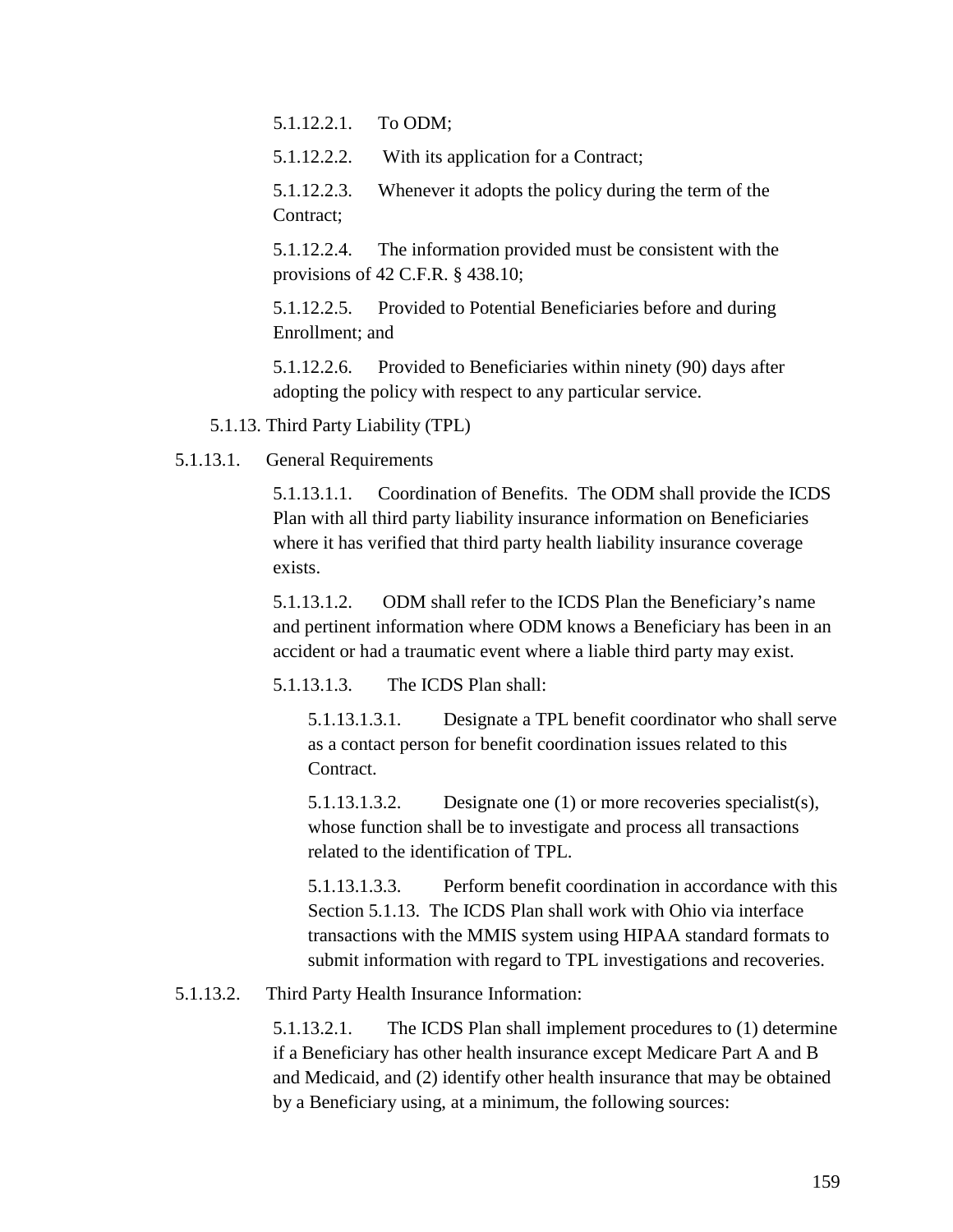5.1.12.2.1. To ODM;

5.1.12.2.2. With its application for a Contract;

5.1.12.2.3. Whenever it adopts the policy during the term of the Contract;

5.1.12.2.4. The information provided must be consistent with the provisions of 42 C.F.R. § 438.10;

5.1.12.2.5. Provided to Potential Beneficiaries before and during Enrollment; and

5.1.12.2.6. Provided to Beneficiaries within ninety (90) days after adopting the policy with respect to any particular service.

5.1.13. Third Party Liability (TPL)

5.1.13.1. General Requirements

5.1.13.1.1. Coordination of Benefits. The ODM shall provide the ICDS Plan with all third party liability insurance information on Beneficiaries where it has verified that third party health liability insurance coverage exists.

5.1.13.1.2. ODM shall refer to the ICDS Plan the Beneficiary's name and pertinent information where ODM knows a Beneficiary has been in an accident or had a traumatic event where a liable third party may exist.

5.1.13.1.3. The ICDS Plan shall:

5.1.13.1.3.1. Designate a TPL benefit coordinator who shall serve as a contact person for benefit coordination issues related to this Contract.

5.1.13.1.3.2. Designate one (1) or more recoveries specialist(s), whose function shall be to investigate and process all transactions related to the identification of TPL.

5.1.13.1.3.3. Perform benefit coordination in accordance with this Section 5.1.13. The ICDS Plan shall work with Ohio via interface transactions with the MMIS system using HIPAA standard formats to submit information with regard to TPL investigations and recoveries.

5.1.13.2. Third Party Health Insurance Information:

5.1.13.2.1. The ICDS Plan shall implement procedures to (1) determine if a Beneficiary has other health insurance except Medicare Part A and B and Medicaid, and (2) identify other health insurance that may be obtained by a Beneficiary using, at a minimum, the following sources: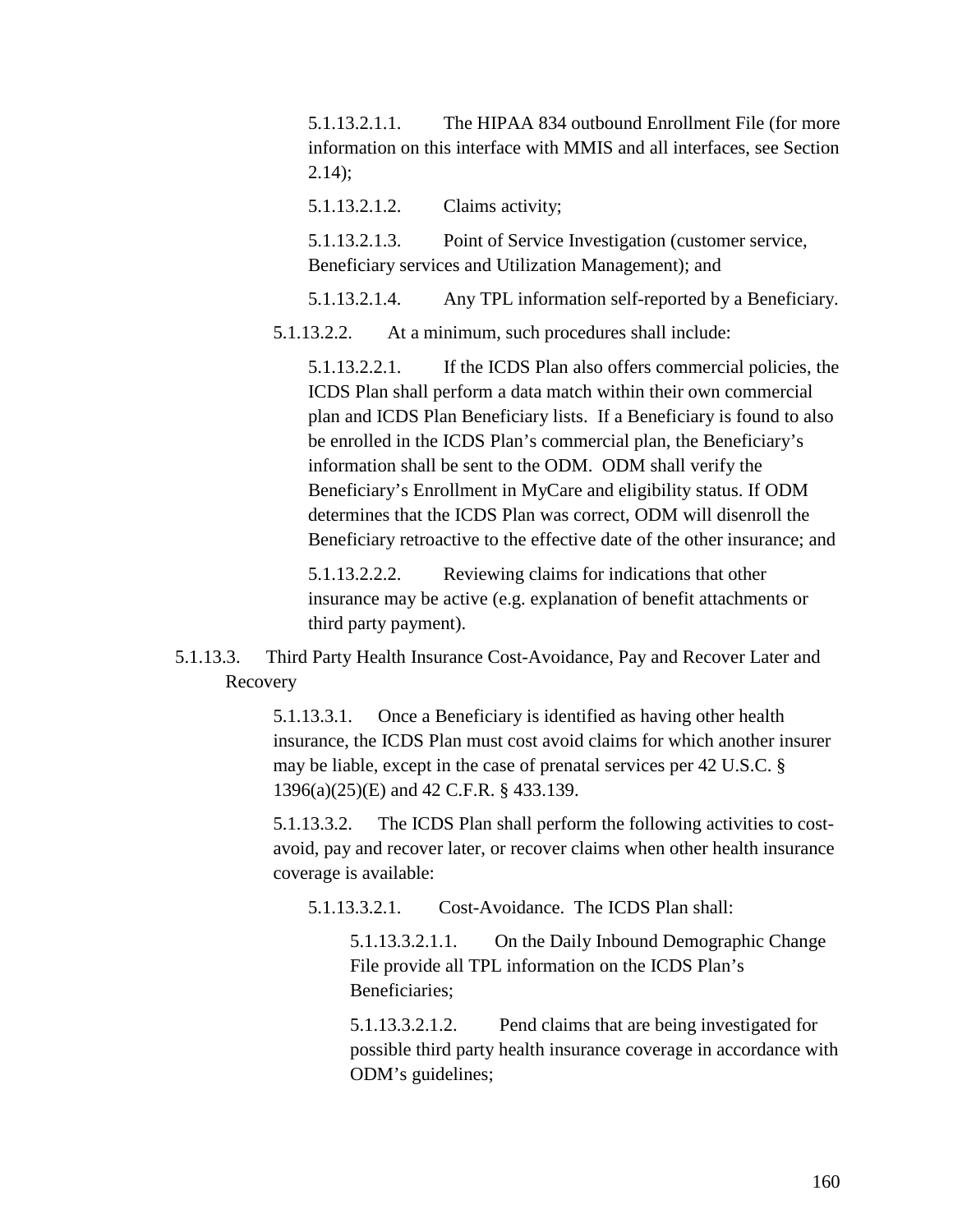5.1.13.2.1.1. The HIPAA 834 outbound Enrollment File (for more information on this interface with MMIS and all interfaces, see Section 2.14);

5.1.13.2.1.2. Claims activity;

5.1.13.2.1.3. Point of Service Investigation (customer service, Beneficiary services and Utilization Management); and

5.1.13.2.1.4. Any TPL information self-reported by a Beneficiary.

5.1.13.2.2. At a minimum, such procedures shall include:

5.1.13.2.2.1. If the ICDS Plan also offers commercial policies, the ICDS Plan shall perform a data match within their own commercial plan and ICDS Plan Beneficiary lists. If a Beneficiary is found to also be enrolled in the ICDS Plan's commercial plan, the Beneficiary's information shall be sent to the ODM. ODM shall verify the Beneficiary's Enrollment in MyCare and eligibility status. If ODM determines that the ICDS Plan was correct, ODM will disenroll the Beneficiary retroactive to the effective date of the other insurance; and

5.1.13.2.2.2. Reviewing claims for indications that other insurance may be active (e.g. explanation of benefit attachments or third party payment).

5.1.13.3. Third Party Health Insurance Cost-Avoidance, Pay and Recover Later and Recovery

5.1.13.3.1. Once a Beneficiary is identified as having other health insurance, the ICDS Plan must cost avoid claims for which another insurer may be liable, except in the case of prenatal services per 42 U.S.C. § 1396(a)(25)(E) and 42 C.F.R. § 433.139.

5.1.13.3.2. The ICDS Plan shall perform the following activities to cost-avoid, pay and recover later, or recover claims when other health insurance coverage is available:

5.1.13.3.2.1. Cost-Avoidance. The ICDS Plan shall:

5.1.13.3.2.1.1. On the Daily Inbound Demographic Change File provide all TPL information on the ICDS Plan's Beneficiaries;

5.1.13.3.2.1.2. Pend claims that are being investigated for possible third party health insurance coverage in accordance with ODM's guidelines;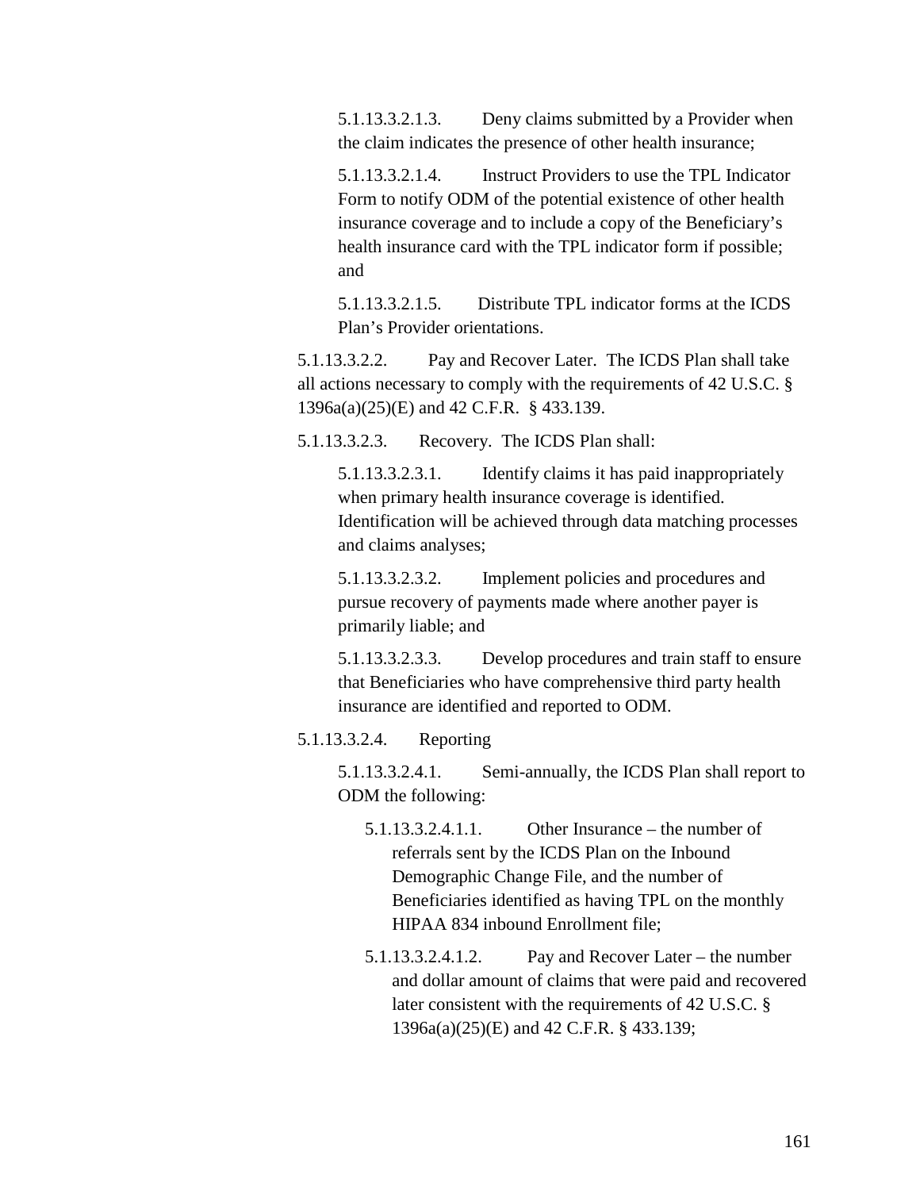5.1.13.3.2.1.3. Deny claims submitted by a Provider when the claim indicates the presence of other health insurance;

5.1.13.3.2.1.4. Instruct Providers to use the TPL Indicator Form to notify ODM of the potential existence of other health insurance coverage and to include a copy of the Beneficiary's health insurance card with the TPL indicator form if possible; and

5.1.13.3.2.1.5. Distribute TPL indicator forms at the ICDS Plan's Provider orientations.

5.1.13.3.2.2. Pay and Recover Later. The ICDS Plan shall take all actions necessary to comply with the requirements of 42 U.S.C. § 1396a(a)(25)(E) and 42 C.F.R. § 433.139.

5.1.13.3.2.3. Recovery. The ICDS Plan shall:

5.1.13.3.2.3.1. Identify claims it has paid inappropriately when primary health insurance coverage is identified. Identification will be achieved through data matching processes and claims analyses;

5.1.13.3.2.3.2. Implement policies and procedures and pursue recovery of payments made where another payer is primarily liable; and

5.1.13.3.2.3.3. Develop procedures and train staff to ensure that Beneficiaries who have comprehensive third party health insurance are identified and reported to ODM.

5.1.13.3.2.4. Reporting

5.1.13.3.2.4.1. Semi-annually, the ICDS Plan shall report to ODM the following:

5.1.13.3.2.4.1.1. Other Insurance – the number of referrals sent by the ICDS Plan on the Inbound Demographic Change File, and the number of Beneficiaries identified as having TPL on the monthly HIPAA 834 inbound Enrollment file;

5.1.13.3.2.4.1.2. Pay and Recover Later – the number and dollar amount of claims that were paid and recovered later consistent with the requirements of 42 U.S.C. § 1396a(a)(25)(E) and 42 C.F.R. § 433.139;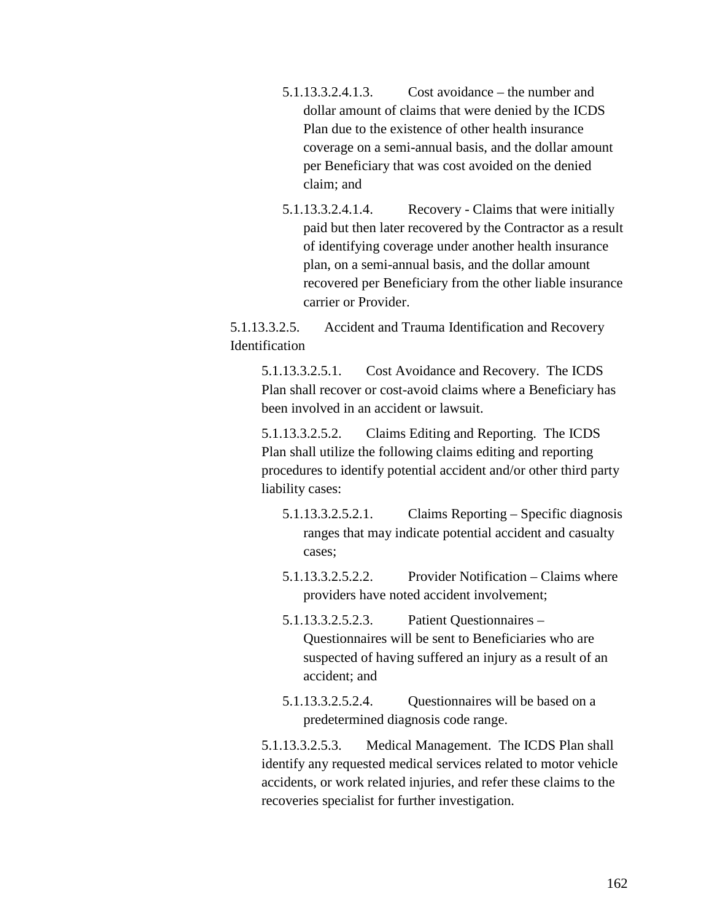5.1.13.3.2.4.1.3. Cost avoidance – the number and dollar amount of claims that were denied by the ICDS Plan due to the existence of other health insurance coverage on a semi-annual basis, and the dollar amount per Beneficiary that was cost avoided on the denied claim; and

5.1.13.3.2.4.1.4. Recovery - Claims that were initially paid but then later recovered by the Contractor as a result of identifying coverage under another health insurance plan, on a semi-annual basis, and the dollar amount recovered per Beneficiary from the other liable insurance carrier or Provider.

5.1.13.3.2.5. Accident and Trauma Identification and Recovery Identification

5.1.13.3.2.5.1. Cost Avoidance and Recovery. The ICDS Plan shall recover or cost-avoid claims where a Beneficiary has been involved in an accident or lawsuit.

5.1.13.3.2.5.2. Claims Editing and Reporting. The ICDS Plan shall utilize the following claims editing and reporting procedures to identify potential accident and/or other third party liability cases:

5.1.13.3.2.5.2.1. Claims Reporting – Specific diagnosis ranges that may indicate potential accident and casualty cases;

5.1.13.3.2.5.2.2. Provider Notification – Claims where providers have noted accident involvement;

5.1.13.3.2.5.2.3. Patient Questionnaires – Questionnaires will be sent to Beneficiaries who are suspected of having suffered an injury as a result of an accident; and

5.1.13.3.2.5.2.4. Questionnaires will be based on a predetermined diagnosis code range.

5.1.13.3.2.5.3. Medical Management. The ICDS Plan shall identify any requested medical services related to motor vehicle accidents, or work related injuries, and refer these claims to the recoveries specialist for further investigation.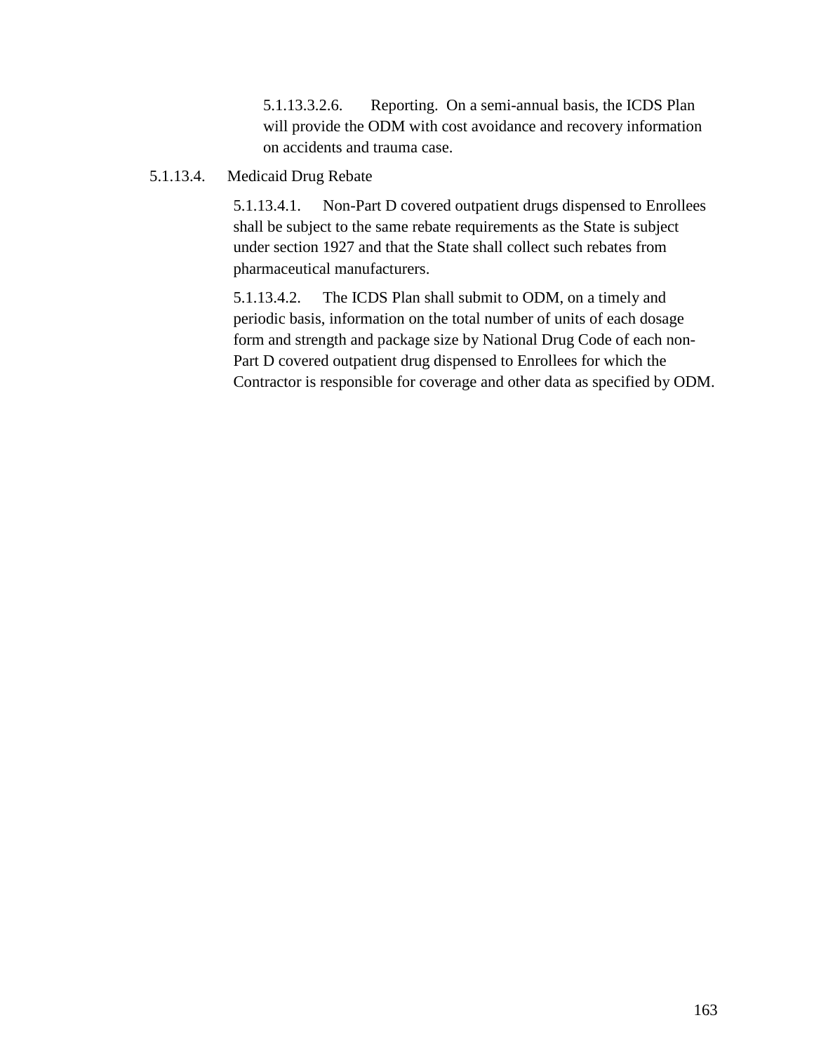5.1.13.3.2.6. Reporting. On a semi-annual basis, the ICDS Plan will provide the ODM with cost avoidance and recovery information on accidents and trauma case.

5.1.13.4. Medicaid Drug Rebate

5.1.13.4.1. Non-Part D covered outpatient drugs dispensed to Enrollees shall be subject to the same rebate requirements as the State is subject under section 1927 and that the State shall collect such rebates from pharmaceutical manufacturers.

5.1.13.4.2. The ICDS Plan shall submit to ODM, on a timely and periodic basis, information on the total number of units of each dosage form and strength and package size by National Drug Code of each non-Part D covered outpatient drug dispensed to Enrollees for which the Contractor is responsible for coverage and other data as specified by ODM.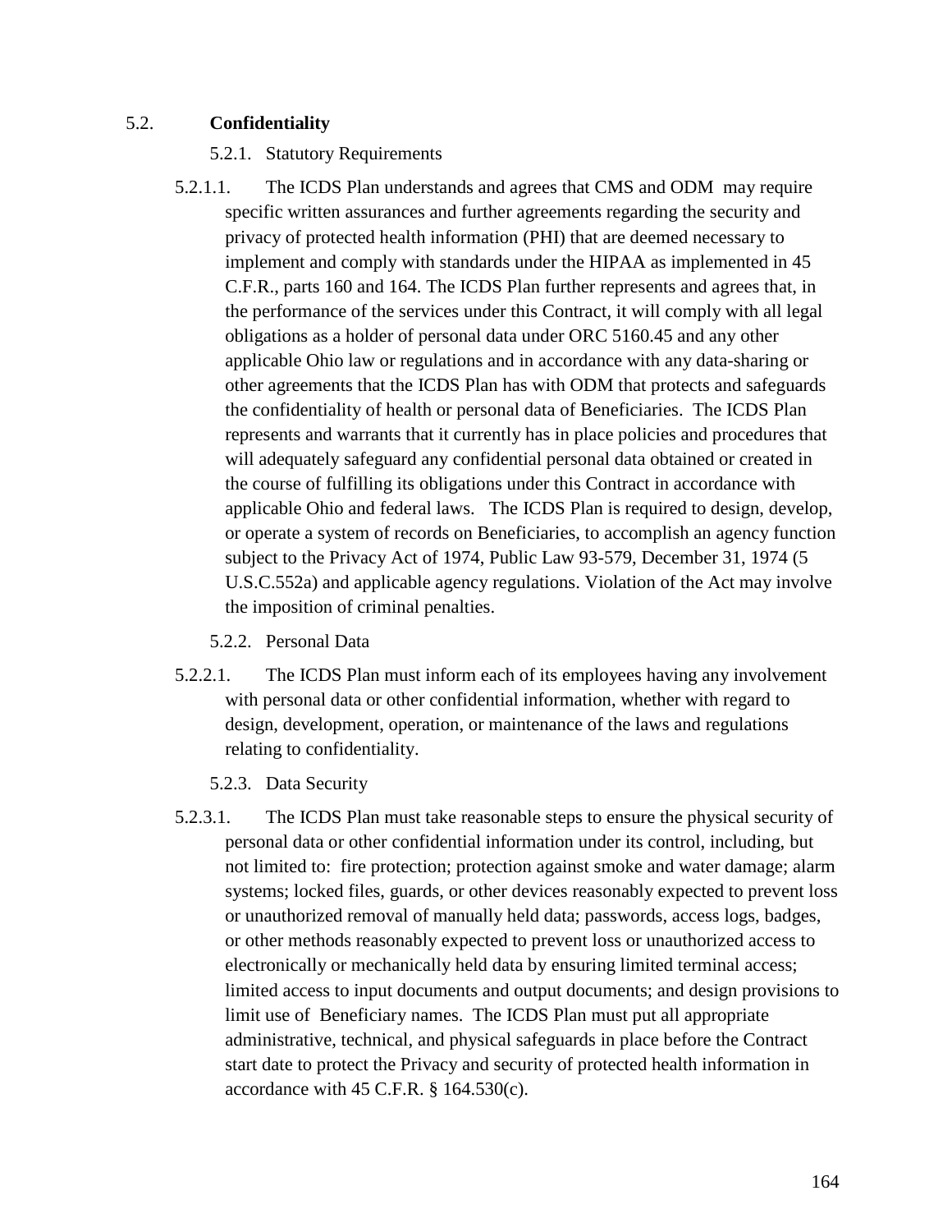## 5.2. Confidentiality

### 5.2.1. Statutory Requirements

5.2.1.1. The ICDS Plan understands and agrees that CMS and ODM may require specific written assurances and further agreements regarding the security and privacy of protected health information (PHI) that are deemed necessary to implement and comply with standards under the HIPAA as implemented in 45 C.F.R., parts 160 and 164. The ICDS Plan further represents and agrees that, in the performance of the services under this Contract, it will comply with all legal obligations as a holder of personal data under ORC 5160.45 and any other applicable Ohio law or regulations and in accordance with any data-sharing or other agreements that the ICDS Plan has with ODM that protects and safeguards the confidentiality of health or personal data of Beneficiaries. The ICDS Plan represents and warrants that it currently has in place policies and procedures that will adequately safeguard any confidential personal data obtained or created in the course of fulfilling its obligations under this Contract in accordance with applicable Ohio and federal laws. The ICDS Plan is required to design, develop, or operate a system of records on Beneficiaries, to accomplish an agency function subject to the Privacy Act of 1974, Public Law 93-579, December 31, 1974 (5 U.S.C.552a) and applicable agency regulations. Violation of the Act may involve the imposition of criminal penalties.

### 5.2.2. Personal Data

5.2.2.1. The ICDS Plan must inform each of its employees having any involvement with personal data or other confidential information, whether with regard to design, development, operation, or maintenance of the laws and regulations relating to confidentiality.

### 5.2.3. Data Security

5.2.3.1. The ICDS Plan must take reasonable steps to ensure the physical security of personal data or other confidential information under its control, including, but not limited to: fire protection; protection against smoke and water damage; alarm systems; locked files, guards, or other devices reasonably expected to prevent loss or unauthorized removal of manually held data; passwords, access logs, badges, or other methods reasonably expected to prevent loss or unauthorized access to electronically or mechanically held data by ensuring limited terminal access; limited access to input documents and output documents; and design provisions to limit use of Beneficiary names. The ICDS Plan must put all appropriate administrative, technical, and physical safeguards in place before the Contract start date to protect the Privacy and security of protected health information in accordance with 45 C.F.R. § 164.530(c).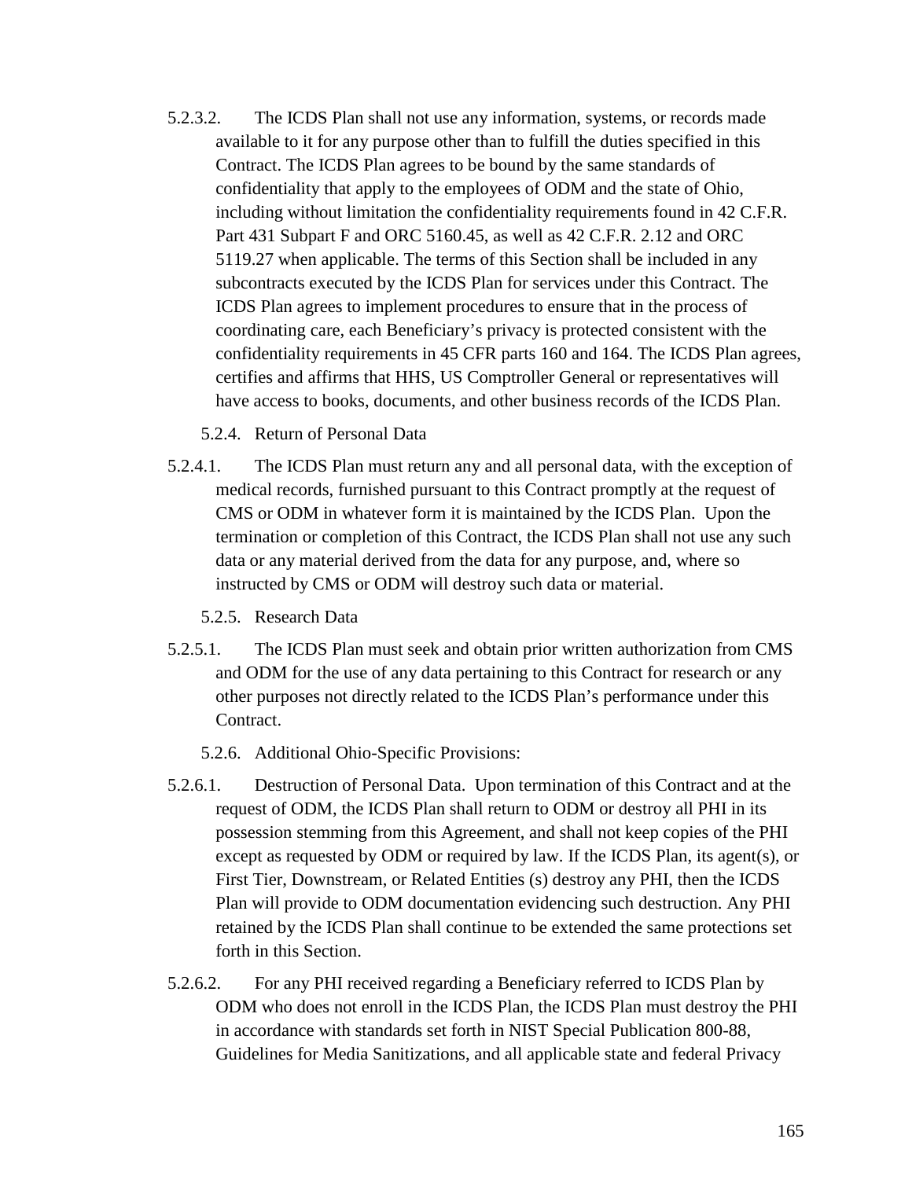5.2.3.2. The ICDS Plan shall not use any information, systems, or records made available to it for any purpose other than to fulfill the duties specified in this Contract. The ICDS Plan agrees to be bound by the same standards of confidentiality that apply to the employees of ODM and the state of Ohio, including without limitation the confidentiality requirements found in 42 C.F.R. Part 431 Subpart F and ORC 5160.45, as well as 42 C.F.R. 2.12 and ORC 5119.27 when applicable. The terms of this Section shall be included in any subcontracts executed by the ICDS Plan for services under this Contract. The ICDS Plan agrees to implement procedures to ensure that in the process of coordinating care, each Beneficiary's privacy is protected consistent with the confidentiality requirements in 45 CFR parts 160 and 164. The ICDS Plan agrees, certifies and affirms that HHS, US Comptroller General or representatives will have access to books, documents, and other business records of the ICDS Plan.

5.2.4. Return of Personal Data

5.2.4.1. The ICDS Plan must return any and all personal data, with the exception of medical records, furnished pursuant to this Contract promptly at the request of CMS or ODM in whatever form it is maintained by the ICDS Plan. Upon the termination or completion of this Contract, the ICDS Plan shall not use any such data or any material derived from the data for any purpose, and, where so instructed by CMS or ODM will destroy such data or material.

5.2.5. Research Data

5.2.5.1. The ICDS Plan must seek and obtain prior written authorization from CMS and ODM for the use of any data pertaining to this Contract for research or any other purposes not directly related to the ICDS Plan's performance under this Contract.

5.2.6. Additional Ohio-Specific Provisions:

5.2.6.1. Destruction of Personal Data. Upon termination of this Contract and at the request of ODM, the ICDS Plan shall return to ODM or destroy all PHI in its possession stemming from this Agreement, and shall not keep copies of the PHI except as requested by ODM or required by law. If the ICDS Plan, its agent(s), or First Tier, Downstream, or Related Entities (s) destroy any PHI, then the ICDS Plan will provide to ODM documentation evidencing such destruction. Any PHI retained by the ICDS Plan shall continue to be extended the same protections set forth in this Section.

5.2.6.2. For any PHI received regarding a Beneficiary referred to ICDS Plan by ODM who does not enroll in the ICDS Plan, the ICDS Plan must destroy the PHI in accordance with standards set forth in NIST Special Publication 800-88, Guidelines for Media Sanitizations, and all applicable state and federal Privacy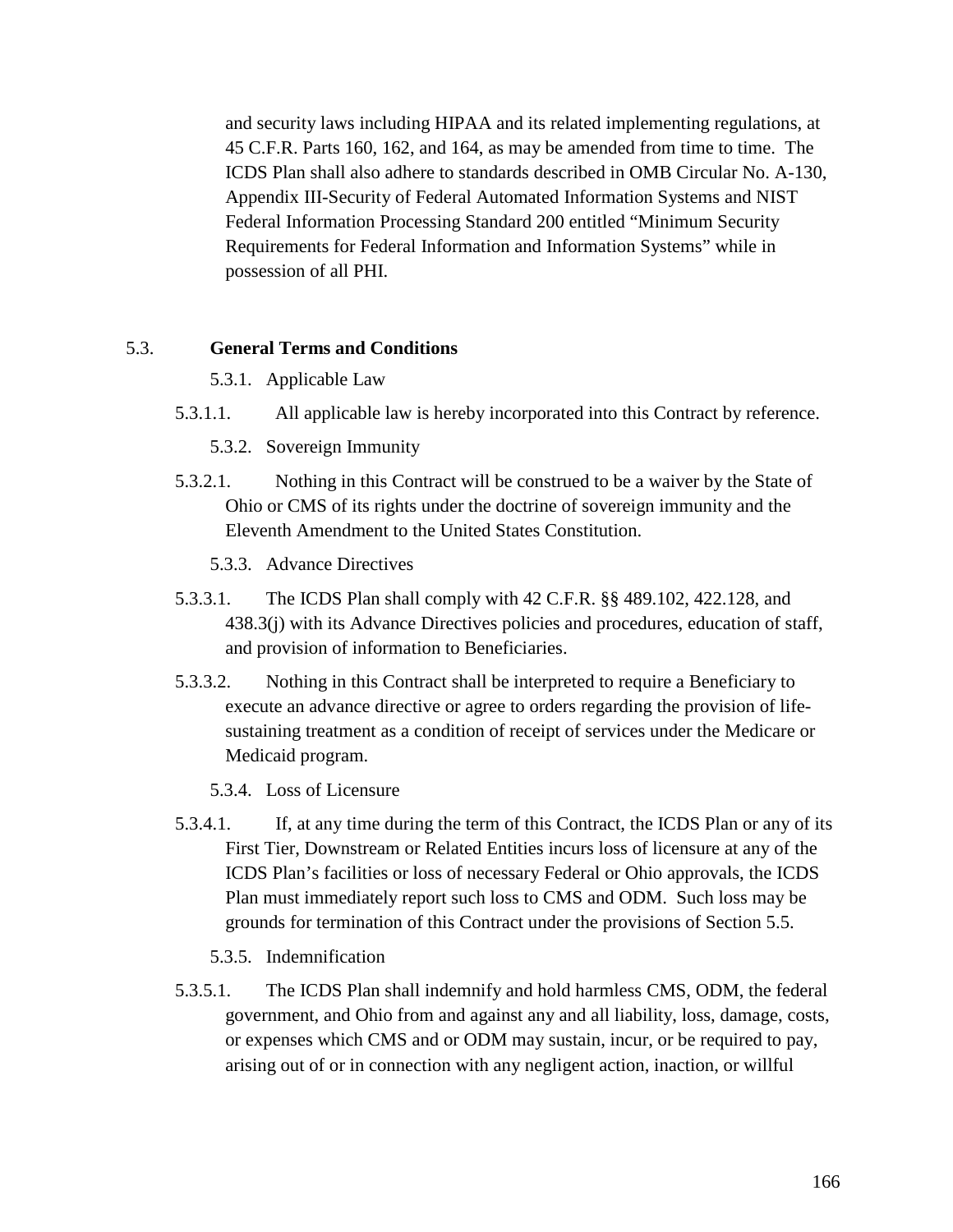and security laws including HIPAA and its related implementing regulations, at 45 C.F.R. Parts 160, 162, and 164, as may be amended from time to time. The ICDS Plan shall also adhere to standards described in OMB Circular No. A-130, Appendix III-Security of Federal Automated Information Systems and NIST Federal Information Processing Standard 200 entitled "Minimum Security Requirements for Federal Information and Information Systems" while in possession of all PHI.

## 5.3. General Terms and Conditions

5.3.1. Applicable Law

5.3.1.1. All applicable law is hereby incorporated into this Contract by reference.

5.3.2. Sovereign Immunity

5.3.2.1. Nothing in this Contract will be construed to be a waiver by the State of Ohio or CMS of its rights under the doctrine of sovereign immunity and the Eleventh Amendment to the United States Constitution.

5.3.3. Advance Directives

5.3.3.1. The ICDS Plan shall comply with 42 C.F.R. §§ 489.102, 422.128, and 438.3(j) with its Advance Directives policies and procedures, education of staff, and provision of information to Beneficiaries.

5.3.3.2. Nothing in this Contract shall be interpreted to require a Beneficiary to execute an advance directive or agree to orders regarding the provision of life-sustaining treatment as a condition of receipt of services under the Medicare or Medicaid program.

5.3.4. Loss of Licensure

5.3.4.1. If, at any time during the term of this Contract, the ICDS Plan or any of its First Tier, Downstream or Related Entities incurs loss of licensure at any of the ICDS Plan's facilities or loss of necessary Federal or Ohio approvals, the ICDS Plan must immediately report such loss to CMS and ODM. Such loss may be grounds for termination of this Contract under the provisions of Section 5.5.

5.3.5. Indemnification

5.3.5.1. The ICDS Plan shall indemnify and hold harmless CMS, ODM, the federal government, and Ohio from and against any and all liability, loss, damage, costs, or expenses which CMS and or ODM may sustain, incur, or be required to pay, arising out of or in connection with any negligent action, inaction, or willful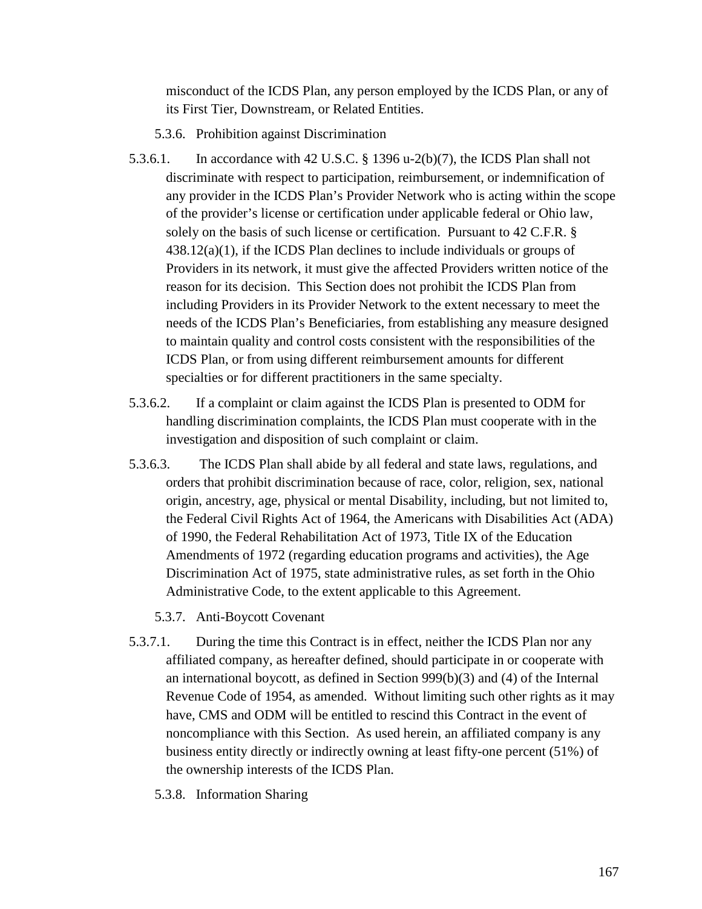misconduct of the ICDS Plan, any person employed by the ICDS Plan, or any of its First Tier, Downstream, or Related Entities.

5.3.6. Prohibition against Discrimination

5.3.6.1. In accordance with 42 U.S.C. § 1396 u-2(b)(7), the ICDS Plan shall not discriminate with respect to participation, reimbursement, or indemnification of any provider in the ICDS Plan's Provider Network who is acting within the scope of the provider's license or certification under applicable federal or Ohio law, solely on the basis of such license or certification. Pursuant to 42 C.F.R. § 438.12(a)(1), if the ICDS Plan declines to include individuals or groups of Providers in its network, it must give the affected Providers written notice of the reason for its decision. This Section does not prohibit the ICDS Plan from including Providers in its Provider Network to the extent necessary to meet the needs of the ICDS Plan's Beneficiaries, from establishing any measure designed to maintain quality and control costs consistent with the responsibilities of the ICDS Plan, or from using different reimbursement amounts for different specialties or for different practitioners in the same specialty.

5.3.6.2. If a complaint or claim against the ICDS Plan is presented to ODM for handling discrimination complaints, the ICDS Plan must cooperate with in the investigation and disposition of such complaint or claim.

5.3.6.3. The ICDS Plan shall abide by all federal and state laws, regulations, and orders that prohibit discrimination because of race, color, religion, sex, national origin, ancestry, age, physical or mental Disability, including, but not limited to, the Federal Civil Rights Act of 1964, the Americans with Disabilities Act (ADA) of 1990, the Federal Rehabilitation Act of 1973, Title IX of the Education Amendments of 1972 (regarding education programs and activities), the Age Discrimination Act of 1975, state administrative rules, as set forth in the Ohio Administrative Code, to the extent applicable to this Agreement.

5.3.7. Anti-Boycott Covenant

5.3.7.1. During the time this Contract is in effect, neither the ICDS Plan nor any affiliated company, as hereafter defined, should participate in or cooperate with an international boycott, as defined in Section 999(b)(3) and (4) of the Internal Revenue Code of 1954, as amended. Without limiting such other rights as it may have, CMS and ODM will be entitled to rescind this Contract in the event of noncompliance with this Section. As used herein, an affiliated company is any business entity directly or indirectly owning at least fifty-one percent (51%) of the ownership interests of the ICDS Plan.

5.3.8. Information Sharing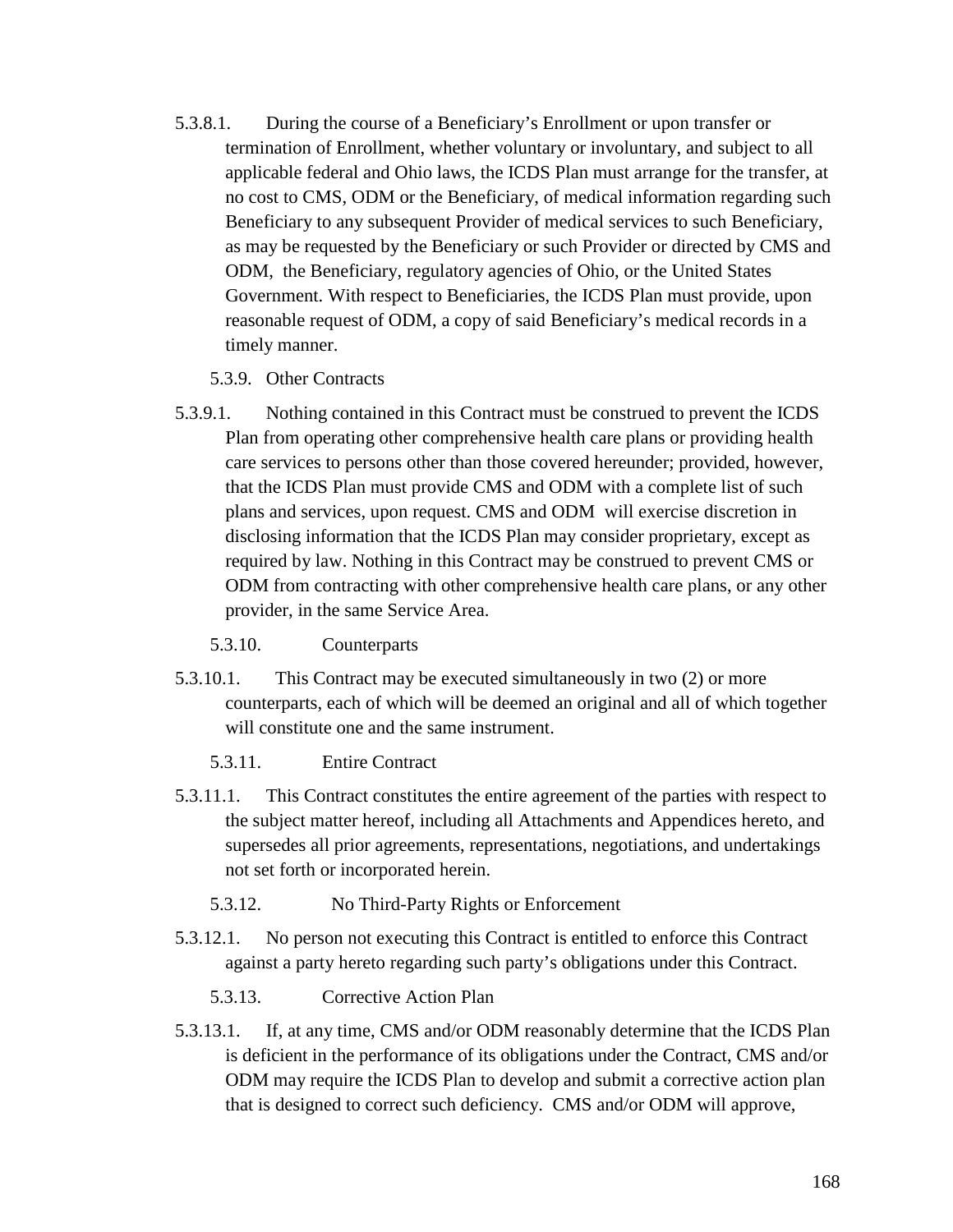5.3.8.1. During the course of a Beneficiary's Enrollment or upon transfer or termination of Enrollment, whether voluntary or involuntary, and subject to all applicable federal and Ohio laws, the ICDS Plan must arrange for the transfer, at no cost to CMS, ODM or the Beneficiary, of medical information regarding such Beneficiary to any subsequent Provider of medical services to such Beneficiary, as may be requested by the Beneficiary or such Provider or directed by CMS and ODM, the Beneficiary, regulatory agencies of Ohio, or the United States Government. With respect to Beneficiaries, the ICDS Plan must provide, upon reasonable request of ODM, a copy of said Beneficiary's medical records in a timely manner.

5.3.9. Other Contracts

5.3.9.1. Nothing contained in this Contract must be construed to prevent the ICDS Plan from operating other comprehensive health care plans or providing health care services to persons other than those covered hereunder; provided, however, that the ICDS Plan must provide CMS and ODM with a complete list of such plans and services, upon request. CMS and ODM will exercise discretion in disclosing information that the ICDS Plan may consider proprietary, except as required by law. Nothing in this Contract may be construed to prevent CMS or ODM from contracting with other comprehensive health care plans, or any other provider, in the same Service Area.

5.3.10. Counterparts

5.3.10.1. This Contract may be executed simultaneously in two (2) or more counterparts, each of which will be deemed an original and all of which together will constitute one and the same instrument.

5.3.11. Entire Contract

5.3.11.1. This Contract constitutes the entire agreement of the parties with respect to the subject matter hereof, including all Attachments and Appendices hereto, and supersedes all prior agreements, representations, negotiations, and undertakings not set forth or incorporated herein.

5.3.12. No Third-Party Rights or Enforcement

5.3.12.1. No person not executing this Contract is entitled to enforce this Contract against a party hereto regarding such party's obligations under this Contract.

5.3.13. Corrective Action Plan

5.3.13.1. If, at any time, CMS and/or ODM reasonably determine that the ICDS Plan is deficient in the performance of its obligations under the Contract, CMS and/or ODM may require the ICDS Plan to develop and submit a corrective action plan that is designed to correct such deficiency. CMS and/or ODM will approve,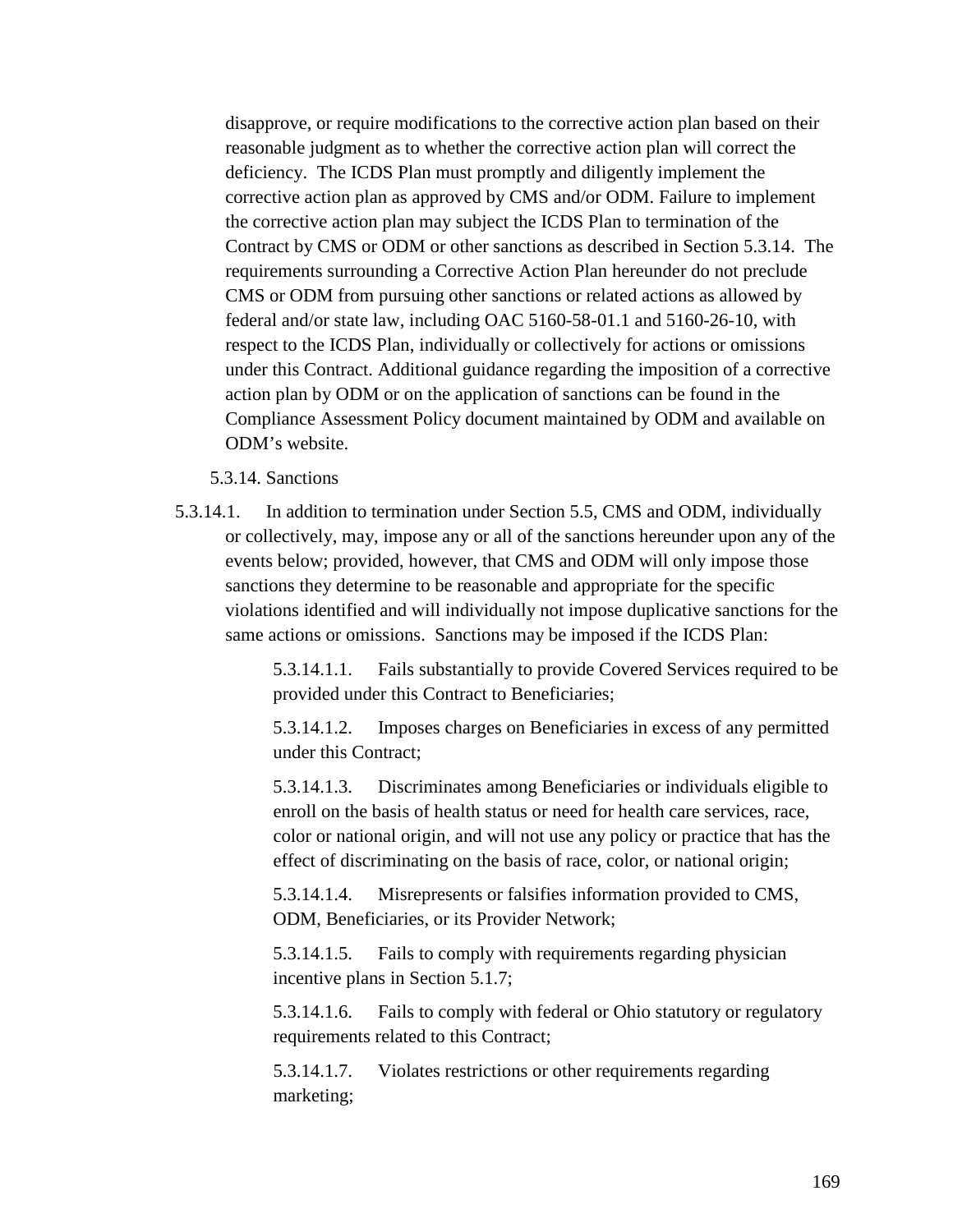disapprove, or require modifications to the corrective action plan based on their reasonable judgment as to whether the corrective action plan will correct the deficiency. The ICDS Plan must promptly and diligently implement the corrective action plan as approved by CMS and/or ODM. Failure to implement the corrective action plan may subject the ICDS Plan to termination of the Contract by CMS or ODM or other sanctions as described in Section 5.3.14. The requirements surrounding a Corrective Action Plan hereunder do not preclude CMS or ODM from pursuing other sanctions or related actions as allowed by federal and/or state law, including OAC 5160-58-01.1 and 5160-26-10, with respect to the ICDS Plan, individually or collectively for actions or omissions under this Contract. Additional guidance regarding the imposition of a corrective action plan by ODM or on the application of sanctions can be found in the Compliance Assessment Policy document maintained by ODM and available on ODM's website.

5.3.14. Sanctions

5.3.14.1. In addition to termination under Section 5.5, CMS and ODM, individually or collectively, may, impose any or all of the sanctions hereunder upon any of the events below; provided, however, that CMS and ODM will only impose those sanctions they determine to be reasonable and appropriate for the specific violations identified and will individually not impose duplicative sanctions for the same actions or omissions. Sanctions may be imposed if the ICDS Plan:

5.3.14.1.1. Fails substantially to provide Covered Services required to be provided under this Contract to Beneficiaries;

5.3.14.1.2. Imposes charges on Beneficiaries in excess of any permitted under this Contract;

5.3.14.1.3. Discriminates among Beneficiaries or individuals eligible to enroll on the basis of health status or need for health care services, race, color or national origin, and will not use any policy or practice that has the effect of discriminating on the basis of race, color, or national origin;

5.3.14.1.4. Misrepresents or falsifies information provided to CMS, ODM, Beneficiaries, or its Provider Network;

5.3.14.1.5. Fails to comply with requirements regarding physician incentive plans in Section 5.1.7;

5.3.14.1.6. Fails to comply with federal or Ohio statutory or regulatory requirements related to this Contract;

5.3.14.1.7. Violates restrictions or other requirements regarding marketing;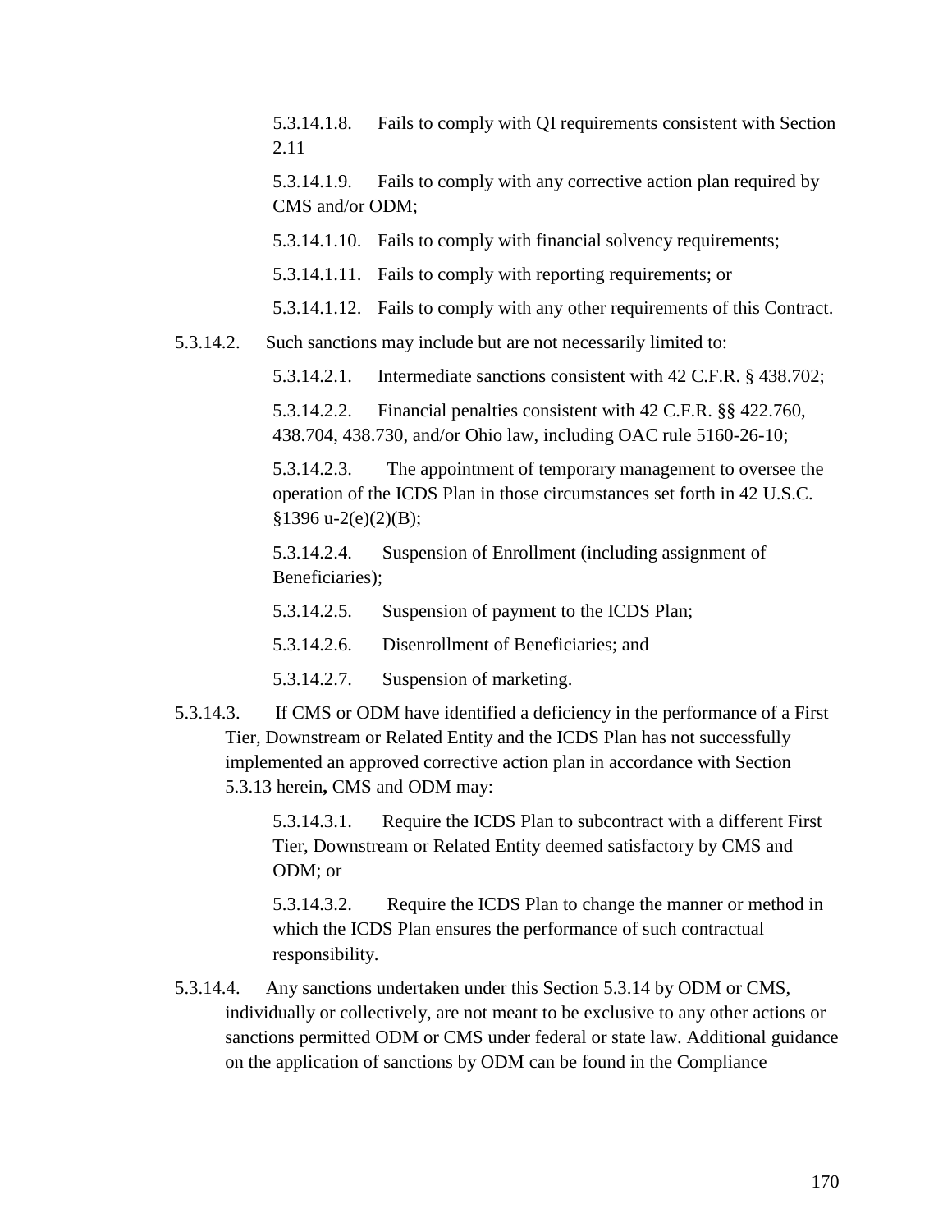5.3.14.1.8. Fails to comply with QI requirements consistent with Section 2.11

5.3.14.1.9. Fails to comply with any corrective action plan required by CMS and/or ODM;

5.3.14.1.10. Fails to comply with financial solvency requirements;

5.3.14.1.11. Fails to comply with reporting requirements; or

5.3.14.1.12. Fails to comply with any other requirements of this Contract.

5.3.14.2. Such sanctions may include but are not necessarily limited to:

5.3.14.2.1. Intermediate sanctions consistent with 42 C.F.R. § 438.702;

5.3.14.2.2. Financial penalties consistent with 42 C.F.R. §§ 422.760, 438.704, 438.730, and/or Ohio law, including OAC rule 5160-26-10;

5.3.14.2.3. The appointment of temporary management to oversee the operation of the ICDS Plan in those circumstances set forth in 42 U.S.C. §1396 u-2(e)(2)(B);

5.3.14.2.4. Suspension of Enrollment (including assignment of Beneficiaries);

5.3.14.2.5. Suspension of payment to the ICDS Plan;

5.3.14.2.6. Disenrollment of Beneficiaries; and

5.3.14.2.7. Suspension of marketing.

5.3.14.3. If CMS or ODM have identified a deficiency in the performance of a First Tier, Downstream or Related Entity and the ICDS Plan has not successfully implemented an approved corrective action plan in accordance with Section 5.3.13 herein**,** CMS and ODM may:

5.3.14.3.1. Require the ICDS Plan to subcontract with a different First Tier, Downstream or Related Entity deemed satisfactory by CMS and ODM; or

5.3.14.3.2. Require the ICDS Plan to change the manner or method in which the ICDS Plan ensures the performance of such contractual responsibility.

5.3.14.4. Any sanctions undertaken under this Section 5.3.14 by ODM or CMS, individually or collectively, are not meant to be exclusive to any other actions or sanctions permitted ODM or CMS under federal or state law. Additional guidance on the application of sanctions by ODM can be found in the Compliance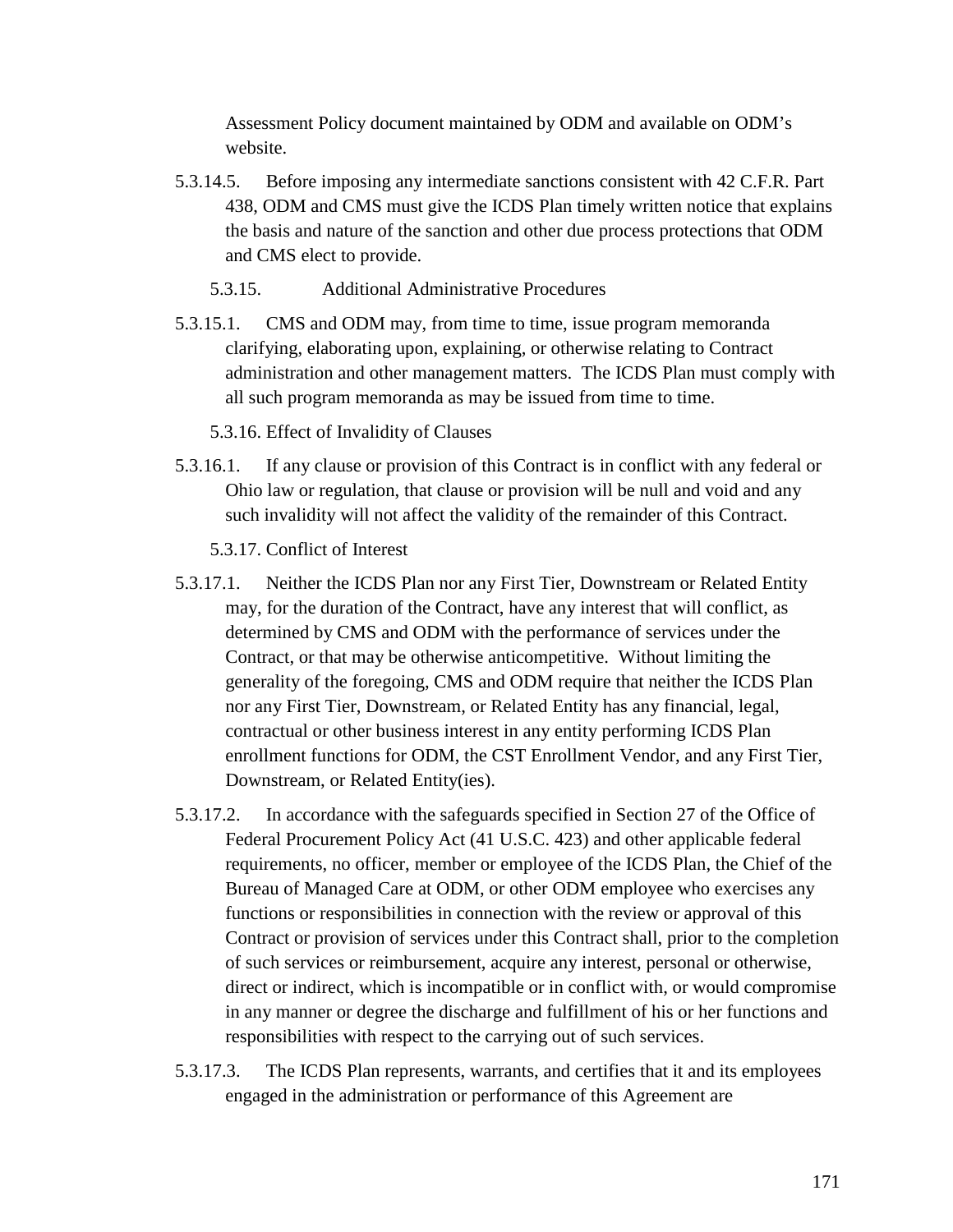Assessment Policy document maintained by ODM and available on ODM's website.

5.3.14.5. Before imposing any intermediate sanctions consistent with 42 C.F.R. Part 438, ODM and CMS must give the ICDS Plan timely written notice that explains the basis and nature of the sanction and other due process protections that ODM and CMS elect to provide.

5.3.15. Additional Administrative Procedures

5.3.15.1. CMS and ODM may, from time to time, issue program memoranda clarifying, elaborating upon, explaining, or otherwise relating to Contract administration and other management matters. The ICDS Plan must comply with all such program memoranda as may be issued from time to time.

5.3.16. Effect of Invalidity of Clauses

5.3.16.1. If any clause or provision of this Contract is in conflict with any federal or Ohio law or regulation, that clause or provision will be null and void and any such invalidity will not affect the validity of the remainder of this Contract.

5.3.17. Conflict of Interest

5.3.17.1. Neither the ICDS Plan nor any First Tier, Downstream or Related Entity may, for the duration of the Contract, have any interest that will conflict, as determined by CMS and ODM with the performance of services under the Contract, or that may be otherwise anticompetitive. Without limiting the generality of the foregoing, CMS and ODM require that neither the ICDS Plan nor any First Tier, Downstream, or Related Entity has any financial, legal, contractual or other business interest in any entity performing ICDS Plan enrollment functions for ODM, the CST Enrollment Vendor, and any First Tier, Downstream, or Related Entity(ies).

5.3.17.2. In accordance with the safeguards specified in Section 27 of the Office of Federal Procurement Policy Act (41 U.S.C. 423) and other applicable federal requirements, no officer, member or employee of the ICDS Plan, the Chief of the Bureau of Managed Care at ODM, or other ODM employee who exercises any functions or responsibilities in connection with the review or approval of this Contract or provision of services under this Contract shall, prior to the completion of such services or reimbursement, acquire any interest, personal or otherwise, direct or indirect, which is incompatible or in conflict with, or would compromise in any manner or degree the discharge and fulfillment of his or her functions and responsibilities with respect to the carrying out of such services.

5.3.17.3. The ICDS Plan represents, warrants, and certifies that it and its employees engaged in the administration or performance of this Agreement are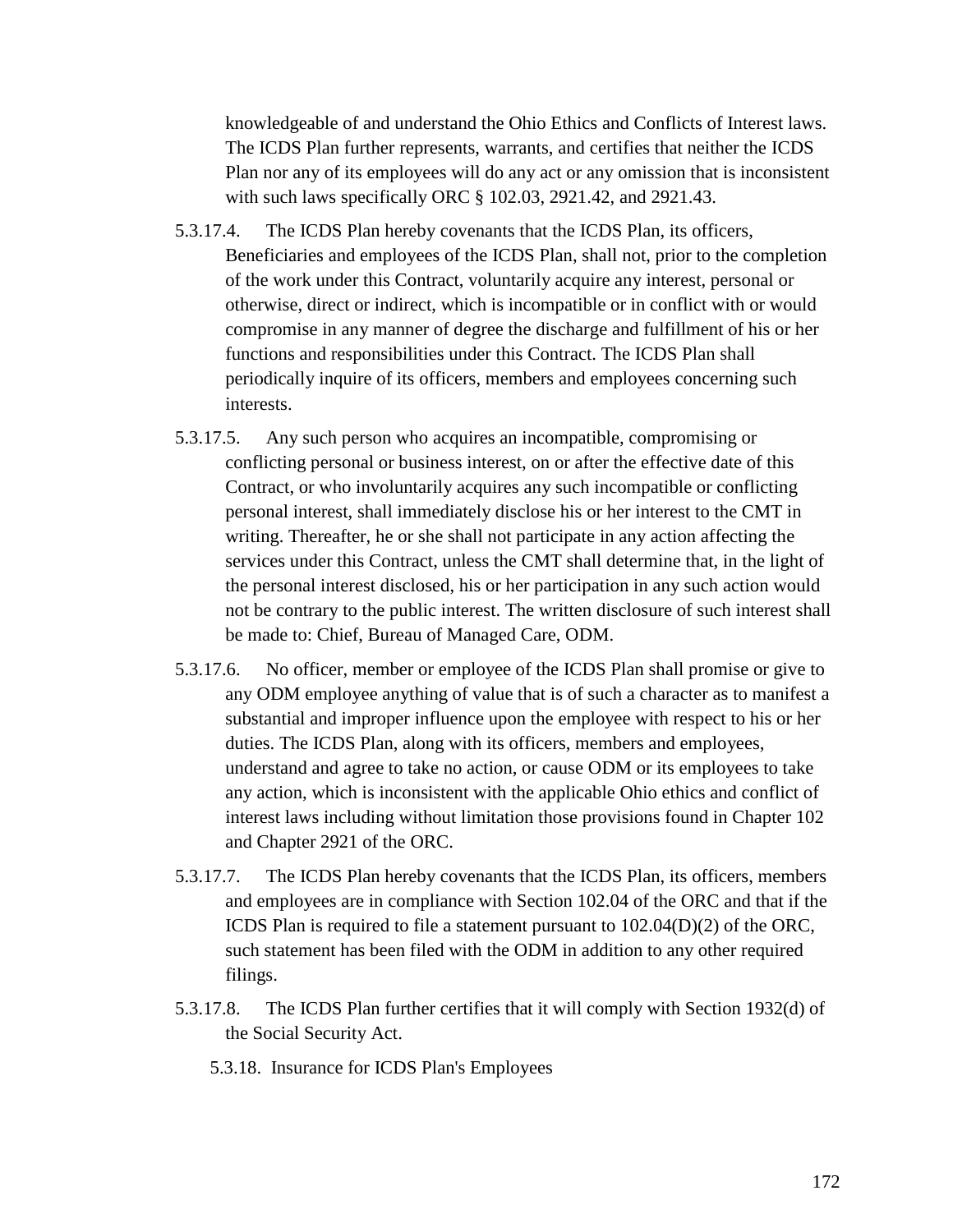knowledgeable of and understand the Ohio Ethics and Conflicts of Interest laws. The ICDS Plan further represents, warrants, and certifies that neither the ICDS Plan nor any of its employees will do any act or any omission that is inconsistent with such laws specifically ORC § 102.03, 2921.42, and 2921.43.

5.3.17.4. The ICDS Plan hereby covenants that the ICDS Plan, its officers, Beneficiaries and employees of the ICDS Plan, shall not, prior to the completion of the work under this Contract, voluntarily acquire any interest, personal or otherwise, direct or indirect, which is incompatible or in conflict with or would compromise in any manner of degree the discharge and fulfillment of his or her functions and responsibilities under this Contract. The ICDS Plan shall periodically inquire of its officers, members and employees concerning such interests.

5.3.17.5. Any such person who acquires an incompatible, compromising or conflicting personal or business interest, on or after the effective date of this Contract, or who involuntarily acquires any such incompatible or conflicting personal interest, shall immediately disclose his or her interest to the CMT in writing. Thereafter, he or she shall not participate in any action affecting the services under this Contract, unless the CMT shall determine that, in the light of the personal interest disclosed, his or her participation in any such action would not be contrary to the public interest. The written disclosure of such interest shall be made to: Chief, Bureau of Managed Care, ODM.

5.3.17.6. No officer, member or employee of the ICDS Plan shall promise or give to any ODM employee anything of value that is of such a character as to manifest a substantial and improper influence upon the employee with respect to his or her duties. The ICDS Plan, along with its officers, members and employees, understand and agree to take no action, or cause ODM or its employees to take any action, which is inconsistent with the applicable Ohio ethics and conflict of interest laws including without limitation those provisions found in Chapter 102 and Chapter 2921 of the ORC.

5.3.17.7. The ICDS Plan hereby covenants that the ICDS Plan, its officers, members and employees are in compliance with Section 102.04 of the ORC and that if the ICDS Plan is required to file a statement pursuant to 102.04(D)(2) of the ORC, such statement has been filed with the ODM in addition to any other required filings.

5.3.17.8. The ICDS Plan further certifies that it will comply with Section 1932(d) of the Social Security Act.

5.3.18. Insurance for ICDS Plan's Employees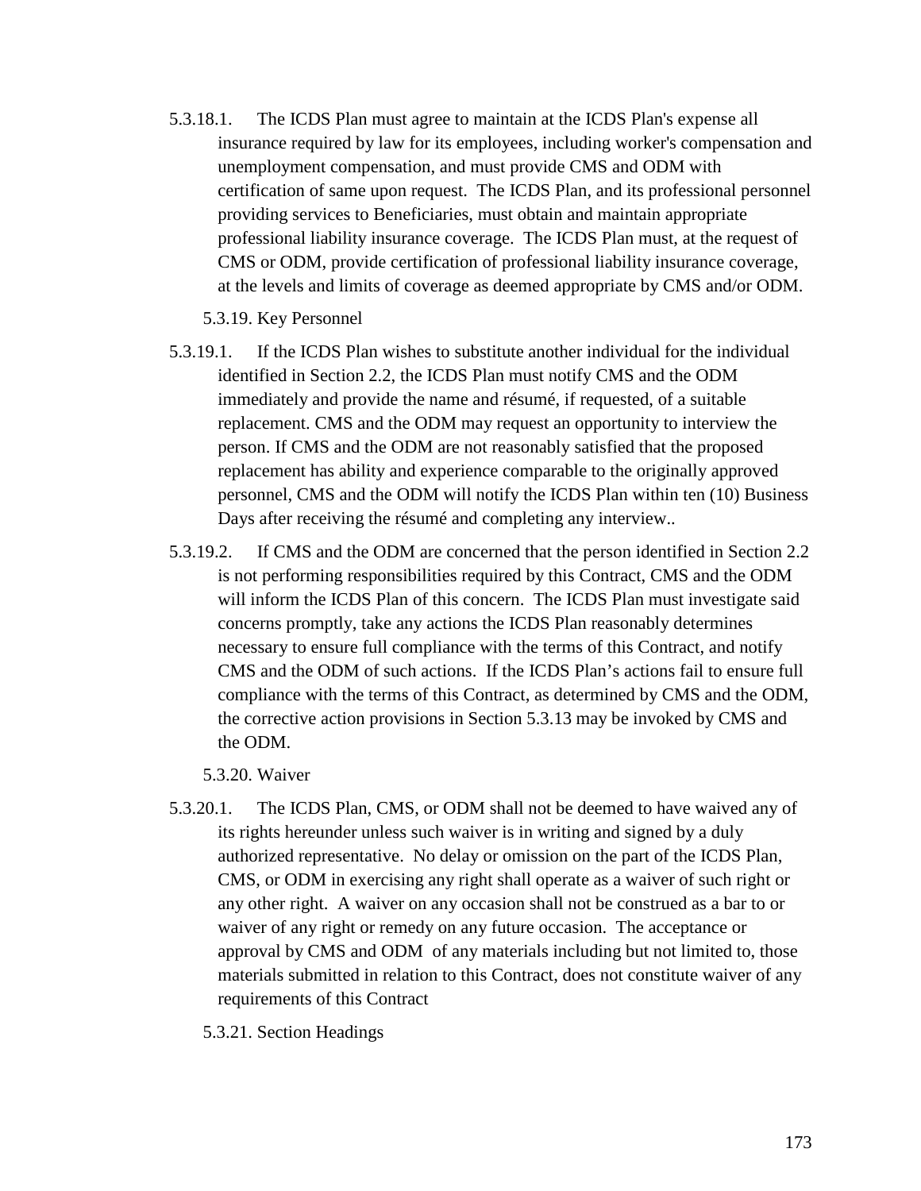5.3.18.1. The ICDS Plan must agree to maintain at the ICDS Plan's expense all insurance required by law for its employees, including worker's compensation and unemployment compensation, and must provide CMS and ODM with certification of same upon request. The ICDS Plan, and its professional personnel providing services to Beneficiaries, must obtain and maintain appropriate professional liability insurance coverage. The ICDS Plan must, at the request of CMS or ODM, provide certification of professional liability insurance coverage, at the levels and limits of coverage as deemed appropriate by CMS and/or ODM.

5.3.19. Key Personnel

5.3.19.1. If the ICDS Plan wishes to substitute another individual for the individual identified in Section 2.2, the ICDS Plan must notify CMS and the ODM immediately and provide the name and résumé, if requested, of a suitable replacement. CMS and the ODM may request an opportunity to interview the person. If CMS and the ODM are not reasonably satisfied that the proposed replacement has ability and experience comparable to the originally approved personnel, CMS and the ODM will notify the ICDS Plan within ten (10) Business Days after receiving the résumé and completing any interview..

5.3.19.2. If CMS and the ODM are concerned that the person identified in Section 2.2 is not performing responsibilities required by this Contract, CMS and the ODM will inform the ICDS Plan of this concern. The ICDS Plan must investigate said concerns promptly, take any actions the ICDS Plan reasonably determines necessary to ensure full compliance with the terms of this Contract, and notify CMS and the ODM of such actions. If the ICDS Plan's actions fail to ensure full compliance with the terms of this Contract, as determined by CMS and the ODM, the corrective action provisions in Section 5.3.13 may be invoked by CMS and the ODM.

5.3.20. Waiver

5.3.20.1. The ICDS Plan, CMS, or ODM shall not be deemed to have waived any of its rights hereunder unless such waiver is in writing and signed by a duly authorized representative. No delay or omission on the part of the ICDS Plan, CMS, or ODM in exercising any right shall operate as a waiver of such right or any other right. A waiver on any occasion shall not be construed as a bar to or waiver of any right or remedy on any future occasion. The acceptance or approval by CMS and ODM of any materials including but not limited to, those materials submitted in relation to this Contract, does not constitute waiver of any requirements of this Contract

5.3.21. Section Headings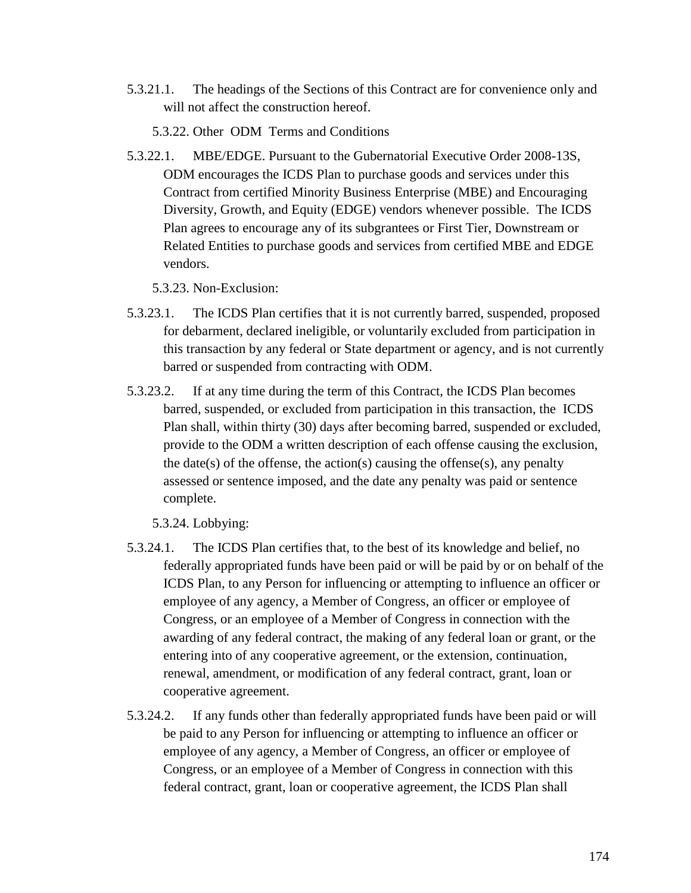5.3.21.1. The headings of the Sections of this Contract are for convenience only and will not affect the construction hereof.

5.3.22. Other ODM Terms and Conditions

5.3.22.1. MBE/EDGE. Pursuant to the Gubernatorial Executive Order 2008-13S, ODM encourages the ICDS Plan to purchase goods and services under this Contract from certified Minority Business Enterprise (MBE) and Encouraging Diversity, Growth, and Equity (EDGE) vendors whenever possible. The ICDS Plan agrees to encourage any of its subgrantees or First Tier, Downstream or Related Entities to purchase goods and services from certified MBE and EDGE vendors.

5.3.23. Non-Exclusion:

5.3.23.1. The ICDS Plan certifies that it is not currently barred, suspended, proposed for debarment, declared ineligible, or voluntarily excluded from participation in this transaction by any federal or State department or agency, and is not currently barred or suspended from contracting with ODM.

5.3.23.2. If at any time during the term of this Contract, the ICDS Plan becomes barred, suspended, or excluded from participation in this transaction, the ICDS Plan shall, within thirty (30) days after becoming barred, suspended or excluded, provide to the ODM a written description of each offense causing the exclusion, the date(s) of the offense, the action(s) causing the offense(s), any penalty assessed or sentence imposed, and the date any penalty was paid or sentence complete.

5.3.24. Lobbying:

5.3.24.1. The ICDS Plan certifies that, to the best of its knowledge and belief, no federally appropriated funds have been paid or will be paid by or on behalf of the ICDS Plan, to any Person for influencing or attempting to influence an officer or employee of any agency, a Member of Congress, an officer or employee of Congress, or an employee of a Member of Congress in connection with the awarding of any federal contract, the making of any federal loan or grant, or the entering into of any cooperative agreement, or the extension, continuation, renewal, amendment, or modification of any federal contract, grant, loan or cooperative agreement.

5.3.24.2. If any funds other than federally appropriated funds have been paid or will be paid to any Person for influencing or attempting to influence an officer or employee of any agency, a Member of Congress, an officer or employee of Congress, or an employee of a Member of Congress in connection with this federal contract, grant, loan or cooperative agreement, the ICDS Plan shall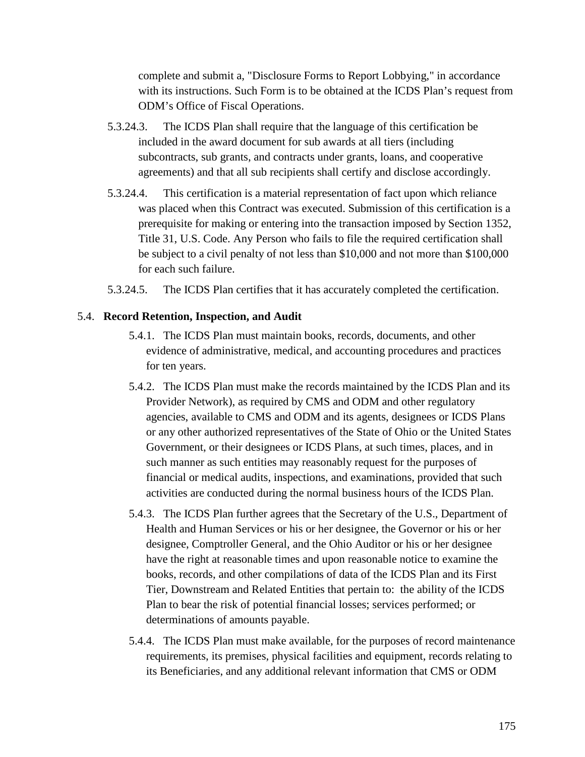complete and submit a, "Disclosure Forms to Report Lobbying," in accordance with its instructions. Such Form is to be obtained at the ICDS Plan's request from ODM's Office of Fiscal Operations.

5.3.24.3. The ICDS Plan shall require that the language of this certification be included in the award document for sub awards at all tiers (including subcontracts, sub grants, and contracts under grants, loans, and cooperative agreements) and that all sub recipients shall certify and disclose accordingly.

5.3.24.4. This certification is a material representation of fact upon which reliance was placed when this Contract was executed. Submission of this certification is a prerequisite for making or entering into the transaction imposed by Section 1352, Title 31, U.S. Code. Any Person who fails to file the required certification shall be subject to a civil penalty of not less than $10,000 and not more than $100,000 for each such failure.

5.3.24.5. The ICDS Plan certifies that it has accurately completed the certification.

## 5.4. **Record Retention, Inspection, and Audit**

5.4.1. The ICDS Plan must maintain books, records, documents, and other evidence of administrative, medical, and accounting procedures and practices for ten years.

5.4.2. The ICDS Plan must make the records maintained by the ICDS Plan and its Provider Network), as required by CMS and ODM and other regulatory agencies, available to CMS and ODM and its agents, designees or ICDS Plans or any other authorized representatives of the State of Ohio or the United States Government, or their designees or ICDS Plans, at such times, places, and in such manner as such entities may reasonably request for the purposes of financial or medical audits, inspections, and examinations, provided that such activities are conducted during the normal business hours of the ICDS Plan.

5.4.3. The ICDS Plan further agrees that the Secretary of the U.S., Department of Health and Human Services or his or her designee, the Governor or his or her designee, Comptroller General, and the Ohio Auditor or his or her designee have the right at reasonable times and upon reasonable notice to examine the books, records, and other compilations of data of the ICDS Plan and its First Tier, Downstream and Related Entities that pertain to: the ability of the ICDS Plan to bear the risk of potential financial losses; services performed; or determinations of amounts payable.

5.4.4. The ICDS Plan must make available, for the purposes of record maintenance requirements, its premises, physical facilities and equipment, records relating to its Beneficiaries, and any additional relevant information that CMS or ODM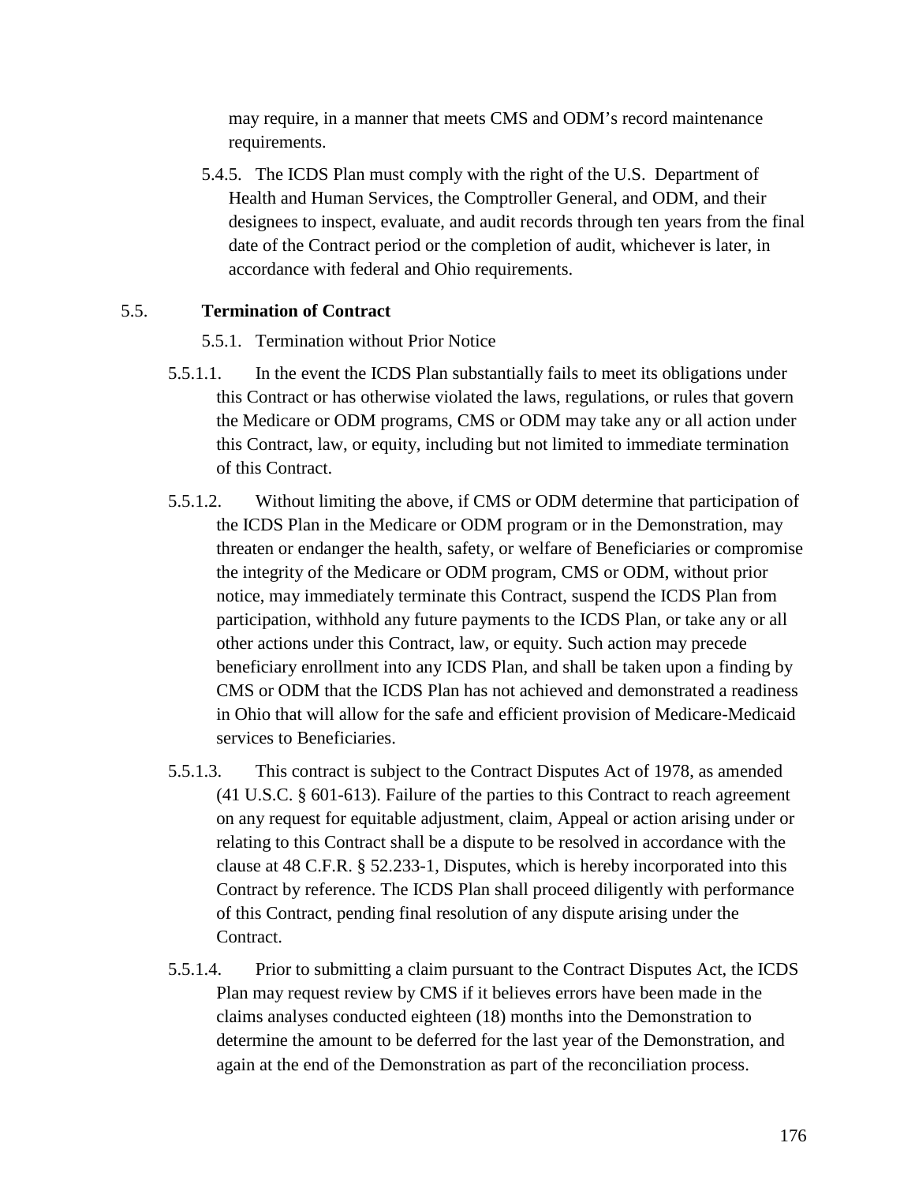may require, in a manner that meets CMS and ODM's record maintenance requirements.

5.4.5. The ICDS Plan must comply with the right of the U.S. Department of Health and Human Services, the Comptroller General, and ODM, and their designees to inspect, evaluate, and audit records through ten years from the final date of the Contract period or the completion of audit, whichever is later, in accordance with federal and Ohio requirements.

## 5.5. Termination of Contract

5.5.1. Termination without Prior Notice

5.5.1.1. In the event the ICDS Plan substantially fails to meet its obligations under this Contract or has otherwise violated the laws, regulations, or rules that govern the Medicare or ODM programs, CMS or ODM may take any or all action under this Contract, law, or equity, including but not limited to immediate termination of this Contract.

5.5.1.2. Without limiting the above, if CMS or ODM determine that participation of the ICDS Plan in the Medicare or ODM program or in the Demonstration, may threaten or endanger the health, safety, or welfare of Beneficiaries or compromise the integrity of the Medicare or ODM program, CMS or ODM, without prior notice, may immediately terminate this Contract, suspend the ICDS Plan from participation, withhold any future payments to the ICDS Plan, or take any or all other actions under this Contract, law, or equity. Such action may precede beneficiary enrollment into any ICDS Plan, and shall be taken upon a finding by CMS or ODM that the ICDS Plan has not achieved and demonstrated a readiness in Ohio that will allow for the safe and efficient provision of Medicare-Medicaid services to Beneficiaries.

5.5.1.3. This contract is subject to the Contract Disputes Act of 1978, as amended (41 U.S.C. § 601-613). Failure of the parties to this Contract to reach agreement on any request for equitable adjustment, claim, Appeal or action arising under or relating to this Contract shall be a dispute to be resolved in accordance with the clause at 48 C.F.R. § 52.233-1, Disputes, which is hereby incorporated into this Contract by reference. The ICDS Plan shall proceed diligently with performance of this Contract, pending final resolution of any dispute arising under the Contract.

5.5.1.4. Prior to submitting a claim pursuant to the Contract Disputes Act, the ICDS Plan may request review by CMS if it believes errors have been made in the claims analyses conducted eighteen (18) months into the Demonstration to determine the amount to be deferred for the last year of the Demonstration, and again at the end of the Demonstration as part of the reconciliation process.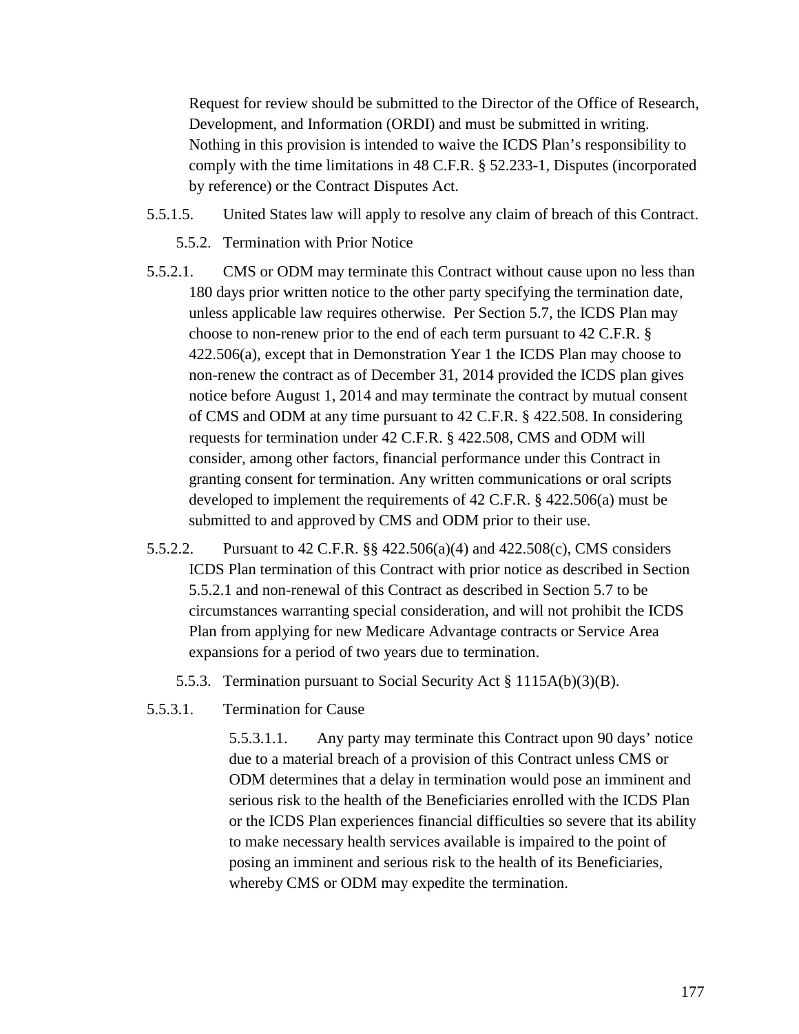Request for review should be submitted to the Director of the Office of Research, Development, and Information (ORDI) and must be submitted in writing. Nothing in this provision is intended to waive the ICDS Plan's responsibility to comply with the time limitations in 48 C.F.R. § 52.233-1, Disputes (incorporated by reference) or the Contract Disputes Act.

5.5.1.5. United States law will apply to resolve any claim of breach of this Contract.

5.5.2. Termination with Prior Notice

5.5.2.1. CMS or ODM may terminate this Contract without cause upon no less than 180 days prior written notice to the other party specifying the termination date, unless applicable law requires otherwise. Per Section 5.7, the ICDS Plan may choose to non-renew prior to the end of each term pursuant to 42 C.F.R. § 422.506(a), except that in Demonstration Year 1 the ICDS Plan may choose to non-renew the contract as of December 31, 2014 provided the ICDS plan gives notice before August 1, 2014 and may terminate the contract by mutual consent of CMS and ODM at any time pursuant to 42 C.F.R. § 422.508. In considering requests for termination under 42 C.F.R. § 422.508, CMS and ODM will consider, among other factors, financial performance under this Contract in granting consent for termination. Any written communications or oral scripts developed to implement the requirements of 42 C.F.R. § 422.506(a) must be submitted to and approved by CMS and ODM prior to their use.

5.5.2.2. Pursuant to 42 C.F.R. §§ 422.506(a)(4) and 422.508(c), CMS considers ICDS Plan termination of this Contract with prior notice as described in Section 5.5.2.1 and non-renewal of this Contract as described in Section 5.7 to be circumstances warranting special consideration, and will not prohibit the ICDS Plan from applying for new Medicare Advantage contracts or Service Area expansions for a period of two years due to termination.

5.5.3. Termination pursuant to Social Security Act § 1115A(b)(3)(B).

5.5.3.1. Termination for Cause

5.5.3.1.1. Any party may terminate this Contract upon 90 days' notice due to a material breach of a provision of this Contract unless CMS or ODM determines that a delay in termination would pose an imminent and serious risk to the health of the Beneficiaries enrolled with the ICDS Plan or the ICDS Plan experiences financial difficulties so severe that its ability to make necessary health services available is impaired to the point of posing an imminent and serious risk to the health of its Beneficiaries, whereby CMS or ODM may expedite the termination.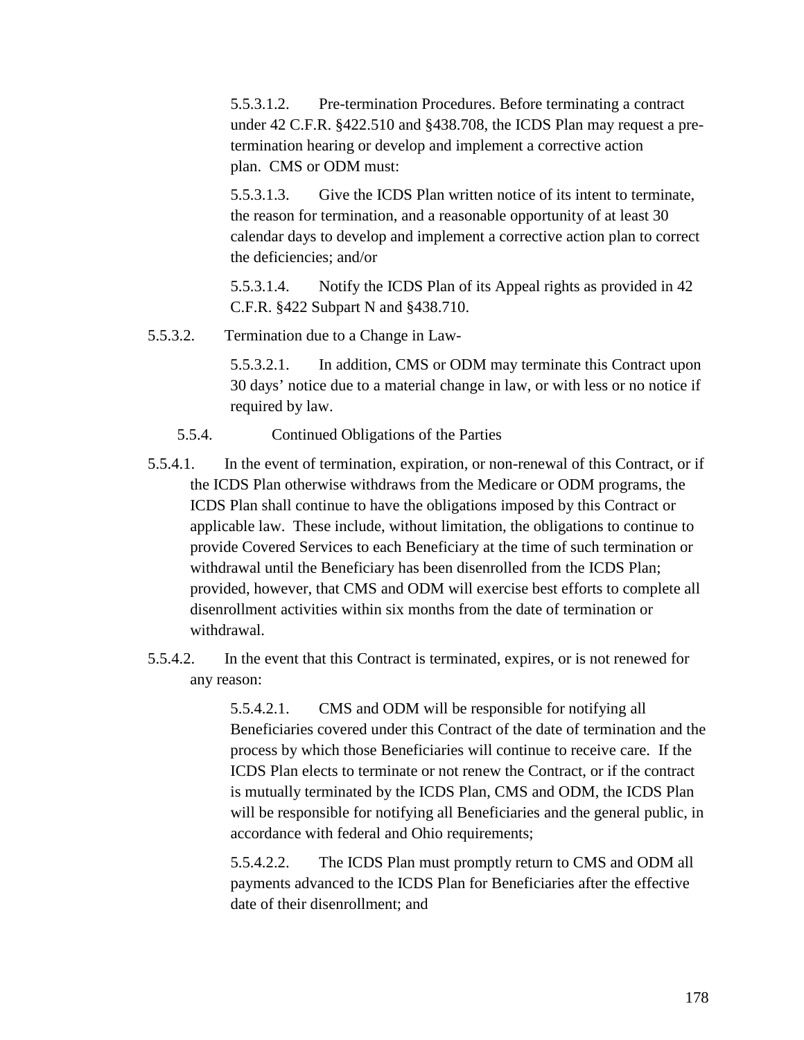5.5.3.1.2. Pre-termination Procedures. Before terminating a contract under 42 C.F.R. §422.510 and §438.708, the ICDS Plan may request a pre-termination hearing or develop and implement a corrective action plan. CMS or ODM must:

5.5.3.1.3. Give the ICDS Plan written notice of its intent to terminate, the reason for termination, and a reasonable opportunity of at least 30 calendar days to develop and implement a corrective action plan to correct the deficiencies; and/or

5.5.3.1.4. Notify the ICDS Plan of its Appeal rights as provided in 42 C.F.R. §422 Subpart N and §438.710.

5.5.3.2. Termination due to a Change in Law-

5.5.3.2.1. In addition, CMS or ODM may terminate this Contract upon 30 days' notice due to a material change in law, or with less or no notice if required by law.

5.5.4. Continued Obligations of the Parties

5.5.4.1. In the event of termination, expiration, or non-renewal of this Contract, or if the ICDS Plan otherwise withdraws from the Medicare or ODM programs, the ICDS Plan shall continue to have the obligations imposed by this Contract or applicable law. These include, without limitation, the obligations to continue to provide Covered Services to each Beneficiary at the time of such termination or withdrawal until the Beneficiary has been disenrolled from the ICDS Plan; provided, however, that CMS and ODM will exercise best efforts to complete all disenrollment activities within six months from the date of termination or withdrawal.

5.5.4.2. In the event that this Contract is terminated, expires, or is not renewed for any reason:

5.5.4.2.1. CMS and ODM will be responsible for notifying all Beneficiaries covered under this Contract of the date of termination and the process by which those Beneficiaries will continue to receive care. If the ICDS Plan elects to terminate or not renew the Contract, or if the contract is mutually terminated by the ICDS Plan, CMS and ODM, the ICDS Plan will be responsible for notifying all Beneficiaries and the general public, in accordance with federal and Ohio requirements;

5.5.4.2.2. The ICDS Plan must promptly return to CMS and ODM all payments advanced to the ICDS Plan for Beneficiaries after the effective date of their disenrollment; and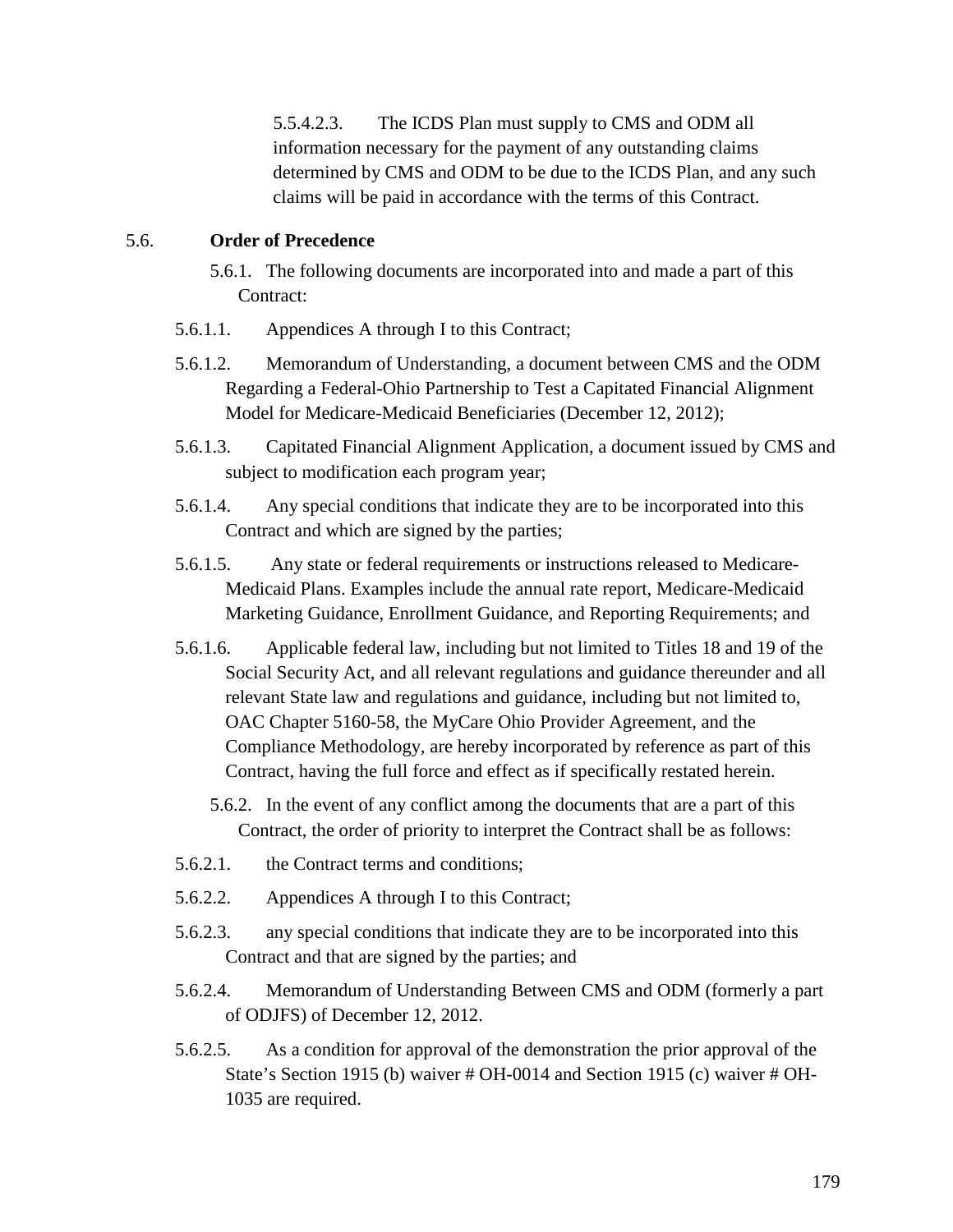5.5.4.2.3. The ICDS Plan must supply to CMS and ODM all information necessary for the payment of any outstanding claims determined by CMS and ODM to be due to the ICDS Plan, and any such claims will be paid in accordance with the terms of this Contract.

5.6. **Order of Precedence**

5.6.1. The following documents are incorporated into and made a part of this Contract:

5.6.1.1. Appendices A through I to this Contract;

5.6.1.2. Memorandum of Understanding, a document between CMS and the ODM Regarding a Federal-Ohio Partnership to Test a Capitated Financial Alignment Model for Medicare-Medicaid Beneficiaries (December 12, 2012);

5.6.1.3. Capitated Financial Alignment Application, a document issued by CMS and subject to modification each program year;

5.6.1.4. Any special conditions that indicate they are to be incorporated into this Contract and which are signed by the parties;

5.6.1.5. Any state or federal requirements or instructions released to Medicare-Medicaid Plans. Examples include the annual rate report, Medicare-Medicaid Marketing Guidance, Enrollment Guidance, and Reporting Requirements; and

5.6.1.6. Applicable federal law, including but not limited to Titles 18 and 19 of the Social Security Act, and all relevant regulations and guidance thereunder and all relevant State law and regulations and guidance, including but not limited to, OAC Chapter 5160-58, the MyCare Ohio Provider Agreement, and the Compliance Methodology, are hereby incorporated by reference as part of this Contract, having the full force and effect as if specifically restated herein.

5.6.2. In the event of any conflict among the documents that are a part of this Contract, the order of priority to interpret the Contract shall be as follows:

5.6.2.1. the Contract terms and conditions;

5.6.2.2. Appendices A through I to this Contract;

5.6.2.3. any special conditions that indicate they are to be incorporated into this Contract and that are signed by the parties; and

5.6.2.4. Memorandum of Understanding Between CMS and ODM (formerly a part of ODJFS) of December 12, 2012.

5.6.2.5. As a condition for approval of the demonstration the prior approval of the State's Section 1915 (b) waiver # OH-0014 and Section 1915 (c) waiver # OH-1035 are required.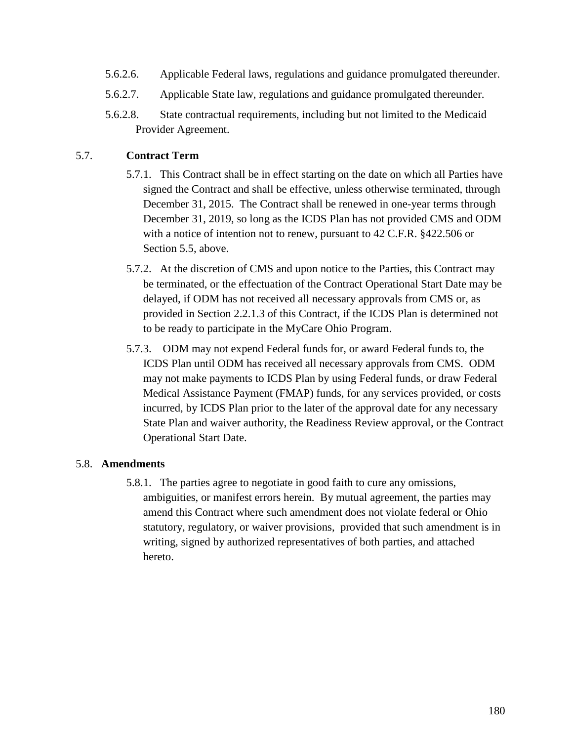5.6.2.6. Applicable Federal laws, regulations and guidance promulgated thereunder.

5.6.2.7. Applicable State law, regulations and guidance promulgated thereunder.

5.6.2.8. State contractual requirements, including but not limited to the Medicaid Provider Agreement.

## 5.7. **Contract Term**

5.7.1. This Contract shall be in effect starting on the date on which all Parties have signed the Contract and shall be effective, unless otherwise terminated, through December 31, 2015. The Contract shall be renewed in one-year terms through December 31, 2019, so long as the ICDS Plan has not provided CMS and ODM with a notice of intention not to renew, pursuant to 42 C.F.R. §422.506 or Section 5.5, above.

5.7.2. At the discretion of CMS and upon notice to the Parties, this Contract may be terminated, or the effectuation of the Contract Operational Start Date may be delayed, if ODM has not received all necessary approvals from CMS or, as provided in Section 2.2.1.3 of this Contract, if the ICDS Plan is determined not to be ready to participate in the MyCare Ohio Program.

5.7.3. ODM may not expend Federal funds for, or award Federal funds to, the ICDS Plan until ODM has received all necessary approvals from CMS. ODM may not make payments to ICDS Plan by using Federal funds, or draw Federal Medical Assistance Payment (FMAP) funds, for any services provided, or costs incurred, by ICDS Plan prior to the later of the approval date for any necessary State Plan and waiver authority, the Readiness Review approval, or the Contract Operational Start Date.

## 5.8. **Amendments**

5.8.1. The parties agree to negotiate in good faith to cure any omissions, ambiguities, or manifest errors herein. By mutual agreement, the parties may amend this Contract where such amendment does not violate federal or Ohio statutory, regulatory, or waiver provisions, provided that such amendment is in writing, signed by authorized representatives of both parties, and attached hereto.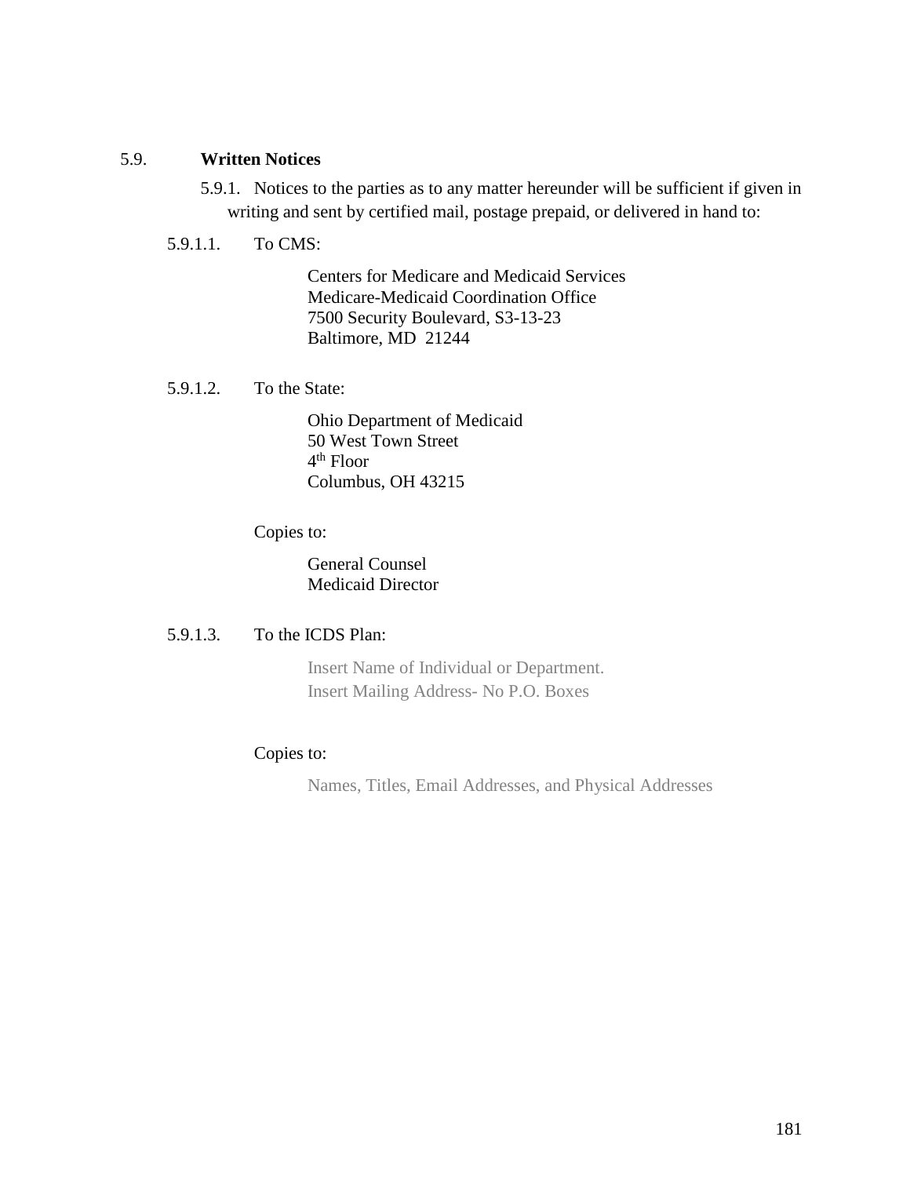5.9. **Written Notices**

5.9.1. Notices to the parties as to any matter hereunder will be sufficient if given in writing and sent by certified mail, postage prepaid, or delivered in hand to:

5.9.1.1. To CMS:

Centers for Medicare and Medicaid Services
Medicare-Medicaid Coordination Office
7500 Security Boulevard, S3-13-23
Baltimore, MD 21244

5.9.1.2. To the State:

Ohio Department of Medicaid
50 West Town Street
4th Floor
Columbus, OH 43215

Copies to:

General Counsel
Medicaid Director

5.9.1.3. To the ICDS Plan:

Insert Name of Individual or Department.
Insert Mailing Address- No P.O. Boxes

Copies to:

Names, Titles, Email Addresses, and Physical Addresses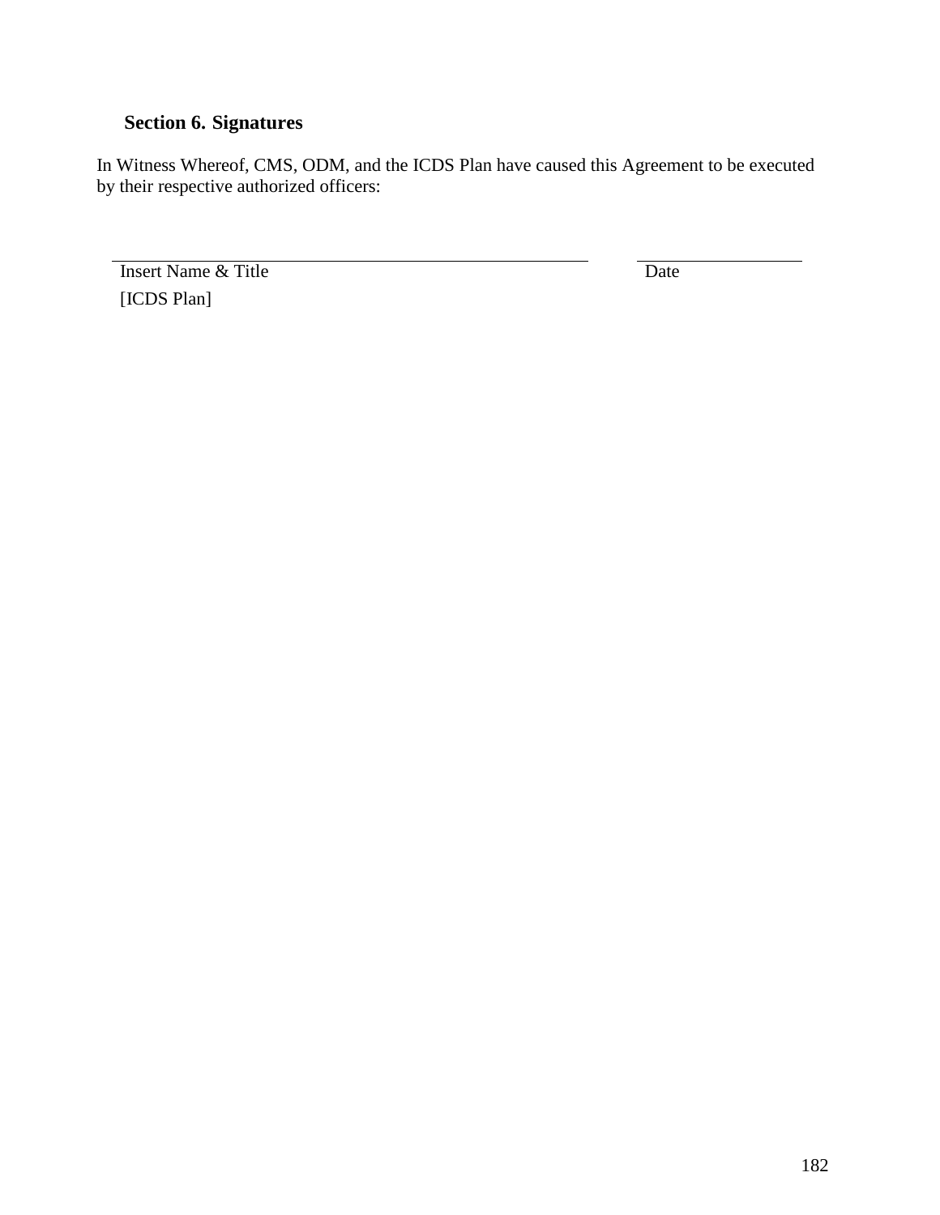## Section 6. Signatures

In Witness Whereof, CMS, ODM, and the ICDS Plan have caused this Agreement to be executed by their respective authorized officers:

______________________________________________ ________________

Insert Name & Title Date

[ICDS Plan]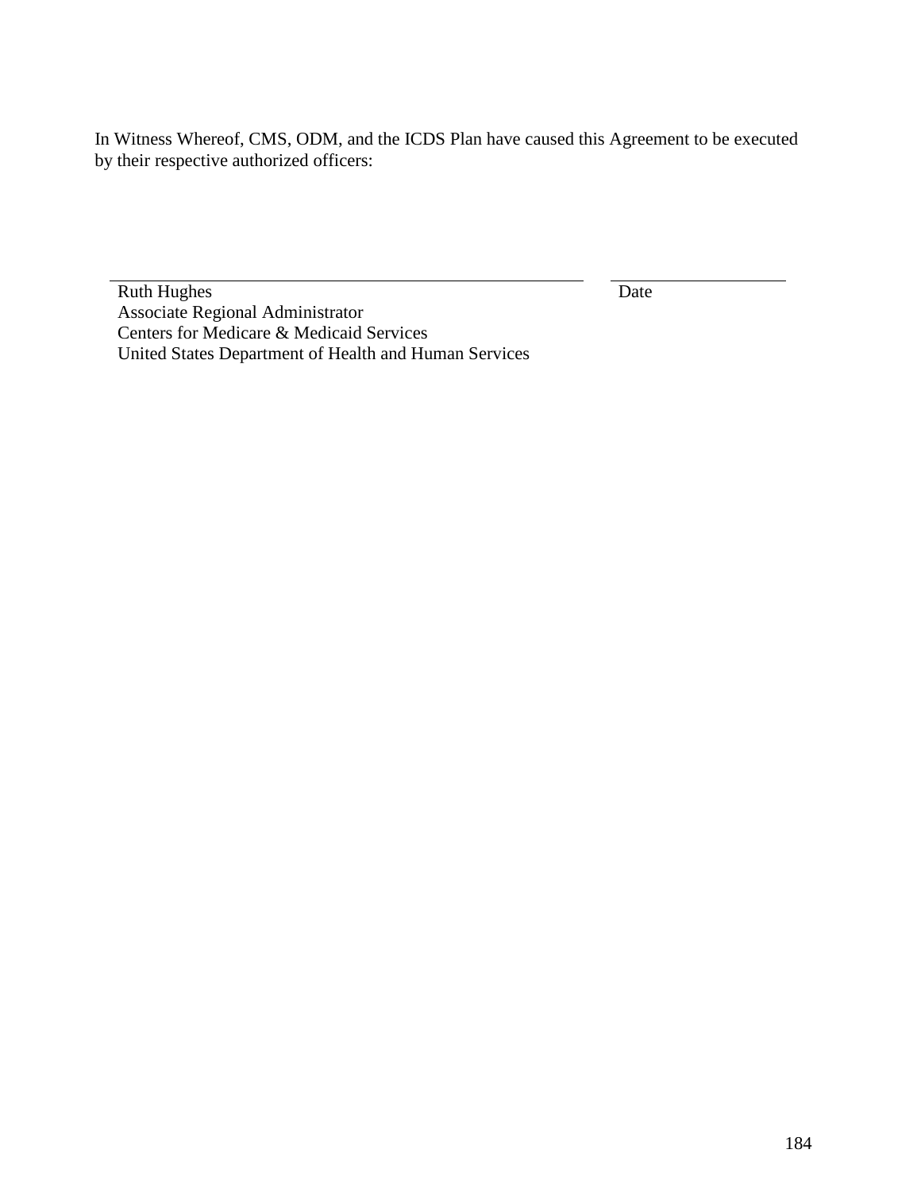In Witness Whereof, CMS, ODM, and the ICDS Plan have caused this Agreement to be executed by their respective authorized officers:

| ______________________________________ | ______________ |
| --- | --- |
| Ruth Hughes<br>Associate Regional Administrator<br>Centers for Medicare & Medicaid Services<br>United States Department of Health and Human Services | Date |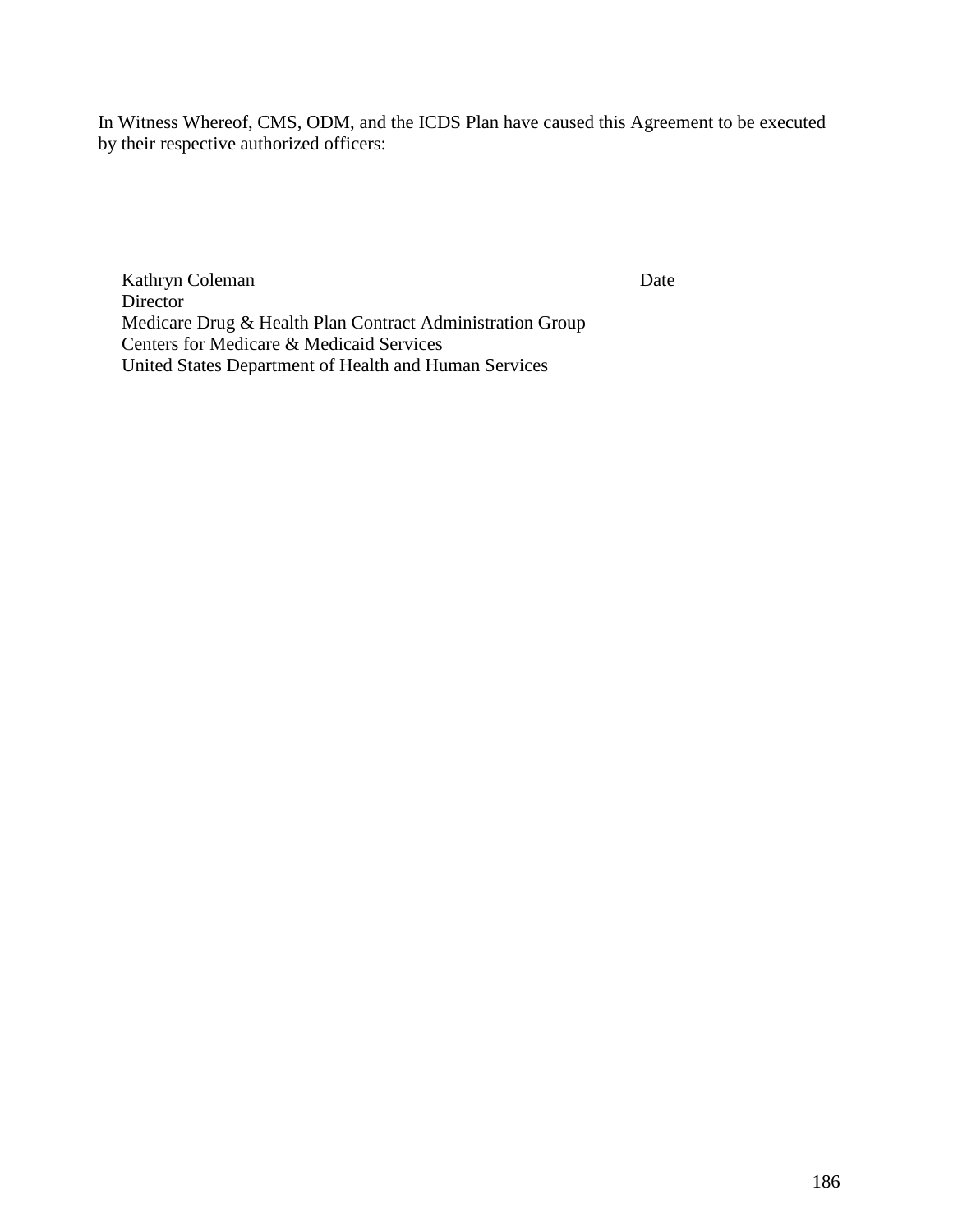In Witness Whereof, CMS, ODM, and the ICDS Plan have caused this Agreement to be executed by their respective authorized officers:

| _______________________________________________ | ____________________ |
| --- | --- |
| Kathryn Coleman<br>Director<br>Medicare Drug & Health Plan Contract Administration Group<br>Centers for Medicare & Medicaid Services<br>United States Department of Health and Human Services | Date |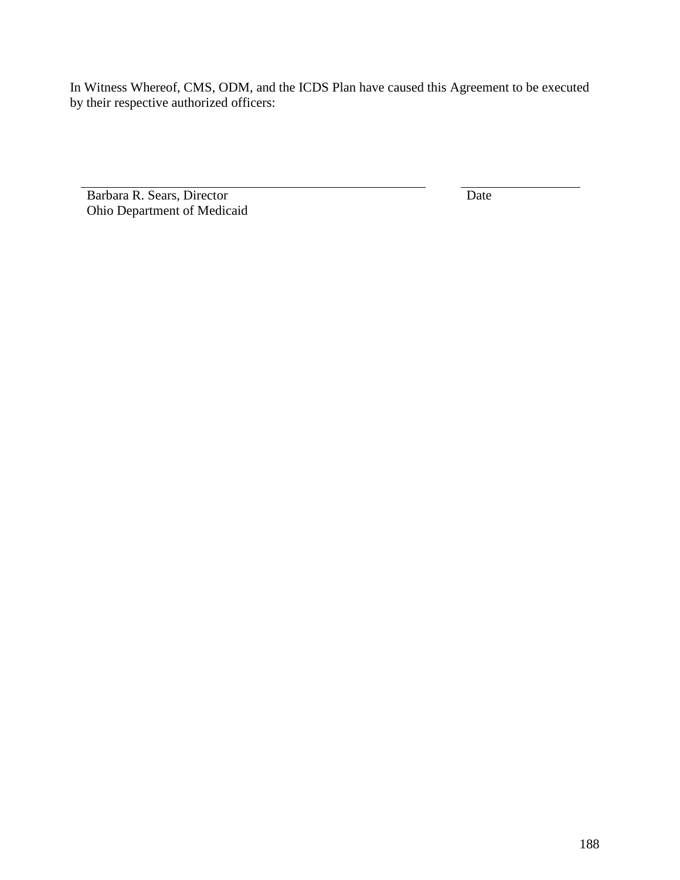In Witness Whereof, CMS, ODM, and the ICDS Plan have caused this Agreement to be executed by their respective authorized officers:

| ___________________________________________ | ____________________ |
|---|---|
| Barbara R. Sears, Director<br>Ohio Department of Medicaid | Date |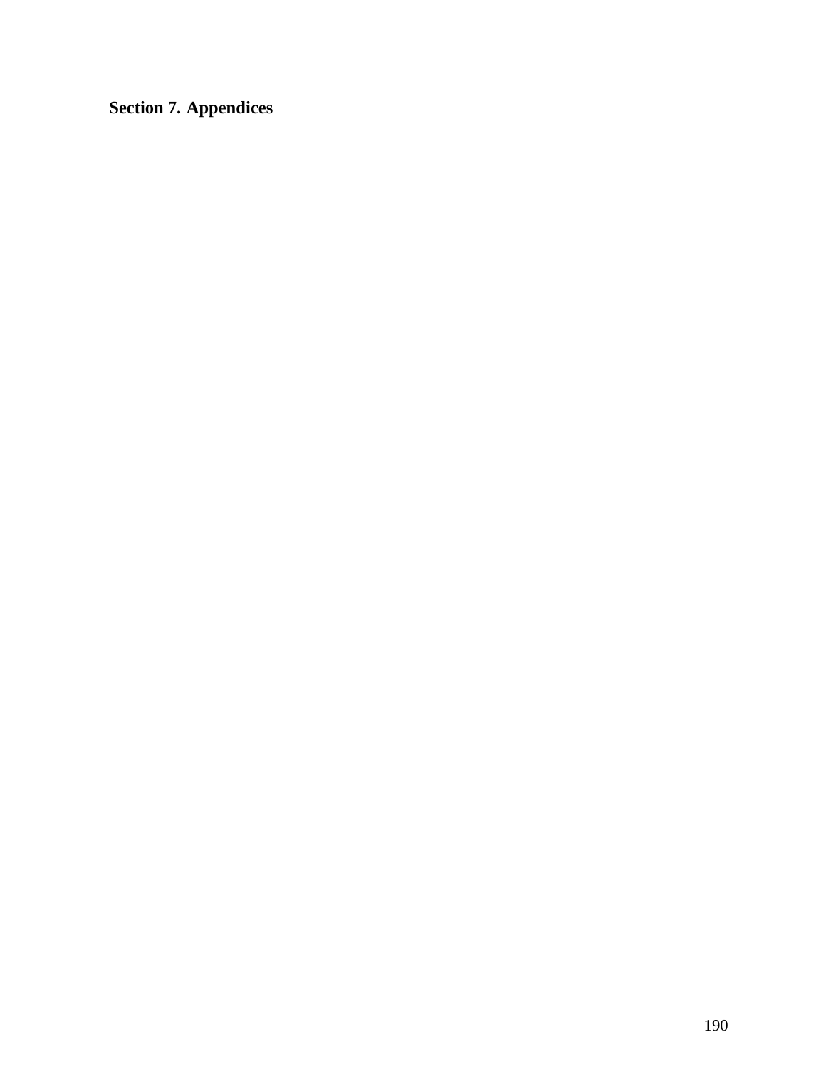# Section 7. Appendices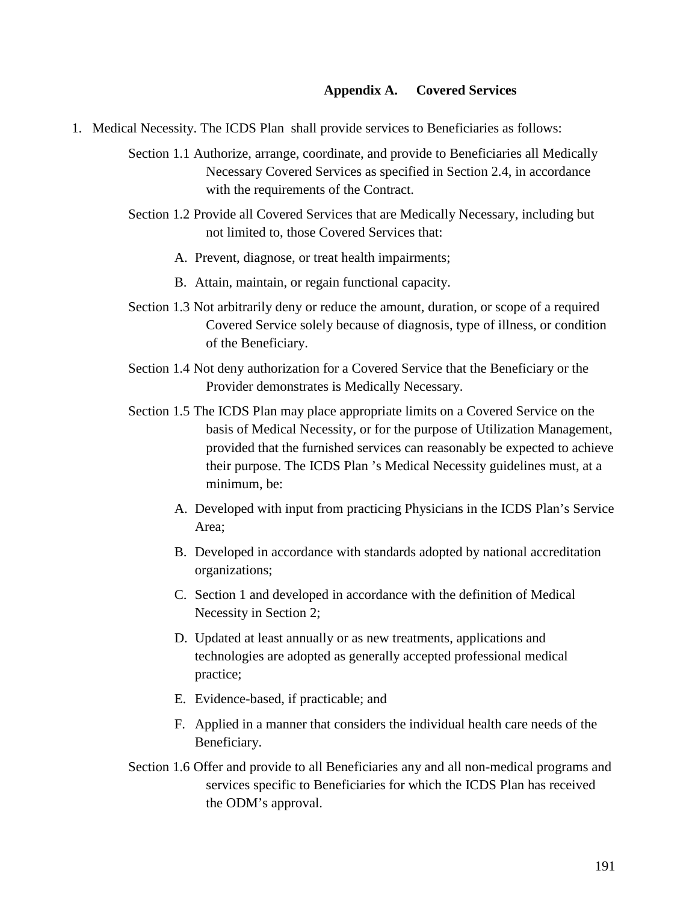## Appendix A. Covered Services

1. Medical Necessity. The ICDS Plan shall provide services to Beneficiaries as follows:

   Section 1.1 Authorize, arrange, coordinate, and provide to Beneficiaries all Medically Necessary Covered Services as specified in Section 2.4, in accordance with the requirements of the Contract.

   Section 1.2 Provide all Covered Services that are Medically Necessary, including but not limited to, those Covered Services that:

   A. Prevent, diagnose, or treat health impairments;

   B. Attain, maintain, or regain functional capacity.

   Section 1.3 Not arbitrarily deny or reduce the amount, duration, or scope of a required Covered Service solely because of diagnosis, type of illness, or condition of the Beneficiary.

   Section 1.4 Not deny authorization for a Covered Service that the Beneficiary or the Provider demonstrates is Medically Necessary.

   Section 1.5 The ICDS Plan may place appropriate limits on a Covered Service on the basis of Medical Necessity, or for the purpose of Utilization Management, provided that the furnished services can reasonably be expected to achieve their purpose. The ICDS Plan 's Medical Necessity guidelines must, at a minimum, be:

   A. Developed with input from practicing Physicians in the ICDS Plan's Service Area;

   B. Developed in accordance with standards adopted by national accreditation organizations;

   C. Section 1 and developed in accordance with the definition of Medical Necessity in Section 2;

   D. Updated at least annually or as new treatments, applications and technologies are adopted as generally accepted professional medical practice;

   E. Evidence-based, if practicable; and

   F. Applied in a manner that considers the individual health care needs of the Beneficiary.

   Section 1.6 Offer and provide to all Beneficiaries any and all non-medical programs and services specific to Beneficiaries for which the ICDS Plan has received the ODM's approval.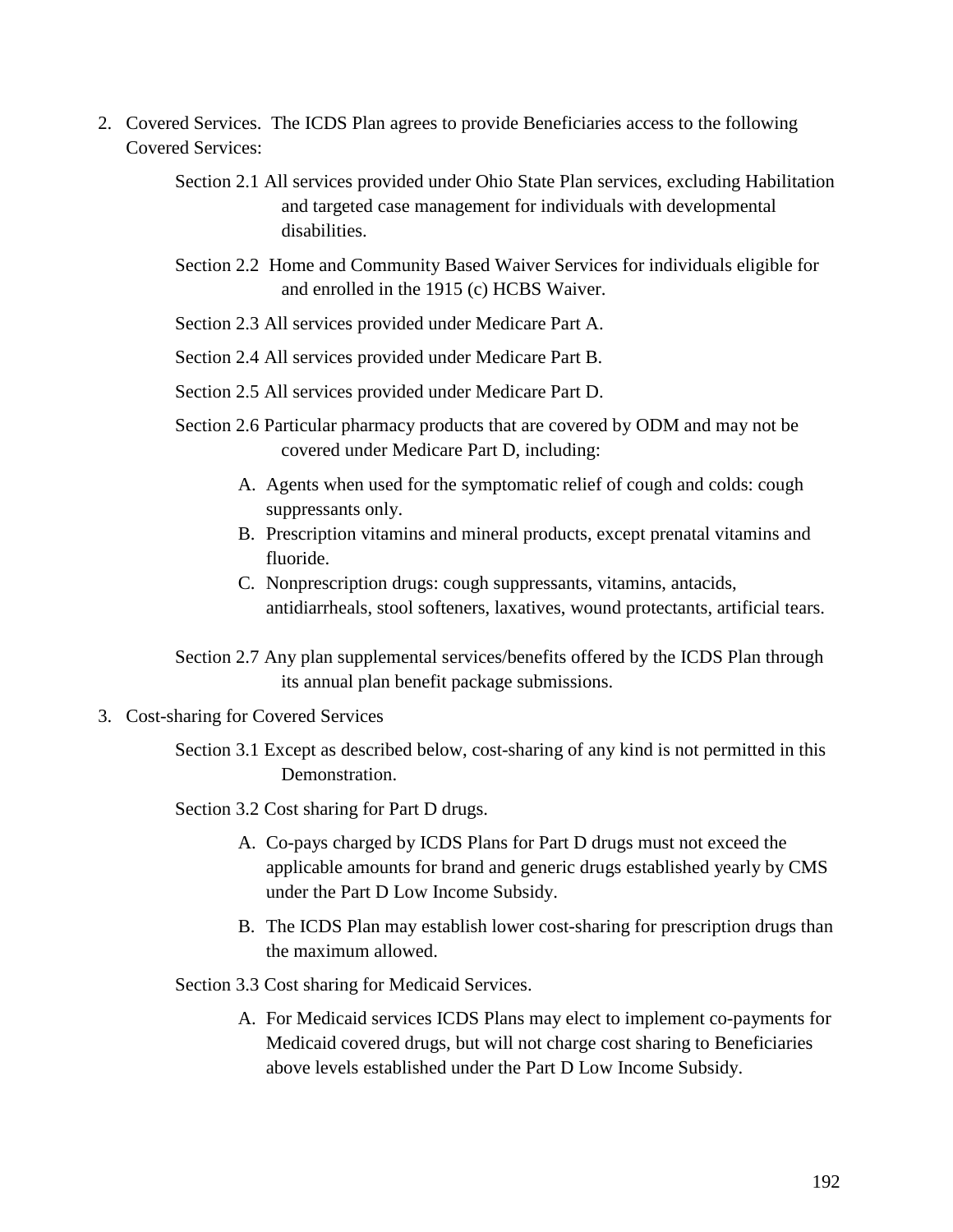2. Covered Services. The ICDS Plan agrees to provide Beneficiaries access to the following Covered Services:

    Section 2.1 All services provided under Ohio State Plan services, excluding Habilitation and targeted case management for individuals with developmental disabilities.

    Section 2.2 Home and Community Based Waiver Services for individuals eligible for and enrolled in the 1915 (c) HCBS Waiver.

    Section 2.3 All services provided under Medicare Part A.

    Section 2.4 All services provided under Medicare Part B.

    Section 2.5 All services provided under Medicare Part D.

    Section 2.6 Particular pharmacy products that are covered by ODM and may not be covered under Medicare Part D, including:

    A. Agents when used for the symptomatic relief of cough and colds: cough suppressants only.
    B. Prescription vitamins and mineral products, except prenatal vitamins and fluoride.
    C. Nonprescription drugs: cough suppressants, vitamins, antacids, antidiarrheals, stool softeners, laxatives, wound protectants, artificial tears.

    Section 2.7 Any plan supplemental services/benefits offered by the ICDS Plan through its annual plan benefit package submissions.

3. Cost-sharing for Covered Services

    Section 3.1 Except as described below, cost-sharing of any kind is not permitted in this Demonstration.

    Section 3.2 Cost sharing for Part D drugs.

    A. Co-pays charged by ICDS Plans for Part D drugs must not exceed the applicable amounts for brand and generic drugs established yearly by CMS under the Part D Low Income Subsidy.

    B. The ICDS Plan may establish lower cost-sharing for prescription drugs than the maximum allowed.

    Section 3.3 Cost sharing for Medicaid Services.

    A. For Medicaid services ICDS Plans may elect to implement co-payments for Medicaid covered drugs, but will not charge cost sharing to Beneficiaries above levels established under the Part D Low Income Subsidy.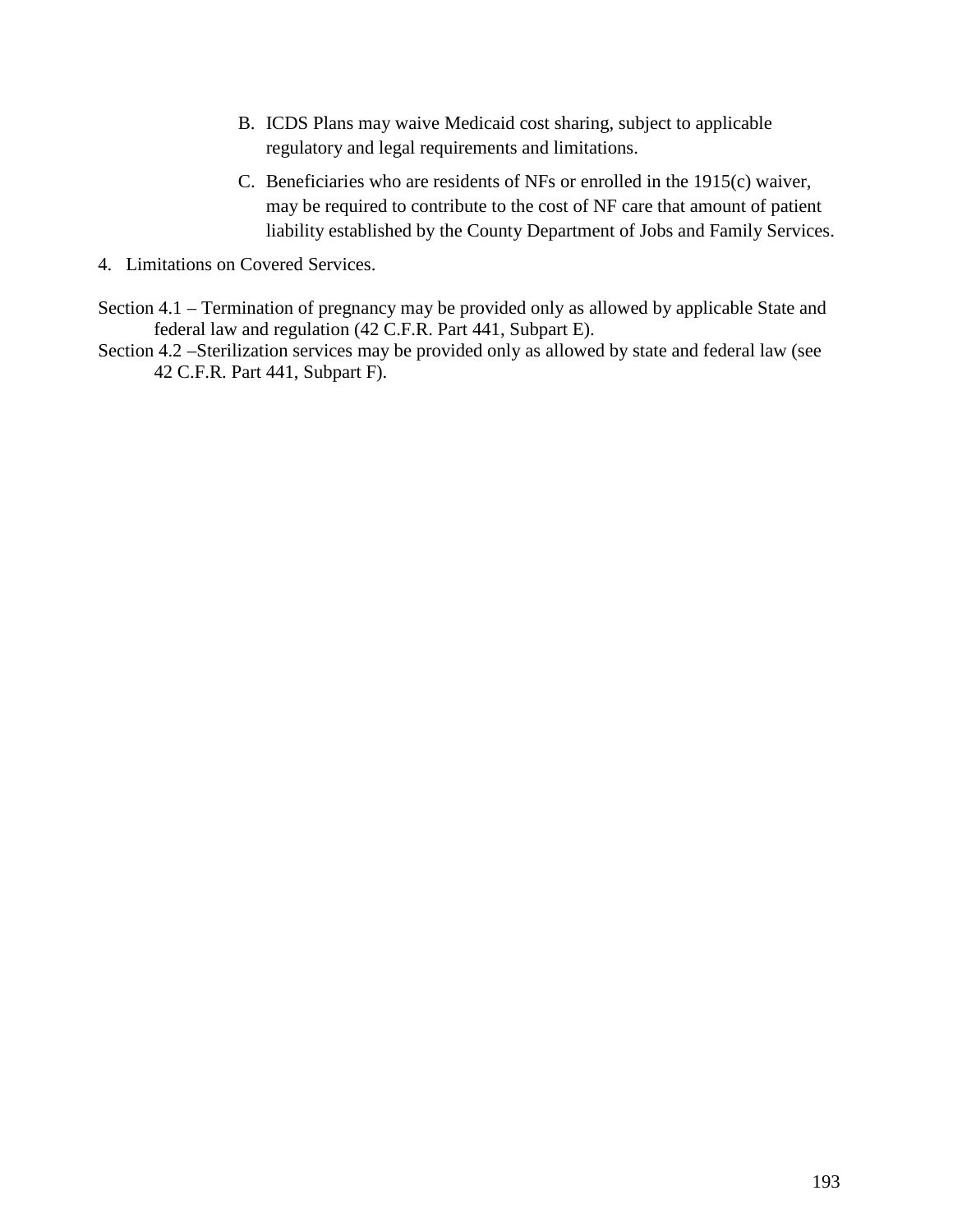B. ICDS Plans may waive Medicaid cost sharing, subject to applicable regulatory and legal requirements and limitations.

C. Beneficiaries who are residents of NFs or enrolled in the 1915(c) waiver, may be required to contribute to the cost of NF care that amount of patient liability established by the County Department of Jobs and Family Services.

4. Limitations on Covered Services.

Section 4.1 – Termination of pregnancy may be provided only as allowed by applicable State and federal law and regulation (42 C.F.R. Part 441, Subpart E).

Section 4.2 –Sterilization services may be provided only as allowed by state and federal law (see 42 C.F.R. Part 441, Subpart F).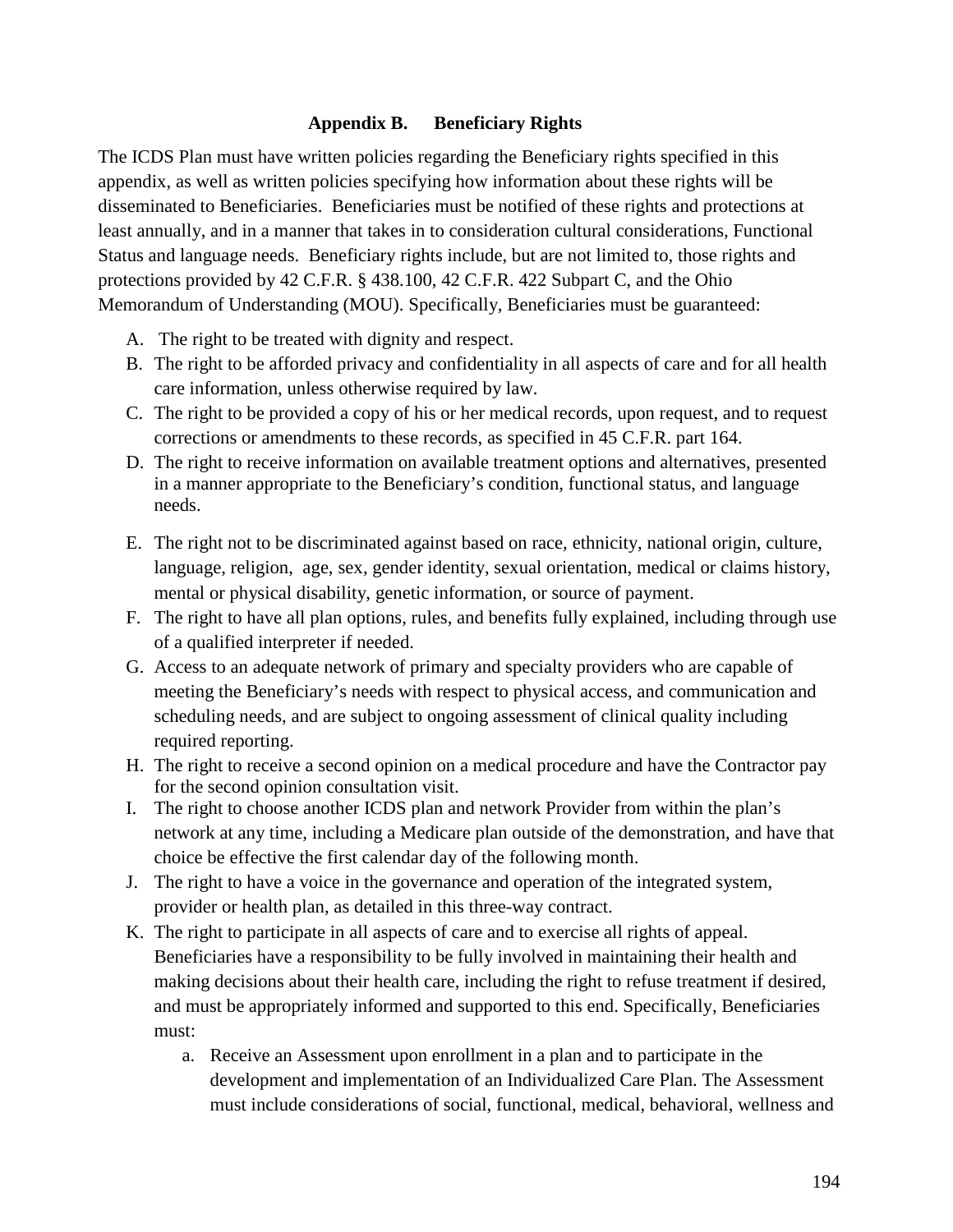## Appendix B. Beneficiary Rights

The ICDS Plan must have written policies regarding the Beneficiary rights specified in this appendix, as well as written policies specifying how information about these rights will be disseminated to Beneficiaries. Beneficiaries must be notified of these rights and protections at least annually, and in a manner that takes in to consideration cultural considerations, Functional Status and language needs. Beneficiary rights include, but are not limited to, those rights and protections provided by 42 C.F.R. § 438.100, 42 C.F.R. 422 Subpart C, and the Ohio Memorandum of Understanding (MOU). Specifically, Beneficiaries must be guaranteed:

A. The right to be treated with dignity and respect.
B. The right to be afforded privacy and confidentiality in all aspects of care and for all health care information, unless otherwise required by law.
C. The right to be provided a copy of his or her medical records, upon request, and to request corrections or amendments to these records, as specified in 45 C.F.R. part 164.
D. The right to receive information on available treatment options and alternatives, presented in a manner appropriate to the Beneficiary's condition, functional status, and language needs.
E. The right not to be discriminated against based on race, ethnicity, national origin, culture, language, religion, age, sex, gender identity, sexual orientation, medical or claims history, mental or physical disability, genetic information, or source of payment.
F. The right to have all plan options, rules, and benefits fully explained, including through use of a qualified interpreter if needed.
G. Access to an adequate network of primary and specialty providers who are capable of meeting the Beneficiary's needs with respect to physical access, and communication and scheduling needs, and are subject to ongoing assessment of clinical quality including required reporting.
H. The right to receive a second opinion on a medical procedure and have the Contractor pay for the second opinion consultation visit.
I. The right to choose another ICDS plan and network Provider from within the plan's network at any time, including a Medicare plan outside of the demonstration, and have that choice be effective the first calendar day of the following month.
J. The right to have a voice in the governance and operation of the integrated system, provider or health plan, as detailed in this three-way contract.
K. The right to participate in all aspects of care and to exercise all rights of appeal. Beneficiaries have a responsibility to be fully involved in maintaining their health and making decisions about their health care, including the right to refuse treatment if desired, and must be appropriately informed and supported to this end. Specifically, Beneficiaries must:
    a. Receive an Assessment upon enrollment in a plan and to participate in the development and implementation of an Individualized Care Plan. The Assessment must include considerations of social, functional, medical, behavioral, wellness and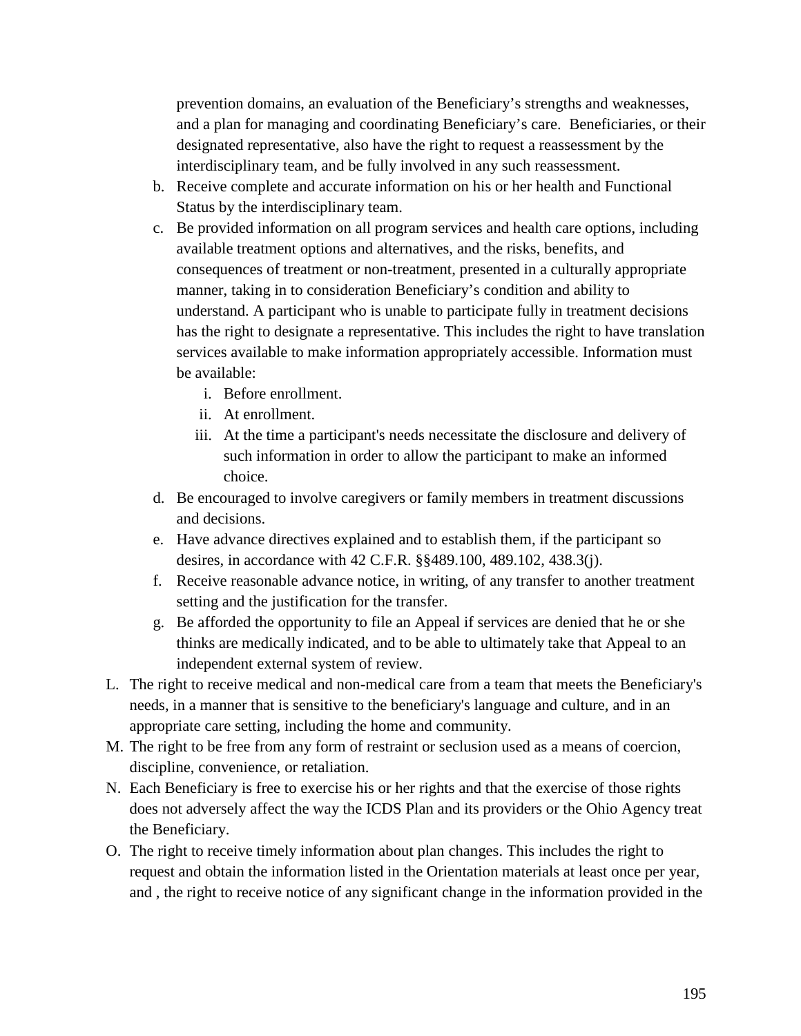prevention domains, an evaluation of the Beneficiary's strengths and weaknesses, and a plan for managing and coordinating Beneficiary's care. Beneficiaries, or their designated representative, also have the right to request a reassessment by the interdisciplinary team, and be fully involved in any such reassessment.

   b. Receive complete and accurate information on his or her health and Functional Status by the interdisciplinary team.
   c. Be provided information on all program services and health care options, including available treatment options and alternatives, and the risks, benefits, and consequences of treatment or non-treatment, presented in a culturally appropriate manner, taking in to consideration Beneficiary's condition and ability to understand. A participant who is unable to participate fully in treatment decisions has the right to designate a representative. This includes the right to have translation services available to make information appropriately accessible. Information must be available:
      i. Before enrollment.
      ii. At enrollment.
      iii. At the time a participant's needs necessitate the disclosure and delivery of such information in order to allow the participant to make an informed choice.
   d. Be encouraged to involve caregivers or family members in treatment discussions and decisions.
   e. Have advance directives explained and to establish them, if the participant so desires, in accordance with 42 C.F.R. §§489.100, 489.102, 438.3(j).
   f. Receive reasonable advance notice, in writing, of any transfer to another treatment setting and the justification for the transfer.
   g. Be afforded the opportunity to file an Appeal if services are denied that he or she thinks are medically indicated, and to be able to ultimately take that Appeal to an independent external system of review.

L. The right to receive medical and non-medical care from a team that meets the Beneficiary's needs, in a manner that is sensitive to the beneficiary's language and culture, and in an appropriate care setting, including the home and community.

M. The right to be free from any form of restraint or seclusion used as a means of coercion, discipline, convenience, or retaliation.

N. Each Beneficiary is free to exercise his or her rights and that the exercise of those rights does not adversely affect the way the ICDS Plan and its providers or the Ohio Agency treat the Beneficiary.

O. The right to receive timely information about plan changes. This includes the right to request and obtain the information listed in the Orientation materials at least once per year, and , the right to receive notice of any significant change in the information provided in the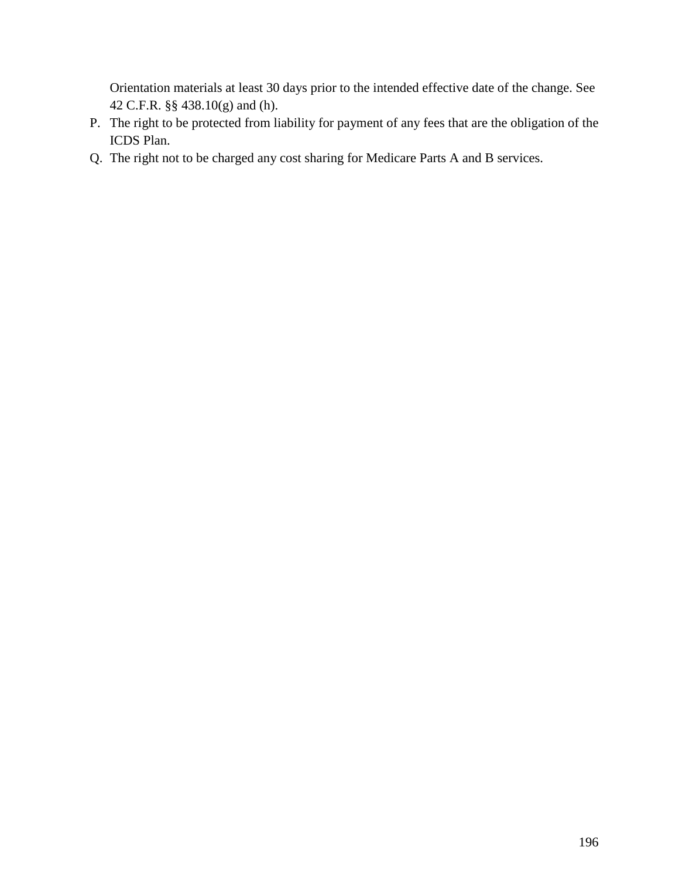Orientation materials at least 30 days prior to the intended effective date of the change. See 42 C.F.R. §§ 438.10(g) and (h).

P. The right to be protected from liability for payment of any fees that are the obligation of the ICDS Plan.

Q. The right not to be charged any cost sharing for Medicare Parts A and B services.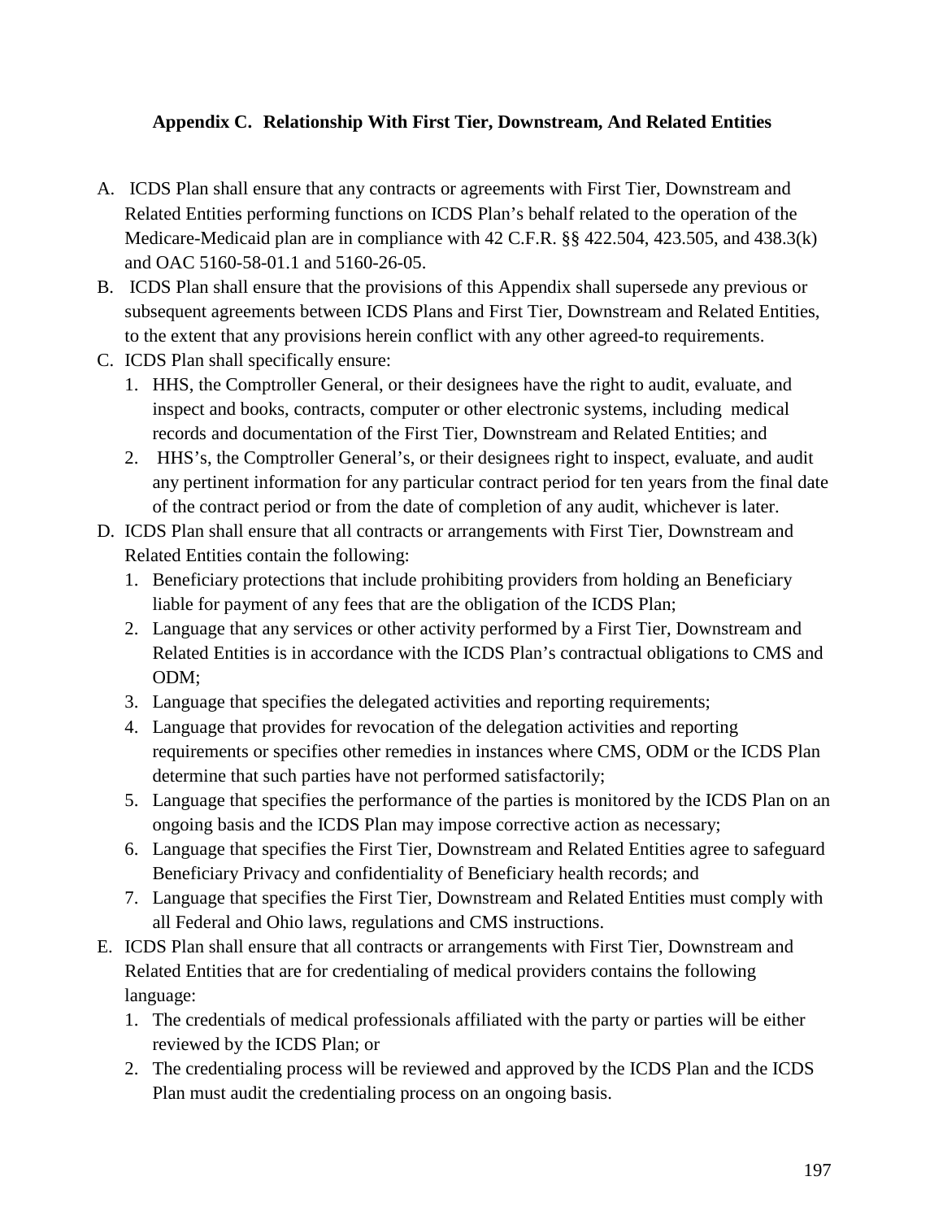## Appendix C. Relationship With First Tier, Downstream, And Related Entities

A. ICDS Plan shall ensure that any contracts or agreements with First Tier, Downstream and Related Entities performing functions on ICDS Plan's behalf related to the operation of the Medicare-Medicaid plan are in compliance with 42 C.F.R. §§ 422.504, 423.505, and 438.3(k) and OAC 5160-58-01.1 and 5160-26-05.

B. ICDS Plan shall ensure that the provisions of this Appendix shall supersede any previous or subsequent agreements between ICDS Plans and First Tier, Downstream and Related Entities, to the extent that any provisions herein conflict with any other agreed-to requirements.

C. ICDS Plan shall specifically ensure:

   1. HHS, the Comptroller General, or their designees have the right to audit, evaluate, and inspect and books, contracts, computer or other electronic systems, including medical records and documentation of the First Tier, Downstream and Related Entities; and
   2. HHS's, the Comptroller General's, or their designees right to inspect, evaluate, and audit any pertinent information for any particular contract period for ten years from the final date of the contract period or from the date of completion of any audit, whichever is later.

D. ICDS Plan shall ensure that all contracts or arrangements with First Tier, Downstream and Related Entities contain the following:

   1. Beneficiary protections that include prohibiting providers from holding an Beneficiary liable for payment of any fees that are the obligation of the ICDS Plan;
   2. Language that any services or other activity performed by a First Tier, Downstream and Related Entities is in accordance with the ICDS Plan's contractual obligations to CMS and ODM;
   3. Language that specifies the delegated activities and reporting requirements;
   4. Language that provides for revocation of the delegation activities and reporting requirements or specifies other remedies in instances where CMS, ODM or the ICDS Plan determine that such parties have not performed satisfactorily;
   5. Language that specifies the performance of the parties is monitored by the ICDS Plan on an ongoing basis and the ICDS Plan may impose corrective action as necessary;
   6. Language that specifies the First Tier, Downstream and Related Entities agree to safeguard Beneficiary Privacy and confidentiality of Beneficiary health records; and
   7. Language that specifies the First Tier, Downstream and Related Entities must comply with all Federal and Ohio laws, regulations and CMS instructions.

E. ICDS Plan shall ensure that all contracts or arrangements with First Tier, Downstream and Related Entities that are for credentialing of medical providers contains the following language:

   1. The credentials of medical professionals affiliated with the party or parties will be either reviewed by the ICDS Plan; or
   2. The credentialing process will be reviewed and approved by the ICDS Plan and the ICDS Plan must audit the credentialing process on an ongoing basis.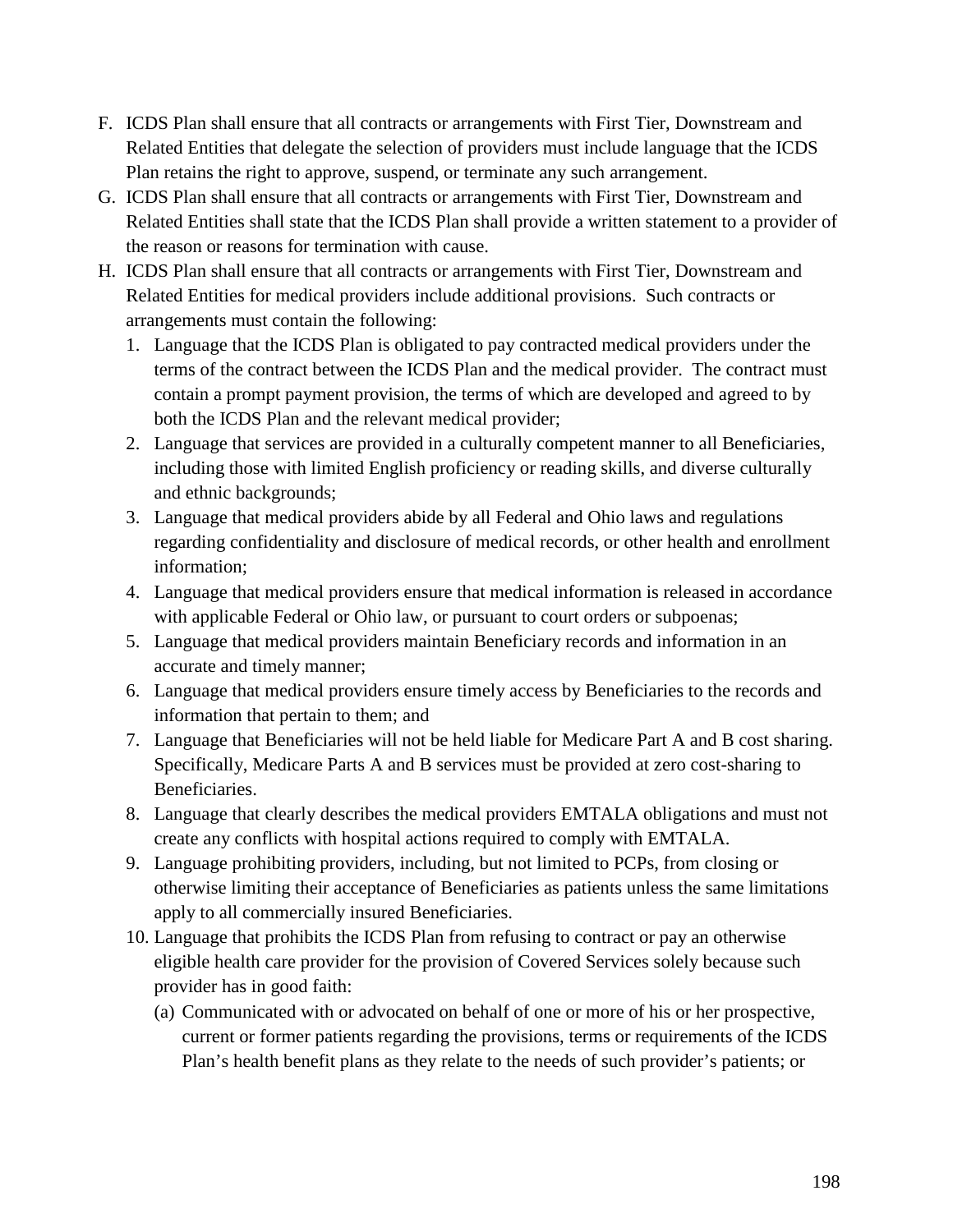F. ICDS Plan shall ensure that all contracts or arrangements with First Tier, Downstream and Related Entities that delegate the selection of providers must include language that the ICDS Plan retains the right to approve, suspend, or terminate any such arrangement.

G. ICDS Plan shall ensure that all contracts or arrangements with First Tier, Downstream and Related Entities shall state that the ICDS Plan shall provide a written statement to a provider of the reason or reasons for termination with cause.

H. ICDS Plan shall ensure that all contracts or arrangements with First Tier, Downstream and Related Entities for medical providers include additional provisions. Such contracts or arrangements must contain the following:

   1. Language that the ICDS Plan is obligated to pay contracted medical providers under the terms of the contract between the ICDS Plan and the medical provider. The contract must contain a prompt payment provision, the terms of which are developed and agreed to by both the ICDS Plan and the relevant medical provider;
   2. Language that services are provided in a culturally competent manner to all Beneficiaries, including those with limited English proficiency or reading skills, and diverse culturally and ethnic backgrounds;
   3. Language that medical providers abide by all Federal and Ohio laws and regulations regarding confidentiality and disclosure of medical records, or other health and enrollment information;
   4. Language that medical providers ensure that medical information is released in accordance with applicable Federal or Ohio law, or pursuant to court orders or subpoenas;
   5. Language that medical providers maintain Beneficiary records and information in an accurate and timely manner;
   6. Language that medical providers ensure timely access by Beneficiaries to the records and information that pertain to them; and
   7. Language that Beneficiaries will not be held liable for Medicare Part A and B cost sharing. Specifically, Medicare Parts A and B services must be provided at zero cost-sharing to Beneficiaries.
   8. Language that clearly describes the medical providers EMTALA obligations and must not create any conflicts with hospital actions required to comply with EMTALA.
   9. Language prohibiting providers, including, but not limited to PCPs, from closing or otherwise limiting their acceptance of Beneficiaries as patients unless the same limitations apply to all commercially insured Beneficiaries.
   10. Language that prohibits the ICDS Plan from refusing to contract or pay an otherwise eligible health care provider for the provision of Covered Services solely because such provider has in good faith:
       (a) Communicated with or advocated on behalf of one or more of his or her prospective, current or former patients regarding the provisions, terms or requirements of the ICDS Plan's health benefit plans as they relate to the needs of such provider's patients; or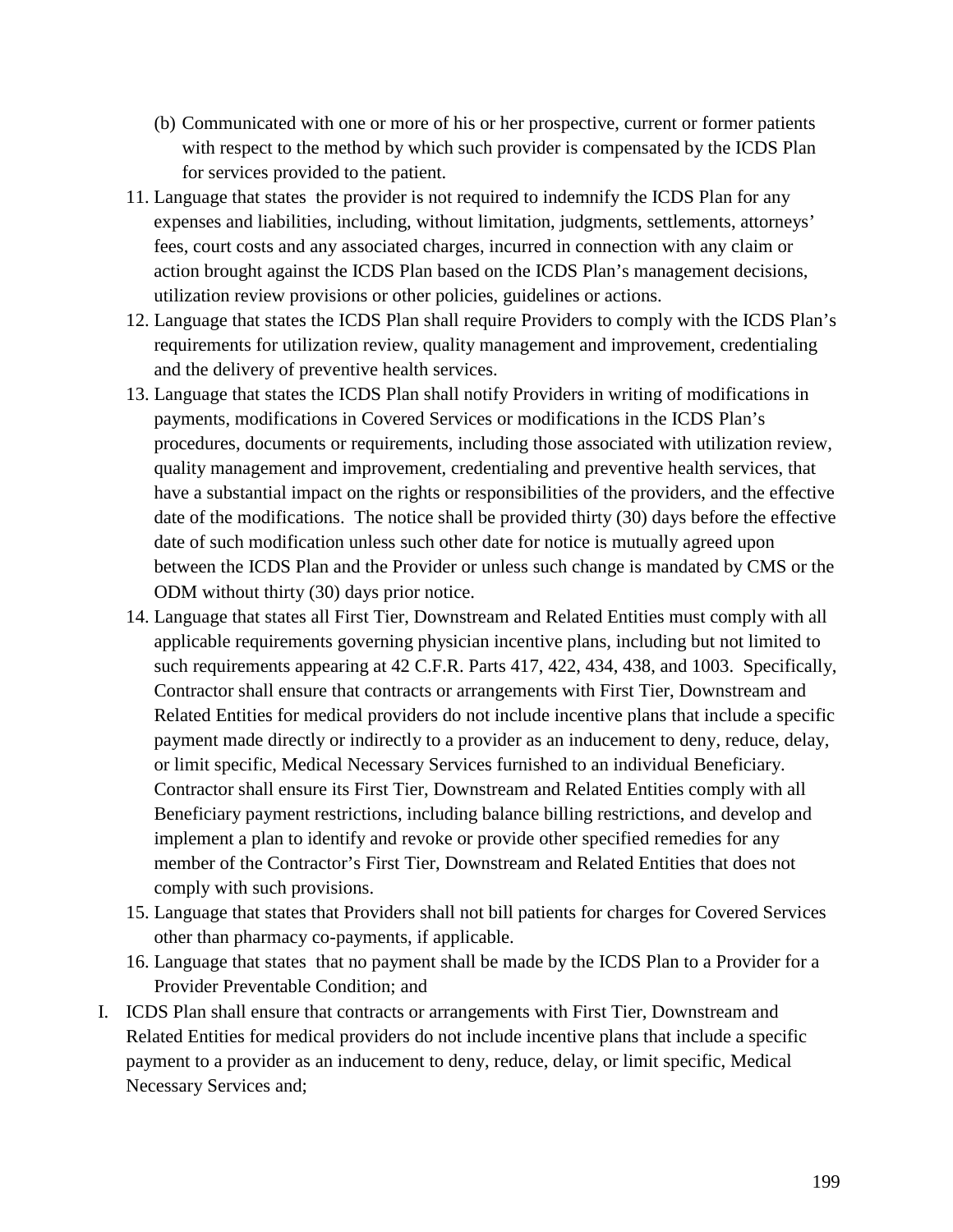(b) Communicated with one or more of his or her prospective, current or former patients with respect to the method by which such provider is compensated by the ICDS Plan for services provided to the patient.

11. Language that states the provider is not required to indemnify the ICDS Plan for any expenses and liabilities, including, without limitation, judgments, settlements, attorneys' fees, court costs and any associated charges, incurred in connection with any claim or action brought against the ICDS Plan based on the ICDS Plan's management decisions, utilization review provisions or other policies, guidelines or actions.
12. Language that states the ICDS Plan shall require Providers to comply with the ICDS Plan's requirements for utilization review, quality management and improvement, credentialing and the delivery of preventive health services.
13. Language that states the ICDS Plan shall notify Providers in writing of modifications in payments, modifications in Covered Services or modifications in the ICDS Plan's procedures, documents or requirements, including those associated with utilization review, quality management and improvement, credentialing and preventive health services, that have a substantial impact on the rights or responsibilities of the providers, and the effective date of the modifications. The notice shall be provided thirty (30) days before the effective date of such modification unless such other date for notice is mutually agreed upon between the ICDS Plan and the Provider or unless such change is mandated by CMS or the ODM without thirty (30) days prior notice.
14. Language that states all First Tier, Downstream and Related Entities must comply with all applicable requirements governing physician incentive plans, including but not limited to such requirements appearing at 42 C.F.R. Parts 417, 422, 434, 438, and 1003. Specifically, Contractor shall ensure that contracts or arrangements with First Tier, Downstream and Related Entities for medical providers do not include incentive plans that include a specific payment made directly or indirectly to a provider as an inducement to deny, reduce, delay, or limit specific, Medical Necessary Services furnished to an individual Beneficiary. Contractor shall ensure its First Tier, Downstream and Related Entities comply with all Beneficiary payment restrictions, including balance billing restrictions, and develop and implement a plan to identify and revoke or provide other specified remedies for any member of the Contractor's First Tier, Downstream and Related Entities that does not comply with such provisions.
15. Language that states that Providers shall not bill patients for charges for Covered Services other than pharmacy co-payments, if applicable.
16. Language that states that no payment shall be made by the ICDS Plan to a Provider for a Provider Preventable Condition; and

I. ICDS Plan shall ensure that contracts or arrangements with First Tier, Downstream and Related Entities for medical providers do not include incentive plans that include a specific payment to a provider as an inducement to deny, reduce, delay, or limit specific, Medical Necessary Services and;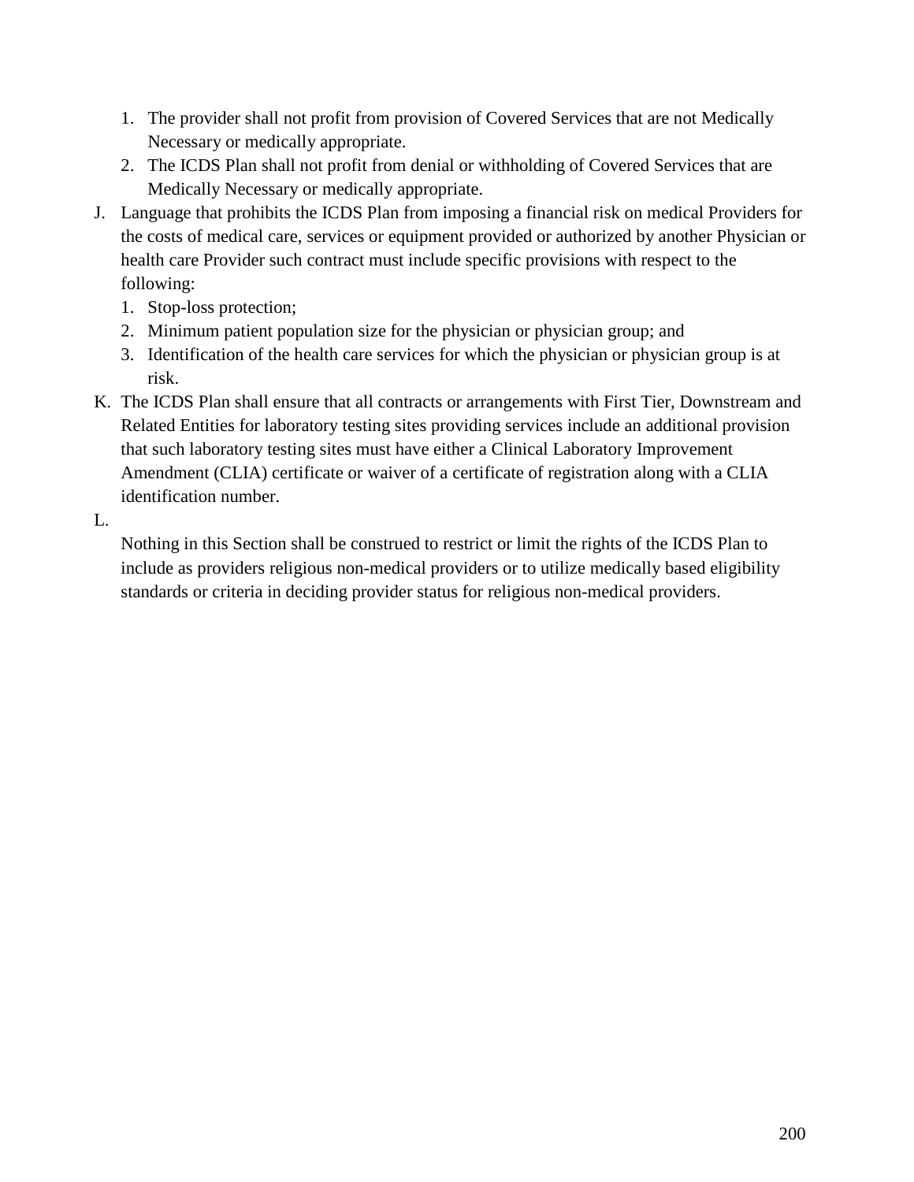1. The provider shall not profit from provision of Covered Services that are not Medically Necessary or medically appropriate.
2. The ICDS Plan shall not profit from denial or withholding of Covered Services that are Medically Necessary or medically appropriate.

J. Language that prohibits the ICDS Plan from imposing a financial risk on medical Providers for the costs of medical care, services or equipment provided or authorized by another Physician or health care Provider such contract must include specific provisions with respect to the following:
   1. Stop-loss protection;
   2. Minimum patient population size for the physician or physician group; and
   3. Identification of the health care services for which the physician or physician group is at risk.

K. The ICDS Plan shall ensure that all contracts or arrangements with First Tier, Downstream and Related Entities for laboratory testing sites providing services include an additional provision that such laboratory testing sites must have either a Clinical Laboratory Improvement Amendment (CLIA) certificate or waiver of a certificate of registration along with a CLIA identification number.

L.

   Nothing in this Section shall be construed to restrict or limit the rights of the ICDS Plan to include as providers religious non-medical providers or to utilize medically based eligibility standards or criteria in deciding provider status for religious non-medical providers.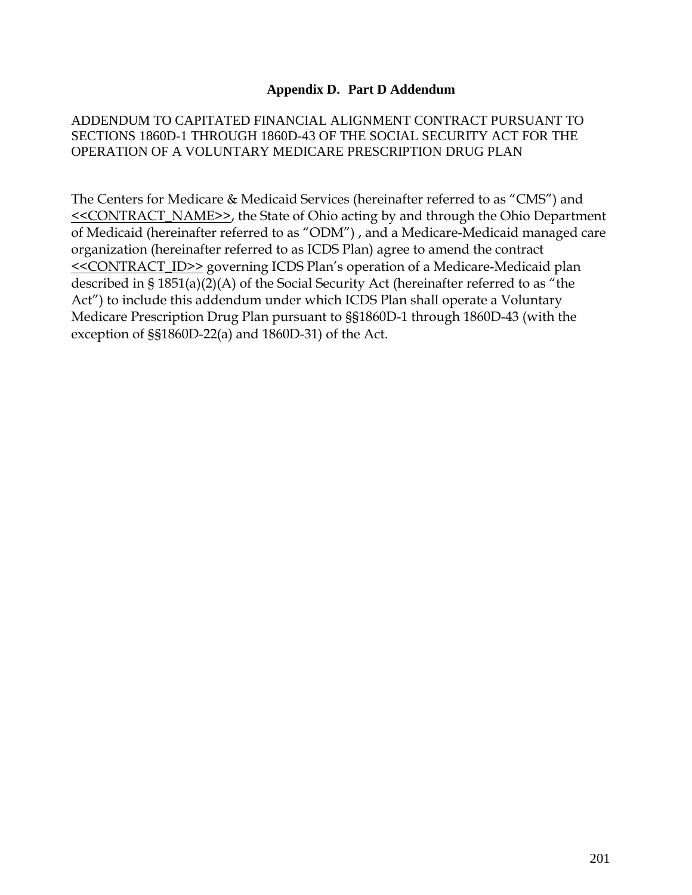## Appendix D. Part D Addendum

ADDENDUM TO CAPITATED FINANCIAL ALIGNMENT CONTRACT PURSUANT TO SECTIONS 1860D-1 THROUGH 1860D-43 OF THE SOCIAL SECURITY ACT FOR THE OPERATION OF A VOLUNTARY MEDICARE PRESCRIPTION DRUG PLAN

The Centers for Medicare & Medicaid Services (hereinafter referred to as "CMS") and <<CONTRACT_NAME>>, the State of Ohio acting by and through the Ohio Department of Medicaid (hereinafter referred to as "ODM") , and a Medicare-Medicaid managed care organization (hereinafter referred to as ICDS Plan) agree to amend the contract <<CONTRACT_ID>> governing ICDS Plan's operation of a Medicare-Medicaid plan described in § 1851(a)(2)(A) of the Social Security Act (hereinafter referred to as "the Act") to include this addendum under which ICDS Plan shall operate a Voluntary Medicare Prescription Drug Plan pursuant to §§1860D-1 through 1860D-43 (with the exception of §§1860D-22(a) and 1860D-31) of the Act.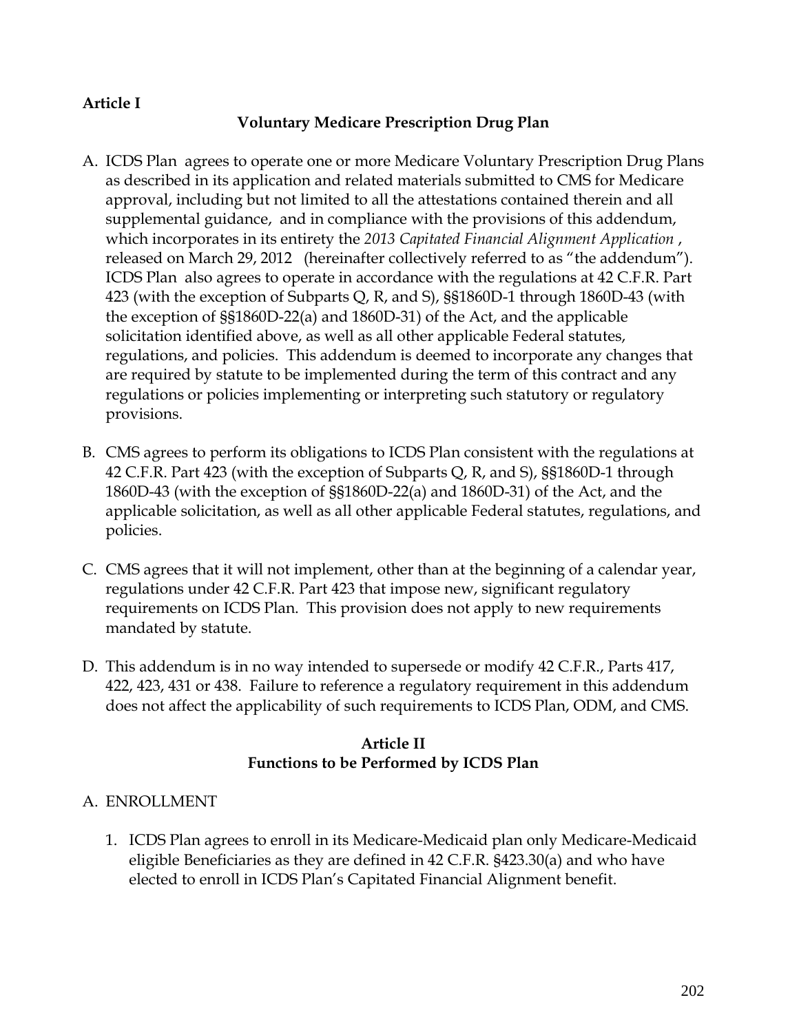**Article I**

**Voluntary Medicare Prescription Drug Plan**

A. ICDS Plan agrees to operate one or more Medicare Voluntary Prescription Drug Plans as described in its application and related materials submitted to CMS for Medicare approval, including but not limited to all the attestations contained therein and all supplemental guidance, and in compliance with the provisions of this addendum, which incorporates in its entirety the *2013 Capitated Financial Alignment Application* , released on March 29, 2012 (hereinafter collectively referred to as "the addendum"). ICDS Plan also agrees to operate in accordance with the regulations at 42 C.F.R. Part 423 (with the exception of Subparts Q, R, and S), §§1860D-1 through 1860D-43 (with the exception of §§1860D-22(a) and 1860D-31) of the Act, and the applicable solicitation identified above, as well as all other applicable Federal statutes, regulations, and policies. This addendum is deemed to incorporate any changes that are required by statute to be implemented during the term of this contract and any regulations or policies implementing or interpreting such statutory or regulatory provisions.

B. CMS agrees to perform its obligations to ICDS Plan consistent with the regulations at 42 C.F.R. Part 423 (with the exception of Subparts Q, R, and S), §§1860D-1 through 1860D-43 (with the exception of §§1860D-22(a) and 1860D-31) of the Act, and the applicable solicitation, as well as all other applicable Federal statutes, regulations, and policies.

C. CMS agrees that it will not implement, other than at the beginning of a calendar year, regulations under 42 C.F.R. Part 423 that impose new, significant regulatory requirements on ICDS Plan. This provision does not apply to new requirements mandated by statute.

D. This addendum is in no way intended to supersede or modify 42 C.F.R., Parts 417, 422, 423, 431 or 438. Failure to reference a regulatory requirement in this addendum does not affect the applicability of such requirements to ICDS Plan, ODM, and CMS.

**Article II**
**Functions to be Performed by ICDS Plan**

A. ENROLLMENT

1. ICDS Plan agrees to enroll in its Medicare-Medicaid plan only Medicare-Medicaid eligible Beneficiaries as they are defined in 42 C.F.R. §423.30(a) and who have elected to enroll in ICDS Plan's Capitated Financial Alignment benefit.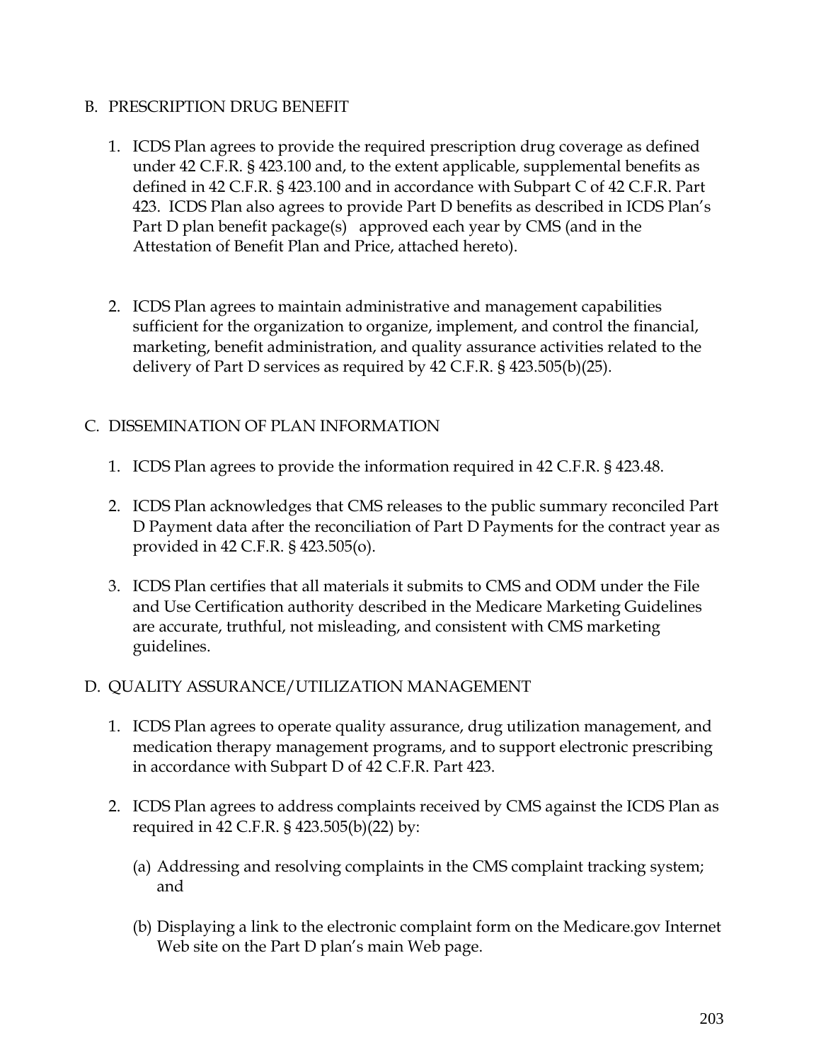## B. PRESCRIPTION DRUG BENEFIT

1. ICDS Plan agrees to provide the required prescription drug coverage as defined under 42 C.F.R. § 423.100 and, to the extent applicable, supplemental benefits as defined in 42 C.F.R. § 423.100 and in accordance with Subpart C of 42 C.F.R. Part 423. ICDS Plan also agrees to provide Part D benefits as described in ICDS Plan's Part D plan benefit package(s) approved each year by CMS (and in the Attestation of Benefit Plan and Price, attached hereto).

2. ICDS Plan agrees to maintain administrative and management capabilities sufficient for the organization to organize, implement, and control the financial, marketing, benefit administration, and quality assurance activities related to the delivery of Part D services as required by 42 C.F.R. § 423.505(b)(25).

## C. DISSEMINATION OF PLAN INFORMATION

1. ICDS Plan agrees to provide the information required in 42 C.F.R. § 423.48.

2. ICDS Plan acknowledges that CMS releases to the public summary reconciled Part D Payment data after the reconciliation of Part D Payments for the contract year as provided in 42 C.F.R. § 423.505(o).

3. ICDS Plan certifies that all materials it submits to CMS and ODM under the File and Use Certification authority described in the Medicare Marketing Guidelines are accurate, truthful, not misleading, and consistent with CMS marketing guidelines.

## D. QUALITY ASSURANCE/UTILIZATION MANAGEMENT

1. ICDS Plan agrees to operate quality assurance, drug utilization management, and medication therapy management programs, and to support electronic prescribing in accordance with Subpart D of 42 C.F.R. Part 423.

2. ICDS Plan agrees to address complaints received by CMS against the ICDS Plan as required in 42 C.F.R. § 423.505(b)(22) by:

   (a) Addressing and resolving complaints in the CMS complaint tracking system; and

   (b) Displaying a link to the electronic complaint form on the Medicare.gov Internet Web site on the Part D plan's main Web page.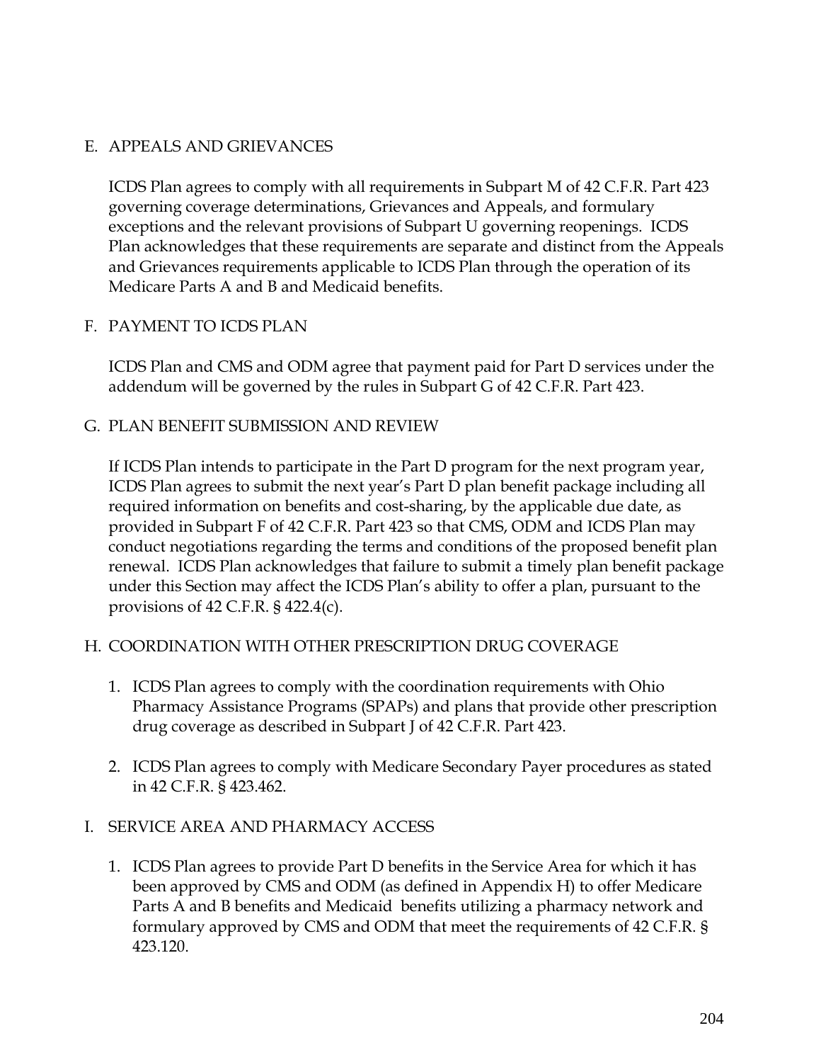## E. APPEALS AND GRIEVANCES

ICDS Plan agrees to comply with all requirements in Subpart M of 42 C.F.R. Part 423 governing coverage determinations, Grievances and Appeals, and formulary exceptions and the relevant provisions of Subpart U governing reopenings. ICDS Plan acknowledges that these requirements are separate and distinct from the Appeals and Grievances requirements applicable to ICDS Plan through the operation of its Medicare Parts A and B and Medicaid benefits.

## F. PAYMENT TO ICDS PLAN

ICDS Plan and CMS and ODM agree that payment paid for Part D services under the addendum will be governed by the rules in Subpart G of 42 C.F.R. Part 423.

## G. PLAN BENEFIT SUBMISSION AND REVIEW

If ICDS Plan intends to participate in the Part D program for the next program year, ICDS Plan agrees to submit the next year's Part D plan benefit package including all required information on benefits and cost-sharing, by the applicable due date, as provided in Subpart F of 42 C.F.R. Part 423 so that CMS, ODM and ICDS Plan may conduct negotiations regarding the terms and conditions of the proposed benefit plan renewal. ICDS Plan acknowledges that failure to submit a timely plan benefit package under this Section may affect the ICDS Plan's ability to offer a plan, pursuant to the provisions of 42 C.F.R. § 422.4(c).

## H. COORDINATION WITH OTHER PRESCRIPTION DRUG COVERAGE

1. ICDS Plan agrees to comply with the coordination requirements with Ohio Pharmacy Assistance Programs (SPAPs) and plans that provide other prescription drug coverage as described in Subpart J of 42 C.F.R. Part 423.

2. ICDS Plan agrees to comply with Medicare Secondary Payer procedures as stated in 42 C.F.R. § 423.462.

## I. SERVICE AREA AND PHARMACY ACCESS

1. ICDS Plan agrees to provide Part D benefits in the Service Area for which it has been approved by CMS and ODM (as defined in Appendix H) to offer Medicare Parts A and B benefits and Medicaid benefits utilizing a pharmacy network and formulary approved by CMS and ODM that meet the requirements of 42 C.F.R. § 423.120.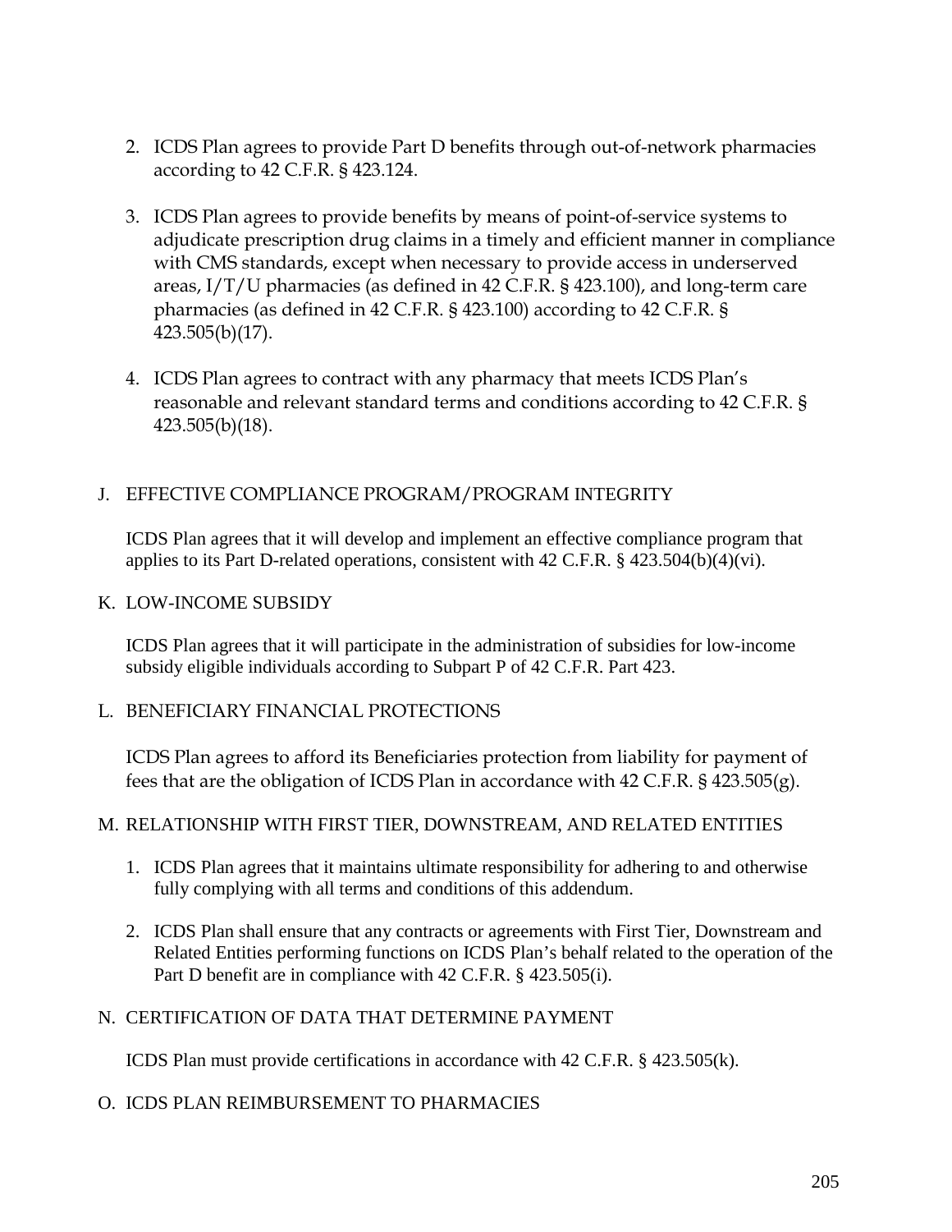2. ICDS Plan agrees to provide Part D benefits through out-of-network pharmacies according to 42 C.F.R. § 423.124.

3. ICDS Plan agrees to provide benefits by means of point-of-service systems to adjudicate prescription drug claims in a timely and efficient manner in compliance with CMS standards, except when necessary to provide access in underserved areas, I/T/U pharmacies (as defined in 42 C.F.R. § 423.100), and long-term care pharmacies (as defined in 42 C.F.R. § 423.100) according to 42 C.F.R. § 423.505(b)(17).

4. ICDS Plan agrees to contract with any pharmacy that meets ICDS Plan's reasonable and relevant standard terms and conditions according to 42 C.F.R. § 423.505(b)(18).

J. EFFECTIVE COMPLIANCE PROGRAM/PROGRAM INTEGRITY

ICDS Plan agrees that it will develop and implement an effective compliance program that applies to its Part D-related operations, consistent with 42 C.F.R. § 423.504(b)(4)(vi).

K. LOW-INCOME SUBSIDY

ICDS Plan agrees that it will participate in the administration of subsidies for low-income subsidy eligible individuals according to Subpart P of 42 C.F.R. Part 423.

L. BENEFICIARY FINANCIAL PROTECTIONS

ICDS Plan agrees to afford its Beneficiaries protection from liability for payment of fees that are the obligation of ICDS Plan in accordance with 42 C.F.R. § 423.505(g).

M. RELATIONSHIP WITH FIRST TIER, DOWNSTREAM, AND RELATED ENTITIES

1. ICDS Plan agrees that it maintains ultimate responsibility for adhering to and otherwise fully complying with all terms and conditions of this addendum.

2. ICDS Plan shall ensure that any contracts or agreements with First Tier, Downstream and Related Entities performing functions on ICDS Plan's behalf related to the operation of the Part D benefit are in compliance with 42 C.F.R. § 423.505(i).

N. CERTIFICATION OF DATA THAT DETERMINE PAYMENT

ICDS Plan must provide certifications in accordance with 42 C.F.R. § 423.505(k).

O. ICDS PLAN REIMBURSEMENT TO PHARMACIES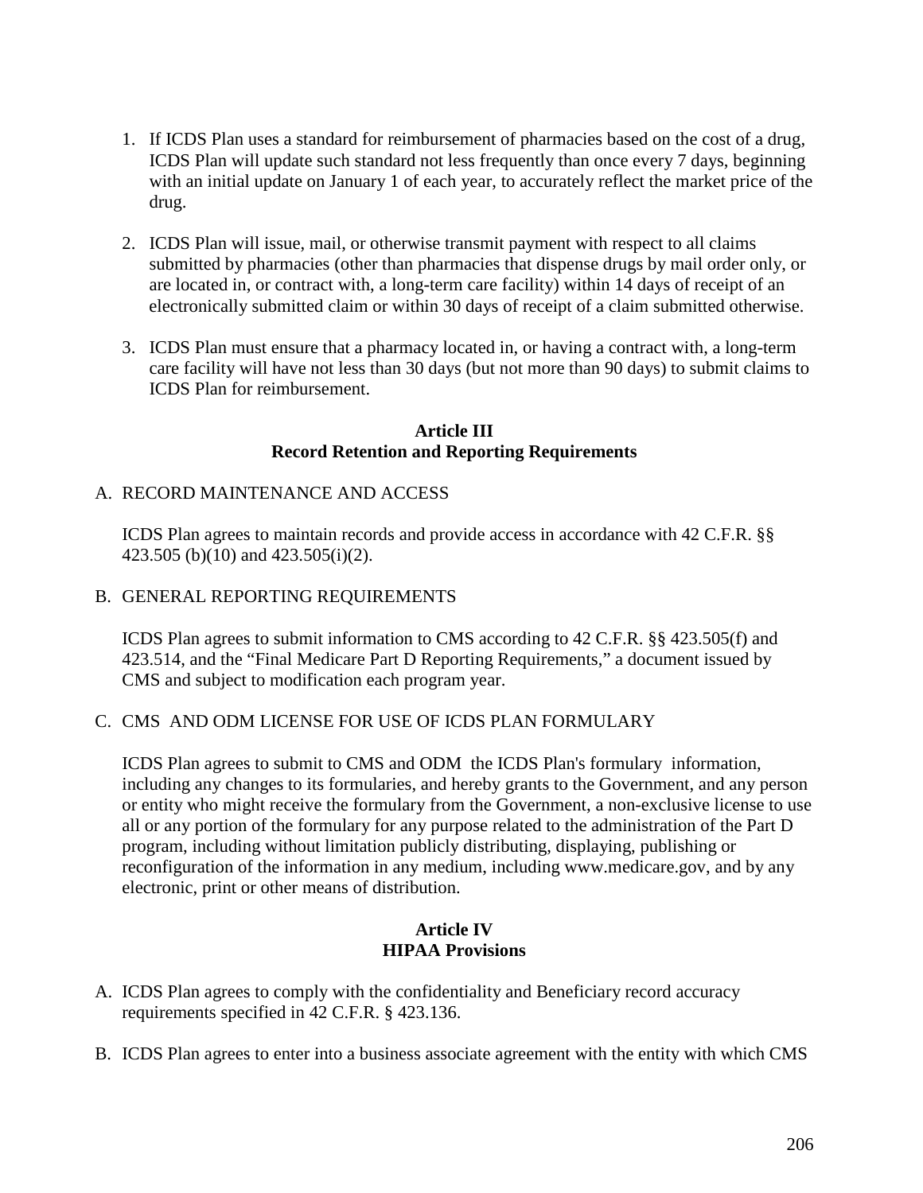1. If ICDS Plan uses a standard for reimbursement of pharmacies based on the cost of a drug, ICDS Plan will update such standard not less frequently than once every 7 days, beginning with an initial update on January 1 of each year, to accurately reflect the market price of the drug.

2. ICDS Plan will issue, mail, or otherwise transmit payment with respect to all claims submitted by pharmacies (other than pharmacies that dispense drugs by mail order only, or are located in, or contract with, a long-term care facility) within 14 days of receipt of an electronically submitted claim or within 30 days of receipt of a claim submitted otherwise.

3. ICDS Plan must ensure that a pharmacy located in, or having a contract with, a long-term care facility will have not less than 30 days (but not more than 90 days) to submit claims to ICDS Plan for reimbursement.

**Article III**
**Record Retention and Reporting Requirements**

A. RECORD MAINTENANCE AND ACCESS

ICDS Plan agrees to maintain records and provide access in accordance with 42 C.F.R. §§ 423.505 (b)(10) and 423.505(i)(2).

B. GENERAL REPORTING REQUIREMENTS

ICDS Plan agrees to submit information to CMS according to 42 C.F.R. §§ 423.505(f) and 423.514, and the "Final Medicare Part D Reporting Requirements," a document issued by CMS and subject to modification each program year.

C. CMS AND ODM LICENSE FOR USE OF ICDS PLAN FORMULARY

ICDS Plan agrees to submit to CMS and ODM the ICDS Plan's formulary information, including any changes to its formularies, and hereby grants to the Government, and any person or entity who might receive the formulary from the Government, a non-exclusive license to use all or any portion of the formulary for any purpose related to the administration of the Part D program, including without limitation publicly distributing, displaying, publishing or reconfiguration of the information in any medium, including www.medicare.gov, and by any electronic, print or other means of distribution.

**Article IV**
**HIPAA Provisions**

A. ICDS Plan agrees to comply with the confidentiality and Beneficiary record accuracy requirements specified in 42 C.F.R. § 423.136.

B. ICDS Plan agrees to enter into a business associate agreement with the entity with which CMS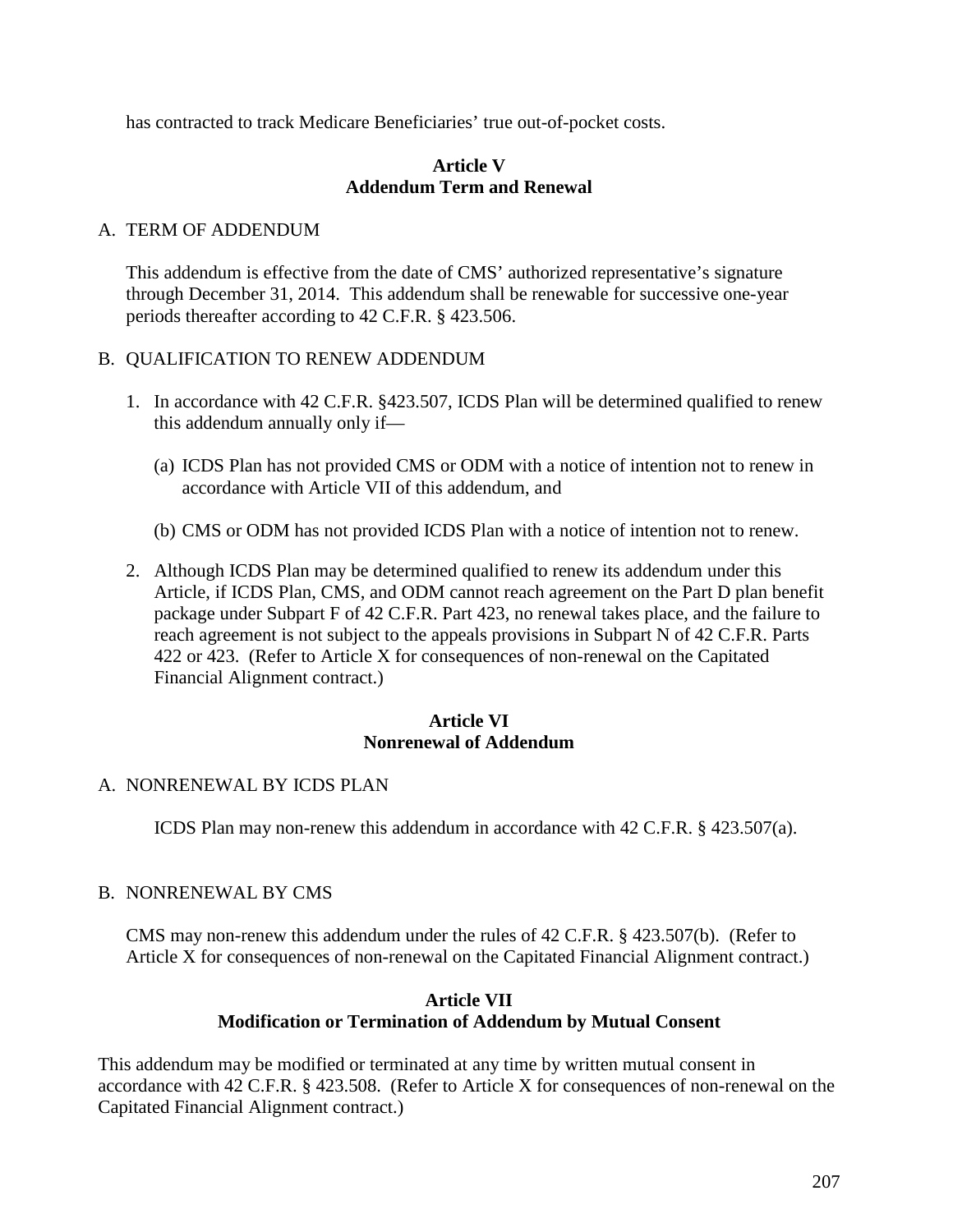has contracted to track Medicare Beneficiaries' true out-of-pocket costs.

## Article V
## Addendum Term and Renewal

A. TERM OF ADDENDUM

This addendum is effective from the date of CMS' authorized representative's signature through December 31, 2014. This addendum shall be renewable for successive one-year periods thereafter according to 42 C.F.R. § 423.506.

B. QUALIFICATION TO RENEW ADDENDUM

1. In accordance with 42 C.F.R. §423.507, ICDS Plan will be determined qualified to renew this addendum annually only if—

   (a) ICDS Plan has not provided CMS or ODM with a notice of intention not to renew in accordance with Article VII of this addendum, and

   (b) CMS or ODM has not provided ICDS Plan with a notice of intention not to renew.

2. Although ICDS Plan may be determined qualified to renew its addendum under this Article, if ICDS Plan, CMS, and ODM cannot reach agreement on the Part D plan benefit package under Subpart F of 42 C.F.R. Part 423, no renewal takes place, and the failure to reach agreement is not subject to the appeals provisions in Subpart N of 42 C.F.R. Parts 422 or 423. (Refer to Article X for consequences of non-renewal on the Capitated Financial Alignment contract.)

## Article VI
## Nonrenewal of Addendum

A. NONRENEWAL BY ICDS PLAN

ICDS Plan may non-renew this addendum in accordance with 42 C.F.R. § 423.507(a).

B. NONRENEWAL BY CMS

CMS may non-renew this addendum under the rules of 42 C.F.R. § 423.507(b). (Refer to Article X for consequences of non-renewal on the Capitated Financial Alignment contract.)

## Article VII
## Modification or Termination of Addendum by Mutual Consent

This addendum may be modified or terminated at any time by written mutual consent in accordance with 42 C.F.R. § 423.508. (Refer to Article X for consequences of non-renewal on the Capitated Financial Alignment contract.)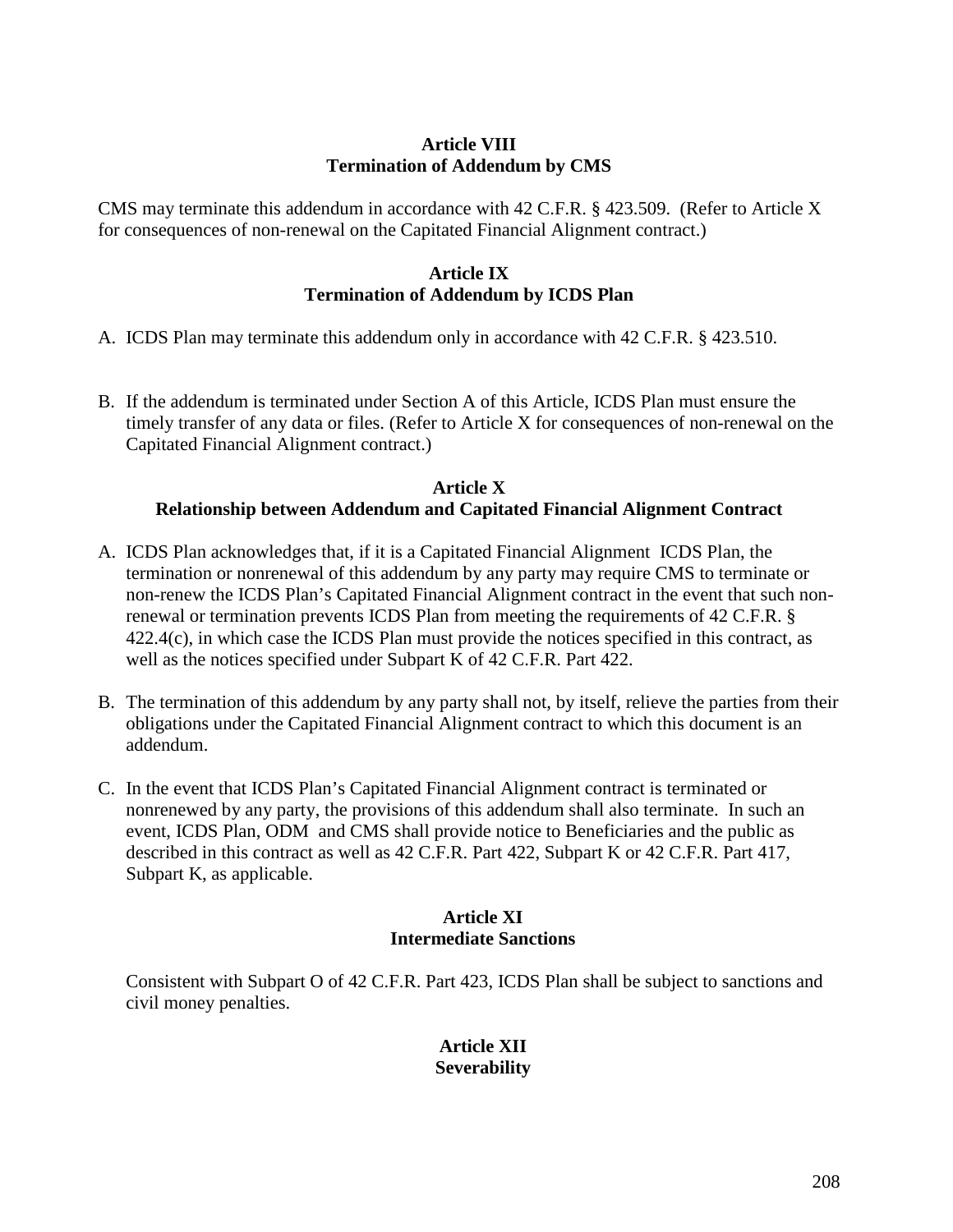**Article VIII**
**Termination of Addendum by CMS**

CMS may terminate this addendum in accordance with 42 C.F.R. § 423.509. (Refer to Article X for consequences of non-renewal on the Capitated Financial Alignment contract.)

**Article IX**
**Termination of Addendum by ICDS Plan**

A. ICDS Plan may terminate this addendum only in accordance with 42 C.F.R. § 423.510.

B. If the addendum is terminated under Section A of this Article, ICDS Plan must ensure the timely transfer of any data or files. (Refer to Article X for consequences of non-renewal on the Capitated Financial Alignment contract.)

**Article X**
**Relationship between Addendum and Capitated Financial Alignment Contract**

A. ICDS Plan acknowledges that, if it is a Capitated Financial Alignment ICDS Plan, the termination or nonrenewal of this addendum by any party may require CMS to terminate or non-renew the ICDS Plan's Capitated Financial Alignment contract in the event that such non-renewal or termination prevents ICDS Plan from meeting the requirements of 42 C.F.R. § 422.4(c), in which case the ICDS Plan must provide the notices specified in this contract, as well as the notices specified under Subpart K of 42 C.F.R. Part 422.

B. The termination of this addendum by any party shall not, by itself, relieve the parties from their obligations under the Capitated Financial Alignment contract to which this document is an addendum.

C. In the event that ICDS Plan's Capitated Financial Alignment contract is terminated or nonrenewed by any party, the provisions of this addendum shall also terminate. In such an event, ICDS Plan, ODM and CMS shall provide notice to Beneficiaries and the public as described in this contract as well as 42 C.F.R. Part 422, Subpart K or 42 C.F.R. Part 417, Subpart K, as applicable.

**Article XI**
**Intermediate Sanctions**

Consistent with Subpart O of 42 C.F.R. Part 423, ICDS Plan shall be subject to sanctions and civil money penalties.

**Article XII**
**Severability**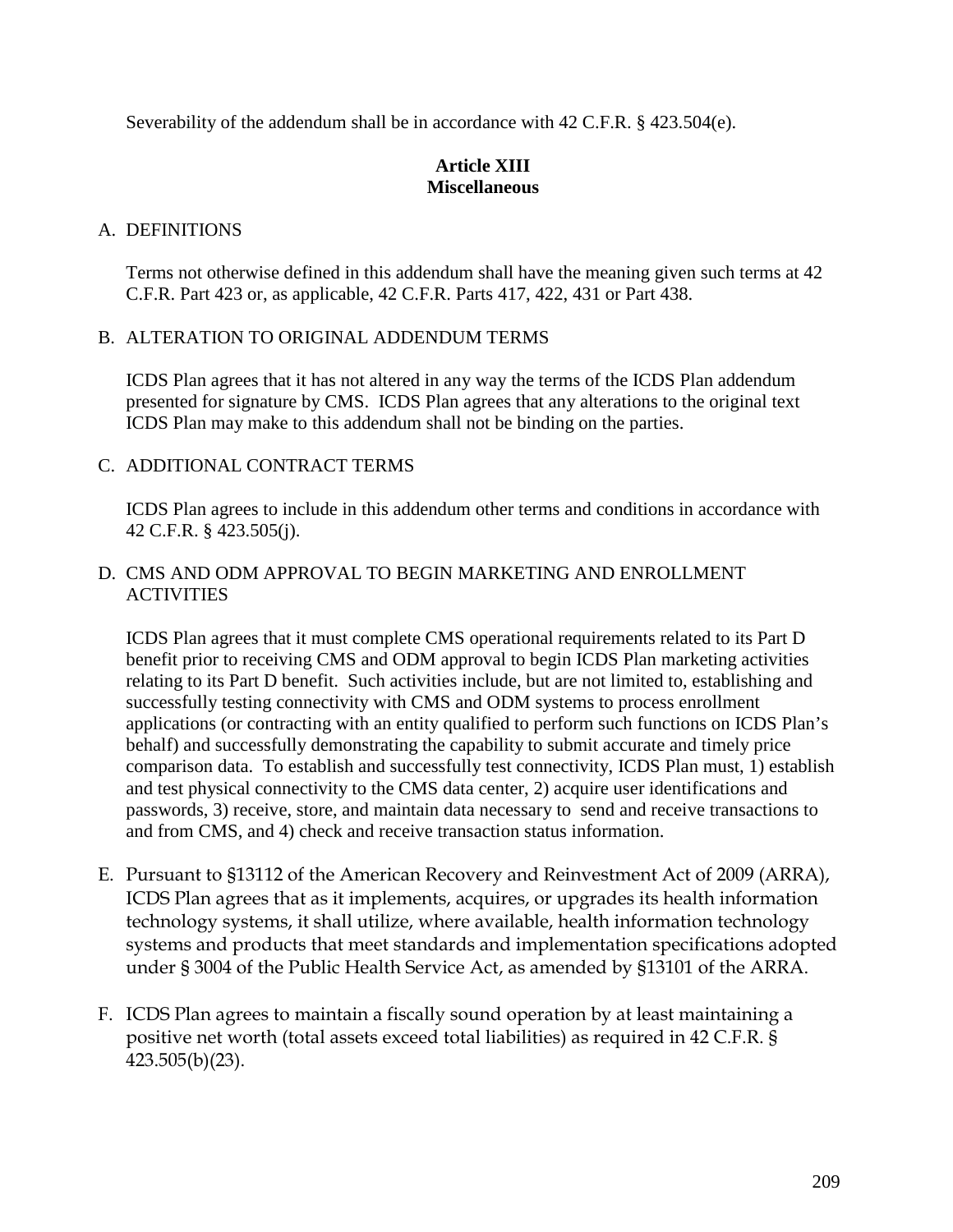Severability of the addendum shall be in accordance with 42 C.F.R. § 423.504(e).

## Article XIII
## Miscellaneous

A. DEFINITIONS

Terms not otherwise defined in this addendum shall have the meaning given such terms at 42 C.F.R. Part 423 or, as applicable, 42 C.F.R. Parts 417, 422, 431 or Part 438.

B. ALTERATION TO ORIGINAL ADDENDUM TERMS

ICDS Plan agrees that it has not altered in any way the terms of the ICDS Plan addendum presented for signature by CMS. ICDS Plan agrees that any alterations to the original text ICDS Plan may make to this addendum shall not be binding on the parties.

C. ADDITIONAL CONTRACT TERMS

ICDS Plan agrees to include in this addendum other terms and conditions in accordance with 42 C.F.R. § 423.505(j).

D. CMS AND ODM APPROVAL TO BEGIN MARKETING AND ENROLLMENT ACTIVITIES

ICDS Plan agrees that it must complete CMS operational requirements related to its Part D benefit prior to receiving CMS and ODM approval to begin ICDS Plan marketing activities relating to its Part D benefit. Such activities include, but are not limited to, establishing and successfully testing connectivity with CMS and ODM systems to process enrollment applications (or contracting with an entity qualified to perform such functions on ICDS Plan's behalf) and successfully demonstrating the capability to submit accurate and timely price comparison data. To establish and successfully test connectivity, ICDS Plan must, 1) establish and test physical connectivity to the CMS data center, 2) acquire user identifications and passwords, 3) receive, store, and maintain data necessary to send and receive transactions to and from CMS, and 4) check and receive transaction status information.

E. Pursuant to §13112 of the American Recovery and Reinvestment Act of 2009 (ARRA), ICDS Plan agrees that as it implements, acquires, or upgrades its health information technology systems, it shall utilize, where available, health information technology systems and products that meet standards and implementation specifications adopted under § 3004 of the Public Health Service Act, as amended by §13101 of the ARRA.

F. ICDS Plan agrees to maintain a fiscally sound operation by at least maintaining a positive net worth (total assets exceed total liabilities) as required in 42 C.F.R. § 423.505(b)(23).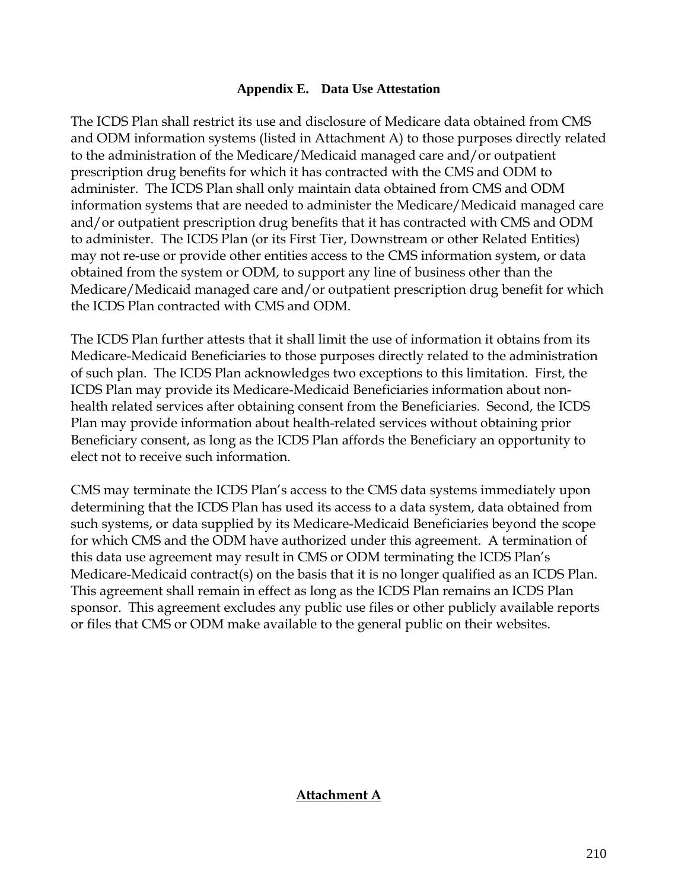## Appendix E. Data Use Attestation

The ICDS Plan shall restrict its use and disclosure of Medicare data obtained from CMS and ODM information systems (listed in Attachment A) to those purposes directly related to the administration of the Medicare/Medicaid managed care and/or outpatient prescription drug benefits for which it has contracted with the CMS and ODM to administer. The ICDS Plan shall only maintain data obtained from CMS and ODM information systems that are needed to administer the Medicare/Medicaid managed care and/or outpatient prescription drug benefits that it has contracted with CMS and ODM to administer. The ICDS Plan (or its First Tier, Downstream or other Related Entities) may not re-use or provide other entities access to the CMS information system, or data obtained from the system or ODM, to support any line of business other than the Medicare/Medicaid managed care and/or outpatient prescription drug benefit for which the ICDS Plan contracted with CMS and ODM.

The ICDS Plan further attests that it shall limit the use of information it obtains from its Medicare-Medicaid Beneficiaries to those purposes directly related to the administration of such plan. The ICDS Plan acknowledges two exceptions to this limitation. First, the ICDS Plan may provide its Medicare-Medicaid Beneficiaries information about non-health related services after obtaining consent from the Beneficiaries. Second, the ICDS Plan may provide information about health-related services without obtaining prior Beneficiary consent, as long as the ICDS Plan affords the Beneficiary an opportunity to elect not to receive such information.

CMS may terminate the ICDS Plan's access to the CMS data systems immediately upon determining that the ICDS Plan has used its access to a data system, data obtained from such systems, or data supplied by its Medicare-Medicaid Beneficiaries beyond the scope for which CMS and the ODM have authorized under this agreement. A termination of this data use agreement may result in CMS or ODM terminating the ICDS Plan's Medicare-Medicaid contract(s) on the basis that it is no longer qualified as an ICDS Plan. This agreement shall remain in effect as long as the ICDS Plan remains an ICDS Plan sponsor. This agreement excludes any public use files or other publicly available reports or files that CMS or ODM make available to the general public on their websites.

**Attachment A**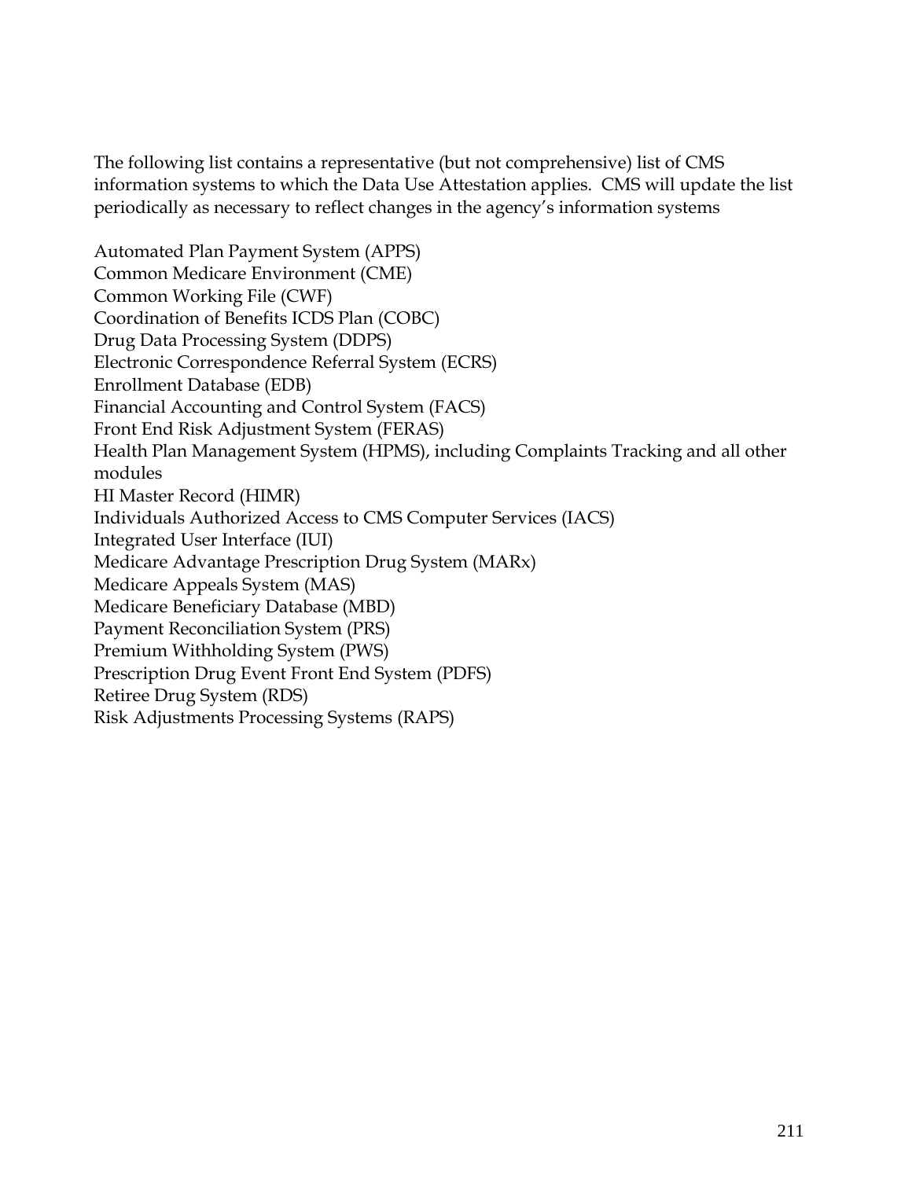The following list contains a representative (but not comprehensive) list of CMS information systems to which the Data Use Attestation applies. CMS will update the list periodically as necessary to reflect changes in the agency's information systems

Automated Plan Payment System (APPS)
Common Medicare Environment (CME)
Common Working File (CWF)
Coordination of Benefits ICDS Plan (COBC)
Drug Data Processing System (DDPS)
Electronic Correspondence Referral System (ECRS)
Enrollment Database (EDB)
Financial Accounting and Control System (FACS)
Front End Risk Adjustment System (FERAS)
Health Plan Management System (HPMS), including Complaints Tracking and all other modules
HI Master Record (HIMR)
Individuals Authorized Access to CMS Computer Services (IACS)
Integrated User Interface (IUI)
Medicare Advantage Prescription Drug System (MARx)
Medicare Appeals System (MAS)
Medicare Beneficiary Database (MBD)
Payment Reconciliation System (PRS)
Premium Withholding System (PWS)
Prescription Drug Event Front End System (PDFS)
Retiree Drug System (RDS)
Risk Adjustments Processing Systems (RAPS)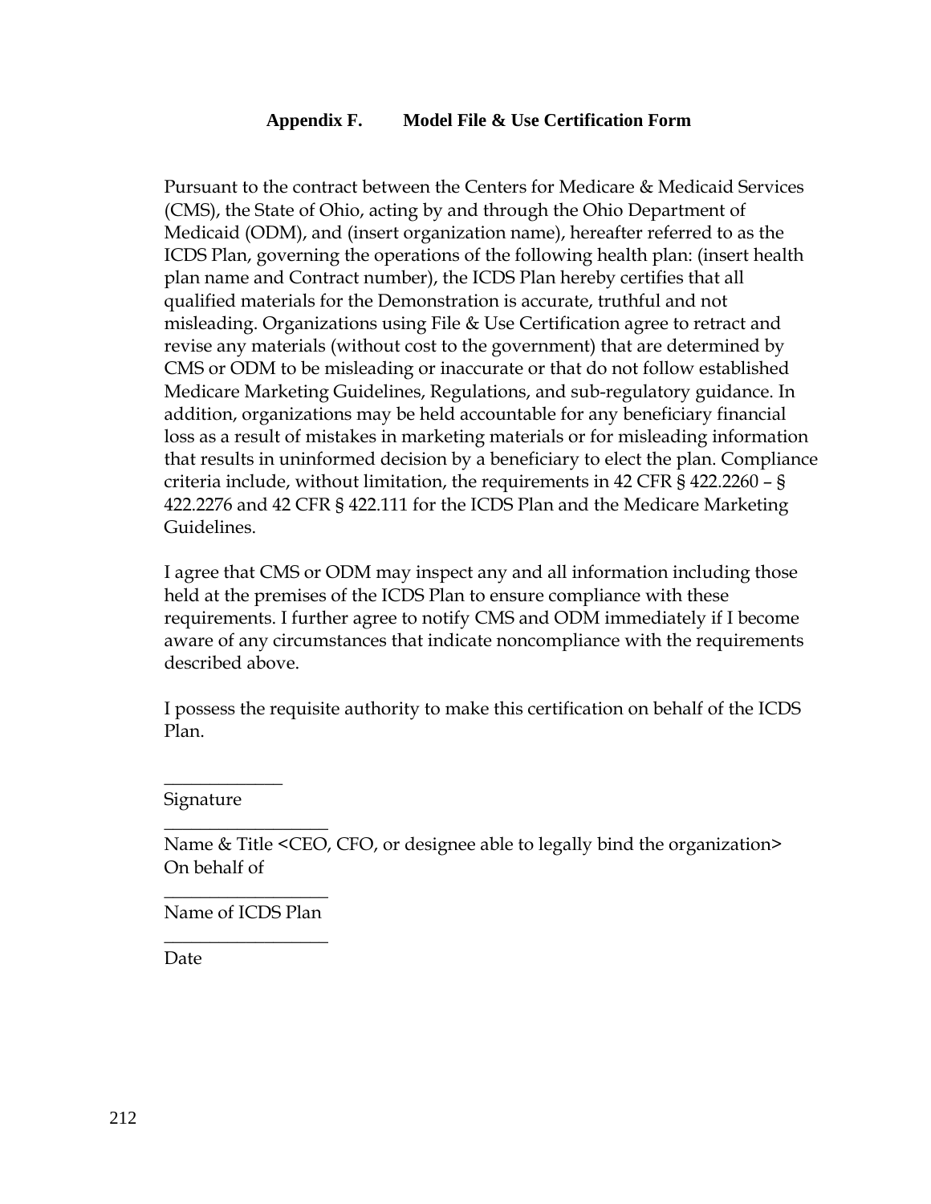## Appendix F. Model File & Use Certification Form

Pursuant to the contract between the Centers for Medicare & Medicaid Services (CMS), the State of Ohio, acting by and through the Ohio Department of Medicaid (ODM), and (insert organization name), hereafter referred to as the ICDS Plan, governing the operations of the following health plan: (insert health plan name and Contract number), the ICDS Plan hereby certifies that all qualified materials for the Demonstration is accurate, truthful and not misleading. Organizations using File & Use Certification agree to retract and revise any materials (without cost to the government) that are determined by CMS or ODM to be misleading or inaccurate or that do not follow established Medicare Marketing Guidelines, Regulations, and sub-regulatory guidance. In addition, organizations may be held accountable for any beneficiary financial loss as a result of mistakes in marketing materials or for misleading information that results in uninformed decision by a beneficiary to elect the plan. Compliance criteria include, without limitation, the requirements in 42 CFR § 422.2260 – § 422.2276 and 42 CFR § 422.111 for the ICDS Plan and the Medicare Marketing Guidelines.

I agree that CMS or ODM may inspect any and all information including those held at the premises of the ICDS Plan to ensure compliance with these requirements. I further agree to notify CMS and ODM immediately if I become aware of any circumstances that indicate noncompliance with the requirements described above.

I possess the requisite authority to make this certification on behalf of the ICDS Plan.

_____________
Signature

__________________
Name & Title <CEO, CFO, or designee able to legally bind the organization>
On behalf of

__________________
Name of ICDS Plan

__________________
Date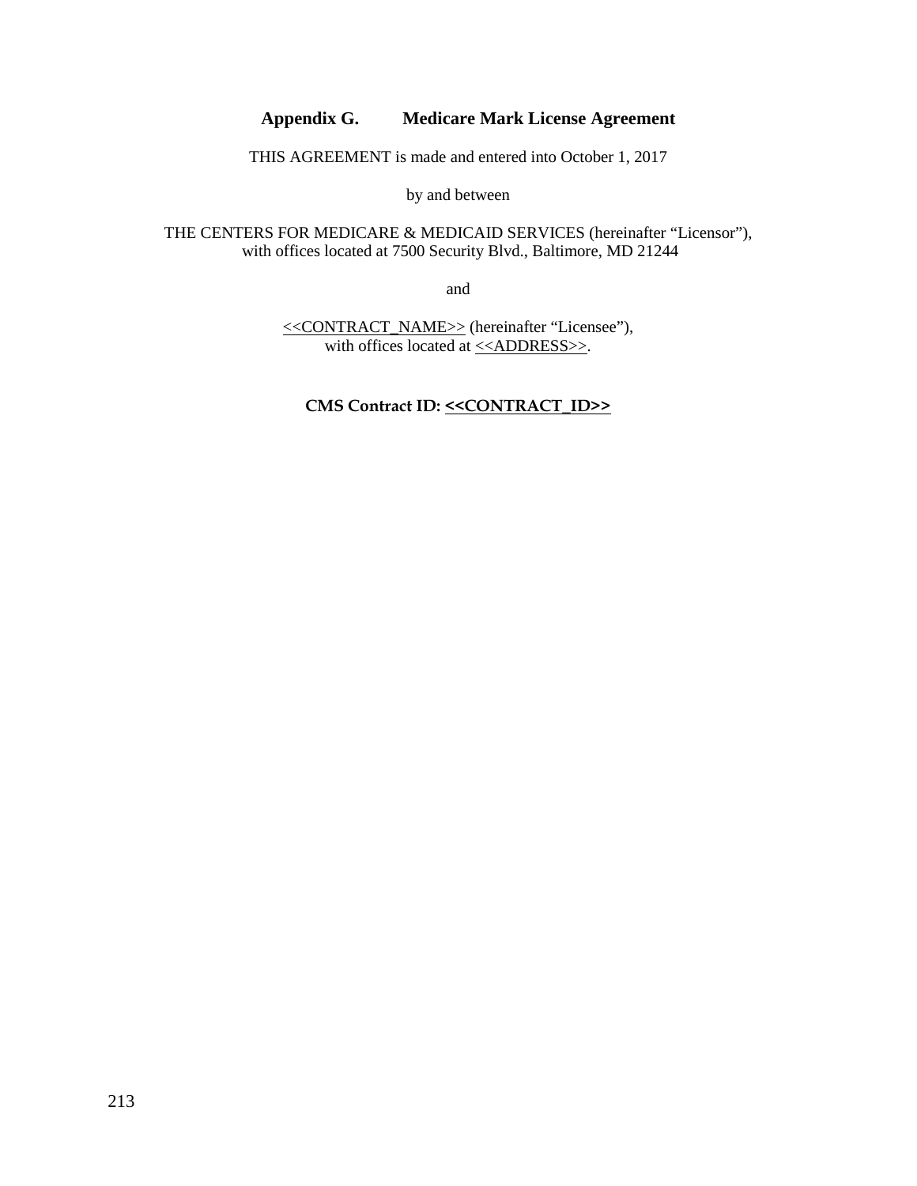# Appendix G. Medicare Mark License Agreement

THIS AGREEMENT is made and entered into October 1, 2017

by and between

THE CENTERS FOR MEDICARE & MEDICAID SERVICES (hereinafter "Licensor"), with offices located at 7500 Security Blvd., Baltimore, MD 21244

and

<<CONTRACT_NAME>> (hereinafter "Licensee"), with offices located at <<ADDRESS>>.

**CMS Contract ID: <<CONTRACT_ID>>**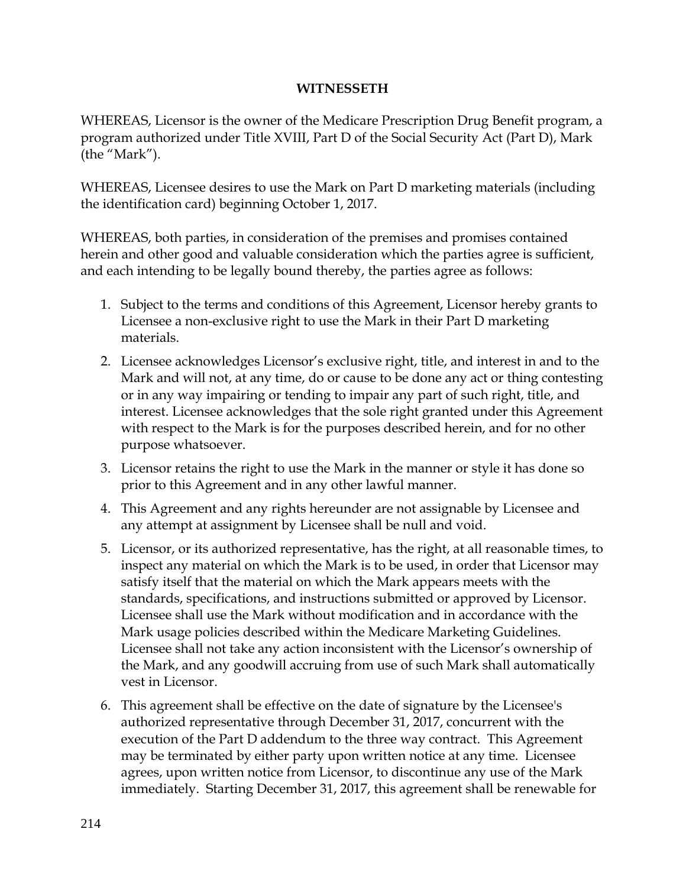**WITNESSETH**

WHEREAS, Licensor is the owner of the Medicare Prescription Drug Benefit program, a program authorized under Title XVIII, Part D of the Social Security Act (Part D), Mark (the "Mark").

WHEREAS, Licensee desires to use the Mark on Part D marketing materials (including the identification card) beginning October 1, 2017.

WHEREAS, both parties, in consideration of the premises and promises contained herein and other good and valuable consideration which the parties agree is sufficient, and each intending to be legally bound thereby, the parties agree as follows:

1. Subject to the terms and conditions of this Agreement, Licensor hereby grants to Licensee a non-exclusive right to use the Mark in their Part D marketing materials.
2. Licensee acknowledges Licensor's exclusive right, title, and interest in and to the Mark and will not, at any time, do or cause to be done any act or thing contesting or in any way impairing or tending to impair any part of such right, title, and interest. Licensee acknowledges that the sole right granted under this Agreement with respect to the Mark is for the purposes described herein, and for no other purpose whatsoever.
3. Licensor retains the right to use the Mark in the manner or style it has done so prior to this Agreement and in any other lawful manner.
4. This Agreement and any rights hereunder are not assignable by Licensee and any attempt at assignment by Licensee shall be null and void.
5. Licensor, or its authorized representative, has the right, at all reasonable times, to inspect any material on which the Mark is to be used, in order that Licensor may satisfy itself that the material on which the Mark appears meets with the standards, specifications, and instructions submitted or approved by Licensor. Licensee shall use the Mark without modification and in accordance with the Mark usage policies described within the Medicare Marketing Guidelines. Licensee shall not take any action inconsistent with the Licensor's ownership of the Mark, and any goodwill accruing from use of such Mark shall automatically vest in Licensor.
6. This agreement shall be effective on the date of signature by the Licensee's authorized representative through December 31, 2017, concurrent with the execution of the Part D addendum to the three way contract. This Agreement may be terminated by either party upon written notice at any time. Licensee agrees, upon written notice from Licensor, to discontinue any use of the Mark immediately. Starting December 31, 2017, this agreement shall be renewable for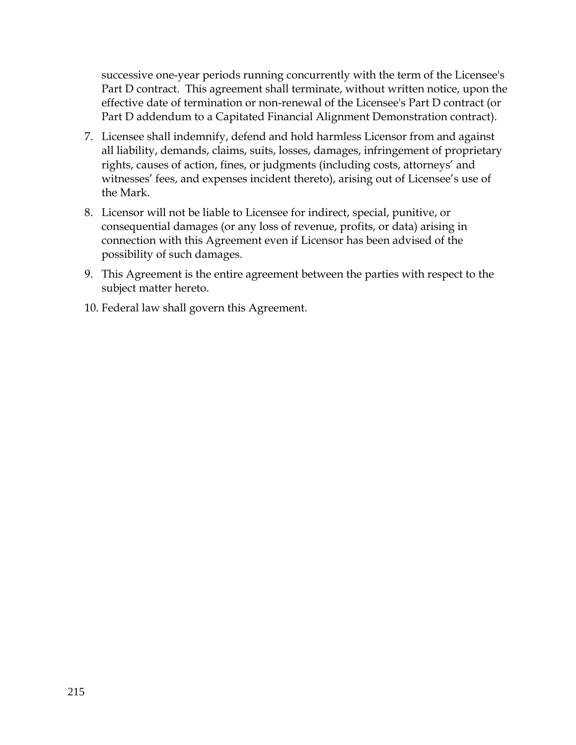successive one-year periods running concurrently with the term of the Licensee's Part D contract. This agreement shall terminate, without written notice, upon the effective date of termination or non-renewal of the Licensee's Part D contract (or Part D addendum to a Capitated Financial Alignment Demonstration contract).

7. Licensee shall indemnify, defend and hold harmless Licensor from and against all liability, demands, claims, suits, losses, damages, infringement of proprietary rights, causes of action, fines, or judgments (including costs, attorneys' and witnesses' fees, and expenses incident thereto), arising out of Licensee's use of the Mark.
8. Licensor will not be liable to Licensee for indirect, special, punitive, or consequential damages (or any loss of revenue, profits, or data) arising in connection with this Agreement even if Licensor has been advised of the possibility of such damages.
9. This Agreement is the entire agreement between the parties with respect to the subject matter hereto.
10. Federal law shall govern this Agreement.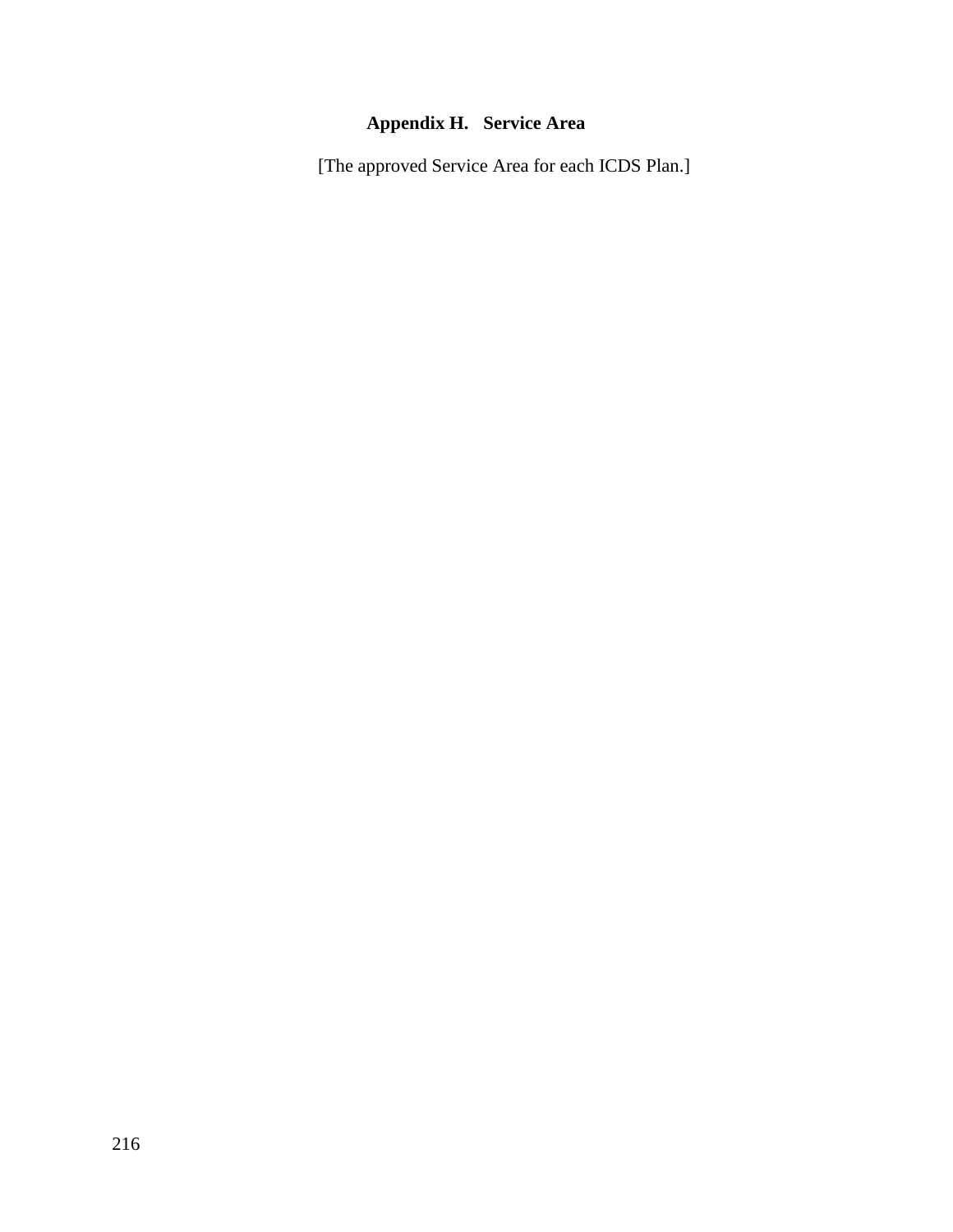## Appendix H. Service Area

[The approved Service Area for each ICDS Plan.]